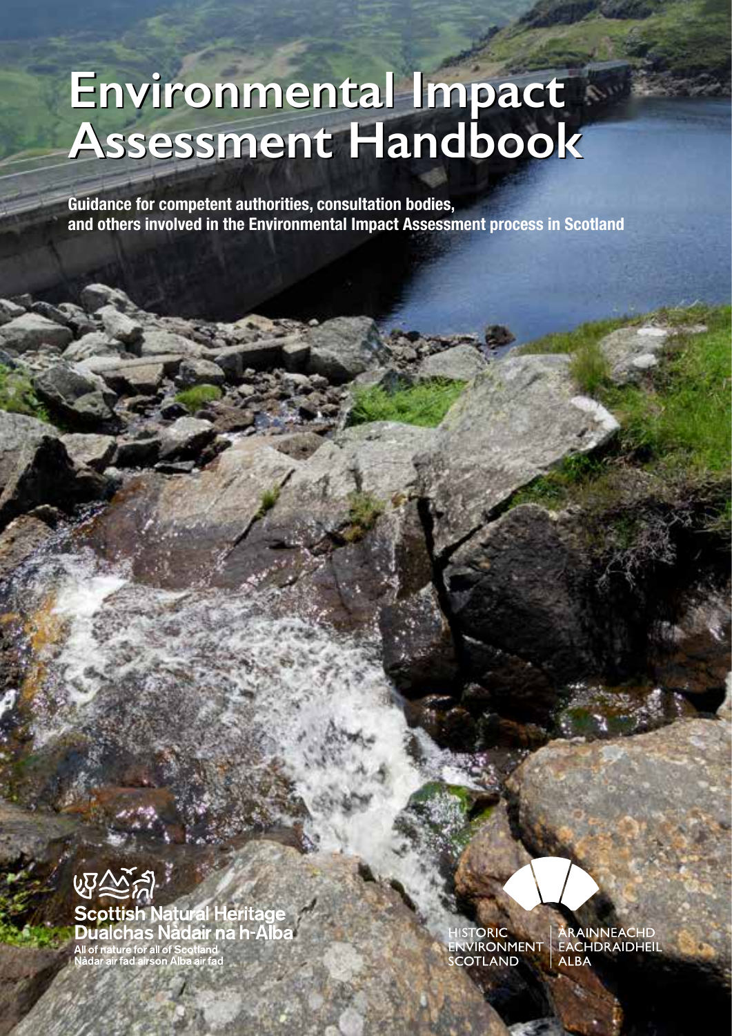# Environmental Impact Assessment Handbook

**Guidance for competent authorities, consultation bodies, and others involved in the Environmental Impact Assessment process in Scotland**

Scottish Natural Heritage
Dualchas Nàdair na h-Alba
All of nature for all of Scotland
Nàdar air fad airson Alba air fad

HISTORIC ENVIRONMENT SCOTLAND
ÀRAINNEACHD EACHDRAIDHEIL ALBA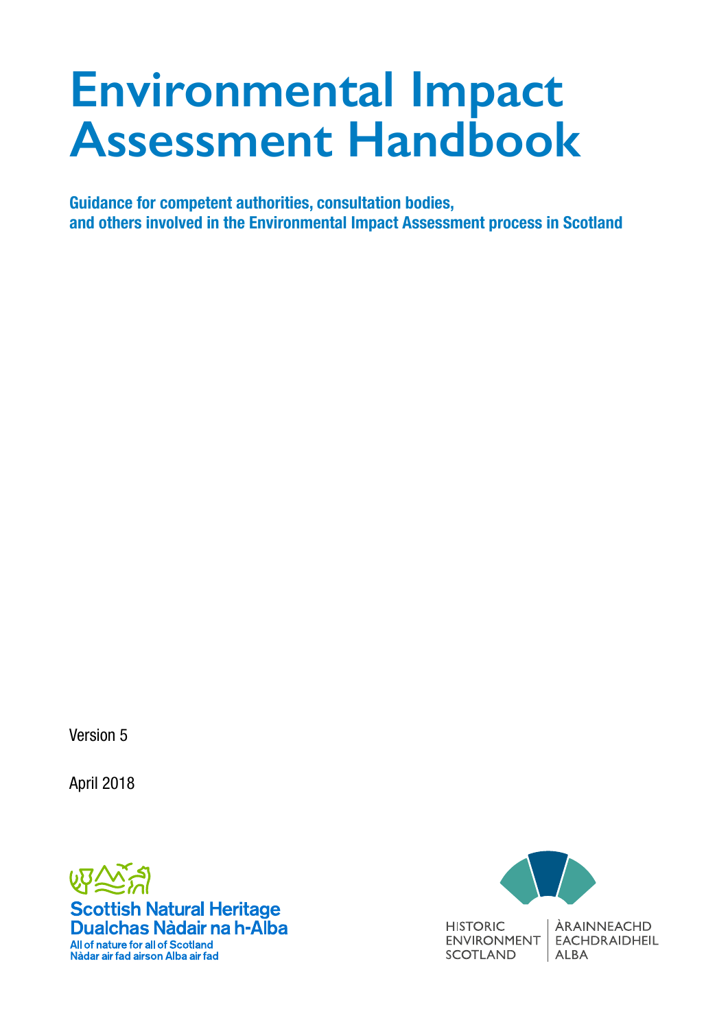# Environmental Impact Assessment Handbook

**Guidance for competent authorities, consultation bodies, and others involved in the Environmental Impact Assessment process in Scotland**

Version 5

April 2018

Scottish Natural Heritage
Dualchas Nàdair na h-Alba
All of nature for all of Scotland
Nàdar air fad airson Alba air fad

HISTORIC ENVIRONMENT SCOTLAND
ÀRAINNEACHD EACHDRAIDHEIL ALBA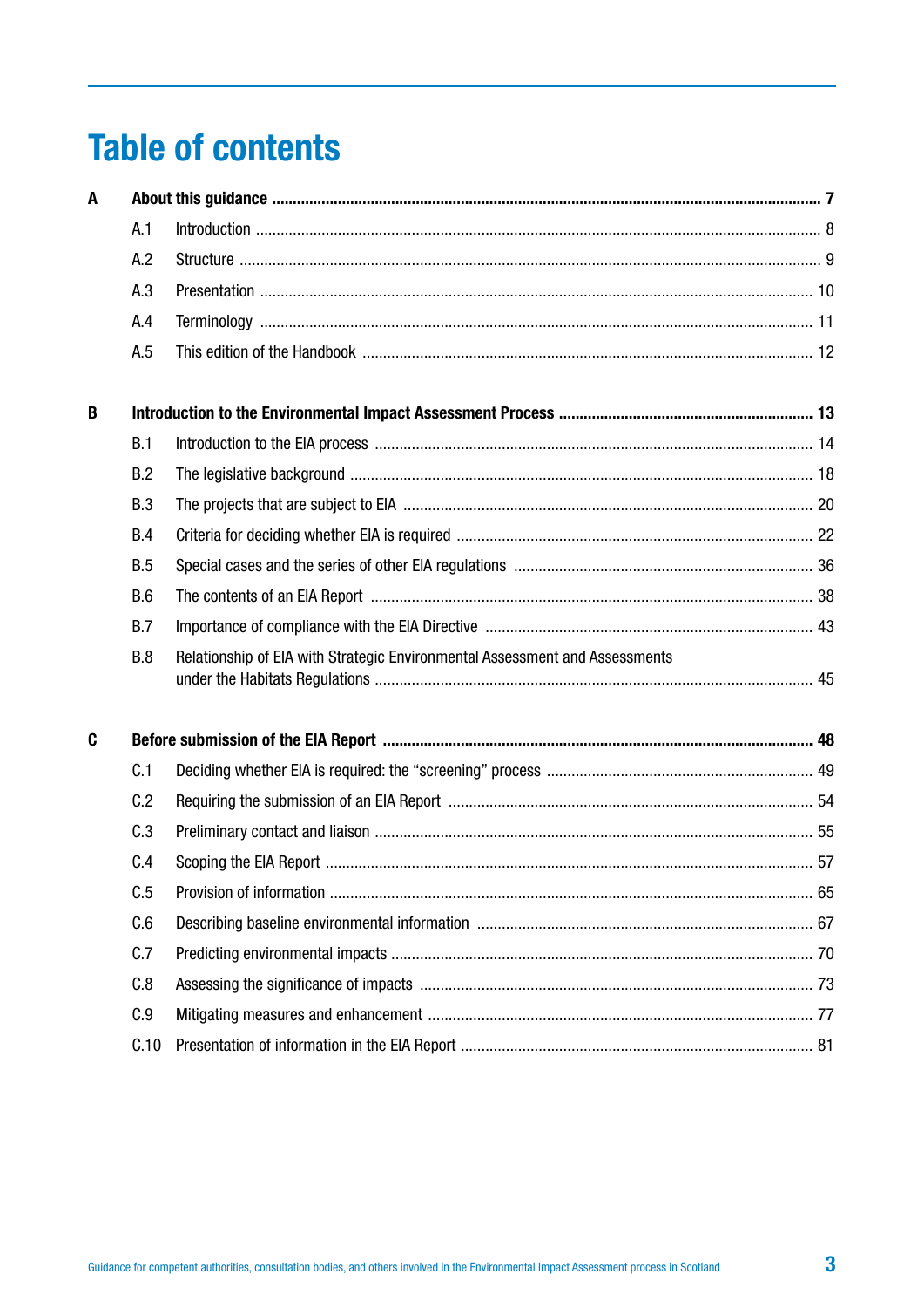# Table of contents

**A About this guidance ........ 7**

- A.1 Introduction ........ 8
- A.2 Structure ........ 9
- A.3 Presentation ........ 10
- A.4 Terminology ........ 11
- A.5 This edition of the Handbook ........ 12

**B Introduction to the Environmental Impact Assessment Process ........ 13**

- B.1 Introduction to the EIA process ........ 14
- B.2 The legislative background ........ 18
- B.3 The projects that are subject to EIA ........ 20
- B.4 Criteria for deciding whether EIA is required ........ 22
- B.5 Special cases and the series of other EIA regulations ........ 36
- B.6 The contents of an EIA Report ........ 38
- B.7 Importance of compliance with the EIA Directive ........ 43
- B.8 Relationship of EIA with Strategic Environmental Assessment and Assessments under the Habitats Regulations ........ 45

**C Before submission of the EIA Report ........ 48**

- C.1 Deciding whether EIA is required: the "screening" process ........ 49
- C.2 Requiring the submission of an EIA Report ........ 54
- C.3 Preliminary contact and liaison ........ 55
- C.4 Scoping the EIA Report ........ 57
- C.5 Provision of information ........ 65
- C.6 Describing baseline environmental information ........ 67
- C.7 Predicting environmental impacts ........ 70
- C.8 Assessing the significance of impacts ........ 73
- C.9 Mitigating measures and enhancement ........ 77
- C.10 Presentation of information in the EIA Report ........ 81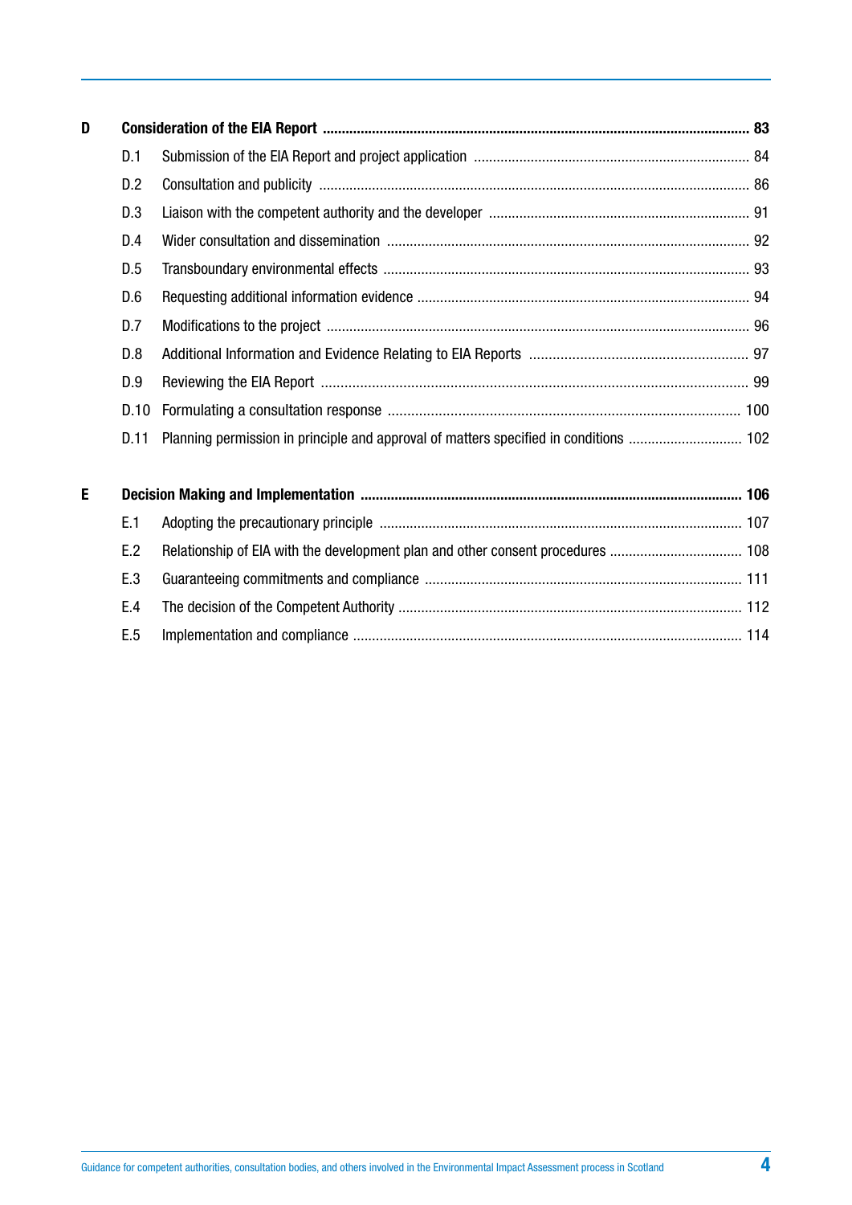| | | |
|---|---|---|
| **D** | **Consideration of the EIA Report** | **83** |
| D.1 | Submission of the EIA Report and project application | 84 |
| D.2 | Consultation and publicity | 86 |
| D.3 | Liaison with the competent authority and the developer | 91 |
| D.4 | Wider consultation and dissemination | 92 |
| D.5 | Transboundary environmental effects | 93 |
| D.6 | Requesting additional information evidence | 94 |
| D.7 | Modifications to the project | 96 |
| D.8 | Additional Information and Evidence Relating to EIA Reports | 97 |
| D.9 | Reviewing the EIA Report | 99 |
| D.10 | Formulating a consultation response | 100 |
| D.11 | Planning permission in principle and approval of matters specified in conditions | 102 |
| **E** | **Decision Making and Implementation** | **106** |
| E.1 | Adopting the precautionary principle | 107 |
| E.2 | Relationship of EIA with the development plan and other consent procedures | 108 |
| E.3 | Guaranteeing commitments and compliance | 111 |
| E.4 | The decision of the Competent Authority | 112 |
| E.5 | Implementation and compliance | 114 |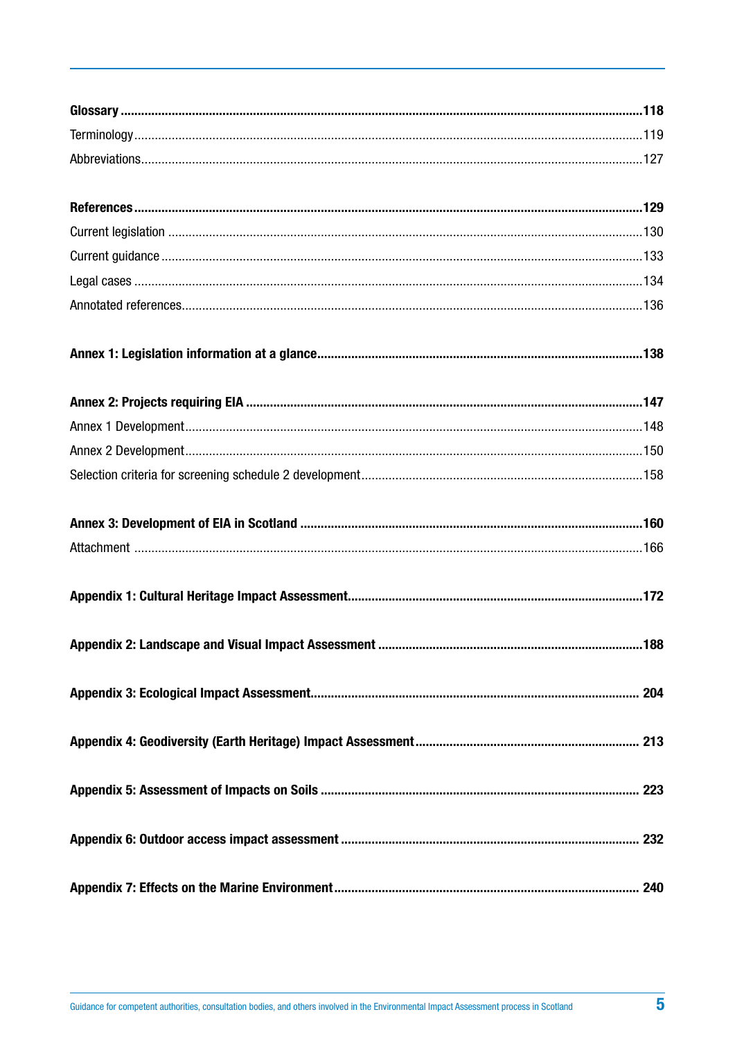**Glossary** .......... **118**

Terminology .......... 119

Abbreviations .......... 127

**References** .......... **129**

Current legislation .......... 130

Current guidance .......... 133

Legal cases .......... 134

Annotated references .......... 136

**Annex 1: Legislation information at a glance** .......... **138**

**Annex 2: Projects requiring EIA** .......... **147**

Annex 1 Development .......... 148

Annex 2 Development .......... 150

Selection criteria for screening schedule 2 development .......... 158

**Annex 3: Development of EIA in Scotland** .......... **160**

Attachment .......... 166

**Appendix 1: Cultural Heritage Impact Assessment** .......... **172**

**Appendix 2: Landscape and Visual Impact Assessment** .......... **188**

**Appendix 3: Ecological Impact Assessment** .......... **204**

**Appendix 4: Geodiversity (Earth Heritage) Impact Assessment** .......... **213**

**Appendix 5: Assessment of Impacts on Soils** .......... **223**

**Appendix 6: Outdoor access impact assessment** .......... **232**

**Appendix 7: Effects on the Marine Environment** .......... **240**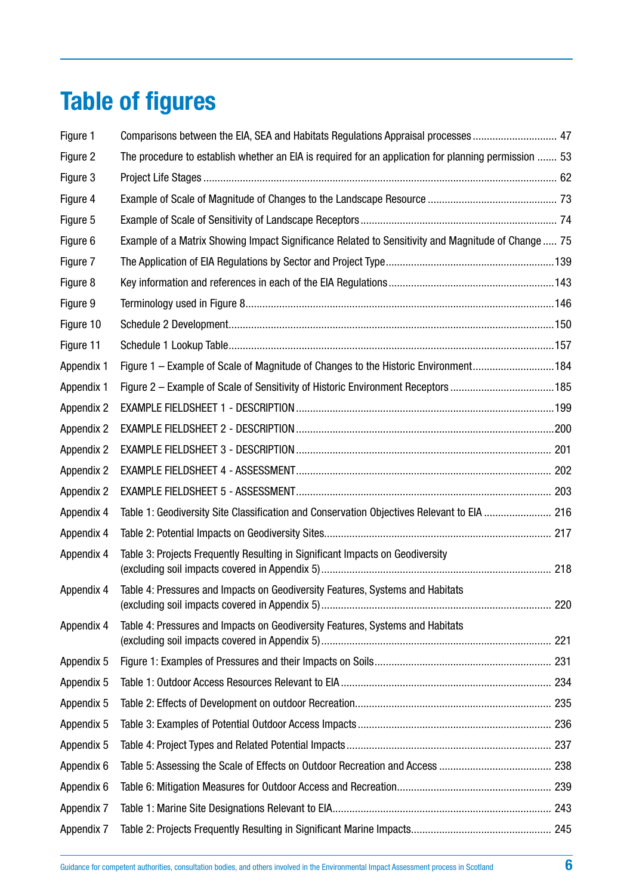# Table of figures

| | | |
|---|---|---|
| Figure 1 | Comparisons between the EIA, SEA and Habitats Regulations Appraisal processes | 47 |
| Figure 2 | The procedure to establish whether an EIA is required for an application for planning permission | 53 |
| Figure 3 | Project Life Stages | 62 |
| Figure 4 | Example of Scale of Magnitude of Changes to the Landscape Resource | 73 |
| Figure 5 | Example of Scale of Sensitivity of Landscape Receptors | 74 |
| Figure 6 | Example of a Matrix Showing Impact Significance Related to Sensitivity and Magnitude of Change | 75 |
| Figure 7 | The Application of EIA Regulations by Sector and Project Type | 139 |
| Figure 8 | Key information and references in each of the EIA Regulations | 143 |
| Figure 9 | Terminology used in Figure 8 | 146 |
| Figure 10 | Schedule 2 Development | 150 |
| Figure 11 | Schedule 1 Lookup Table | 157 |
| Appendix 1 | Figure 1 – Example of Scale of Magnitude of Changes to the Historic Environment | 184 |
| Appendix 1 | Figure 2 – Example of Scale of Sensitivity of Historic Environment Receptors | 185 |
| Appendix 2 | EXAMPLE FIELDSHEET 1 - DESCRIPTION | 199 |
| Appendix 2 | EXAMPLE FIELDSHEET 2 - DESCRIPTION | 200 |
| Appendix 2 | EXAMPLE FIELDSHEET 3 - DESCRIPTION | 201 |
| Appendix 2 | EXAMPLE FIELDSHEET 4 - ASSESSMENT | 202 |
| Appendix 2 | EXAMPLE FIELDSHEET 5 - ASSESSMENT | 203 |
| Appendix 4 | Table 1: Geodiversity Site Classification and Conservation Objectives Relevant to EIA | 216 |
| Appendix 4 | Table 2: Potential Impacts on Geodiversity Sites | 217 |
| Appendix 4 | Table 3: Projects Frequently Resulting in Significant Impacts on Geodiversity (excluding soil impacts covered in Appendix 5) | 218 |
| Appendix 4 | Table 4: Pressures and Impacts on Geodiversity Features, Systems and Habitats (excluding soil impacts covered in Appendix 5) | 220 |
| Appendix 4 | Table 4: Pressures and Impacts on Geodiversity Features, Systems and Habitats (excluding soil impacts covered in Appendix 5) | 221 |
| Appendix 5 | Figure 1: Examples of Pressures and their Impacts on Soils | 231 |
| Appendix 5 | Table 1: Outdoor Access Resources Relevant to EIA | 234 |
| Appendix 5 | Table 2: Effects of Development on outdoor Recreation | 235 |
| Appendix 5 | Table 3: Examples of Potential Outdoor Access Impacts | 236 |
| Appendix 5 | Table 4: Project Types and Related Potential Impacts | 237 |
| Appendix 6 | Table 5: Assessing the Scale of Effects on Outdoor Recreation and Access | 238 |
| Appendix 6 | Table 6: Mitigation Measures for Outdoor Access and Recreation | 239 |
| Appendix 7 | Table 1: Marine Site Designations Relevant to EIA | 243 |
| Appendix 7 | Table 2: Projects Frequently Resulting in Significant Marine Impacts | 245 |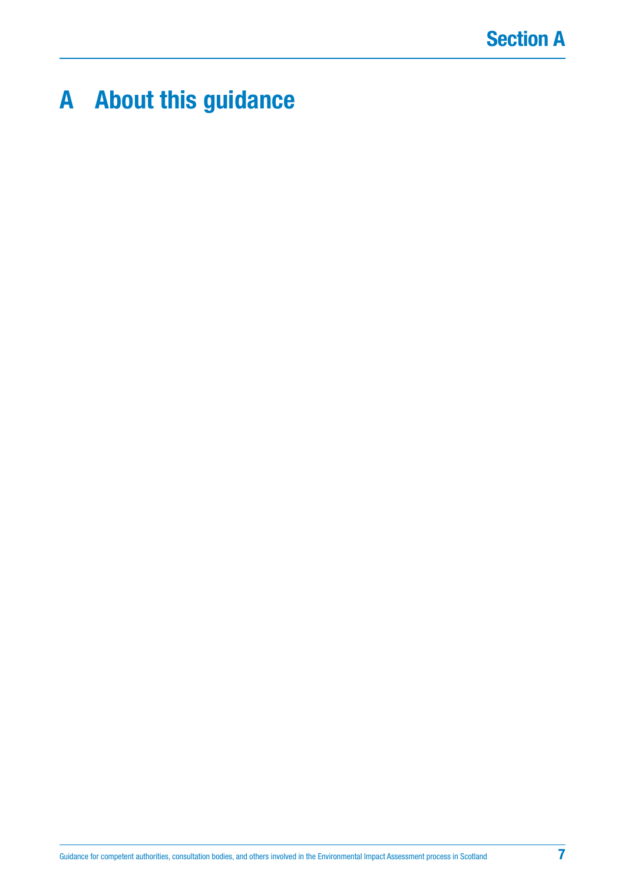# A About this guidance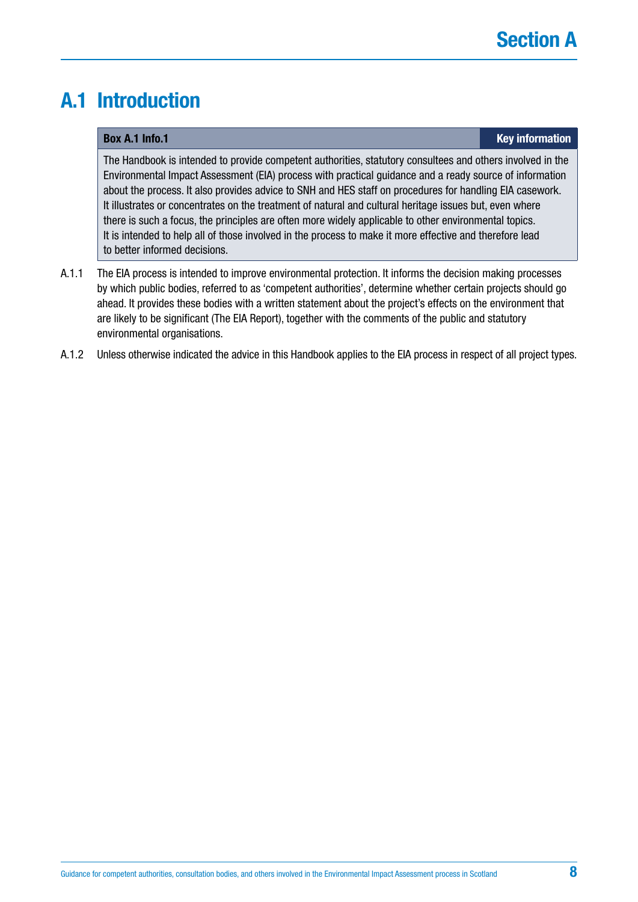# A.1 Introduction

| **Box A.1 Info.1** | **Key information** |
|---|---|
| The Handbook is intended to provide competent authorities, statutory consultees and others involved in the Environmental Impact Assessment (EIA) process with practical guidance and a ready source of information about the process. It also provides advice to SNH and HES staff on procedures for handling EIA casework. It illustrates or concentrates on the treatment of natural and cultural heritage issues but, even where there is such a focus, the principles are often more widely applicable to other environmental topics. It is intended to help all of those involved in the process to make it more effective and therefore lead to better informed decisions. | |

A.1.1 The EIA process is intended to improve environmental protection. It informs the decision making processes by which public bodies, referred to as 'competent authorities', determine whether certain projects should go ahead. It provides these bodies with a written statement about the project's effects on the environment that are likely to be significant (The EIA Report), together with the comments of the public and statutory environmental organisations.

A.1.2 Unless otherwise indicated the advice in this Handbook applies to the EIA process in respect of all project types.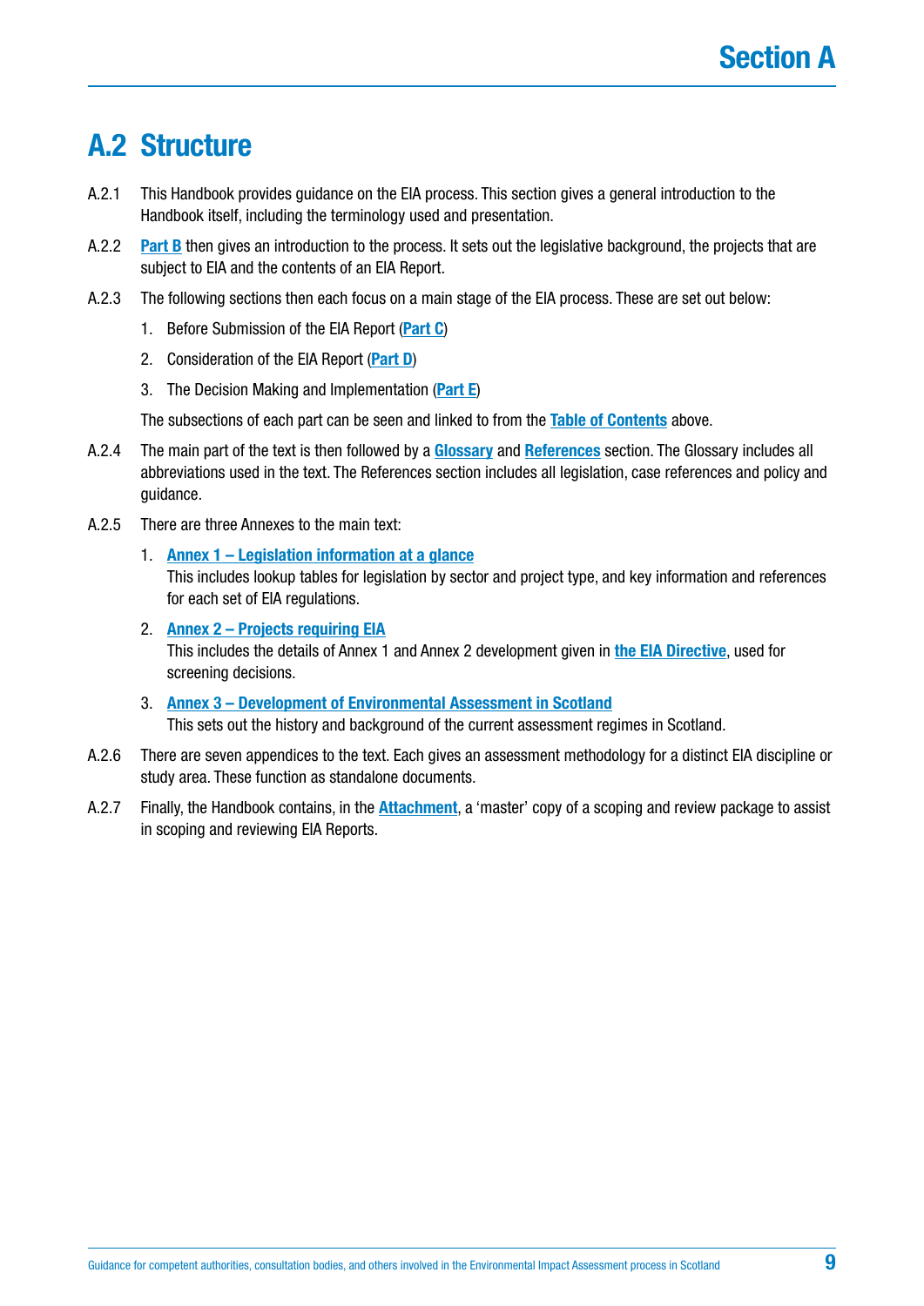## A.2 Structure

A.2.1 This Handbook provides guidance on the EIA process. This section gives a general introduction to the Handbook itself, including the terminology used and presentation.

A.2.2 **Part B** then gives an introduction to the process. It sets out the legislative background, the projects that are subject to EIA and the contents of an EIA Report.

A.2.3 The following sections then each focus on a main stage of the EIA process. These are set out below:

1. Before Submission of the EIA Report (**Part C**)
2. Consideration of the EIA Report (**Part D**)
3. The Decision Making and Implementation (**Part E**)

The subsections of each part can be seen and linked to from the **Table of Contents** above.

A.2.4 The main part of the text is then followed by a **Glossary** and **References** section. The Glossary includes all abbreviations used in the text. The References section includes all legislation, case references and policy and guidance.

A.2.5 There are three Annexes to the main text:

1. **Annex 1 – Legislation information at a glance**
   This includes lookup tables for legislation by sector and project type, and key information and references for each set of EIA regulations.
2. **Annex 2 – Projects requiring EIA**
   This includes the details of Annex 1 and Annex 2 development given in **the EIA Directive**, used for screening decisions.
3. **Annex 3 – Development of Environmental Assessment in Scotland**
   This sets out the history and background of the current assessment regimes in Scotland.

A.2.6 There are seven appendices to the text. Each gives an assessment methodology for a distinct EIA discipline or study area. These function as standalone documents.

A.2.7 Finally, the Handbook contains, in the **Attachment**, a 'master' copy of a scoping and review package to assist in scoping and reviewing EIA Reports.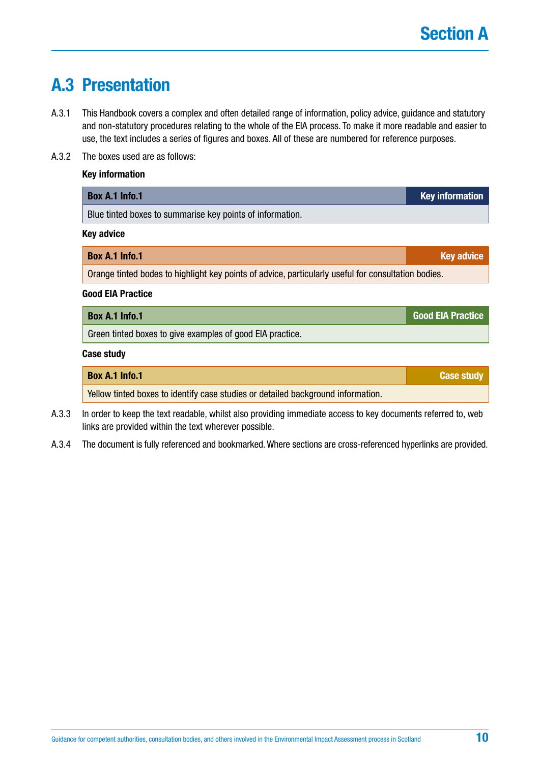## A.3 Presentation

A.3.1 This Handbook covers a complex and often detailed range of information, policy advice, guidance and statutory and non-statutory procedures relating to the whole of the EIA process. To make it more readable and easier to use, the text includes a series of figures and boxes. All of these are numbered for reference purposes.

A.3.2 The boxes used are as follows:

**Key information**

| Box A.1 Info.1 | Key information |
|---|---|
| Blue tinted boxes to summarise key points of information. | |

**Key advice**

| Box A.1 Info.1 | Key advice |
|---|---|
| Orange tinted bodes to highlight key points of advice, particularly useful for consultation bodies. | |

**Good EIA Practice**

| Box A.1 Info.1 | Good EIA Practice |
|---|---|
| Green tinted boxes to give examples of good EIA practice. | |

**Case study**

| Box A.1 Info.1 | Case study |
|---|---|
| Yellow tinted boxes to identify case studies or detailed background information. | |

A.3.3 In order to keep the text readable, whilst also providing immediate access to key documents referred to, web links are provided within the text wherever possible.

A.3.4 The document is fully referenced and bookmarked. Where sections are cross-referenced hyperlinks are provided.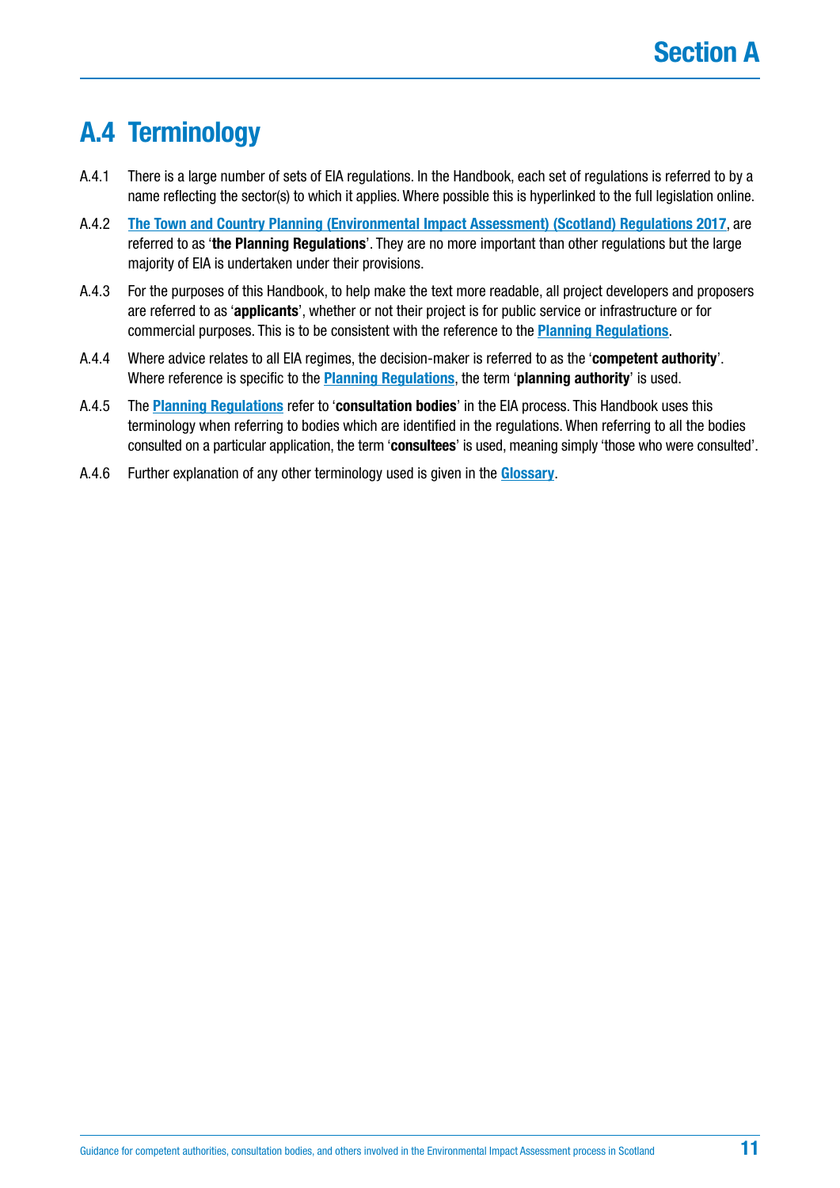## A.4 Terminology

A.4.1 There is a large number of sets of EIA regulations. In the Handbook, each set of regulations is referred to by a name reflecting the sector(s) to which it applies. Where possible this is hyperlinked to the full legislation online.

A.4.2 **The Town and Country Planning (Environmental Impact Assessment) (Scotland) Regulations 2017**, are referred to as '**the Planning Regulations**'. They are no more important than other regulations but the large majority of EIA is undertaken under their provisions.

A.4.3 For the purposes of this Handbook, to help make the text more readable, all project developers and proposers are referred to as '**applicants**', whether or not their project is for public service or infrastructure or for commercial purposes. This is to be consistent with the reference to the **Planning Regulations**.

A.4.4 Where advice relates to all EIA regimes, the decision-maker is referred to as the '**competent authority**'. Where reference is specific to the **Planning Regulations**, the term '**planning authority**' is used.

A.4.5 The **Planning Regulations** refer to '**consultation bodies**' in the EIA process. This Handbook uses this terminology when referring to bodies which are identified in the regulations. When referring to all the bodies consulted on a particular application, the term '**consultees**' is used, meaning simply 'those who were consulted'.

A.4.6 Further explanation of any other terminology used is given in the **Glossary**.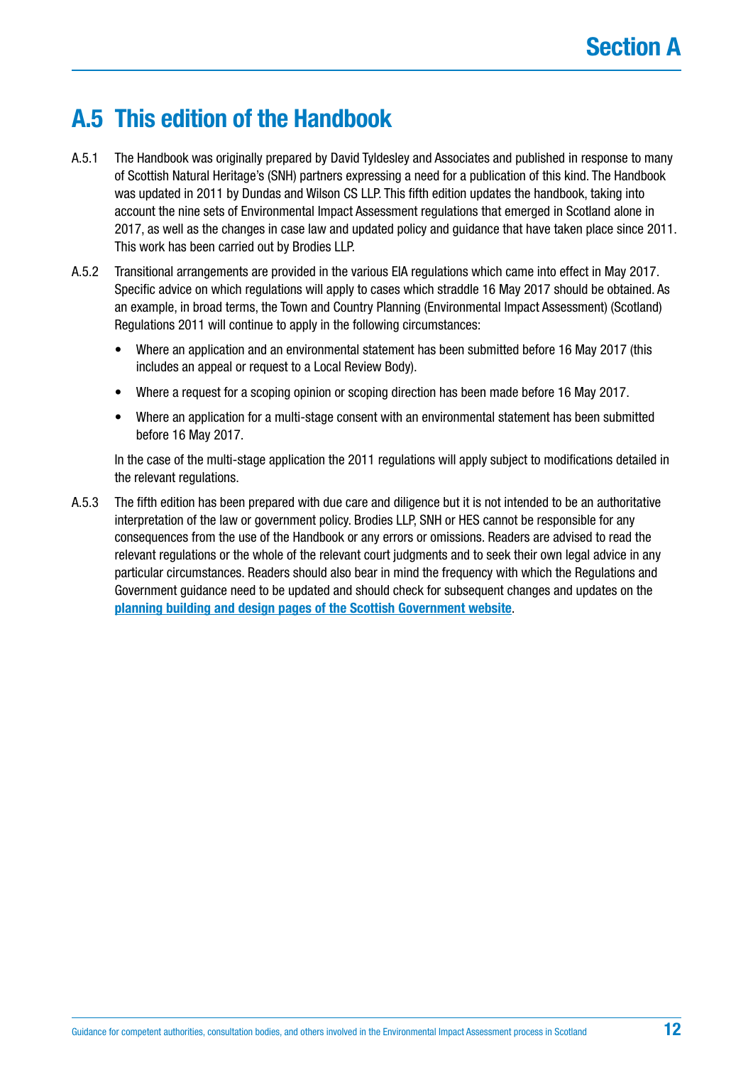## A.5 This edition of the Handbook

A.5.1 The Handbook was originally prepared by David Tyldesley and Associates and published in response to many of Scottish Natural Heritage's (SNH) partners expressing a need for a publication of this kind. The Handbook was updated in 2011 by Dundas and Wilson CS LLP. This fifth edition updates the handbook, taking into account the nine sets of Environmental Impact Assessment regulations that emerged in Scotland alone in 2017, as well as the changes in case law and updated policy and guidance that have taken place since 2011. This work has been carried out by Brodies LLP.

A.5.2 Transitional arrangements are provided in the various EIA regulations which came into effect in May 2017. Specific advice on which regulations will apply to cases which straddle 16 May 2017 should be obtained. As an example, in broad terms, the Town and Country Planning (Environmental Impact Assessment) (Scotland) Regulations 2011 will continue to apply in the following circumstances:

- Where an application and an environmental statement has been submitted before 16 May 2017 (this includes an appeal or request to a Local Review Body).
- Where a request for a scoping opinion or scoping direction has been made before 16 May 2017.
- Where an application for a multi-stage consent with an environmental statement has been submitted before 16 May 2017.

In the case of the multi-stage application the 2011 regulations will apply subject to modifications detailed in the relevant regulations.

A.5.3 The fifth edition has been prepared with due care and diligence but it is not intended to be an authoritative interpretation of the law or government policy. Brodies LLP, SNH or HES cannot be responsible for any consequences from the use of the Handbook or any errors or omissions. Readers are advised to read the relevant regulations or the whole of the relevant court judgments and to seek their own legal advice in any particular circumstances. Readers should also bear in mind the frequency with which the Regulations and Government guidance need to be updated and should check for subsequent changes and updates on the **planning building and design pages of the Scottish Government website**.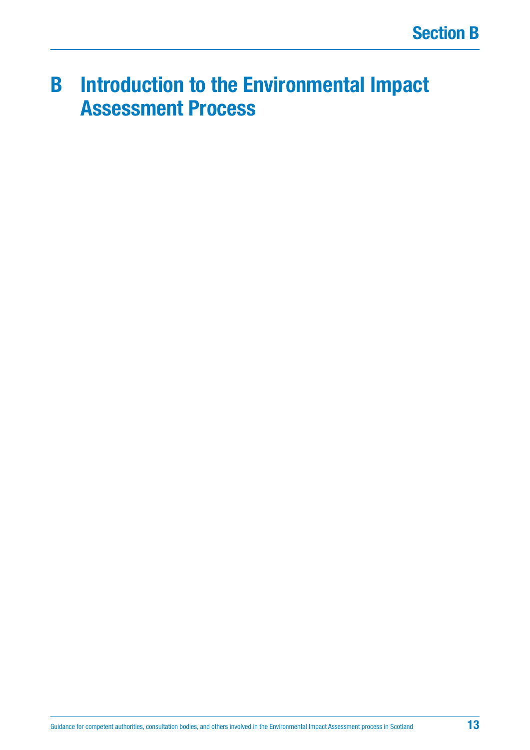# B Introduction to the Environmental Impact Assessment Process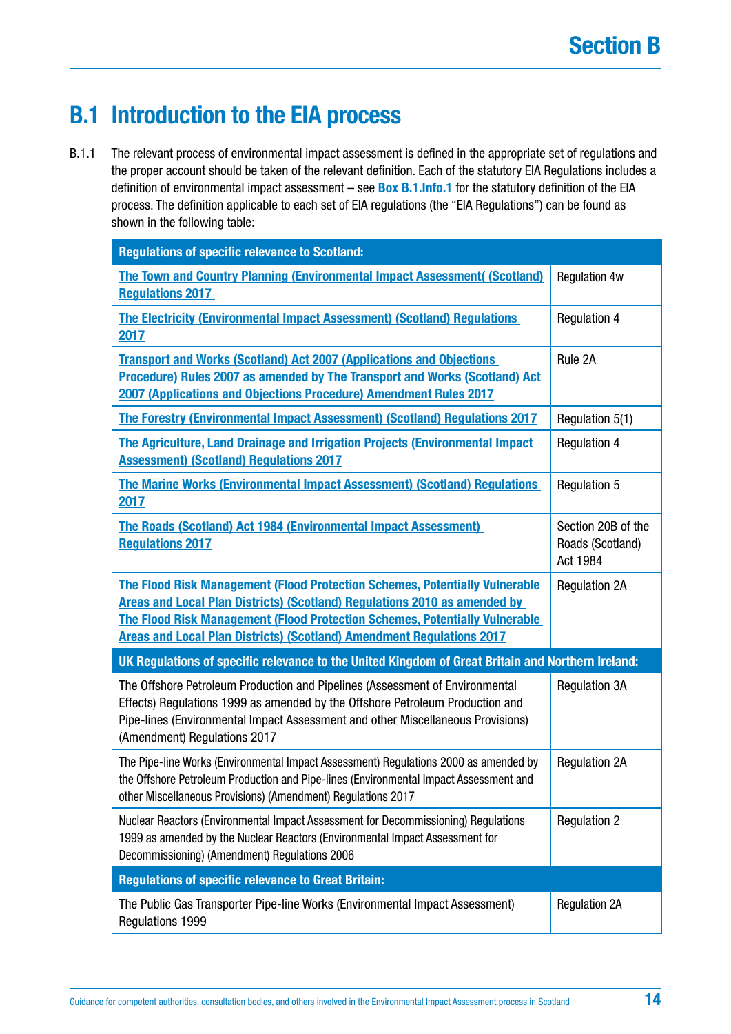## B.1 Introduction to the EIA process

B.1.1 The relevant process of environmental impact assessment is defined in the appropriate set of regulations and the proper account should be taken of the relevant definition. Each of the statutory EIA Regulations includes a definition of environmental impact assessment – see **Box B.1.Info.1** for the statutory definition of the EIA process. The definition applicable to each set of EIA regulations (the "EIA Regulations") can be found as shown in the following table:

| **Regulations of specific relevance to Scotland:** | |
|---|---|
| **The Town and Country Planning (Environmental Impact Assessment( (Scotland) Regulations 2017** | Regulation 4w |
| **The Electricity (Environmental Impact Assessment) (Scotland) Regulations 2017** | Regulation 4 |
| **Transport and Works (Scotland) Act 2007 (Applications and Objections Procedure) Rules 2007 as amended by The Transport and Works (Scotland) Act 2007 (Applications and Objections Procedure) Amendment Rules 2017** | Rule 2A |
| **The Forestry (Environmental Impact Assessment) (Scotland) Regulations 2017** | Regulation 5(1) |
| **The Agriculture, Land Drainage and Irrigation Projects (Environmental Impact Assessment) (Scotland) Regulations 2017** | Regulation 4 |
| **The Marine Works (Environmental Impact Assessment) (Scotland) Regulations 2017** | Regulation 5 |
| **The Roads (Scotland) Act 1984 (Environmental Impact Assessment) Regulations 2017** | Section 20B of the Roads (Scotland) Act 1984 |
| **The Flood Risk Management (Flood Protection Schemes, Potentially Vulnerable Areas and Local Plan Districts) (Scotland) Regulations 2010 as amended by The Flood Risk Management (Flood Protection Schemes, Potentially Vulnerable Areas and Local Plan Districts) (Scotland) Amendment Regulations 2017** | Regulation 2A |
| **UK Regulations of specific relevance to the United Kingdom of Great Britain and Northern Ireland:** | |
| The Offshore Petroleum Production and Pipelines (Assessment of Environmental Effects) Regulations 1999 as amended by the Offshore Petroleum Production and Pipe-lines (Environmental Impact Assessment and other Miscellaneous Provisions) (Amendment) Regulations 2017 | Regulation 3A |
| The Pipe-line Works (Environmental Impact Assessment) Regulations 2000 as amended by the Offshore Petroleum Production and Pipe-lines (Environmental Impact Assessment and other Miscellaneous Provisions) (Amendment) Regulations 2017 | Regulation 2A |
| Nuclear Reactors (Environmental Impact Assessment for Decommissioning) Regulations 1999 as amended by the Nuclear Reactors (Environmental Impact Assessment for Decommissioning) (Amendment) Regulations 2006 | Regulation 2 |
| **Regulations of specific relevance to Great Britain:** | |
| The Public Gas Transporter Pipe-line Works (Environmental Impact Assessment) Regulations 1999 | Regulation 2A |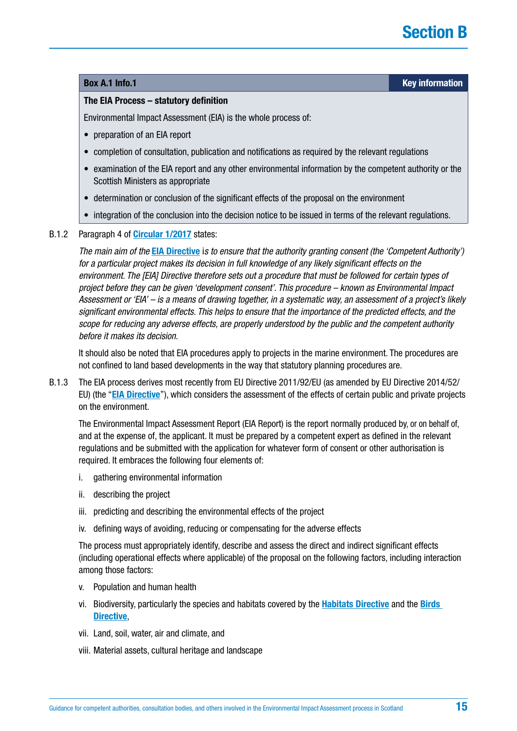**Box A.1 Info.1** — **Key information**

**The EIA Process – statutory definition**

Environmental Impact Assessment (EIA) is the whole process of:

- preparation of an EIA report
- completion of consultation, publication and notifications as required by the relevant regulations
- examination of the EIA report and any other environmental information by the competent authority or the Scottish Ministers as appropriate
- determination or conclusion of the significant effects of the proposal on the environment
- integration of the conclusion into the decision notice to be issued in terms of the relevant regulations.

B.1.2 Paragraph 4 of **Circular 1/2017** states:

*The main aim of the* **EIA Directive** *is to ensure that the authority granting consent (the 'Competent Authority') for a particular project makes its decision in full knowledge of any likely significant effects on the environment. The [EIA] Directive therefore sets out a procedure that must be followed for certain types of project before they can be given 'development consent'. This procedure – known as Environmental Impact Assessment or 'EIA' – is a means of drawing together, in a systematic way, an assessment of a project's likely significant environmental effects. This helps to ensure that the importance of the predicted effects, and the scope for reducing any adverse effects, are properly understood by the public and the competent authority before it makes its decision.*

It should also be noted that EIA procedures apply to projects in the marine environment. The procedures are not confined to land based developments in the way that statutory planning procedures are.

B.1.3 The EIA process derives most recently from EU Directive 2011/92/EU (as amended by EU Directive 2014/52/EU) (the "**EIA Directive**"), which considers the assessment of the effects of certain public and private projects on the environment.

The Environmental Impact Assessment Report (EIA Report) is the report normally produced by, or on behalf of, and at the expense of, the applicant. It must be prepared by a competent expert as defined in the relevant regulations and be submitted with the application for whatever form of consent or other authorisation is required. It embraces the following four elements of:

i. gathering environmental information

ii. describing the project

iii. predicting and describing the environmental effects of the project

iv. defining ways of avoiding, reducing or compensating for the adverse effects

The process must appropriately identify, describe and assess the direct and indirect significant effects (including operational effects where applicable) of the proposal on the following factors, including interaction among those factors:

v. Population and human health

vi. Biodiversity, particularly the species and habitats covered by the **Habitats Directive** and the **Birds Directive**,

vii. Land, soil, water, air and climate, and

viii. Material assets, cultural heritage and landscape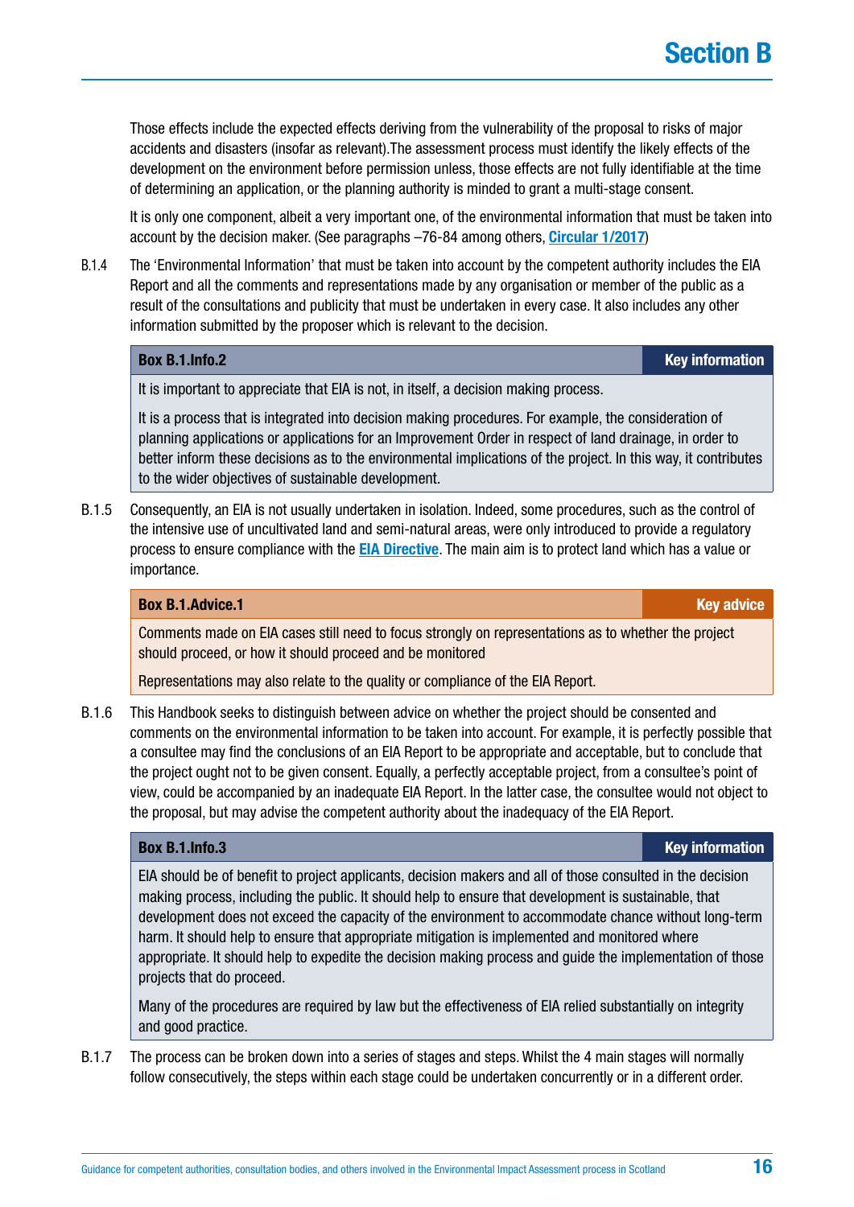Those effects include the expected effects deriving from the vulnerability of the proposal to risks of major accidents and disasters (insofar as relevant).The assessment process must identify the likely effects of the development on the environment before permission unless, those effects are not fully identifiable at the time of determining an application, or the planning authority is minded to grant a multi-stage consent.

It is only one component, albeit a very important one, of the environmental information that must be taken into account by the decision maker. (See paragraphs –76-84 among others, **Circular 1/2017**)

B.1.4 The 'Environmental Information' that must be taken into account by the competent authority includes the EIA Report and all the comments and representations made by any organisation or member of the public as a result of the consultations and publicity that must be undertaken in every case. It also includes any other information submitted by the proposer which is relevant to the decision.

**Box B.1.Info.2** — **Key information**

> It is important to appreciate that EIA is not, in itself, a decision making process.
>
> It is a process that is integrated into decision making procedures. For example, the consideration of planning applications or applications for an Improvement Order in respect of land drainage, in order to better inform these decisions as to the environmental implications of the project. In this way, it contributes to the wider objectives of sustainable development.

B.1.5 Consequently, an EIA is not usually undertaken in isolation. Indeed, some procedures, such as the control of the intensive use of uncultivated land and semi-natural areas, were only introduced to provide a regulatory process to ensure compliance with the **EIA Directive**. The main aim is to protect land which has a value or importance.

**Box B.1.Advice.1** — **Key advice**

> Comments made on EIA cases still need to focus strongly on representations as to whether the project should proceed, or how it should proceed and be monitored
>
> Representations may also relate to the quality or compliance of the EIA Report.

B.1.6 This Handbook seeks to distinguish between advice on whether the project should be consented and comments on the environmental information to be taken into account. For example, it is perfectly possible that a consultee may find the conclusions of an EIA Report to be appropriate and acceptable, but to conclude that the project ought not to be given consent. Equally, a perfectly acceptable project, from a consultee's point of view, could be accompanied by an inadequate EIA Report. In the latter case, the consultee would not object to the proposal, but may advise the competent authority about the inadequacy of the EIA Report.

**Box B.1.Info.3** — **Key information**

> EIA should be of benefit to project applicants, decision makers and all of those consulted in the decision making process, including the public. It should help to ensure that development is sustainable, that development does not exceed the capacity of the environment to accommodate chance without long-term harm. It should help to ensure that appropriate mitigation is implemented and monitored where appropriate. It should help to expedite the decision making process and guide the implementation of those projects that do proceed.
>
> Many of the procedures are required by law but the effectiveness of EIA relied substantially on integrity and good practice.

B.1.7 The process can be broken down into a series of stages and steps. Whilst the 4 main stages will normally follow consecutively, the steps within each stage could be undertaken concurrently or in a different order.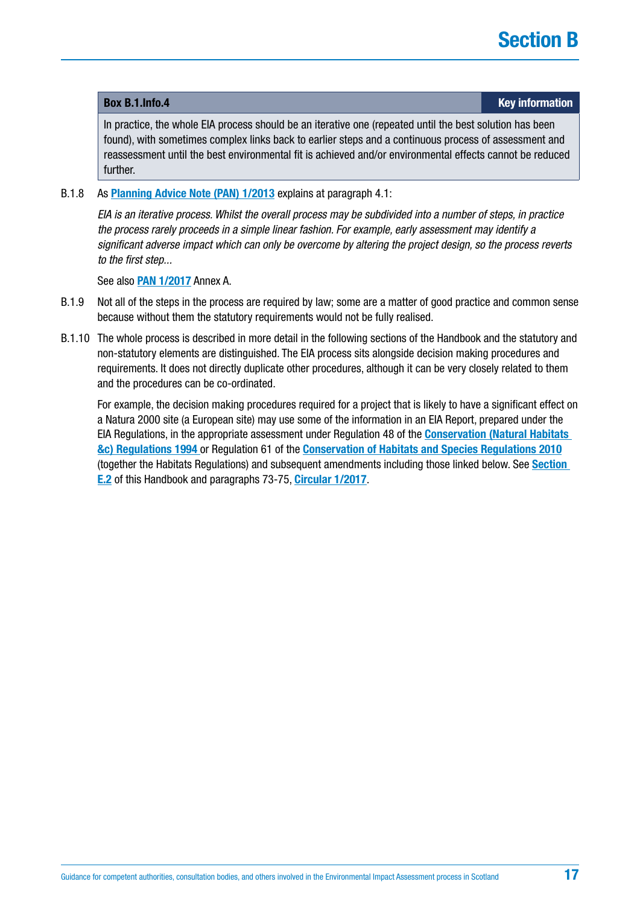| **Box B.1.Info.4** | **Key information** |
|---|---|
| In practice, the whole EIA process should be an iterative one (repeated until the best solution has been found), with sometimes complex links back to earlier steps and a continuous process of assessment and reassessment until the best environmental fit is achieved and/or environmental effects cannot be reduced further. | |

B.1.8 As **Planning Advice Note (PAN) 1/2013** explains at paragraph 4.1:

*EIA is an iterative process. Whilst the overall process may be subdivided into a number of steps, in practice the process rarely proceeds in a simple linear fashion. For example, early assessment may identify a significant adverse impact which can only be overcome by altering the project design, so the process reverts to the first step...*

See also **PAN 1/2017** Annex A.

B.1.9 Not all of the steps in the process are required by law; some are a matter of good practice and common sense because without them the statutory requirements would not be fully realised.

B.1.10 The whole process is described in more detail in the following sections of the Handbook and the statutory and non-statutory elements are distinguished. The EIA process sits alongside decision making procedures and requirements. It does not directly duplicate other procedures, although it can be very closely related to them and the procedures can be co-ordinated.

For example, the decision making procedures required for a project that is likely to have a significant effect on a Natura 2000 site (a European site) may use some of the information in an EIA Report, prepared under the EIA Regulations, in the appropriate assessment under Regulation 48 of the **Conservation (Natural Habitats &c) Regulations 1994** or Regulation 61 of the **Conservation of Habitats and Species Regulations 2010** (together the Habitats Regulations) and subsequent amendments including those linked below. See **Section E.2** of this Handbook and paragraphs 73-75, **Circular 1/2017**.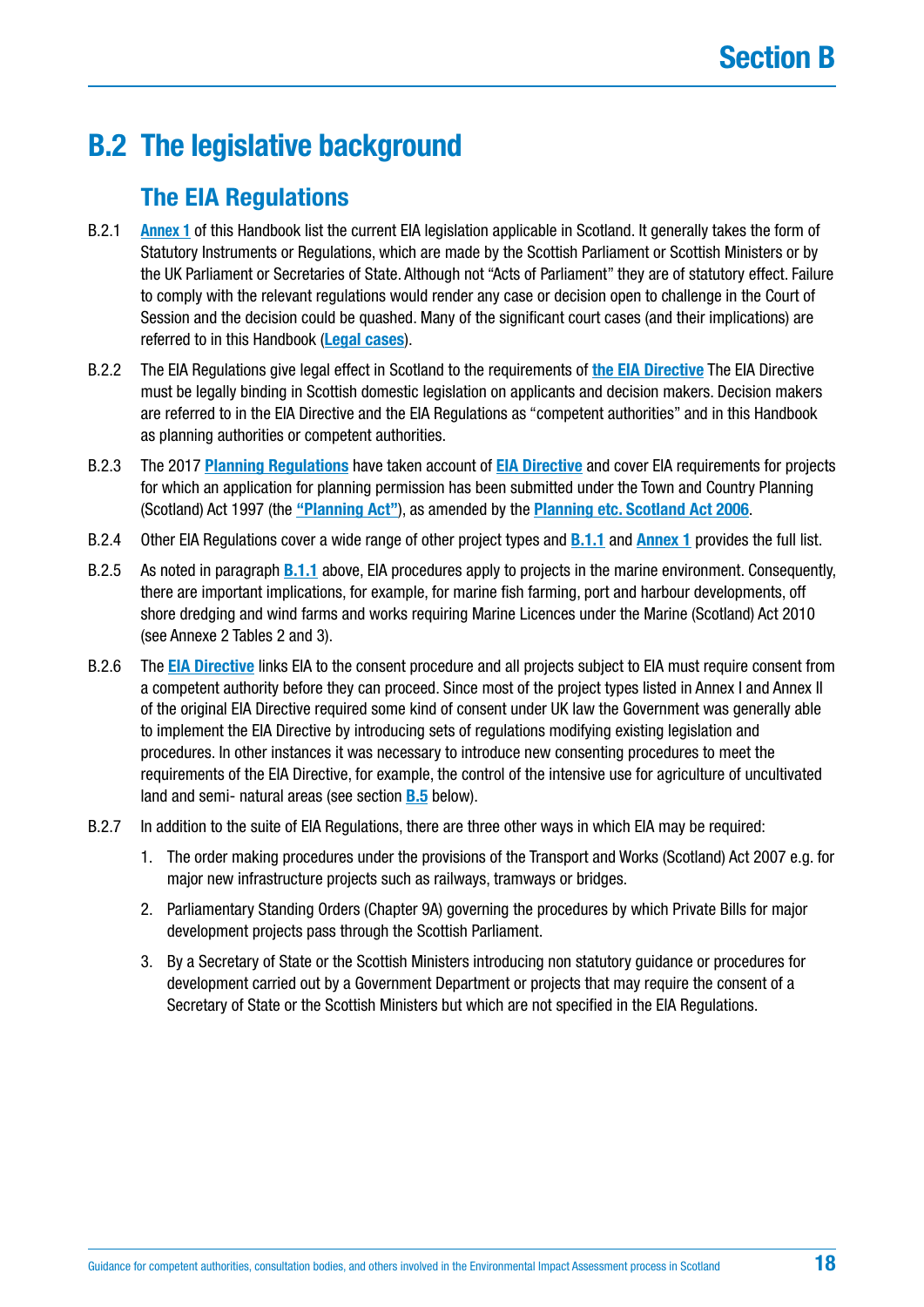# B.2 The legislative background

## The EIA Regulations

B.2.1 **Annex 1** of this Handbook list the current EIA legislation applicable in Scotland. It generally takes the form of Statutory Instruments or Regulations, which are made by the Scottish Parliament or Scottish Ministers or by the UK Parliament or Secretaries of State. Although not "Acts of Parliament" they are of statutory effect. Failure to comply with the relevant regulations would render any case or decision open to challenge in the Court of Session and the decision could be quashed. Many of the significant court cases (and their implications) are referred to in this Handbook (**Legal cases**).

B.2.2 The EIA Regulations give legal effect in Scotland to the requirements of **the EIA Directive** The EIA Directive must be legally binding in Scottish domestic legislation on applicants and decision makers. Decision makers are referred to in the EIA Directive and the EIA Regulations as "competent authorities" and in this Handbook as planning authorities or competent authorities.

B.2.3 The 2017 **Planning Regulations** have taken account of **EIA Directive** and cover EIA requirements for projects for which an application for planning permission has been submitted under the Town and Country Planning (Scotland) Act 1997 (the **"Planning Act"**), as amended by the **Planning etc. Scotland Act 2006**.

B.2.4 Other EIA Regulations cover a wide range of other project types and **B.1.1** and **Annex 1** provides the full list.

B.2.5 As noted in paragraph **B.1.1** above, EIA procedures apply to projects in the marine environment. Consequently, there are important implications, for example, for marine fish farming, port and harbour developments, off shore dredging and wind farms and works requiring Marine Licences under the Marine (Scotland) Act 2010 (see Annexe 2 Tables 2 and 3).

B.2.6 The **EIA Directive** links EIA to the consent procedure and all projects subject to EIA must require consent from a competent authority before they can proceed. Since most of the project types listed in Annex I and Annex II of the original EIA Directive required some kind of consent under UK law the Government was generally able to implement the EIA Directive by introducing sets of regulations modifying existing legislation and procedures. In other instances it was necessary to introduce new consenting procedures to meet the requirements of the EIA Directive, for example, the control of the intensive use for agriculture of uncultivated land and semi- natural areas (see section **B.5** below).

B.2.7 In addition to the suite of EIA Regulations, there are three other ways in which EIA may be required:

1. The order making procedures under the provisions of the Transport and Works (Scotland) Act 2007 e.g. for major new infrastructure projects such as railways, tramways or bridges.
2. Parliamentary Standing Orders (Chapter 9A) governing the procedures by which Private Bills for major development projects pass through the Scottish Parliament.
3. By a Secretary of State or the Scottish Ministers introducing non statutory guidance or procedures for development carried out by a Government Department or projects that may require the consent of a Secretary of State or the Scottish Ministers but which are not specified in the EIA Regulations.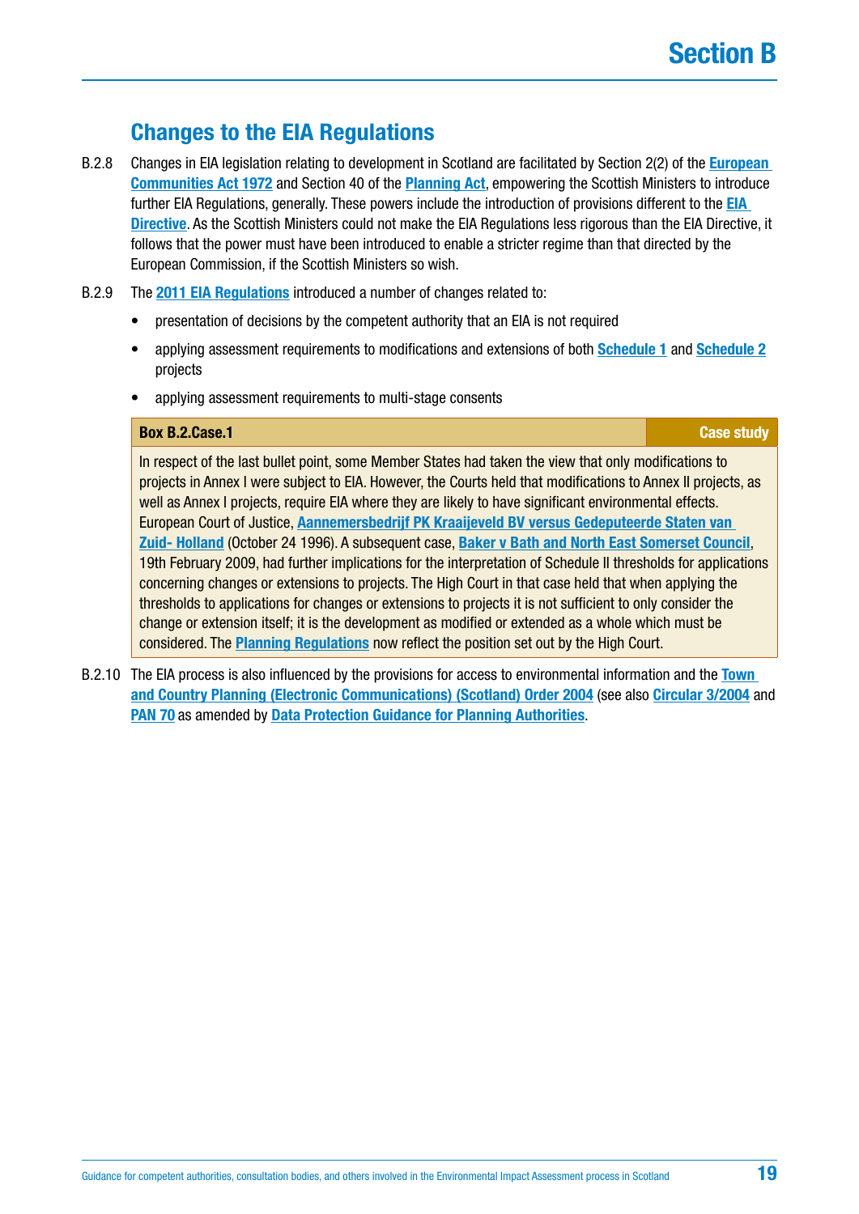## Changes to the EIA Regulations

B.2.8 Changes in EIA legislation relating to development in Scotland are facilitated by Section 2(2) of the **European Communities Act 1972** and Section 40 of the **Planning Act**, empowering the Scottish Ministers to introduce further EIA Regulations, generally. These powers include the introduction of provisions different to the **EIA Directive**. As the Scottish Ministers could not make the EIA Regulations less rigorous than the EIA Directive, it follows that the power must have been introduced to enable a stricter regime than that directed by the European Commission, if the Scottish Ministers so wish.

B.2.9 The **2011 EIA Regulations** introduced a number of changes related to:

- presentation of decisions by the competent authority that an EIA is not required
- applying assessment requirements to modifications and extensions of both **Schedule 1** and **Schedule 2** projects
- applying assessment requirements to multi-stage consents

| **Box B.2.Case.1** | **Case study** |
|---|---|
| In respect of the last bullet point, some Member States had taken the view that only modifications to projects in Annex I were subject to EIA. However, the Courts held that modifications to Annex II projects, as well as Annex I projects, require EIA where they are likely to have significant environmental effects. European Court of Justice, **Aannemersbedrijf PK Kraaijeveld BV versus Gedeputeerde Staten van Zuid- Holland** (October 24 1996). A subsequent case, **Baker v Bath and North East Somerset Council**, 19th February 2009, had further implications for the interpretation of Schedule II thresholds for applications concerning changes or extensions to projects. The High Court in that case held that when applying the thresholds to applications for changes or extensions to projects it is not sufficient to only consider the change or extension itself; it is the development as modified or extended as a whole which must be considered. The **Planning Regulations** now reflect the position set out by the High Court. | |

B.2.10 The EIA process is also influenced by the provisions for access to environmental information and the **Town and Country Planning (Electronic Communications) (Scotland) Order 2004** (see also **Circular 3/2004** and **PAN 70** as amended by **Data Protection Guidance for Planning Authorities**.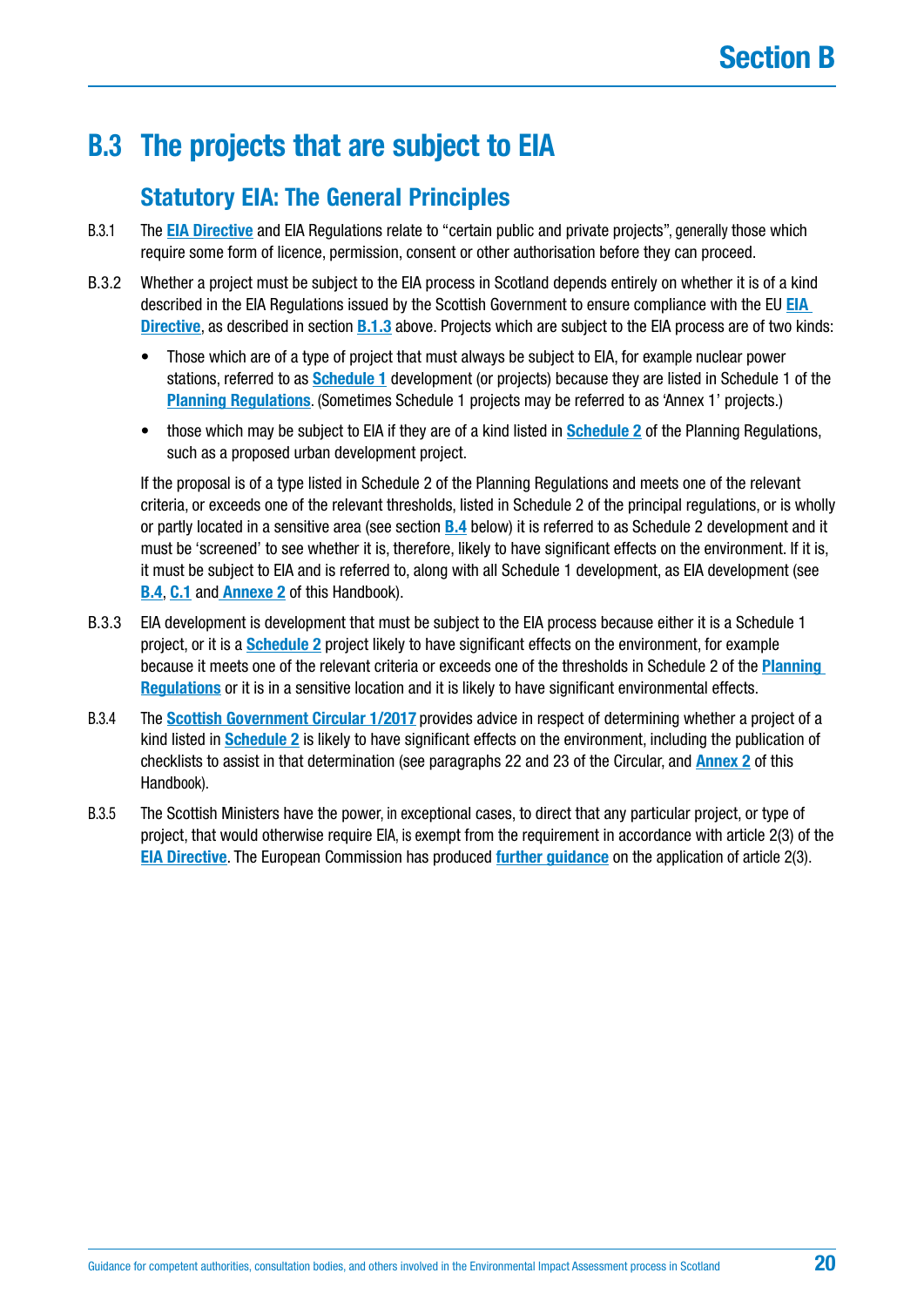## B.3 The projects that are subject to EIA

### Statutory EIA: The General Principles

B.3.1 The **EIA Directive** and EIA Regulations relate to "certain public and private projects", generally those which require some form of licence, permission, consent or other authorisation before they can proceed.

B.3.2 Whether a project must be subject to the EIA process in Scotland depends entirely on whether it is of a kind described in the EIA Regulations issued by the Scottish Government to ensure compliance with the EU **EIA Directive**, as described in section **B.1.3** above. Projects which are subject to the EIA process are of two kinds:

- Those which are of a type of project that must always be subject to EIA, for example nuclear power stations, referred to as **Schedule 1** development (or projects) because they are listed in Schedule 1 of the **Planning Regulations**. (Sometimes Schedule 1 projects may be referred to as 'Annex 1' projects.)
- those which may be subject to EIA if they are of a kind listed in **Schedule 2** of the Planning Regulations, such as a proposed urban development project.

If the proposal is of a type listed in Schedule 2 of the Planning Regulations and meets one of the relevant criteria, or exceeds one of the relevant thresholds, listed in Schedule 2 of the principal regulations, or is wholly or partly located in a sensitive area (see section **B.4** below) it is referred to as Schedule 2 development and it must be 'screened' to see whether it is, therefore, likely to have significant effects on the environment. If it is, it must be subject to EIA and is referred to, along with all Schedule 1 development, as EIA development (see **B.4**, **C.1** and **Annexe 2** of this Handbook).

B.3.3 EIA development is development that must be subject to the EIA process because either it is a Schedule 1 project, or it is a **Schedule 2** project likely to have significant effects on the environment, for example because it meets one of the relevant criteria or exceeds one of the thresholds in Schedule 2 of the **Planning Regulations** or it is in a sensitive location and it is likely to have significant environmental effects.

B.3.4 The **Scottish Government Circular 1/2017** provides advice in respect of determining whether a project of a kind listed in **Schedule 2** is likely to have significant effects on the environment, including the publication of checklists to assist in that determination (see paragraphs 22 and 23 of the Circular, and **Annex 2** of this Handbook).

B.3.5 The Scottish Ministers have the power, in exceptional cases, to direct that any particular project, or type of project, that would otherwise require EIA, is exempt from the requirement in accordance with article 2(3) of the **EIA Directive**. The European Commission has produced **further guidance** on the application of article 2(3).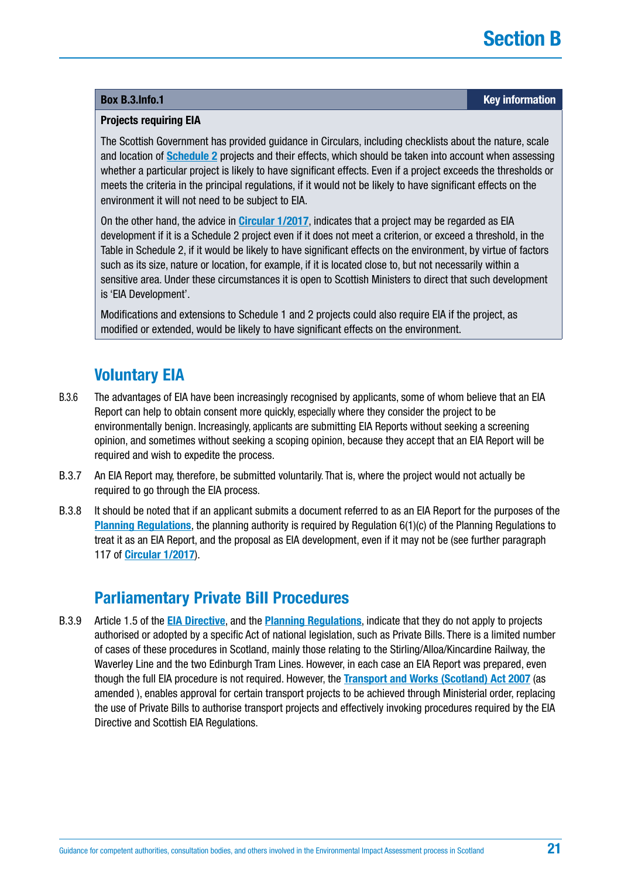**Box B.3.Info.1** — **Key information**

**Projects requiring EIA**

The Scottish Government has provided guidance in Circulars, including checklists about the nature, scale and location of **Schedule 2** projects and their effects, which should be taken into account when assessing whether a particular project is likely to have significant effects. Even if a project exceeds the thresholds or meets the criteria in the principal regulations, if it would not be likely to have significant effects on the environment it will not need to be subject to EIA.

On the other hand, the advice in **Circular 1/2017**, indicates that a project may be regarded as EIA development if it is a Schedule 2 project even if it does not meet a criterion, or exceed a threshold, in the Table in Schedule 2, if it would be likely to have significant effects on the environment, by virtue of factors such as its size, nature or location, for example, if it is located close to, but not necessarily within a sensitive area. Under these circumstances it is open to Scottish Ministers to direct that such development is 'EIA Development'.

Modifications and extensions to Schedule 1 and 2 projects could also require EIA if the project, as modified or extended, would be likely to have significant effects on the environment.

## Voluntary EIA

B.3.6 The advantages of EIA have been increasingly recognised by applicants, some of whom believe that an EIA Report can help to obtain consent more quickly, especially where they consider the project to be environmentally benign. Increasingly, applicants are submitting EIA Reports without seeking a screening opinion, and sometimes without seeking a scoping opinion, because they accept that an EIA Report will be required and wish to expedite the process.

B.3.7 An EIA Report may, therefore, be submitted voluntarily. That is, where the project would not actually be required to go through the EIA process.

B.3.8 It should be noted that if an applicant submits a document referred to as an EIA Report for the purposes of the **Planning Regulations**, the planning authority is required by Regulation 6(1)(c) of the Planning Regulations to treat it as an EIA Report, and the proposal as EIA development, even if it may not be (see further paragraph 117 of **Circular 1/2017**).

## Parliamentary Private Bill Procedures

B.3.9 Article 1.5 of the **EIA Directive**, and the **Planning Regulations**, indicate that they do not apply to projects authorised or adopted by a specific Act of national legislation, such as Private Bills. There is a limited number of cases of these procedures in Scotland, mainly those relating to the Stirling/Alloa/Kincardine Railway, the Waverley Line and the two Edinburgh Tram Lines. However, in each case an EIA Report was prepared, even though the full EIA procedure is not required. However, the **Transport and Works (Scotland) Act 2007** (as amended ), enables approval for certain transport projects to be achieved through Ministerial order, replacing the use of Private Bills to authorise transport projects and effectively invoking procedures required by the EIA Directive and Scottish EIA Regulations.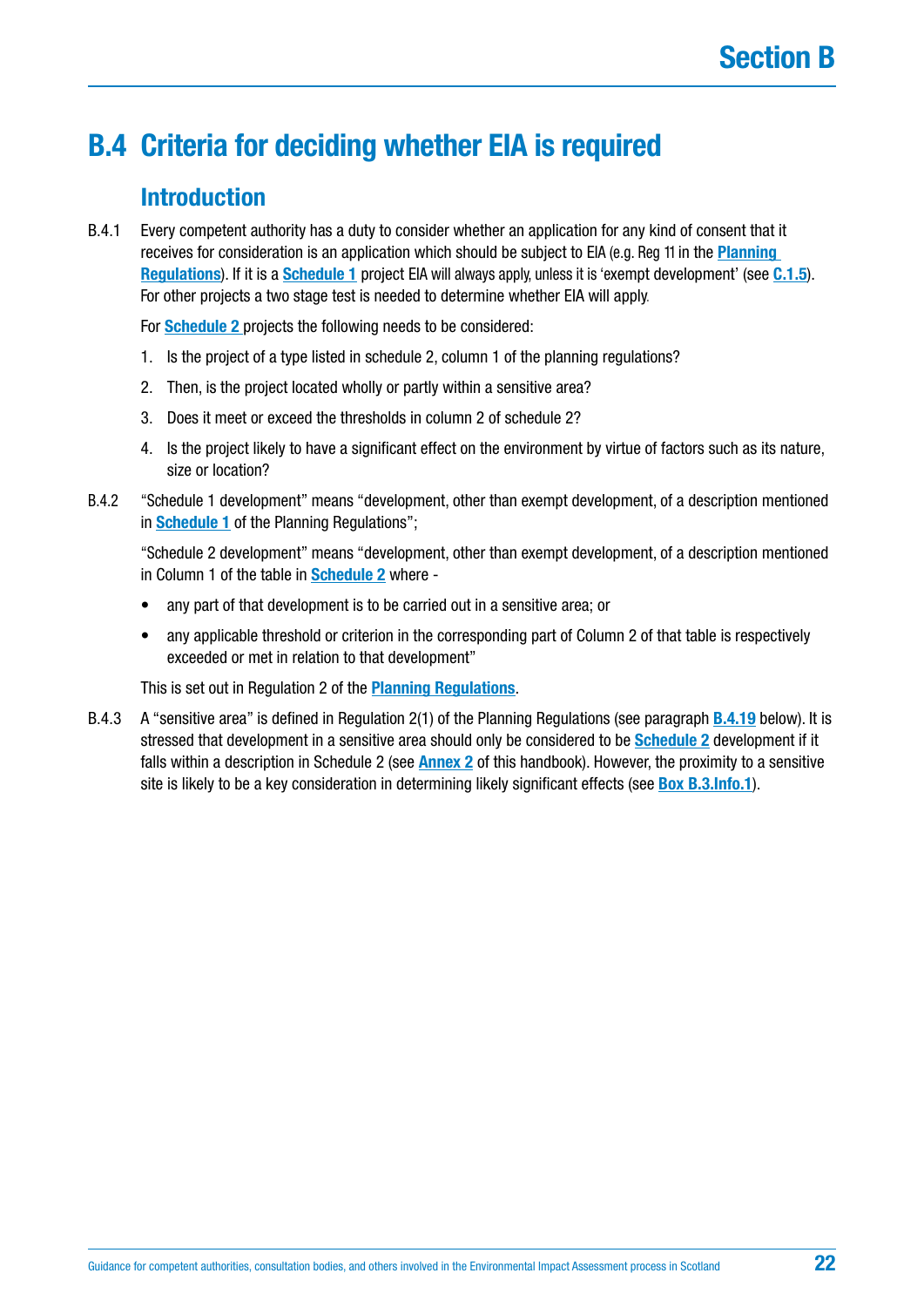# B.4 Criteria for deciding whether EIA is required

## Introduction

B.4.1 Every competent authority has a duty to consider whether an application for any kind of consent that it receives for consideration is an application which should be subject to EIA (e.g. Reg 11 in the **Planning Regulations**). If it is a **Schedule 1** project EIA will always apply, unless it is 'exempt development' (see **C.1.5**). For other projects a two stage test is needed to determine whether EIA will apply.

For **Schedule 2** projects the following needs to be considered:

1. Is the project of a type listed in schedule 2, column 1 of the planning regulations?
2. Then, is the project located wholly or partly within a sensitive area?
3. Does it meet or exceed the thresholds in column 2 of schedule 2?
4. Is the project likely to have a significant effect on the environment by virtue of factors such as its nature, size or location?

B.4.2 "Schedule 1 development" means "development, other than exempt development, of a description mentioned in **Schedule 1** of the Planning Regulations";

"Schedule 2 development" means "development, other than exempt development, of a description mentioned in Column 1 of the table in **Schedule 2** where -

- any part of that development is to be carried out in a sensitive area; or
- any applicable threshold or criterion in the corresponding part of Column 2 of that table is respectively exceeded or met in relation to that development"

This is set out in Regulation 2 of the **Planning Regulations**.

B.4.3 A "sensitive area" is defined in Regulation 2(1) of the Planning Regulations (see paragraph **B.4.19** below). It is stressed that development in a sensitive area should only be considered to be **Schedule 2** development if it falls within a description in Schedule 2 (see **Annex 2** of this handbook). However, the proximity to a sensitive site is likely to be a key consideration in determining likely significant effects (see **Box B.3.Info.1**).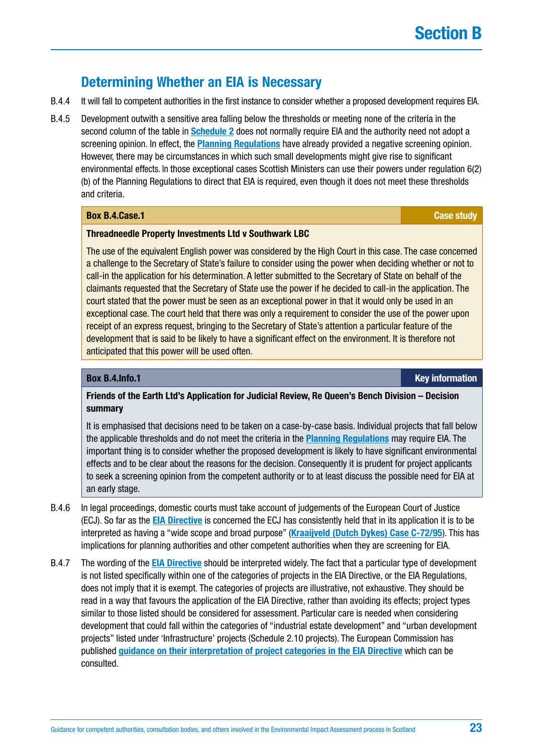## Determining Whether an EIA is Necessary

B.4.4 It will fall to competent authorities in the first instance to consider whether a proposed development requires EIA.

B.4.5 Development outwith a sensitive area falling below the thresholds or meeting none of the criteria in the second column of the table in **Schedule 2** does not normally require EIA and the authority need not adopt a screening opinion. In effect, the **Planning Regulations** have already provided a negative screening opinion. However, there may be circumstances in which such small developments might give rise to significant environmental effects. In those exceptional cases Scottish Ministers can use their powers under regulation 6(2)(b) of the Planning Regulations to direct that EIA is required, even though it does not meet these thresholds and criteria.

> **Box B.4.Case.1** — **Case study**
>
> **Threadneedle Property Investments Ltd v Southwark LBC**
>
> The use of the equivalent English power was considered by the High Court in this case. The case concerned a challenge to the Secretary of State's failure to consider using the power when deciding whether or not to call-in the application for his determination. A letter submitted to the Secretary of State on behalf of the claimants requested that the Secretary of State use the power if he decided to call-in the application. The court stated that the power must be seen as an exceptional power in that it would only be used in an exceptional case. The court held that there was only a requirement to consider the use of the power upon receipt of an express request, bringing to the Secretary of State's attention a particular feature of the development that is said to be likely to have a significant effect on the environment. It is therefore not anticipated that this power will be used often.

> **Box B.4.Info.1** — **Key information**
>
> **Friends of the Earth Ltd's Application for Judicial Review, Re Queen's Bench Division – Decision summary**
>
> It is emphasised that decisions need to be taken on a case-by-case basis. Individual projects that fall below the applicable thresholds and do not meet the criteria in the **Planning Regulations** may require EIA. The important thing is to consider whether the proposed development is likely to have significant environmental effects and to be clear about the reasons for the decision. Consequently it is prudent for project applicants to seek a screening opinion from the competent authority or to at least discuss the possible need for EIA at an early stage.

B.4.6 In legal proceedings, domestic courts must take account of judgements of the European Court of Justice (ECJ). So far as the **EIA Directive** is concerned the ECJ has consistently held that in its application it is to be interpreted as having a "wide scope and broad purpose" (**Kraaijveld (Dutch Dykes) Case C-72/95**). This has implications for planning authorities and other competent authorities when they are screening for EIA.

B.4.7 The wording of the **EIA Directive** should be interpreted widely. The fact that a particular type of development is not listed specifically within one of the categories of projects in the EIA Directive, or the EIA Regulations, does not imply that it is exempt. The categories of projects are illustrative, not exhaustive. They should be read in a way that favours the application of the EIA Directive, rather than avoiding its effects; project types similar to those listed should be considered for assessment. Particular care is needed when considering development that could fall within the categories of "industrial estate development" and "urban development projects" listed under 'Infrastructure' projects (Schedule 2.10 projects). The European Commission has published **guidance on their interpretation of project categories in the EIA Directive** which can be consulted.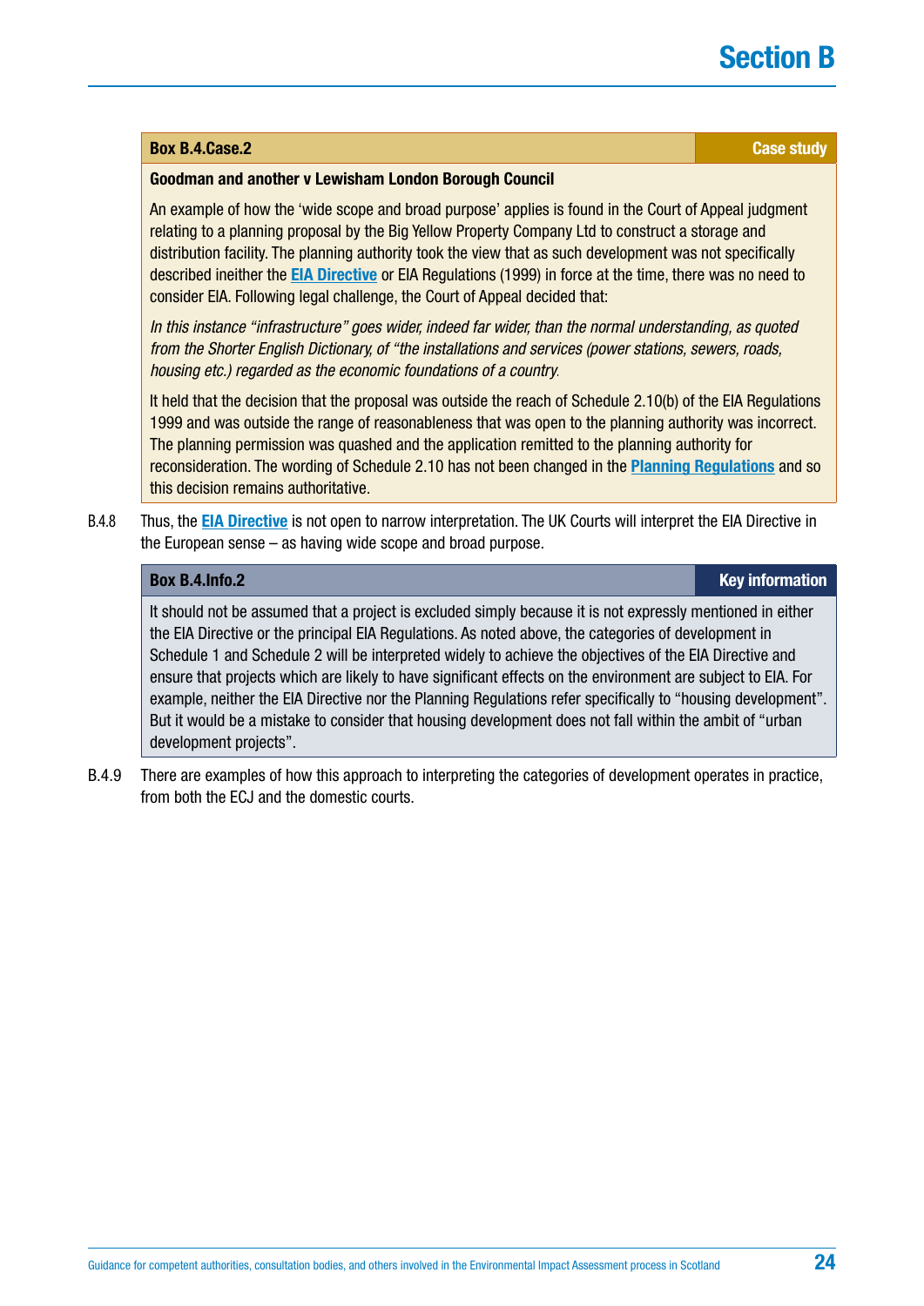**Box B.4.Case.2** — **Case study**

**Goodman and another v Lewisham London Borough Council**

An example of how the 'wide scope and broad purpose' applies is found in the Court of Appeal judgment relating to a planning proposal by the Big Yellow Property Company Ltd to construct a storage and distribution facility. The planning authority took the view that as such development was not specifically described ineither the **EIA Directive** or EIA Regulations (1999) in force at the time, there was no need to consider EIA. Following legal challenge, the Court of Appeal decided that:

*In this instance "infrastructure" goes wider, indeed far wider, than the normal understanding, as quoted from the Shorter English Dictionary, of "the installations and services (power stations, sewers, roads, housing etc.) regarded as the economic foundations of a country.*

It held that the decision that the proposal was outside the reach of Schedule 2.10(b) of the EIA Regulations 1999 and was outside the range of reasonableness that was open to the planning authority was incorrect. The planning permission was quashed and the application remitted to the planning authority for reconsideration. The wording of Schedule 2.10 has not been changed in the **Planning Regulations** and so this decision remains authoritative.

B.4.8 Thus, the **EIA Directive** is not open to narrow interpretation. The UK Courts will interpret the EIA Directive in the European sense – as having wide scope and broad purpose.

**Box B.4.Info.2** — **Key information**

It should not be assumed that a project is excluded simply because it is not expressly mentioned in either the EIA Directive or the principal EIA Regulations. As noted above, the categories of development in Schedule 1 and Schedule 2 will be interpreted widely to achieve the objectives of the EIA Directive and ensure that projects which are likely to have significant effects on the environment are subject to EIA. For example, neither the EIA Directive nor the Planning Regulations refer specifically to "housing development". But it would be a mistake to consider that housing development does not fall within the ambit of "urban development projects".

B.4.9 There are examples of how this approach to interpreting the categories of development operates in practice, from both the ECJ and the domestic courts.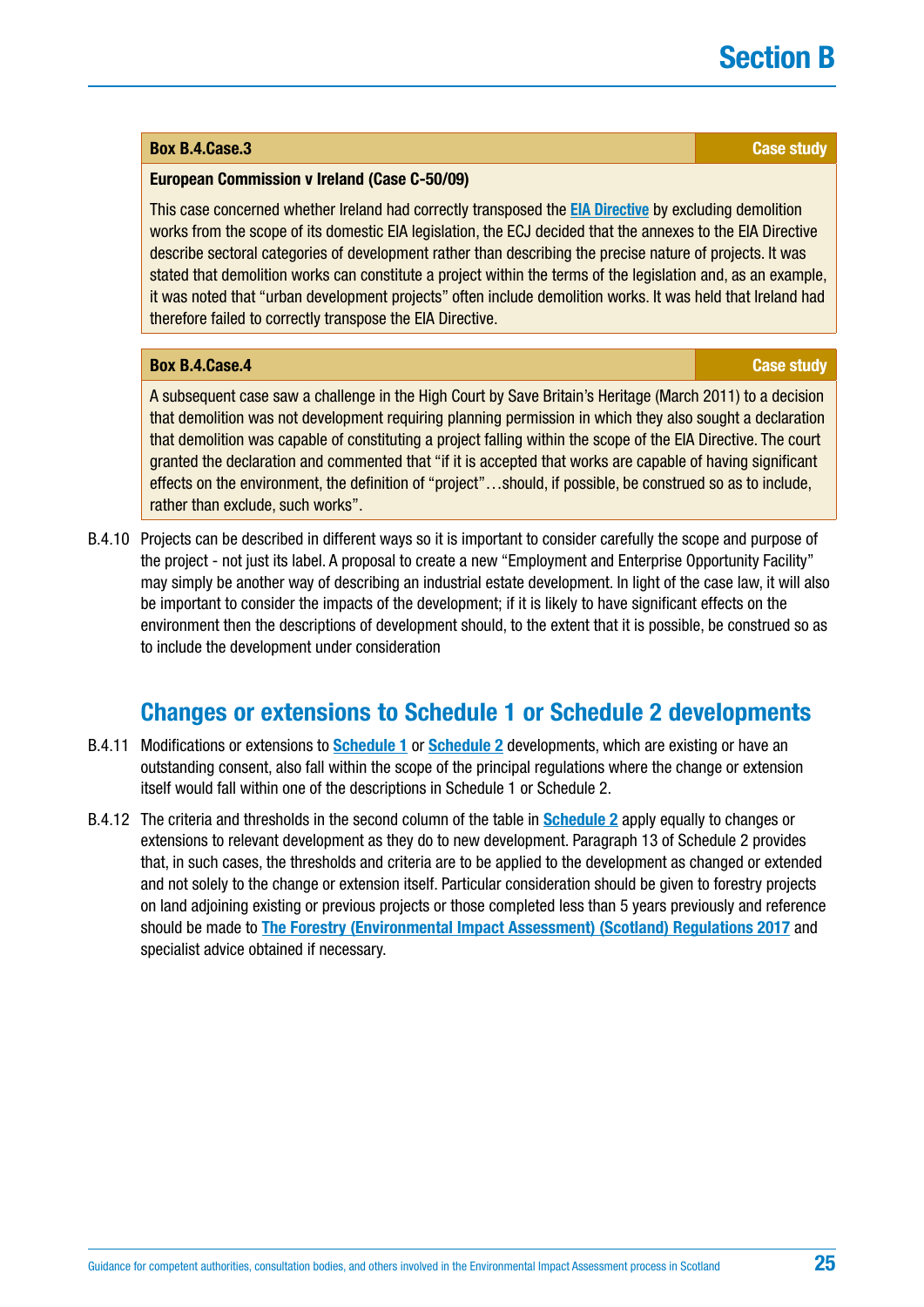**Box B.4.Case.3** — **Case study**

**European Commission v Ireland (Case C-50/09)**

This case concerned whether Ireland had correctly transposed the EIA Directive by excluding demolition works from the scope of its domestic EIA legislation, the ECJ decided that the annexes to the EIA Directive describe sectoral categories of development rather than describing the precise nature of projects. It was stated that demolition works can constitute a project within the terms of the legislation and, as an example, it was noted that "urban development projects" often include demolition works. It was held that Ireland had therefore failed to correctly transpose the EIA Directive.

**Box B.4.Case.4** — **Case study**

A subsequent case saw a challenge in the High Court by Save Britain's Heritage (March 2011) to a decision that demolition was not development requiring planning permission in which they also sought a declaration that demolition was capable of constituting a project falling within the scope of the EIA Directive. The court granted the declaration and commented that "if it is accepted that works are capable of having significant effects on the environment, the definition of "project"…should, if possible, be construed so as to include, rather than exclude, such works".

B.4.10 Projects can be described in different ways so it is important to consider carefully the scope and purpose of the project - not just its label. A proposal to create a new "Employment and Enterprise Opportunity Facility" may simply be another way of describing an industrial estate development. In light of the case law, it will also be important to consider the impacts of the development; if it is likely to have significant effects on the environment then the descriptions of development should, to the extent that it is possible, be construed so as to include the development under consideration

## Changes or extensions to Schedule 1 or Schedule 2 developments

B.4.11 Modifications or extensions to Schedule 1 or Schedule 2 developments, which are existing or have an outstanding consent, also fall within the scope of the principal regulations where the change or extension itself would fall within one of the descriptions in Schedule 1 or Schedule 2.

B.4.12 The criteria and thresholds in the second column of the table in Schedule 2 apply equally to changes or extensions to relevant development as they do to new development. Paragraph 13 of Schedule 2 provides that, in such cases, the thresholds and criteria are to be applied to the development as changed or extended and not solely to the change or extension itself. Particular consideration should be given to forestry projects on land adjoining existing or previous projects or those completed less than 5 years previously and reference should be made to The Forestry (Environmental Impact Assessment) (Scotland) Regulations 2017 and specialist advice obtained if necessary.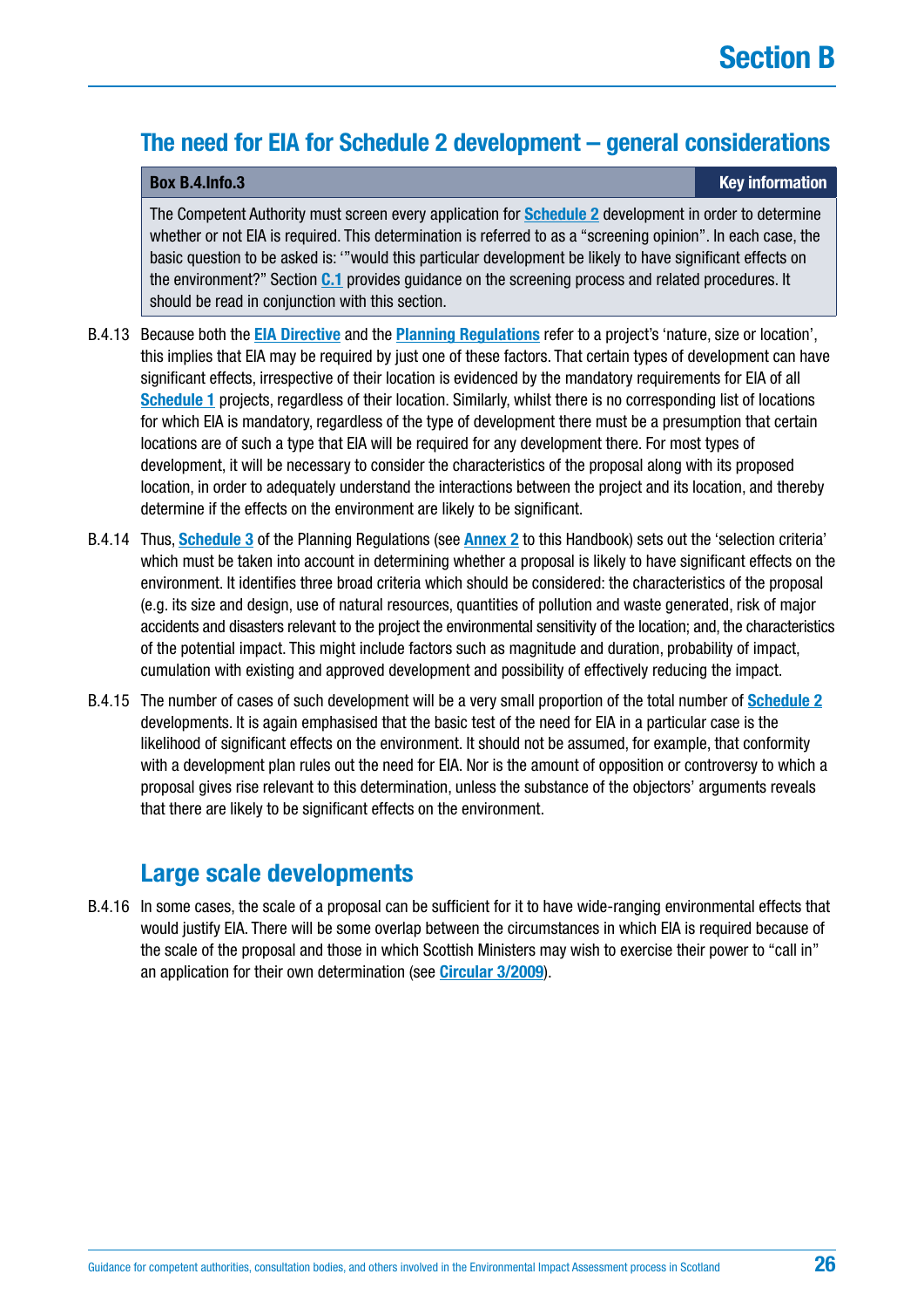## The need for EIA for Schedule 2 development – general considerations

| Box B.4.Info.3 | Key information |
|---|---|
| The Competent Authority must screen every application for **Schedule 2** development in order to determine whether or not EIA is required. This determination is referred to as a "screening opinion". In each case, the basic question to be asked is: '"would this particular development be likely to have significant effects on the environment?" Section **C.1** provides guidance on the screening process and related procedures. It should be read in conjunction with this section. | |

B.4.13 Because both the **EIA Directive** and the **Planning Regulations** refer to a project's 'nature, size or location', this implies that EIA may be required by just one of these factors. That certain types of development can have significant effects, irrespective of their location is evidenced by the mandatory requirements for EIA of all **Schedule 1** projects, regardless of their location. Similarly, whilst there is no corresponding list of locations for which EIA is mandatory, regardless of the type of development there must be a presumption that certain locations are of such a type that EIA will be required for any development there. For most types of development, it will be necessary to consider the characteristics of the proposal along with its proposed location, in order to adequately understand the interactions between the project and its location, and thereby determine if the effects on the environment are likely to be significant.

B.4.14 Thus, **Schedule 3** of the Planning Regulations (see **Annex 2** to this Handbook) sets out the 'selection criteria' which must be taken into account in determining whether a proposal is likely to have significant effects on the environment. It identifies three broad criteria which should be considered: the characteristics of the proposal (e.g. its size and design, use of natural resources, quantities of pollution and waste generated, risk of major accidents and disasters relevant to the project the environmental sensitivity of the location; and, the characteristics of the potential impact. This might include factors such as magnitude and duration, probability of impact, cumulation with existing and approved development and possibility of effectively reducing the impact.

B.4.15 The number of cases of such development will be a very small proportion of the total number of **Schedule 2** developments. It is again emphasised that the basic test of the need for EIA in a particular case is the likelihood of significant effects on the environment. It should not be assumed, for example, that conformity with a development plan rules out the need for EIA. Nor is the amount of opposition or controversy to which a proposal gives rise relevant to this determination, unless the substance of the objectors' arguments reveals that there are likely to be significant effects on the environment.

## Large scale developments

B.4.16 In some cases, the scale of a proposal can be sufficient for it to have wide-ranging environmental effects that would justify EIA. There will be some overlap between the circumstances in which EIA is required because of the scale of the proposal and those in which Scottish Ministers may wish to exercise their power to "call in" an application for their own determination (see **Circular 3/2009**).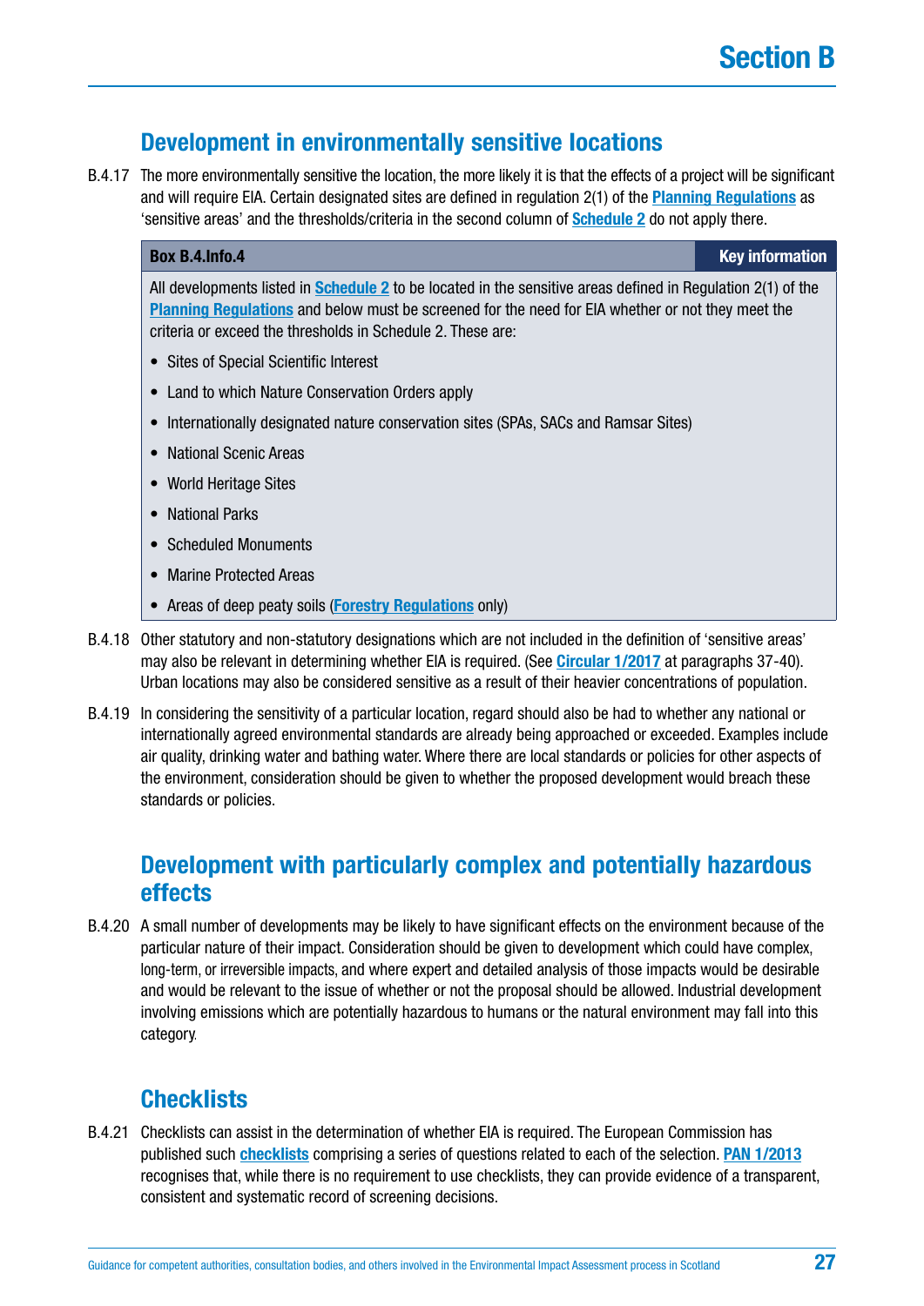## Development in environmentally sensitive locations

B.4.17 The more environmentally sensitive the location, the more likely it is that the effects of a project will be significant and will require EIA. Certain designated sites are defined in regulation 2(1) of the **Planning Regulations** as 'sensitive areas' and the thresholds/criteria in the second column of **Schedule 2** do not apply there.

> **Box B.4.Info.4** — **Key information**
>
> All developments listed in **Schedule 2** to be located in the sensitive areas defined in Regulation 2(1) of the **Planning Regulations** and below must be screened for the need for EIA whether or not they meet the criteria or exceed the thresholds in Schedule 2. These are:
>
> - Sites of Special Scientific Interest
> - Land to which Nature Conservation Orders apply
> - Internationally designated nature conservation sites (SPAs, SACs and Ramsar Sites)
> - National Scenic Areas
> - World Heritage Sites
> - National Parks
> - Scheduled Monuments
> - Marine Protected Areas
> - Areas of deep peaty soils (**Forestry Regulations** only)

B.4.18 Other statutory and non-statutory designations which are not included in the definition of 'sensitive areas' may also be relevant in determining whether EIA is required. (See **Circular 1/2017** at paragraphs 37-40). Urban locations may also be considered sensitive as a result of their heavier concentrations of population.

B.4.19 In considering the sensitivity of a particular location, regard should also be had to whether any national or internationally agreed environmental standards are already being approached or exceeded. Examples include air quality, drinking water and bathing water. Where there are local standards or policies for other aspects of the environment, consideration should be given to whether the proposed development would breach these standards or policies.

## Development with particularly complex and potentially hazardous effects

B.4.20 A small number of developments may be likely to have significant effects on the environment because of the particular nature of their impact. Consideration should be given to development which could have complex, long-term, or irreversible impacts, and where expert and detailed analysis of those impacts would be desirable and would be relevant to the issue of whether or not the proposal should be allowed. Industrial development involving emissions which are potentially hazardous to humans or the natural environment may fall into this category.

## Checklists

B.4.21 Checklists can assist in the determination of whether EIA is required. The European Commission has published such **checklists** comprising a series of questions related to each of the selection. **PAN 1/2013** recognises that, while there is no requirement to use checklists, they can provide evidence of a transparent, consistent and systematic record of screening decisions.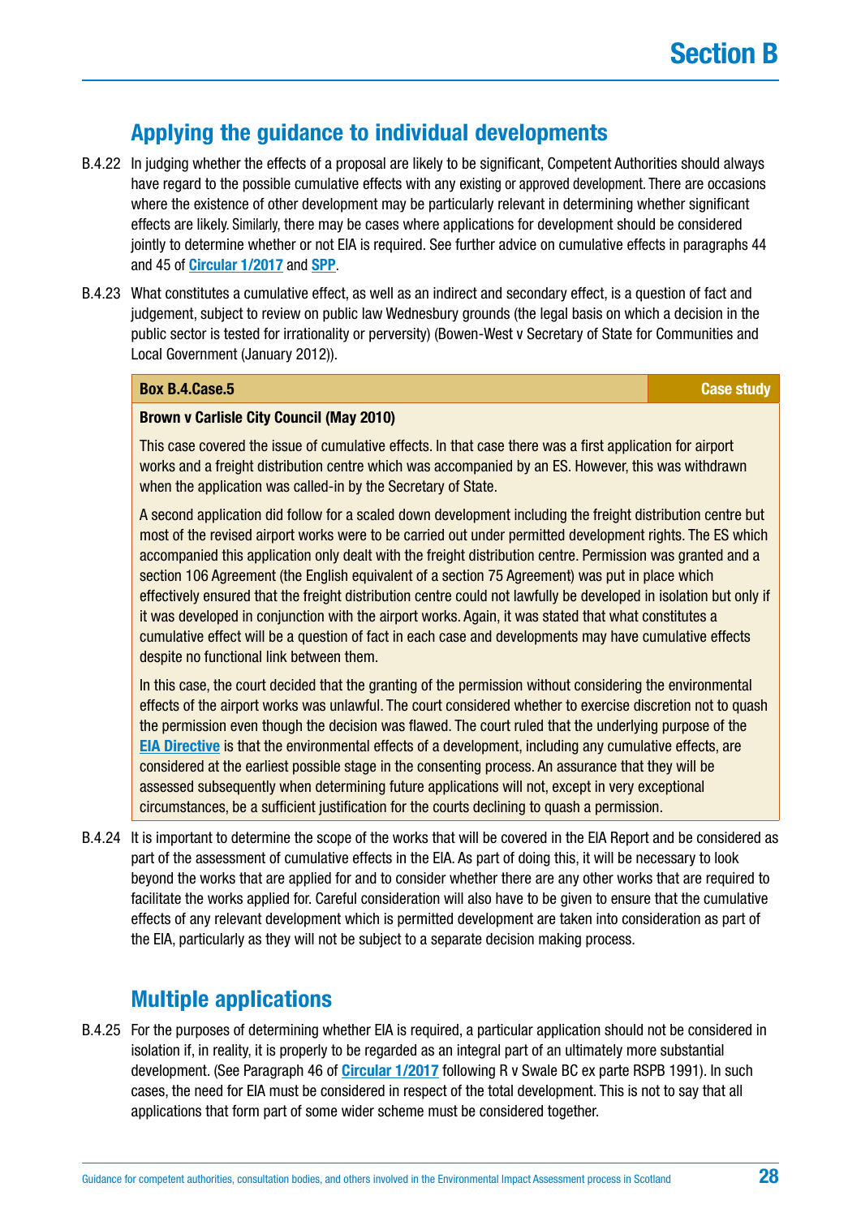## Applying the guidance to individual developments

B.4.22 In judging whether the effects of a proposal are likely to be significant, Competent Authorities should always have regard to the possible cumulative effects with any existing or approved development. There are occasions where the existence of other development may be particularly relevant in determining whether significant effects are likely. Similarly, there may be cases where applications for development should be considered jointly to determine whether or not EIA is required. See further advice on cumulative effects in paragraphs 44 and 45 of **Circular 1/2017** and **SPP**.

B.4.23 What constitutes a cumulative effect, as well as an indirect and secondary effect, is a question of fact and judgement, subject to review on public law Wednesbury grounds (the legal basis on which a decision in the public sector is tested for irrationality or perversity) (Bowen-West v Secretary of State for Communities and Local Government (January 2012)).

> **Box B.4.Case.5** — **Case study**
>
> **Brown v Carlisle City Council (May 2010)**
>
> This case covered the issue of cumulative effects. In that case there was a first application for airport works and a freight distribution centre which was accompanied by an ES. However, this was withdrawn when the application was called-in by the Secretary of State.
>
> A second application did follow for a scaled down development including the freight distribution centre but most of the revised airport works were to be carried out under permitted development rights. The ES which accompanied this application only dealt with the freight distribution centre. Permission was granted and a section 106 Agreement (the English equivalent of a section 75 Agreement) was put in place which effectively ensured that the freight distribution centre could not lawfully be developed in isolation but only if it was developed in conjunction with the airport works. Again, it was stated that what constitutes a cumulative effect will be a question of fact in each case and developments may have cumulative effects despite no functional link between them.
>
> In this case, the court decided that the granting of the permission without considering the environmental effects of the airport works was unlawful. The court considered whether to exercise discretion not to quash the permission even though the decision was flawed. The court ruled that the underlying purpose of the **EIA Directive** is that the environmental effects of a development, including any cumulative effects, are considered at the earliest possible stage in the consenting process. An assurance that they will be assessed subsequently when determining future applications will not, except in very exceptional circumstances, be a sufficient justification for the courts declining to quash a permission.

B.4.24 It is important to determine the scope of the works that will be covered in the EIA Report and be considered as part of the assessment of cumulative effects in the EIA. As part of doing this, it will be necessary to look beyond the works that are applied for and to consider whether there are any other works that are required to facilitate the works applied for. Careful consideration will also have to be given to ensure that the cumulative effects of any relevant development which is permitted development are taken into consideration as part of the EIA, particularly as they will not be subject to a separate decision making process.

## Multiple applications

B.4.25 For the purposes of determining whether EIA is required, a particular application should not be considered in isolation if, in reality, it is properly to be regarded as an integral part of an ultimately more substantial development. (See Paragraph 46 of **Circular 1/2017** following R v Swale BC ex parte RSPB 1991). In such cases, the need for EIA must be considered in respect of the total development. This is not to say that all applications that form part of some wider scheme must be considered together.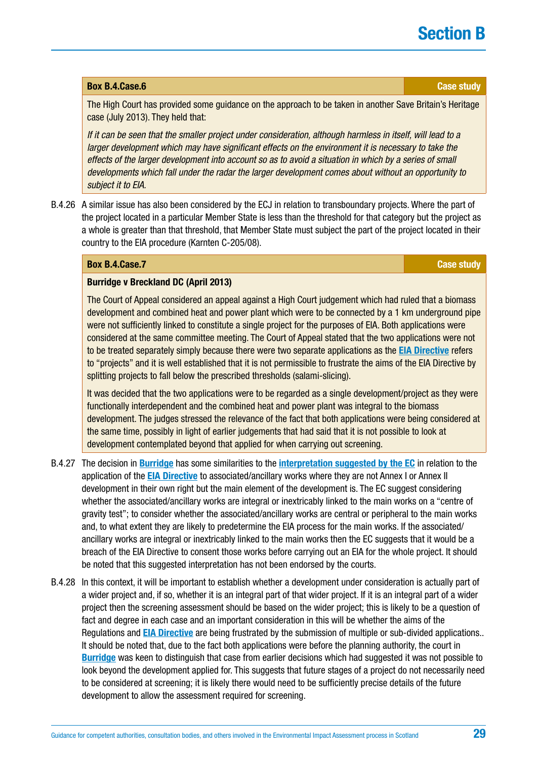**Box B.4.Case.6** — Case study

The High Court has provided some guidance on the approach to be taken in another Save Britain's Heritage case (July 2013). They held that:

*If it can be seen that the smaller project under consideration, although harmless in itself, will lead to a larger development which may have significant effects on the environment it is necessary to take the effects of the larger development into account so as to avoid a situation in which by a series of small developments which fall under the radar the larger development comes about without an opportunity to subject it to EIA.*

B.4.26 A similar issue has also been considered by the ECJ in relation to transboundary projects. Where the part of the project located in a particular Member State is less than the threshold for that category but the project as a whole is greater than that threshold, that Member State must subject the part of the project located in their country to the EIA procedure (Karnten C-205/08).

**Box B.4.Case.7** — Case study

**Burridge v Breckland DC (April 2013)**

The Court of Appeal considered an appeal against a High Court judgement which had ruled that a biomass development and combined heat and power plant which were to be connected by a 1 km underground pipe were not sufficiently linked to constitute a single project for the purposes of EIA. Both applications were considered at the same committee meeting. The Court of Appeal stated that the two applications were not to be treated separately simply because there were two separate applications as the EIA Directive refers to "projects" and it is well established that it is not permissible to frustrate the aims of the EIA Directive by splitting projects to fall below the prescribed thresholds (salami-slicing).

It was decided that the two applications were to be regarded as a single development/project as they were functionally interdependent and the combined heat and power plant was integral to the biomass development. The judges stressed the relevance of the fact that both applications were being considered at the same time, possibly in light of earlier judgements that had said that it is not possible to look at development contemplated beyond that applied for when carrying out screening.

B.4.27 The decision in Burridge has some similarities to the interpretation suggested by the EC in relation to the application of the EIA Directive to associated/ancillary works where they are not Annex I or Annex II development in their own right but the main element of the development is. The EC suggest considering whether the associated/ancillary works are integral or inextricably linked to the main works on a "centre of gravity test"; to consider whether the associated/ancillary works are central or peripheral to the main works and, to what extent they are likely to predetermine the EIA process for the main works. If the associated/ancillary works are integral or inextricably linked to the main works then the EC suggests that it would be a breach of the EIA Directive to consent those works before carrying out an EIA for the whole project. It should be noted that this suggested interpretation has not been endorsed by the courts.

B.4.28 In this context, it will be important to establish whether a development under consideration is actually part of a wider project and, if so, whether it is an integral part of that wider project. If it is an integral part of a wider project then the screening assessment should be based on the wider project; this is likely to be a question of fact and degree in each case and an important consideration in this will be whether the aims of the Regulations and EIA Directive are being frustrated by the submission of multiple or sub-divided applications.. It should be noted that, due to the fact both applications were before the planning authority, the court in Burridge was keen to distinguish that case from earlier decisions which had suggested it was not possible to look beyond the development applied for. This suggests that future stages of a project do not necessarily need to be considered at screening; it is likely there would need to be sufficiently precise details of the future development to allow the assessment required for screening.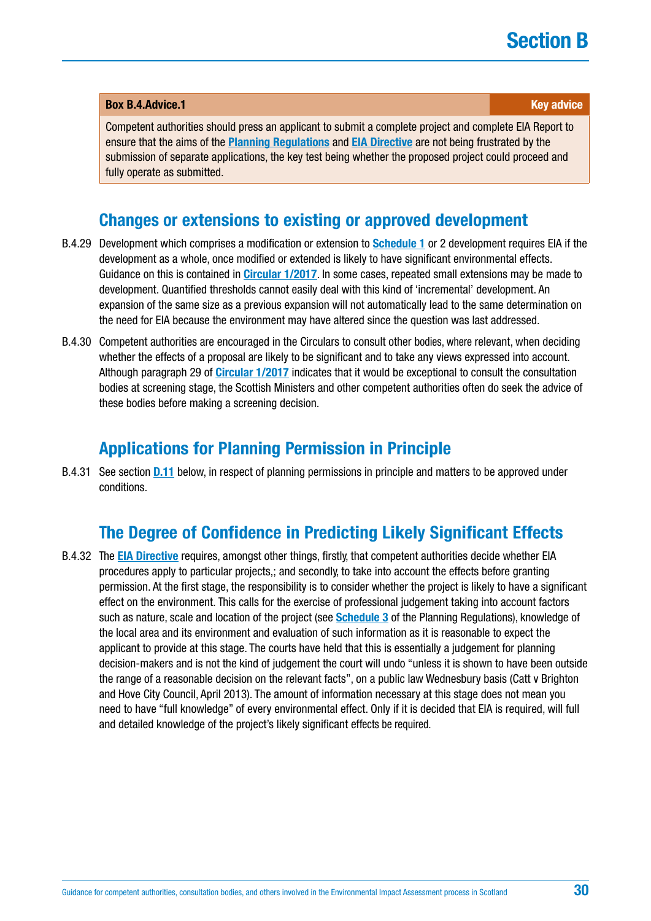| Box B.4.Advice.1 | Key advice |
|---|---|
| Competent authorities should press an applicant to submit a complete project and complete EIA Report to ensure that the aims of the **Planning Regulations** and **EIA Directive** are not being frustrated by the submission of separate applications, the key test being whether the proposed project could proceed and fully operate as submitted. | |

## Changes or extensions to existing or approved development

B.4.29 Development which comprises a modification or extension to **Schedule 1** or 2 development requires EIA if the development as a whole, once modified or extended is likely to have significant environmental effects. Guidance on this is contained in **Circular 1/2017**. In some cases, repeated small extensions may be made to development. Quantified thresholds cannot easily deal with this kind of 'incremental' development. An expansion of the same size as a previous expansion will not automatically lead to the same determination on the need for EIA because the environment may have altered since the question was last addressed.

B.4.30 Competent authorities are encouraged in the Circulars to consult other bodies, where relevant, when deciding whether the effects of a proposal are likely to be significant and to take any views expressed into account. Although paragraph 29 of **Circular 1/2017** indicates that it would be exceptional to consult the consultation bodies at screening stage, the Scottish Ministers and other competent authorities often do seek the advice of these bodies before making a screening decision.

## Applications for Planning Permission in Principle

B.4.31 See section **D.11** below, in respect of planning permissions in principle and matters to be approved under conditions.

## The Degree of Confidence in Predicting Likely Significant Effects

B.4.32 The **EIA Directive** requires, amongst other things, firstly, that competent authorities decide whether EIA procedures apply to particular projects,; and secondly, to take into account the effects before granting permission. At the first stage, the responsibility is to consider whether the project is likely to have a significant effect on the environment. This calls for the exercise of professional judgement taking into account factors such as nature, scale and location of the project (see **Schedule 3** of the Planning Regulations), knowledge of the local area and its environment and evaluation of such information as it is reasonable to expect the applicant to provide at this stage. The courts have held that this is essentially a judgement for planning decision-makers and is not the kind of judgement the court will undo "unless it is shown to have been outside the range of a reasonable decision on the relevant facts", on a public law Wednesbury basis (Catt v Brighton and Hove City Council, April 2013). The amount of information necessary at this stage does not mean you need to have "full knowledge" of every environmental effect. Only if it is decided that EIA is required, will full and detailed knowledge of the project's likely significant effects be required.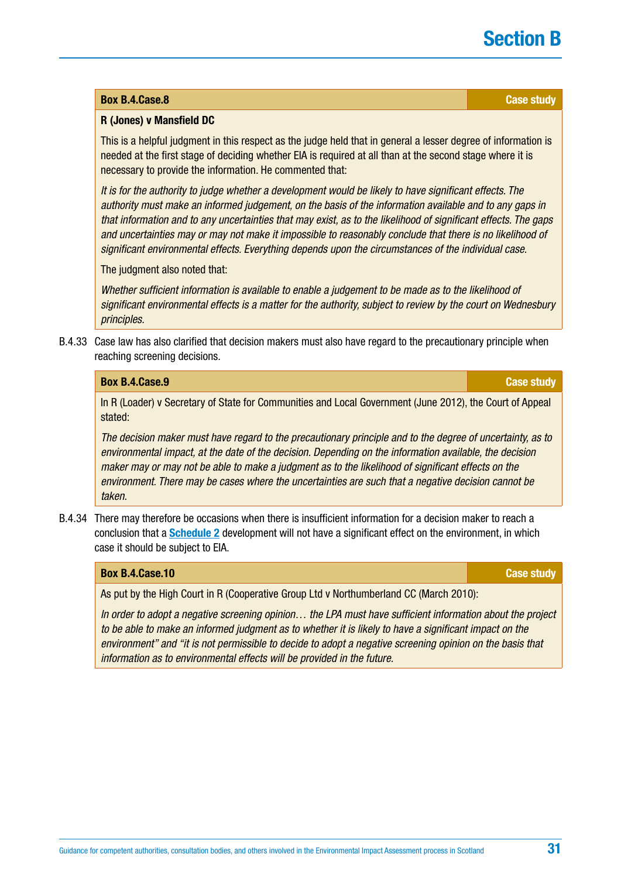**Box B.4.Case.8** — Case study

**R (Jones) v Mansfield DC**

This is a helpful judgment in this respect as the judge held that in general a lesser degree of information is needed at the first stage of deciding whether EIA is required at all than at the second stage where it is necessary to provide the information. He commented that:

*It is for the authority to judge whether a development would be likely to have significant effects. The authority must make an informed judgement, on the basis of the information available and to any gaps in that information and to any uncertainties that may exist, as to the likelihood of significant effects. The gaps and uncertainties may or may not make it impossible to reasonably conclude that there is no likelihood of significant environmental effects. Everything depends upon the circumstances of the individual case.*

The judgment also noted that:

*Whether sufficient information is available to enable a judgement to be made as to the likelihood of significant environmental effects is a matter for the authority, subject to review by the court on Wednesbury principles.*

B.4.33 Case law has also clarified that decision makers must also have regard to the precautionary principle when reaching screening decisions.

**Box B.4.Case.9** — Case study

In R (Loader) v Secretary of State for Communities and Local Government (June 2012), the Court of Appeal stated:

*The decision maker must have regard to the precautionary principle and to the degree of uncertainty, as to environmental impact, at the date of the decision. Depending on the information available, the decision maker may or may not be able to make a judgment as to the likelihood of significant effects on the environment. There may be cases where the uncertainties are such that a negative decision cannot be taken.*

B.4.34 There may therefore be occasions when there is insufficient information for a decision maker to reach a conclusion that a **Schedule 2** development will not have a significant effect on the environment, in which case it should be subject to EIA.

**Box B.4.Case.10** — Case study

As put by the High Court in R (Cooperative Group Ltd v Northumberland CC (March 2010):

*In order to adopt a negative screening opinion… the LPA must have sufficient information about the project to be able to make an informed judgment as to whether it is likely to have a significant impact on the environment" and "it is not permissible to decide to adopt a negative screening opinion on the basis that information as to environmental effects will be provided in the future.*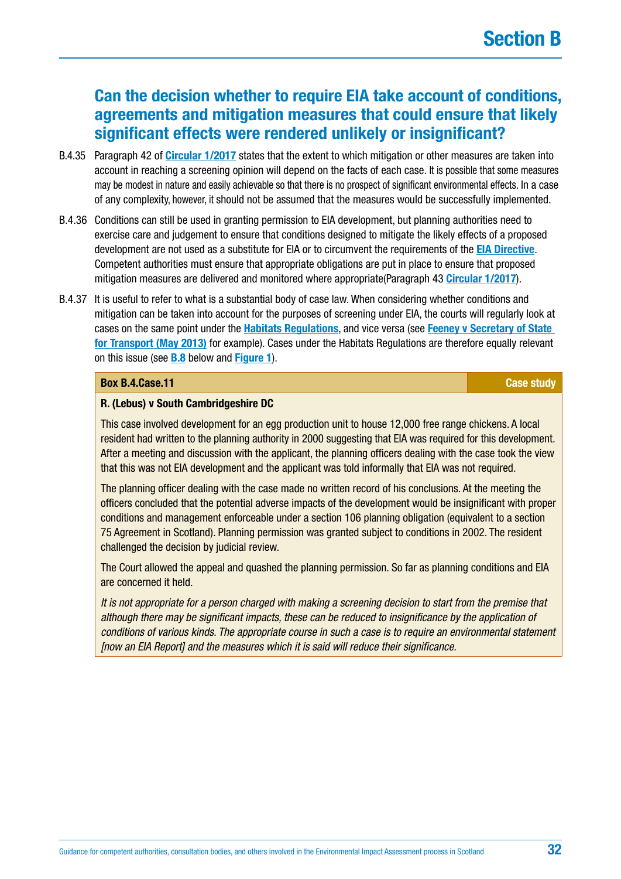## Can the decision whether to require EIA take account of conditions, agreements and mitigation measures that could ensure that likely significant effects were rendered unlikely or insignificant?

B.4.35 Paragraph 42 of **Circular 1/2017** states that the extent to which mitigation or other measures are taken into account in reaching a screening opinion will depend on the facts of each case. It is possible that some measures may be modest in nature and easily achievable so that there is no prospect of significant environmental effects. In a case of any complexity, however, it should not be assumed that the measures would be successfully implemented.

B.4.36 Conditions can still be used in granting permission to EIA development, but planning authorities need to exercise care and judgement to ensure that conditions designed to mitigate the likely effects of a proposed development are not used as a substitute for EIA or to circumvent the requirements of the **EIA Directive**. Competent authorities must ensure that appropriate obligations are put in place to ensure that proposed mitigation measures are delivered and monitored where appropriate(Paragraph 43 **Circular 1/2017**).

B.4.37 It is useful to refer to what is a substantial body of case law. When considering whether conditions and mitigation can be taken into account for the purposes of screening under EIA, the courts will regularly look at cases on the same point under the **Habitats Regulations**, and vice versa (see **Feeney v Secretary of State for Transport (May 2013)** for example). Cases under the Habitats Regulations are therefore equally relevant on this issue (see **B.8** below and **Figure 1**).

**Box B.4.Case.11** — **Case study**

**R. (Lebus) v South Cambridgeshire DC**

This case involved development for an egg production unit to house 12,000 free range chickens. A local resident had written to the planning authority in 2000 suggesting that EIA was required for this development. After a meeting and discussion with the applicant, the planning officers dealing with the case took the view that this was not EIA development and the applicant was told informally that EIA was not required.

The planning officer dealing with the case made no written record of his conclusions. At the meeting the officers concluded that the potential adverse impacts of the development would be insignificant with proper conditions and management enforceable under a section 106 planning obligation (equivalent to a section 75 Agreement in Scotland). Planning permission was granted subject to conditions in 2002. The resident challenged the decision by judicial review.

The Court allowed the appeal and quashed the planning permission. So far as planning conditions and EIA are concerned it held.

*It is not appropriate for a person charged with making a screening decision to start from the premise that although there may be significant impacts, these can be reduced to insignificance by the application of conditions of various kinds. The appropriate course in such a case is to require an environmental statement [now an EIA Report] and the measures which it is said will reduce their significance.*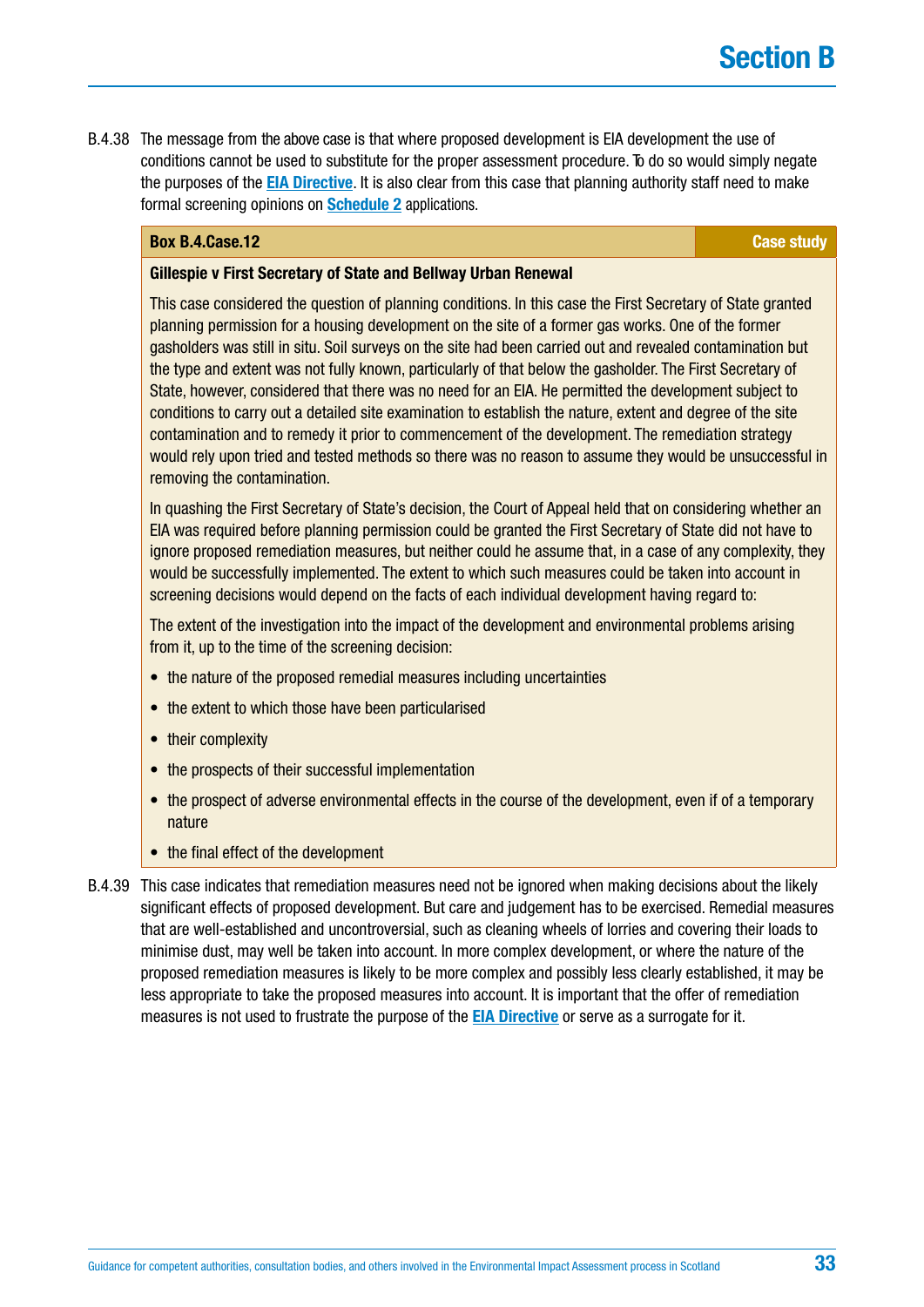B.4.38 The message from the above case is that where proposed development is EIA development the use of conditions cannot be used to substitute for the proper assessment procedure. To do so would simply negate the purposes of the **EIA Directive**. It is also clear from this case that planning authority staff need to make formal screening opinions on **Schedule 2** applications.

**Box B.4.Case.12** — **Case study**

**Gillespie v First Secretary of State and Bellway Urban Renewal**

This case considered the question of planning conditions. In this case the First Secretary of State granted planning permission for a housing development on the site of a former gas works. One of the former gasholders was still in situ. Soil surveys on the site had been carried out and revealed contamination but the type and extent was not fully known, particularly of that below the gasholder. The First Secretary of State, however, considered that there was no need for an EIA. He permitted the development subject to conditions to carry out a detailed site examination to establish the nature, extent and degree of the site contamination and to remedy it prior to commencement of the development. The remediation strategy would rely upon tried and tested methods so there was no reason to assume they would be unsuccessful in removing the contamination.

In quashing the First Secretary of State's decision, the Court of Appeal held that on considering whether an EIA was required before planning permission could be granted the First Secretary of State did not have to ignore proposed remediation measures, but neither could he assume that, in a case of any complexity, they would be successfully implemented. The extent to which such measures could be taken into account in screening decisions would depend on the facts of each individual development having regard to:

The extent of the investigation into the impact of the development and environmental problems arising from it, up to the time of the screening decision:

- the nature of the proposed remedial measures including uncertainties
- the extent to which those have been particularised
- their complexity
- the prospects of their successful implementation
- the prospect of adverse environmental effects in the course of the development, even if of a temporary nature
- the final effect of the development

B.4.39 This case indicates that remediation measures need not be ignored when making decisions about the likely significant effects of proposed development. But care and judgement has to be exercised. Remedial measures that are well-established and uncontroversial, such as cleaning wheels of lorries and covering their loads to minimise dust, may well be taken into account. In more complex development, or where the nature of the proposed remediation measures is likely to be more complex and possibly less clearly established, it may be less appropriate to take the proposed measures into account. It is important that the offer of remediation measures is not used to frustrate the purpose of the **EIA Directive** or serve as a surrogate for it.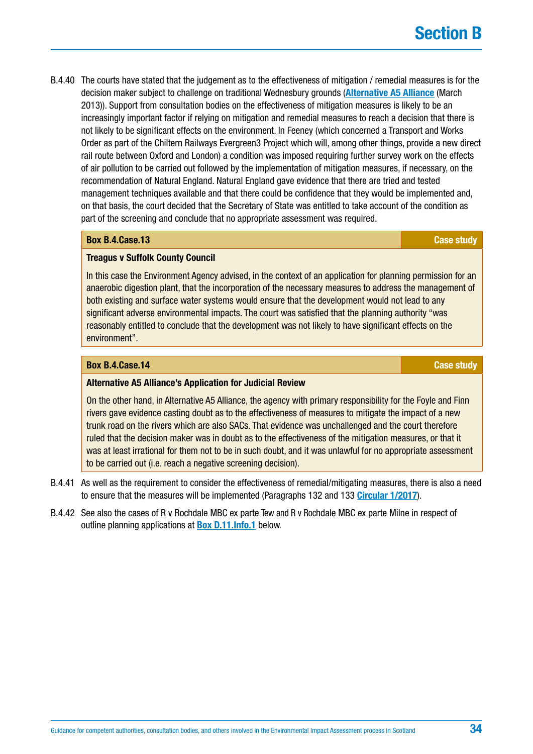B.4.40 The courts have stated that the judgement as to the effectiveness of mitigation / remedial measures is for the decision maker subject to challenge on traditional Wednesbury grounds (**Alternative A5 Alliance** (March 2013)). Support from consultation bodies on the effectiveness of mitigation measures is likely to be an increasingly important factor if relying on mitigation and remedial measures to reach a decision that there is not likely to be significant effects on the environment. In Feeney (which concerned a Transport and Works Order as part of the Chiltern Railways Evergreen3 Project which will, among other things, provide a new direct rail route between Oxford and London) a condition was imposed requiring further survey work on the effects of air pollution to be carried out followed by the implementation of mitigation measures, if necessary, on the recommendation of Natural England. Natural England gave evidence that there are tried and tested management techniques available and that there could be confidence that they would be implemented and, on that basis, the court decided that the Secretary of State was entitled to take account of the condition as part of the screening and conclude that no appropriate assessment was required.

**Box B.4.Case.13** — **Case study**

**Treagus v Suffolk County Council**

In this case the Environment Agency advised, in the context of an application for planning permission for an anaerobic digestion plant, that the incorporation of the necessary measures to address the management of both existing and surface water systems would ensure that the development would not lead to any significant adverse environmental impacts. The court was satisfied that the planning authority "was reasonably entitled to conclude that the development was not likely to have significant effects on the environment".

**Box B.4.Case.14** — **Case study**

**Alternative A5 Alliance's Application for Judicial Review**

On the other hand, in Alternative A5 Alliance, the agency with primary responsibility for the Foyle and Finn rivers gave evidence casting doubt as to the effectiveness of measures to mitigate the impact of a new trunk road on the rivers which are also SACs. That evidence was unchallenged and the court therefore ruled that the decision maker was in doubt as to the effectiveness of the mitigation measures, or that it was at least irrational for them not to be in such doubt, and it was unlawful for no appropriate assessment to be carried out (i.e. reach a negative screening decision).

B.4.41 As well as the requirement to consider the effectiveness of remedial/mitigating measures, there is also a need to ensure that the measures will be implemented (Paragraphs 132 and 133 **Circular 1/2017**).

B.4.42 See also the cases of R v Rochdale MBC ex parte Tew and R v Rochdale MBC ex parte Milne in respect of outline planning applications at **Box D.11.Info.1** below.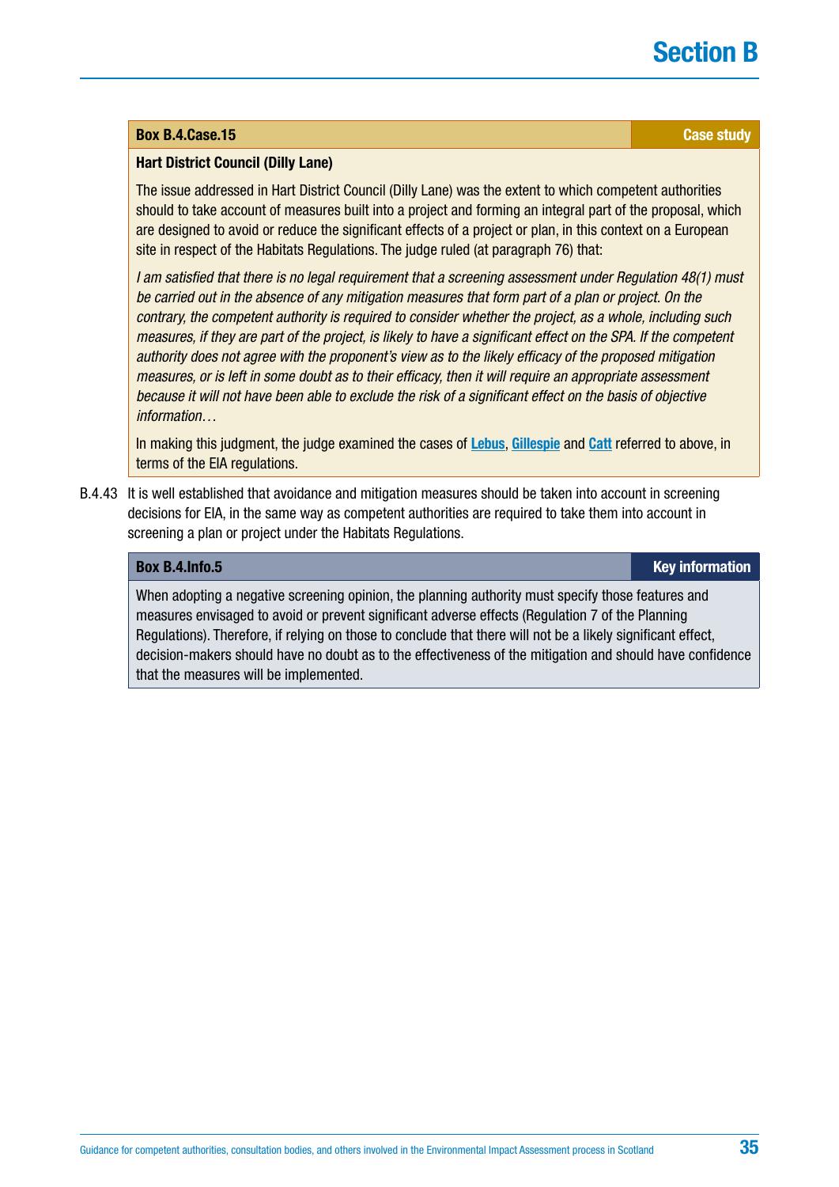**Box B.4.Case.15** — **Case study**

**Hart District Council (Dilly Lane)**

The issue addressed in Hart District Council (Dilly Lane) was the extent to which competent authorities should to take account of measures built into a project and forming an integral part of the proposal, which are designed to avoid or reduce the significant effects of a project or plan, in this context on a European site in respect of the Habitats Regulations. The judge ruled (at paragraph 76) that:

*I am satisfied that there is no legal requirement that a screening assessment under Regulation 48(1) must be carried out in the absence of any mitigation measures that form part of a plan or project. On the contrary, the competent authority is required to consider whether the project, as a whole, including such measures, if they are part of the project, is likely to have a significant effect on the SPA. If the competent authority does not agree with the proponent's view as to the likely efficacy of the proposed mitigation measures, or is left in some doubt as to their efficacy, then it will require an appropriate assessment because it will not have been able to exclude the risk of a significant effect on the basis of objective information…*

In making this judgment, the judge examined the cases of Lebus, Gillespie and Catt referred to above, in terms of the EIA regulations.

B.4.43 It is well established that avoidance and mitigation measures should be taken into account in screening decisions for EIA, in the same way as competent authorities are required to take them into account in screening a plan or project under the Habitats Regulations.

**Box B.4.Info.5** — **Key information**

When adopting a negative screening opinion, the planning authority must specify those features and measures envisaged to avoid or prevent significant adverse effects (Regulation 7 of the Planning Regulations). Therefore, if relying on those to conclude that there will not be a likely significant effect, decision-makers should have no doubt as to the effectiveness of the mitigation and should have confidence that the measures will be implemented.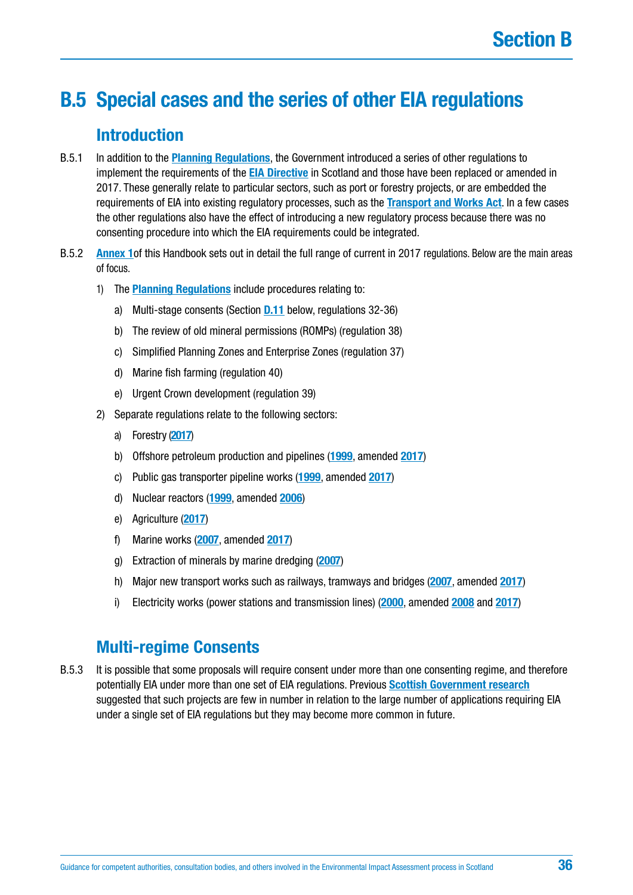# B.5 Special cases and the series of other EIA regulations

## Introduction

B.5.1 In addition to the **Planning Regulations**, the Government introduced a series of other regulations to implement the requirements of the **EIA Directive** in Scotland and those have been replaced or amended in 2017. These generally relate to particular sectors, such as port or forestry projects, or are embedded the requirements of EIA into existing regulatory processes, such as the **Transport and Works Act**. In a few cases the other regulations also have the effect of introducing a new regulatory process because there was no consenting procedure into which the EIA requirements could be integrated.

B.5.2 **Annex 1**of this Handbook sets out in detail the full range of current in 2017 regulations. Below are the main areas of focus.

1) The **Planning Regulations** include procedures relating to:
   a) Multi-stage consents (Section **D.11** below, regulations 32-36)
   b) The review of old mineral permissions (ROMPs) (regulation 38)
   c) Simplified Planning Zones and Enterprise Zones (regulation 37)
   d) Marine fish farming (regulation 40)
   e) Urgent Crown development (regulation 39)
2) Separate regulations relate to the following sectors:
   a) Forestry (**2017**)
   b) Offshore petroleum production and pipelines (**1999**, amended **2017**)
   c) Public gas transporter pipeline works (**1999**, amended **2017**)
   d) Nuclear reactors (**1999**, amended **2006**)
   e) Agriculture (**2017**)
   f) Marine works (**2007**, amended **2017**)
   g) Extraction of minerals by marine dredging (**2007**)
   h) Major new transport works such as railways, tramways and bridges (**2007**, amended **2017**)
   i) Electricity works (power stations and transmission lines) (**2000**, amended **2008** and **2017**)

## Multi-regime Consents

B.5.3 It is possible that some proposals will require consent under more than one consenting regime, and therefore potentially EIA under more than one set of EIA regulations. Previous **Scottish Government research** suggested that such projects are few in number in relation to the large number of applications requiring EIA under a single set of EIA regulations but they may become more common in future.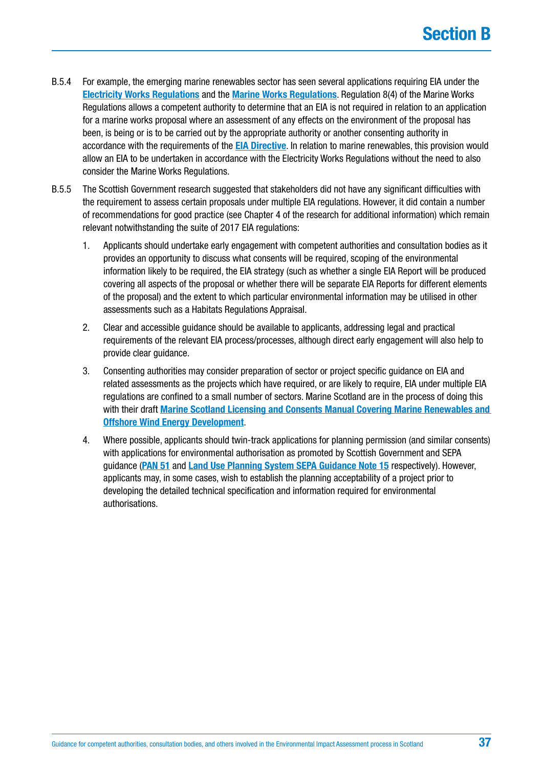B.5.4 For example, the emerging marine renewables sector has seen several applications requiring EIA under the **Electricity Works Regulations** and the **Marine Works Regulations**. Regulation 8(4) of the Marine Works Regulations allows a competent authority to determine that an EIA is not required in relation to an application for a marine works proposal where an assessment of any effects on the environment of the proposal has been, is being or is to be carried out by the appropriate authority or another consenting authority in accordance with the requirements of the **EIA Directive**. In relation to marine renewables, this provision would allow an EIA to be undertaken in accordance with the Electricity Works Regulations without the need to also consider the Marine Works Regulations.

B.5.5 The Scottish Government research suggested that stakeholders did not have any significant difficulties with the requirement to assess certain proposals under multiple EIA regulations. However, it did contain a number of recommendations for good practice (see Chapter 4 of the research for additional information) which remain relevant notwithstanding the suite of 2017 EIA regulations:

1. Applicants should undertake early engagement with competent authorities and consultation bodies as it provides an opportunity to discuss what consents will be required, scoping of the environmental information likely to be required, the EIA strategy (such as whether a single EIA Report will be produced covering all aspects of the proposal or whether there will be separate EIA Reports for different elements of the proposal) and the extent to which particular environmental information may be utilised in other assessments such as a Habitats Regulations Appraisal.

2. Clear and accessible guidance should be available to applicants, addressing legal and practical requirements of the relevant EIA process/processes, although direct early engagement will also help to provide clear guidance.

3. Consenting authorities may consider preparation of sector or project specific guidance on EIA and related assessments as the projects which have required, or are likely to require, EIA under multiple EIA regulations are confined to a small number of sectors. Marine Scotland are in the process of doing this with their draft **Marine Scotland Licensing and Consents Manual Covering Marine Renewables and Offshore Wind Energy Development**.

4. Where possible, applicants should twin-track applications for planning permission (and similar consents) with applications for environmental authorisation as promoted by Scottish Government and SEPA guidance (**PAN 51** and **Land Use Planning System SEPA Guidance Note 15** respectively). However, applicants may, in some cases, wish to establish the planning acceptability of a project prior to developing the detailed technical specification and information required for environmental authorisations.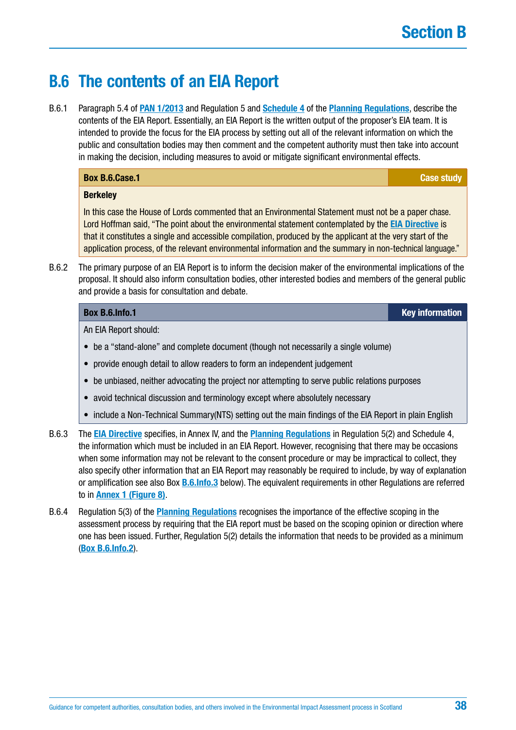## B.6 The contents of an EIA Report

B.6.1 Paragraph 5.4 of **PAN 1/2013** and Regulation 5 and **Schedule 4** of the **Planning Regulations**, describe the contents of the EIA Report. Essentially, an EIA Report is the written output of the proposer's EIA team. It is intended to provide the focus for the EIA process by setting out all of the relevant information on which the public and consultation bodies may then comment and the competent authority must then take into account in making the decision, including measures to avoid or mitigate significant environmental effects.

> **Box B.6.Case.1** — **Case study**
>
> **Berkeley**
>
> In this case the House of Lords commented that an Environmental Statement must not be a paper chase. Lord Hoffman said, "The point about the environmental statement contemplated by the **EIA Directive** is that it constitutes a single and accessible compilation, produced by the applicant at the very start of the application process, of the relevant environmental information and the summary in non-technical language."

B.6.2 The primary purpose of an EIA Report is to inform the decision maker of the environmental implications of the proposal. It should also inform consultation bodies, other interested bodies and members of the general public and provide a basis for consultation and debate.

> **Box B.6.Info.1** — **Key information**
>
> An EIA Report should:
>
> - be a "stand-alone" and complete document (though not necessarily a single volume)
> - provide enough detail to allow readers to form an independent judgement
> - be unbiased, neither advocating the project nor attempting to serve public relations purposes
> - avoid technical discussion and terminology except where absolutely necessary
> - include a Non-Technical Summary(NTS) setting out the main findings of the EIA Report in plain English

B.6.3 The **EIA Directive** specifies, in Annex IV, and the **Planning Regulations** in Regulation 5(2) and Schedule 4, the information which must be included in an EIA Report. However, recognising that there may be occasions when some information may not be relevant to the consent procedure or may be impractical to collect, they also specify other information that an EIA Report may reasonably be required to include, by way of explanation or amplification see also Box **B.6.Info.3** below). The equivalent requirements in other Regulations are referred to in **Annex 1 (Figure 8)**.

B.6.4 Regulation 5(3) of the **Planning Regulations** recognises the importance of the effective scoping in the assessment process by requiring that the EIA report must be based on the scoping opinion or direction where one has been issued. Further, Regulation 5(2) details the information that needs to be provided as a minimum (**Box B.6.Info.2**).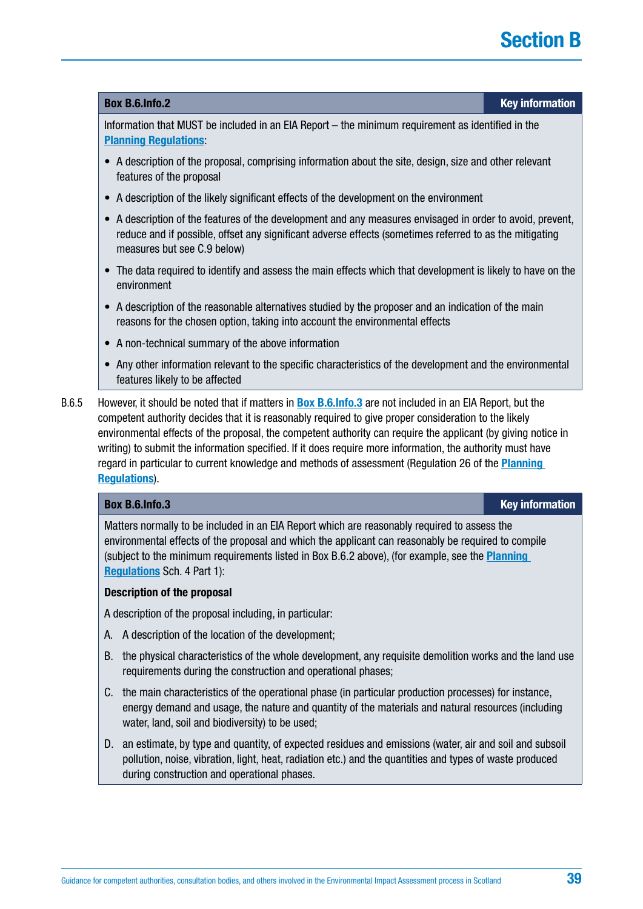**Box B.6.Info.2** — **Key information**

Information that MUST be included in an EIA Report – the minimum requirement as identified in the Planning Regulations:

- A description of the proposal, comprising information about the site, design, size and other relevant features of the proposal
- A description of the likely significant effects of the development on the environment
- A description of the features of the development and any measures envisaged in order to avoid, prevent, reduce and if possible, offset any significant adverse effects (sometimes referred to as the mitigating measures but see C.9 below)
- The data required to identify and assess the main effects which that development is likely to have on the environment
- A description of the reasonable alternatives studied by the proposer and an indication of the main reasons for the chosen option, taking into account the environmental effects
- A non-technical summary of the above information
- Any other information relevant to the specific characteristics of the development and the environmental features likely to be affected

B.6.5 However, it should be noted that if matters in Box B.6.Info.3 are not included in an EIA Report, but the competent authority decides that it is reasonably required to give proper consideration to the likely environmental effects of the proposal, the competent authority can require the applicant (by giving notice in writing) to submit the information specified. If it does require more information, the authority must have regard in particular to current knowledge and methods of assessment (Regulation 26 of the Planning Regulations).

**Box B.6.Info.3** — **Key information**

Matters normally to be included in an EIA Report which are reasonably required to assess the environmental effects of the proposal and which the applicant can reasonably be required to compile (subject to the minimum requirements listed in Box B.6.2 above), (for example, see the Planning Regulations Sch. 4 Part 1):

**Description of the proposal**

A description of the proposal including, in particular:

A. A description of the location of the development;

B. the physical characteristics of the whole development, any requisite demolition works and the land use requirements during the construction and operational phases;

C. the main characteristics of the operational phase (in particular production processes) for instance, energy demand and usage, the nature and quantity of the materials and natural resources (including water, land, soil and biodiversity) to be used;

D. an estimate, by type and quantity, of expected residues and emissions (water, air and soil and subsoil pollution, noise, vibration, light, heat, radiation etc.) and the quantities and types of waste produced during construction and operational phases.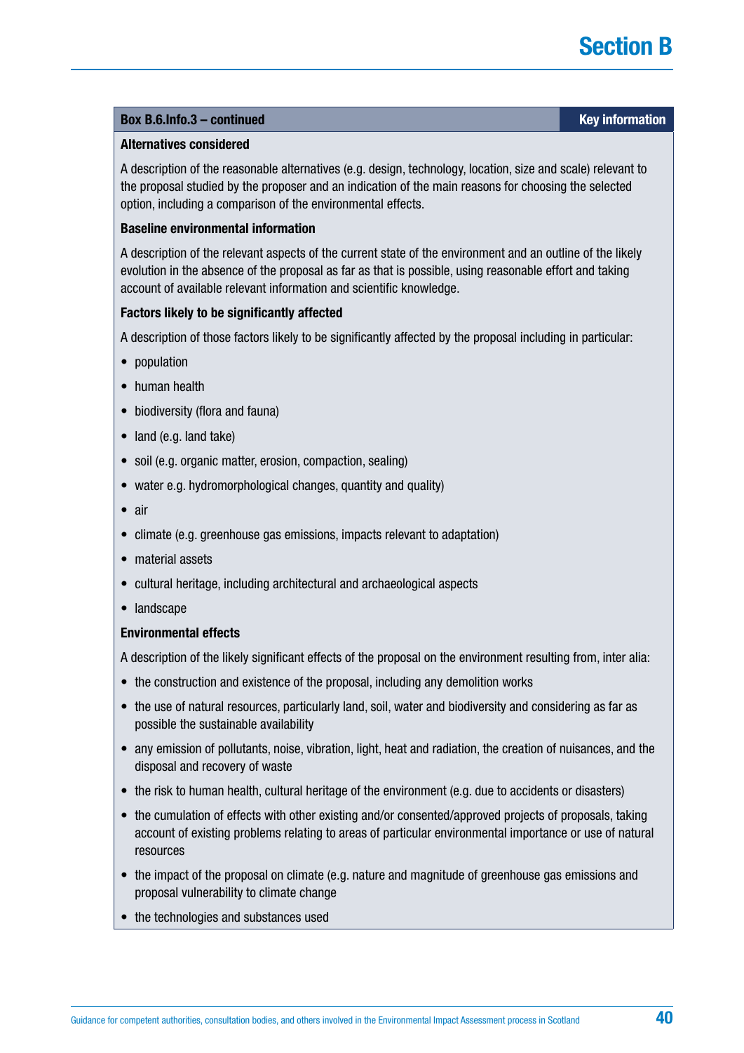**Box B.6.Info.3 – continued** | **Key information**

**Alternatives considered**

A description of the reasonable alternatives (e.g. design, technology, location, size and scale) relevant to the proposal studied by the proposer and an indication of the main reasons for choosing the selected option, including a comparison of the environmental effects.

**Baseline environmental information**

A description of the relevant aspects of the current state of the environment and an outline of the likely evolution in the absence of the proposal as far as that is possible, using reasonable effort and taking account of available relevant information and scientific knowledge.

**Factors likely to be significantly affected**

A description of those factors likely to be significantly affected by the proposal including in particular:

- population
- human health
- biodiversity (flora and fauna)
- land (e.g. land take)
- soil (e.g. organic matter, erosion, compaction, sealing)
- water e.g. hydromorphological changes, quantity and quality)
- air
- climate (e.g. greenhouse gas emissions, impacts relevant to adaptation)
- material assets
- cultural heritage, including architectural and archaeological aspects
- landscape

**Environmental effects**

A description of the likely significant effects of the proposal on the environment resulting from, inter alia:

- the construction and existence of the proposal, including any demolition works
- the use of natural resources, particularly land, soil, water and biodiversity and considering as far as possible the sustainable availability
- any emission of pollutants, noise, vibration, light, heat and radiation, the creation of nuisances, and the disposal and recovery of waste
- the risk to human health, cultural heritage of the environment (e.g. due to accidents or disasters)
- the cumulation of effects with other existing and/or consented/approved projects of proposals, taking account of existing problems relating to areas of particular environmental importance or use of natural resources
- the impact of the proposal on climate (e.g. nature and magnitude of greenhouse gas emissions and proposal vulnerability to climate change
- the technologies and substances used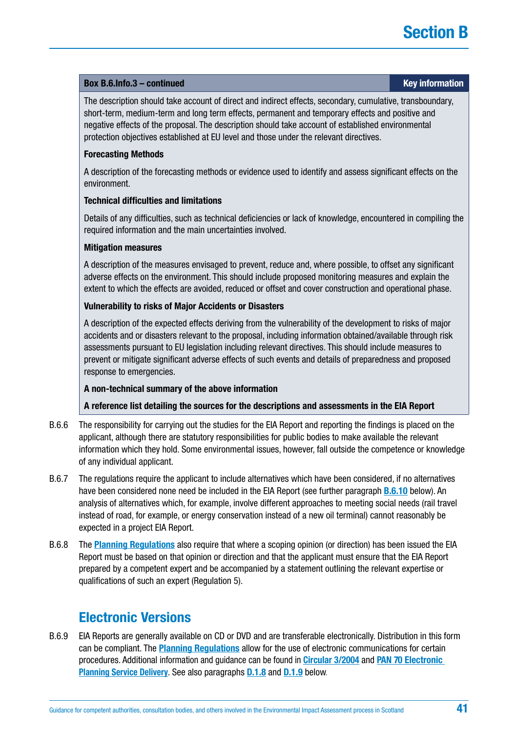**Box B.6.Info.3 – continued** | **Key information**

The description should take account of direct and indirect effects, secondary, cumulative, transboundary, short-term, medium-term and long term effects, permanent and temporary effects and positive and negative effects of the proposal. The description should take account of established environmental protection objectives established at EU level and those under the relevant directives.

**Forecasting Methods**

A description of the forecasting methods or evidence used to identify and assess significant effects on the environment.

**Technical difficulties and limitations**

Details of any difficulties, such as technical deficiencies or lack of knowledge, encountered in compiling the required information and the main uncertainties involved.

**Mitigation measures**

A description of the measures envisaged to prevent, reduce and, where possible, to offset any significant adverse effects on the environment. This should include proposed monitoring measures and explain the extent to which the effects are avoided, reduced or offset and cover construction and operational phase.

**Vulnerability to risks of Major Accidents or Disasters**

A description of the expected effects deriving from the vulnerability of the development to risks of major accidents and or disasters relevant to the proposal, including information obtained/available through risk assessments pursuant to EU legislation including relevant directives. This should include measures to prevent or mitigate significant adverse effects of such events and details of preparedness and proposed response to emergencies.

**A non-technical summary of the above information**

**A reference list detailing the sources for the descriptions and assessments in the EIA Report**

B.6.6 The responsibility for carrying out the studies for the EIA Report and reporting the findings is placed on the applicant, although there are statutory responsibilities for public bodies to make available the relevant information which they hold. Some environmental issues, however, fall outside the competence or knowledge of any individual applicant.

B.6.7 The regulations require the applicant to include alternatives which have been considered, if no alternatives have been considered none need be included in the EIA Report (see further paragraph B.6.10 below). An analysis of alternatives which, for example, involve different approaches to meeting social needs (rail travel instead of road, for example, or energy conservation instead of a new oil terminal) cannot reasonably be expected in a project EIA Report.

B.6.8 The Planning Regulations also require that where a scoping opinion (or direction) has been issued the EIA Report must be based on that opinion or direction and that the applicant must ensure that the EIA Report prepared by a competent expert and be accompanied by a statement outlining the relevant expertise or qualifications of such an expert (Regulation 5).

## Electronic Versions

B.6.9 EIA Reports are generally available on CD or DVD and are transferable electronically. Distribution in this form can be compliant. The Planning Regulations allow for the use of electronic communications for certain procedures. Additional information and guidance can be found in Circular 3/2004 and PAN 70 Electronic Planning Service Delivery. See also paragraphs D.1.8 and D.1.9 below.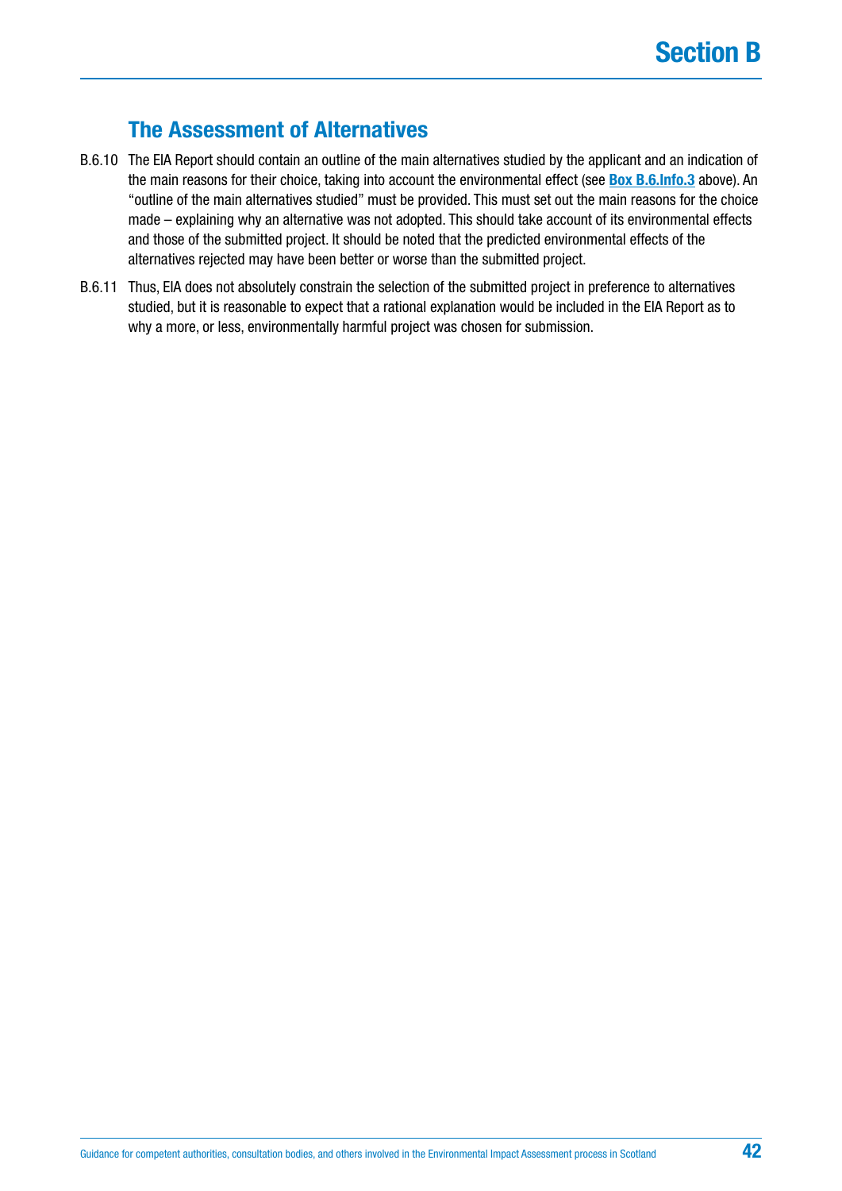## The Assessment of Alternatives

B.6.10 The EIA Report should contain an outline of the main alternatives studied by the applicant and an indication of the main reasons for their choice, taking into account the environmental effect (see **Box B.6.Info.3** above). An "outline of the main alternatives studied" must be provided. This must set out the main reasons for the choice made – explaining why an alternative was not adopted. This should take account of its environmental effects and those of the submitted project. It should be noted that the predicted environmental effects of the alternatives rejected may have been better or worse than the submitted project.

B.6.11 Thus, EIA does not absolutely constrain the selection of the submitted project in preference to alternatives studied, but it is reasonable to expect that a rational explanation would be included in the EIA Report as to why a more, or less, environmentally harmful project was chosen for submission.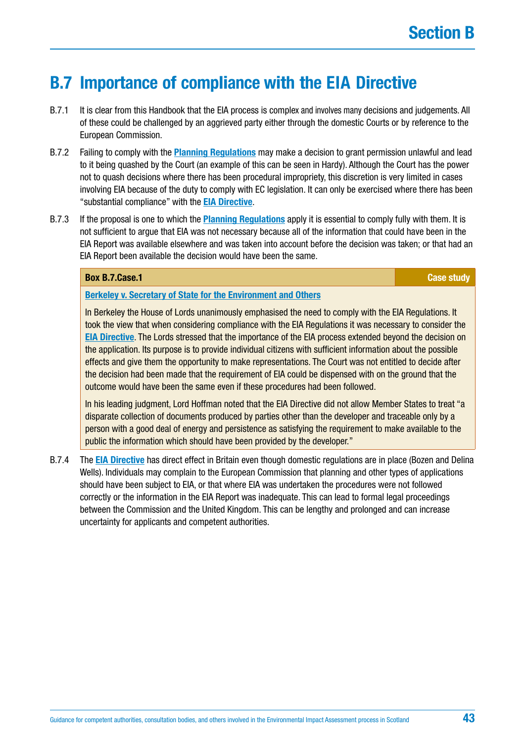## B.7 Importance of compliance with the EIA Directive

B.7.1 It is clear from this Handbook that the EIA process is complex and involves many decisions and judgements. All of these could be challenged by an aggrieved party either through the domestic Courts or by reference to the European Commission.

B.7.2 Failing to comply with the **Planning Regulations** may make a decision to grant permission unlawful and lead to it being quashed by the Court (an example of this can be seen in Hardy). Although the Court has the power not to quash decisions where there has been procedural impropriety, this discretion is very limited in cases involving EIA because of the duty to comply with EC legislation. It can only be exercised where there has been "substantial compliance" with the **EIA Directive**.

B.7.3 If the proposal is one to which the **Planning Regulations** apply it is essential to comply fully with them. It is not sufficient to argue that EIA was not necessary because all of the information that could have been in the EIA Report was available elsewhere and was taken into account before the decision was taken; or that had an EIA Report been available the decision would have been the same.

**Box B.7.Case.1** — **Case study**

**Berkeley v. Secretary of State for the Environment and Others**

In Berkeley the House of Lords unanimously emphasised the need to comply with the EIA Regulations. It took the view that when considering compliance with the EIA Regulations it was necessary to consider the **EIA Directive**. The Lords stressed that the importance of the EIA process extended beyond the decision on the application. Its purpose is to provide individual citizens with sufficient information about the possible effects and give them the opportunity to make representations. The Court was not entitled to decide after the decision had been made that the requirement of EIA could be dispensed with on the ground that the outcome would have been the same even if these procedures had been followed.

In his leading judgment, Lord Hoffman noted that the EIA Directive did not allow Member States to treat "a disparate collection of documents produced by parties other than the developer and traceable only by a person with a good deal of energy and persistence as satisfying the requirement to make available to the public the information which should have been provided by the developer."

B.7.4 The **EIA Directive** has direct effect in Britain even though domestic regulations are in place (Bozen and Delina Wells). Individuals may complain to the European Commission that planning and other types of applications should have been subject to EIA, or that where EIA was undertaken the procedures were not followed correctly or the information in the EIA Report was inadequate. This can lead to formal legal proceedings between the Commission and the United Kingdom. This can be lengthy and prolonged and can increase uncertainty for applicants and competent authorities.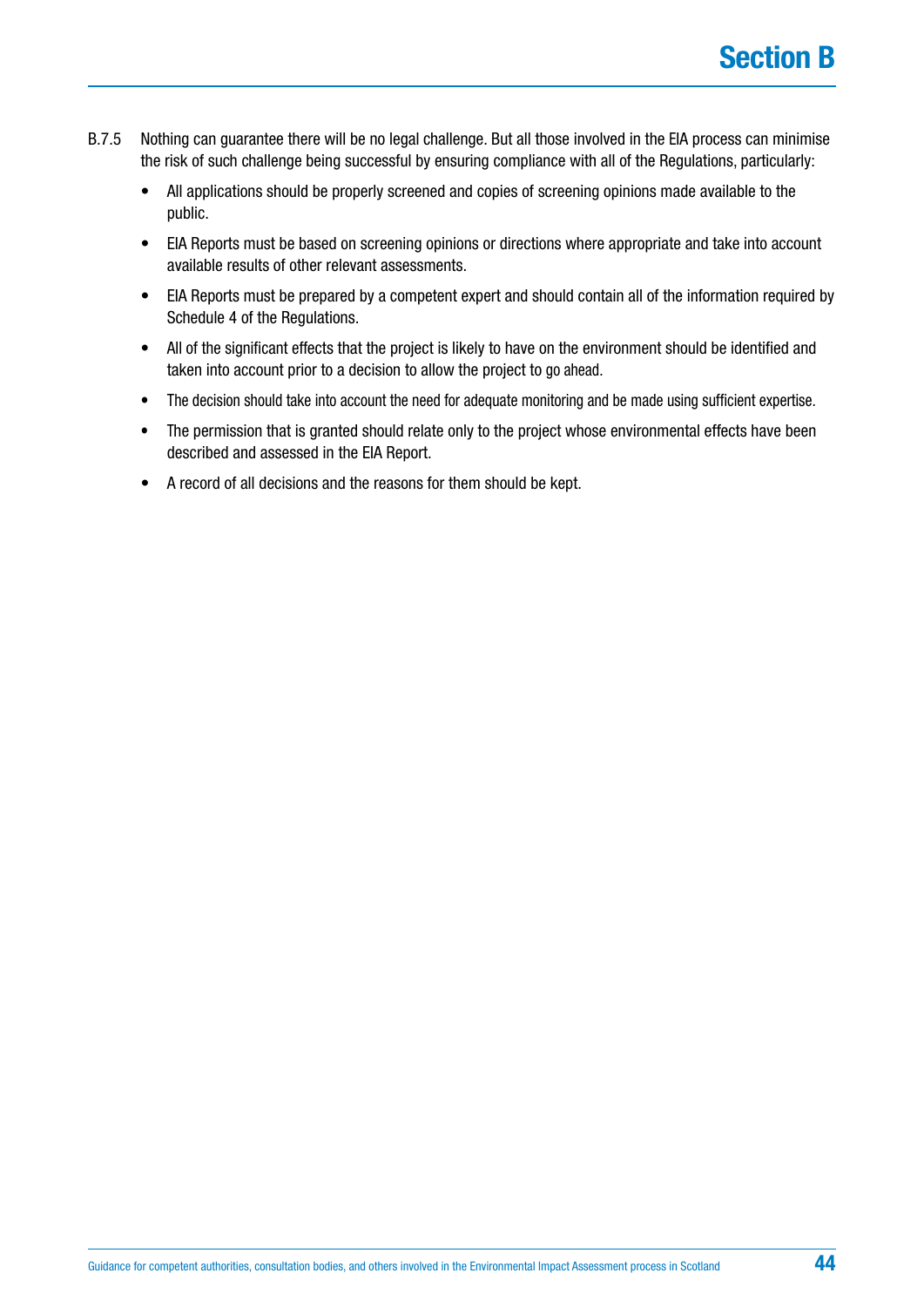B.7.5 Nothing can guarantee there will be no legal challenge. But all those involved in the EIA process can minimise the risk of such challenge being successful by ensuring compliance with all of the Regulations, particularly:

- All applications should be properly screened and copies of screening opinions made available to the public.
- EIA Reports must be based on screening opinions or directions where appropriate and take into account available results of other relevant assessments.
- EIA Reports must be prepared by a competent expert and should contain all of the information required by Schedule 4 of the Regulations.
- All of the significant effects that the project is likely to have on the environment should be identified and taken into account prior to a decision to allow the project to go ahead.
- The decision should take into account the need for adequate monitoring and be made using sufficient expertise.
- The permission that is granted should relate only to the project whose environmental effects have been described and assessed in the EIA Report.
- A record of all decisions and the reasons for them should be kept.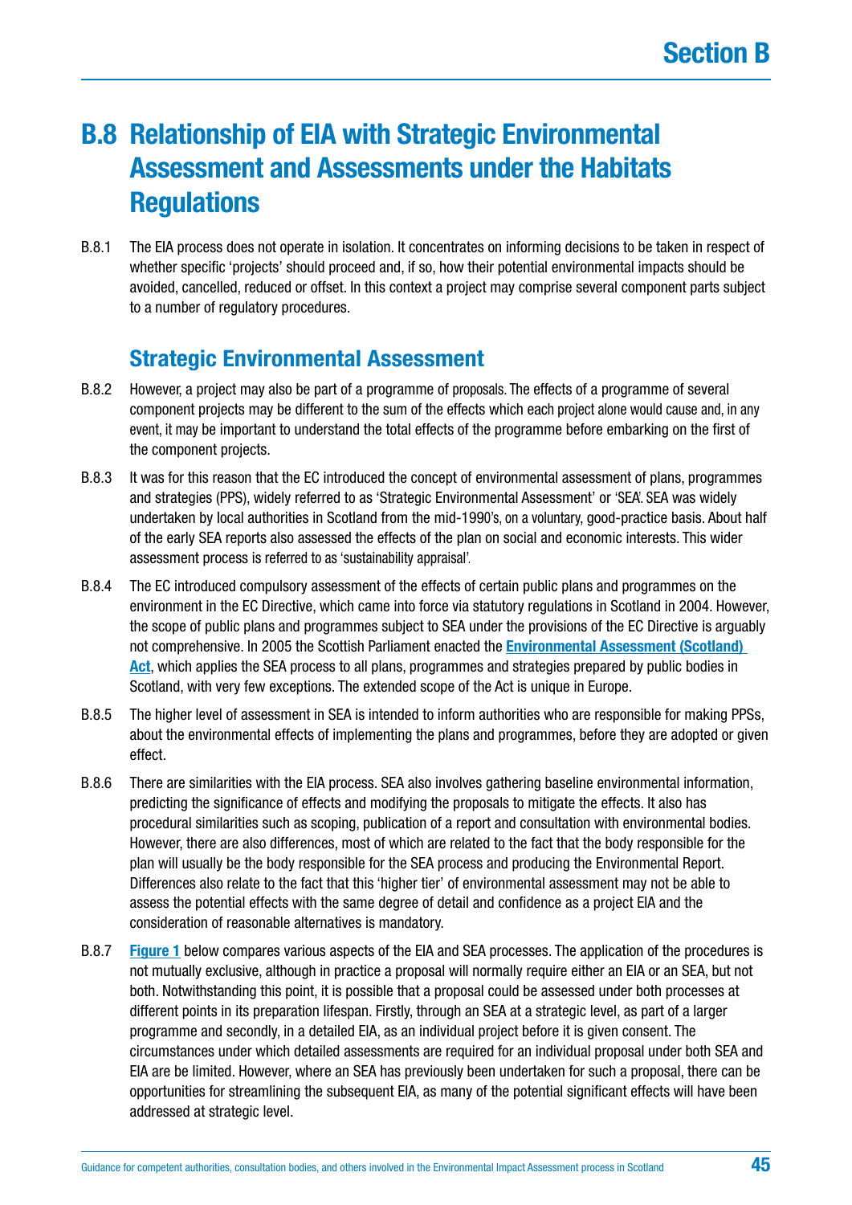# B.8 Relationship of EIA with Strategic Environmental Assessment and Assessments under the Habitats Regulations

B.8.1 The EIA process does not operate in isolation. It concentrates on informing decisions to be taken in respect of whether specific 'projects' should proceed and, if so, how their potential environmental impacts should be avoided, cancelled, reduced or offset. In this context a project may comprise several component parts subject to a number of regulatory procedures.

## Strategic Environmental Assessment

B.8.2 However, a project may also be part of a programme of proposals. The effects of a programme of several component projects may be different to the sum of the effects which each project alone would cause and, in any event, it may be important to understand the total effects of the programme before embarking on the first of the component projects.

B.8.3 It was for this reason that the EC introduced the concept of environmental assessment of plans, programmes and strategies (PPS), widely referred to as 'Strategic Environmental Assessment' or 'SEA'. SEA was widely undertaken by local authorities in Scotland from the mid-1990's, on a voluntary, good-practice basis. About half of the early SEA reports also assessed the effects of the plan on social and economic interests. This wider assessment process is referred to as 'sustainability appraisal'.

B.8.4 The EC introduced compulsory assessment of the effects of certain public plans and programmes on the environment in the EC Directive, which came into force via statutory regulations in Scotland in 2004. However, the scope of public plans and programmes subject to SEA under the provisions of the EC Directive is arguably not comprehensive. In 2005 the Scottish Parliament enacted the **Environmental Assessment (Scotland) Act**, which applies the SEA process to all plans, programmes and strategies prepared by public bodies in Scotland, with very few exceptions. The extended scope of the Act is unique in Europe.

B.8.5 The higher level of assessment in SEA is intended to inform authorities who are responsible for making PPSs, about the environmental effects of implementing the plans and programmes, before they are adopted or given effect.

B.8.6 There are similarities with the EIA process. SEA also involves gathering baseline environmental information, predicting the significance of effects and modifying the proposals to mitigate the effects. It also has procedural similarities such as scoping, publication of a report and consultation with environmental bodies. However, there are also differences, most of which are related to the fact that the body responsible for the plan will usually be the body responsible for the SEA process and producing the Environmental Report. Differences also relate to the fact that this 'higher tier' of environmental assessment may not be able to assess the potential effects with the same degree of detail and confidence as a project EIA and the consideration of reasonable alternatives is mandatory.

B.8.7 **Figure 1** below compares various aspects of the EIA and SEA processes. The application of the procedures is not mutually exclusive, although in practice a proposal will normally require either an EIA or an SEA, but not both. Notwithstanding this point, it is possible that a proposal could be assessed under both processes at different points in its preparation lifespan. Firstly, through an SEA at a strategic level, as part of a larger programme and secondly, in a detailed EIA, as an individual project before it is given consent. The circumstances under which detailed assessments are required for an individual proposal under both SEA and EIA are be limited. However, where an SEA has previously been undertaken for such a proposal, there can be opportunities for streamlining the subsequent EIA, as many of the potential significant effects will have been addressed at strategic level.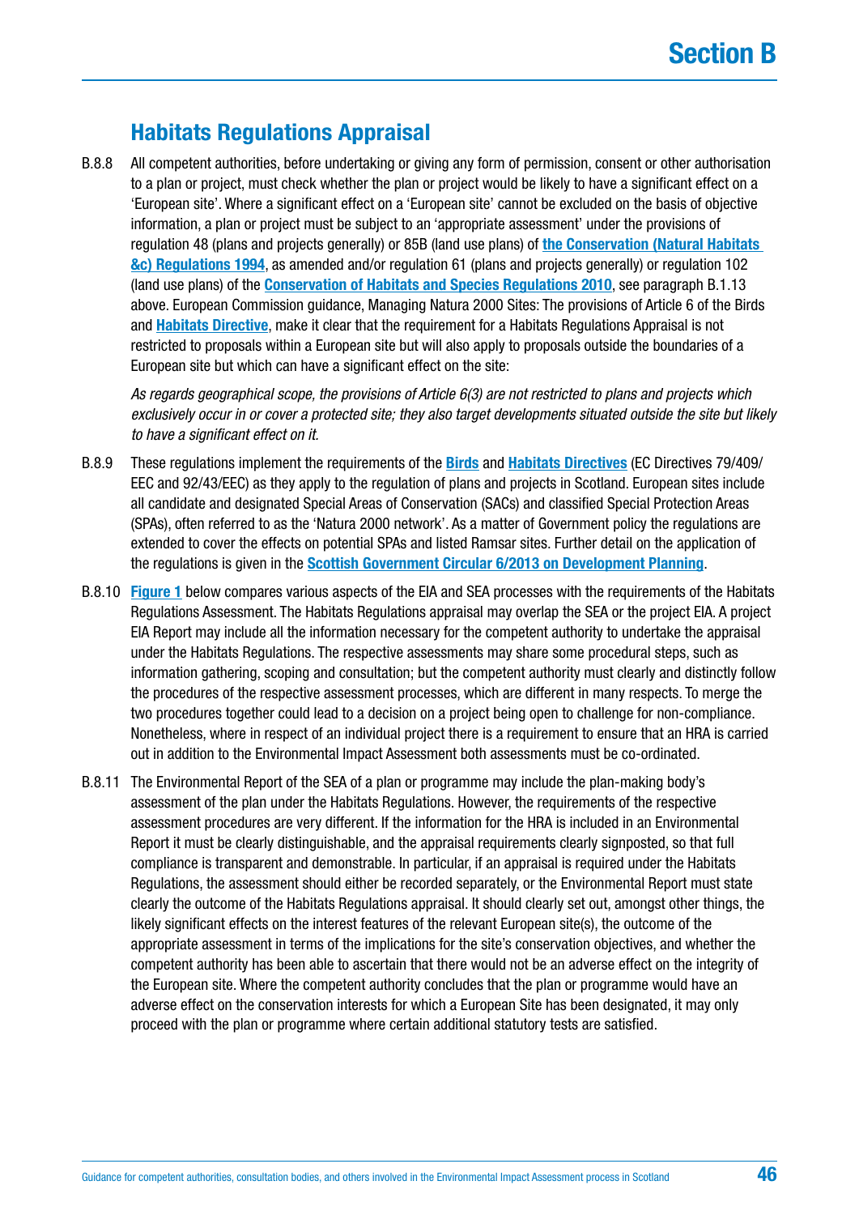## Habitats Regulations Appraisal

B.8.8 All competent authorities, before undertaking or giving any form of permission, consent or other authorisation to a plan or project, must check whether the plan or project would be likely to have a significant effect on a 'European site'. Where a significant effect on a 'European site' cannot be excluded on the basis of objective information, a plan or project must be subject to an 'appropriate assessment' under the provisions of regulation 48 (plans and projects generally) or 85B (land use plans) of **the Conservation (Natural Habitats &c) Regulations 1994**, as amended and/or regulation 61 (plans and projects generally) or regulation 102 (land use plans) of the **Conservation of Habitats and Species Regulations 2010**, see paragraph B.1.13 above. European Commission guidance, Managing Natura 2000 Sites: The provisions of Article 6 of the Birds and **Habitats Directive**, make it clear that the requirement for a Habitats Regulations Appraisal is not restricted to proposals within a European site but will also apply to proposals outside the boundaries of a European site but which can have a significant effect on the site:

*As regards geographical scope, the provisions of Article 6(3) are not restricted to plans and projects which exclusively occur in or cover a protected site; they also target developments situated outside the site but likely to have a significant effect on it.*

B.8.9 These regulations implement the requirements of the **Birds** and **Habitats Directives** (EC Directives 79/409/EEC and 92/43/EEC) as they apply to the regulation of plans and projects in Scotland. European sites include all candidate and designated Special Areas of Conservation (SACs) and classified Special Protection Areas (SPAs), often referred to as the 'Natura 2000 network'. As a matter of Government policy the regulations are extended to cover the effects on potential SPAs and listed Ramsar sites. Further detail on the application of the regulations is given in the **Scottish Government Circular 6/2013 on Development Planning**.

B.8.10 **Figure 1** below compares various aspects of the EIA and SEA processes with the requirements of the Habitats Regulations Assessment. The Habitats Regulations appraisal may overlap the SEA or the project EIA. A project EIA Report may include all the information necessary for the competent authority to undertake the appraisal under the Habitats Regulations. The respective assessments may share some procedural steps, such as information gathering, scoping and consultation; but the competent authority must clearly and distinctly follow the procedures of the respective assessment processes, which are different in many respects. To merge the two procedures together could lead to a decision on a project being open to challenge for non-compliance. Nonetheless, where in respect of an individual project there is a requirement to ensure that an HRA is carried out in addition to the Environmental Impact Assessment both assessments must be co-ordinated.

B.8.11 The Environmental Report of the SEA of a plan or programme may include the plan-making body's assessment of the plan under the Habitats Regulations. However, the requirements of the respective assessment procedures are very different. If the information for the HRA is included in an Environmental Report it must be clearly distinguishable, and the appraisal requirements clearly signposted, so that full compliance is transparent and demonstrable. In particular, if an appraisal is required under the Habitats Regulations, the assessment should either be recorded separately, or the Environmental Report must state clearly the outcome of the Habitats Regulations appraisal. It should clearly set out, amongst other things, the likely significant effects on the interest features of the relevant European site(s), the outcome of the appropriate assessment in terms of the implications for the site's conservation objectives, and whether the competent authority has been able to ascertain that there would not be an adverse effect on the integrity of the European site. Where the competent authority concludes that the plan or programme would have an adverse effect on the conservation interests for which a European Site has been designated, it may only proceed with the plan or programme where certain additional statutory tests are satisfied.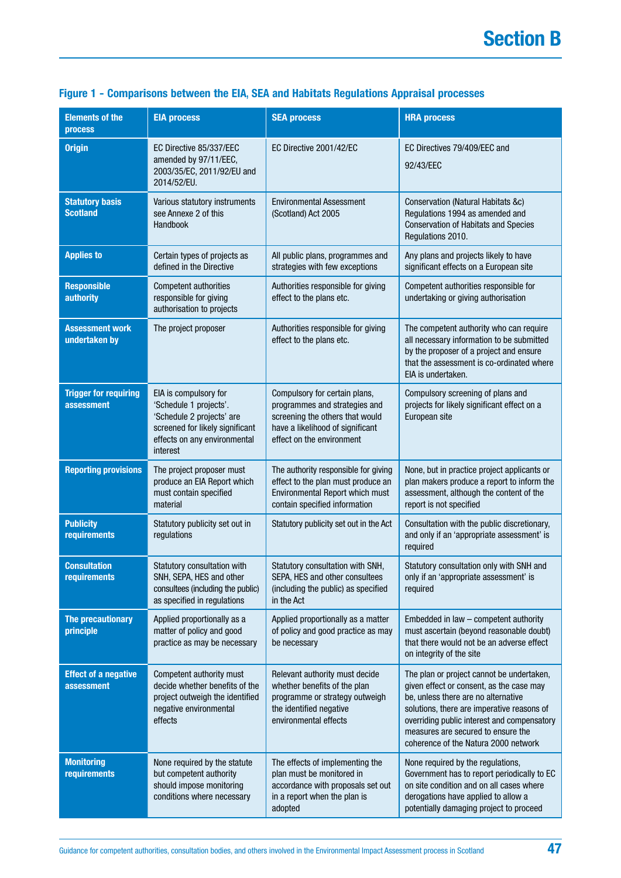## Section B

### Figure 1 - Comparisons between the EIA, SEA and Habitats Regulations Appraisal processes

| Elements of the process | EIA process | SEA process | HRA process |
| --- | --- | --- | --- |
| **Origin** | EC Directive 85/337/EEC amended by 97/11/EEC, 2003/35/EC, 2011/92/EU and 2014/52/EU. | EC Directive 2001/42/EC | EC Directives 79/409/EEC and 92/43/EEC |
| **Statutory basis Scotland** | Various statutory instruments see Annexe 2 of this Handbook | Environmental Assessment (Scotland) Act 2005 | Conservation (Natural Habitats &c) Regulations 1994 as amended and Conservation of Habitats and Species Regulations 2010. |
| **Applies to** | Certain types of projects as defined in the Directive | All public plans, programmes and strategies with few exceptions | Any plans and projects likely to have significant effects on a European site |
| **Responsible authority** | Competent authorities responsible for giving authorisation to projects | Authorities responsible for giving effect to the plans etc. | Competent authorities responsible for undertaking or giving authorisation |
| **Assessment work undertaken by** | The project proposer | Authorities responsible for giving effect to the plans etc. | The competent authority who can require all necessary information to be submitted by the proposer of a project and ensure that the assessment is co-ordinated where EIA is undertaken. |
| **Trigger for requiring assessment** | EIA is compulsory for 'Schedule 1 projects'. 'Schedule 2 projects' are screened for likely significant effects on any environmental interest | Compulsory for certain plans, programmes and strategies and screening the others that would have a likelihood of significant effect on the environment | Compulsory screening of plans and projects for likely significant effect on a European site |
| **Reporting provisions** | The project proposer must produce an EIA Report which must contain specified material | The authority responsible for giving effect to the plan must produce an Environmental Report which must contain specified information | None, but in practice project applicants or plan makers produce a report to inform the assessment, although the content of the report is not specified |
| **Publicity requirements** | Statutory publicity set out in regulations | Statutory publicity set out in the Act | Consultation with the public discretionary, and only if an 'appropriate assessment' is required |
| **Consultation requirements** | Statutory consultation with SNH, SEPA, HES and other consultees (including the public) as specified in regulations | Statutory consultation with SNH, SEPA, HES and other consultees (including the public) as specified in the Act | Statutory consultation only with SNH and only if an 'appropriate assessment' is required |
| **The precautionary principle** | Applied proportionally as a matter of policy and good practice as may be necessary | Applied proportionally as a matter of policy and good practice as may be necessary | Embedded in law – competent authority must ascertain (beyond reasonable doubt) that there would not be an adverse effect on integrity of the site |
| **Effect of a negative assessment** | Competent authority must decide whether benefits of the project outweigh the identified negative environmental effects | Relevant authority must decide whether benefits of the plan programme or strategy outweigh the identified negative environmental effects | The plan or project cannot be undertaken, given effect or consent, as the case may be, unless there are no alternative solutions, there are imperative reasons of overriding public interest and compensatory measures are secured to ensure the coherence of the Natura 2000 network |
| **Monitoring requirements** | None required by the statute but competent authority should impose monitoring conditions where necessary | The effects of implementing the plan must be monitored in accordance with proposals set out in a report when the plan is adopted | None required by the regulations, Government has to report periodically to EC on site condition and on all cases where derogations have applied to allow a potentially damaging project to proceed |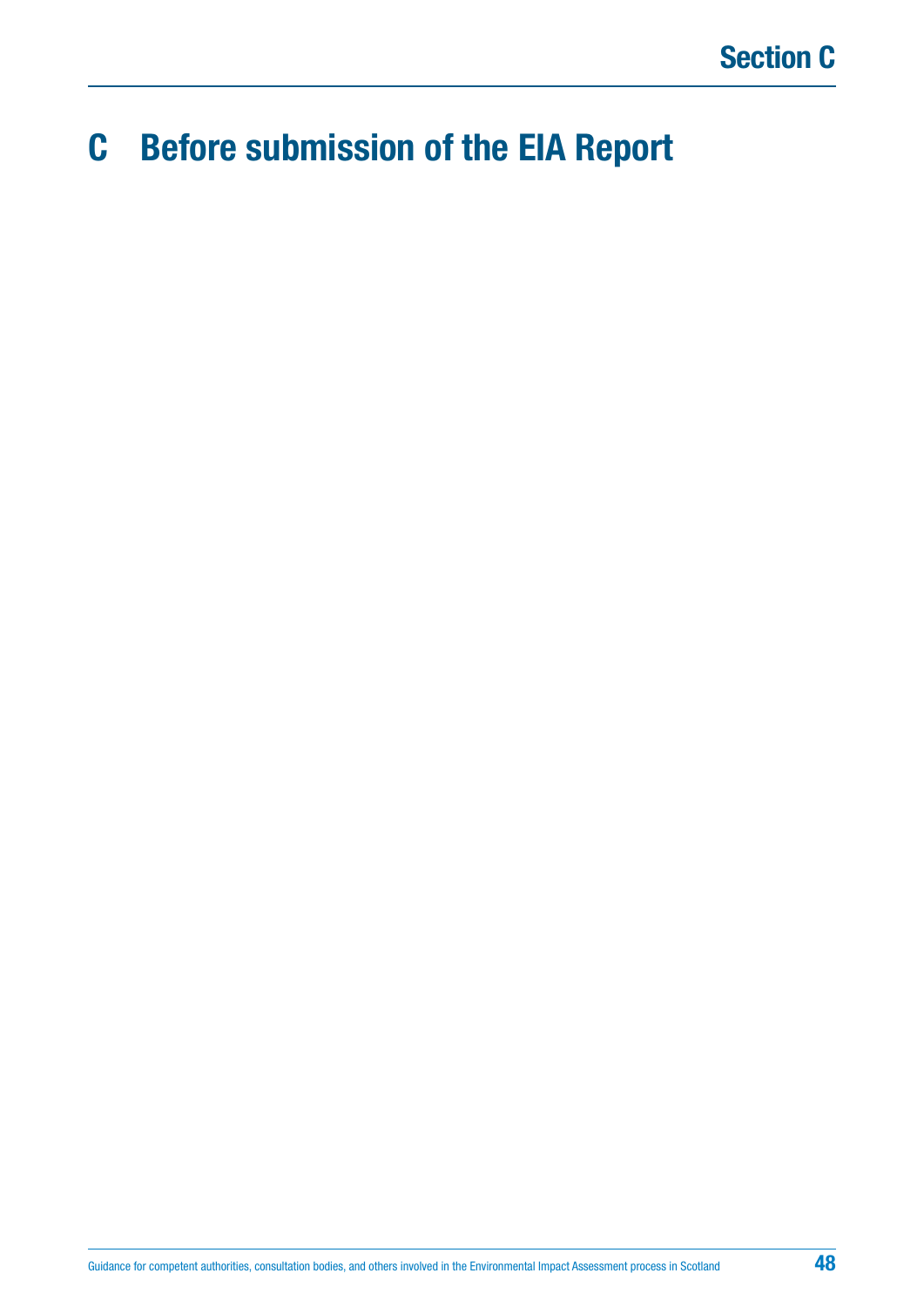# C Before submission of the EIA Report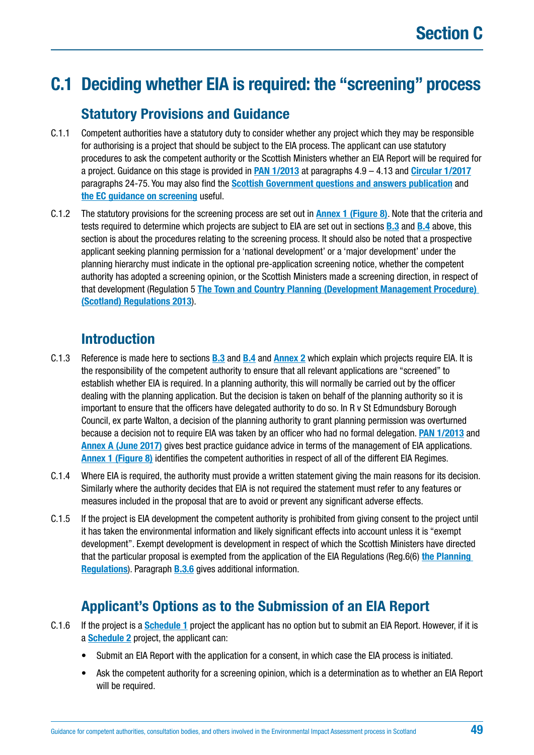# Section C

## C.1 Deciding whether EIA is required: the "screening" process

### Statutory Provisions and Guidance

C.1.1 Competent authorities have a statutory duty to consider whether any project which they may be responsible for authorising is a project that should be subject to the EIA process. The applicant can use statutory procedures to ask the competent authority or the Scottish Ministers whether an EIA Report will be required for a project. Guidance on this stage is provided in **PAN 1/2013** at paragraphs 4.9 – 4.13 and **Circular 1/2017** paragraphs 24-75. You may also find the **Scottish Government questions and answers publication** and **the EC guidance on screening** useful.

C.1.2 The statutory provisions for the screening process are set out in **Annex 1 (Figure 8)**. Note that the criteria and tests required to determine which projects are subject to EIA are set out in sections **B.3** and **B.4** above, this section is about the procedures relating to the screening process. It should also be noted that a prospective applicant seeking planning permission for a 'national development' or a 'major development' under the planning hierarchy must indicate in the optional pre-application screening notice, whether the competent authority has adopted a screening opinion, or the Scottish Ministers made a screening direction, in respect of that development (Regulation 5 **The Town and Country Planning (Development Management Procedure) (Scotland) Regulations 2013**).

### Introduction

C.1.3 Reference is made here to sections **B.3** and **B.4** and **Annex 2** which explain which projects require EIA. It is the responsibility of the competent authority to ensure that all relevant applications are "screened" to establish whether EIA is required. In a planning authority, this will normally be carried out by the officer dealing with the planning application. But the decision is taken on behalf of the planning authority so it is important to ensure that the officers have delegated authority to do so. In R v St Edmundsbury Borough Council, ex parte Walton, a decision of the planning authority to grant planning permission was overturned because a decision not to require EIA was taken by an officer who had no formal delegation. **PAN 1/2013** and **Annex A (June 2017)** gives best practice guidance advice in terms of the management of EIA applications. **Annex 1 (Figure 8)** identifies the competent authorities in respect of all of the different EIA Regimes.

C.1.4 Where EIA is required, the authority must provide a written statement giving the main reasons for its decision. Similarly where the authority decides that EIA is not required the statement must refer to any features or measures included in the proposal that are to avoid or prevent any significant adverse effects.

C.1.5 If the project is EIA development the competent authority is prohibited from giving consent to the project until it has taken the environmental information and likely significant effects into account unless it is "exempt development". Exempt development is development in respect of which the Scottish Ministers have directed that the particular proposal is exempted from the application of the EIA Regulations (Reg.6(6) **the Planning Regulations**). Paragraph **B.3.6** gives additional information.

### Applicant's Options as to the Submission of an EIA Report

C.1.6 If the project is a **Schedule 1** project the applicant has no option but to submit an EIA Report. However, if it is a **Schedule 2** project, the applicant can:

- Submit an EIA Report with the application for a consent, in which case the EIA process is initiated.
- Ask the competent authority for a screening opinion, which is a determination as to whether an EIA Report will be required.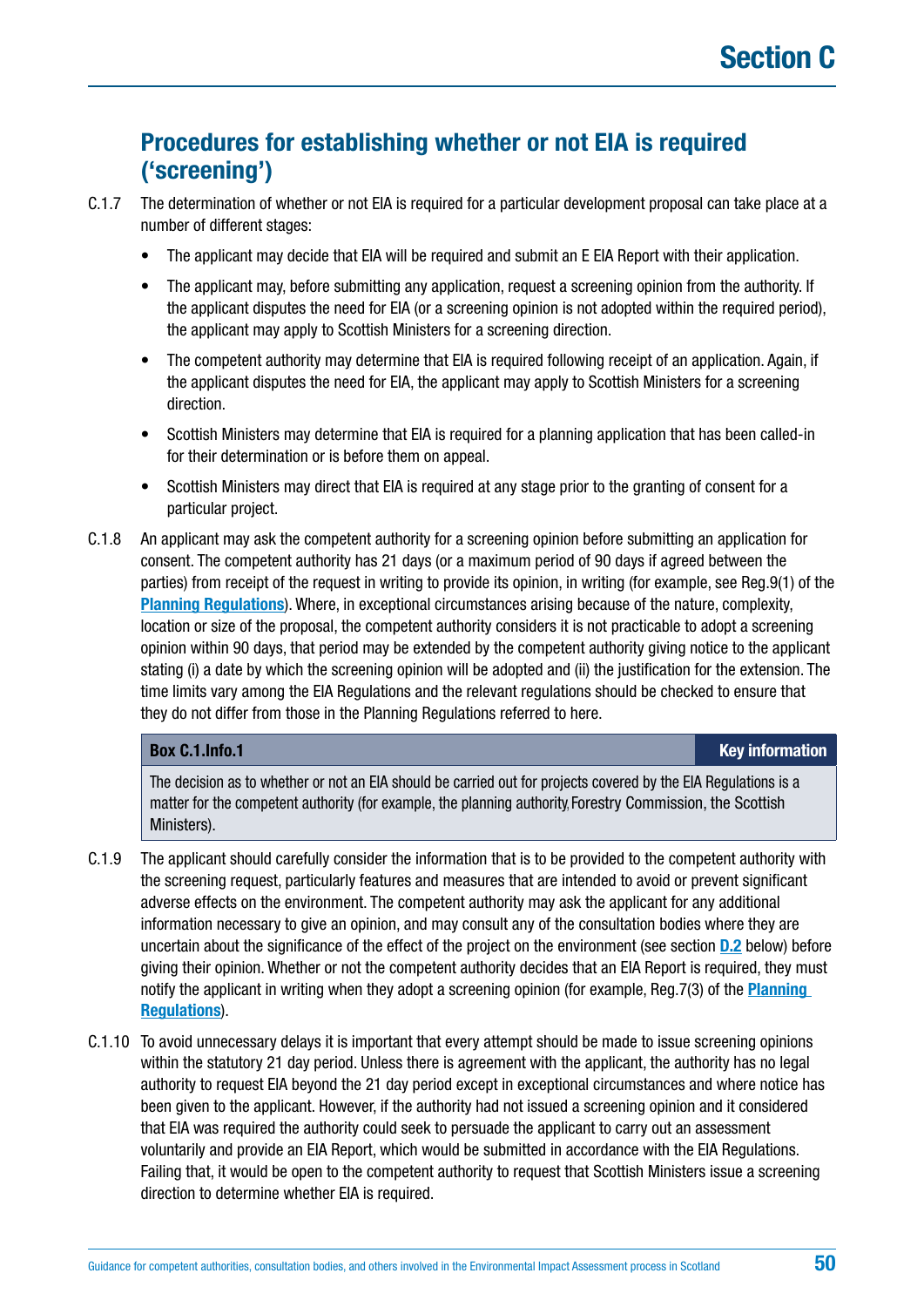## Procedures for establishing whether or not EIA is required ('screening')

C.1.7 The determination of whether or not EIA is required for a particular development proposal can take place at a number of different stages:

- The applicant may decide that EIA will be required and submit an E EIA Report with their application.
- The applicant may, before submitting any application, request a screening opinion from the authority. If the applicant disputes the need for EIA (or a screening opinion is not adopted within the required period), the applicant may apply to Scottish Ministers for a screening direction.
- The competent authority may determine that EIA is required following receipt of an application. Again, if the applicant disputes the need for EIA, the applicant may apply to Scottish Ministers for a screening direction.
- Scottish Ministers may determine that EIA is required for a planning application that has been called-in for their determination or is before them on appeal.
- Scottish Ministers may direct that EIA is required at any stage prior to the granting of consent for a particular project.

C.1.8 An applicant may ask the competent authority for a screening opinion before submitting an application for consent. The competent authority has 21 days (or a maximum period of 90 days if agreed between the parties) from receipt of the request in writing to provide its opinion, in writing (for example, see Reg.9(1) of the **Planning Regulations**). Where, in exceptional circumstances arising because of the nature, complexity, location or size of the proposal, the competent authority considers it is not practicable to adopt a screening opinion within 90 days, that period may be extended by the competent authority giving notice to the applicant stating (i) a date by which the screening opinion will be adopted and (ii) the justification for the extension. The time limits vary among the EIA Regulations and the relevant regulations should be checked to ensure that they do not differ from those in the Planning Regulations referred to here.

| Box C.1.Info.1 | Key information |
|---|---|
| The decision as to whether or not an EIA should be carried out for projects covered by the EIA Regulations is a matter for the competent authority (for example, the planning authority, Forestry Commission, the Scottish Ministers). | |

C.1.9 The applicant should carefully consider the information that is to be provided to the competent authority with the screening request, particularly features and measures that are intended to avoid or prevent significant adverse effects on the environment. The competent authority may ask the applicant for any additional information necessary to give an opinion, and may consult any of the consultation bodies where they are uncertain about the significance of the effect of the project on the environment (see section **D.2** below) before giving their opinion. Whether or not the competent authority decides that an EIA Report is required, they must notify the applicant in writing when they adopt a screening opinion (for example, Reg.7(3) of the **Planning Regulations**).

C.1.10 To avoid unnecessary delays it is important that every attempt should be made to issue screening opinions within the statutory 21 day period. Unless there is agreement with the applicant, the authority has no legal authority to request EIA beyond the 21 day period except in exceptional circumstances and where notice has been given to the applicant. However, if the authority had not issued a screening opinion and it considered that EIA was required the authority could seek to persuade the applicant to carry out an assessment voluntarily and provide an EIA Report, which would be submitted in accordance with the EIA Regulations. Failing that, it would be open to the competent authority to request that Scottish Ministers issue a screening direction to determine whether EIA is required.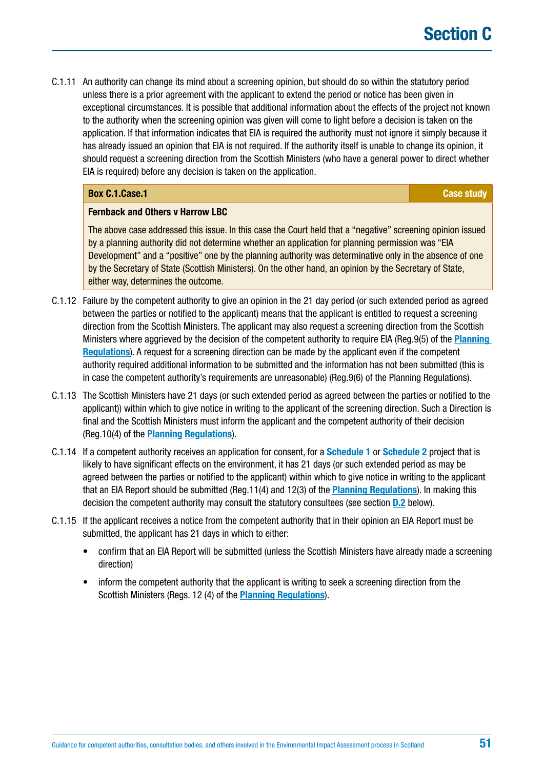C.1.11 An authority can change its mind about a screening opinion, but should do so within the statutory period unless there is a prior agreement with the applicant to extend the period or notice has been given in exceptional circumstances. It is possible that additional information about the effects of the project not known to the authority when the screening opinion was given will come to light before a decision is taken on the application. If that information indicates that EIA is required the authority must not ignore it simply because it has already issued an opinion that EIA is not required. If the authority itself is unable to change its opinion, it should request a screening direction from the Scottish Ministers (who have a general power to direct whether EIA is required) before any decision is taken on the application.

> **Box C.1.Case.1** — **Case study**
>
> **Fernback and Others v Harrow LBC**
>
> The above case addressed this issue. In this case the Court held that a "negative" screening opinion issued by a planning authority did not determine whether an application for planning permission was "EIA Development" and a "positive" one by the planning authority was determinative only in the absence of one by the Secretary of State (Scottish Ministers). On the other hand, an opinion by the Secretary of State, either way, determines the outcome.

C.1.12 Failure by the competent authority to give an opinion in the 21 day period (or such extended period as agreed between the parties or notified to the applicant) means that the applicant is entitled to request a screening direction from the Scottish Ministers. The applicant may also request a screening direction from the Scottish Ministers where aggrieved by the decision of the competent authority to require EIA (Reg.9(5) of the Planning Regulations). A request for a screening direction can be made by the applicant even if the competent authority required additional information to be submitted and the information has not been submitted (this is in case the competent authority's requirements are unreasonable) (Reg.9(6) of the Planning Regulations).

C.1.13 The Scottish Ministers have 21 days (or such extended period as agreed between the parties or notified to the applicant)) within which to give notice in writing to the applicant of the screening direction. Such a Direction is final and the Scottish Ministers must inform the applicant and the competent authority of their decision (Reg.10(4) of the Planning Regulations).

C.1.14 If a competent authority receives an application for consent, for a Schedule 1 or Schedule 2 project that is likely to have significant effects on the environment, it has 21 days (or such extended period as may be agreed between the parties or notified to the applicant) within which to give notice in writing to the applicant that an EIA Report should be submitted (Reg.11(4) and 12(3) of the Planning Regulations). In making this decision the competent authority may consult the statutory consultees (see section D.2 below).

C.1.15 If the applicant receives a notice from the competent authority that in their opinion an EIA Report must be submitted, the applicant has 21 days in which to either:

- confirm that an EIA Report will be submitted (unless the Scottish Ministers have already made a screening direction)
- inform the competent authority that the applicant is writing to seek a screening direction from the Scottish Ministers (Regs. 12 (4) of the Planning Regulations).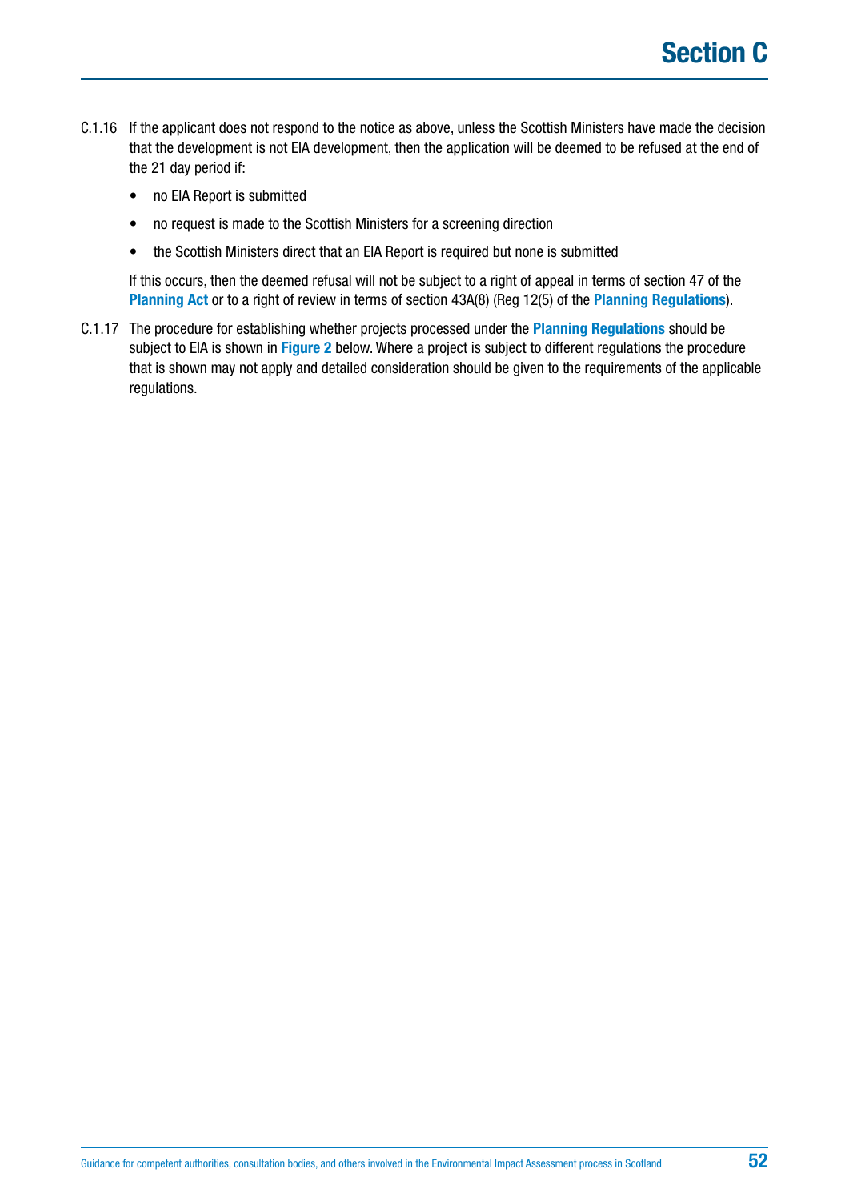C.1.16 If the applicant does not respond to the notice as above, unless the Scottish Ministers have made the decision that the development is not EIA development, then the application will be deemed to be refused at the end of the 21 day period if:

- no EIA Report is submitted
- no request is made to the Scottish Ministers for a screening direction
- the Scottish Ministers direct that an EIA Report is required but none is submitted

If this occurs, then the deemed refusal will not be subject to a right of appeal in terms of section 47 of the **Planning Act** or to a right of review in terms of section 43A(8) (Reg 12(5) of the **Planning Regulations**).

C.1.17 The procedure for establishing whether projects processed under the **Planning Regulations** should be subject to EIA is shown in **Figure 2** below. Where a project is subject to different regulations the procedure that is shown may not apply and detailed consideration should be given to the requirements of the applicable regulations.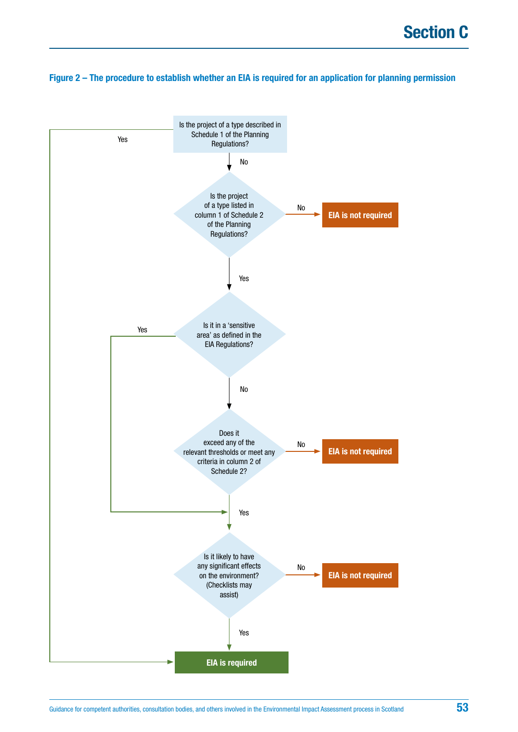**Figure 2 – The procedure to establish whether an EIA is required for an application for planning permission**

Is the project of a type described in Schedule 1 of the Planning Regulations?

- Yes → **EIA is required**
- No → Is the project of a type listed in column 1 of Schedule 2 of the Planning Regulations?
  - No → **EIA is not required**
  - Yes → Is it in a 'sensitive area' as defined in the EIA Regulations?
    - Yes → Is it likely to have any significant effects on the environment? (Checklists may assist)
    - No → Does it exceed any of the relevant thresholds or meet any criteria in column 2 of Schedule 2?
      - No → **EIA is not required**
      - Yes → Is it likely to have any significant effects on the environment? (Checklists may assist)

Is it likely to have any significant effects on the environment? (Checklists may assist)

- No → **EIA is not required**
- Yes → **EIA is required**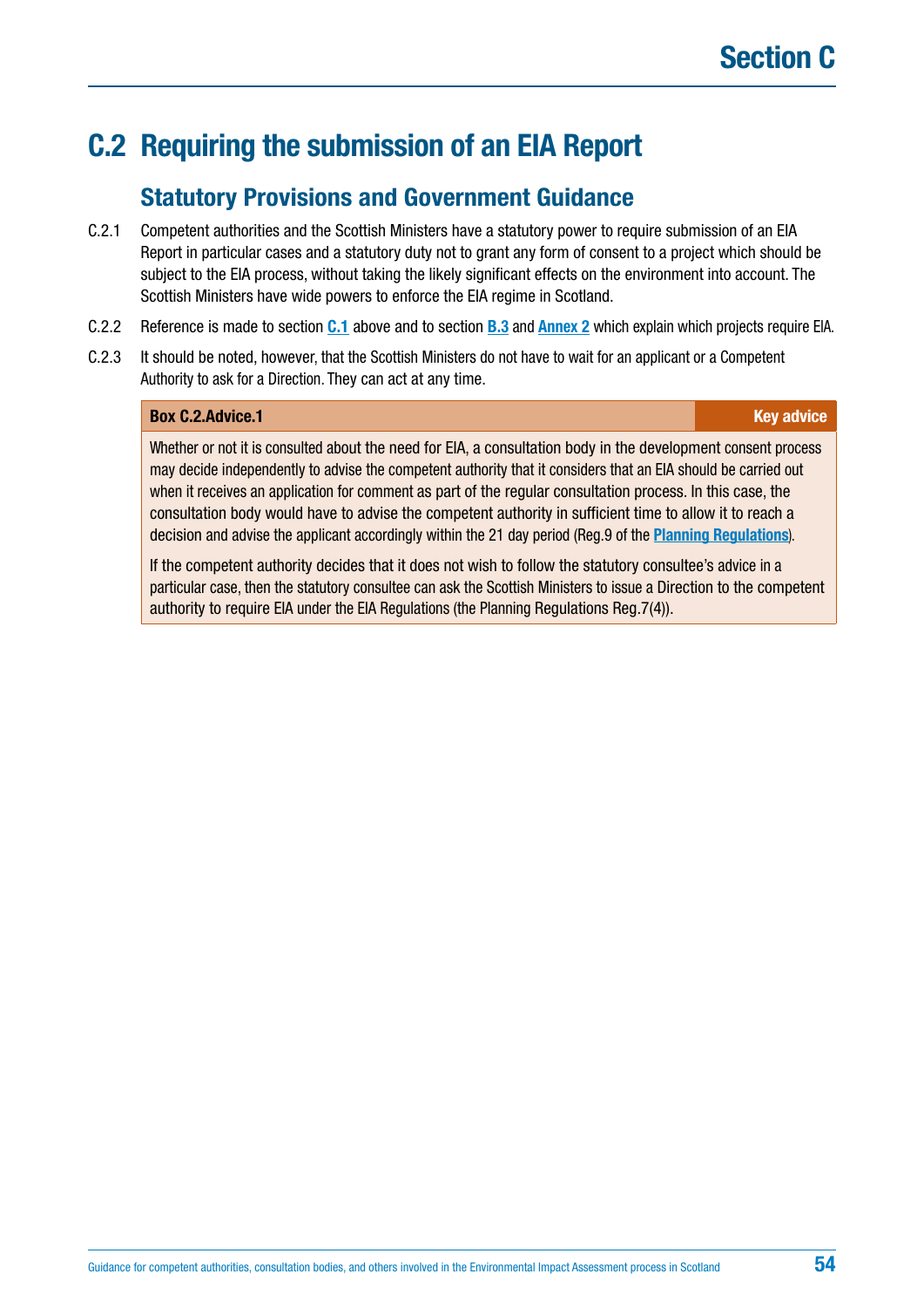# C.2 Requiring the submission of an EIA Report

## Statutory Provisions and Government Guidance

C.2.1 Competent authorities and the Scottish Ministers have a statutory power to require submission of an EIA Report in particular cases and a statutory duty not to grant any form of consent to a project which should be subject to the EIA process, without taking the likely significant effects on the environment into account. The Scottish Ministers have wide powers to enforce the EIA regime in Scotland.

C.2.2 Reference is made to section **C.1** above and to section **B.3** and **Annex 2** which explain which projects require EIA.

C.2.3 It should be noted, however, that the Scottish Ministers do not have to wait for an applicant or a Competent Authority to ask for a Direction. They can act at any time.

**Box C.2.Advice.1** — **Key advice**

Whether or not it is consulted about the need for EIA, a consultation body in the development consent process may decide independently to advise the competent authority that it considers that an EIA should be carried out when it receives an application for comment as part of the regular consultation process. In this case, the consultation body would have to advise the competent authority in sufficient time to allow it to reach a decision and advise the applicant accordingly within the 21 day period (Reg.9 of the **Planning Regulations**).

If the competent authority decides that it does not wish to follow the statutory consultee's advice in a particular case, then the statutory consultee can ask the Scottish Ministers to issue a Direction to the competent authority to require EIA under the EIA Regulations (the Planning Regulations Reg.7(4)).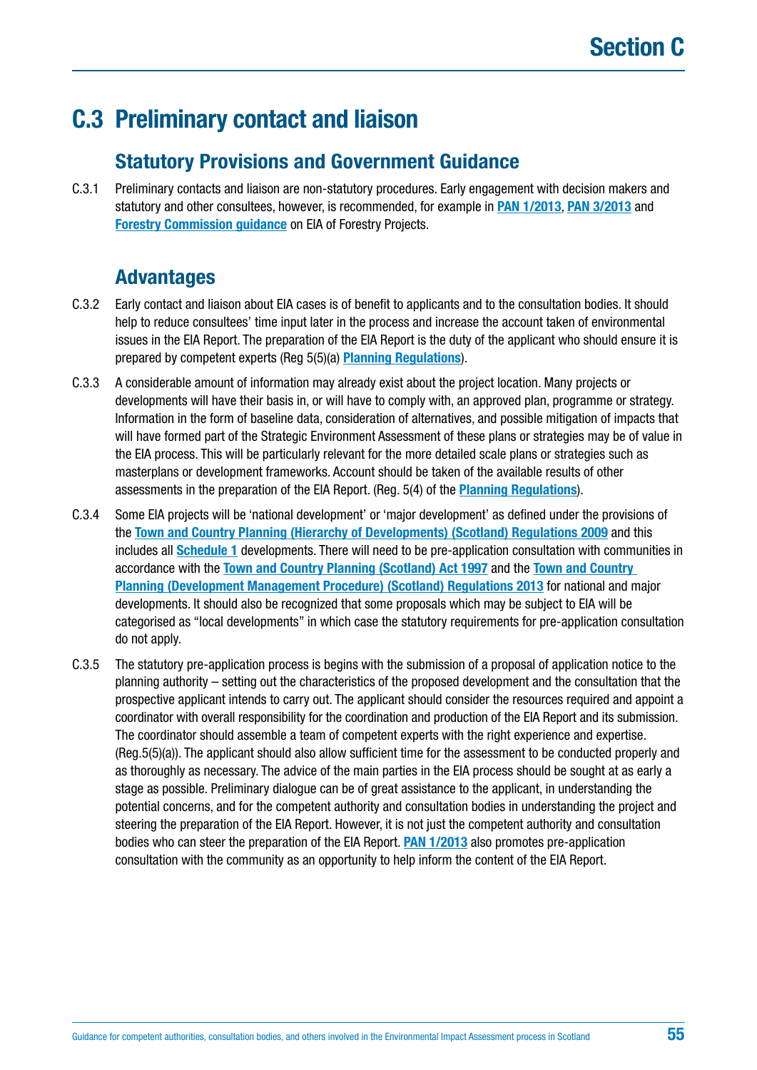# C.3 Preliminary contact and liaison

## Statutory Provisions and Government Guidance

C.3.1 Preliminary contacts and liaison are non-statutory procedures. Early engagement with decision makers and statutory and other consultees, however, is recommended, for example in **PAN 1/2013**, **PAN 3/2013** and **Forestry Commission guidance** on EIA of Forestry Projects.

## Advantages

C.3.2 Early contact and liaison about EIA cases is of benefit to applicants and to the consultation bodies. It should help to reduce consultees' time input later in the process and increase the account taken of environmental issues in the EIA Report. The preparation of the EIA Report is the duty of the applicant who should ensure it is prepared by competent experts (Reg 5(5)(a) **Planning Regulations**).

C.3.3 A considerable amount of information may already exist about the project location. Many projects or developments will have their basis in, or will have to comply with, an approved plan, programme or strategy. Information in the form of baseline data, consideration of alternatives, and possible mitigation of impacts that will have formed part of the Strategic Environment Assessment of these plans or strategies may be of value in the EIA process. This will be particularly relevant for the more detailed scale plans or strategies such as masterplans or development frameworks. Account should be taken of the available results of other assessments in the preparation of the EIA Report. (Reg. 5(4) of the **Planning Regulations**).

C.3.4 Some EIA projects will be 'national development' or 'major development' as defined under the provisions of the **Town and Country Planning (Hierarchy of Developments) (Scotland) Regulations 2009** and this includes all **Schedule 1** developments. There will need to be pre-application consultation with communities in accordance with the **Town and Country Planning (Scotland) Act 1997** and the **Town and Country Planning (Development Management Procedure) (Scotland) Regulations 2013** for national and major developments. It should also be recognized that some proposals which may be subject to EIA will be categorised as "local developments" in which case the statutory requirements for pre-application consultation do not apply.

C.3.5 The statutory pre-application process is begins with the submission of a proposal of application notice to the planning authority – setting out the characteristics of the proposed development and the consultation that the prospective applicant intends to carry out. The applicant should consider the resources required and appoint a coordinator with overall responsibility for the coordination and production of the EIA Report and its submission. The coordinator should assemble a team of competent experts with the right experience and expertise. (Reg.5(5)(a)). The applicant should also allow sufficient time for the assessment to be conducted properly and as thoroughly as necessary. The advice of the main parties in the EIA process should be sought at as early a stage as possible. Preliminary dialogue can be of great assistance to the applicant, in understanding the potential concerns, and for the competent authority and consultation bodies in understanding the project and steering the preparation of the EIA Report. However, it is not just the competent authority and consultation bodies who can steer the preparation of the EIA Report. **PAN 1/2013** also promotes pre-application consultation with the community as an opportunity to help inform the content of the EIA Report.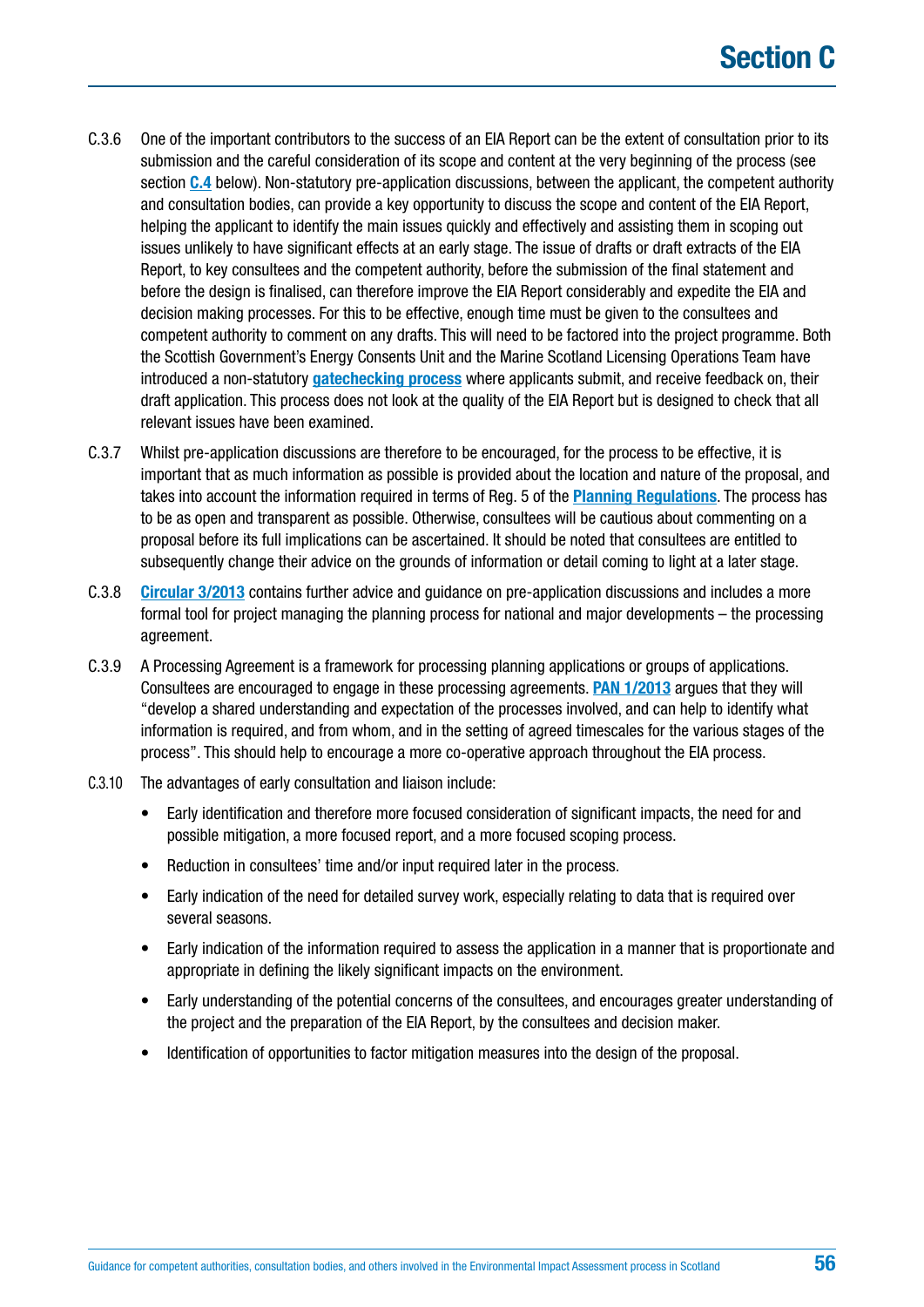C.3.6 One of the important contributors to the success of an EIA Report can be the extent of consultation prior to its submission and the careful consideration of its scope and content at the very beginning of the process (see section **C.4** below). Non-statutory pre-application discussions, between the applicant, the competent authority and consultation bodies, can provide a key opportunity to discuss the scope and content of the EIA Report, helping the applicant to identify the main issues quickly and effectively and assisting them in scoping out issues unlikely to have significant effects at an early stage. The issue of drafts or draft extracts of the EIA Report, to key consultees and the competent authority, before the submission of the final statement and before the design is finalised, can therefore improve the EIA Report considerably and expedite the EIA and decision making processes. For this to be effective, enough time must be given to the consultees and competent authority to comment on any drafts. This will need to be factored into the project programme. Both the Scottish Government's Energy Consents Unit and the Marine Scotland Licensing Operations Team have introduced a non-statutory **gatechecking process** where applicants submit, and receive feedback on, their draft application. This process does not look at the quality of the EIA Report but is designed to check that all relevant issues have been examined.

C.3.7 Whilst pre-application discussions are therefore to be encouraged, for the process to be effective, it is important that as much information as possible is provided about the location and nature of the proposal, and takes into account the information required in terms of Reg. 5 of the **Planning Regulations**. The process has to be as open and transparent as possible. Otherwise, consultees will be cautious about commenting on a proposal before its full implications can be ascertained. It should be noted that consultees are entitled to subsequently change their advice on the grounds of information or detail coming to light at a later stage.

C.3.8 **Circular 3/2013** contains further advice and guidance on pre-application discussions and includes a more formal tool for project managing the planning process for national and major developments – the processing agreement.

C.3.9 A Processing Agreement is a framework for processing planning applications or groups of applications. Consultees are encouraged to engage in these processing agreements. **PAN 1/2013** argues that they will "develop a shared understanding and expectation of the processes involved, and can help to identify what information is required, and from whom, and in the setting of agreed timescales for the various stages of the process". This should help to encourage a more co-operative approach throughout the EIA process.

C.3.10 The advantages of early consultation and liaison include:

- Early identification and therefore more focused consideration of significant impacts, the need for and possible mitigation, a more focused report, and a more focused scoping process.
- Reduction in consultees' time and/or input required later in the process.
- Early indication of the need for detailed survey work, especially relating to data that is required over several seasons.
- Early indication of the information required to assess the application in a manner that is proportionate and appropriate in defining the likely significant impacts on the environment.
- Early understanding of the potential concerns of the consultees, and encourages greater understanding of the project and the preparation of the EIA Report, by the consultees and decision maker.
- Identification of opportunities to factor mitigation measures into the design of the proposal.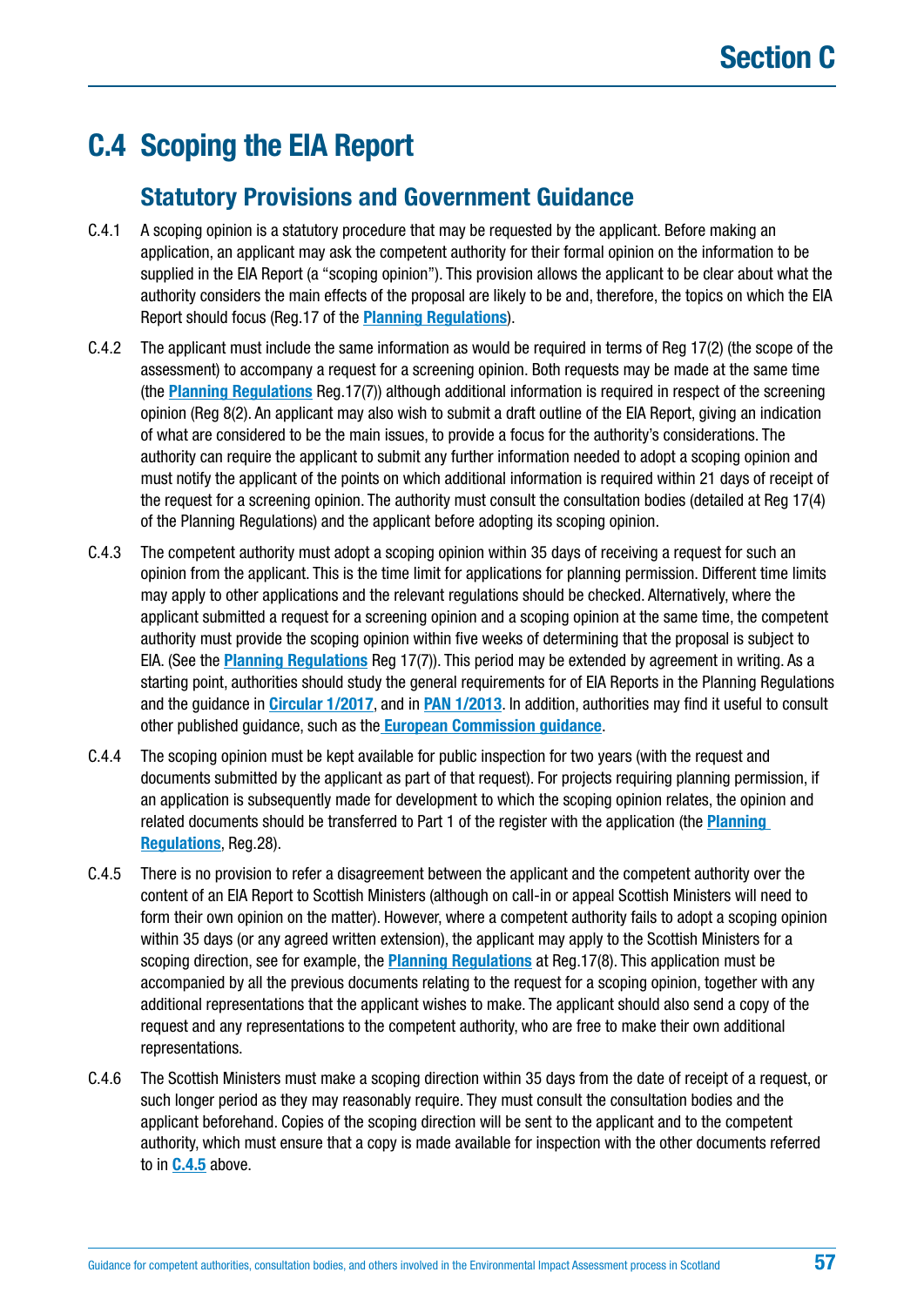## C.4 Scoping the EIA Report

### Statutory Provisions and Government Guidance

C.4.1 A scoping opinion is a statutory procedure that may be requested by the applicant. Before making an application, an applicant may ask the competent authority for their formal opinion on the information to be supplied in the EIA Report (a "scoping opinion"). This provision allows the applicant to be clear about what the authority considers the main effects of the proposal are likely to be and, therefore, the topics on which the EIA Report should focus (Reg.17 of the **Planning Regulations**).

C.4.2 The applicant must include the same information as would be required in terms of Reg 17(2) (the scope of the assessment) to accompany a request for a screening opinion. Both requests may be made at the same time (the **Planning Regulations** Reg.17(7)) although additional information is required in respect of the screening opinion (Reg 8(2). An applicant may also wish to submit a draft outline of the EIA Report, giving an indication of what are considered to be the main issues, to provide a focus for the authority's considerations. The authority can require the applicant to submit any further information needed to adopt a scoping opinion and must notify the applicant of the points on which additional information is required within 21 days of receipt of the request for a screening opinion. The authority must consult the consultation bodies (detailed at Reg 17(4) of the Planning Regulations) and the applicant before adopting its scoping opinion.

C.4.3 The competent authority must adopt a scoping opinion within 35 days of receiving a request for such an opinion from the applicant. This is the time limit for applications for planning permission. Different time limits may apply to other applications and the relevant regulations should be checked. Alternatively, where the applicant submitted a request for a screening opinion and a scoping opinion at the same time, the competent authority must provide the scoping opinion within five weeks of determining that the proposal is subject to EIA. (See the **Planning Regulations** Reg 17(7)). This period may be extended by agreement in writing. As a starting point, authorities should study the general requirements for of EIA Reports in the Planning Regulations and the guidance in **Circular 1/2017**, and in **PAN 1/2013**. In addition, authorities may find it useful to consult other published guidance, such as the **European Commission guidance**.

C.4.4 The scoping opinion must be kept available for public inspection for two years (with the request and documents submitted by the applicant as part of that request). For projects requiring planning permission, if an application is subsequently made for development to which the scoping opinion relates, the opinion and related documents should be transferred to Part 1 of the register with the application (the **Planning Regulations**, Reg.28).

C.4.5 There is no provision to refer a disagreement between the applicant and the competent authority over the content of an EIA Report to Scottish Ministers (although on call-in or appeal Scottish Ministers will need to form their own opinion on the matter). However, where a competent authority fails to adopt a scoping opinion within 35 days (or any agreed written extension), the applicant may apply to the Scottish Ministers for a scoping direction, see for example, the **Planning Regulations** at Reg.17(8). This application must be accompanied by all the previous documents relating to the request for a scoping opinion, together with any additional representations that the applicant wishes to make. The applicant should also send a copy of the request and any representations to the competent authority, who are free to make their own additional representations.

C.4.6 The Scottish Ministers must make a scoping direction within 35 days from the date of receipt of a request, or such longer period as they may reasonably require. They must consult the consultation bodies and the applicant beforehand. Copies of the scoping direction will be sent to the applicant and to the competent authority, which must ensure that a copy is made available for inspection with the other documents referred to in **C.4.5** above.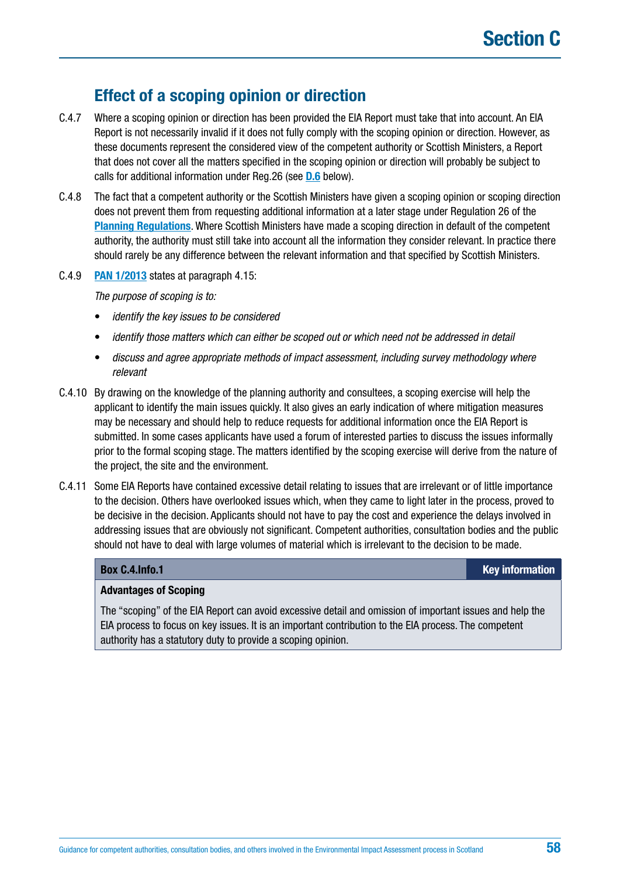## Effect of a scoping opinion or direction

C.4.7 Where a scoping opinion or direction has been provided the EIA Report must take that into account. An EIA Report is not necessarily invalid if it does not fully comply with the scoping opinion or direction. However, as these documents represent the considered view of the competent authority or Scottish Ministers, a Report that does not cover all the matters specified in the scoping opinion or direction will probably be subject to calls for additional information under Reg.26 (see D.6 below).

C.4.8 The fact that a competent authority or the Scottish Ministers have given a scoping opinion or scoping direction does not prevent them from requesting additional information at a later stage under Regulation 26 of the Planning Regulations. Where Scottish Ministers have made a scoping direction in default of the competent authority, the authority must still take into account all the information they consider relevant. In practice there should rarely be any difference between the relevant information and that specified by Scottish Ministers.

C.4.9 PAN 1/2013 states at paragraph 4.15:

*The purpose of scoping is to:*

- *identify the key issues to be considered*
- *identify those matters which can either be scoped out or which need not be addressed in detail*
- *discuss and agree appropriate methods of impact assessment, including survey methodology where relevant*

C.4.10 By drawing on the knowledge of the planning authority and consultees, a scoping exercise will help the applicant to identify the main issues quickly. It also gives an early indication of where mitigation measures may be necessary and should help to reduce requests for additional information once the EIA Report is submitted. In some cases applicants have used a forum of interested parties to discuss the issues informally prior to the formal scoping stage. The matters identified by the scoping exercise will derive from the nature of the project, the site and the environment.

C.4.11 Some EIA Reports have contained excessive detail relating to issues that are irrelevant or of little importance to the decision. Others have overlooked issues which, when they came to light later in the process, proved to be decisive in the decision. Applicants should not have to pay the cost and experience the delays involved in addressing issues that are obviously not significant. Competent authorities, consultation bodies and the public should not have to deal with large volumes of material which is irrelevant to the decision to be made.

| Box C.4.Info.1 | Key information |
|---|---|
| **Advantages of Scoping**<br><br>The "scoping" of the EIA Report can avoid excessive detail and omission of important issues and help the EIA process to focus on key issues. It is an important contribution to the EIA process. The competent authority has a statutory duty to provide a scoping opinion. | |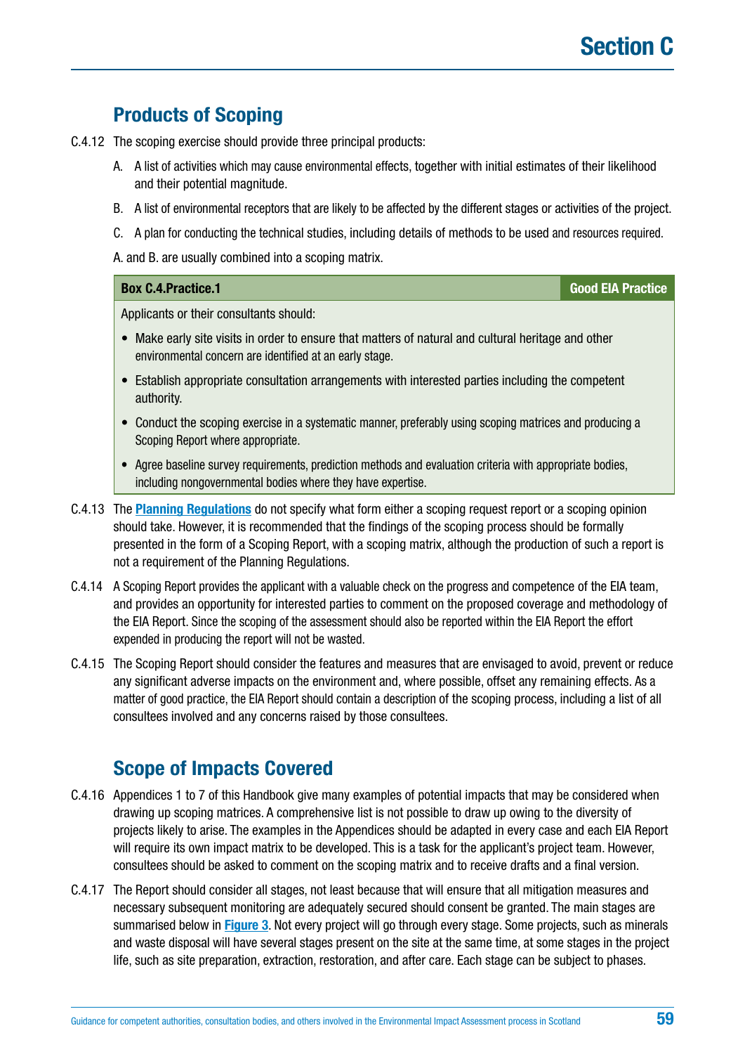## Products of Scoping

C.4.12 The scoping exercise should provide three principal products:

A. A list of activities which may cause environmental effects, together with initial estimates of their likelihood and their potential magnitude.

B. A list of environmental receptors that are likely to be affected by the different stages or activities of the project.

C. A plan for conducting the technical studies, including details of methods to be used and resources required.

A. and B. are usually combined into a scoping matrix.

| Box C.4.Practice.1 | Good EIA Practice |
|---|---|

Applicants or their consultants should:

- Make early site visits in order to ensure that matters of natural and cultural heritage and other environmental concern are identified at an early stage.
- Establish appropriate consultation arrangements with interested parties including the competent authority.
- Conduct the scoping exercise in a systematic manner, preferably using scoping matrices and producing a Scoping Report where appropriate.
- Agree baseline survey requirements, prediction methods and evaluation criteria with appropriate bodies, including nongovernmental bodies where they have expertise.

C.4.13 The **Planning Regulations** do not specify what form either a scoping request report or a scoping opinion should take. However, it is recommended that the findings of the scoping process should be formally presented in the form of a Scoping Report, with a scoping matrix, although the production of such a report is not a requirement of the Planning Regulations.

C.4.14 A Scoping Report provides the applicant with a valuable check on the progress and competence of the EIA team, and provides an opportunity for interested parties to comment on the proposed coverage and methodology of the EIA Report. Since the scoping of the assessment should also be reported within the EIA Report the effort expended in producing the report will not be wasted.

C.4.15 The Scoping Report should consider the features and measures that are envisaged to avoid, prevent or reduce any significant adverse impacts on the environment and, where possible, offset any remaining effects. As a matter of good practice, the EIA Report should contain a description of the scoping process, including a list of all consultees involved and any concerns raised by those consultees.

## Scope of Impacts Covered

C.4.16 Appendices 1 to 7 of this Handbook give many examples of potential impacts that may be considered when drawing up scoping matrices. A comprehensive list is not possible to draw up owing to the diversity of projects likely to arise. The examples in the Appendices should be adapted in every case and each EIA Report will require its own impact matrix to be developed. This is a task for the applicant's project team. However, consultees should be asked to comment on the scoping matrix and to receive drafts and a final version.

C.4.17 The Report should consider all stages, not least because that will ensure that all mitigation measures and necessary subsequent monitoring are adequately secured should consent be granted. The main stages are summarised below in **Figure 3**. Not every project will go through every stage. Some projects, such as minerals and waste disposal will have several stages present on the site at the same time, at some stages in the project life, such as site preparation, extraction, restoration, and after care. Each stage can be subject to phases.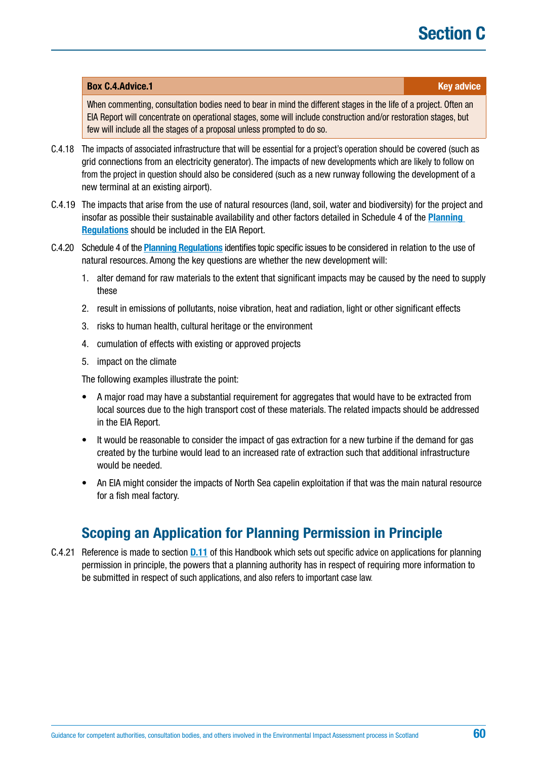| **Box C.4.Advice.1** | **Key advice** |
| --- | --- |
| When commenting, consultation bodies need to bear in mind the different stages in the life of a project. Often an EIA Report will concentrate on operational stages, some will include construction and/or restoration stages, but few will include all the stages of a proposal unless prompted to do so. | |

C.4.18 The impacts of associated infrastructure that will be essential for a project's operation should be covered (such as grid connections from an electricity generator). The impacts of new developments which are likely to follow on from the project in question should also be considered (such as a new runway following the development of a new terminal at an existing airport).

C.4.19 The impacts that arise from the use of natural resources (land, soil, water and biodiversity) for the project and insofar as possible their sustainable availability and other factors detailed in Schedule 4 of the **Planning Regulations** should be included in the EIA Report.

C.4.20 Schedule 4 of the **Planning Regulations** identifies topic specific issues to be considered in relation to the use of natural resources. Among the key questions are whether the new development will:

1. alter demand for raw materials to the extent that significant impacts may be caused by the need to supply these
2. result in emissions of pollutants, noise vibration, heat and radiation, light or other significant effects
3. risks to human health, cultural heritage or the environment
4. cumulation of effects with existing or approved projects
5. impact on the climate

The following examples illustrate the point:

- A major road may have a substantial requirement for aggregates that would have to be extracted from local sources due to the high transport cost of these materials. The related impacts should be addressed in the EIA Report.
- It would be reasonable to consider the impact of gas extraction for a new turbine if the demand for gas created by the turbine would lead to an increased rate of extraction such that additional infrastructure would be needed.
- An EIA might consider the impacts of North Sea capelin exploitation if that was the main natural resource for a fish meal factory.

## Scoping an Application for Planning Permission in Principle

C.4.21 Reference is made to section **D.11** of this Handbook which sets out specific advice on applications for planning permission in principle, the powers that a planning authority has in respect of requiring more information to be submitted in respect of such applications, and also refers to important case law.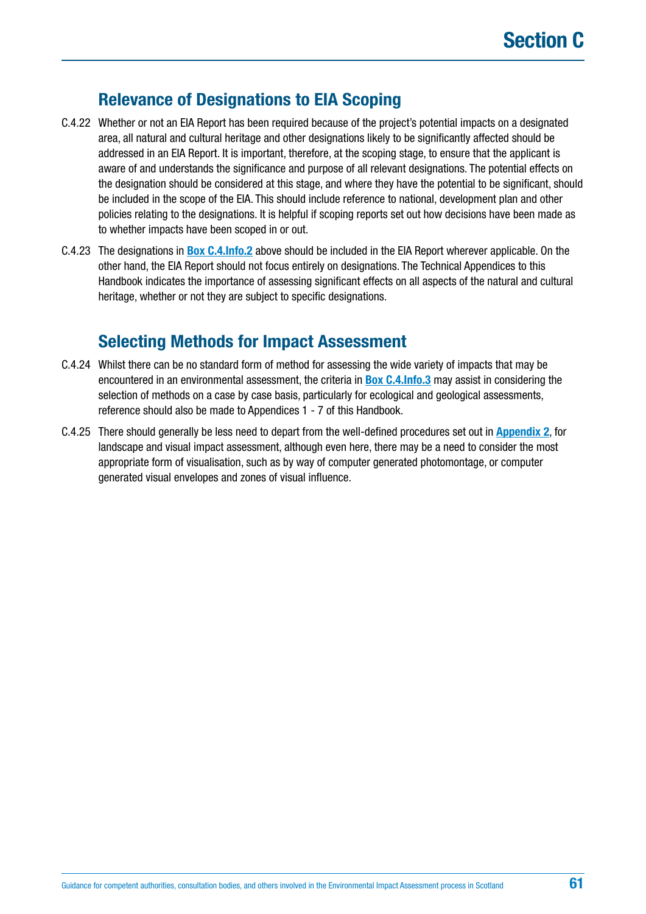## Relevance of Designations to EIA Scoping

C.4.22 Whether or not an EIA Report has been required because of the project's potential impacts on a designated area, all natural and cultural heritage and other designations likely to be significantly affected should be addressed in an EIA Report. It is important, therefore, at the scoping stage, to ensure that the applicant is aware of and understands the significance and purpose of all relevant designations. The potential effects on the designation should be considered at this stage, and where they have the potential to be significant, should be included in the scope of the EIA. This should include reference to national, development plan and other policies relating to the designations. It is helpful if scoping reports set out how decisions have been made as to whether impacts have been scoped in or out.

C.4.23 The designations in **Box C.4.Info.2** above should be included in the EIA Report wherever applicable. On the other hand, the EIA Report should not focus entirely on designations. The Technical Appendices to this Handbook indicates the importance of assessing significant effects on all aspects of the natural and cultural heritage, whether or not they are subject to specific designations.

## Selecting Methods for Impact Assessment

C.4.24 Whilst there can be no standard form of method for assessing the wide variety of impacts that may be encountered in an environmental assessment, the criteria in **Box C.4.Info.3** may assist in considering the selection of methods on a case by case basis, particularly for ecological and geological assessments, reference should also be made to Appendices 1 - 7 of this Handbook.

C.4.25 There should generally be less need to depart from the well-defined procedures set out in **Appendix 2**, for landscape and visual impact assessment, although even here, there may be a need to consider the most appropriate form of visualisation, such as by way of computer generated photomontage, or computer generated visual envelopes and zones of visual influence.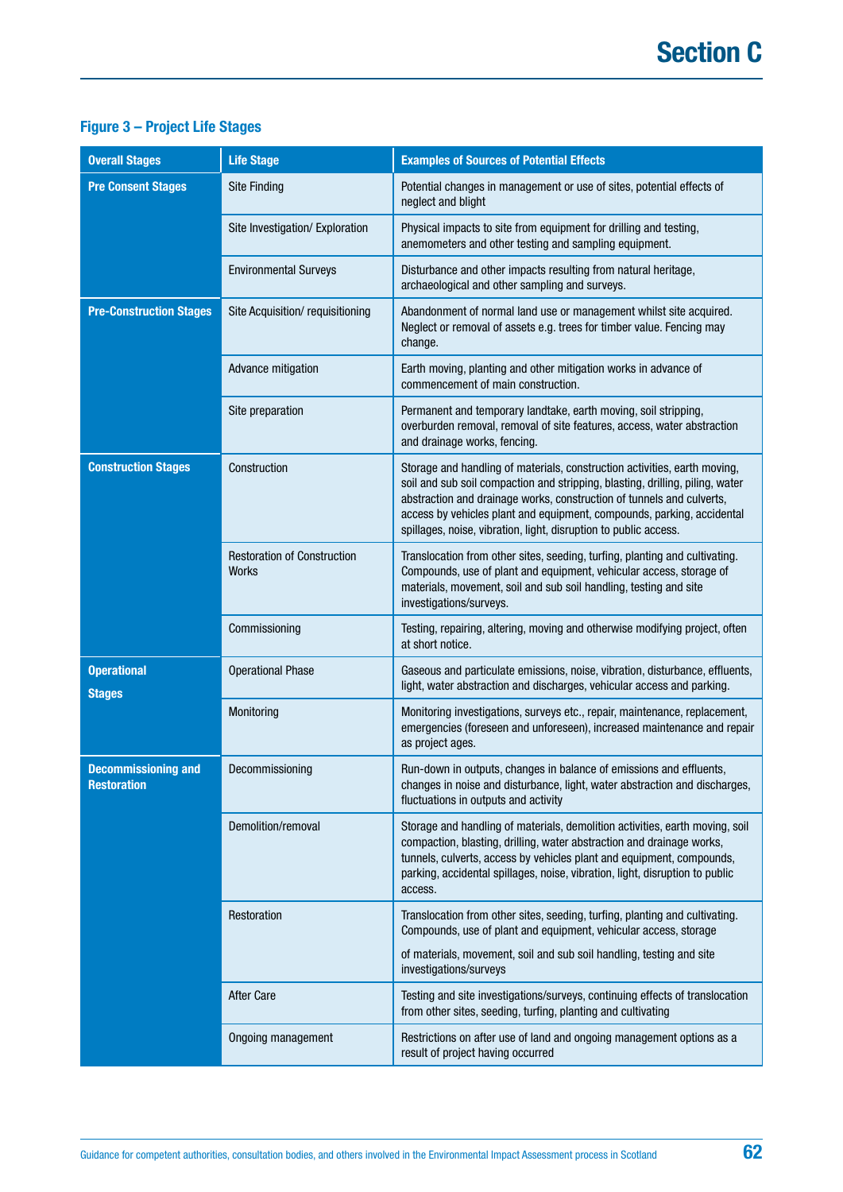### Figure 3 – Project Life Stages

| Overall Stages | Life Stage | Examples of Sources of Potential Effects |
|---|---|---|
| **Pre Consent Stages** | Site Finding | Potential changes in management or use of sites, potential effects of neglect and blight |
| | Site Investigation/ Exploration | Physical impacts to site from equipment for drilling and testing, anemometers and other testing and sampling equipment. |
| | Environmental Surveys | Disturbance and other impacts resulting from natural heritage, archaeological and other sampling and surveys. |
| **Pre-Construction Stages** | Site Acquisition/ requisitioning | Abandonment of normal land use or management whilst site acquired. Neglect or removal of assets e.g. trees for timber value. Fencing may change. |
| | Advance mitigation | Earth moving, planting and other mitigation works in advance of commencement of main construction. |
| | Site preparation | Permanent and temporary landtake, earth moving, soil stripping, overburden removal, removal of site features, access, water abstraction and drainage works, fencing. |
| **Construction Stages** | Construction | Storage and handling of materials, construction activities, earth moving, soil and sub soil compaction and stripping, blasting, drilling, piling, water abstraction and drainage works, construction of tunnels and culverts, access by vehicles plant and equipment, compounds, parking, accidental spillages, noise, vibration, light, disruption to public access. |
| | Restoration of Construction Works | Translocation from other sites, seeding, turfing, planting and cultivating. Compounds, use of plant and equipment, vehicular access, storage of materials, movement, soil and sub soil handling, testing and site investigations/surveys. |
| | Commissioning | Testing, repairing, altering, moving and otherwise modifying project, often at short notice. |
| **Operational Stages** | Operational Phase | Gaseous and particulate emissions, noise, vibration, disturbance, effluents, light, water abstraction and discharges, vehicular access and parking. |
| | Monitoring | Monitoring investigations, surveys etc., repair, maintenance, replacement, emergencies (foreseen and unforeseen), increased maintenance and repair as project ages. |
| **Decommissioning and Restoration** | Decommissioning | Run-down in outputs, changes in balance of emissions and effluents, changes in noise and disturbance, light, water abstraction and discharges, fluctuations in outputs and activity |
| | Demolition/removal | Storage and handling of materials, demolition activities, earth moving, soil compaction, blasting, drilling, water abstraction and drainage works, tunnels, culverts, access by vehicles plant and equipment, compounds, parking, accidental spillages, noise, vibration, light, disruption to public access. |
| | Restoration | Translocation from other sites, seeding, turfing, planting and cultivating. Compounds, use of plant and equipment, vehicular access, storage of materials, movement, soil and sub soil handling, testing and site investigations/surveys |
| | After Care | Testing and site investigations/surveys, continuing effects of translocation from other sites, seeding, turfing, planting and cultivating |
| | Ongoing management | Restrictions on after use of land and ongoing management options as a result of project having occurred |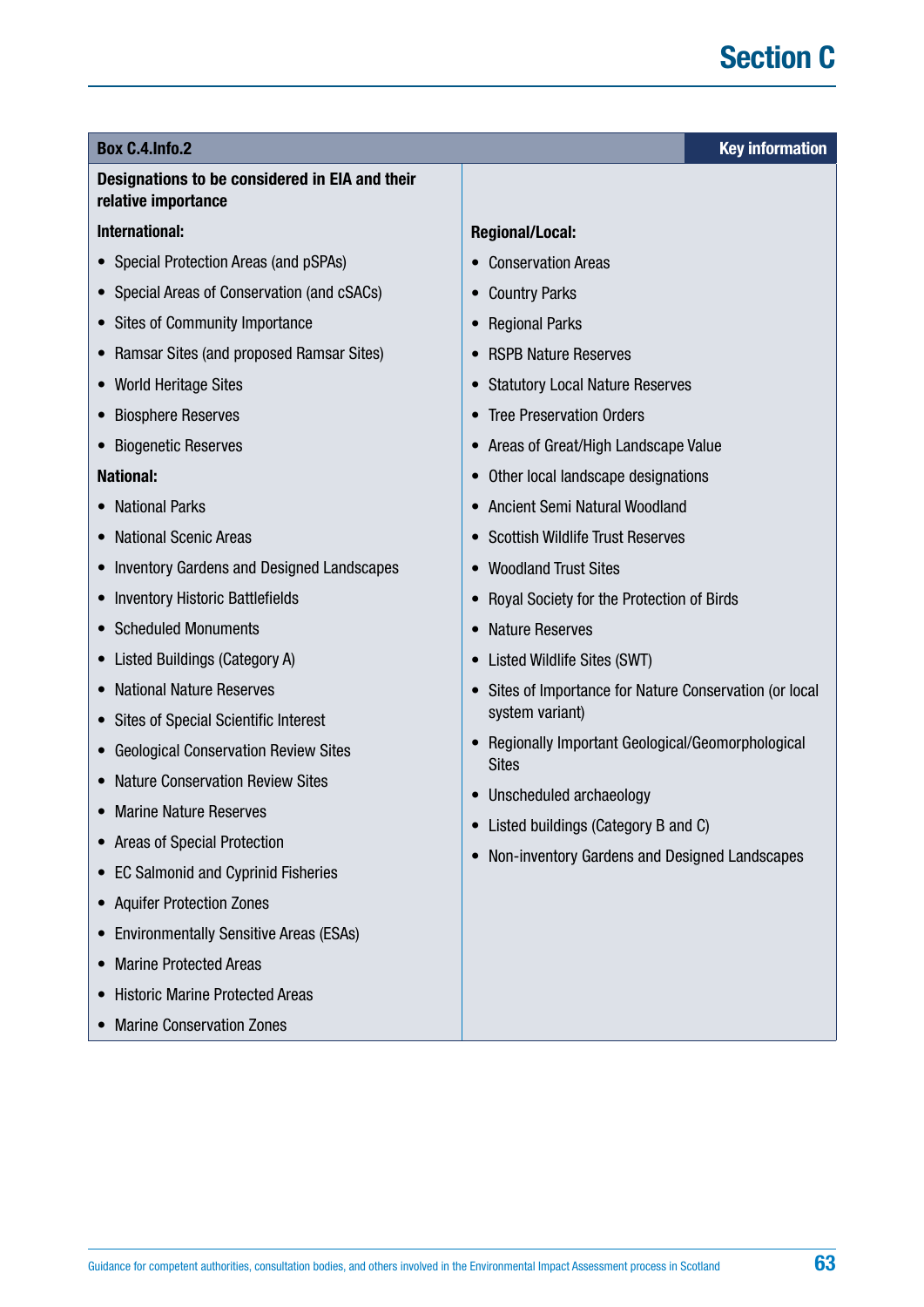**Box C.4.Info.2** — **Key information**

**Designations to be considered in EIA and their relative importance**

**International:**

- Special Protection Areas (and pSPAs)
- Special Areas of Conservation (and cSACs)
- Sites of Community Importance
- Ramsar Sites (and proposed Ramsar Sites)
- World Heritage Sites
- Biosphere Reserves
- Biogenetic Reserves

**National:**

- National Parks
- National Scenic Areas
- Inventory Gardens and Designed Landscapes
- Inventory Historic Battlefields
- Scheduled Monuments
- Listed Buildings (Category A)
- National Nature Reserves
- Sites of Special Scientific Interest
- Geological Conservation Review Sites
- Nature Conservation Review Sites
- Marine Nature Reserves
- Areas of Special Protection
- EC Salmonid and Cyprinid Fisheries
- Aquifer Protection Zones
- Environmentally Sensitive Areas (ESAs)
- Marine Protected Areas
- Historic Marine Protected Areas
- Marine Conservation Zones

**Regional/Local:**

- Conservation Areas
- Country Parks
- Regional Parks
- RSPB Nature Reserves
- Statutory Local Nature Reserves
- Tree Preservation Orders
- Areas of Great/High Landscape Value
- Other local landscape designations
- Ancient Semi Natural Woodland
- Scottish Wildlife Trust Reserves
- Woodland Trust Sites
- Royal Society for the Protection of Birds
- Nature Reserves
- Listed Wildlife Sites (SWT)
- Sites of Importance for Nature Conservation (or local system variant)
- Regionally Important Geological/Geomorphological Sites
- Unscheduled archaeology
- Listed buildings (Category B and C)
- Non-inventory Gardens and Designed Landscapes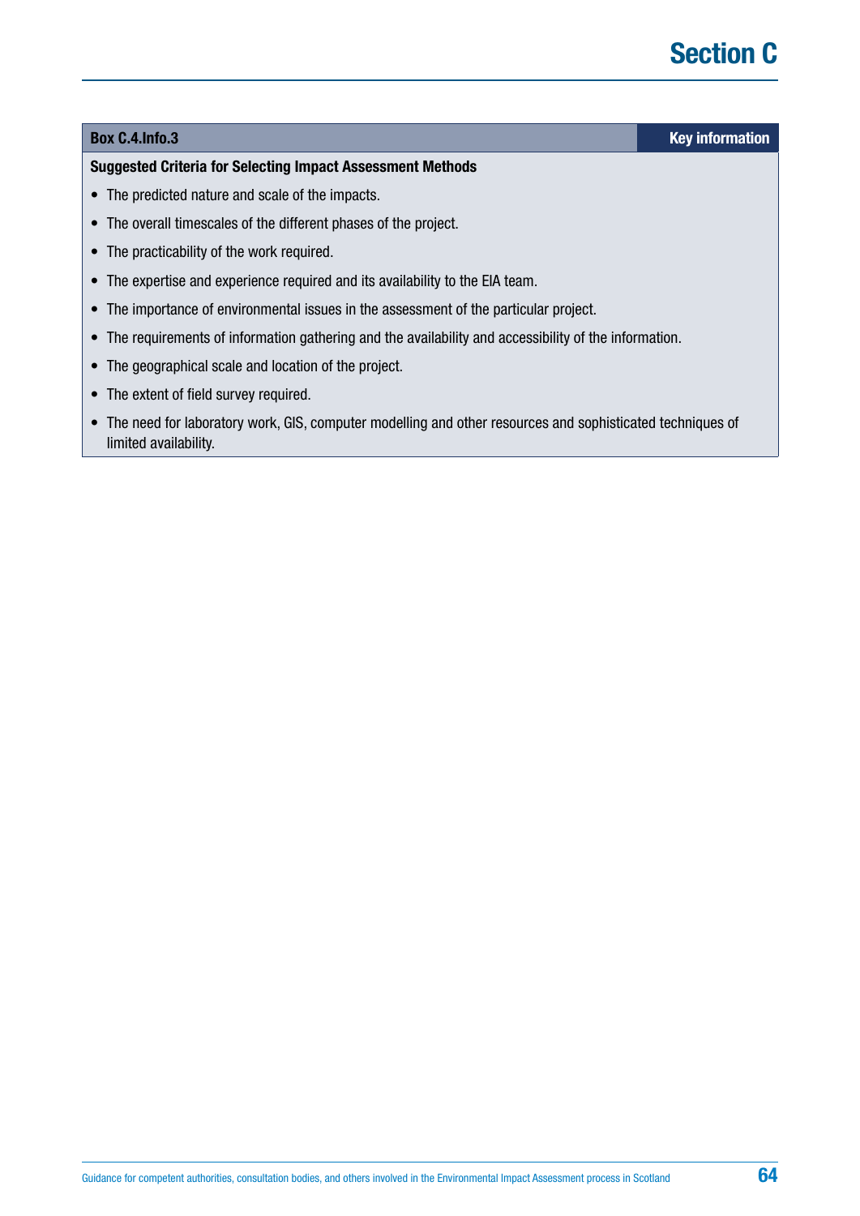**Box C.4.Info.3** **Key information**

**Suggested Criteria for Selecting Impact Assessment Methods**

- The predicted nature and scale of the impacts.
- The overall timescales of the different phases of the project.
- The practicability of the work required.
- The expertise and experience required and its availability to the EIA team.
- The importance of environmental issues in the assessment of the particular project.
- The requirements of information gathering and the availability and accessibility of the information.
- The geographical scale and location of the project.
- The extent of field survey required.
- The need for laboratory work, GIS, computer modelling and other resources and sophisticated techniques of limited availability.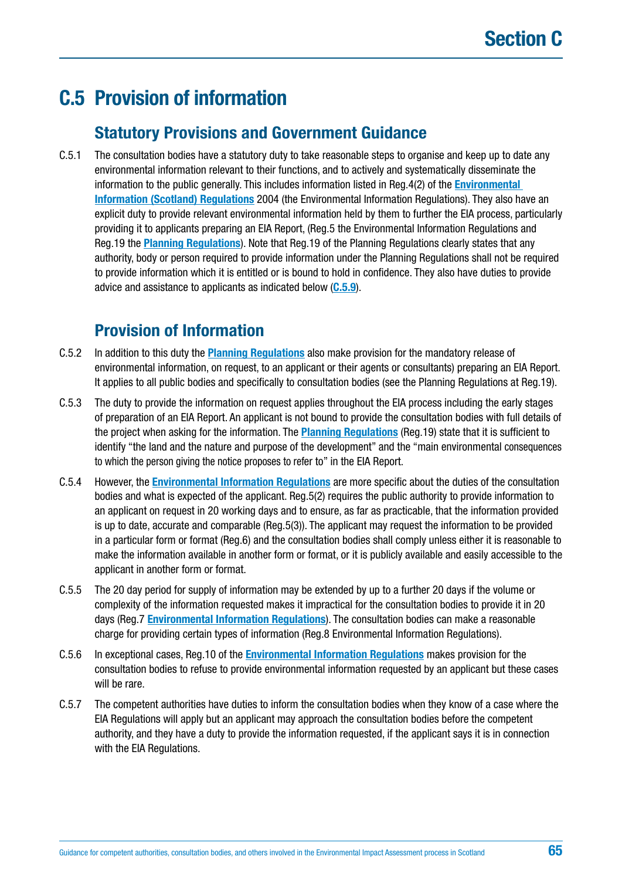# C.5 Provision of information

## Statutory Provisions and Government Guidance

C.5.1 The consultation bodies have a statutory duty to take reasonable steps to organise and keep up to date any environmental information relevant to their functions, and to actively and systematically disseminate the information to the public generally. This includes information listed in Reg.4(2) of the **Environmental Information (Scotland) Regulations** 2004 (the Environmental Information Regulations). They also have an explicit duty to provide relevant environmental information held by them to further the EIA process, particularly providing it to applicants preparing an EIA Report, (Reg.5 the Environmental Information Regulations and Reg.19 the **Planning Regulations**). Note that Reg.19 of the Planning Regulations clearly states that any authority, body or person required to provide information under the Planning Regulations shall not be required to provide information which it is entitled or is bound to hold in confidence. They also have duties to provide advice and assistance to applicants as indicated below (**C.5.9**).

## Provision of Information

C.5.2 In addition to this duty the **Planning Regulations** also make provision for the mandatory release of environmental information, on request, to an applicant or their agents or consultants) preparing an EIA Report. It applies to all public bodies and specifically to consultation bodies (see the Planning Regulations at Reg.19).

C.5.3 The duty to provide the information on request applies throughout the EIA process including the early stages of preparation of an EIA Report. An applicant is not bound to provide the consultation bodies with full details of the project when asking for the information. The **Planning Regulations** (Reg.19) state that it is sufficient to identify "the land and the nature and purpose of the development" and the "main environmental consequences to which the person giving the notice proposes to refer to" in the EIA Report.

C.5.4 However, the **Environmental Information Regulations** are more specific about the duties of the consultation bodies and what is expected of the applicant. Reg.5(2) requires the public authority to provide information to an applicant on request in 20 working days and to ensure, as far as practicable, that the information provided is up to date, accurate and comparable (Reg.5(3)). The applicant may request the information to be provided in a particular form or format (Reg.6) and the consultation bodies shall comply unless either it is reasonable to make the information available in another form or format, or it is publicly available and easily accessible to the applicant in another form or format.

C.5.5 The 20 day period for supply of information may be extended by up to a further 20 days if the volume or complexity of the information requested makes it impractical for the consultation bodies to provide it in 20 days (Reg.7 **Environmental Information Regulations**). The consultation bodies can make a reasonable charge for providing certain types of information (Reg.8 Environmental Information Regulations).

C.5.6 In exceptional cases, Reg.10 of the **Environmental Information Regulations** makes provision for the consultation bodies to refuse to provide environmental information requested by an applicant but these cases will be rare.

C.5.7 The competent authorities have duties to inform the consultation bodies when they know of a case where the EIA Regulations will apply but an applicant may approach the consultation bodies before the competent authority, and they have a duty to provide the information requested, if the applicant says it is in connection with the EIA Regulations.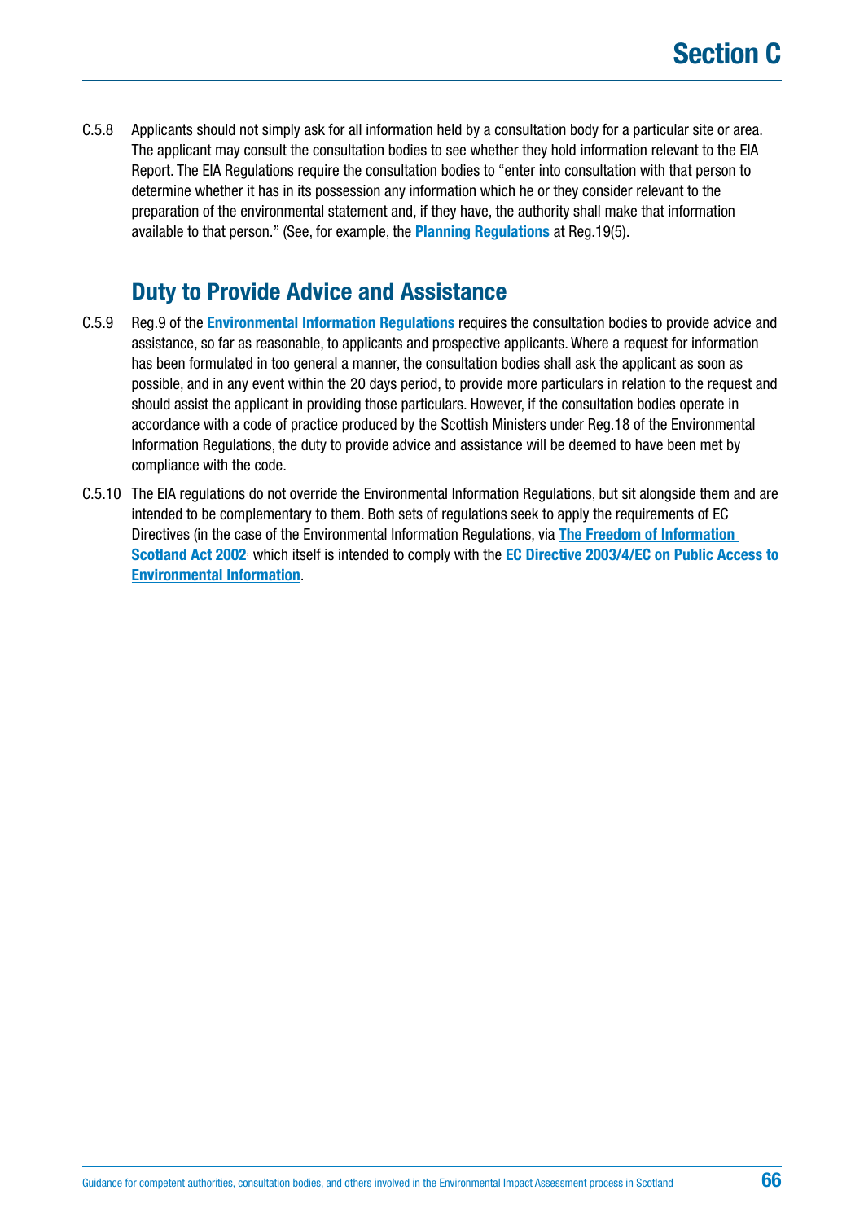C.5.8 Applicants should not simply ask for all information held by a consultation body for a particular site or area. The applicant may consult the consultation bodies to see whether they hold information relevant to the EIA Report. The EIA Regulations require the consultation bodies to "enter into consultation with that person to determine whether it has in its possession any information which he or they consider relevant to the preparation of the environmental statement and, if they have, the authority shall make that information available to that person." (See, for example, the **Planning Regulations** at Reg.19(5).

## Duty to Provide Advice and Assistance

C.5.9 Reg.9 of the **Environmental Information Regulations** requires the consultation bodies to provide advice and assistance, so far as reasonable, to applicants and prospective applicants. Where a request for information has been formulated in too general a manner, the consultation bodies shall ask the applicant as soon as possible, and in any event within the 20 days period, to provide more particulars in relation to the request and should assist the applicant in providing those particulars. However, if the consultation bodies operate in accordance with a code of practice produced by the Scottish Ministers under Reg.18 of the Environmental Information Regulations, the duty to provide advice and assistance will be deemed to have been met by compliance with the code.

C.5.10 The EIA regulations do not override the Environmental Information Regulations, but sit alongside them and are intended to be complementary to them. Both sets of regulations seek to apply the requirements of EC Directives (in the case of the Environmental Information Regulations, via **The Freedom of Information Scotland Act 2002**, which itself is intended to comply with the **EC Directive 2003/4/EC on Public Access to Environmental Information**.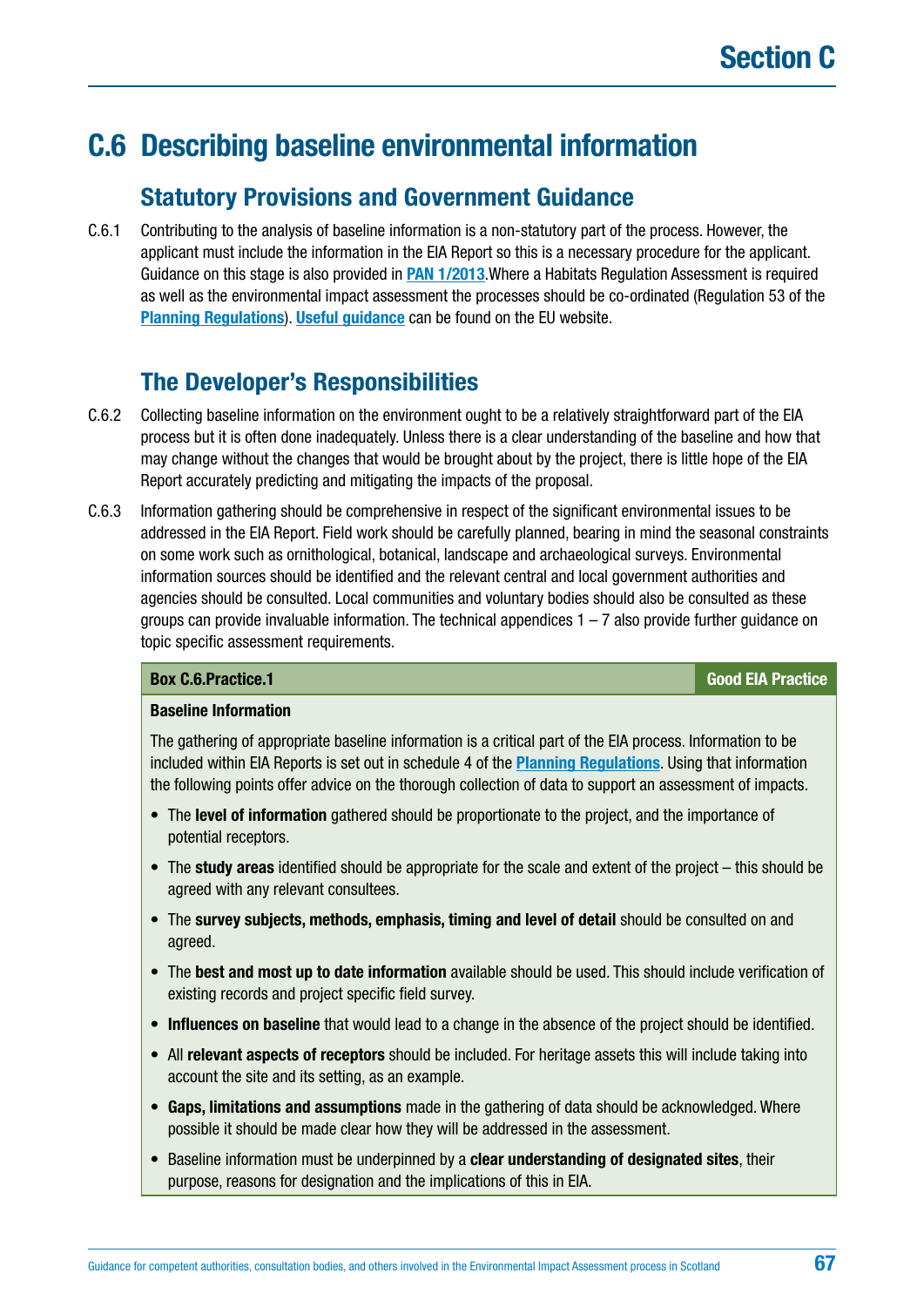# C.6 Describing baseline environmental information

## Statutory Provisions and Government Guidance

C.6.1 Contributing to the analysis of baseline information is a non-statutory part of the process. However, the applicant must include the information in the EIA Report so this is a necessary procedure for the applicant. Guidance on this stage is also provided in **PAN 1/2013**.Where a Habitats Regulation Assessment is required as well as the environmental impact assessment the processes should be co-ordinated (Regulation 53 of the **Planning Regulations**). **Useful guidance** can be found on the EU website.

## The Developer's Responsibilities

C.6.2 Collecting baseline information on the environment ought to be a relatively straightforward part of the EIA process but it is often done inadequately. Unless there is a clear understanding of the baseline and how that may change without the changes that would be brought about by the project, there is little hope of the EIA Report accurately predicting and mitigating the impacts of the proposal.

C.6.3 Information gathering should be comprehensive in respect of the significant environmental issues to be addressed in the EIA Report. Field work should be carefully planned, bearing in mind the seasonal constraints on some work such as ornithological, botanical, landscape and archaeological surveys. Environmental information sources should be identified and the relevant central and local government authorities and agencies should be consulted. Local communities and voluntary bodies should also be consulted as these groups can provide invaluable information. The technical appendices 1 – 7 also provide further guidance on topic specific assessment requirements.

**Box C.6.Practice.1** — **Good EIA Practice**

**Baseline Information**

The gathering of appropriate baseline information is a critical part of the EIA process. Information to be included within EIA Reports is set out in schedule 4 of the **Planning Regulations**. Using that information the following points offer advice on the thorough collection of data to support an assessment of impacts.

- The **level of information** gathered should be proportionate to the project, and the importance of potential receptors.
- The **study areas** identified should be appropriate for the scale and extent of the project – this should be agreed with any relevant consultees.
- The **survey subjects, methods, emphasis, timing and level of detail** should be consulted on and agreed.
- The **best and most up to date information** available should be used. This should include verification of existing records and project specific field survey.
- **Influences on baseline** that would lead to a change in the absence of the project should be identified.
- All **relevant aspects of receptors** should be included. For heritage assets this will include taking into account the site and its setting, as an example.
- **Gaps, limitations and assumptions** made in the gathering of data should be acknowledged. Where possible it should be made clear how they will be addressed in the assessment.
- Baseline information must be underpinned by a **clear understanding of designated sites**, their purpose, reasons for designation and the implications of this in EIA.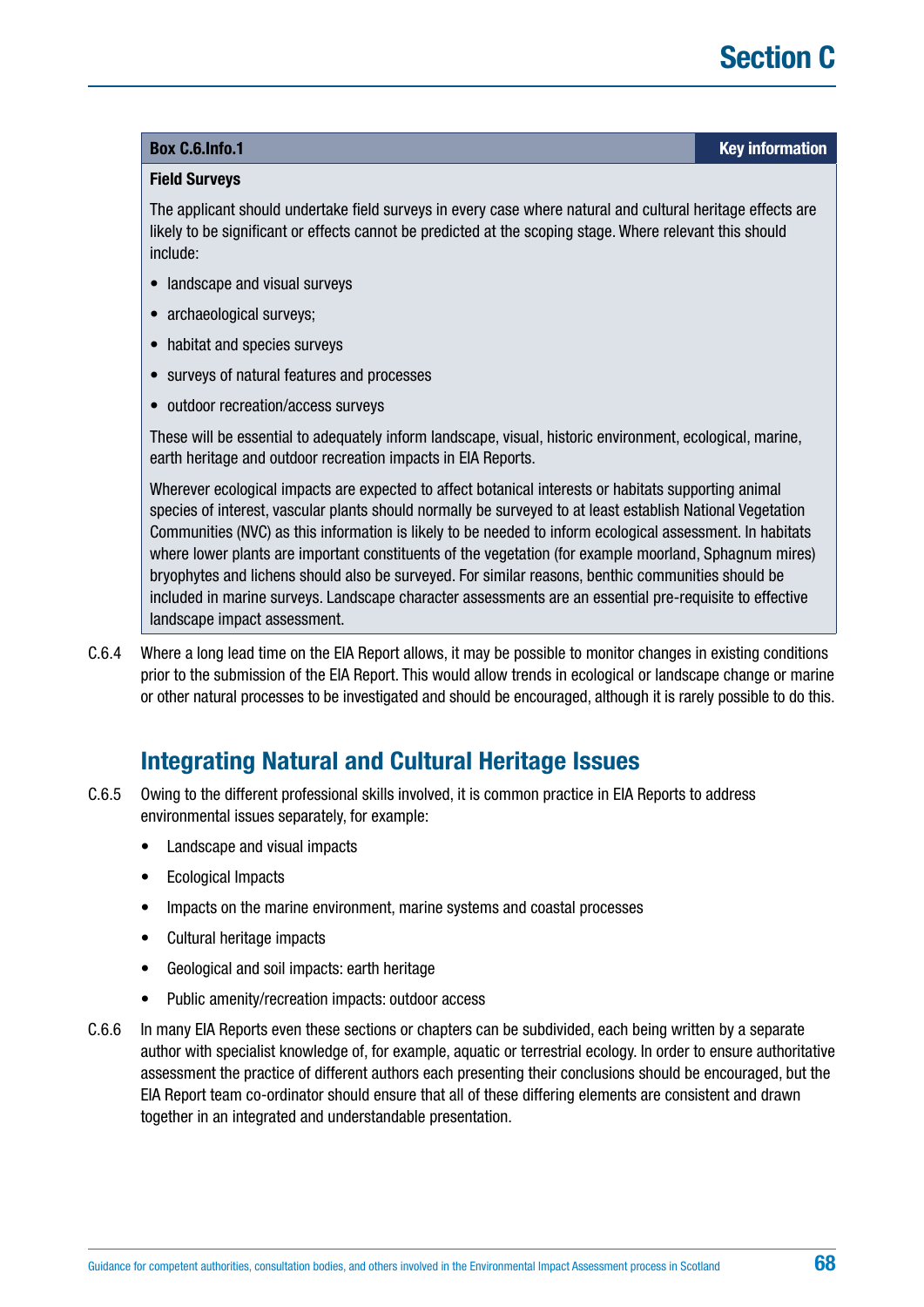**Box C.6.Info.1** — **Key information**

**Field Surveys**

The applicant should undertake field surveys in every case where natural and cultural heritage effects are likely to be significant or effects cannot be predicted at the scoping stage. Where relevant this should include:

- landscape and visual surveys
- archaeological surveys;
- habitat and species surveys
- surveys of natural features and processes
- outdoor recreation/access surveys

These will be essential to adequately inform landscape, visual, historic environment, ecological, marine, earth heritage and outdoor recreation impacts in EIA Reports.

Wherever ecological impacts are expected to affect botanical interests or habitats supporting animal species of interest, vascular plants should normally be surveyed to at least establish National Vegetation Communities (NVC) as this information is likely to be needed to inform ecological assessment. In habitats where lower plants are important constituents of the vegetation (for example moorland, Sphagnum mires) bryophytes and lichens should also be surveyed. For similar reasons, benthic communities should be included in marine surveys. Landscape character assessments are an essential pre-requisite to effective landscape impact assessment.

C.6.4 Where a long lead time on the EIA Report allows, it may be possible to monitor changes in existing conditions prior to the submission of the EIA Report. This would allow trends in ecological or landscape change or marine or other natural processes to be investigated and should be encouraged, although it is rarely possible to do this.

## Integrating Natural and Cultural Heritage Issues

C.6.5 Owing to the different professional skills involved, it is common practice in EIA Reports to address environmental issues separately, for example:

- Landscape and visual impacts
- Ecological Impacts
- Impacts on the marine environment, marine systems and coastal processes
- Cultural heritage impacts
- Geological and soil impacts: earth heritage
- Public amenity/recreation impacts: outdoor access

C.6.6 In many EIA Reports even these sections or chapters can be subdivided, each being written by a separate author with specialist knowledge of, for example, aquatic or terrestrial ecology. In order to ensure authoritative assessment the practice of different authors each presenting their conclusions should be encouraged, but the EIA Report team co-ordinator should ensure that all of these differing elements are consistent and drawn together in an integrated and understandable presentation.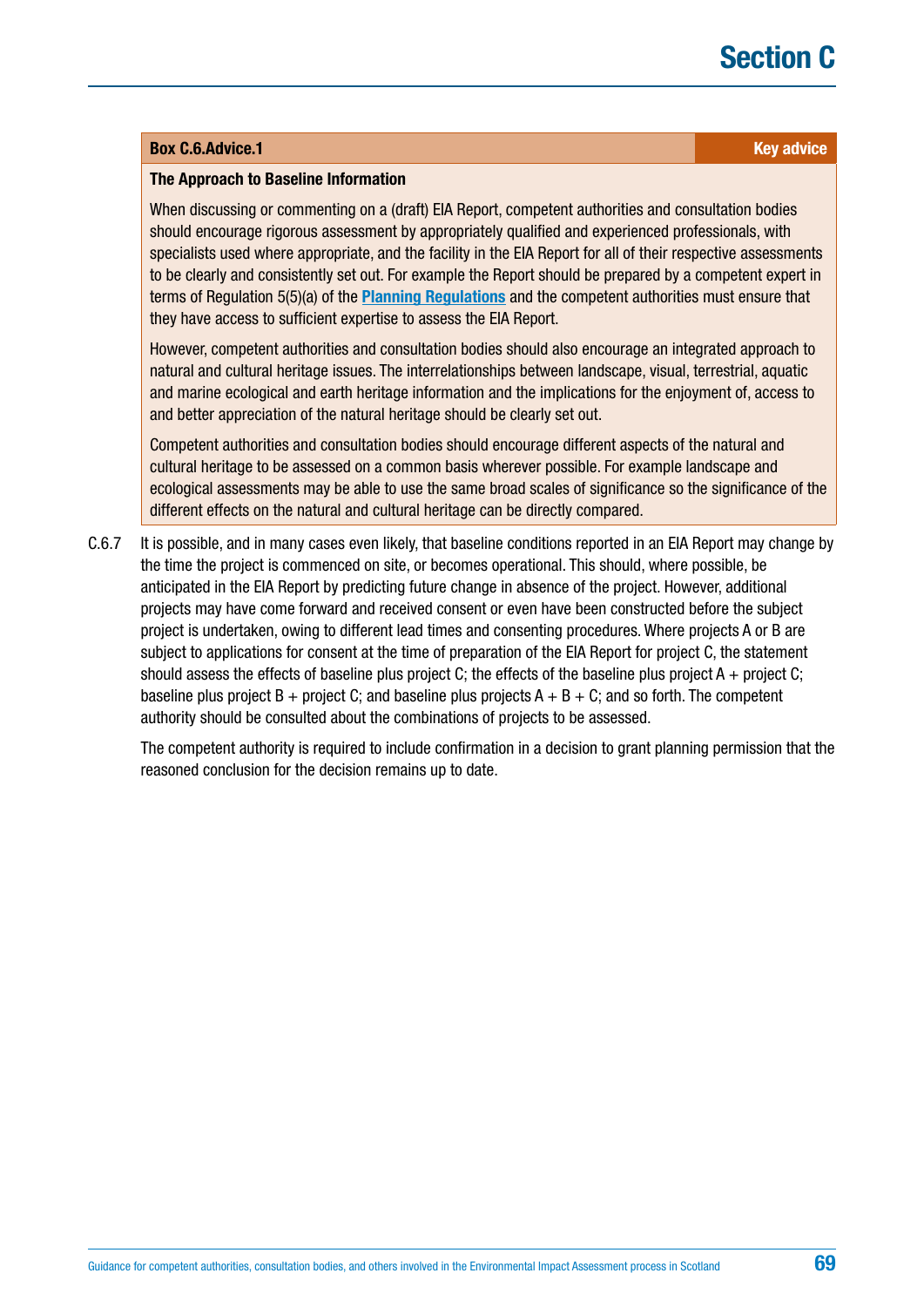**Box C.6.Advice.1** **Key advice**

**The Approach to Baseline Information**

When discussing or commenting on a (draft) EIA Report, competent authorities and consultation bodies should encourage rigorous assessment by appropriately qualified and experienced professionals, with specialists used where appropriate, and the facility in the EIA Report for all of their respective assessments to be clearly and consistently set out. For example the Report should be prepared by a competent expert in terms of Regulation 5(5)(a) of the **Planning Regulations** and the competent authorities must ensure that they have access to sufficient expertise to assess the EIA Report.

However, competent authorities and consultation bodies should also encourage an integrated approach to natural and cultural heritage issues. The interrelationships between landscape, visual, terrestrial, aquatic and marine ecological and earth heritage information and the implications for the enjoyment of, access to and better appreciation of the natural heritage should be clearly set out.

Competent authorities and consultation bodies should encourage different aspects of the natural and cultural heritage to be assessed on a common basis wherever possible. For example landscape and ecological assessments may be able to use the same broad scales of significance so the significance of the different effects on the natural and cultural heritage can be directly compared.

C.6.7 It is possible, and in many cases even likely, that baseline conditions reported in an EIA Report may change by the time the project is commenced on site, or becomes operational. This should, where possible, be anticipated in the EIA Report by predicting future change in absence of the project. However, additional projects may have come forward and received consent or even have been constructed before the subject project is undertaken, owing to different lead times and consenting procedures. Where projects A or B are subject to applications for consent at the time of preparation of the EIA Report for project C, the statement should assess the effects of baseline plus project C; the effects of the baseline plus project A + project C; baseline plus project B + project C; and baseline plus projects A + B + C; and so forth. The competent authority should be consulted about the combinations of projects to be assessed.

The competent authority is required to include confirmation in a decision to grant planning permission that the reasoned conclusion for the decision remains up to date.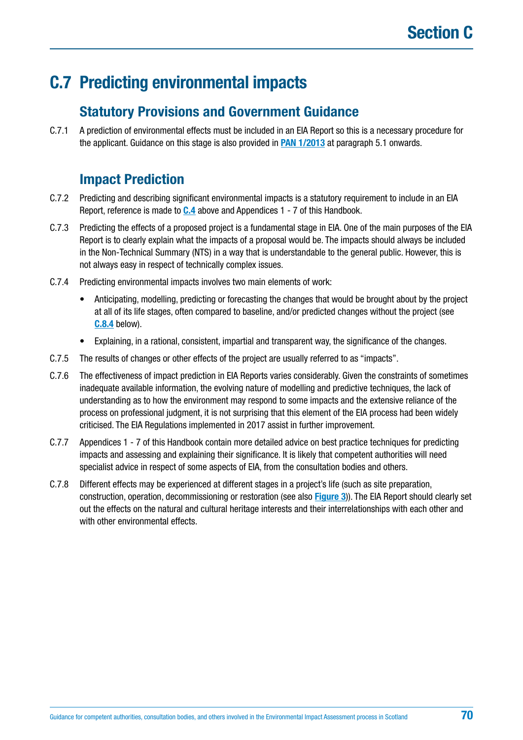# C.7 Predicting environmental impacts

## Statutory Provisions and Government Guidance

C.7.1 A prediction of environmental effects must be included in an EIA Report so this is a necessary procedure for the applicant. Guidance on this stage is also provided in **PAN 1/2013** at paragraph 5.1 onwards.

## Impact Prediction

C.7.2 Predicting and describing significant environmental impacts is a statutory requirement to include in an EIA Report, reference is made to **C.4** above and Appendices 1 - 7 of this Handbook.

C.7.3 Predicting the effects of a proposed project is a fundamental stage in EIA. One of the main purposes of the EIA Report is to clearly explain what the impacts of a proposal would be. The impacts should always be included in the Non-Technical Summary (NTS) in a way that is understandable to the general public. However, this is not always easy in respect of technically complex issues.

C.7.4 Predicting environmental impacts involves two main elements of work:

- Anticipating, modelling, predicting or forecasting the changes that would be brought about by the project at all of its life stages, often compared to baseline, and/or predicted changes without the project (see **C.8.4** below).
- Explaining, in a rational, consistent, impartial and transparent way, the significance of the changes.

C.7.5 The results of changes or other effects of the project are usually referred to as "impacts".

C.7.6 The effectiveness of impact prediction in EIA Reports varies considerably. Given the constraints of sometimes inadequate available information, the evolving nature of modelling and predictive techniques, the lack of understanding as to how the environment may respond to some impacts and the extensive reliance of the process on professional judgment, it is not surprising that this element of the EIA process had been widely criticised. The EIA Regulations implemented in 2017 assist in further improvement.

C.7.7 Appendices 1 - 7 of this Handbook contain more detailed advice on best practice techniques for predicting impacts and assessing and explaining their significance. It is likely that competent authorities will need specialist advice in respect of some aspects of EIA, from the consultation bodies and others.

C.7.8 Different effects may be experienced at different stages in a project's life (such as site preparation, construction, operation, decommissioning or restoration (see also **Figure 3**)). The EIA Report should clearly set out the effects on the natural and cultural heritage interests and their interrelationships with each other and with other environmental effects.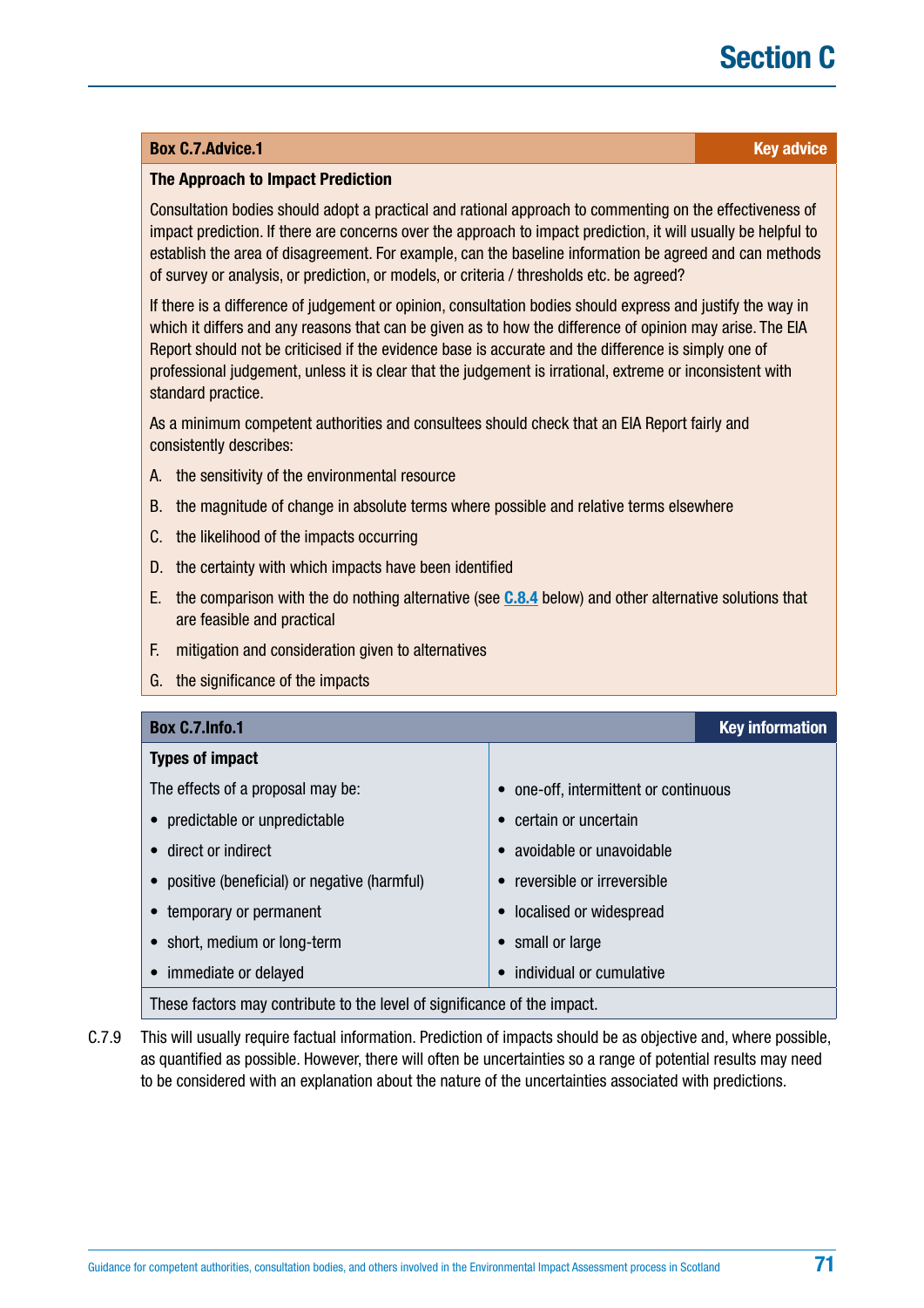**Box C.7.Advice.1** — **Key advice**

**The Approach to Impact Prediction**

Consultation bodies should adopt a practical and rational approach to commenting on the effectiveness of impact prediction. If there are concerns over the approach to impact prediction, it will usually be helpful to establish the area of disagreement. For example, can the baseline information be agreed and can methods of survey or analysis, or prediction, or models, or criteria / thresholds etc. be agreed?

If there is a difference of judgement or opinion, consultation bodies should express and justify the way in which it differs and any reasons that can be given as to how the difference of opinion may arise. The EIA Report should not be criticised if the evidence base is accurate and the difference is simply one of professional judgement, unless it is clear that the judgement is irrational, extreme or inconsistent with standard practice.

As a minimum competent authorities and consultees should check that an EIA Report fairly and consistently describes:

A. the sensitivity of the environmental resource

B. the magnitude of change in absolute terms where possible and relative terms elsewhere

C. the likelihood of the impacts occurring

D. the certainty with which impacts have been identified

E. the comparison with the do nothing alternative (see C.8.4 below) and other alternative solutions that are feasible and practical

F. mitigation and consideration given to alternatives

G. the significance of the impacts

**Box C.7.Info.1** — **Key information**

**Types of impact**

The effects of a proposal may be:

- predictable or unpredictable
- direct or indirect
- positive (beneficial) or negative (harmful)
- temporary or permanent
- short, medium or long-term
- immediate or delayed
- one-off, intermittent or continuous
- certain or uncertain
- avoidable or unavoidable
- reversible or irreversible
- localised or widespread
- small or large
- individual or cumulative

These factors may contribute to the level of significance of the impact.

C.7.9 This will usually require factual information. Prediction of impacts should be as objective and, where possible, as quantified as possible. However, there will often be uncertainties so a range of potential results may need to be considered with an explanation about the nature of the uncertainties associated with predictions.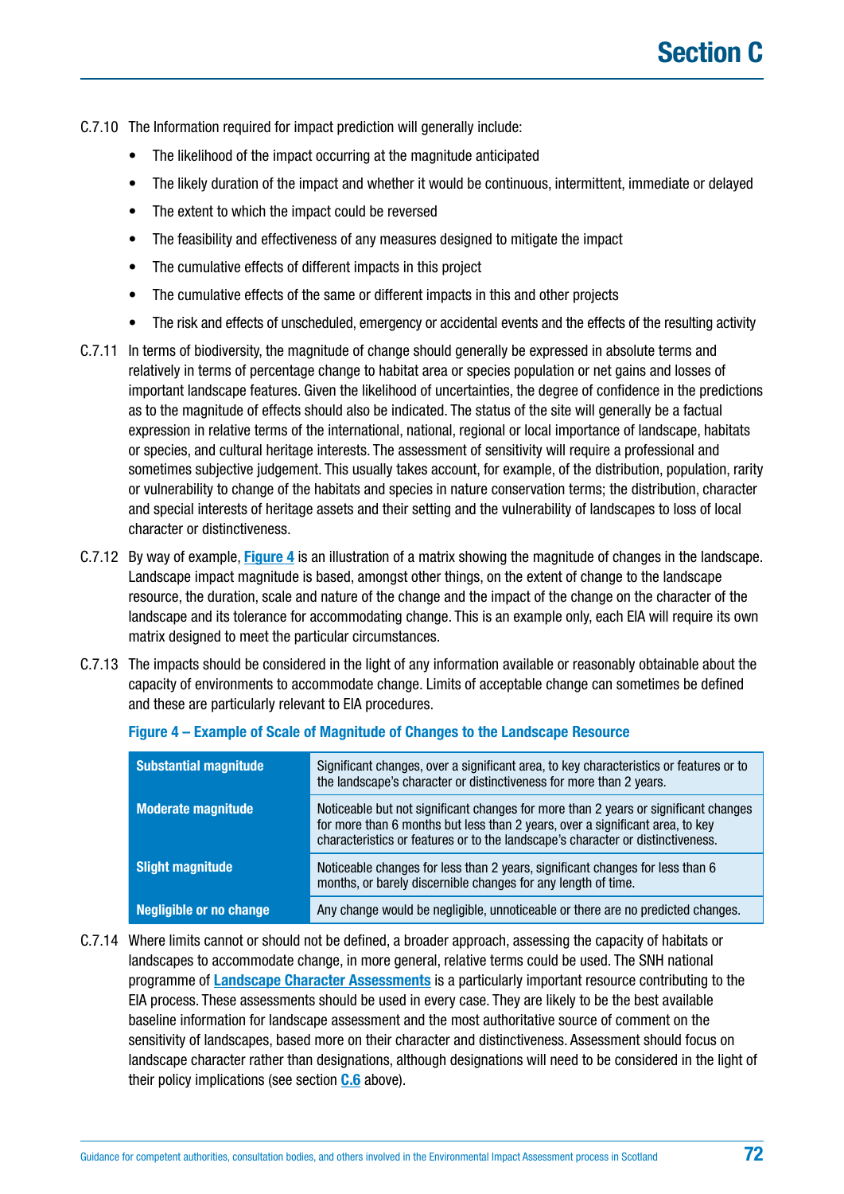C.7.10 The Information required for impact prediction will generally include:

- The likelihood of the impact occurring at the magnitude anticipated
- The likely duration of the impact and whether it would be continuous, intermittent, immediate or delayed
- The extent to which the impact could be reversed
- The feasibility and effectiveness of any measures designed to mitigate the impact
- The cumulative effects of different impacts in this project
- The cumulative effects of the same or different impacts in this and other projects
- The risk and effects of unscheduled, emergency or accidental events and the effects of the resulting activity

C.7.11 In terms of biodiversity, the magnitude of change should generally be expressed in absolute terms and relatively in terms of percentage change to habitat area or species population or net gains and losses of important landscape features. Given the likelihood of uncertainties, the degree of confidence in the predictions as to the magnitude of effects should also be indicated. The status of the site will generally be a factual expression in relative terms of the international, national, regional or local importance of landscape, habitats or species, and cultural heritage interests. The assessment of sensitivity will require a professional and sometimes subjective judgement. This usually takes account, for example, of the distribution, population, rarity or vulnerability to change of the habitats and species in nature conservation terms; the distribution, character and special interests of heritage assets and their setting and the vulnerability of landscapes to loss of local character or distinctiveness.

C.7.12 By way of example, **Figure 4** is an illustration of a matrix showing the magnitude of changes in the landscape. Landscape impact magnitude is based, amongst other things, on the extent of change to the landscape resource, the duration, scale and nature of the change and the impact of the change on the character of the landscape and its tolerance for accommodating change. This is an example only, each EIA will require its own matrix designed to meet the particular circumstances.

C.7.13 The impacts should be considered in the light of any information available or reasonably obtainable about the capacity of environments to accommodate change. Limits of acceptable change can sometimes be defined and these are particularly relevant to EIA procedures.

**Figure 4 – Example of Scale of Magnitude of Changes to the Landscape Resource**

| | |
|---|---|
| **Substantial magnitude** | Significant changes, over a significant area, to key characteristics or features or to the landscape's character or distinctiveness for more than 2 years. |
| **Moderate magnitude** | Noticeable but not significant changes for more than 2 years or significant changes for more than 6 months but less than 2 years, over a significant area, to key characteristics or features or to the landscape's character or distinctiveness. |
| **Slight magnitude** | Noticeable changes for less than 2 years, significant changes for less than 6 months, or barely discernible changes for any length of time. |
| **Negligible or no change** | Any change would be negligible, unnoticeable or there are no predicted changes. |

C.7.14 Where limits cannot or should not be defined, a broader approach, assessing the capacity of habitats or landscapes to accommodate change, in more general, relative terms could be used. The SNH national programme of **Landscape Character Assessments** is a particularly important resource contributing to the EIA process. These assessments should be used in every case. They are likely to be the best available baseline information for landscape assessment and the most authoritative source of comment on the sensitivity of landscapes, based more on their character and distinctiveness. Assessment should focus on landscape character rather than designations, although designations will need to be considered in the light of their policy implications (see section **C.6** above).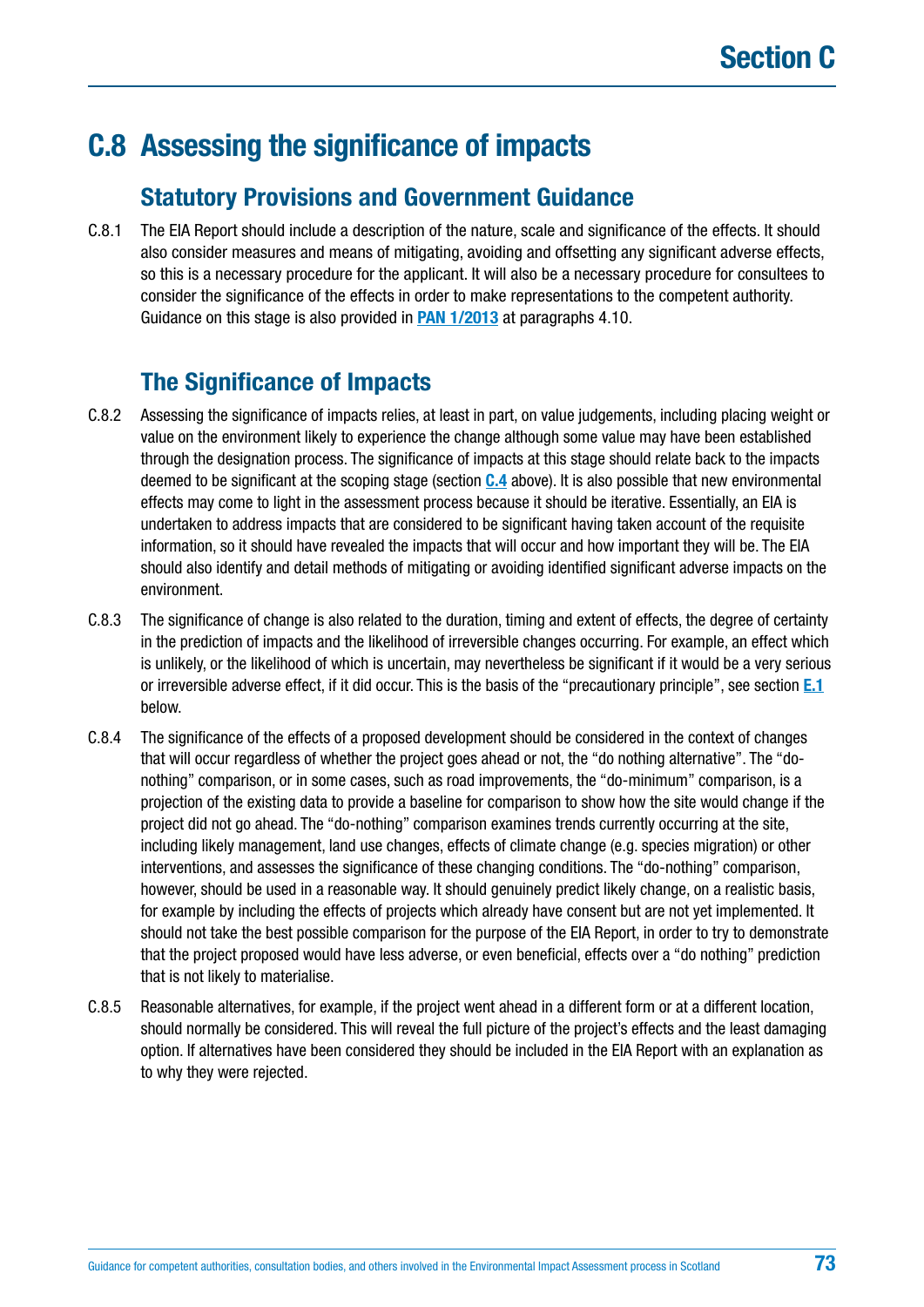# C.8 Assessing the significance of impacts

## Statutory Provisions and Government Guidance

C.8.1 The EIA Report should include a description of the nature, scale and significance of the effects. It should also consider measures and means of mitigating, avoiding and offsetting any significant adverse effects, so this is a necessary procedure for the applicant. It will also be a necessary procedure for consultees to consider the significance of the effects in order to make representations to the competent authority. Guidance on this stage is also provided in **PAN 1/2013** at paragraphs 4.10.

## The Significance of Impacts

C.8.2 Assessing the significance of impacts relies, at least in part, on value judgements, including placing weight or value on the environment likely to experience the change although some value may have been established through the designation process. The significance of impacts at this stage should relate back to the impacts deemed to be significant at the scoping stage (section **C.4** above). It is also possible that new environmental effects may come to light in the assessment process because it should be iterative. Essentially, an EIA is undertaken to address impacts that are considered to be significant having taken account of the requisite information, so it should have revealed the impacts that will occur and how important they will be. The EIA should also identify and detail methods of mitigating or avoiding identified significant adverse impacts on the environment.

C.8.3 The significance of change is also related to the duration, timing and extent of effects, the degree of certainty in the prediction of impacts and the likelihood of irreversible changes occurring. For example, an effect which is unlikely, or the likelihood of which is uncertain, may nevertheless be significant if it would be a very serious or irreversible adverse effect, if it did occur. This is the basis of the "precautionary principle", see section **E.1** below.

C.8.4 The significance of the effects of a proposed development should be considered in the context of changes that will occur regardless of whether the project goes ahead or not, the "do nothing alternative". The "do-nothing" comparison, or in some cases, such as road improvements, the "do-minimum" comparison, is a projection of the existing data to provide a baseline for comparison to show how the site would change if the project did not go ahead. The "do-nothing" comparison examines trends currently occurring at the site, including likely management, land use changes, effects of climate change (e.g. species migration) or other interventions, and assesses the significance of these changing conditions. The "do-nothing" comparison, however, should be used in a reasonable way. It should genuinely predict likely change, on a realistic basis, for example by including the effects of projects which already have consent but are not yet implemented. It should not take the best possible comparison for the purpose of the EIA Report, in order to try to demonstrate that the project proposed would have less adverse, or even beneficial, effects over a "do nothing" prediction that is not likely to materialise.

C.8.5 Reasonable alternatives, for example, if the project went ahead in a different form or at a different location, should normally be considered. This will reveal the full picture of the project's effects and the least damaging option. If alternatives have been considered they should be included in the EIA Report with an explanation as to why they were rejected.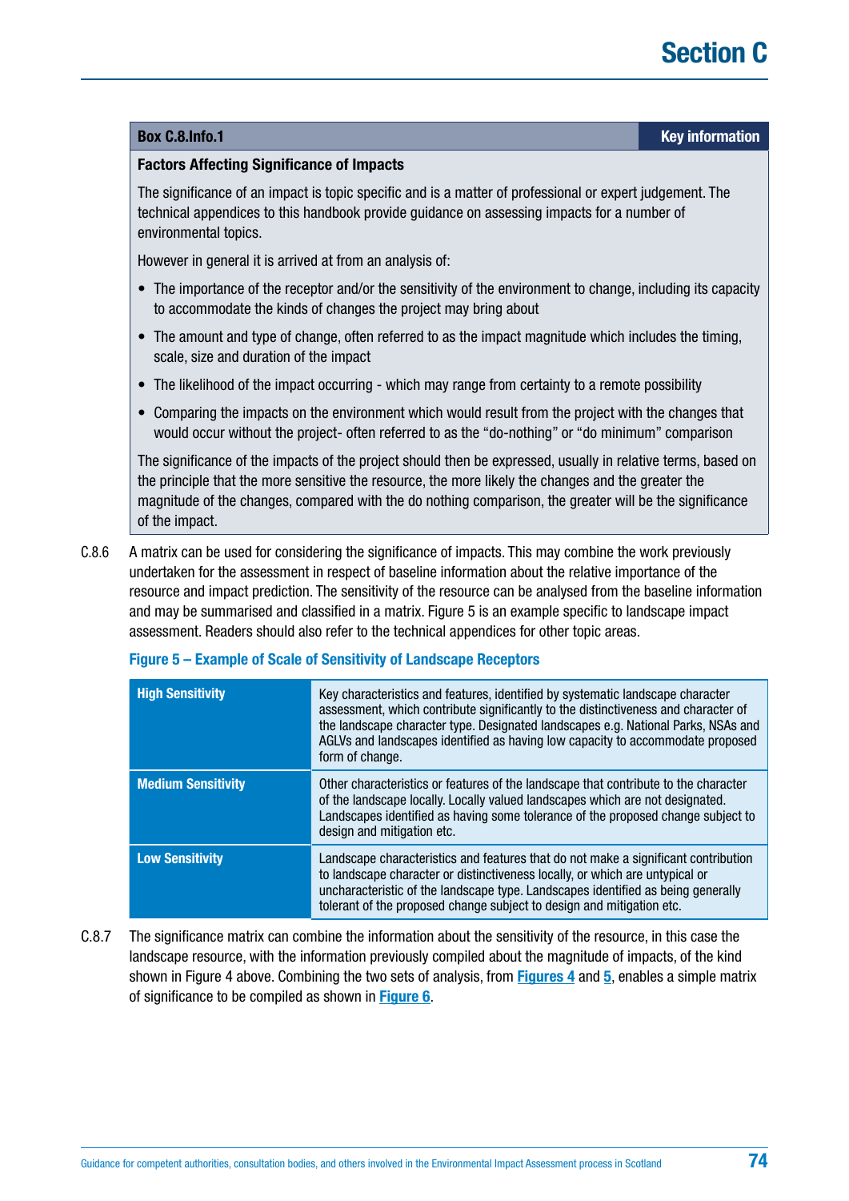**Box C.8.Info.1** — **Key information**

**Factors Affecting Significance of Impacts**

The significance of an impact is topic specific and is a matter of professional or expert judgement. The technical appendices to this handbook provide guidance on assessing impacts for a number of environmental topics.

However in general it is arrived at from an analysis of:

- The importance of the receptor and/or the sensitivity of the environment to change, including its capacity to accommodate the kinds of changes the project may bring about
- The amount and type of change, often referred to as the impact magnitude which includes the timing, scale, size and duration of the impact
- The likelihood of the impact occurring - which may range from certainty to a remote possibility
- Comparing the impacts on the environment which would result from the project with the changes that would occur without the project- often referred to as the "do-nothing" or "do minimum" comparison

The significance of the impacts of the project should then be expressed, usually in relative terms, based on the principle that the more sensitive the resource, the more likely the changes and the greater the magnitude of the changes, compared with the do nothing comparison, the greater will be the significance of the impact.

C.8.6 A matrix can be used for considering the significance of impacts. This may combine the work previously undertaken for the assessment in respect of baseline information about the relative importance of the resource and impact prediction. The sensitivity of the resource can be analysed from the baseline information and may be summarised and classified in a matrix. Figure 5 is an example specific to landscape impact assessment. Readers should also refer to the technical appendices for other topic areas.

**Figure 5 – Example of Scale of Sensitivity of Landscape Receptors**

| | |
|---|---|
| **High Sensitivity** | Key characteristics and features, identified by systematic landscape character assessment, which contribute significantly to the distinctiveness and character of the landscape character type. Designated landscapes e.g. National Parks, NSAs and AGLVs and landscapes identified as having low capacity to accommodate proposed form of change. |
| **Medium Sensitivity** | Other characteristics or features of the landscape that contribute to the character of the landscape locally. Locally valued landscapes which are not designated. Landscapes identified as having some tolerance of the proposed change subject to design and mitigation etc. |
| **Low Sensitivity** | Landscape characteristics and features that do not make a significant contribution to landscape character or distinctiveness locally, or which are untypical or uncharacteristic of the landscape type. Landscapes identified as being generally tolerant of the proposed change subject to design and mitigation etc. |

C.8.7 The significance matrix can combine the information about the sensitivity of the resource, in this case the landscape resource, with the information previously compiled about the magnitude of impacts, of the kind shown in Figure 4 above. Combining the two sets of analysis, from Figures 4 and 5, enables a simple matrix of significance to be compiled as shown in Figure 6.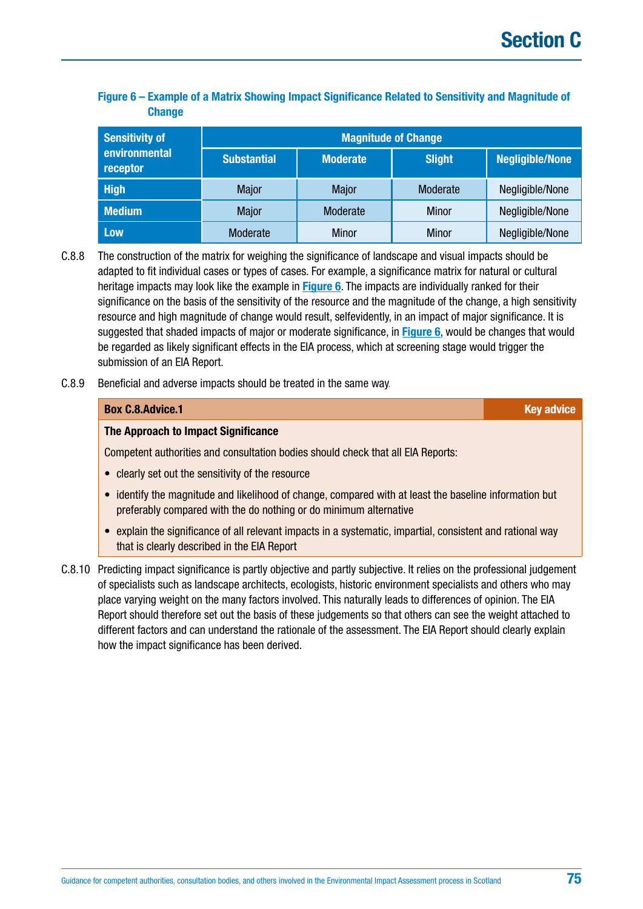**Figure 6 – Example of a Matrix Showing Impact Significance Related to Sensitivity and Magnitude of Change**

| Sensitivity of environmental receptor | Magnitude of Change | | | |
|---|---|---|---|---|
| | Substantial | Moderate | Slight | Negligible/None |
| **High** | Major | Major | Moderate | Negligible/None |
| **Medium** | Major | Moderate | Minor | Negligible/None |
| **Low** | Moderate | Minor | Minor | Negligible/None |

C.8.8 The construction of the matrix for weighing the significance of landscape and visual impacts should be adapted to fit individual cases or types of cases. For example, a significance matrix for natural or cultural heritage impacts may look like the example in Figure 6. The impacts are individually ranked for their significance on the basis of the sensitivity of the resource and the magnitude of the change, a high sensitivity resource and high magnitude of change would result, selfevidently, in an impact of major significance. It is suggested that shaded impacts of major or moderate significance, in Figure 6, would be changes that would be regarded as likely significant effects in the EIA process, which at screening stage would trigger the submission of an EIA Report.

C.8.9 Beneficial and adverse impacts should be treated in the same way.

**Box C.8.Advice.1** — **Key advice**

**The Approach to Impact Significance**

Competent authorities and consultation bodies should check that all EIA Reports:

- clearly set out the sensitivity of the resource
- identify the magnitude and likelihood of change, compared with at least the baseline information but preferably compared with the do nothing or do minimum alternative
- explain the significance of all relevant impacts in a systematic, impartial, consistent and rational way that is clearly described in the EIA Report

C.8.10 Predicting impact significance is partly objective and partly subjective. It relies on the professional judgement of specialists such as landscape architects, ecologists, historic environment specialists and others who may place varying weight on the many factors involved. This naturally leads to differences of opinion. The EIA Report should therefore set out the basis of these judgements so that others can see the weight attached to different factors and can understand the rationale of the assessment. The EIA Report should clearly explain how the impact significance has been derived.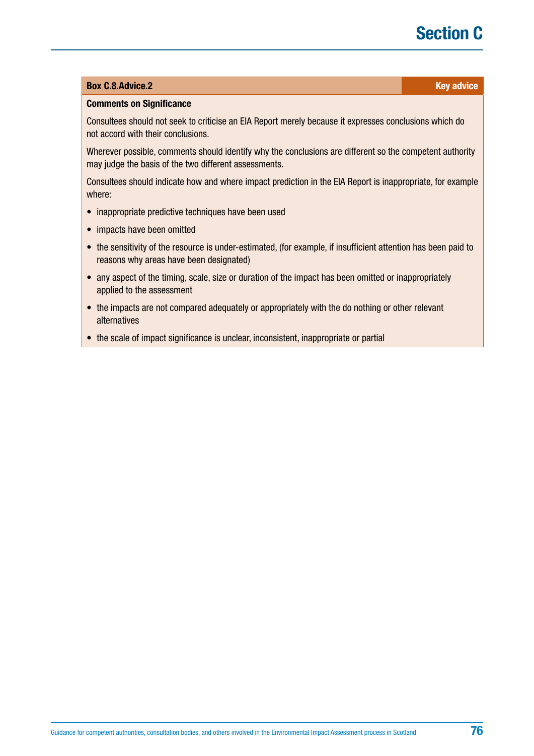**Box C.8.Advice.2** — **Key advice**

**Comments on Significance**

Consultees should not seek to criticise an EIA Report merely because it expresses conclusions which do not accord with their conclusions.

Wherever possible, comments should identify why the conclusions are different so the competent authority may judge the basis of the two different assessments.

Consultees should indicate how and where impact prediction in the EIA Report is inappropriate, for example where:

- inappropriate predictive techniques have been used
- impacts have been omitted
- the sensitivity of the resource is under-estimated, (for example, if insufficient attention has been paid to reasons why areas have been designated)
- any aspect of the timing, scale, size or duration of the impact has been omitted or inappropriately applied to the assessment
- the impacts are not compared adequately or appropriately with the do nothing or other relevant alternatives
- the scale of impact significance is unclear, inconsistent, inappropriate or partial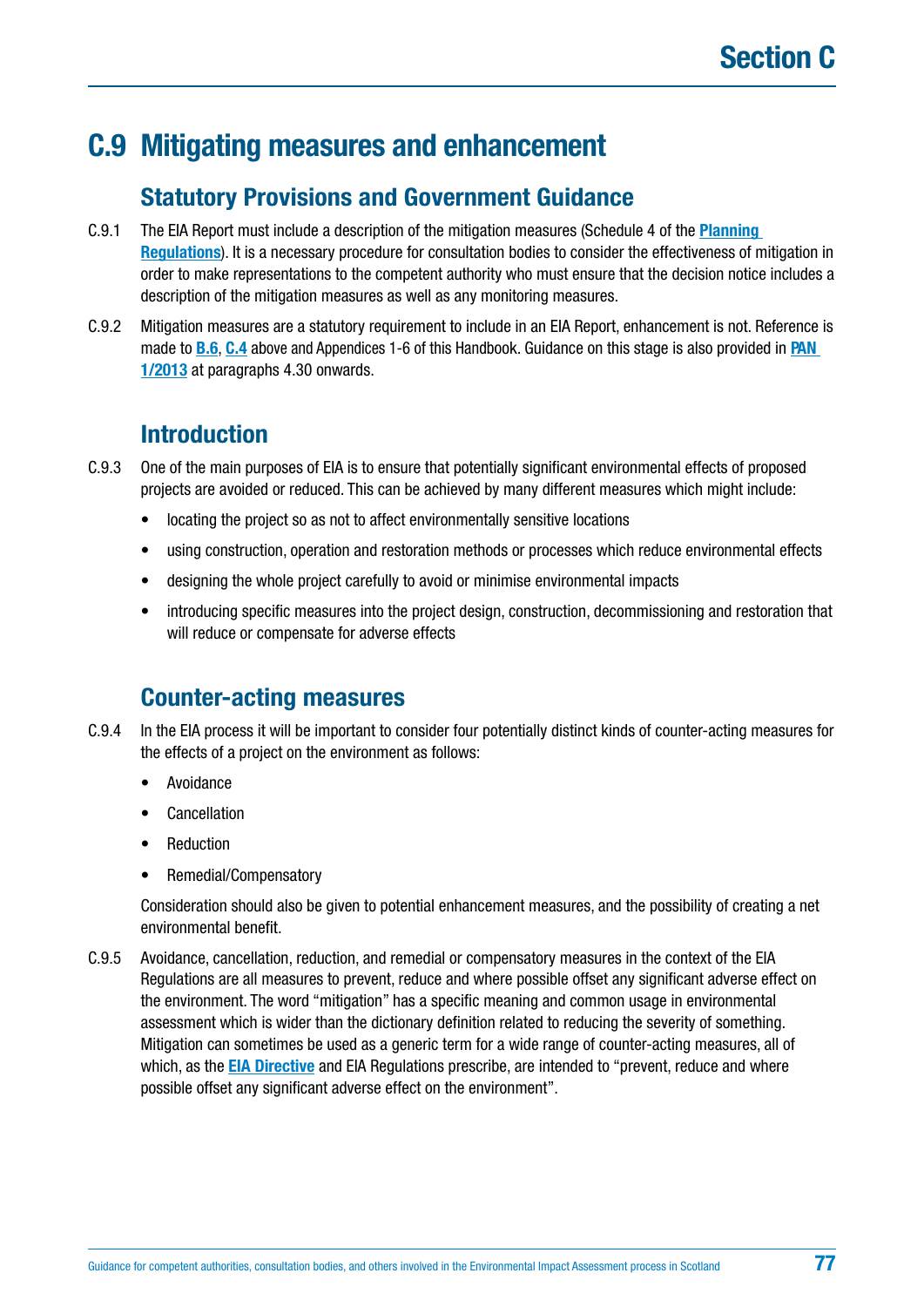# C.9 Mitigating measures and enhancement

## Statutory Provisions and Government Guidance

C.9.1 The EIA Report must include a description of the mitigation measures (Schedule 4 of the **Planning Regulations**). It is a necessary procedure for consultation bodies to consider the effectiveness of mitigation in order to make representations to the competent authority who must ensure that the decision notice includes a description of the mitigation measures as well as any monitoring measures.

C.9.2 Mitigation measures are a statutory requirement to include in an EIA Report, enhancement is not. Reference is made to **B.6**, **C.4** above and Appendices 1-6 of this Handbook. Guidance on this stage is also provided in **PAN 1/2013** at paragraphs 4.30 onwards.

## Introduction

C.9.3 One of the main purposes of EIA is to ensure that potentially significant environmental effects of proposed projects are avoided or reduced. This can be achieved by many different measures which might include:

- locating the project so as not to affect environmentally sensitive locations
- using construction, operation and restoration methods or processes which reduce environmental effects
- designing the whole project carefully to avoid or minimise environmental impacts
- introducing specific measures into the project design, construction, decommissioning and restoration that will reduce or compensate for adverse effects

## Counter-acting measures

C.9.4 In the EIA process it will be important to consider four potentially distinct kinds of counter-acting measures for the effects of a project on the environment as follows:

- Avoidance
- Cancellation
- Reduction
- Remedial/Compensatory

Consideration should also be given to potential enhancement measures, and the possibility of creating a net environmental benefit.

C.9.5 Avoidance, cancellation, reduction, and remedial or compensatory measures in the context of the EIA Regulations are all measures to prevent, reduce and where possible offset any significant adverse effect on the environment. The word "mitigation" has a specific meaning and common usage in environmental assessment which is wider than the dictionary definition related to reducing the severity of something. Mitigation can sometimes be used as a generic term for a wide range of counter-acting measures, all of which, as the **EIA Directive** and EIA Regulations prescribe, are intended to "prevent, reduce and where possible offset any significant adverse effect on the environment".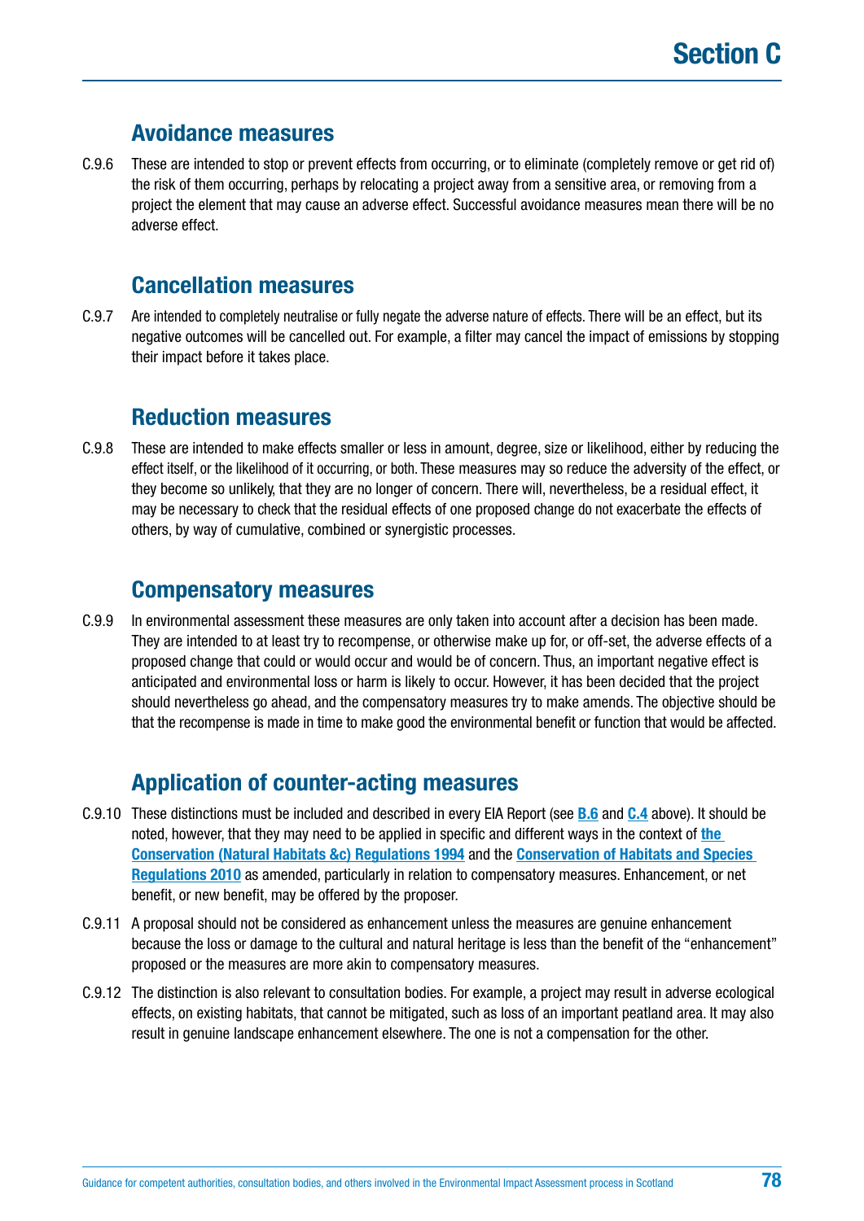## Avoidance measures

C.9.6 These are intended to stop or prevent effects from occurring, or to eliminate (completely remove or get rid of) the risk of them occurring, perhaps by relocating a project away from a sensitive area, or removing from a project the element that may cause an adverse effect. Successful avoidance measures mean there will be no adverse effect.

## Cancellation measures

C.9.7 Are intended to completely neutralise or fully negate the adverse nature of effects. There will be an effect, but its negative outcomes will be cancelled out. For example, a filter may cancel the impact of emissions by stopping their impact before it takes place.

## Reduction measures

C.9.8 These are intended to make effects smaller or less in amount, degree, size or likelihood, either by reducing the effect itself, or the likelihood of it occurring, or both. These measures may so reduce the adversity of the effect, or they become so unlikely, that they are no longer of concern. There will, nevertheless, be a residual effect, it may be necessary to check that the residual effects of one proposed change do not exacerbate the effects of others, by way of cumulative, combined or synergistic processes.

## Compensatory measures

C.9.9 In environmental assessment these measures are only taken into account after a decision has been made. They are intended to at least try to recompense, or otherwise make up for, or off-set, the adverse effects of a proposed change that could or would occur and would be of concern. Thus, an important negative effect is anticipated and environmental loss or harm is likely to occur. However, it has been decided that the project should nevertheless go ahead, and the compensatory measures try to make amends. The objective should be that the recompense is made in time to make good the environmental benefit or function that would be affected.

## Application of counter-acting measures

C.9.10 These distinctions must be included and described in every EIA Report (see **B.6** and **C.4** above). It should be noted, however, that they may need to be applied in specific and different ways in the context of **the Conservation (Natural Habitats &c) Regulations 1994** and the **Conservation of Habitats and Species Regulations 2010** as amended, particularly in relation to compensatory measures. Enhancement, or net benefit, or new benefit, may be offered by the proposer.

C.9.11 A proposal should not be considered as enhancement unless the measures are genuine enhancement because the loss or damage to the cultural and natural heritage is less than the benefit of the "enhancement" proposed or the measures are more akin to compensatory measures.

C.9.12 The distinction is also relevant to consultation bodies. For example, a project may result in adverse ecological effects, on existing habitats, that cannot be mitigated, such as loss of an important peatland area. It may also result in genuine landscape enhancement elsewhere. The one is not a compensation for the other.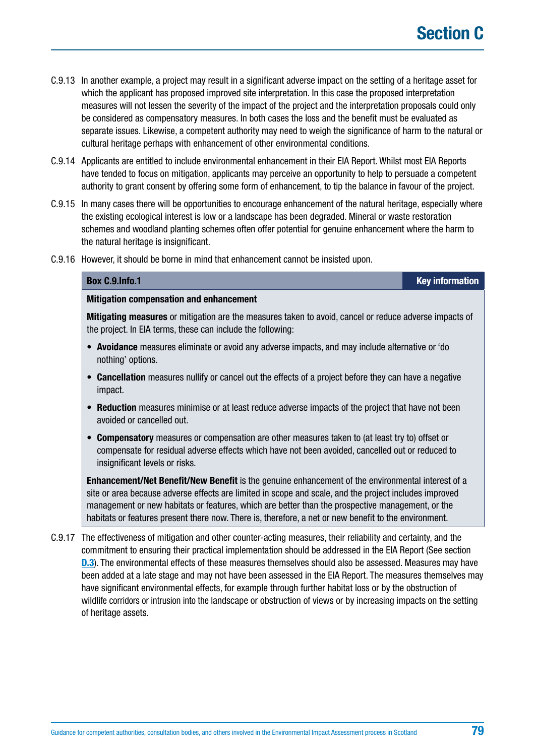C.9.13 In another example, a project may result in a significant adverse impact on the setting of a heritage asset for which the applicant has proposed improved site interpretation. In this case the proposed interpretation measures will not lessen the severity of the impact of the project and the interpretation proposals could only be considered as compensatory measures. In both cases the loss and the benefit must be evaluated as separate issues. Likewise, a competent authority may need to weigh the significance of harm to the natural or cultural heritage perhaps with enhancement of other environmental conditions.

C.9.14 Applicants are entitled to include environmental enhancement in their EIA Report. Whilst most EIA Reports have tended to focus on mitigation, applicants may perceive an opportunity to help to persuade a competent authority to grant consent by offering some form of enhancement, to tip the balance in favour of the project.

C.9.15 In many cases there will be opportunities to encourage enhancement of the natural heritage, especially where the existing ecological interest is low or a landscape has been degraded. Mineral or waste restoration schemes and woodland planting schemes often offer potential for genuine enhancement where the harm to the natural heritage is insignificant.

C.9.16 However, it should be borne in mind that enhancement cannot be insisted upon.

**Box C.9.Info.1** — **Key information**

**Mitigation compensation and enhancement**

**Mitigating measures** or mitigation are the measures taken to avoid, cancel or reduce adverse impacts of the project. In EIA terms, these can include the following:

- **Avoidance** measures eliminate or avoid any adverse impacts, and may include alternative or 'do nothing' options.
- **Cancellation** measures nullify or cancel out the effects of a project before they can have a negative impact.
- **Reduction** measures minimise or at least reduce adverse impacts of the project that have not been avoided or cancelled out.
- **Compensatory** measures or compensation are other measures taken to (at least try to) offset or compensate for residual adverse effects which have not been avoided, cancelled out or reduced to insignificant levels or risks.

**Enhancement/Net Benefit/New Benefit** is the genuine enhancement of the environmental interest of a site or area because adverse effects are limited in scope and scale, and the project includes improved management or new habitats or features, which are better than the prospective management, or the habitats or features present there now. There is, therefore, a net or new benefit to the environment.

C.9.17 The effectiveness of mitigation and other counter-acting measures, their reliability and certainty, and the commitment to ensuring their practical implementation should be addressed in the EIA Report (See section D.3). The environmental effects of these measures themselves should also be assessed. Measures may have been added at a late stage and may not have been assessed in the EIA Report. The measures themselves may have significant environmental effects, for example through further habitat loss or by the obstruction of wildlife corridors or intrusion into the landscape or obstruction of views or by increasing impacts on the setting of heritage assets.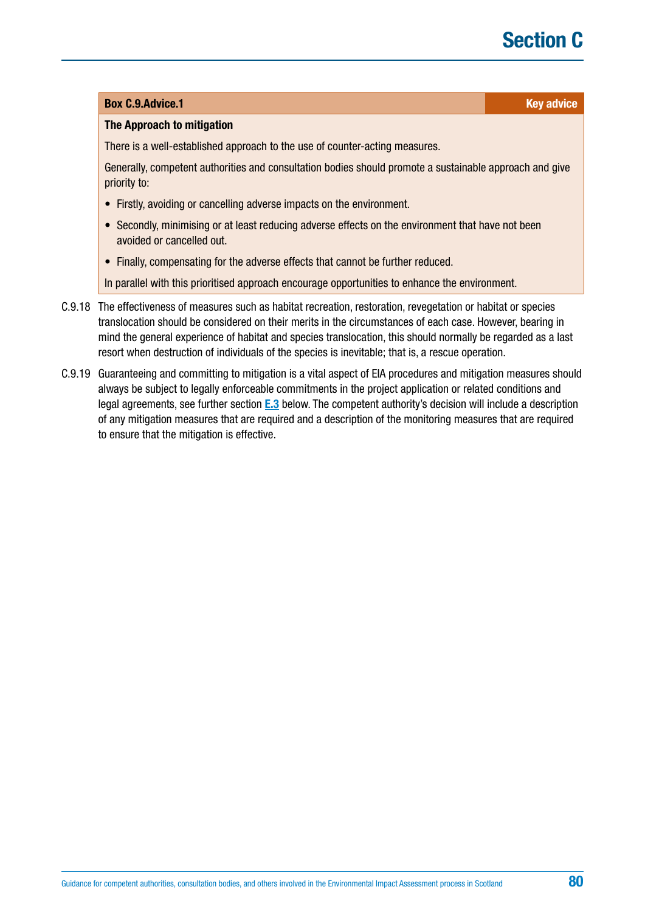**Box C.9.Advice.1** **Key advice**

**The Approach to mitigation**

There is a well-established approach to the use of counter-acting measures.

Generally, competent authorities and consultation bodies should promote a sustainable approach and give priority to:

- Firstly, avoiding or cancelling adverse impacts on the environment.
- Secondly, minimising or at least reducing adverse effects on the environment that have not been avoided or cancelled out.
- Finally, compensating for the adverse effects that cannot be further reduced.

In parallel with this prioritised approach encourage opportunities to enhance the environment.

C.9.18 The effectiveness of measures such as habitat recreation, restoration, revegetation or habitat or species translocation should be considered on their merits in the circumstances of each case. However, bearing in mind the general experience of habitat and species translocation, this should normally be regarded as a last resort when destruction of individuals of the species is inevitable; that is, a rescue operation.

C.9.19 Guaranteeing and committing to mitigation is a vital aspect of EIA procedures and mitigation measures should always be subject to legally enforceable commitments in the project application or related conditions and legal agreements, see further section **E.3** below. The competent authority's decision will include a description of any mitigation measures that are required and a description of the monitoring measures that are required to ensure that the mitigation is effective.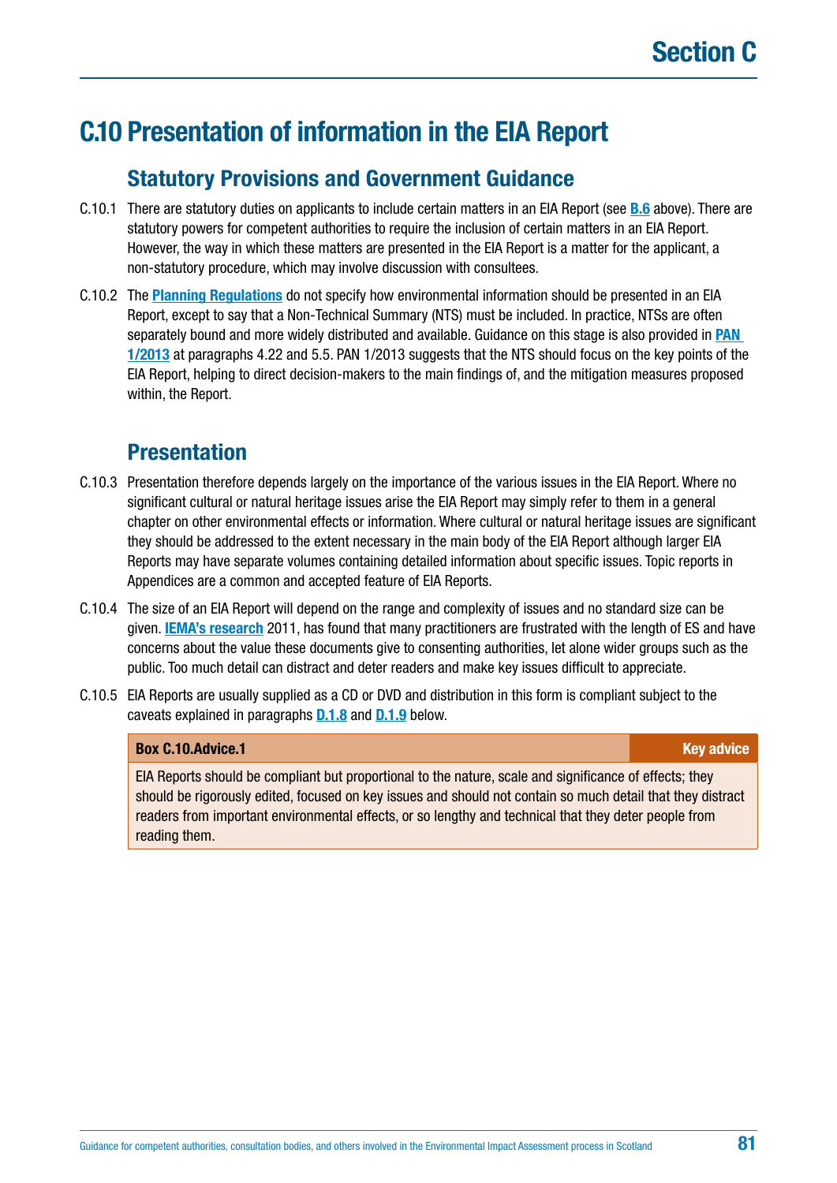# C.10 Presentation of information in the EIA Report

## Statutory Provisions and Government Guidance

C.10.1 There are statutory duties on applicants to include certain matters in an EIA Report (see **B.6** above). There are statutory powers for competent authorities to require the inclusion of certain matters in an EIA Report. However, the way in which these matters are presented in the EIA Report is a matter for the applicant, a non-statutory procedure, which may involve discussion with consultees.

C.10.2 The **Planning Regulations** do not specify how environmental information should be presented in an EIA Report, except to say that a Non-Technical Summary (NTS) must be included. In practice, NTSs are often separately bound and more widely distributed and available. Guidance on this stage is also provided in **PAN 1/2013** at paragraphs 4.22 and 5.5. PAN 1/2013 suggests that the NTS should focus on the key points of the EIA Report, helping to direct decision-makers to the main findings of, and the mitigation measures proposed within, the Report.

## Presentation

C.10.3 Presentation therefore depends largely on the importance of the various issues in the EIA Report. Where no significant cultural or natural heritage issues arise the EIA Report may simply refer to them in a general chapter on other environmental effects or information. Where cultural or natural heritage issues are significant they should be addressed to the extent necessary in the main body of the EIA Report although larger EIA Reports may have separate volumes containing detailed information about specific issues. Topic reports in Appendices are a common and accepted feature of EIA Reports.

C.10.4 The size of an EIA Report will depend on the range and complexity of issues and no standard size can be given. **IEMA's research** 2011, has found that many practitioners are frustrated with the length of ES and have concerns about the value these documents give to consenting authorities, let alone wider groups such as the public. Too much detail can distract and deter readers and make key issues difficult to appreciate.

C.10.5 EIA Reports are usually supplied as a CD or DVD and distribution in this form is compliant subject to the caveats explained in paragraphs **D.1.8** and **D.1.9** below.

| **Box C.10.Advice.1** | **Key advice** |
|---|---|
| EIA Reports should be compliant but proportional to the nature, scale and significance of effects; they should be rigorously edited, focused on key issues and should not contain so much detail that they distract readers from important environmental effects, or so lengthy and technical that they deter people from reading them. | |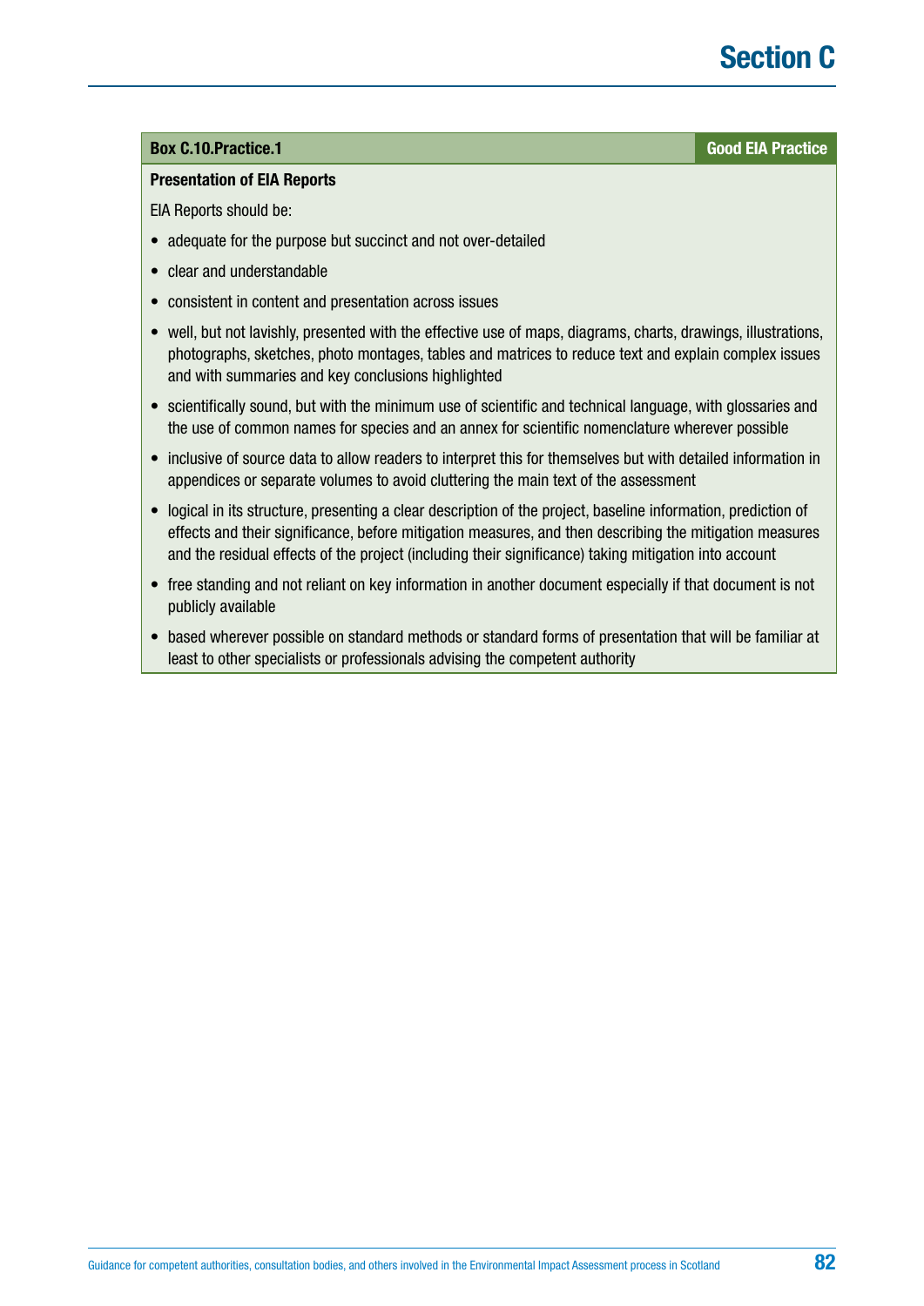**Box C.10.Practice.1** — **Good EIA Practice**

**Presentation of EIA Reports**

EIA Reports should be:

- adequate for the purpose but succinct and not over-detailed
- clear and understandable
- consistent in content and presentation across issues
- well, but not lavishly, presented with the effective use of maps, diagrams, charts, drawings, illustrations, photographs, sketches, photo montages, tables and matrices to reduce text and explain complex issues and with summaries and key conclusions highlighted
- scientifically sound, but with the minimum use of scientific and technical language, with glossaries and the use of common names for species and an annex for scientific nomenclature wherever possible
- inclusive of source data to allow readers to interpret this for themselves but with detailed information in appendices or separate volumes to avoid cluttering the main text of the assessment
- logical in its structure, presenting a clear description of the project, baseline information, prediction of effects and their significance, before mitigation measures, and then describing the mitigation measures and the residual effects of the project (including their significance) taking mitigation into account
- free standing and not reliant on key information in another document especially if that document is not publicly available
- based wherever possible on standard methods or standard forms of presentation that will be familiar at least to other specialists or professionals advising the competent authority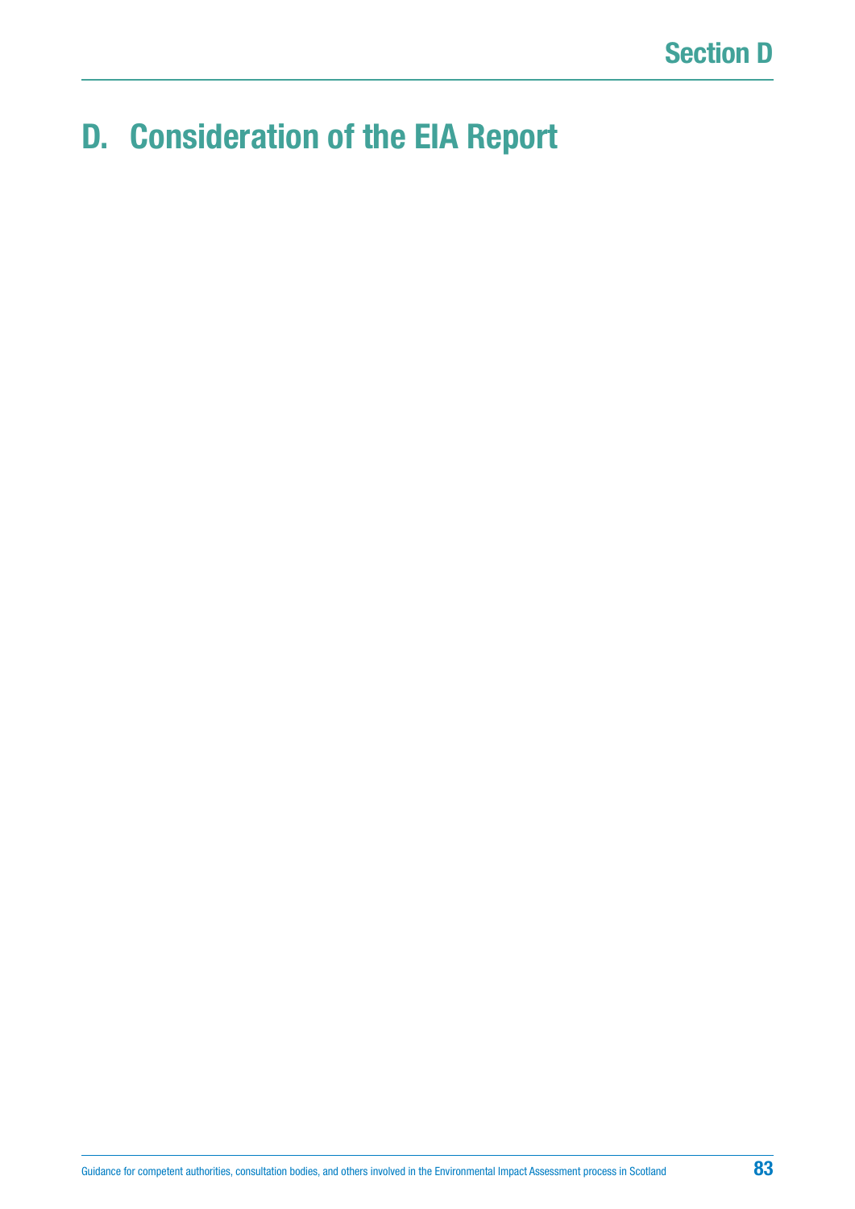# D. Consideration of the EIA Report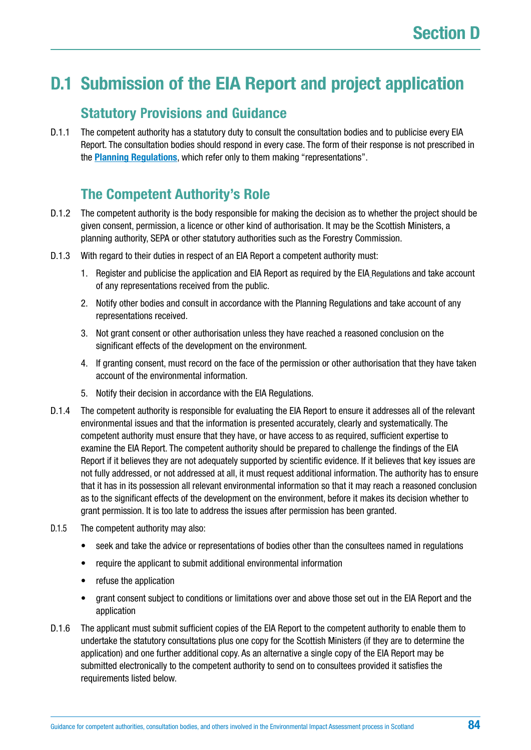# Section D

## D.1 Submission of the EIA Report and project application

### Statutory Provisions and Guidance

D.1.1 The competent authority has a statutory duty to consult the consultation bodies and to publicise every EIA Report. The consultation bodies should respond in every case. The form of their response is not prescribed in the **Planning Regulations**, which refer only to them making "representations".

### The Competent Authority's Role

D.1.2 The competent authority is the body responsible for making the decision as to whether the project should be given consent, permission, a licence or other kind of authorisation. It may be the Scottish Ministers, a planning authority, SEPA or other statutory authorities such as the Forestry Commission.

D.1.3 With regard to their duties in respect of an EIA Report a competent authority must:

1. Register and publicise the application and EIA Report as required by the EIA Regulations and take account of any representations received from the public.
2. Notify other bodies and consult in accordance with the Planning Regulations and take account of any representations received.
3. Not grant consent or other authorisation unless they have reached a reasoned conclusion on the significant effects of the development on the environment.
4. If granting consent, must record on the face of the permission or other authorisation that they have taken account of the environmental information.
5. Notify their decision in accordance with the EIA Regulations.

D.1.4 The competent authority is responsible for evaluating the EIA Report to ensure it addresses all of the relevant environmental issues and that the information is presented accurately, clearly and systematically. The competent authority must ensure that they have, or have access to as required, sufficient expertise to examine the EIA Report. The competent authority should be prepared to challenge the findings of the EIA Report if it believes they are not adequately supported by scientific evidence. If it believes that key issues are not fully addressed, or not addressed at all, it must request additional information. The authority has to ensure that it has in its possession all relevant environmental information so that it may reach a reasoned conclusion as to the significant effects of the development on the environment, before it makes its decision whether to grant permission. It is too late to address the issues after permission has been granted.

D.1.5 The competent authority may also:

- seek and take the advice or representations of bodies other than the consultees named in regulations
- require the applicant to submit additional environmental information
- refuse the application
- grant consent subject to conditions or limitations over and above those set out in the EIA Report and the application

D.1.6 The applicant must submit sufficient copies of the EIA Report to the competent authority to enable them to undertake the statutory consultations plus one copy for the Scottish Ministers (if they are to determine the application) and one further additional copy. As an alternative a single copy of the EIA Report may be submitted electronically to the competent authority to send on to consultees provided it satisfies the requirements listed below.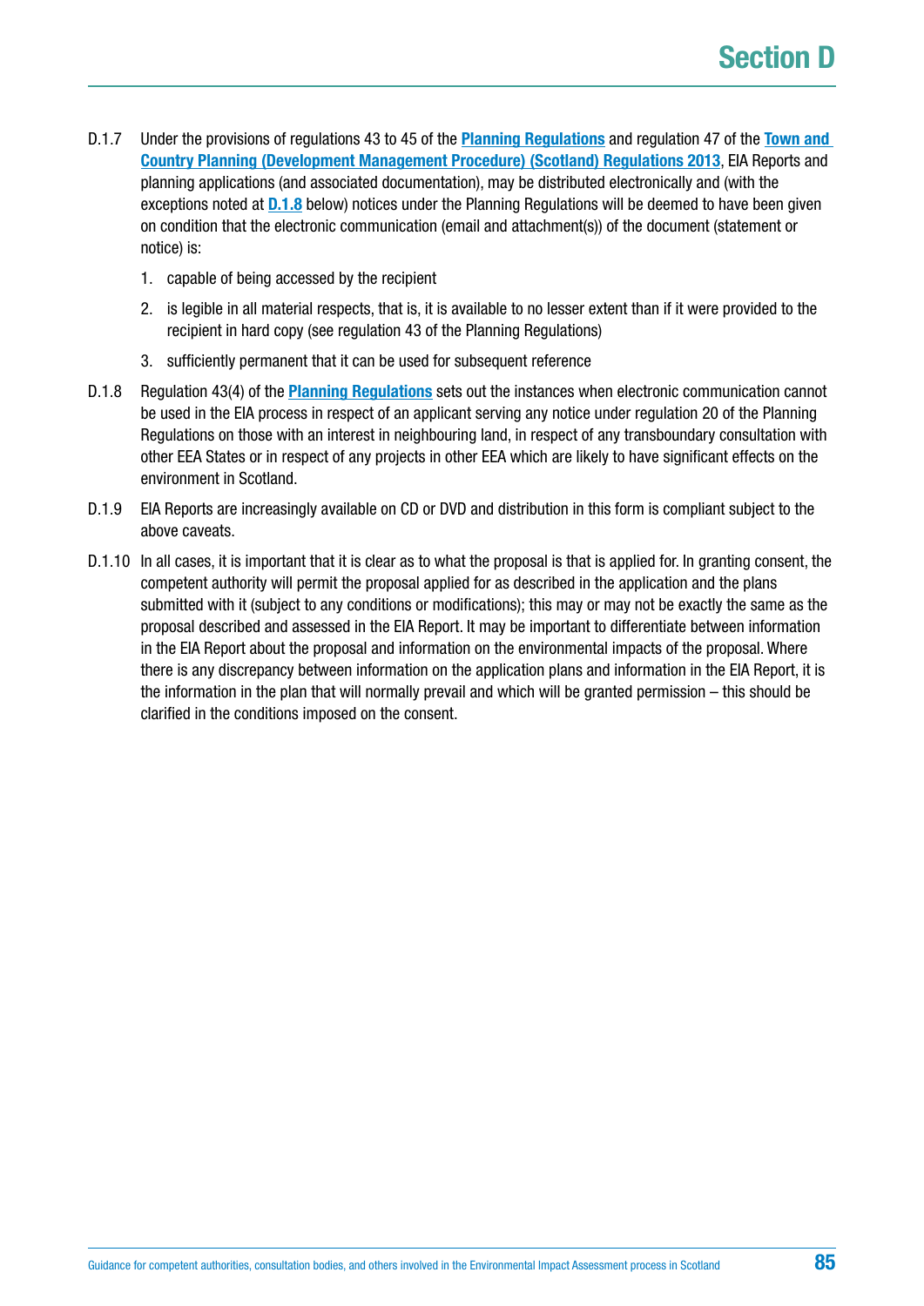D.1.7 Under the provisions of regulations 43 to 45 of the **Planning Regulations** and regulation 47 of the **Town and Country Planning (Development Management Procedure) (Scotland) Regulations 2013**, EIA Reports and planning applications (and associated documentation), may be distributed electronically and (with the exceptions noted at **D.1.8** below) notices under the Planning Regulations will be deemed to have been given on condition that the electronic communication (email and attachment(s)) of the document (statement or notice) is:

1. capable of being accessed by the recipient
2. is legible in all material respects, that is, it is available to no lesser extent than if it were provided to the recipient in hard copy (see regulation 43 of the Planning Regulations)
3. sufficiently permanent that it can be used for subsequent reference

D.1.8 Regulation 43(4) of the **Planning Regulations** sets out the instances when electronic communication cannot be used in the EIA process in respect of an applicant serving any notice under regulation 20 of the Planning Regulations on those with an interest in neighbouring land, in respect of any transboundary consultation with other EEA States or in respect of any projects in other EEA which are likely to have significant effects on the environment in Scotland.

D.1.9 EIA Reports are increasingly available on CD or DVD and distribution in this form is compliant subject to the above caveats.

D.1.10 In all cases, it is important that it is clear as to what the proposal is that is applied for. In granting consent, the competent authority will permit the proposal applied for as described in the application and the plans submitted with it (subject to any conditions or modifications); this may or may not be exactly the same as the proposal described and assessed in the EIA Report. It may be important to differentiate between information in the EIA Report about the proposal and information on the environmental impacts of the proposal. Where there is any discrepancy between information on the application plans and information in the EIA Report, it is the information in the plan that will normally prevail and which will be granted permission – this should be clarified in the conditions imposed on the consent.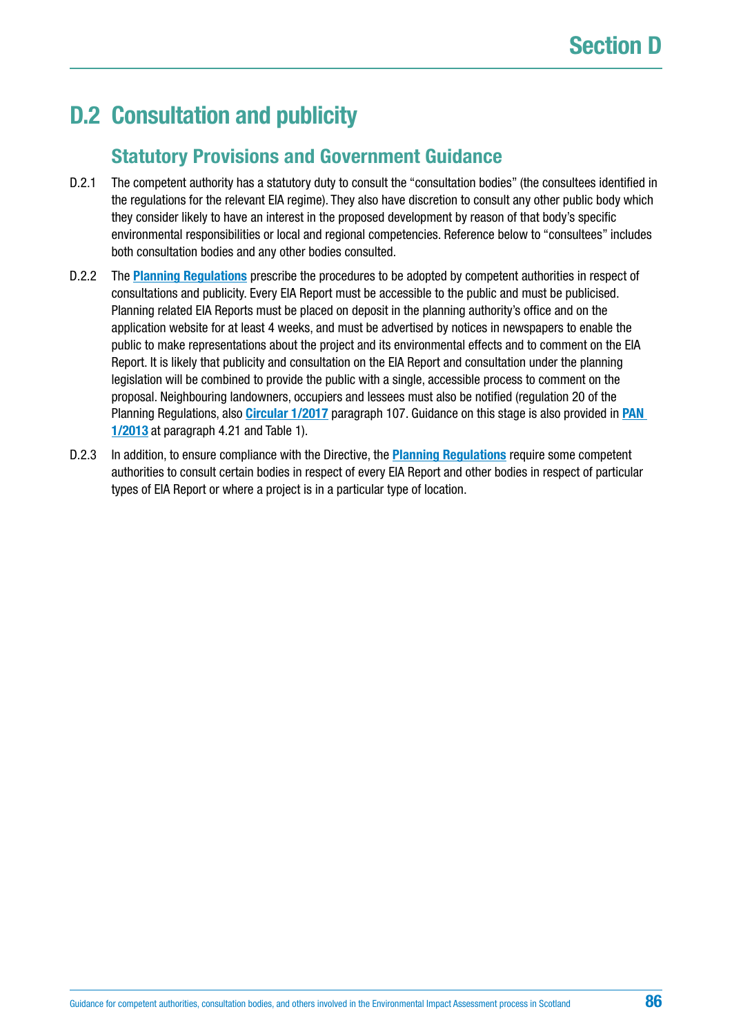## D.2 Consultation and publicity

### Statutory Provisions and Government Guidance

D.2.1 The competent authority has a statutory duty to consult the "consultation bodies" (the consultees identified in the regulations for the relevant EIA regime). They also have discretion to consult any other public body which they consider likely to have an interest in the proposed development by reason of that body's specific environmental responsibilities or local and regional competencies. Reference below to "consultees" includes both consultation bodies and any other bodies consulted.

D.2.2 The **Planning Regulations** prescribe the procedures to be adopted by competent authorities in respect of consultations and publicity. Every EIA Report must be accessible to the public and must be publicised. Planning related EIA Reports must be placed on deposit in the planning authority's office and on the application website for at least 4 weeks, and must be advertised by notices in newspapers to enable the public to make representations about the project and its environmental effects and to comment on the EIA Report. It is likely that publicity and consultation on the EIA Report and consultation under the planning legislation will be combined to provide the public with a single, accessible process to comment on the proposal. Neighbouring landowners, occupiers and lessees must also be notified (regulation 20 of the Planning Regulations, also **Circular 1/2017** paragraph 107. Guidance on this stage is also provided in **PAN 1/2013** at paragraph 4.21 and Table 1).

D.2.3 In addition, to ensure compliance with the Directive, the **Planning Regulations** require some competent authorities to consult certain bodies in respect of every EIA Report and other bodies in respect of particular types of EIA Report or where a project is in a particular type of location.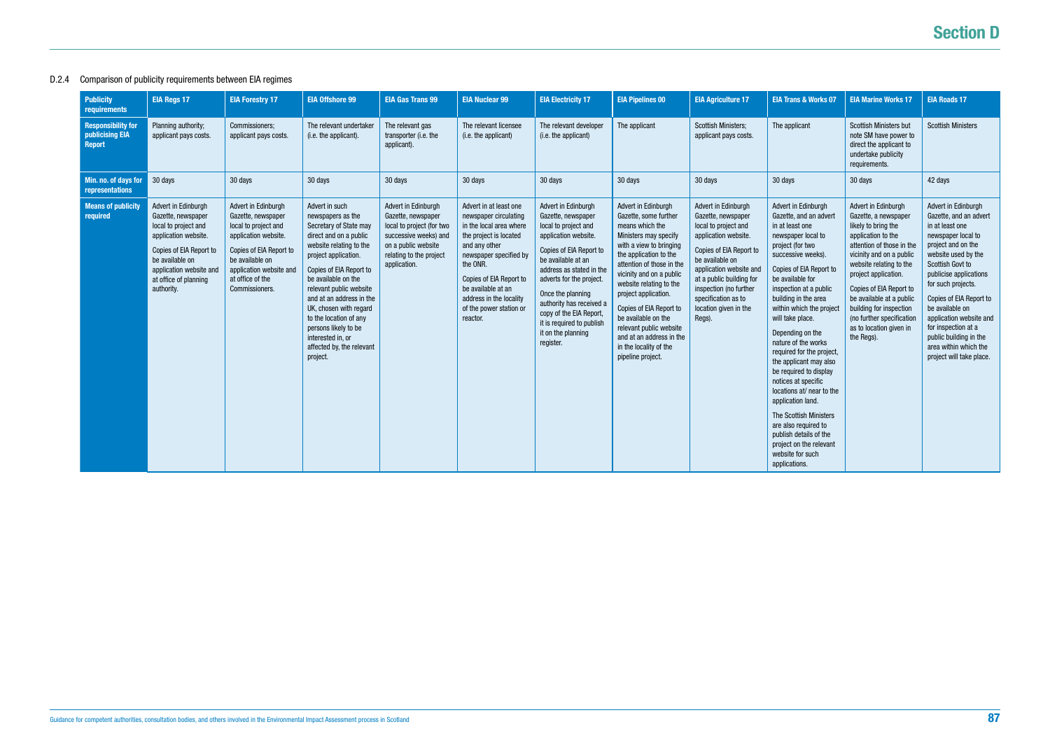D.2.4 Comparison of publicity requirements between EIA regimes

| Publicity requirements | EIA Regs 17 | EIA Forestry 17 | EIA Offshore 99 | EIA Gas Trans 99 | EIA Nuclear 99 | EIA Electricity 17 | EIA Pipelines 00 | EIA Agriculture 17 | EIA Trans & Works 07 | EIA Marine Works 17 | EIA Roads 17 |
|---|---|---|---|---|---|---|---|---|---|---|---|
| **Responsibility for publicising EIA Report** | Planning authority; applicant pays costs. | Commissioners; applicant pays costs. | The relevant undertaker (i.e. the applicant). | The relevant gas transporter (i.e. the applicant). | The relevant licensee (i.e. the applicant) | The relevant developer (i.e. the applicant) | The applicant | Scottish Ministers; applicant pays costs. | The applicant | Scottish Ministers but note SM have power to direct the applicant to undertake publicity requirements. | Scottish Ministers |
| **Min. no. of days for representations** | 30 days | 30 days | 30 days | 30 days | 30 days | 30 days | 30 days | 30 days | 30 days | 30 days | 42 days |
| **Means of publicity required** | Advert in Edinburgh Gazette, newspaper local to project and application website.<br><br>Copies of EIA Report to be available on application website and at office of planning authority. | Advert in Edinburgh Gazette, newspaper local to project and application website.<br><br>Copies of EIA Report to be available on application website and at office of the Commissioners. | Advert in such newspapers as the Secretary of State may direct and on a public website relating to the project application.<br><br>Copies of EIA Report to be available on the relevant public website and at an address in the UK, chosen with regard to the location of any persons likely to be interested in, or affected by, the relevant project. | Advert in Edinburgh Gazette, newspaper local to project (for two successive weeks) and on a public website relating to the project application. | Advert in at least one newspaper circulating in the local area where the project is located and any other newspaper specified by the ONR.<br><br>Copies of EIA Report to be available at an address in the locality of the power station or reactor. | Advert in Edinburgh Gazette, newspaper local to project and application website.<br><br>Copies of EIA Report to be available at an address as stated in the adverts for the project.<br><br>Once the planning authority has received a copy of the EIA Report, it is required to publish it on the planning register. | Advert in Edinburgh Gazette, some further means which the Ministers may specify with a view to bringing the application to the attention of those in the vicinity and on a public website relating to the project application.<br><br>Copies of EIA Report to be available on the relevant public website and at an address in the locality of the pipeline project. | Advert in Edinburgh Gazette, newspaper local to project and application website.<br><br>Copies of EIA Report to be available on application website and at a public building for inspection (no further specification as to location given in the Regs). | Advert in Edinburgh Gazette, and an advert in at least one newspaper local to project (for two successive weeks).<br><br>Copies of EIA Report to be available for inspection at a public building in the area within which the project will take place.<br><br>Depending on the nature of the works required for the project, the applicant may also be required to display notices at specific locations at/ near to the application land.<br><br>The Scottish Ministers are also required to publish details of the project on the relevant website for such applications. | Advert in Edinburgh Gazette, a newspaper likely to bring the application to the attention of those in the vicinity and on a public website relating to the project application.<br><br>Copies of EIA Report to be available at a public building for inspection (no further specification as to location given in the Regs). | Advert in Edinburgh Gazette, and an advert in at least one newspaper local to project and on the website used by the Scottish Govt to publicise applications for such projects.<br><br>Copies of EIA Report to be available on application website and for inspection at a public building in the area within which the project will take place. |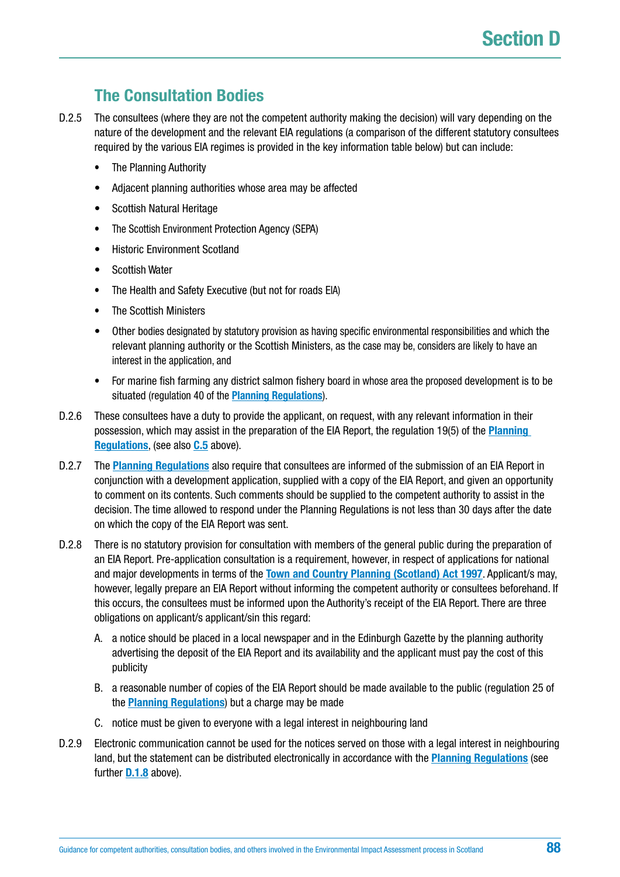## The Consultation Bodies

D.2.5 The consultees (where they are not the competent authority making the decision) will vary depending on the nature of the development and the relevant EIA regulations (a comparison of the different statutory consultees required by the various EIA regimes is provided in the key information table below) but can include:

- The Planning Authority
- Adjacent planning authorities whose area may be affected
- Scottish Natural Heritage
- The Scottish Environment Protection Agency (SEPA)
- Historic Environment Scotland
- Scottish Water
- The Health and Safety Executive (but not for roads EIA)
- The Scottish Ministers
- Other bodies designated by statutory provision as having specific environmental responsibilities and which the relevant planning authority or the Scottish Ministers, as the case may be, considers are likely to have an interest in the application, and
- For marine fish farming any district salmon fishery board in whose area the proposed development is to be situated (regulation 40 of the **Planning Regulations**).

D.2.6 These consultees have a duty to provide the applicant, on request, with any relevant information in their possession, which may assist in the preparation of the EIA Report, the regulation 19(5) of the **Planning Regulations**, (see also **C.5** above).

D.2.7 The **Planning Regulations** also require that consultees are informed of the submission of an EIA Report in conjunction with a development application, supplied with a copy of the EIA Report, and given an opportunity to comment on its contents. Such comments should be supplied to the competent authority to assist in the decision. The time allowed to respond under the Planning Regulations is not less than 30 days after the date on which the copy of the EIA Report was sent.

D.2.8 There is no statutory provision for consultation with members of the general public during the preparation of an EIA Report. Pre-application consultation is a requirement, however, in respect of applications for national and major developments in terms of the **Town and Country Planning (Scotland) Act 1997**. Applicant/s may, however, legally prepare an EIA Report without informing the competent authority or consultees beforehand. If this occurs, the consultees must be informed upon the Authority's receipt of the EIA Report. There are three obligations on applicant/s applicant/sin this regard:

A. a notice should be placed in a local newspaper and in the Edinburgh Gazette by the planning authority advertising the deposit of the EIA Report and its availability and the applicant must pay the cost of this publicity

B. a reasonable number of copies of the EIA Report should be made available to the public (regulation 25 of the **Planning Regulations**) but a charge may be made

C. notice must be given to everyone with a legal interest in neighbouring land

D.2.9 Electronic communication cannot be used for the notices served on those with a legal interest in neighbouring land, but the statement can be distributed electronically in accordance with the **Planning Regulations** (see further **D.1.8** above).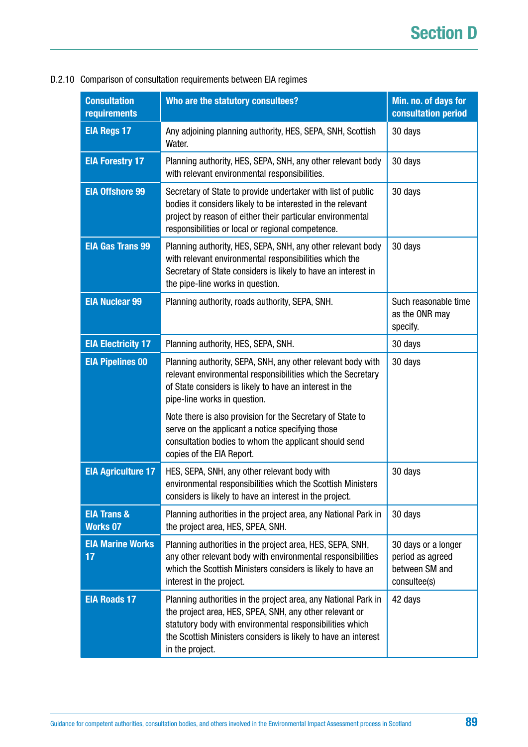D.2.10 Comparison of consultation requirements between EIA regimes

| Consultation requirements | Who are the statutory consultees? | Min. no. of days for consultation period |
| --- | --- | --- |
| **EIA Regs 17** | Any adjoining planning authority, HES, SEPA, SNH, Scottish Water. | 30 days |
| **EIA Forestry 17** | Planning authority, HES, SEPA, SNH, any other relevant body with relevant environmental responsibilities. | 30 days |
| **EIA Offshore 99** | Secretary of State to provide undertaker with list of public bodies it considers likely to be interested in the relevant project by reason of either their particular environmental responsibilities or local or regional competence. | 30 days |
| **EIA Gas Trans 99** | Planning authority, HES, SEPA, SNH, any other relevant body with relevant environmental responsibilities which the Secretary of State considers is likely to have an interest in the pipe-line works in question. | 30 days |
| **EIA Nuclear 99** | Planning authority, roads authority, SEPA, SNH. | Such reasonable time as the ONR may specify. |
| **EIA Electricity 17** | Planning authority, HES, SEPA, SNH. | 30 days |
| **EIA Pipelines 00** | Planning authority, SEPA, SNH, any other relevant body with relevant environmental responsibilities which the Secretary of State considers is likely to have an interest in the pipe-line works in question.<br><br>Note there is also provision for the Secretary of State to serve on the applicant a notice specifying those consultation bodies to whom the applicant should send copies of the EIA Report. | 30 days |
| **EIA Agriculture 17** | HES, SEPA, SNH, any other relevant body with environmental responsibilities which the Scottish Ministers considers is likely to have an interest in the project. | 30 days |
| **EIA Trans & Works 07** | Planning authorities in the project area, any National Park in the project area, HES, SPEA, SNH. | 30 days |
| **EIA Marine Works 17** | Planning authorities in the project area, HES, SEPA, SNH, any other relevant body with environmental responsibilities which the Scottish Ministers considers is likely to have an interest in the project. | 30 days or a longer period as agreed between SM and consultee(s) |
| **EIA Roads 17** | Planning authorities in the project area, any National Park in the project area, HES, SPEA, SNH, any other relevant or statutory body with environmental responsibilities which the Scottish Ministers considers is likely to have an interest in the project. | 42 days |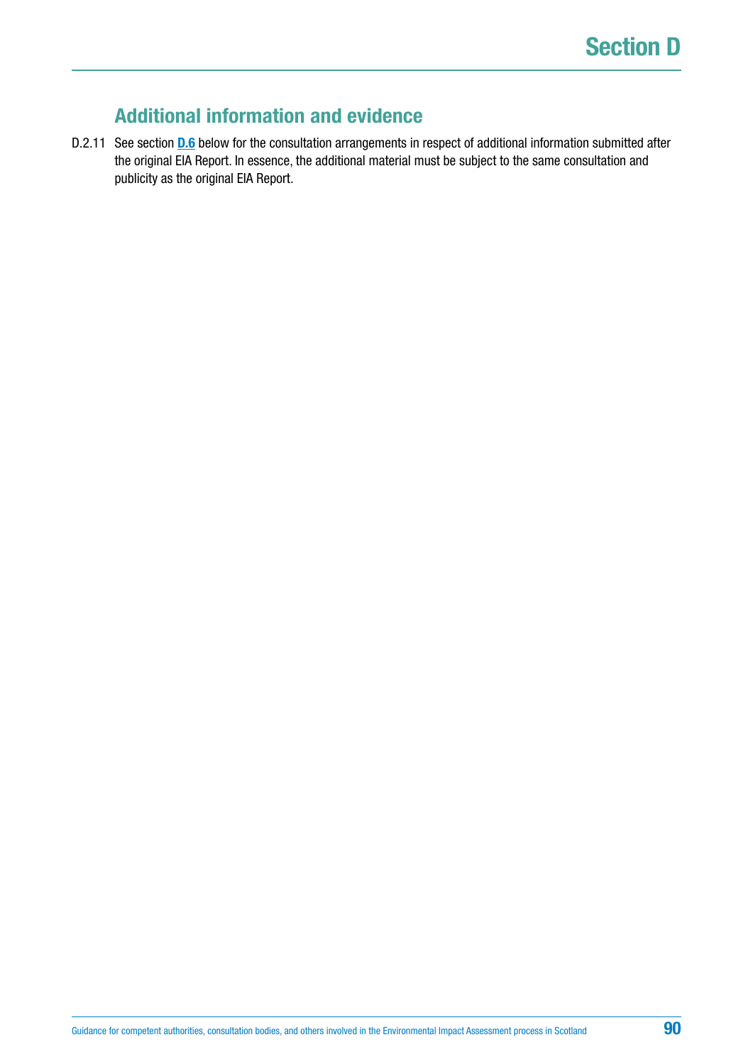## Additional information and evidence

D.2.11 See section **D.6** below for the consultation arrangements in respect of additional information submitted after the original EIA Report. In essence, the additional material must be subject to the same consultation and publicity as the original EIA Report.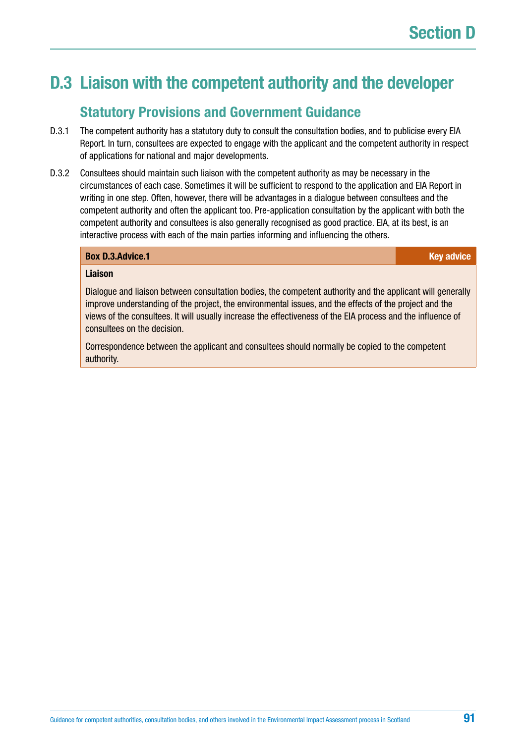# D.3 Liaison with the competent authority and the developer

## Statutory Provisions and Government Guidance

D.3.1 The competent authority has a statutory duty to consult the consultation bodies, and to publicise every EIA Report. In turn, consultees are expected to engage with the applicant and the competent authority in respect of applications for national and major developments.

D.3.2 Consultees should maintain such liaison with the competent authority as may be necessary in the circumstances of each case. Sometimes it will be sufficient to respond to the application and EIA Report in writing in one step. Often, however, there will be advantages in a dialogue between consultees and the competent authority and often the applicant too. Pre-application consultation by the applicant with both the competent authority and consultees is also generally recognised as good practice. EIA, at its best, is an interactive process with each of the main parties informing and influencing the others.

**Box D.3.Advice.1** — **Key advice**

**Liaison**

Dialogue and liaison between consultation bodies, the competent authority and the applicant will generally improve understanding of the project, the environmental issues, and the effects of the project and the views of the consultees. It will usually increase the effectiveness of the EIA process and the influence of consultees on the decision.

Correspondence between the applicant and consultees should normally be copied to the competent authority.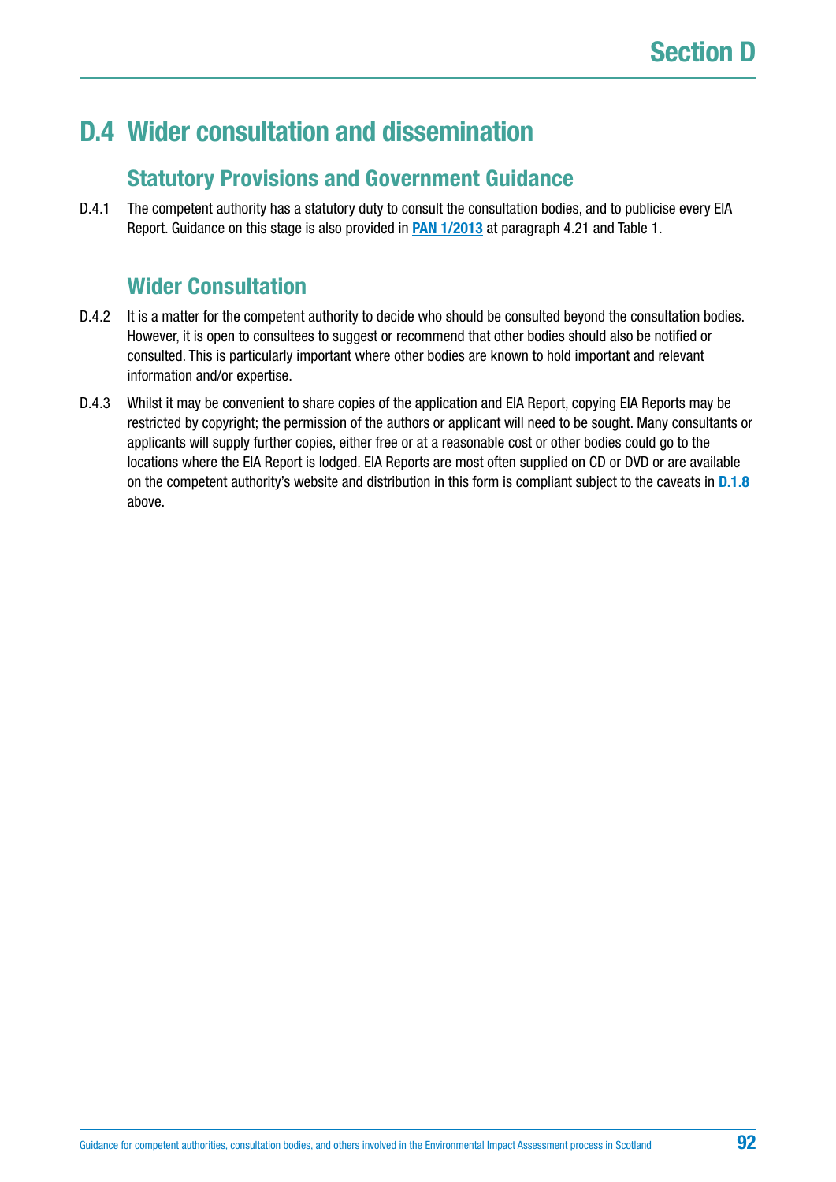## D.4 Wider consultation and dissemination

### Statutory Provisions and Government Guidance

D.4.1 The competent authority has a statutory duty to consult the consultation bodies, and to publicise every EIA Report. Guidance on this stage is also provided in **PAN 1/2013** at paragraph 4.21 and Table 1.

### Wider Consultation

D.4.2 It is a matter for the competent authority to decide who should be consulted beyond the consultation bodies. However, it is open to consultees to suggest or recommend that other bodies should also be notified or consulted. This is particularly important where other bodies are known to hold important and relevant information and/or expertise.

D.4.3 Whilst it may be convenient to share copies of the application and EIA Report, copying EIA Reports may be restricted by copyright; the permission of the authors or applicant will need to be sought. Many consultants or applicants will supply further copies, either free or at a reasonable cost or other bodies could go to the locations where the EIA Report is lodged. EIA Reports are most often supplied on CD or DVD or are available on the competent authority's website and distribution in this form is compliant subject to the caveats in **D.1.8** above.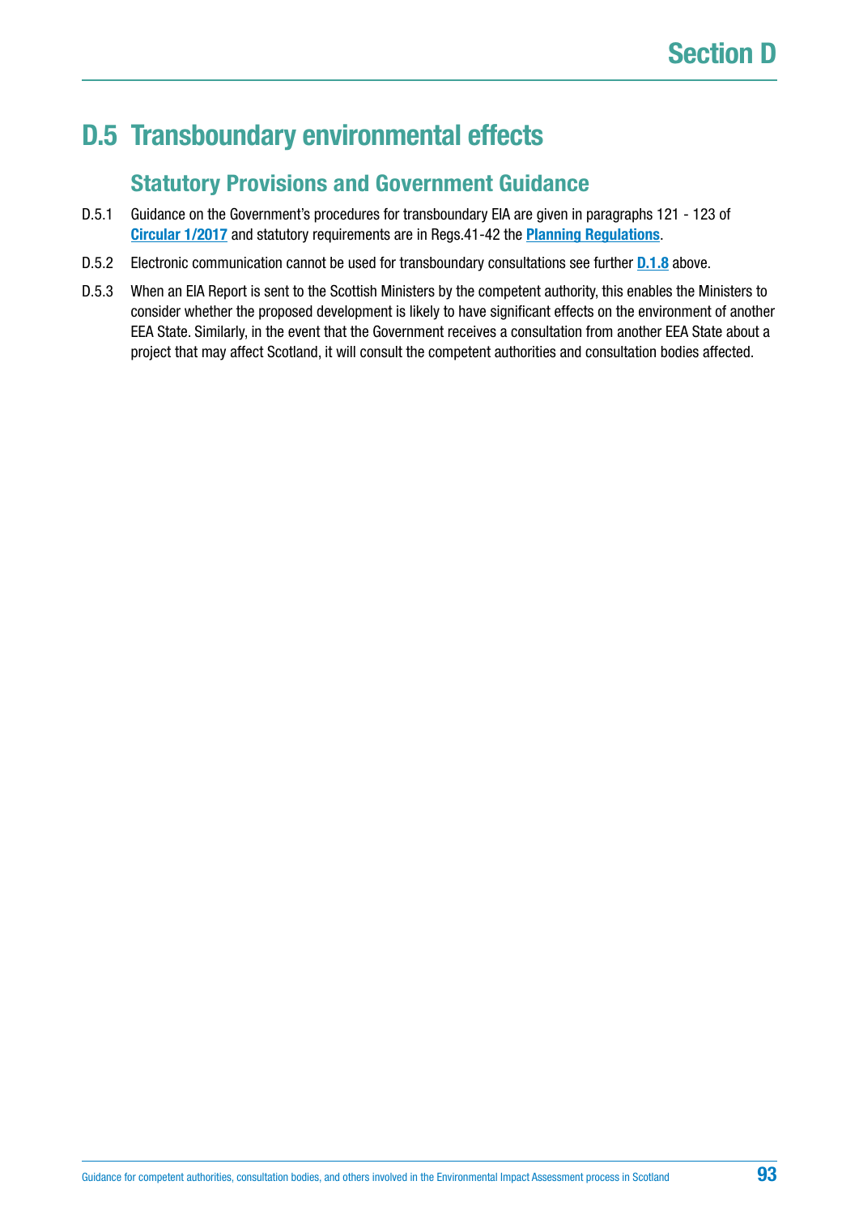## D.5 Transboundary environmental effects

### Statutory Provisions and Government Guidance

D.5.1 Guidance on the Government's procedures for transboundary EIA are given in paragraphs 121 - 123 of **Circular 1/2017** and statutory requirements are in Regs.41-42 the **Planning Regulations**.

D.5.2 Electronic communication cannot be used for transboundary consultations see further **D.1.8** above.

D.5.3 When an EIA Report is sent to the Scottish Ministers by the competent authority, this enables the Ministers to consider whether the proposed development is likely to have significant effects on the environment of another EEA State. Similarly, in the event that the Government receives a consultation from another EEA State about a project that may affect Scotland, it will consult the competent authorities and consultation bodies affected.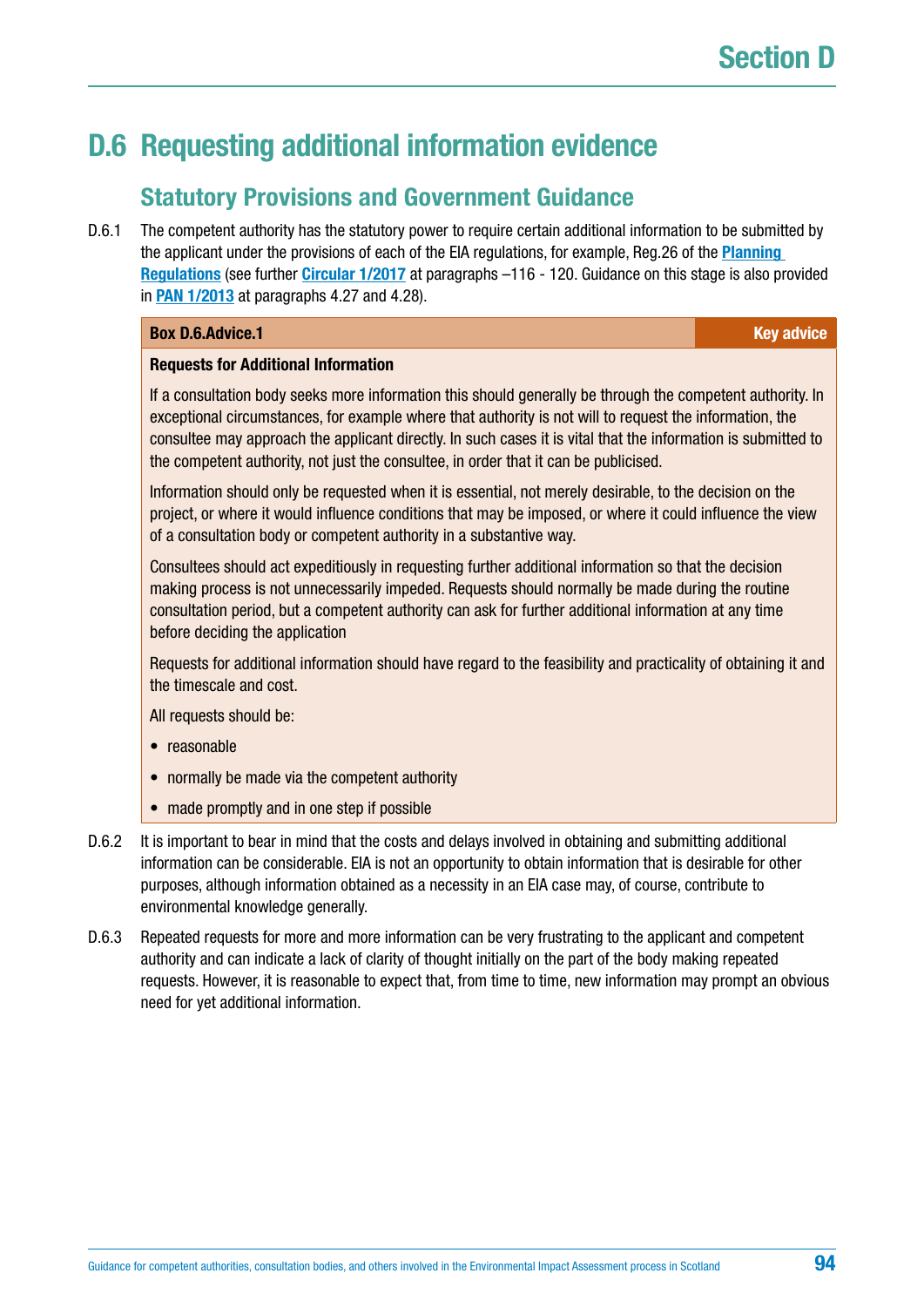# D.6 Requesting additional information evidence

## Statutory Provisions and Government Guidance

D.6.1 The competent authority has the statutory power to require certain additional information to be submitted by the applicant under the provisions of each of the EIA regulations, for example, Reg.26 of the **Planning Regulations** (see further **Circular 1/2017** at paragraphs –116 - 120. Guidance on this stage is also provided in **PAN 1/2013** at paragraphs 4.27 and 4.28).

> **Box D.6.Advice.1** — **Key advice**
>
> **Requests for Additional Information**
>
> If a consultation body seeks more information this should generally be through the competent authority. In exceptional circumstances, for example where that authority is not will to request the information, the consultee may approach the applicant directly. In such cases it is vital that the information is submitted to the competent authority, not just the consultee, in order that it can be publicised.
>
> Information should only be requested when it is essential, not merely desirable, to the decision on the project, or where it would influence conditions that may be imposed, or where it could influence the view of a consultation body or competent authority in a substantive way.
>
> Consultees should act expeditiously in requesting further additional information so that the decision making process is not unnecessarily impeded. Requests should normally be made during the routine consultation period, but a competent authority can ask for further additional information at any time before deciding the application
>
> Requests for additional information should have regard to the feasibility and practicality of obtaining it and the timescale and cost.
>
> All requests should be:
>
> - reasonable
> - normally be made via the competent authority
> - made promptly and in one step if possible

D.6.2 It is important to bear in mind that the costs and delays involved in obtaining and submitting additional information can be considerable. EIA is not an opportunity to obtain information that is desirable for other purposes, although information obtained as a necessity in an EIA case may, of course, contribute to environmental knowledge generally.

D.6.3 Repeated requests for more and more information can be very frustrating to the applicant and competent authority and can indicate a lack of clarity of thought initially on the part of the body making repeated requests. However, it is reasonable to expect that, from time to time, new information may prompt an obvious need for yet additional information.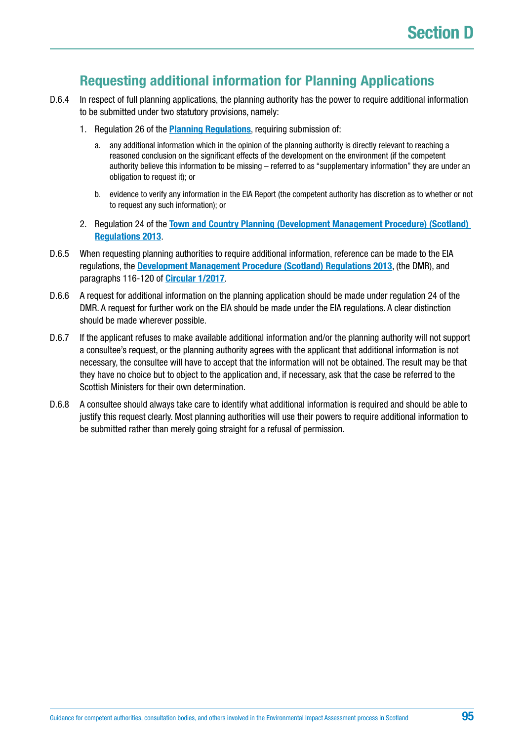## Requesting additional information for Planning Applications

D.6.4 In respect of full planning applications, the planning authority has the power to require additional information to be submitted under two statutory provisions, namely:

1. Regulation 26 of the **Planning Regulations**, requiring submission of:

   a. any additional information which in the opinion of the planning authority is directly relevant to reaching a reasoned conclusion on the significant effects of the development on the environment (if the competent authority believe this information to be missing – referred to as "supplementary information" they are under an obligation to request it); or

   b. evidence to verify any information in the EIA Report (the competent authority has discretion as to whether or not to request any such information); or

2. Regulation 24 of the **Town and Country Planning (Development Management Procedure) (Scotland) Regulations 2013**.

D.6.5 When requesting planning authorities to require additional information, reference can be made to the EIA regulations, the **Development Management Procedure (Scotland) Regulations 2013**, (the DMR), and paragraphs 116-120 of **Circular 1/2017**.

D.6.6 A request for additional information on the planning application should be made under regulation 24 of the DMR. A request for further work on the EIA should be made under the EIA regulations. A clear distinction should be made wherever possible.

D.6.7 If the applicant refuses to make available additional information and/or the planning authority will not support a consultee's request, or the planning authority agrees with the applicant that additional information is not necessary, the consultee will have to accept that the information will not be obtained. The result may be that they have no choice but to object to the application and, if necessary, ask that the case be referred to the Scottish Ministers for their own determination.

D.6.8 A consultee should always take care to identify what additional information is required and should be able to justify this request clearly. Most planning authorities will use their powers to require additional information to be submitted rather than merely going straight for a refusal of permission.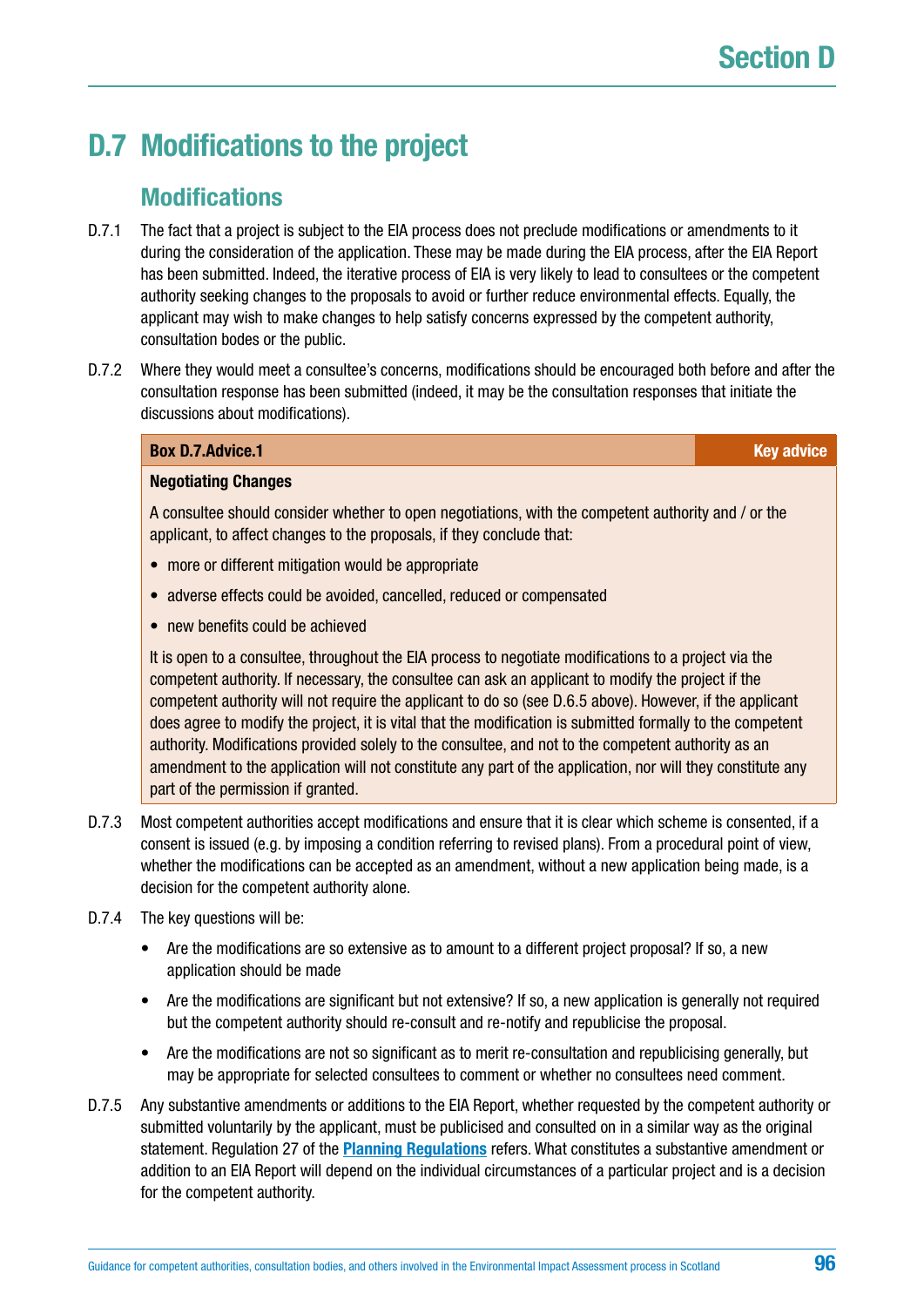## D.7 Modifications to the project

### Modifications

D.7.1 The fact that a project is subject to the EIA process does not preclude modifications or amendments to it during the consideration of the application. These may be made during the EIA process, after the EIA Report has been submitted. Indeed, the iterative process of EIA is very likely to lead to consultees or the competent authority seeking changes to the proposals to avoid or further reduce environmental effects. Equally, the applicant may wish to make changes to help satisfy concerns expressed by the competent authority, consultation bodes or the public.

D.7.2 Where they would meet a consultee's concerns, modifications should be encouraged both before and after the consultation response has been submitted (indeed, it may be the consultation responses that initiate the discussions about modifications).

> **Box D.7.Advice.1** — **Key advice**
>
> **Negotiating Changes**
>
> A consultee should consider whether to open negotiations, with the competent authority and / or the applicant, to affect changes to the proposals, if they conclude that:
>
> - more or different mitigation would be appropriate
> - adverse effects could be avoided, cancelled, reduced or compensated
> - new benefits could be achieved
>
> It is open to a consultee, throughout the EIA process to negotiate modifications to a project via the competent authority. If necessary, the consultee can ask an applicant to modify the project if the competent authority will not require the applicant to do so (see D.6.5 above). However, if the applicant does agree to modify the project, it is vital that the modification is submitted formally to the competent authority. Modifications provided solely to the consultee, and not to the competent authority as an amendment to the application will not constitute any part of the application, nor will they constitute any part of the permission if granted.

D.7.3 Most competent authorities accept modifications and ensure that it is clear which scheme is consented, if a consent is issued (e.g. by imposing a condition referring to revised plans). From a procedural point of view, whether the modifications can be accepted as an amendment, without a new application being made, is a decision for the competent authority alone.

D.7.4 The key questions will be:

- Are the modifications are so extensive as to amount to a different project proposal? If so, a new application should be made
- Are the modifications are significant but not extensive? If so, a new application is generally not required but the competent authority should re-consult and re-notify and republicise the proposal.
- Are the modifications are not so significant as to merit re-consultation and republicising generally, but may be appropriate for selected consultees to comment or whether no consultees need comment.

D.7.5 Any substantive amendments or additions to the EIA Report, whether requested by the competent authority or submitted voluntarily by the applicant, must be publicised and consulted on in a similar way as the original statement. Regulation 27 of the **Planning Regulations** refers. What constitutes a substantive amendment or addition to an EIA Report will depend on the individual circumstances of a particular project and is a decision for the competent authority.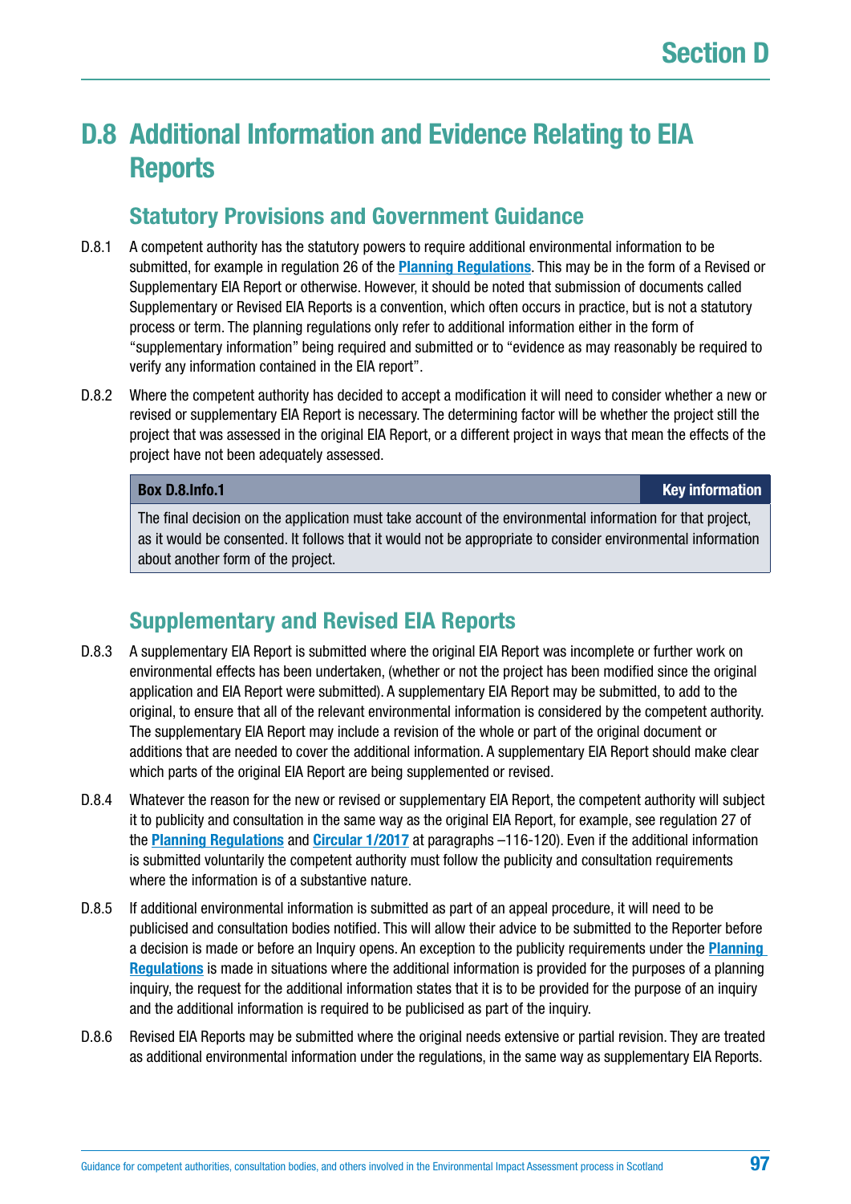# D.8 Additional Information and Evidence Relating to EIA Reports

## Statutory Provisions and Government Guidance

D.8.1 A competent authority has the statutory powers to require additional environmental information to be submitted, for example in regulation 26 of the **Planning Regulations**. This may be in the form of a Revised or Supplementary EIA Report or otherwise. However, it should be noted that submission of documents called Supplementary or Revised EIA Reports is a convention, which often occurs in practice, but is not a statutory process or term. The planning regulations only refer to additional information either in the form of "supplementary information" being required and submitted or to "evidence as may reasonably be required to verify any information contained in the EIA report".

D.8.2 Where the competent authority has decided to accept a modification it will need to consider whether a new or revised or supplementary EIA Report is necessary. The determining factor will be whether the project still the project that was assessed in the original EIA Report, or a different project in ways that mean the effects of the project have not been adequately assessed.

| Box D.8.Info.1 | Key information |
|---|---|
| The final decision on the application must take account of the environmental information for that project, as it would be consented. It follows that it would not be appropriate to consider environmental information about another form of the project. | |

## Supplementary and Revised EIA Reports

D.8.3 A supplementary EIA Report is submitted where the original EIA Report was incomplete or further work on environmental effects has been undertaken, (whether or not the project has been modified since the original application and EIA Report were submitted). A supplementary EIA Report may be submitted, to add to the original, to ensure that all of the relevant environmental information is considered by the competent authority. The supplementary EIA Report may include a revision of the whole or part of the original document or additions that are needed to cover the additional information. A supplementary EIA Report should make clear which parts of the original EIA Report are being supplemented or revised.

D.8.4 Whatever the reason for the new or revised or supplementary EIA Report, the competent authority will subject it to publicity and consultation in the same way as the original EIA Report, for example, see regulation 27 of the **Planning Regulations** and **Circular 1/2017** at paragraphs –116-120). Even if the additional information is submitted voluntarily the competent authority must follow the publicity and consultation requirements where the information is of a substantive nature.

D.8.5 If additional environmental information is submitted as part of an appeal procedure, it will need to be publicised and consultation bodies notified. This will allow their advice to be submitted to the Reporter before a decision is made or before an Inquiry opens. An exception to the publicity requirements under the **Planning Regulations** is made in situations where the additional information is provided for the purposes of a planning inquiry, the request for the additional information states that it is to be provided for the purpose of an inquiry and the additional information is required to be publicised as part of the inquiry.

D.8.6 Revised EIA Reports may be submitted where the original needs extensive or partial revision. They are treated as additional environmental information under the regulations, in the same way as supplementary EIA Reports.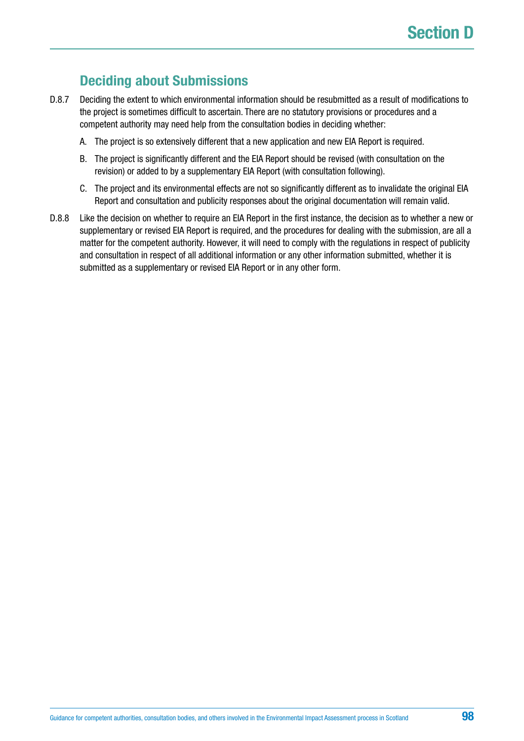## Deciding about Submissions

D.8.7 Deciding the extent to which environmental information should be resubmitted as a result of modifications to the project is sometimes difficult to ascertain. There are no statutory provisions or procedures and a competent authority may need help from the consultation bodies in deciding whether:

A. The project is so extensively different that a new application and new EIA Report is required.

B. The project is significantly different and the EIA Report should be revised (with consultation on the revision) or added to by a supplementary EIA Report (with consultation following).

C. The project and its environmental effects are not so significantly different as to invalidate the original EIA Report and consultation and publicity responses about the original documentation will remain valid.

D.8.8 Like the decision on whether to require an EIA Report in the first instance, the decision as to whether a new or supplementary or revised EIA Report is required, and the procedures for dealing with the submission, are all a matter for the competent authority. However, it will need to comply with the regulations in respect of publicity and consultation in respect of all additional information or any other information submitted, whether it is submitted as a supplementary or revised EIA Report or in any other form.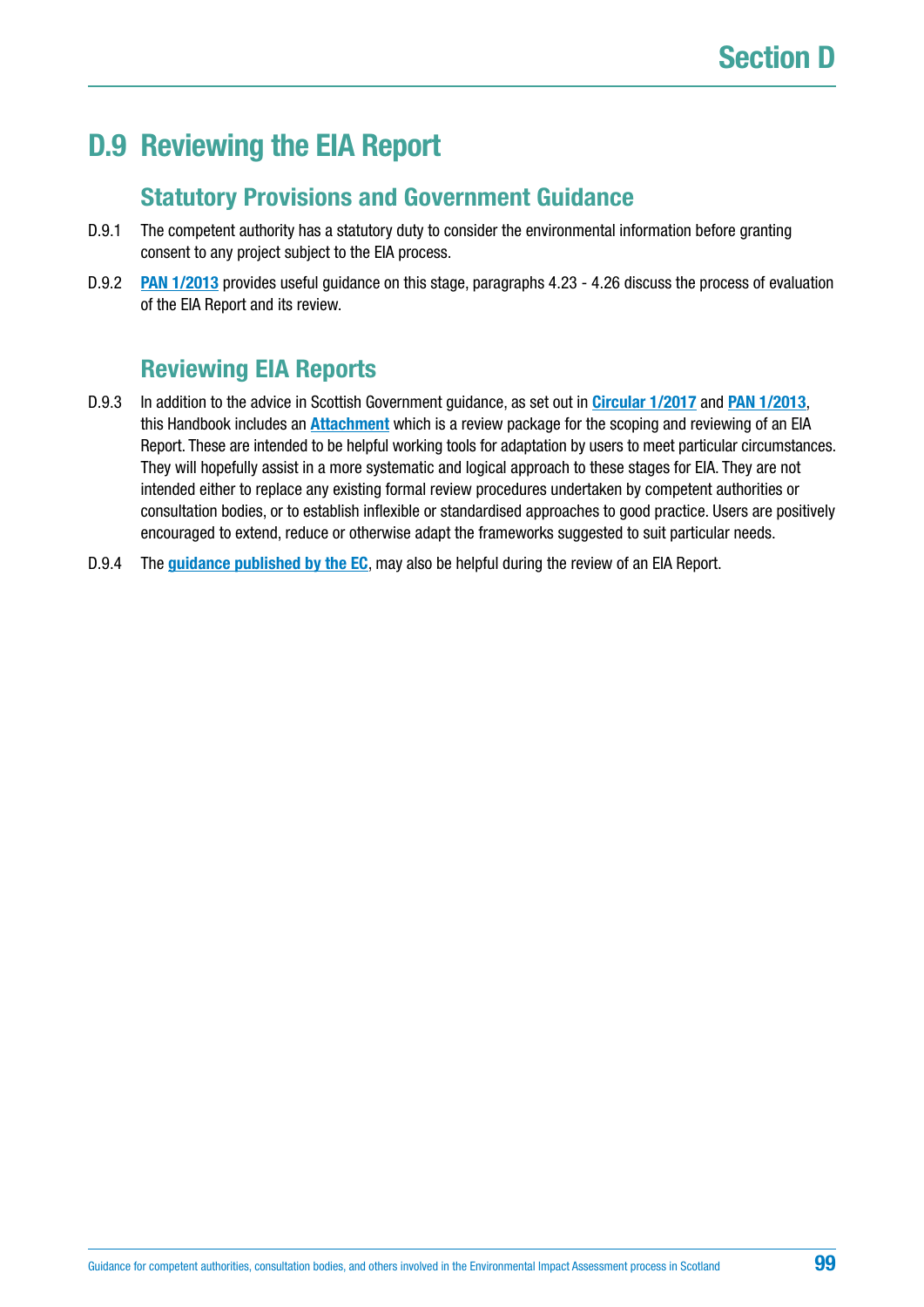# D.9 Reviewing the EIA Report

## Statutory Provisions and Government Guidance

D.9.1 The competent authority has a statutory duty to consider the environmental information before granting consent to any project subject to the EIA process.

D.9.2 **PAN 1/2013** provides useful guidance on this stage, paragraphs 4.23 - 4.26 discuss the process of evaluation of the EIA Report and its review.

## Reviewing EIA Reports

D.9.3 In addition to the advice in Scottish Government guidance, as set out in **Circular 1/2017** and **PAN 1/2013**, this Handbook includes an **Attachment** which is a review package for the scoping and reviewing of an EIA Report. These are intended to be helpful working tools for adaptation by users to meet particular circumstances. They will hopefully assist in a more systematic and logical approach to these stages for EIA. They are not intended either to replace any existing formal review procedures undertaken by competent authorities or consultation bodies, or to establish inflexible or standardised approaches to good practice. Users are positively encouraged to extend, reduce or otherwise adapt the frameworks suggested to suit particular needs.

D.9.4 The **guidance published by the EC**, may also be helpful during the review of an EIA Report.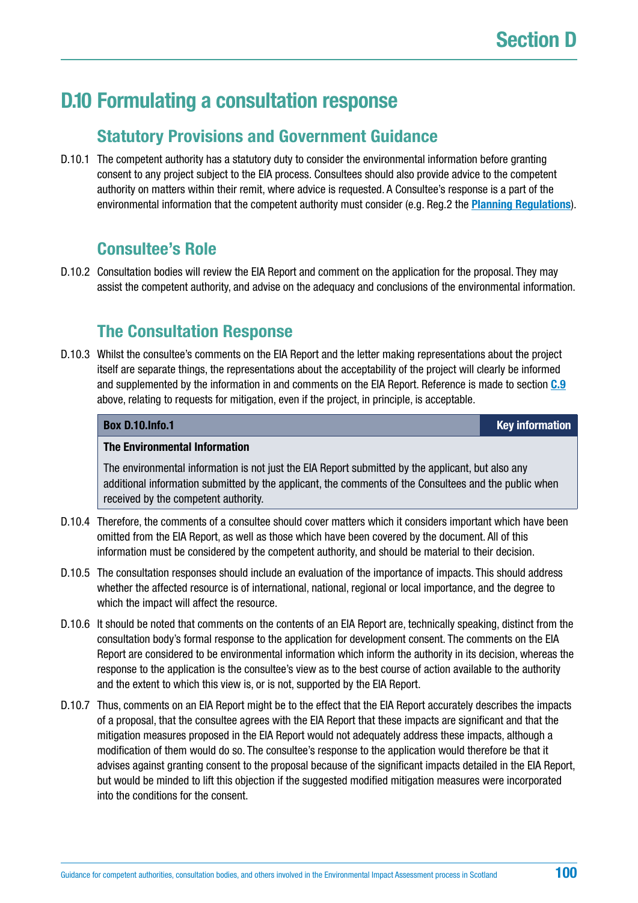## D.10 Formulating a consultation response

### Statutory Provisions and Government Guidance

D.10.1 The competent authority has a statutory duty to consider the environmental information before granting consent to any project subject to the EIA process. Consultees should also provide advice to the competent authority on matters within their remit, where advice is requested. A Consultee's response is a part of the environmental information that the competent authority must consider (e.g. Reg.2 the **Planning Regulations**).

### Consultee's Role

D.10.2 Consultation bodies will review the EIA Report and comment on the application for the proposal. They may assist the competent authority, and advise on the adequacy and conclusions of the environmental information.

### The Consultation Response

D.10.3 Whilst the consultee's comments on the EIA Report and the letter making representations about the project itself are separate things, the representations about the acceptability of the project will clearly be informed and supplemented by the information in and comments on the EIA Report. Reference is made to section **C.9** above, relating to requests for mitigation, even if the project, in principle, is acceptable.

> **Box D.10.Info.1** — **Key information**
>
> **The Environmental Information**
>
> The environmental information is not just the EIA Report submitted by the applicant, but also any additional information submitted by the applicant, the comments of the Consultees and the public when received by the competent authority.

D.10.4 Therefore, the comments of a consultee should cover matters which it considers important which have been omitted from the EIA Report, as well as those which have been covered by the document. All of this information must be considered by the competent authority, and should be material to their decision.

D.10.5 The consultation responses should include an evaluation of the importance of impacts. This should address whether the affected resource is of international, national, regional or local importance, and the degree to which the impact will affect the resource.

D.10.6 It should be noted that comments on the contents of an EIA Report are, technically speaking, distinct from the consultation body's formal response to the application for development consent. The comments on the EIA Report are considered to be environmental information which inform the authority in its decision, whereas the response to the application is the consultee's view as to the best course of action available to the authority and the extent to which this view is, or is not, supported by the EIA Report.

D.10.7 Thus, comments on an EIA Report might be to the effect that the EIA Report accurately describes the impacts of a proposal, that the consultee agrees with the EIA Report that these impacts are significant and that the mitigation measures proposed in the EIA Report would not adequately address these impacts, although a modification of them would do so. The consultee's response to the application would therefore be that it advises against granting consent to the proposal because of the significant impacts detailed in the EIA Report, but would be minded to lift this objection if the suggested modified mitigation measures were incorporated into the conditions for the consent.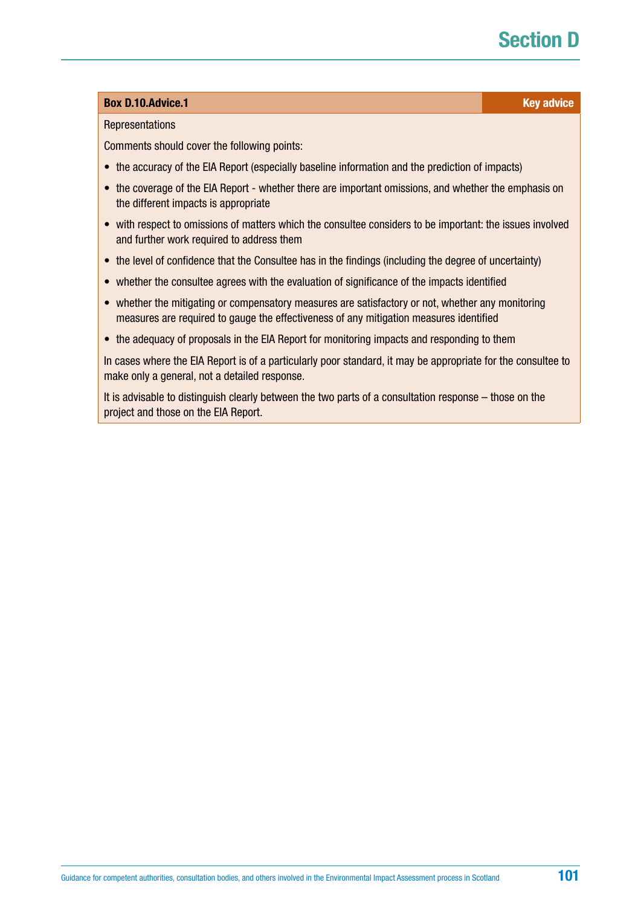**Box D.10.Advice.1** **Key advice**

Representations

Comments should cover the following points:

- the accuracy of the EIA Report (especially baseline information and the prediction of impacts)
- the coverage of the EIA Report - whether there are important omissions, and whether the emphasis on the different impacts is appropriate
- with respect to omissions of matters which the consultee considers to be important: the issues involved and further work required to address them
- the level of confidence that the Consultee has in the findings (including the degree of uncertainty)
- whether the consultee agrees with the evaluation of significance of the impacts identified
- whether the mitigating or compensatory measures are satisfactory or not, whether any monitoring measures are required to gauge the effectiveness of any mitigation measures identified
- the adequacy of proposals in the EIA Report for monitoring impacts and responding to them

In cases where the EIA Report is of a particularly poor standard, it may be appropriate for the consultee to make only a general, not a detailed response.

It is advisable to distinguish clearly between the two parts of a consultation response – those on the project and those on the EIA Report.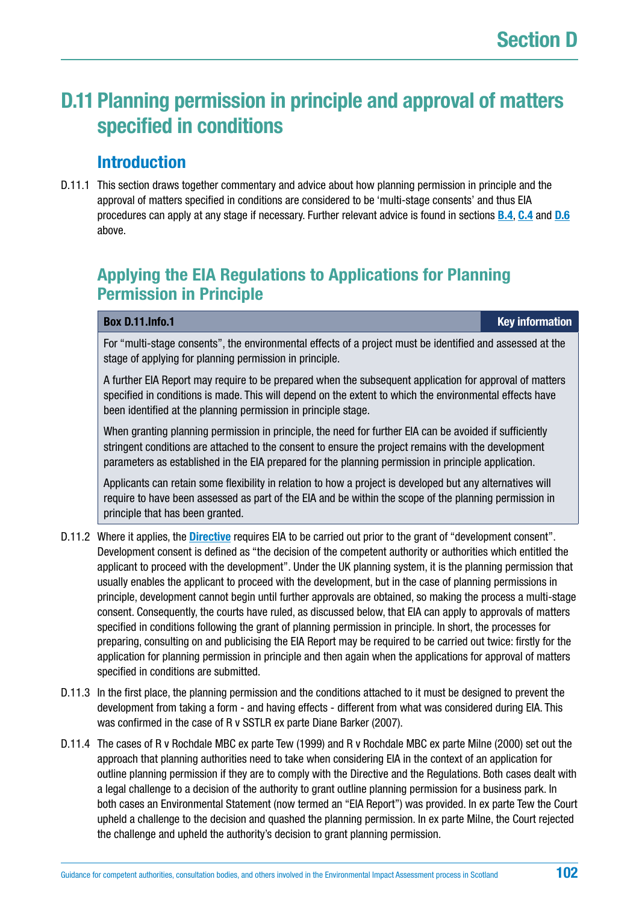# D.11 Planning permission in principle and approval of matters specified in conditions

## Introduction

D.11.1 This section draws together commentary and advice about how planning permission in principle and the approval of matters specified in conditions are considered to be 'multi-stage consents' and thus EIA procedures can apply at any stage if necessary. Further relevant advice is found in sections **B.4**, **C.4** and **D.6** above.

## Applying the EIA Regulations to Applications for Planning Permission in Principle

| **Box D.11.Info.1** | **Key information** |
|---|---|

For "multi-stage consents", the environmental effects of a project must be identified and assessed at the stage of applying for planning permission in principle.

A further EIA Report may require to be prepared when the subsequent application for approval of matters specified in conditions is made. This will depend on the extent to which the environmental effects have been identified at the planning permission in principle stage.

When granting planning permission in principle, the need for further EIA can be avoided if sufficiently stringent conditions are attached to the consent to ensure the project remains with the development parameters as established in the EIA prepared for the planning permission in principle application.

Applicants can retain some flexibility in relation to how a project is developed but any alternatives will require to have been assessed as part of the EIA and be within the scope of the planning permission in principle that has been granted.

D.11.2 Where it applies, the **Directive** requires EIA to be carried out prior to the grant of "development consent". Development consent is defined as "the decision of the competent authority or authorities which entitled the applicant to proceed with the development". Under the UK planning system, it is the planning permission that usually enables the applicant to proceed with the development, but in the case of planning permissions in principle, development cannot begin until further approvals are obtained, so making the process a multi-stage consent. Consequently, the courts have ruled, as discussed below, that EIA can apply to approvals of matters specified in conditions following the grant of planning permission in principle. In short, the processes for preparing, consulting on and publicising the EIA Report may be required to be carried out twice: firstly for the application for planning permission in principle and then again when the applications for approval of matters specified in conditions are submitted.

D.11.3 In the first place, the planning permission and the conditions attached to it must be designed to prevent the development from taking a form - and having effects - different from what was considered during EIA. This was confirmed in the case of R v SSTLR ex parte Diane Barker (2007).

D.11.4 The cases of R v Rochdale MBC ex parte Tew (1999) and R v Rochdale MBC ex parte Milne (2000) set out the approach that planning authorities need to take when considering EIA in the context of an application for outline planning permission if they are to comply with the Directive and the Regulations. Both cases dealt with a legal challenge to a decision of the authority to grant outline planning permission for a business park. In both cases an Environmental Statement (now termed an "EIA Report") was provided. In ex parte Tew the Court upheld a challenge to the decision and quashed the planning permission. In ex parte Milne, the Court rejected the challenge and upheld the authority's decision to grant planning permission.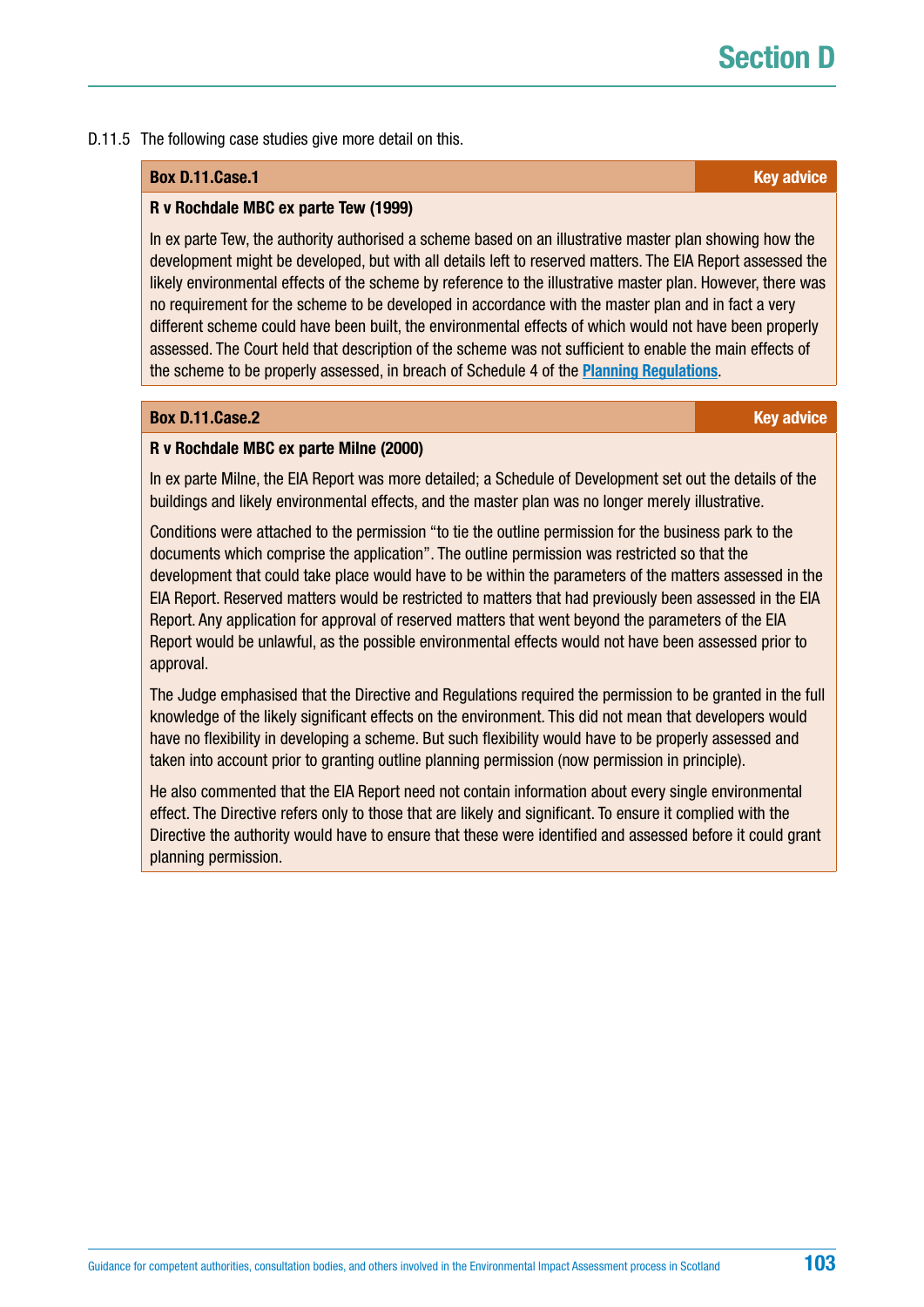D.11.5 The following case studies give more detail on this.

**Box D.11.Case.1** — **Key advice**

**R v Rochdale MBC ex parte Tew (1999)**

In ex parte Tew, the authority authorised a scheme based on an illustrative master plan showing how the development might be developed, but with all details left to reserved matters. The EIA Report assessed the likely environmental effects of the scheme by reference to the illustrative master plan. However, there was no requirement for the scheme to be developed in accordance with the master plan and in fact a very different scheme could have been built, the environmental effects of which would not have been properly assessed. The Court held that description of the scheme was not sufficient to enable the main effects of the scheme to be properly assessed, in breach of Schedule 4 of the **Planning Regulations**.

**Box D.11.Case.2** — **Key advice**

**R v Rochdale MBC ex parte Milne (2000)**

In ex parte Milne, the EIA Report was more detailed; a Schedule of Development set out the details of the buildings and likely environmental effects, and the master plan was no longer merely illustrative.

Conditions were attached to the permission "to tie the outline permission for the business park to the documents which comprise the application". The outline permission was restricted so that the development that could take place would have to be within the parameters of the matters assessed in the EIA Report. Reserved matters would be restricted to matters that had previously been assessed in the EIA Report. Any application for approval of reserved matters that went beyond the parameters of the EIA Report would be unlawful, as the possible environmental effects would not have been assessed prior to approval.

The Judge emphasised that the Directive and Regulations required the permission to be granted in the full knowledge of the likely significant effects on the environment. This did not mean that developers would have no flexibility in developing a scheme. But such flexibility would have to be properly assessed and taken into account prior to granting outline planning permission (now permission in principle).

He also commented that the EIA Report need not contain information about every single environmental effect. The Directive refers only to those that are likely and significant. To ensure it complied with the Directive the authority would have to ensure that these were identified and assessed before it could grant planning permission.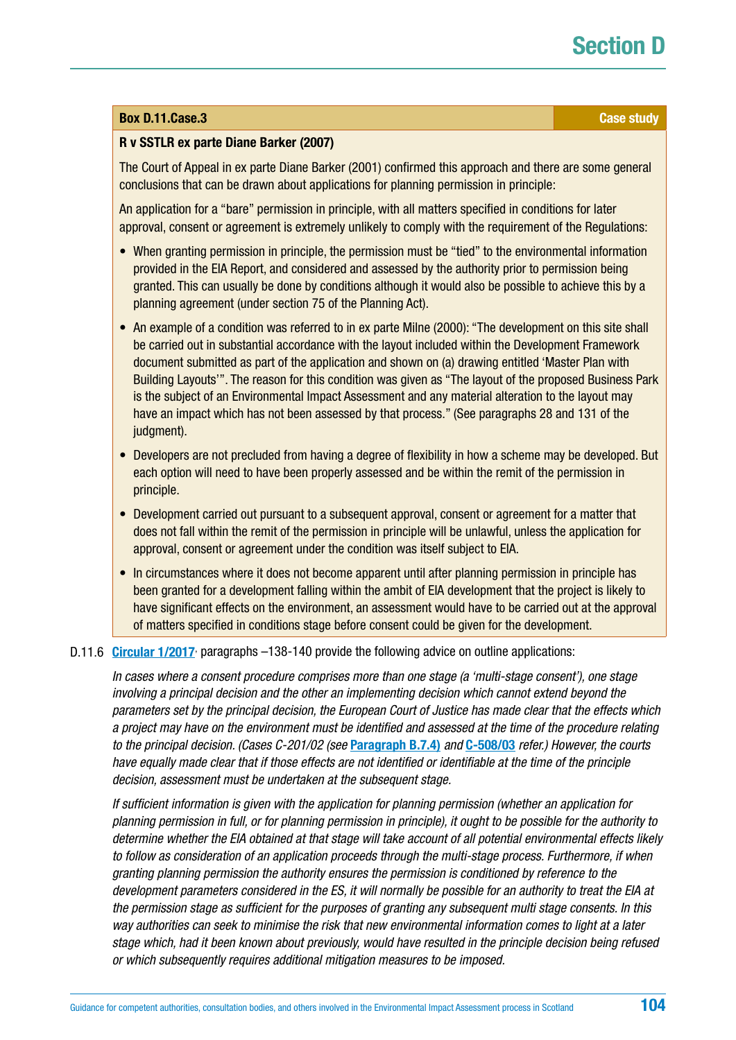**Box D.11.Case.3** — **Case study**

**R v SSTLR ex parte Diane Barker (2007)**

The Court of Appeal in ex parte Diane Barker (2001) confirmed this approach and there are some general conclusions that can be drawn about applications for planning permission in principle:

An application for a "bare" permission in principle, with all matters specified in conditions for later approval, consent or agreement is extremely unlikely to comply with the requirement of the Regulations:

- When granting permission in principle, the permission must be "tied" to the environmental information provided in the EIA Report, and considered and assessed by the authority prior to permission being granted. This can usually be done by conditions although it would also be possible to achieve this by a planning agreement (under section 75 of the Planning Act).
- An example of a condition was referred to in ex parte Milne (2000): "The development on this site shall be carried out in substantial accordance with the layout included within the Development Framework document submitted as part of the application and shown on (a) drawing entitled 'Master Plan with Building Layouts'". The reason for this condition was given as "The layout of the proposed Business Park is the subject of an Environmental Impact Assessment and any material alteration to the layout may have an impact which has not been assessed by that process." (See paragraphs 28 and 131 of the judgment).
- Developers are not precluded from having a degree of flexibility in how a scheme may be developed. But each option will need to have been properly assessed and be within the remit of the permission in principle.
- Development carried out pursuant to a subsequent approval, consent or agreement for a matter that does not fall within the remit of the permission in principle will be unlawful, unless the application for approval, consent or agreement under the condition was itself subject to EIA.
- In circumstances where it does not become apparent until after planning permission in principle has been granted for a development falling within the ambit of EIA development that the project is likely to have significant effects on the environment, an assessment would have to be carried out at the approval of matters specified in conditions stage before consent could be given for the development.

D.11.6 **Circular 1/2017**, paragraphs –138-140 provide the following advice on outline applications:

*In cases where a consent procedure comprises more than one stage (a 'multi-stage consent'), one stage involving a principal decision and the other an implementing decision which cannot extend beyond the parameters set by the principal decision, the European Court of Justice has made clear that the effects which a project may have on the environment must be identified and assessed at the time of the procedure relating to the principal decision. (Cases C-201/02 (see* **Paragraph B.7.4)** *and* **C-508/03** *refer.) However, the courts have equally made clear that if those effects are not identified or identifiable at the time of the principle decision, assessment must be undertaken at the subsequent stage.*

*If sufficient information is given with the application for planning permission (whether an application for planning permission in full, or for planning permission in principle), it ought to be possible for the authority to determine whether the EIA obtained at that stage will take account of all potential environmental effects likely to follow as consideration of an application proceeds through the multi-stage process. Furthermore, if when granting planning permission the authority ensures the permission is conditioned by reference to the development parameters considered in the ES, it will normally be possible for an authority to treat the EIA at the permission stage as sufficient for the purposes of granting any subsequent multi stage consents. In this way authorities can seek to minimise the risk that new environmental information comes to light at a later stage which, had it been known about previously, would have resulted in the principle decision being refused or which subsequently requires additional mitigation measures to be imposed.*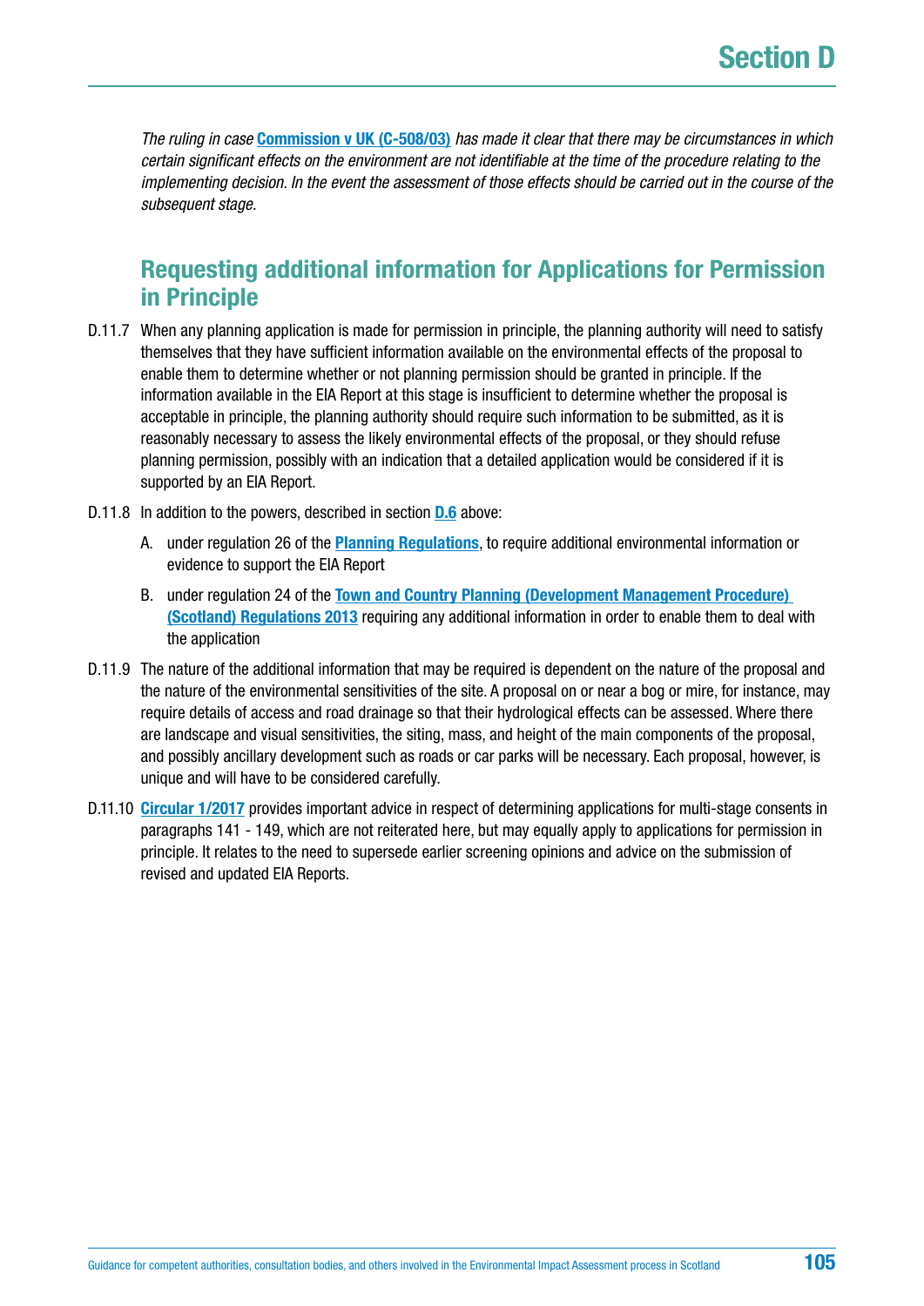*The ruling in case **Commission v UK (C-508/03)** has made it clear that there may be circumstances in which certain significant effects on the environment are not identifiable at the time of the procedure relating to the implementing decision. In the event the assessment of those effects should be carried out in the course of the subsequent stage.*

## Requesting additional information for Applications for Permission in Principle

D.11.7 When any planning application is made for permission in principle, the planning authority will need to satisfy themselves that they have sufficient information available on the environmental effects of the proposal to enable them to determine whether or not planning permission should be granted in principle. If the information available in the EIA Report at this stage is insufficient to determine whether the proposal is acceptable in principle, the planning authority should require such information to be submitted, as it is reasonably necessary to assess the likely environmental effects of the proposal, or they should refuse planning permission, possibly with an indication that a detailed application would be considered if it is supported by an EIA Report.

D.11.8 In addition to the powers, described in section **D.6** above:

A. under regulation 26 of the **Planning Regulations**, to require additional environmental information or evidence to support the EIA Report

B. under regulation 24 of the **Town and Country Planning (Development Management Procedure) (Scotland) Regulations 2013** requiring any additional information in order to enable them to deal with the application

D.11.9 The nature of the additional information that may be required is dependent on the nature of the proposal and the nature of the environmental sensitivities of the site. A proposal on or near a bog or mire, for instance, may require details of access and road drainage so that their hydrological effects can be assessed. Where there are landscape and visual sensitivities, the siting, mass, and height of the main components of the proposal, and possibly ancillary development such as roads or car parks will be necessary. Each proposal, however, is unique and will have to be considered carefully.

D.11.10 **Circular 1/2017** provides important advice in respect of determining applications for multi-stage consents in paragraphs 141 - 149, which are not reiterated here, but may equally apply to applications for permission in principle. It relates to the need to supersede earlier screening opinions and advice on the submission of revised and updated EIA Reports.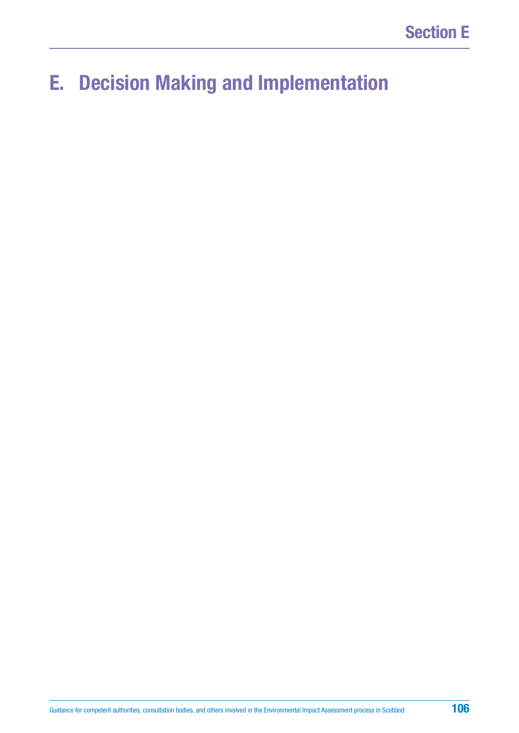# E. Decision Making and Implementation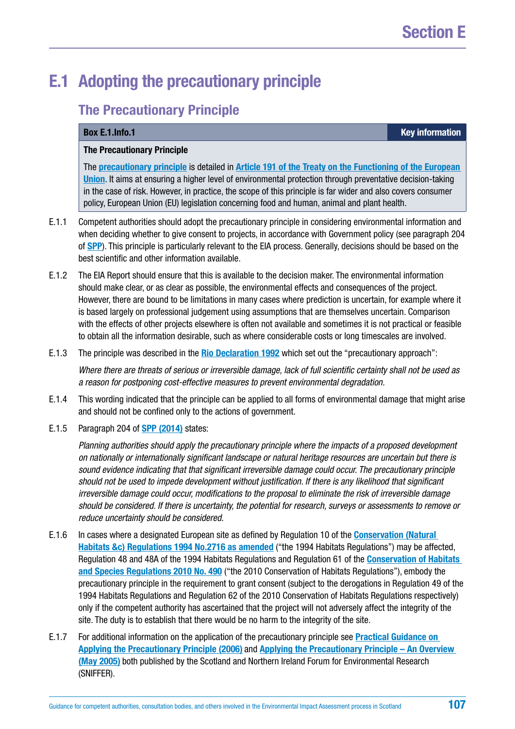# E.1 Adopting the precautionary principle

## The Precautionary Principle

| Box E.1.Info.1 | Key information |
|---|---|

**The Precautionary Principle**

The **precautionary principle** is detailed in **Article 191 of the Treaty on the Functioning of the European Union**. It aims at ensuring a higher level of environmental protection through preventative decision-taking in the case of risk. However, in practice, the scope of this principle is far wider and also covers consumer policy, European Union (EU) legislation concerning food and human, animal and plant health.

E.1.1 Competent authorities should adopt the precautionary principle in considering environmental information and when deciding whether to give consent to projects, in accordance with Government policy (see paragraph 204 of **SPP**). This principle is particularly relevant to the EIA process. Generally, decisions should be based on the best scientific and other information available.

E.1.2 The EIA Report should ensure that this is available to the decision maker. The environmental information should make clear, or as clear as possible, the environmental effects and consequences of the project. However, there are bound to be limitations in many cases where prediction is uncertain, for example where it is based largely on professional judgement using assumptions that are themselves uncertain. Comparison with the effects of other projects elsewhere is often not available and sometimes it is not practical or feasible to obtain all the information desirable, such as where considerable costs or long timescales are involved.

E.1.3 The principle was described in the **Rio Declaration 1992** which set out the "precautionary approach":

*Where there are threats of serious or irreversible damage, lack of full scientific certainty shall not be used as a reason for postponing cost-effective measures to prevent environmental degradation.*

E.1.4 This wording indicated that the principle can be applied to all forms of environmental damage that might arise and should not be confined only to the actions of government.

E.1.5 Paragraph 204 of **SPP (2014)** states:

*Planning authorities should apply the precautionary principle where the impacts of a proposed development on nationally or internationally significant landscape or natural heritage resources are uncertain but there is sound evidence indicating that that significant irreversible damage could occur. The precautionary principle should not be used to impede development without justification. If there is any likelihood that significant irreversible damage could occur, modifications to the proposal to eliminate the risk of irreversible damage should be considered. If there is uncertainty, the potential for research, surveys or assessments to remove or reduce uncertainty should be considered.*

E.1.6 In cases where a designated European site as defined by Regulation 10 of the **Conservation (Natural Habitats &c) Regulations 1994 No.2716 as amended** ("the 1994 Habitats Regulations") may be affected, Regulation 48 and 48A of the 1994 Habitats Regulations and Regulation 61 of the **Conservation of Habitats and Species Regulations 2010 No. 490** ("the 2010 Conservation of Habitats Regulations"), embody the precautionary principle in the requirement to grant consent (subject to the derogations in Regulation 49 of the 1994 Habitats Regulations and Regulation 62 of the 2010 Conservation of Habitats Regulations respectively) only if the competent authority has ascertained that the project will not adversely affect the integrity of the site. The duty is to establish that there would be no harm to the integrity of the site.

E.1.7 For additional information on the application of the precautionary principle see **Practical Guidance on Applying the Precautionary Principle (2006)** and **Applying the Precautionary Principle – An Overview (May 2005)** both published by the Scotland and Northern Ireland Forum for Environmental Research (SNIFFER).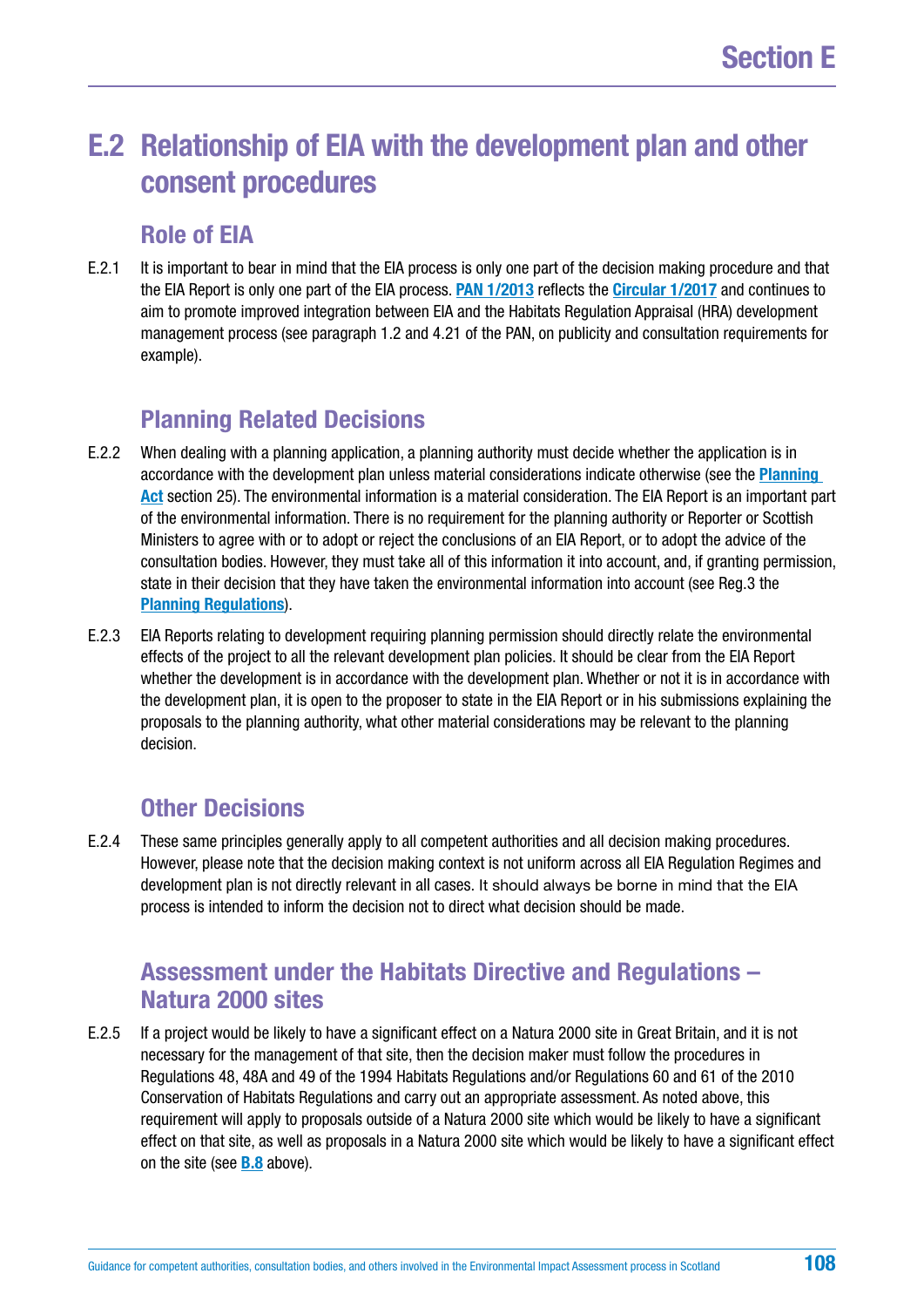## E.2 Relationship of EIA with the development plan and other consent procedures

### Role of EIA

E.2.1 It is important to bear in mind that the EIA process is only one part of the decision making procedure and that the EIA Report is only one part of the EIA process. **PAN 1/2013** reflects the **Circular 1/2017** and continues to aim to promote improved integration between EIA and the Habitats Regulation Appraisal (HRA) development management process (see paragraph 1.2 and 4.21 of the PAN, on publicity and consultation requirements for example).

### Planning Related Decisions

E.2.2 When dealing with a planning application, a planning authority must decide whether the application is in accordance with the development plan unless material considerations indicate otherwise (see the **Planning Act** section 25). The environmental information is a material consideration. The EIA Report is an important part of the environmental information. There is no requirement for the planning authority or Reporter or Scottish Ministers to agree with or to adopt or reject the conclusions of an EIA Report, or to adopt the advice of the consultation bodies. However, they must take all of this information it into account, and, if granting permission, state in their decision that they have taken the environmental information into account (see Reg.3 the **Planning Regulations**).

E.2.3 EIA Reports relating to development requiring planning permission should directly relate the environmental effects of the project to all the relevant development plan policies. It should be clear from the EIA Report whether the development is in accordance with the development plan. Whether or not it is in accordance with the development plan, it is open to the proposer to state in the EIA Report or in his submissions explaining the proposals to the planning authority, what other material considerations may be relevant to the planning decision.

### Other Decisions

E.2.4 These same principles generally apply to all competent authorities and all decision making procedures. However, please note that the decision making context is not uniform across all EIA Regulation Regimes and development plan is not directly relevant in all cases. It should always be borne in mind that the EIA process is intended to inform the decision not to direct what decision should be made.

### Assessment under the Habitats Directive and Regulations – Natura 2000 sites

E.2.5 If a project would be likely to have a significant effect on a Natura 2000 site in Great Britain, and it is not necessary for the management of that site, then the decision maker must follow the procedures in Regulations 48, 48A and 49 of the 1994 Habitats Regulations and/or Regulations 60 and 61 of the 2010 Conservation of Habitats Regulations and carry out an appropriate assessment. As noted above, this requirement will apply to proposals outside of a Natura 2000 site which would be likely to have a significant effect on that site, as well as proposals in a Natura 2000 site which would be likely to have a significant effect on the site (see **B.8** above).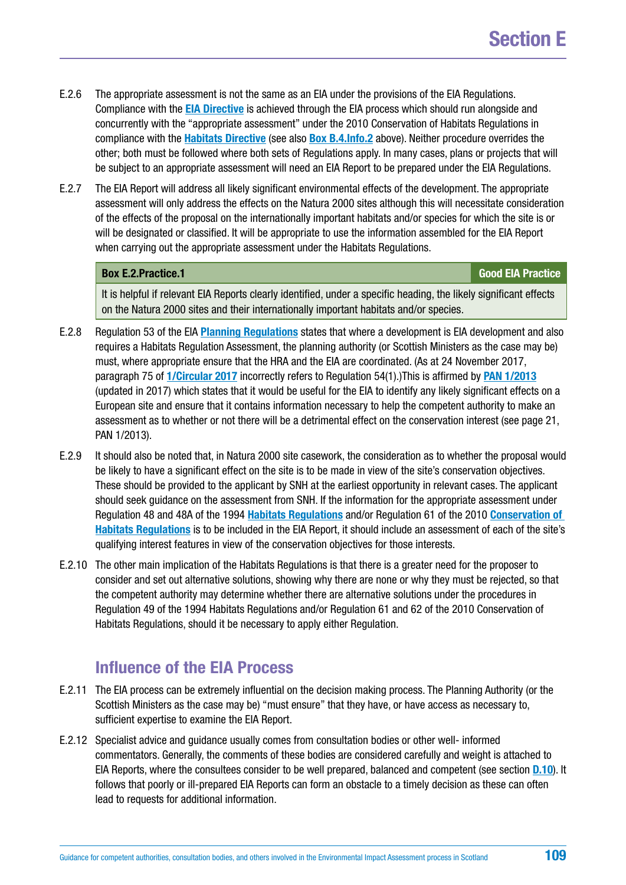E.2.6 The appropriate assessment is not the same as an EIA under the provisions of the EIA Regulations. Compliance with the **EIA Directive** is achieved through the EIA process which should run alongside and concurrently with the "appropriate assessment" under the 2010 Conservation of Habitats Regulations in compliance with the **Habitats Directive** (see also **Box B.4.Info.2** above). Neither procedure overrides the other; both must be followed where both sets of Regulations apply. In many cases, plans or projects that will be subject to an appropriate assessment will need an EIA Report to be prepared under the EIA Regulations.

E.2.7 The EIA Report will address all likely significant environmental effects of the development. The appropriate assessment will only address the effects on the Natura 2000 sites although this will necessitate consideration of the effects of the proposal on the internationally important habitats and/or species for which the site is or will be designated or classified. It will be appropriate to use the information assembled for the EIA Report when carrying out the appropriate assessment under the Habitats Regulations.

| **Box E.2.Practice.1** | **Good EIA Practice** |
|---|---|
| It is helpful if relevant EIA Reports clearly identified, under a specific heading, the likely significant effects on the Natura 2000 sites and their internationally important habitats and/or species. | |

E.2.8 Regulation 53 of the EIA **Planning Regulations** states that where a development is EIA development and also requires a Habitats Regulation Assessment, the planning authority (or Scottish Ministers as the case may be) must, where appropriate ensure that the HRA and the EIA are coordinated. (As at 24 November 2017, paragraph 75 of **1/Circular 2017** incorrectly refers to Regulation 54(1).)This is affirmed by **PAN 1/2013** (updated in 2017) which states that it would be useful for the EIA to identify any likely significant effects on a European site and ensure that it contains information necessary to help the competent authority to make an assessment as to whether or not there will be a detrimental effect on the conservation interest (see page 21, PAN 1/2013).

E.2.9 It should also be noted that, in Natura 2000 site casework, the consideration as to whether the proposal would be likely to have a significant effect on the site is to be made in view of the site's conservation objectives. These should be provided to the applicant by SNH at the earliest opportunity in relevant cases. The applicant should seek guidance on the assessment from SNH. If the information for the appropriate assessment under Regulation 48 and 48A of the 1994 **Habitats Regulations** and/or Regulation 61 of the 2010 **Conservation of Habitats Regulations** is to be included in the EIA Report, it should include an assessment of each of the site's qualifying interest features in view of the conservation objectives for those interests.

E.2.10 The other main implication of the Habitats Regulations is that there is a greater need for the proposer to consider and set out alternative solutions, showing why there are none or why they must be rejected, so that the competent authority may determine whether there are alternative solutions under the procedures in Regulation 49 of the 1994 Habitats Regulations and/or Regulation 61 and 62 of the 2010 Conservation of Habitats Regulations, should it be necessary to apply either Regulation.

## Influence of the EIA Process

E.2.11 The EIA process can be extremely influential on the decision making process. The Planning Authority (or the Scottish Ministers as the case may be) "must ensure" that they have, or have access as necessary to, sufficient expertise to examine the EIA Report.

E.2.12 Specialist advice and guidance usually comes from consultation bodies or other well- informed commentators. Generally, the comments of these bodies are considered carefully and weight is attached to EIA Reports, where the consultees consider to be well prepared, balanced and competent (see section **D.10**). It follows that poorly or ill-prepared EIA Reports can form an obstacle to a timely decision as these can often lead to requests for additional information.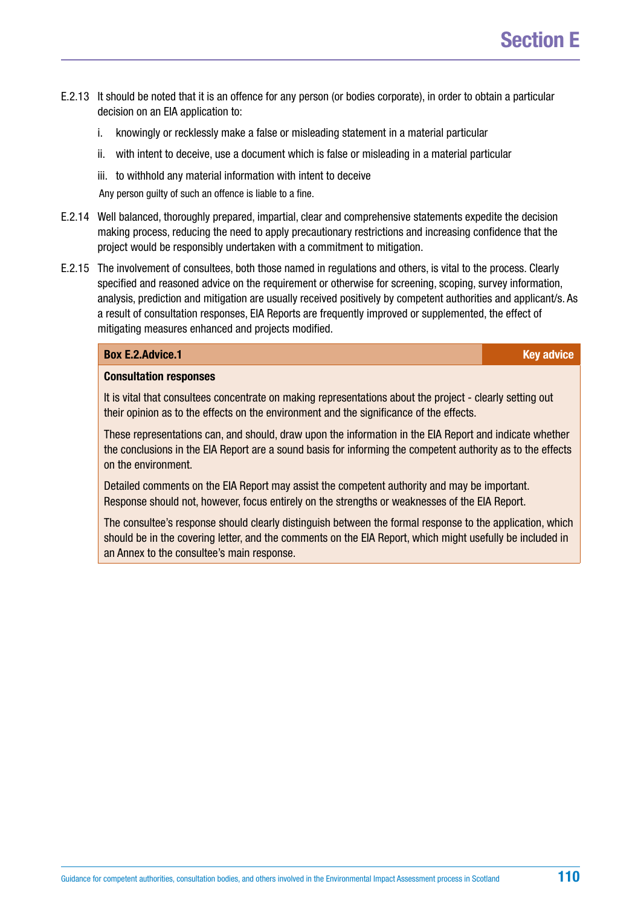E.2.13 It should be noted that it is an offence for any person (or bodies corporate), in order to obtain a particular decision on an EIA application to:

i. knowingly or recklessly make a false or misleading statement in a material particular

ii. with intent to deceive, use a document which is false or misleading in a material particular

iii. to withhold any material information with intent to deceive

Any person guilty of such an offence is liable to a fine.

E.2.14 Well balanced, thoroughly prepared, impartial, clear and comprehensive statements expedite the decision making process, reducing the need to apply precautionary restrictions and increasing confidence that the project would be responsibly undertaken with a commitment to mitigation.

E.2.15 The involvement of consultees, both those named in regulations and others, is vital to the process. Clearly specified and reasoned advice on the requirement or otherwise for screening, scoping, survey information, analysis, prediction and mitigation are usually received positively by competent authorities and applicant/s. As a result of consultation responses, EIA Reports are frequently improved or supplemented, the effect of mitigating measures enhanced and projects modified.

**Box E.2.Advice.1** — **Key advice**

**Consultation responses**

It is vital that consultees concentrate on making representations about the project - clearly setting out their opinion as to the effects on the environment and the significance of the effects.

These representations can, and should, draw upon the information in the EIA Report and indicate whether the conclusions in the EIA Report are a sound basis for informing the competent authority as to the effects on the environment.

Detailed comments on the EIA Report may assist the competent authority and may be important. Response should not, however, focus entirely on the strengths or weaknesses of the EIA Report.

The consultee's response should clearly distinguish between the formal response to the application, which should be in the covering letter, and the comments on the EIA Report, which might usefully be included in an Annex to the consultee's main response.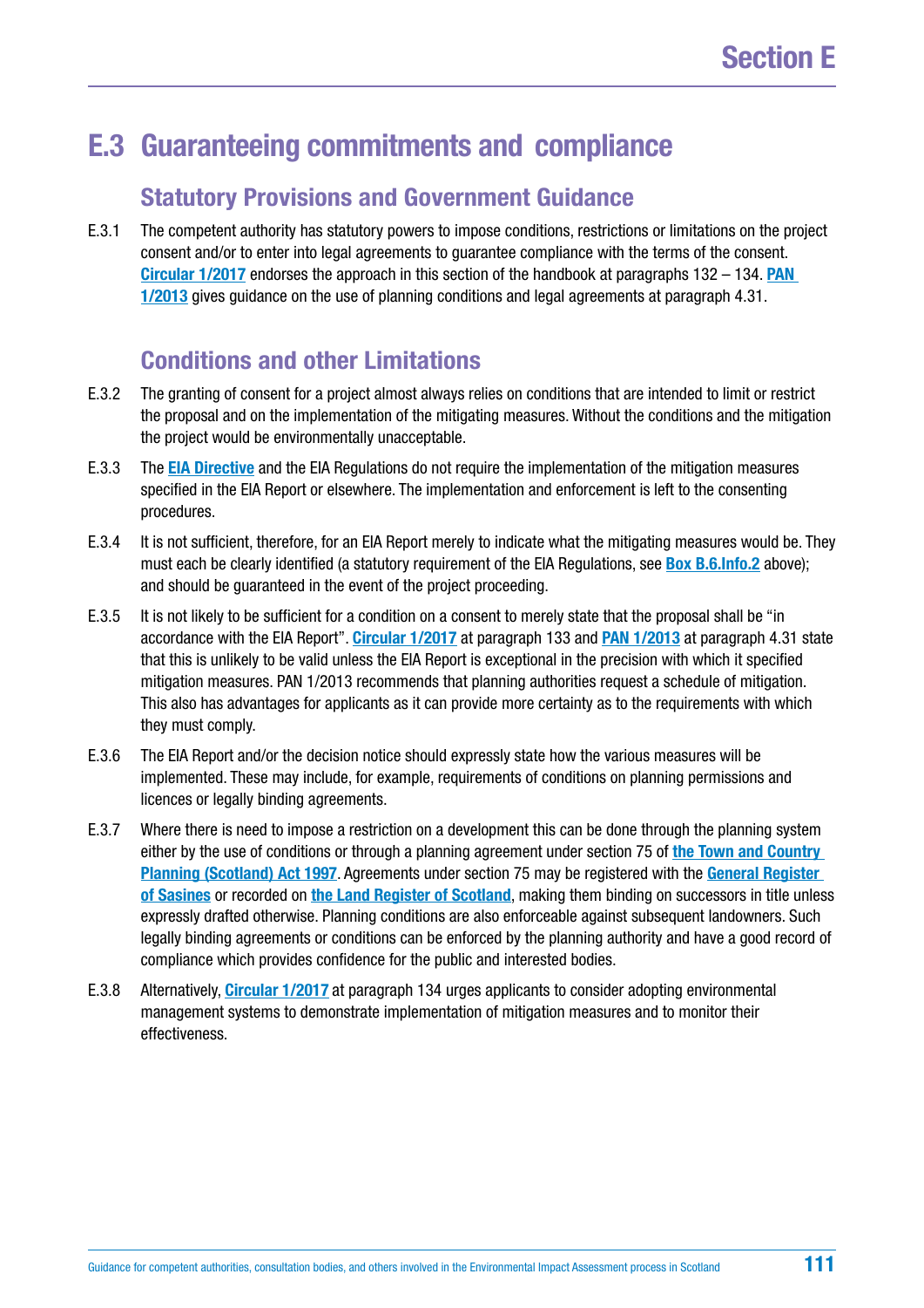## E.3 Guaranteeing commitments and compliance

### Statutory Provisions and Government Guidance

E.3.1 The competent authority has statutory powers to impose conditions, restrictions or limitations on the project consent and/or to enter into legal agreements to guarantee compliance with the terms of the consent. **Circular 1/2017** endorses the approach in this section of the handbook at paragraphs 132 – 134. **PAN 1/2013** gives guidance on the use of planning conditions and legal agreements at paragraph 4.31.

### Conditions and other Limitations

E.3.2 The granting of consent for a project almost always relies on conditions that are intended to limit or restrict the proposal and on the implementation of the mitigating measures. Without the conditions and the mitigation the project would be environmentally unacceptable.

E.3.3 The **EIA Directive** and the EIA Regulations do not require the implementation of the mitigation measures specified in the EIA Report or elsewhere. The implementation and enforcement is left to the consenting procedures.

E.3.4 It is not sufficient, therefore, for an EIA Report merely to indicate what the mitigating measures would be. They must each be clearly identified (a statutory requirement of the EIA Regulations, see **Box B.6.Info.2** above); and should be guaranteed in the event of the project proceeding.

E.3.5 It is not likely to be sufficient for a condition on a consent to merely state that the proposal shall be "in accordance with the EIA Report". **Circular 1/2017** at paragraph 133 and **PAN 1/2013** at paragraph 4.31 state that this is unlikely to be valid unless the EIA Report is exceptional in the precision with which it specified mitigation measures. PAN 1/2013 recommends that planning authorities request a schedule of mitigation. This also has advantages for applicants as it can provide more certainty as to the requirements with which they must comply.

E.3.6 The EIA Report and/or the decision notice should expressly state how the various measures will be implemented. These may include, for example, requirements of conditions on planning permissions and licences or legally binding agreements.

E.3.7 Where there is need to impose a restriction on a development this can be done through the planning system either by the use of conditions or through a planning agreement under section 75 of **the Town and Country Planning (Scotland) Act 1997**. Agreements under section 75 may be registered with the **General Register of Sasines** or recorded on **the Land Register of Scotland**, making them binding on successors in title unless expressly drafted otherwise. Planning conditions are also enforceable against subsequent landowners. Such legally binding agreements or conditions can be enforced by the planning authority and have a good record of compliance which provides confidence for the public and interested bodies.

E.3.8 Alternatively, **Circular 1/2017** at paragraph 134 urges applicants to consider adopting environmental management systems to demonstrate implementation of mitigation measures and to monitor their effectiveness.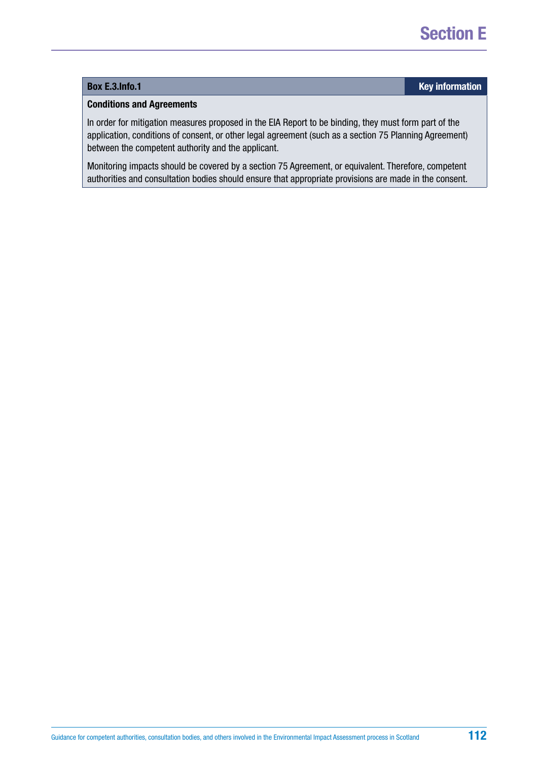**Box E.3.Info.1** — **Key information**

**Conditions and Agreements**

In order for mitigation measures proposed in the EIA Report to be binding, they must form part of the application, conditions of consent, or other legal agreement (such as a section 75 Planning Agreement) between the competent authority and the applicant.

Monitoring impacts should be covered by a section 75 Agreement, or equivalent. Therefore, competent authorities and consultation bodies should ensure that appropriate provisions are made in the consent.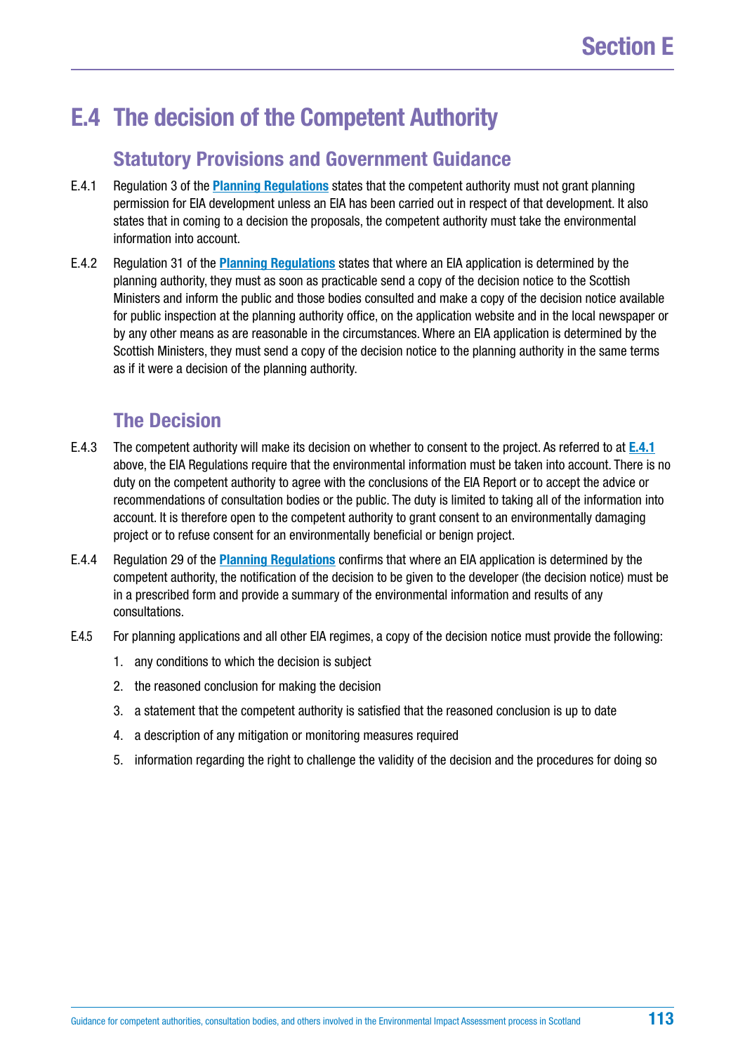## E.4 The decision of the Competent Authority

### Statutory Provisions and Government Guidance

E.4.1 Regulation 3 of the **Planning Regulations** states that the competent authority must not grant planning permission for EIA development unless an EIA has been carried out in respect of that development. It also states that in coming to a decision the proposals, the competent authority must take the environmental information into account.

E.4.2 Regulation 31 of the **Planning Regulations** states that where an EIA application is determined by the planning authority, they must as soon as practicable send a copy of the decision notice to the Scottish Ministers and inform the public and those bodies consulted and make a copy of the decision notice available for public inspection at the planning authority office, on the application website and in the local newspaper or by any other means as are reasonable in the circumstances. Where an EIA application is determined by the Scottish Ministers, they must send a copy of the decision notice to the planning authority in the same terms as if it were a decision of the planning authority.

### The Decision

E.4.3 The competent authority will make its decision on whether to consent to the project. As referred to at **E.4.1** above, the EIA Regulations require that the environmental information must be taken into account. There is no duty on the competent authority to agree with the conclusions of the EIA Report or to accept the advice or recommendations of consultation bodies or the public. The duty is limited to taking all of the information into account. It is therefore open to the competent authority to grant consent to an environmentally damaging project or to refuse consent for an environmentally beneficial or benign project.

E.4.4 Regulation 29 of the **Planning Regulations** confirms that where an EIA application is determined by the competent authority, the notification of the decision to be given to the developer (the decision notice) must be in a prescribed form and provide a summary of the environmental information and results of any consultations.

E4.5 For planning applications and all other EIA regimes, a copy of the decision notice must provide the following:

1. any conditions to which the decision is subject
2. the reasoned conclusion for making the decision
3. a statement that the competent authority is satisfied that the reasoned conclusion is up to date
4. a description of any mitigation or monitoring measures required
5. information regarding the right to challenge the validity of the decision and the procedures for doing so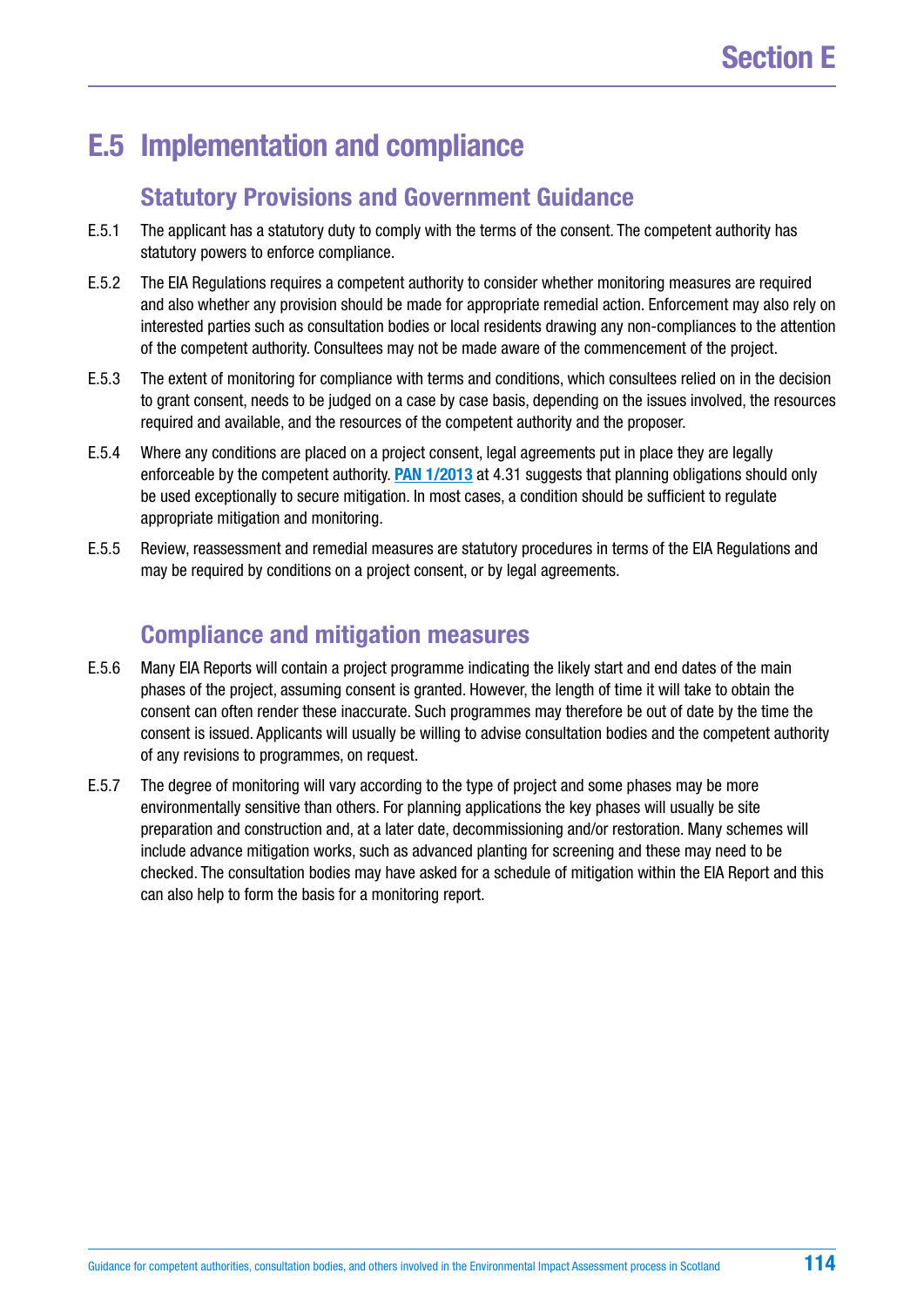## E.5 Implementation and compliance

### Statutory Provisions and Government Guidance

E.5.1 The applicant has a statutory duty to comply with the terms of the consent. The competent authority has statutory powers to enforce compliance.

E.5.2 The EIA Regulations requires a competent authority to consider whether monitoring measures are required and also whether any provision should be made for appropriate remedial action. Enforcement may also rely on interested parties such as consultation bodies or local residents drawing any non-compliances to the attention of the competent authority. Consultees may not be made aware of the commencement of the project.

E.5.3 The extent of monitoring for compliance with terms and conditions, which consultees relied on in the decision to grant consent, needs to be judged on a case by case basis, depending on the issues involved, the resources required and available, and the resources of the competent authority and the proposer.

E.5.4 Where any conditions are placed on a project consent, legal agreements put in place they are legally enforceable by the competent authority. **PAN 1/2013** at 4.31 suggests that planning obligations should only be used exceptionally to secure mitigation. In most cases, a condition should be sufficient to regulate appropriate mitigation and monitoring.

E.5.5 Review, reassessment and remedial measures are statutory procedures in terms of the EIA Regulations and may be required by conditions on a project consent, or by legal agreements.

### Compliance and mitigation measures

E.5.6 Many EIA Reports will contain a project programme indicating the likely start and end dates of the main phases of the project, assuming consent is granted. However, the length of time it will take to obtain the consent can often render these inaccurate. Such programmes may therefore be out of date by the time the consent is issued. Applicants will usually be willing to advise consultation bodies and the competent authority of any revisions to programmes, on request.

E.5.7 The degree of monitoring will vary according to the type of project and some phases may be more environmentally sensitive than others. For planning applications the key phases will usually be site preparation and construction and, at a later date, decommissioning and/or restoration. Many schemes will include advance mitigation works, such as advanced planting for screening and these may need to be checked. The consultation bodies may have asked for a schedule of mitigation within the EIA Report and this can also help to form the basis for a monitoring report.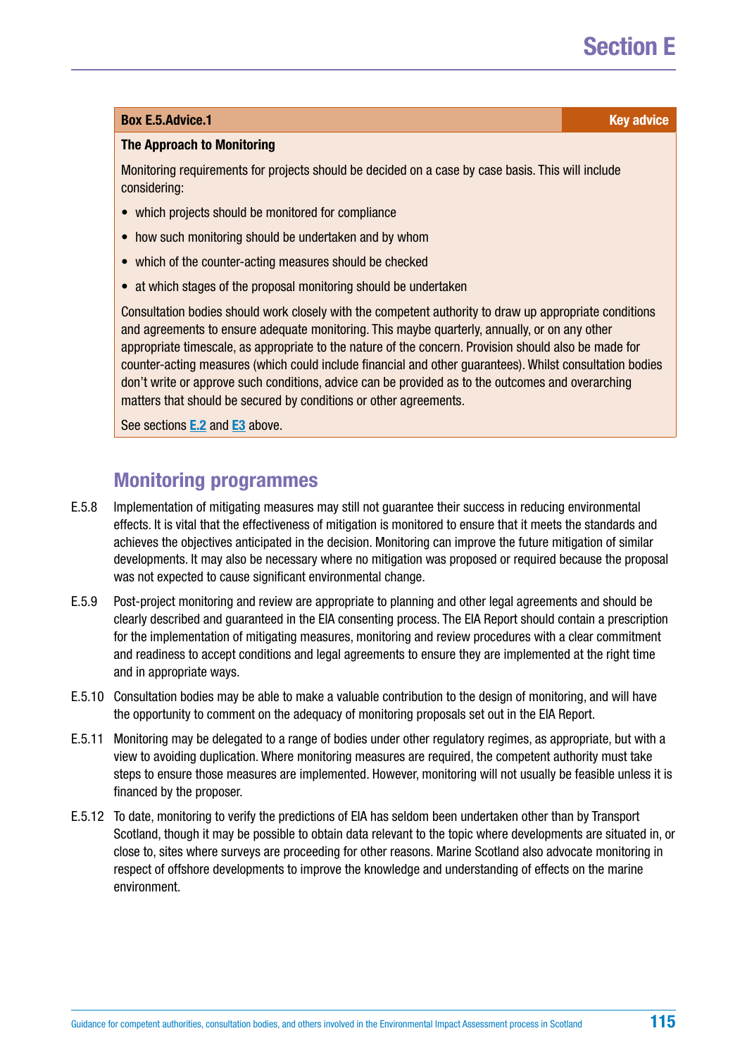**Box E.5.Advice.1** **Key advice**

**The Approach to Monitoring**

Monitoring requirements for projects should be decided on a case by case basis. This will include considering:

- which projects should be monitored for compliance
- how such monitoring should be undertaken and by whom
- which of the counter-acting measures should be checked
- at which stages of the proposal monitoring should be undertaken

Consultation bodies should work closely with the competent authority to draw up appropriate conditions and agreements to ensure adequate monitoring. This maybe quarterly, annually, or on any other appropriate timescale, as appropriate to the nature of the concern. Provision should also be made for counter-acting measures (which could include financial and other guarantees). Whilst consultation bodies don't write or approve such conditions, advice can be provided as to the outcomes and overarching matters that should be secured by conditions or other agreements.

See sections E.2 and E3 above.

## Monitoring programmes

E.5.8 Implementation of mitigating measures may still not guarantee their success in reducing environmental effects. It is vital that the effectiveness of mitigation is monitored to ensure that it meets the standards and achieves the objectives anticipated in the decision. Monitoring can improve the future mitigation of similar developments. It may also be necessary where no mitigation was proposed or required because the proposal was not expected to cause significant environmental change.

E.5.9 Post-project monitoring and review are appropriate to planning and other legal agreements and should be clearly described and guaranteed in the EIA consenting process. The EIA Report should contain a prescription for the implementation of mitigating measures, monitoring and review procedures with a clear commitment and readiness to accept conditions and legal agreements to ensure they are implemented at the right time and in appropriate ways.

E.5.10 Consultation bodies may be able to make a valuable contribution to the design of monitoring, and will have the opportunity to comment on the adequacy of monitoring proposals set out in the EIA Report.

E.5.11 Monitoring may be delegated to a range of bodies under other regulatory regimes, as appropriate, but with a view to avoiding duplication. Where monitoring measures are required, the competent authority must take steps to ensure those measures are implemented. However, monitoring will not usually be feasible unless it is financed by the proposer.

E.5.12 To date, monitoring to verify the predictions of EIA has seldom been undertaken other than by Transport Scotland, though it may be possible to obtain data relevant to the topic where developments are situated in, or close to, sites where surveys are proceeding for other reasons. Marine Scotland also advocate monitoring in respect of offshore developments to improve the knowledge and understanding of effects on the marine environment.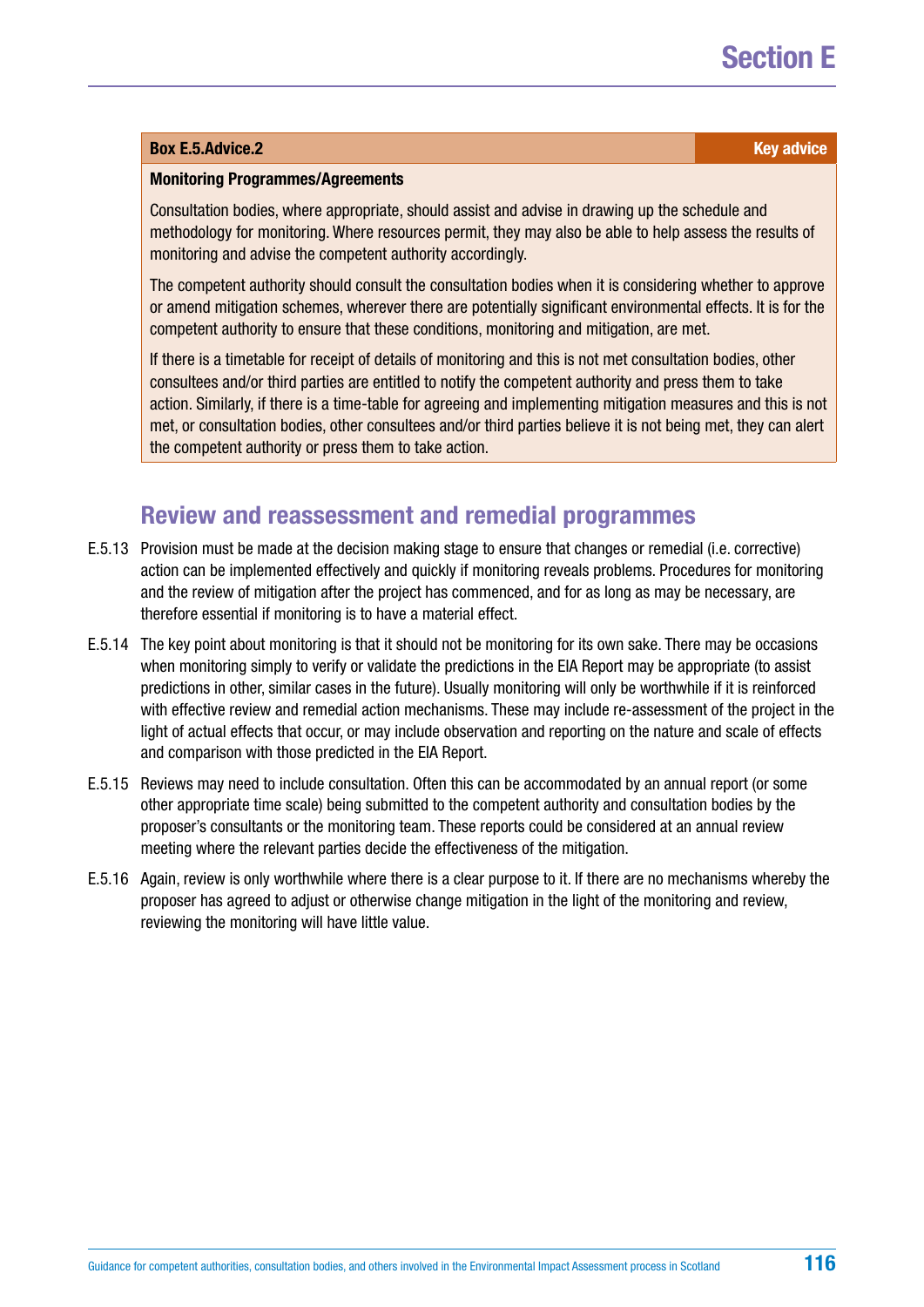**Box E.5.Advice.2** **Key advice**

**Monitoring Programmes/Agreements**

Consultation bodies, where appropriate, should assist and advise in drawing up the schedule and methodology for monitoring. Where resources permit, they may also be able to help assess the results of monitoring and advise the competent authority accordingly.

The competent authority should consult the consultation bodies when it is considering whether to approve or amend mitigation schemes, wherever there are potentially significant environmental effects. It is for the competent authority to ensure that these conditions, monitoring and mitigation, are met.

If there is a timetable for receipt of details of monitoring and this is not met consultation bodies, other consultees and/or third parties are entitled to notify the competent authority and press them to take action. Similarly, if there is a time-table for agreeing and implementing mitigation measures and this is not met, or consultation bodies, other consultees and/or third parties believe it is not being met, they can alert the competent authority or press them to take action.

## Review and reassessment and remedial programmes

E.5.13 Provision must be made at the decision making stage to ensure that changes or remedial (i.e. corrective) action can be implemented effectively and quickly if monitoring reveals problems. Procedures for monitoring and the review of mitigation after the project has commenced, and for as long as may be necessary, are therefore essential if monitoring is to have a material effect.

E.5.14 The key point about monitoring is that it should not be monitoring for its own sake. There may be occasions when monitoring simply to verify or validate the predictions in the EIA Report may be appropriate (to assist predictions in other, similar cases in the future). Usually monitoring will only be worthwhile if it is reinforced with effective review and remedial action mechanisms. These may include re-assessment of the project in the light of actual effects that occur, or may include observation and reporting on the nature and scale of effects and comparison with those predicted in the EIA Report.

E.5.15 Reviews may need to include consultation. Often this can be accommodated by an annual report (or some other appropriate time scale) being submitted to the competent authority and consultation bodies by the proposer's consultants or the monitoring team. These reports could be considered at an annual review meeting where the relevant parties decide the effectiveness of the mitigation.

E.5.16 Again, review is only worthwhile where there is a clear purpose to it. If there are no mechanisms whereby the proposer has agreed to adjust or otherwise change mitigation in the light of the monitoring and review, reviewing the monitoring will have little value.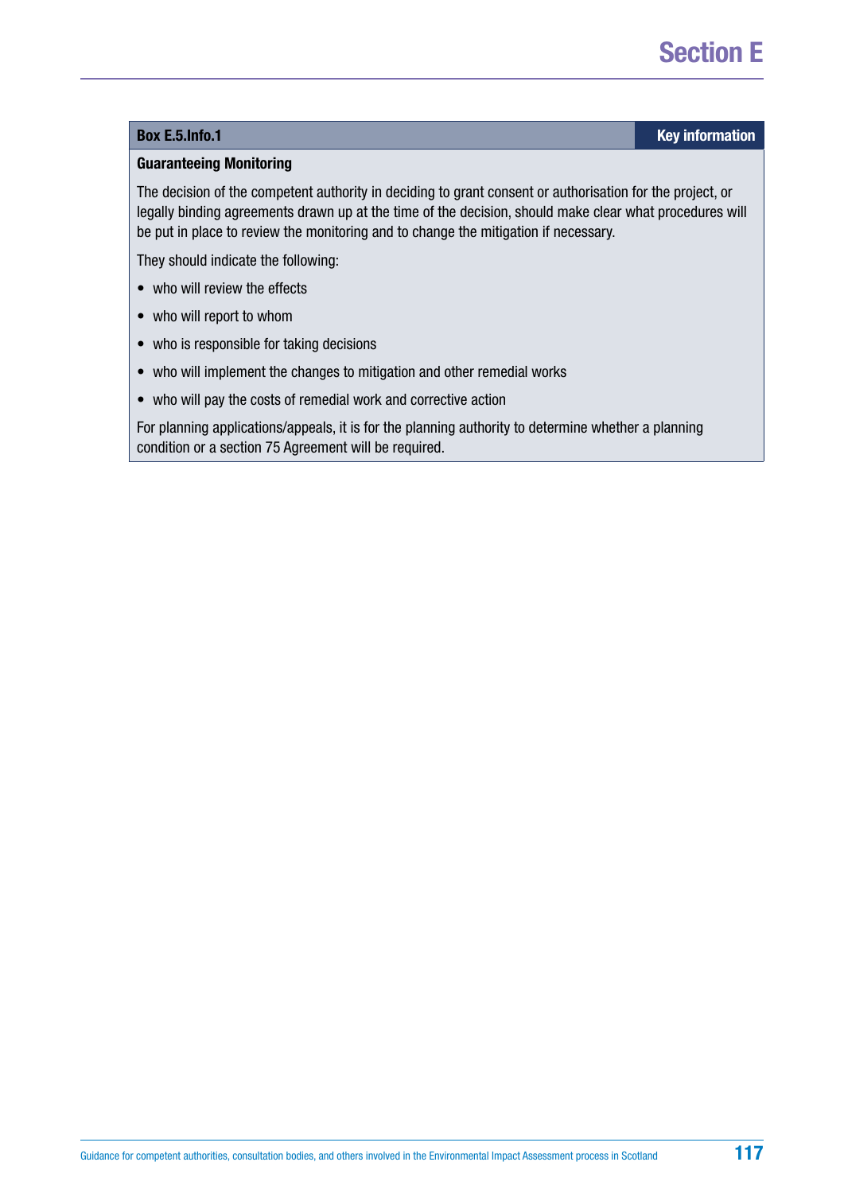**Box E.5.Info.1** — **Key information**

**Guaranteeing Monitoring**

The decision of the competent authority in deciding to grant consent or authorisation for the project, or legally binding agreements drawn up at the time of the decision, should make clear what procedures will be put in place to review the monitoring and to change the mitigation if necessary.

They should indicate the following:

- who will review the effects
- who will report to whom
- who is responsible for taking decisions
- who will implement the changes to mitigation and other remedial works
- who will pay the costs of remedial work and corrective action

For planning applications/appeals, it is for the planning authority to determine whether a planning condition or a section 75 Agreement will be required.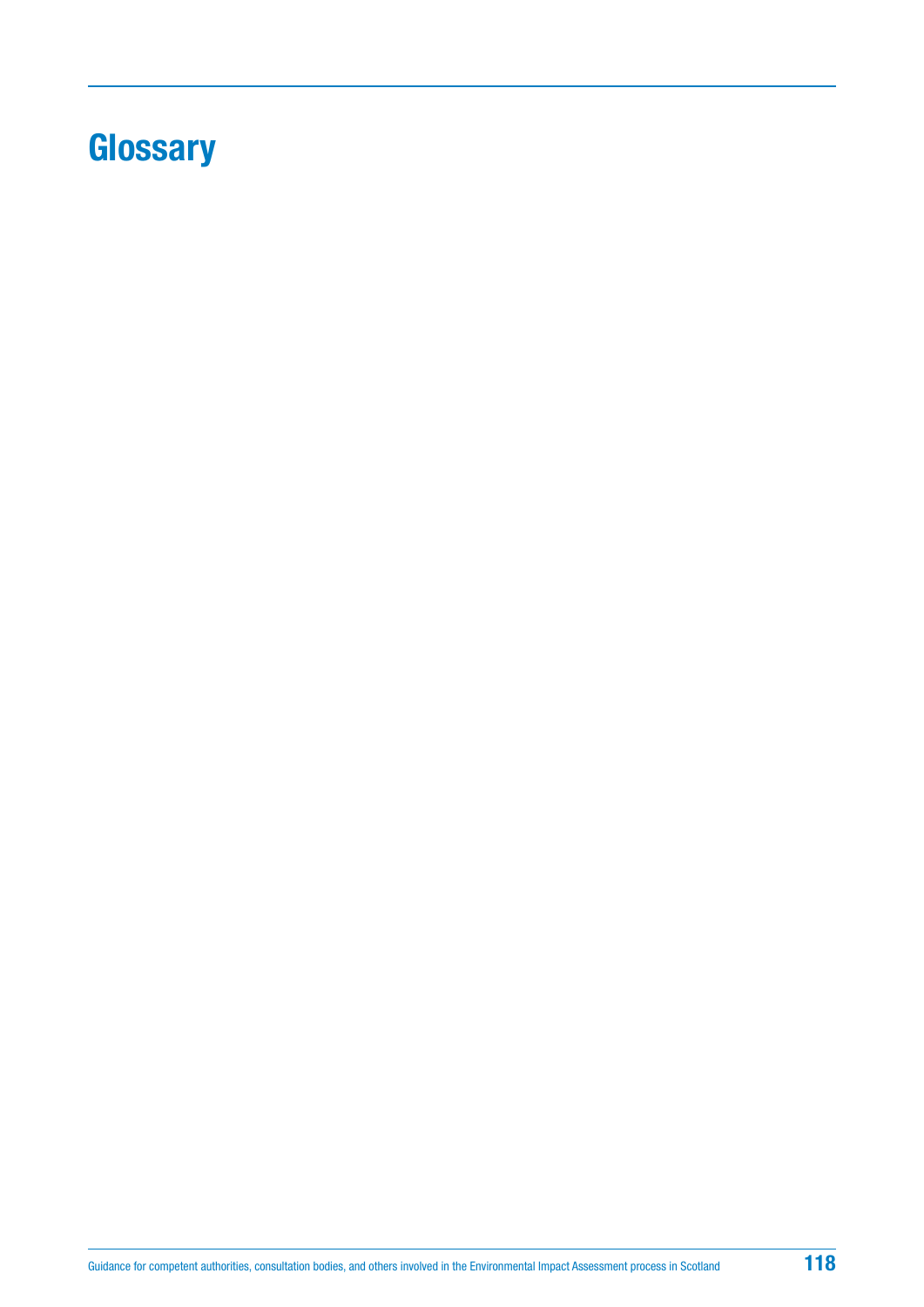# Glossary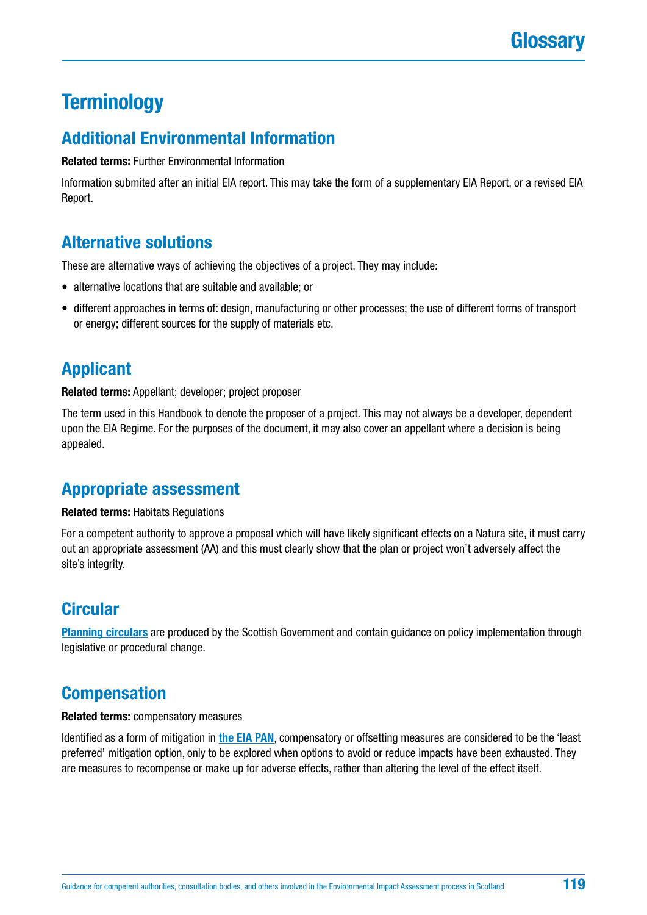# Terminology

## Additional Environmental Information

**Related terms:** Further Environmental Information

Information submited after an initial EIA report. This may take the form of a supplementary EIA Report, or a revised EIA Report.

## Alternative solutions

These are alternative ways of achieving the objectives of a project. They may include:

- alternative locations that are suitable and available; or
- different approaches in terms of: design, manufacturing or other processes; the use of different forms of transport or energy; different sources for the supply of materials etc.

## Applicant

**Related terms:** Appellant; developer; project proposer

The term used in this Handbook to denote the proposer of a project. This may not always be a developer, dependent upon the EIA Regime. For the purposes of the document, it may also cover an appellant where a decision is being appealed.

## Appropriate assessment

**Related terms:** Habitats Regulations

For a competent authority to approve a proposal which will have likely significant effects on a Natura site, it must carry out an appropriate assessment (AA) and this must clearly show that the plan or project won't adversely affect the site's integrity.

## Circular

**Planning circulars** are produced by the Scottish Government and contain guidance on policy implementation through legislative or procedural change.

## Compensation

**Related terms:** compensatory measures

Identified as a form of mitigation in **the EIA PAN**, compensatory or offsetting measures are considered to be the 'least preferred' mitigation option, only to be explored when options to avoid or reduce impacts have been exhausted. They are measures to recompense or make up for adverse effects, rather than altering the level of the effect itself.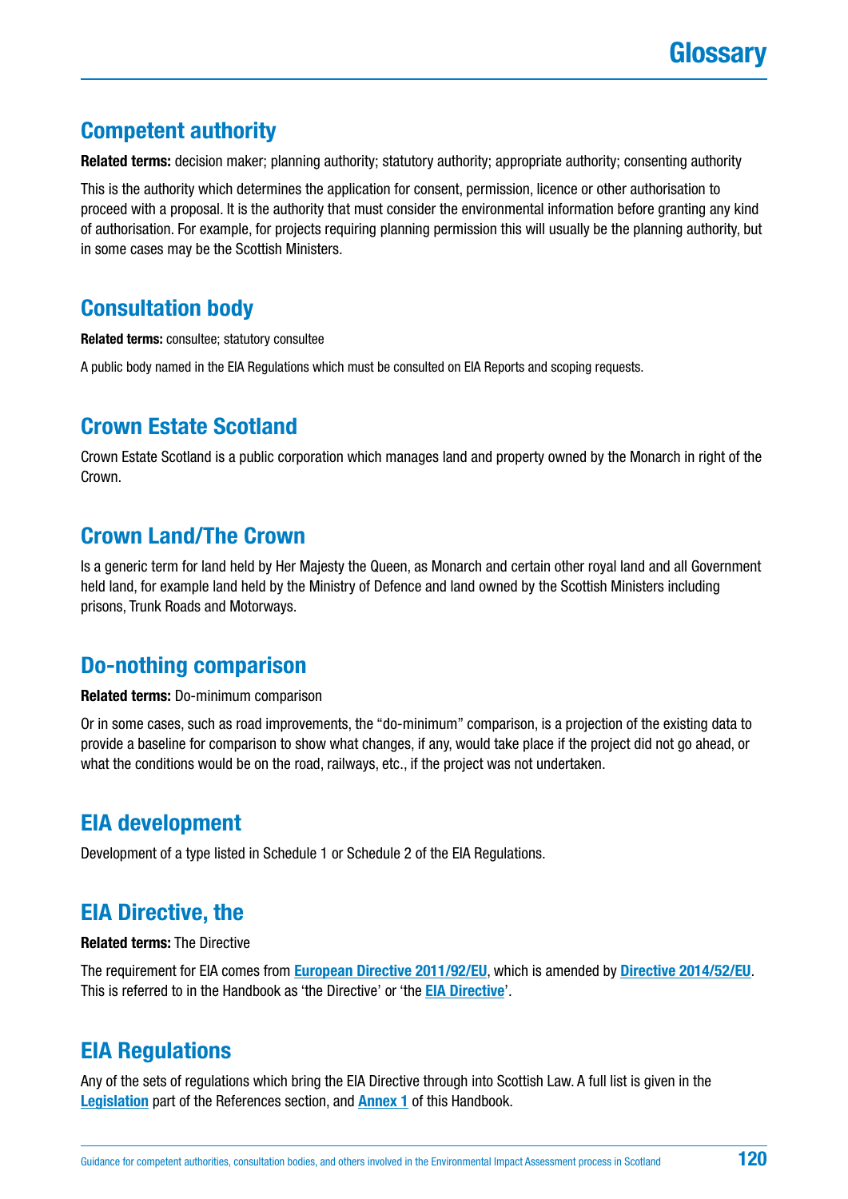# Glossary

## Competent authority

**Related terms:** decision maker; planning authority; statutory authority; appropriate authority; consenting authority

This is the authority which determines the application for consent, permission, licence or other authorisation to proceed with a proposal. It is the authority that must consider the environmental information before granting any kind of authorisation. For example, for projects requiring planning permission this will usually be the planning authority, but in some cases may be the Scottish Ministers.

## Consultation body

**Related terms:** consultee; statutory consultee

A public body named in the EIA Regulations which must be consulted on EIA Reports and scoping requests.

## Crown Estate Scotland

Crown Estate Scotland is a public corporation which manages land and property owned by the Monarch in right of the Crown.

## Crown Land/The Crown

Is a generic term for land held by Her Majesty the Queen, as Monarch and certain other royal land and all Government held land, for example land held by the Ministry of Defence and land owned by the Scottish Ministers including prisons, Trunk Roads and Motorways.

## Do-nothing comparison

**Related terms:** Do-minimum comparison

Or in some cases, such as road improvements, the "do-minimum" comparison, is a projection of the existing data to provide a baseline for comparison to show what changes, if any, would take place if the project did not go ahead, or what the conditions would be on the road, railways, etc., if the project was not undertaken.

## EIA development

Development of a type listed in Schedule 1 or Schedule 2 of the EIA Regulations.

## EIA Directive, the

**Related terms:** The Directive

The requirement for EIA comes from **European Directive 2011/92/EU**, which is amended by **Directive 2014/52/EU**. This is referred to in the Handbook as 'the Directive' or 'the **EIA Directive**'.

## EIA Regulations

Any of the sets of regulations which bring the EIA Directive through into Scottish Law. A full list is given in the **Legislation** part of the References section, and **Annex 1** of this Handbook.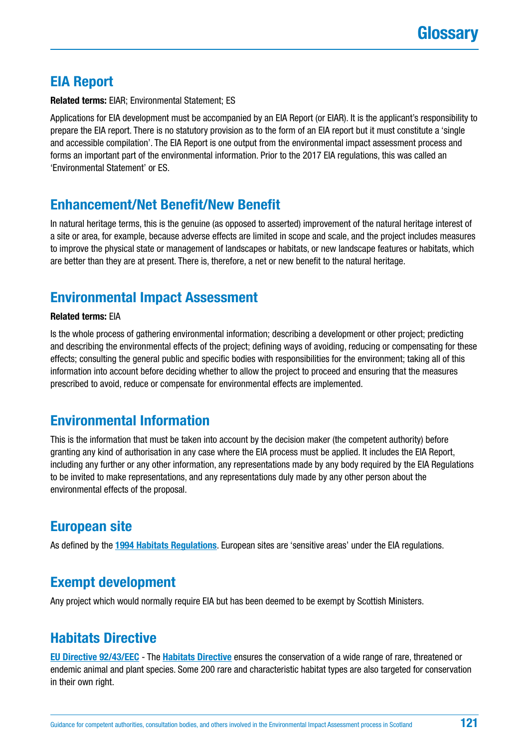# Glossary

## EIA Report

**Related terms:** EIAR; Environmental Statement; ES

Applications for EIA development must be accompanied by an EIA Report (or EIAR). It is the applicant's responsibility to prepare the EIA report. There is no statutory provision as to the form of an EIA report but it must constitute a 'single and accessible compilation'. The EIA Report is one output from the environmental impact assessment process and forms an important part of the environmental information. Prior to the 2017 EIA regulations, this was called an 'Environmental Statement' or ES.

## Enhancement/Net Benefit/New Benefit

In natural heritage terms, this is the genuine (as opposed to asserted) improvement of the natural heritage interest of a site or area, for example, because adverse effects are limited in scope and scale, and the project includes measures to improve the physical state or management of landscapes or habitats, or new landscape features or habitats, which are better than they are at present. There is, therefore, a net or new benefit to the natural heritage.

## Environmental Impact Assessment

**Related terms:** EIA

Is the whole process of gathering environmental information; describing a development or other project; predicting and describing the environmental effects of the project; defining ways of avoiding, reducing or compensating for these effects; consulting the general public and specific bodies with responsibilities for the environment; taking all of this information into account before deciding whether to allow the project to proceed and ensuring that the measures prescribed to avoid, reduce or compensate for environmental effects are implemented.

## Environmental Information

This is the information that must be taken into account by the decision maker (the competent authority) before granting any kind of authorisation in any case where the EIA process must be applied. It includes the EIA Report, including any further or any other information, any representations made by any body required by the EIA Regulations to be invited to make representations, and any representations duly made by any other person about the environmental effects of the proposal.

## European site

As defined by the **1994 Habitats Regulations**. European sites are 'sensitive areas' under the EIA regulations.

## Exempt development

Any project which would normally require EIA but has been deemed to be exempt by Scottish Ministers.

## Habitats Directive

**EU Directive 92/43/EEC** - The **Habitats Directive** ensures the conservation of a wide range of rare, threatened or endemic animal and plant species. Some 200 rare and characteristic habitat types are also targeted for conservation in their own right.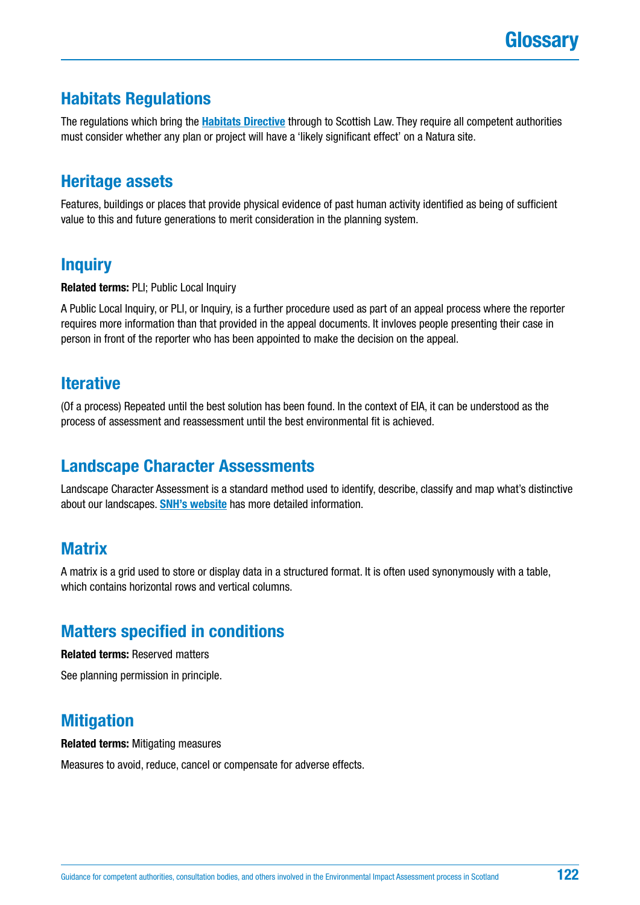## Habitats Regulations

The regulations which bring the **Habitats Directive** through to Scottish Law. They require all competent authorities must consider whether any plan or project will have a 'likely significant effect' on a Natura site.

## Heritage assets

Features, buildings or places that provide physical evidence of past human activity identified as being of sufficient value to this and future generations to merit consideration in the planning system.

## Inquiry

**Related terms:** PLI; Public Local Inquiry

A Public Local Inquiry, or PLI, or Inquiry, is a further procedure used as part of an appeal process where the reporter requires more information than that provided in the appeal documents. It invloves people presenting their case in person in front of the reporter who has been appointed to make the decision on the appeal.

## Iterative

(Of a process) Repeated until the best solution has been found. In the context of EIA, it can be understood as the process of assessment and reassessment until the best environmental fit is achieved.

## Landscape Character Assessments

Landscape Character Assessment is a standard method used to identify, describe, classify and map what's distinctive about our landscapes. **SNH's website** has more detailed information.

## Matrix

A matrix is a grid used to store or display data in a structured format. It is often used synonymously with a table, which contains horizontal rows and vertical columns.

## Matters specified in conditions

**Related terms:** Reserved matters

See planning permission in principle.

## Mitigation

**Related terms:** Mitigating measures

Measures to avoid, reduce, cancel or compensate for adverse effects.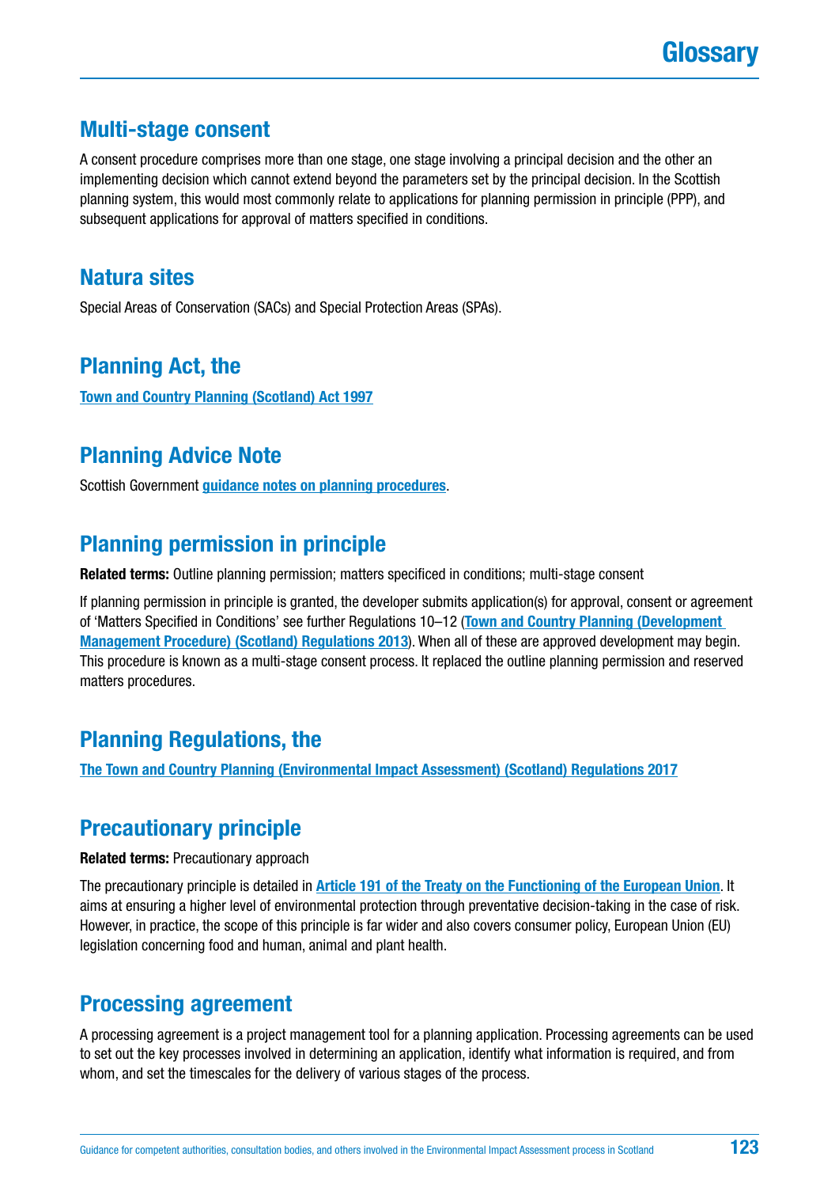## Multi-stage consent

A consent procedure comprises more than one stage, one stage involving a principal decision and the other an implementing decision which cannot extend beyond the parameters set by the principal decision. In the Scottish planning system, this would most commonly relate to applications for planning permission in principle (PPP), and subsequent applications for approval of matters specified in conditions.

## Natura sites

Special Areas of Conservation (SACs) and Special Protection Areas (SPAs).

## Planning Act, the

**Town and Country Planning (Scotland) Act 1997**

## Planning Advice Note

Scottish Government **guidance notes on planning procedures**.

## Planning permission in principle

**Related terms:** Outline planning permission; matters specificed in conditions; multi-stage consent

If planning permission in principle is granted, the developer submits application(s) for approval, consent or agreement of 'Matters Specified in Conditions' see further Regulations 10–12 (**Town and Country Planning (Development Management Procedure) (Scotland) Regulations 2013**). When all of these are approved development may begin. This procedure is known as a multi-stage consent process. It replaced the outline planning permission and reserved matters procedures.

## Planning Regulations, the

**The Town and Country Planning (Environmental Impact Assessment) (Scotland) Regulations 2017**

## Precautionary principle

**Related terms:** Precautionary approach

The precautionary principle is detailed in **Article 191 of the Treaty on the Functioning of the European Union**. It aims at ensuring a higher level of environmental protection through preventative decision-taking in the case of risk. However, in practice, the scope of this principle is far wider and also covers consumer policy, European Union (EU) legislation concerning food and human, animal and plant health.

## Processing agreement

A processing agreement is a project management tool for a planning application. Processing agreements can be used to set out the key processes involved in determining an application, identify what information is required, and from whom, and set the timescales for the delivery of various stages of the process.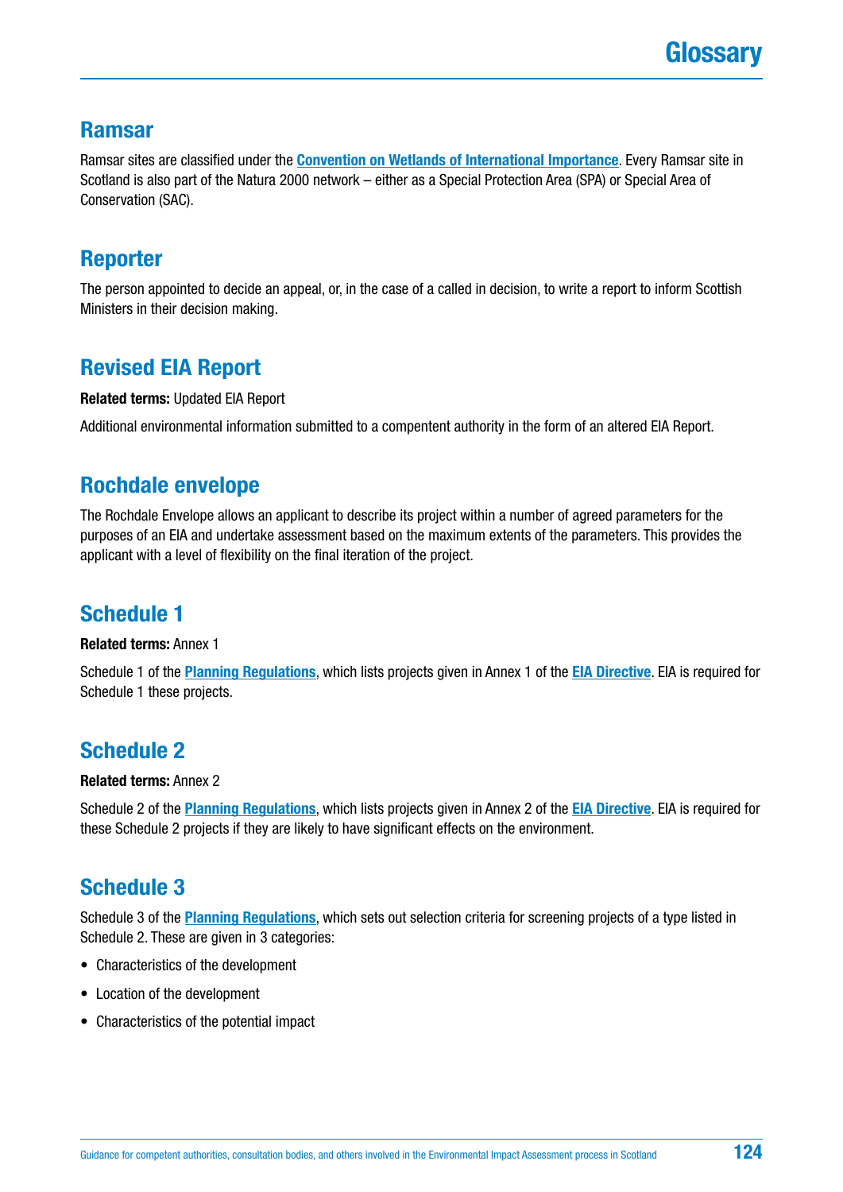# Glossary

## Ramsar

Ramsar sites are classified under the **Convention on Wetlands of International Importance**. Every Ramsar site in Scotland is also part of the Natura 2000 network – either as a Special Protection Area (SPA) or Special Area of Conservation (SAC).

## Reporter

The person appointed to decide an appeal, or, in the case of a called in decision, to write a report to inform Scottish Ministers in their decision making.

## Revised EIA Report

**Related terms:** Updated EIA Report

Additional environmental information submitted to a compentent authority in the form of an altered EIA Report.

## Rochdale envelope

The Rochdale Envelope allows an applicant to describe its project within a number of agreed parameters for the purposes of an EIA and undertake assessment based on the maximum extents of the parameters. This provides the applicant with a level of flexibility on the final iteration of the project.

## Schedule 1

**Related terms:** Annex 1

Schedule 1 of the **Planning Regulations**, which lists projects given in Annex 1 of the **EIA Directive**. EIA is required for Schedule 1 these projects.

## Schedule 2

**Related terms:** Annex 2

Schedule 2 of the **Planning Regulations**, which lists projects given in Annex 2 of the **EIA Directive**. EIA is required for these Schedule 2 projects if they are likely to have significant effects on the environment.

## Schedule 3

Schedule 3 of the **Planning Regulations**, which sets out selection criteria for screening projects of a type listed in Schedule 2. These are given in 3 categories:

- Characteristics of the development
- Location of the development
- Characteristics of the potential impact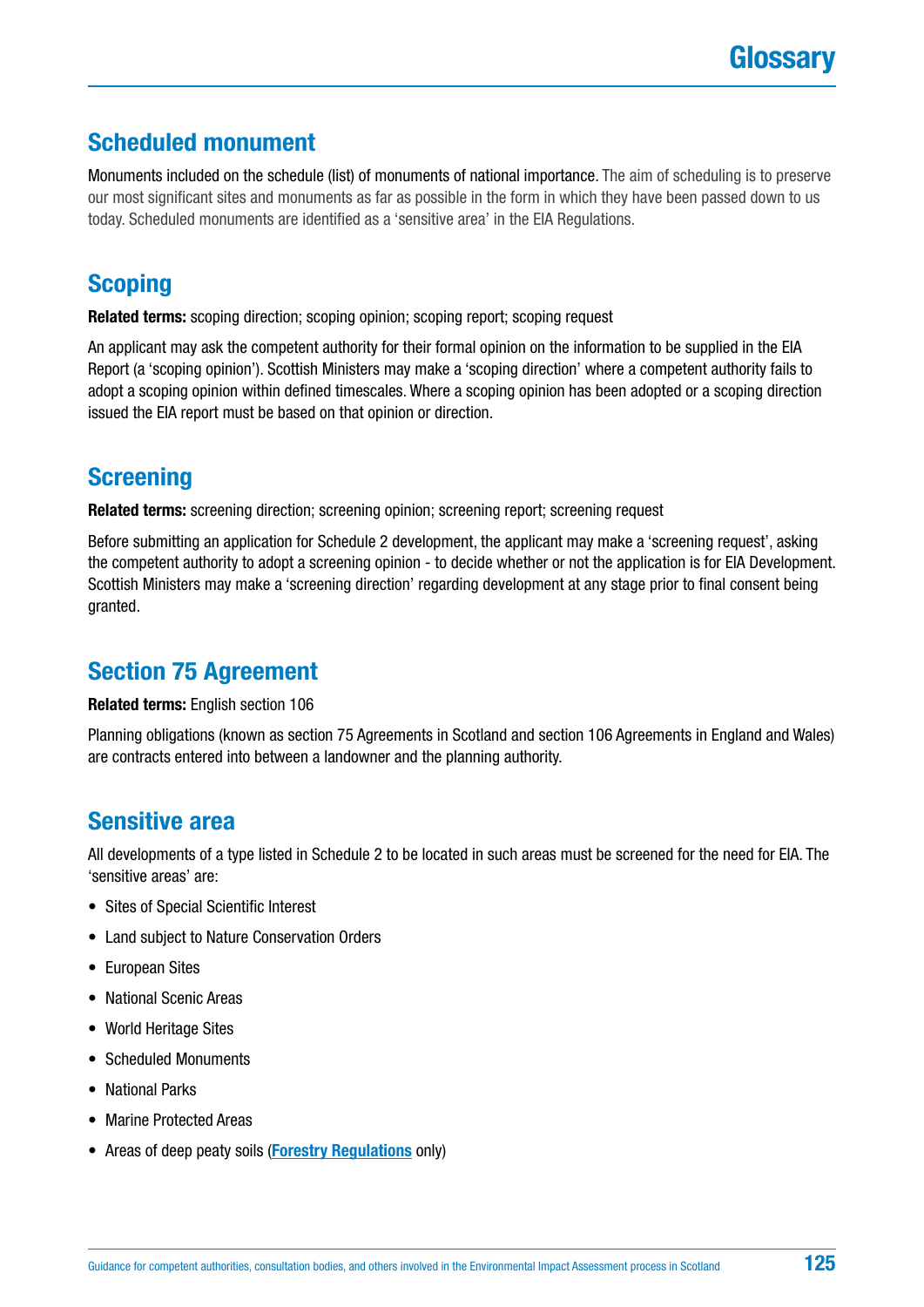## Scheduled monument

Monuments included on the schedule (list) of monuments of national importance. The aim of scheduling is to preserve our most significant sites and monuments as far as possible in the form in which they have been passed down to us today. Scheduled monuments are identified as a 'sensitive area' in the EIA Regulations.

## Scoping

**Related terms:** scoping direction; scoping opinion; scoping report; scoping request

An applicant may ask the competent authority for their formal opinion on the information to be supplied in the EIA Report (a 'scoping opinion'). Scottish Ministers may make a 'scoping direction' where a competent authority fails to adopt a scoping opinion within defined timescales. Where a scoping opinion has been adopted or a scoping direction issued the EIA report must be based on that opinion or direction.

## Screening

**Related terms:** screening direction; screening opinion; screening report; screening request

Before submitting an application for Schedule 2 development, the applicant may make a 'screening request', asking the competent authority to adopt a screening opinion - to decide whether or not the application is for EIA Development. Scottish Ministers may make a 'screening direction' regarding development at any stage prior to final consent being granted.

## Section 75 Agreement

**Related terms:** English section 106

Planning obligations (known as section 75 Agreements in Scotland and section 106 Agreements in England and Wales) are contracts entered into between a landowner and the planning authority.

## Sensitive area

All developments of a type listed in Schedule 2 to be located in such areas must be screened for the need for EIA. The 'sensitive areas' are:

- Sites of Special Scientific Interest
- Land subject to Nature Conservation Orders
- European Sites
- National Scenic Areas
- World Heritage Sites
- Scheduled Monuments
- National Parks
- Marine Protected Areas
- Areas of deep peaty soils (**Forestry Regulations** only)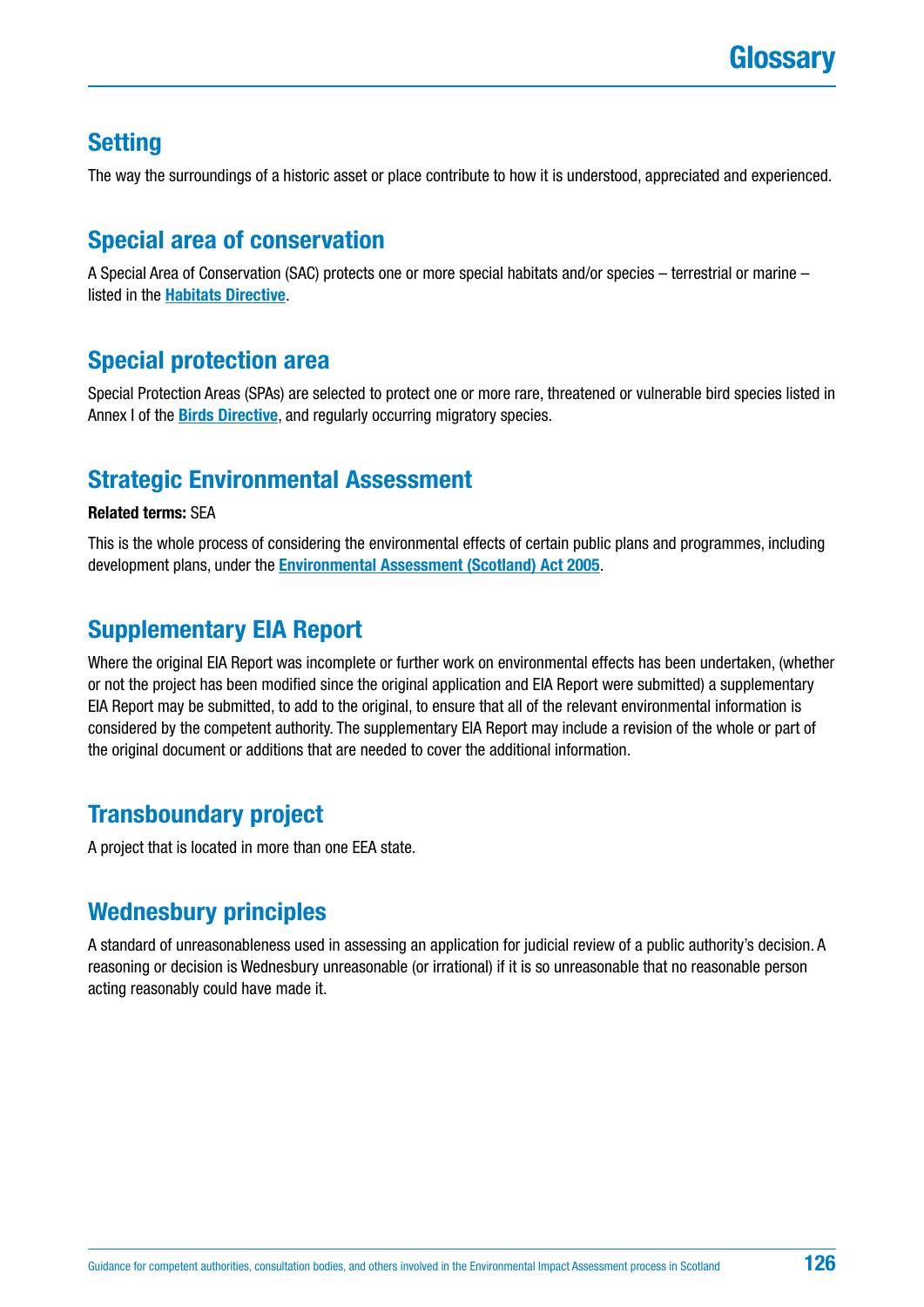# Glossary

## Setting

The way the surroundings of a historic asset or place contribute to how it is understood, appreciated and experienced.

## Special area of conservation

A Special Area of Conservation (SAC) protects one or more special habitats and/or species – terrestrial or marine – listed in the **Habitats Directive**.

## Special protection area

Special Protection Areas (SPAs) are selected to protect one or more rare, threatened or vulnerable bird species listed in Annex I of the **Birds Directive**, and regularly occurring migratory species.

## Strategic Environmental Assessment

**Related terms:** SEA

This is the whole process of considering the environmental effects of certain public plans and programmes, including development plans, under the **Environmental Assessment (Scotland) Act 2005**.

## Supplementary EIA Report

Where the original EIA Report was incomplete or further work on environmental effects has been undertaken, (whether or not the project has been modified since the original application and EIA Report were submitted) a supplementary EIA Report may be submitted, to add to the original, to ensure that all of the relevant environmental information is considered by the competent authority. The supplementary EIA Report may include a revision of the whole or part of the original document or additions that are needed to cover the additional information.

## Transboundary project

A project that is located in more than one EEA state.

## Wednesbury principles

A standard of unreasonableness used in assessing an application for judicial review of a public authority's decision. A reasoning or decision is Wednesbury unreasonable (or irrational) if it is so unreasonable that no reasonable person acting reasonably could have made it.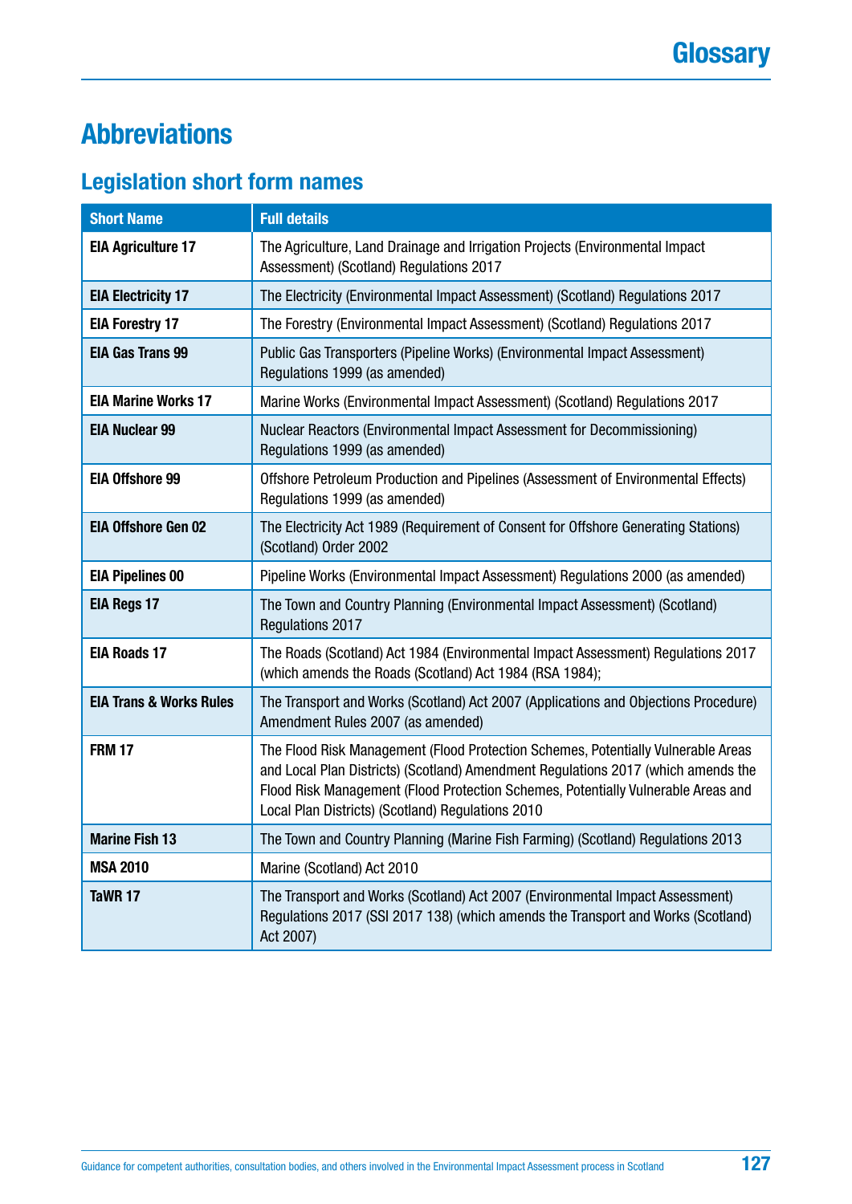# Glossary

## Abbreviations

### Legislation short form names

| Short Name | Full details |
|---|---|
| **EIA Agriculture 17** | The Agriculture, Land Drainage and Irrigation Projects (Environmental Impact Assessment) (Scotland) Regulations 2017 |
| **EIA Electricity 17** | The Electricity (Environmental Impact Assessment) (Scotland) Regulations 2017 |
| **EIA Forestry 17** | The Forestry (Environmental Impact Assessment) (Scotland) Regulations 2017 |
| **EIA Gas Trans 99** | Public Gas Transporters (Pipeline Works) (Environmental Impact Assessment) Regulations 1999 (as amended) |
| **EIA Marine Works 17** | Marine Works (Environmental Impact Assessment) (Scotland) Regulations 2017 |
| **EIA Nuclear 99** | Nuclear Reactors (Environmental Impact Assessment for Decommissioning) Regulations 1999 (as amended) |
| **EIA Offshore 99** | Offshore Petroleum Production and Pipelines (Assessment of Environmental Effects) Regulations 1999 (as amended) |
| **EIA Offshore Gen 02** | The Electricity Act 1989 (Requirement of Consent for Offshore Generating Stations) (Scotland) Order 2002 |
| **EIA Pipelines 00** | Pipeline Works (Environmental Impact Assessment) Regulations 2000 (as amended) |
| **EIA Regs 17** | The Town and Country Planning (Environmental Impact Assessment) (Scotland) Regulations 2017 |
| **EIA Roads 17** | The Roads (Scotland) Act 1984 (Environmental Impact Assessment) Regulations 2017 (which amends the Roads (Scotland) Act 1984 (RSA 1984); |
| **EIA Trans & Works Rules** | The Transport and Works (Scotland) Act 2007 (Applications and Objections Procedure) Amendment Rules 2007 (as amended) |
| **FRM 17** | The Flood Risk Management (Flood Protection Schemes, Potentially Vulnerable Areas and Local Plan Districts) (Scotland) Amendment Regulations 2017 (which amends the Flood Risk Management (Flood Protection Schemes, Potentially Vulnerable Areas and Local Plan Districts) (Scotland) Regulations 2010 |
| **Marine Fish 13** | The Town and Country Planning (Marine Fish Farming) (Scotland) Regulations 2013 |
| **MSA 2010** | Marine (Scotland) Act 2010 |
| **TaWR 17** | The Transport and Works (Scotland) Act 2007 (Environmental Impact Assessment) Regulations 2017 (SSI 2017 138) (which amends the Transport and Works (Scotland) Act 2007) |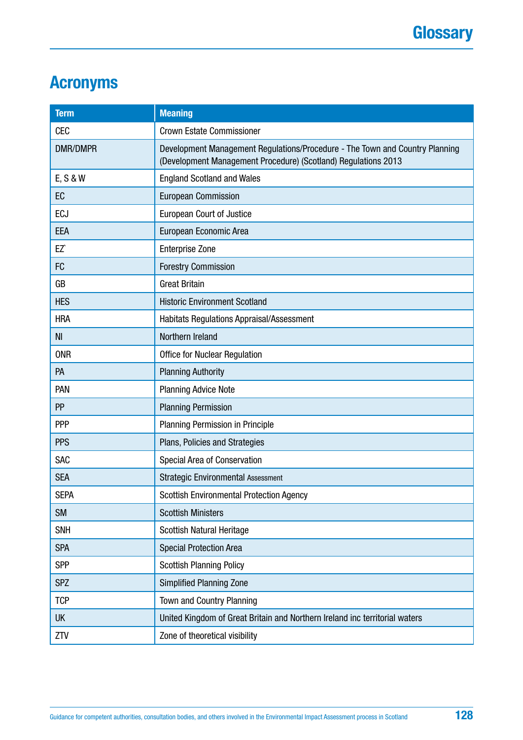# Glossary

## Acronyms

| Term | Meaning |
|---|---|
| CEC | Crown Estate Commissioner |
| DMR/DMPR | Development Management Regulations/Procedure - The Town and Country Planning (Development Management Procedure) (Scotland) Regulations 2013 |
| E, S & W | England Scotland and Wales |
| EC | European Commission |
| ECJ | European Court of Justice |
| EEA | European Economic Area |
| EZ` | Enterprise Zone |
| FC | Forestry Commission |
| GB | Great Britain |
| HES | Historic Environment Scotland |
| HRA | Habitats Regulations Appraisal/Assessment |
| NI | Northern Ireland |
| ONR | Office for Nuclear Regulation |
| PA | Planning Authority |
| PAN | Planning Advice Note |
| PP | Planning Permission |
| PPP | Planning Permission in Principle |
| PPS | Plans, Policies and Strategies |
| SAC | Special Area of Conservation |
| SEA | Strategic Environmental Assessment |
| SEPA | Scottish Environmental Protection Agency |
| SM | Scottish Ministers |
| SNH | Scottish Natural Heritage |
| SPA | Special Protection Area |
| SPP | Scottish Planning Policy |
| SPZ | Simplified Planning Zone |
| TCP | Town and Country Planning |
| UK | United Kingdom of Great Britain and Northern Ireland inc territorial waters |
| ZTV | Zone of theoretical visibility |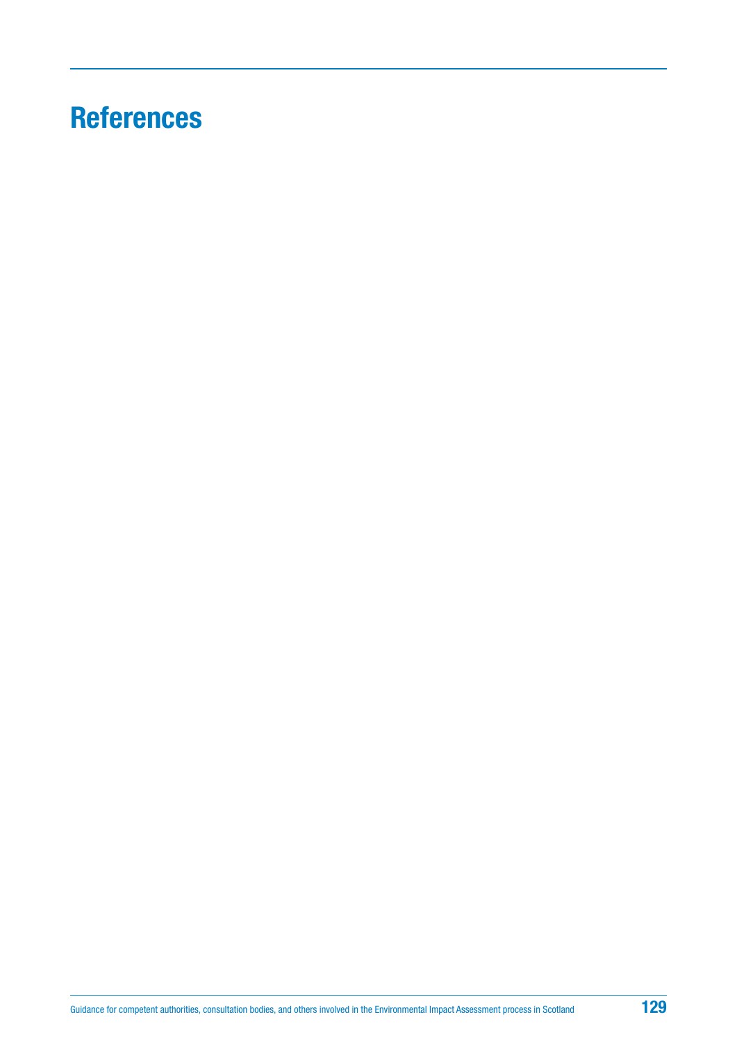# References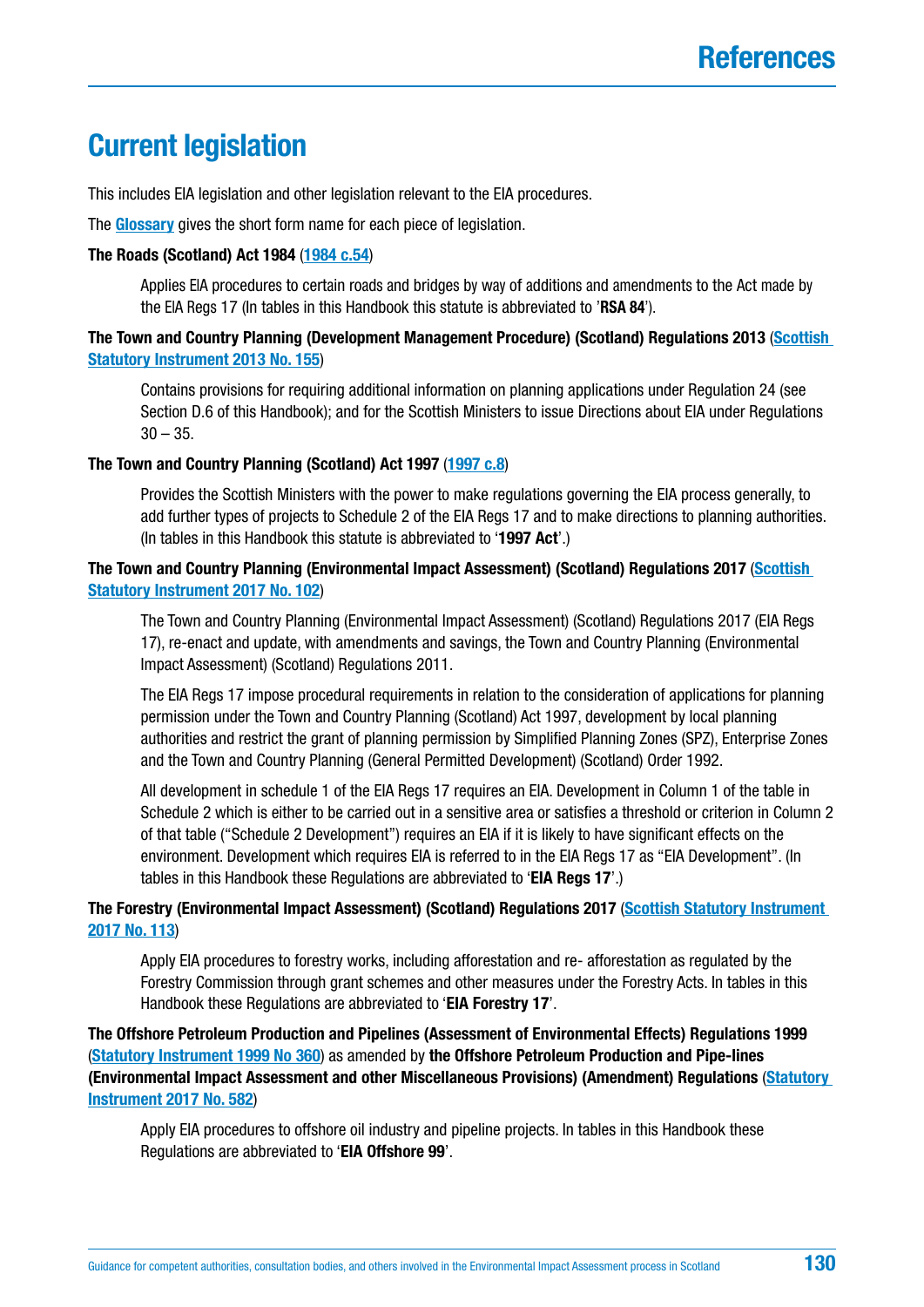# References

## Current legislation

This includes EIA legislation and other legislation relevant to the EIA procedures.

The **Glossary** gives the short form name for each piece of legislation.

**The Roads (Scotland) Act 1984** (**1984 c.54**)

> Applies EIA procedures to certain roads and bridges by way of additions and amendments to the Act made by the EIA Regs 17 (In tables in this Handbook this statute is abbreviated to '**RSA 84**').

**The Town and Country Planning (Development Management Procedure) (Scotland) Regulations 2013** (**Scottish Statutory Instrument 2013 No. 155**)

> Contains provisions for requiring additional information on planning applications under Regulation 24 (see Section D.6 of this Handbook); and for the Scottish Ministers to issue Directions about EIA under Regulations 30 – 35.

**The Town and Country Planning (Scotland) Act 1997** (**1997 c.8**)

> Provides the Scottish Ministers with the power to make regulations governing the EIA process generally, to add further types of projects to Schedule 2 of the EIA Regs 17 and to make directions to planning authorities. (In tables in this Handbook this statute is abbreviated to '**1997 Act**'.)

**The Town and Country Planning (Environmental Impact Assessment) (Scotland) Regulations 2017** (**Scottish Statutory Instrument 2017 No. 102**)

> The Town and Country Planning (Environmental Impact Assessment) (Scotland) Regulations 2017 (EIA Regs 17), re-enact and update, with amendments and savings, the Town and Country Planning (Environmental Impact Assessment) (Scotland) Regulations 2011.
>
> The EIA Regs 17 impose procedural requirements in relation to the consideration of applications for planning permission under the Town and Country Planning (Scotland) Act 1997, development by local planning authorities and restrict the grant of planning permission by Simplified Planning Zones (SPZ), Enterprise Zones and the Town and Country Planning (General Permitted Development) (Scotland) Order 1992.
>
> All development in schedule 1 of the EIA Regs 17 requires an EIA. Development in Column 1 of the table in Schedule 2 which is either to be carried out in a sensitive area or satisfies a threshold or criterion in Column 2 of that table ("Schedule 2 Development") requires an EIA if it is likely to have significant effects on the environment. Development which requires EIA is referred to in the EIA Regs 17 as "EIA Development". (In tables in this Handbook these Regulations are abbreviated to '**EIA Regs 17**'.)

**The Forestry (Environmental Impact Assessment) (Scotland) Regulations 2017** (**Scottish Statutory Instrument 2017 No. 113**)

> Apply EIA procedures to forestry works, including afforestation and re- afforestation as regulated by the Forestry Commission through grant schemes and other measures under the Forestry Acts. In tables in this Handbook these Regulations are abbreviated to '**EIA Forestry 17**'.

**The Offshore Petroleum Production and Pipelines (Assessment of Environmental Effects) Regulations 1999** (**Statutory Instrument 1999 No 360**) as amended by **the Offshore Petroleum Production and Pipe-lines (Environmental Impact Assessment and other Miscellaneous Provisions) (Amendment) Regulations** (**Statutory Instrument 2017 No. 582**)

> Apply EIA procedures to offshore oil industry and pipeline projects. In tables in this Handbook these Regulations are abbreviated to '**EIA Offshore 99**'.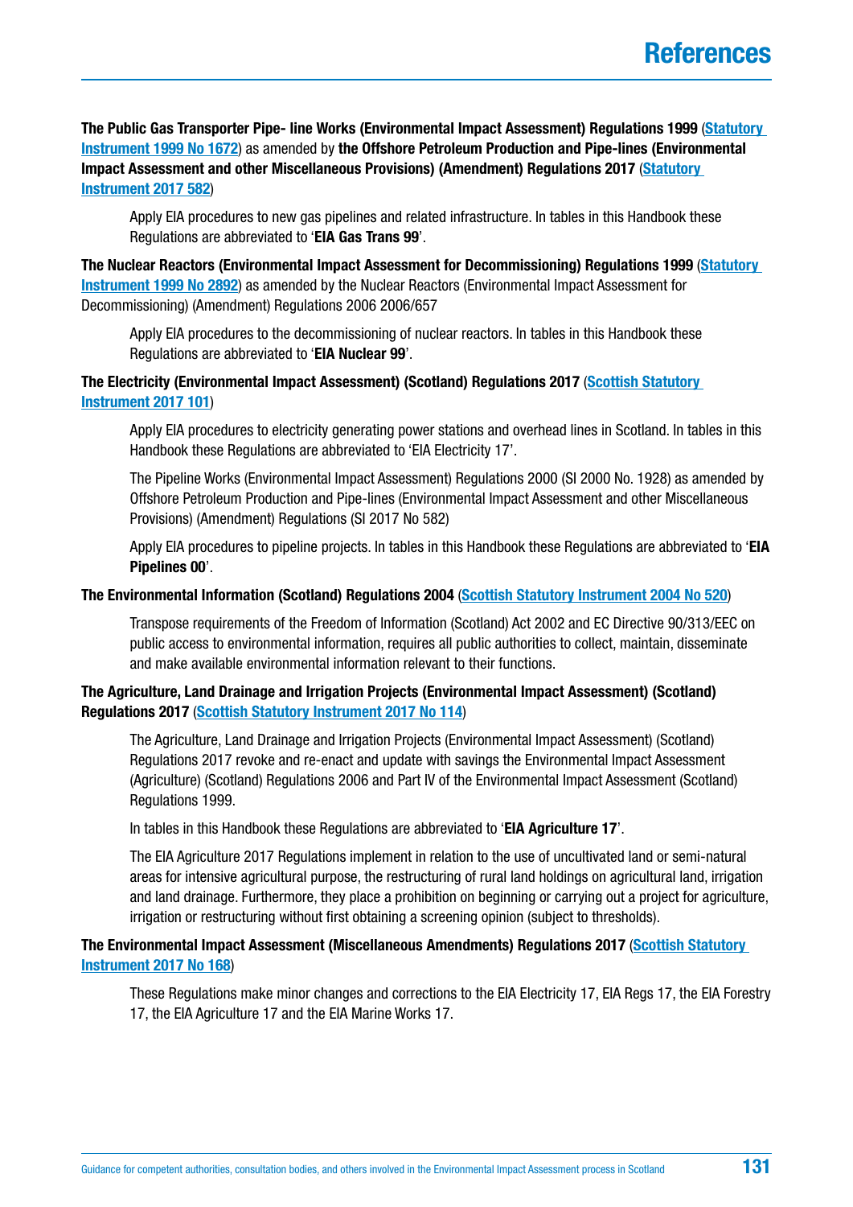**The Public Gas Transporter Pipe- line Works (Environmental Impact Assessment) Regulations 1999** (Statutory Instrument 1999 No 1672) as amended by **the Offshore Petroleum Production and Pipe-lines (Environmental Impact Assessment and other Miscellaneous Provisions) (Amendment) Regulations 2017** (Statutory Instrument 2017 582)

Apply EIA procedures to new gas pipelines and related infrastructure. In tables in this Handbook these Regulations are abbreviated to '**EIA Gas Trans 99**'.

**The Nuclear Reactors (Environmental Impact Assessment for Decommissioning) Regulations 1999** (Statutory Instrument 1999 No 2892) as amended by the Nuclear Reactors (Environmental Impact Assessment for Decommissioning) (Amendment) Regulations 2006 2006/657

Apply EIA procedures to the decommissioning of nuclear reactors. In tables in this Handbook these Regulations are abbreviated to '**EIA Nuclear 99**'.

**The Electricity (Environmental Impact Assessment) (Scotland) Regulations 2017** (Scottish Statutory Instrument 2017 101)

Apply EIA procedures to electricity generating power stations and overhead lines in Scotland. In tables in this Handbook these Regulations are abbreviated to 'EIA Electricity 17'.

The Pipeline Works (Environmental Impact Assessment) Regulations 2000 (SI 2000 No. 1928) as amended by Offshore Petroleum Production and Pipe-lines (Environmental Impact Assessment and other Miscellaneous Provisions) (Amendment) Regulations (SI 2017 No 582)

Apply EIA procedures to pipeline projects. In tables in this Handbook these Regulations are abbreviated to '**EIA Pipelines 00**'.

**The Environmental Information (Scotland) Regulations 2004** (Scottish Statutory Instrument 2004 No 520)

Transpose requirements of the Freedom of Information (Scotland) Act 2002 and EC Directive 90/313/EEC on public access to environmental information, requires all public authorities to collect, maintain, disseminate and make available environmental information relevant to their functions.

**The Agriculture, Land Drainage and Irrigation Projects (Environmental Impact Assessment) (Scotland) Regulations 2017** (Scottish Statutory Instrument 2017 No 114)

The Agriculture, Land Drainage and Irrigation Projects (Environmental Impact Assessment) (Scotland) Regulations 2017 revoke and re-enact and update with savings the Environmental Impact Assessment (Agriculture) (Scotland) Regulations 2006 and Part IV of the Environmental Impact Assessment (Scotland) Regulations 1999.

In tables in this Handbook these Regulations are abbreviated to '**EIA Agriculture 17**'.

The EIA Agriculture 2017 Regulations implement in relation to the use of uncultivated land or semi-natural areas for intensive agricultural purpose, the restructuring of rural land holdings on agricultural land, irrigation and land drainage. Furthermore, they place a prohibition on beginning or carrying out a project for agriculture, irrigation or restructuring without first obtaining a screening opinion (subject to thresholds).

**The Environmental Impact Assessment (Miscellaneous Amendments) Regulations 2017** (Scottish Statutory Instrument 2017 No 168)

These Regulations make minor changes and corrections to the EIA Electricity 17, EIA Regs 17, the EIA Forestry 17, the EIA Agriculture 17 and the EIA Marine Works 17.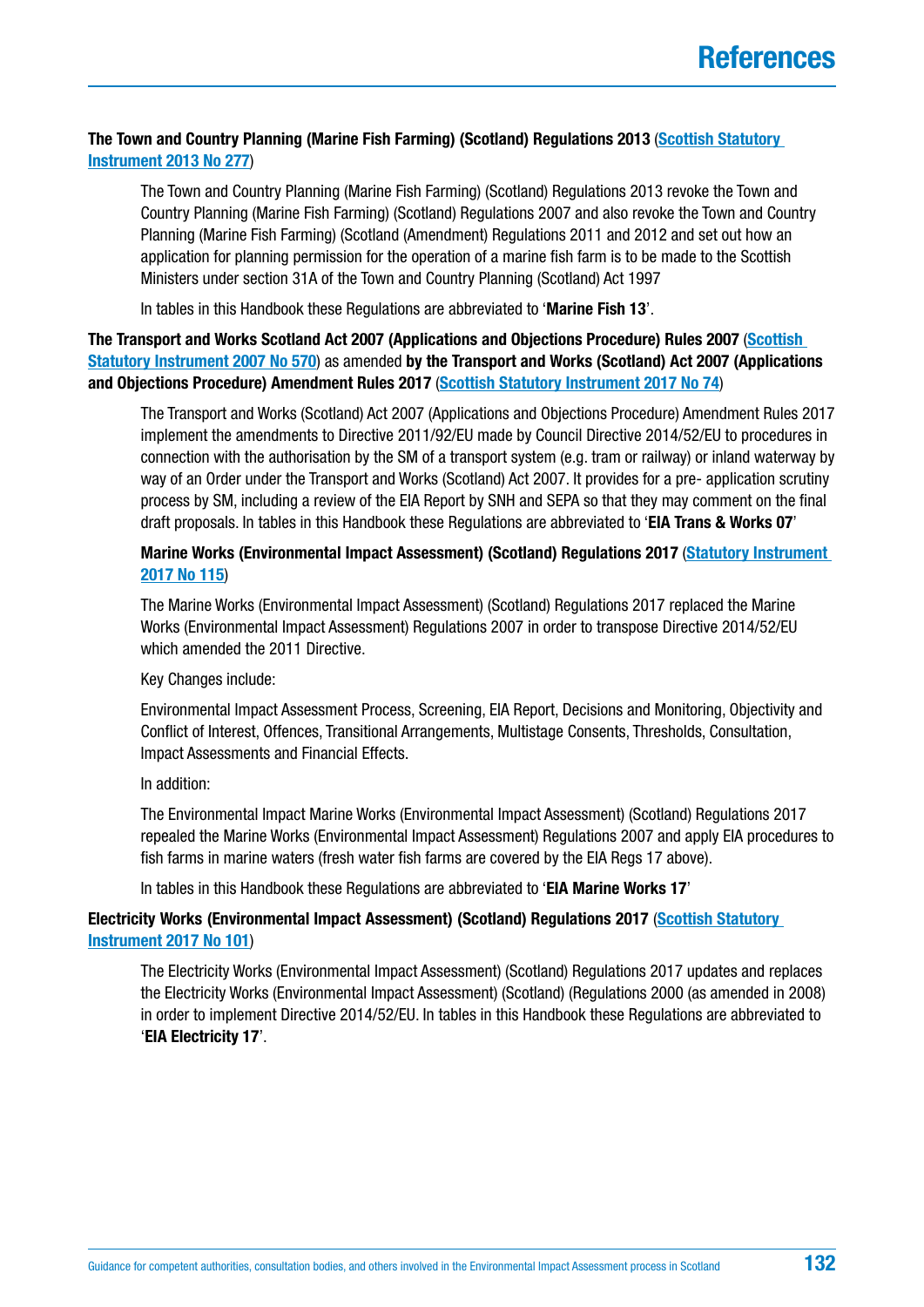# References

**The Town and Country Planning (Marine Fish Farming) (Scotland) Regulations 2013** (**Scottish Statutory Instrument 2013 No 277**)

The Town and Country Planning (Marine Fish Farming) (Scotland) Regulations 2013 revoke the Town and Country Planning (Marine Fish Farming) (Scotland) Regulations 2007 and also revoke the Town and Country Planning (Marine Fish Farming) (Scotland (Amendment) Regulations 2011 and 2012 and set out how an application for planning permission for the operation of a marine fish farm is to be made to the Scottish Ministers under section 31A of the Town and Country Planning (Scotland) Act 1997

In tables in this Handbook these Regulations are abbreviated to '**Marine Fish 13**'.

**The Transport and Works Scotland Act 2007 (Applications and Objections Procedure) Rules 2007** (**Scottish Statutory Instrument 2007 No 570**) as amended **by the Transport and Works (Scotland) Act 2007 (Applications and Objections Procedure) Amendment Rules 2017** (**Scottish Statutory Instrument 2017 No 74**)

The Transport and Works (Scotland) Act 2007 (Applications and Objections Procedure) Amendment Rules 2017 implement the amendments to Directive 2011/92/EU made by Council Directive 2014/52/EU to procedures in connection with the authorisation by the SM of a transport system (e.g. tram or railway) or inland waterway by way of an Order under the Transport and Works (Scotland) Act 2007. It provides for a pre- application scrutiny process by SM, including a review of the EIA Report by SNH and SEPA so that they may comment on the final draft proposals. In tables in this Handbook these Regulations are abbreviated to '**EIA Trans & Works 07**'

**Marine Works (Environmental Impact Assessment) (Scotland) Regulations 2017** (**Statutory Instrument 2017 No 115**)

The Marine Works (Environmental Impact Assessment) (Scotland) Regulations 2017 replaced the Marine Works (Environmental Impact Assessment) Regulations 2007 in order to transpose Directive 2014/52/EU which amended the 2011 Directive.

Key Changes include:

Environmental Impact Assessment Process, Screening, EIA Report, Decisions and Monitoring, Objectivity and Conflict of Interest, Offences, Transitional Arrangements, Multistage Consents, Thresholds, Consultation, Impact Assessments and Financial Effects.

In addition:

The Environmental Impact Marine Works (Environmental Impact Assessment) (Scotland) Regulations 2017 repealed the Marine Works (Environmental Impact Assessment) Regulations 2007 and apply EIA procedures to fish farms in marine waters (fresh water fish farms are covered by the EIA Regs 17 above).

In tables in this Handbook these Regulations are abbreviated to '**EIA Marine Works 17**'

**Electricity Works (Environmental Impact Assessment) (Scotland) Regulations 2017** (**Scottish Statutory Instrument 2017 No 101**)

The Electricity Works (Environmental Impact Assessment) (Scotland) Regulations 2017 updates and replaces the Electricity Works (Environmental Impact Assessment) (Scotland) (Regulations 2000 (as amended in 2008) in order to implement Directive 2014/52/EU. In tables in this Handbook these Regulations are abbreviated to '**EIA Electricity 17**'.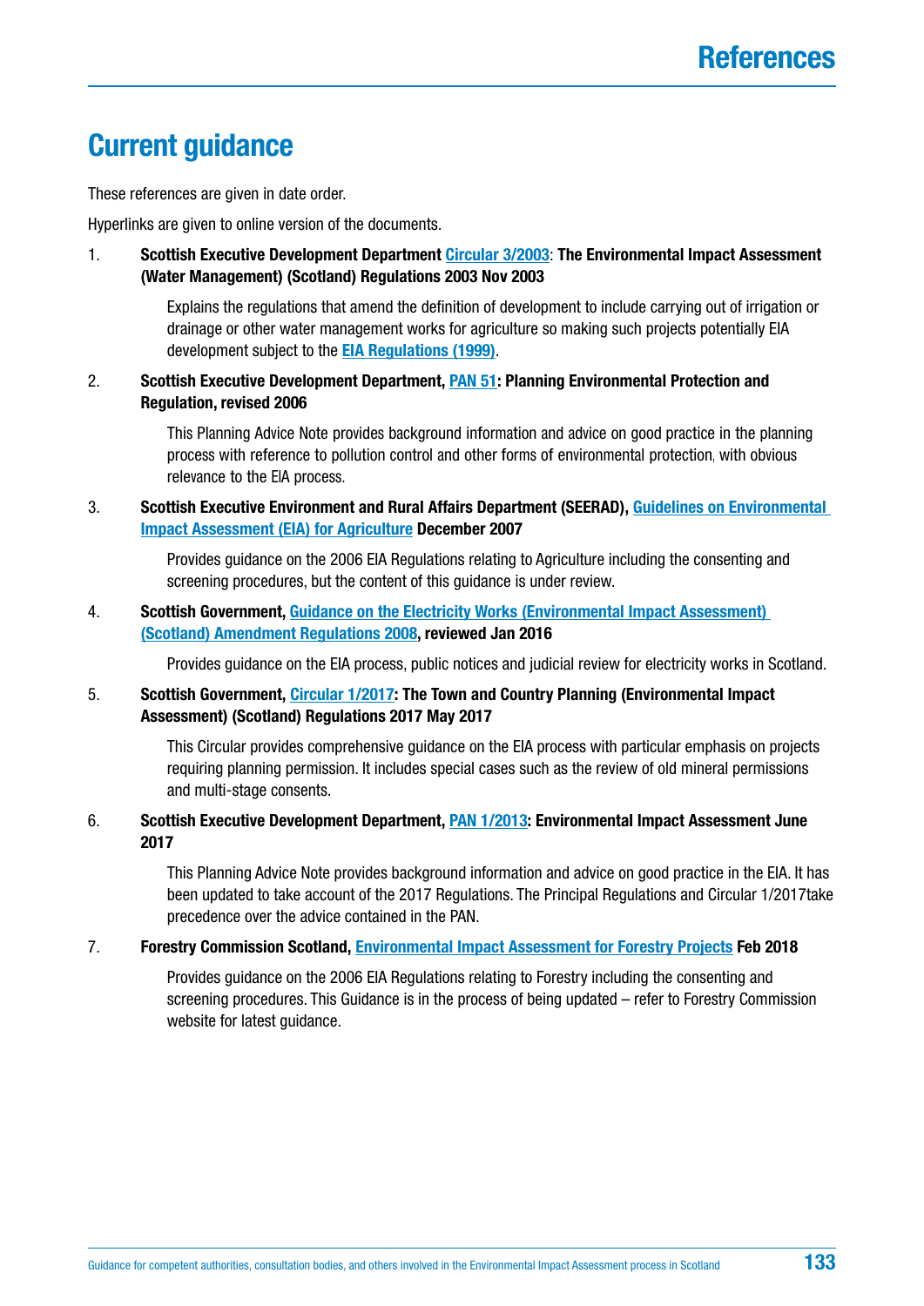# References

## Current guidance

These references are given in date order.

Hyperlinks are given to online version of the documents.

1. **Scottish Executive Development Department Circular 3/2003: The Environmental Impact Assessment (Water Management) (Scotland) Regulations 2003 Nov 2003**

   Explains the regulations that amend the definition of development to include carrying out of irrigation or drainage or other water management works for agriculture so making such projects potentially EIA development subject to the EIA Regulations (1999).

2. **Scottish Executive Development Department, PAN 51: Planning Environmental Protection and Regulation, revised 2006**

   This Planning Advice Note provides background information and advice on good practice in the planning process with reference to pollution control and other forms of environmental protection, with obvious relevance to the EIA process.

3. **Scottish Executive Environment and Rural Affairs Department (SEERAD), Guidelines on Environmental Impact Assessment (EIA) for Agriculture December 2007**

   Provides guidance on the 2006 EIA Regulations relating to Agriculture including the consenting and screening procedures, but the content of this guidance is under review.

4. **Scottish Government, Guidance on the Electricity Works (Environmental Impact Assessment) (Scotland) Amendment Regulations 2008, reviewed Jan 2016**

   Provides guidance on the EIA process, public notices and judicial review for electricity works in Scotland.

5. **Scottish Government, Circular 1/2017: The Town and Country Planning (Environmental Impact Assessment) (Scotland) Regulations 2017 May 2017**

   This Circular provides comprehensive guidance on the EIA process with particular emphasis on projects requiring planning permission. It includes special cases such as the review of old mineral permissions and multi-stage consents.

6. **Scottish Executive Development Department, PAN 1/2013: Environmental Impact Assessment June 2017**

   This Planning Advice Note provides background information and advice on good practice in the EIA. It has been updated to take account of the 2017 Regulations. The Principal Regulations and Circular 1/2017take precedence over the advice contained in the PAN.

7. **Forestry Commission Scotland, Environmental Impact Assessment for Forestry Projects Feb 2018**

   Provides guidance on the 2006 EIA Regulations relating to Forestry including the consenting and screening procedures. This Guidance is in the process of being updated – refer to Forestry Commission website for latest guidance.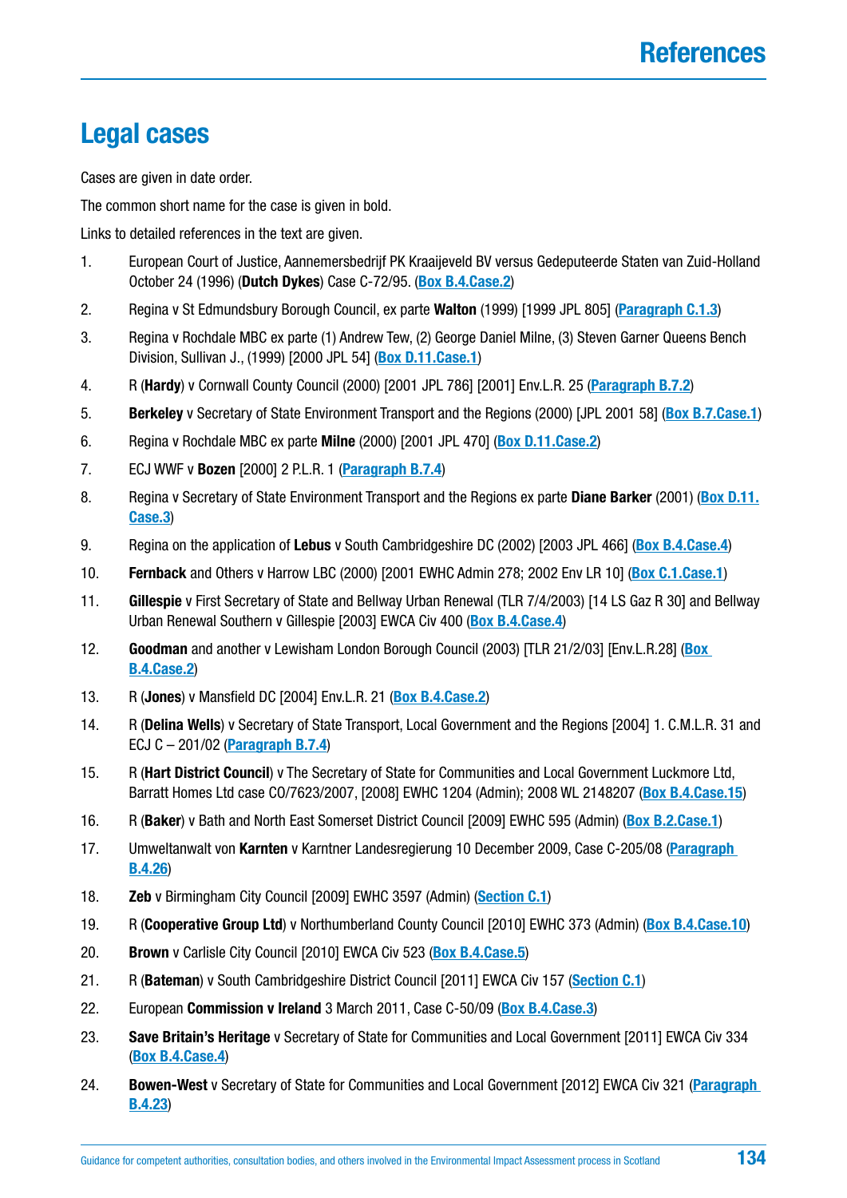# References

## Legal cases

Cases are given in date order.

The common short name for the case is given in bold.

Links to detailed references in the text are given.

1. European Court of Justice, Aannemersbedrijf PK Kraaijeveld BV versus Gedeputeerde Staten van Zuid-Holland October 24 (1996) (**Dutch Dykes**) Case C-72/95. (Box B.4.Case.2)
2. Regina v St Edmundsbury Borough Council, ex parte **Walton** (1999) [1999 JPL 805] (Paragraph C.1.3)
3. Regina v Rochdale MBC ex parte (1) Andrew Tew, (2) George Daniel Milne, (3) Steven Garner Queens Bench Division, Sullivan J., (1999) [2000 JPL 54] (Box D.11.Case.1)
4. R (**Hardy**) v Cornwall County Council (2000) [2001 JPL 786] [2001] Env.L.R. 25 (Paragraph B.7.2)
5. **Berkeley** v Secretary of State Environment Transport and the Regions (2000) [JPL 2001 58] (Box B.7.Case.1)
6. Regina v Rochdale MBC ex parte **Milne** (2000) [2001 JPL 470] (Box D.11.Case.2)
7. ECJ WWF v **Bozen** [2000] 2 P.L.R. 1 (Paragraph B.7.4)
8. Regina v Secretary of State Environment Transport and the Regions ex parte **Diane Barker** (2001) (Box D.11.Case.3)
9. Regina on the application of **Lebus** v South Cambridgeshire DC (2002) [2003 JPL 466] (Box B.4.Case.4)
10. **Fernback** and Others v Harrow LBC (2000) [2001 EWHC Admin 278; 2002 Env LR 10] (Box C.1.Case.1)
11. **Gillespie** v First Secretary of State and Bellway Urban Renewal (TLR 7/4/2003) [14 LS Gaz R 30] and Bellway Urban Renewal Southern v Gillespie [2003] EWCA Civ 400 (Box B.4.Case.4)
12. **Goodman** and another v Lewisham London Borough Council (2003) [TLR 21/2/03] [Env.L.R.28] (Box B.4.Case.2)
13. R (**Jones**) v Mansfield DC [2004] Env.L.R. 21 (Box B.4.Case.2)
14. R (**Delina Wells**) v Secretary of State Transport, Local Government and the Regions [2004] 1. C.M.L.R. 31 and ECJ C – 201/02 (Paragraph B.7.4)
15. R (**Hart District Council**) v The Secretary of State for Communities and Local Government Luckmore Ltd, Barratt Homes Ltd case CO/7623/2007, [2008] EWHC 1204 (Admin); 2008 WL 2148207 (Box B.4.Case.15)
16. R (**Baker**) v Bath and North East Somerset District Council [2009] EWHC 595 (Admin) (Box B.2.Case.1)
17. Umweltanwalt von **Karnten** v Karntner Landesregierung 10 December 2009, Case C-205/08 (Paragraph B.4.26)
18. **Zeb** v Birmingham City Council [2009] EWHC 3597 (Admin) (Section C.1)
19. R (**Cooperative Group Ltd**) v Northumberland County Council [2010] EWHC 373 (Admin) (Box B.4.Case.10)
20. **Brown** v Carlisle City Council [2010] EWCA Civ 523 (Box B.4.Case.5)
21. R (**Bateman**) v South Cambridgeshire District Council [2011] EWCA Civ 157 (Section C.1)
22. European **Commission v Ireland** 3 March 2011, Case C-50/09 (Box B.4.Case.3)
23. **Save Britain's Heritage** v Secretary of State for Communities and Local Government [2011] EWCA Civ 334 (Box B.4.Case.4)
24. **Bowen-West** v Secretary of State for Communities and Local Government [2012] EWCA Civ 321 (Paragraph B.4.23)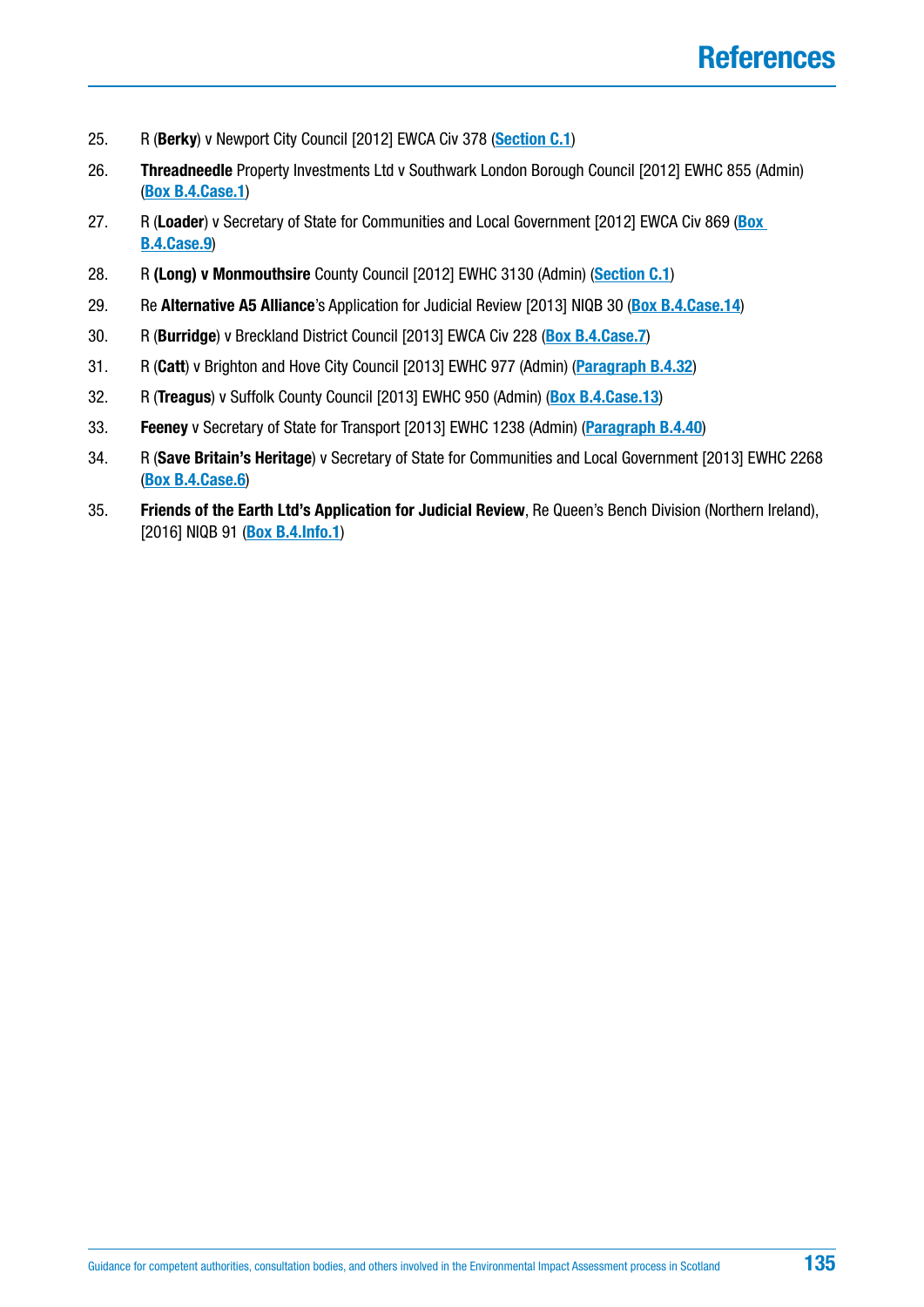# References

25. R (**Berky**) v Newport City Council [2012] EWCA Civ 378 (**Section C.1**)
26. **Threadneedle** Property Investments Ltd v Southwark London Borough Council [2012] EWHC 855 (Admin) (**Box B.4.Case.1**)
27. R (**Loader**) v Secretary of State for Communities and Local Government [2012] EWCA Civ 869 (**Box B.4.Case.9**)
28. R **(Long) v Monmouthsire** County Council [2012] EWHC 3130 (Admin) (**Section C.1**)
29. Re **Alternative A5 Alliance**'s Application for Judicial Review [2013] NIQB 30 (**Box B.4.Case.14**)
30. R (**Burridge**) v Breckland District Council [2013] EWCA Civ 228 (**Box B.4.Case.7**)
31. R (**Catt**) v Brighton and Hove City Council [2013] EWHC 977 (Admin) (**Paragraph B.4.32**)
32. R (**Treagus**) v Suffolk County Council [2013] EWHC 950 (Admin) (**Box B.4.Case.13**)
33. **Feeney** v Secretary of State for Transport [2013] EWHC 1238 (Admin) (**Paragraph B.4.40**)
34. R (**Save Britain's Heritage**) v Secretary of State for Communities and Local Government [2013] EWHC 2268 (**Box B.4.Case.6**)
35. **Friends of the Earth Ltd's Application for Judicial Review**, Re Queen's Bench Division (Northern Ireland), [2016] NIQB 91 (**Box B.4.Info.1**)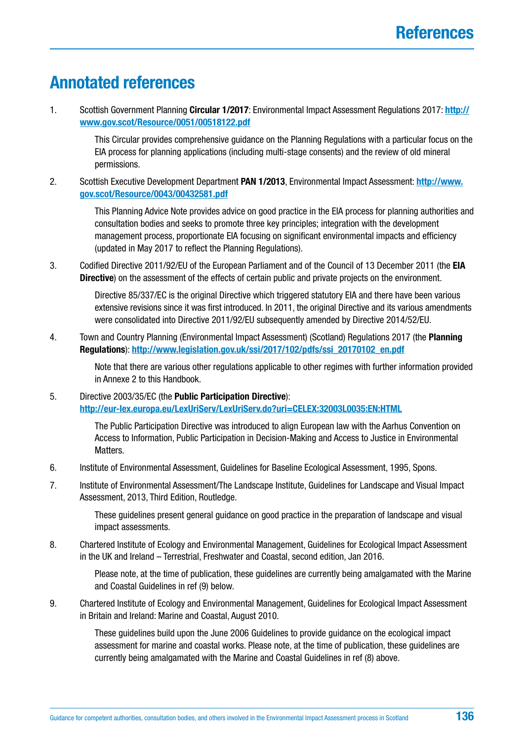# Annotated references

1. Scottish Government Planning **Circular 1/2017**: Environmental Impact Assessment Regulations 2017: **http://www.gov.scot/Resource/0051/00518122.pdf**

   This Circular provides comprehensive guidance on the Planning Regulations with a particular focus on the EIA process for planning applications (including multi-stage consents) and the review of old mineral permissions.

2. Scottish Executive Development Department **PAN 1/2013**, Environmental Impact Assessment: **http://www.gov.scot/Resource/0043/00432581.pdf**

   This Planning Advice Note provides advice on good practice in the EIA process for planning authorities and consultation bodies and seeks to promote three key principles; integration with the development management process, proportionate EIA focusing on significant environmental impacts and efficiency (updated in May 2017 to reflect the Planning Regulations).

3. Codified Directive 2011/92/EU of the European Parliament and of the Council of 13 December 2011 (the **EIA Directive**) on the assessment of the effects of certain public and private projects on the environment.

   Directive 85/337/EC is the original Directive which triggered statutory EIA and there have been various extensive revisions since it was first introduced. In 2011, the original Directive and its various amendments were consolidated into Directive 2011/92/EU subsequently amended by Directive 2014/52/EU.

4. Town and Country Planning (Environmental Impact Assessment) (Scotland) Regulations 2017 (the **Planning Regulations**): **http://www.legislation.gov.uk/ssi/2017/102/pdfs/ssi_20170102_en.pdf**

   Note that there are various other regulations applicable to other regimes with further information provided in Annexe 2 to this Handbook.

5. Directive 2003/35/EC (the **Public Participation Directive**): **http://eur-lex.europa.eu/LexUriServ/LexUriServ.do?uri=CELEX:32003L0035:EN:HTML**

   The Public Participation Directive was introduced to align European law with the Aarhus Convention on Access to Information, Public Participation in Decision-Making and Access to Justice in Environmental Matters.

6. Institute of Environmental Assessment, Guidelines for Baseline Ecological Assessment, 1995, Spons.

7. Institute of Environmental Assessment/The Landscape Institute, Guidelines for Landscape and Visual Impact Assessment, 2013, Third Edition, Routledge.

   These guidelines present general guidance on good practice in the preparation of landscape and visual impact assessments.

8. Chartered Institute of Ecology and Environmental Management, Guidelines for Ecological Impact Assessment in the UK and Ireland – Terrestrial, Freshwater and Coastal, second edition, Jan 2016.

   Please note, at the time of publication, these guidelines are currently being amalgamated with the Marine and Coastal Guidelines in ref (9) below.

9. Chartered Institute of Ecology and Environmental Management, Guidelines for Ecological Impact Assessment in Britain and Ireland: Marine and Coastal, August 2010.

   These guidelines build upon the June 2006 Guidelines to provide guidance on the ecological impact assessment for marine and coastal works. Please note, at the time of publication, these guidelines are currently being amalgamated with the Marine and Coastal Guidelines in ref (8) above.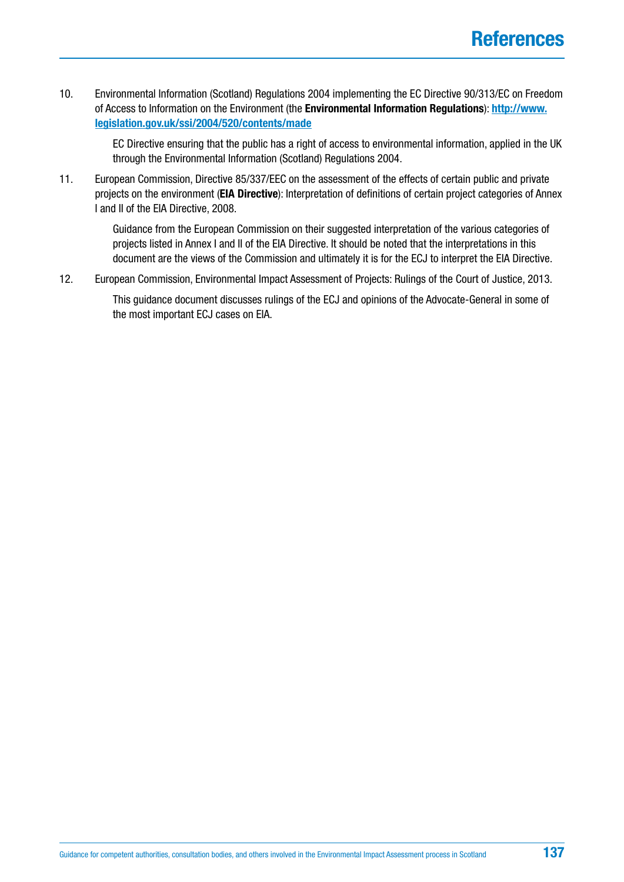# References

10. Environmental Information (Scotland) Regulations 2004 implementing the EC Directive 90/313/EC on Freedom of Access to Information on the Environment (the **Environmental Information Regulations**): **http://www.legislation.gov.uk/ssi/2004/520/contents/made**

    EC Directive ensuring that the public has a right of access to environmental information, applied in the UK through the Environmental Information (Scotland) Regulations 2004.

11. European Commission, Directive 85/337/EEC on the assessment of the effects of certain public and private projects on the environment (**EIA Directive**): Interpretation of definitions of certain project categories of Annex I and II of the EIA Directive, 2008.

    Guidance from the European Commission on their suggested interpretation of the various categories of projects listed in Annex I and II of the EIA Directive. It should be noted that the interpretations in this document are the views of the Commission and ultimately it is for the ECJ to interpret the EIA Directive.

12. European Commission, Environmental Impact Assessment of Projects: Rulings of the Court of Justice, 2013.

    This guidance document discusses rulings of the ECJ and opinions of the Advocate-General in some of the most important ECJ cases on EIA.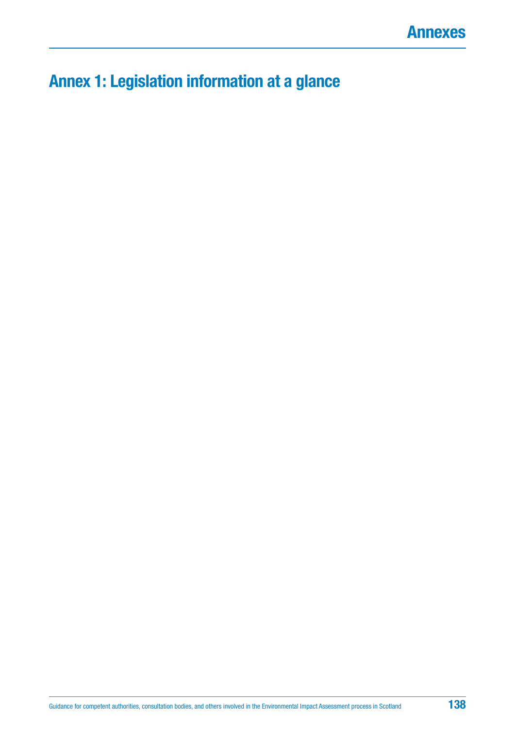# Annex 1: Legislation information at a glance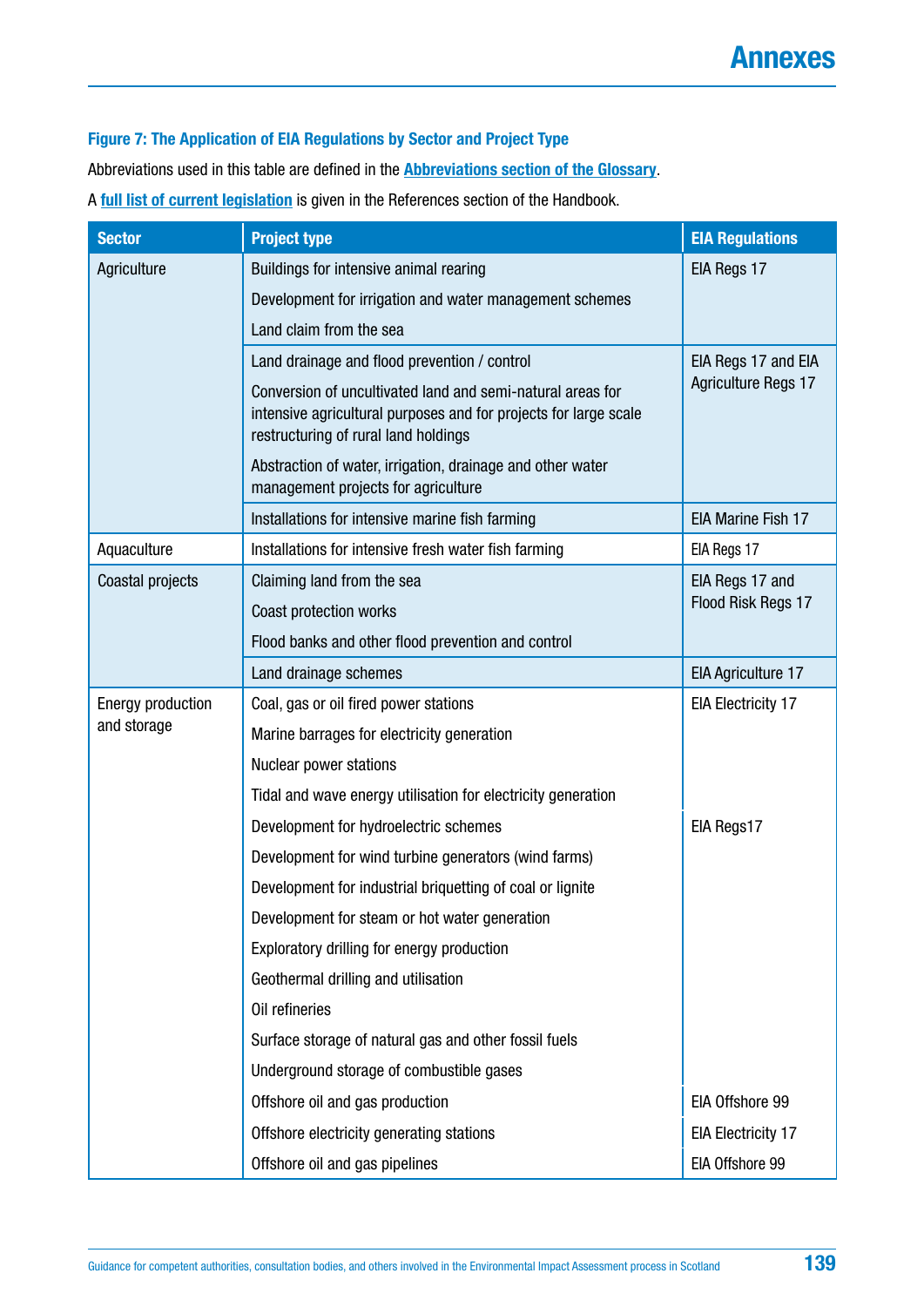#### Figure 7: The Application of EIA Regulations by Sector and Project Type

Abbreviations used in this table are defined in the **Abbreviations section of the Glossary**.

A **full list of current legislation** is given in the References section of the Handbook.

| Sector | Project type | EIA Regulations |
|---|---|---|
| Agriculture | Buildings for intensive animal rearing<br>Development for irrigation and water management schemes<br>Land claim from the sea | EIA Regs 17 |
| | Land drainage and flood prevention / control<br>Conversion of uncultivated land and semi-natural areas for intensive agricultural purposes and for projects for large scale restructuring of rural land holdings<br>Abstraction of water, irrigation, drainage and other water management projects for agriculture | EIA Regs 17 and EIA Agriculture Regs 17 |
| | Installations for intensive marine fish farming | EIA Marine Fish 17 |
| Aquaculture | Installations for intensive fresh water fish farming | EIA Regs 17 |
| Coastal projects | Claiming land from the sea<br>Coast protection works<br>Flood banks and other flood prevention and control | EIA Regs 17 and Flood Risk Regs 17 |
| | Land drainage schemes | EIA Agriculture 17 |
| Energy production and storage | Coal, gas or oil fired power stations<br>Marine barrages for electricity generation<br>Nuclear power stations<br>Tidal and wave energy utilisation for electricity generation | EIA Electricity 17 |
| | Development for hydroelectric schemes<br>Development for wind turbine generators (wind farms)<br>Development for industrial briquetting of coal or lignite<br>Development for steam or hot water generation<br>Exploratory drilling for energy production<br>Geothermal drilling and utilisation<br>Oil refineries<br>Surface storage of natural gas and other fossil fuels<br>Underground storage of combustible gases | EIA Regs17 |
| | Offshore oil and gas production | EIA Offshore 99 |
| | Offshore electricity generating stations | EIA Electricity 17 |
| | Offshore oil and gas pipelines | EIA Offshore 99 |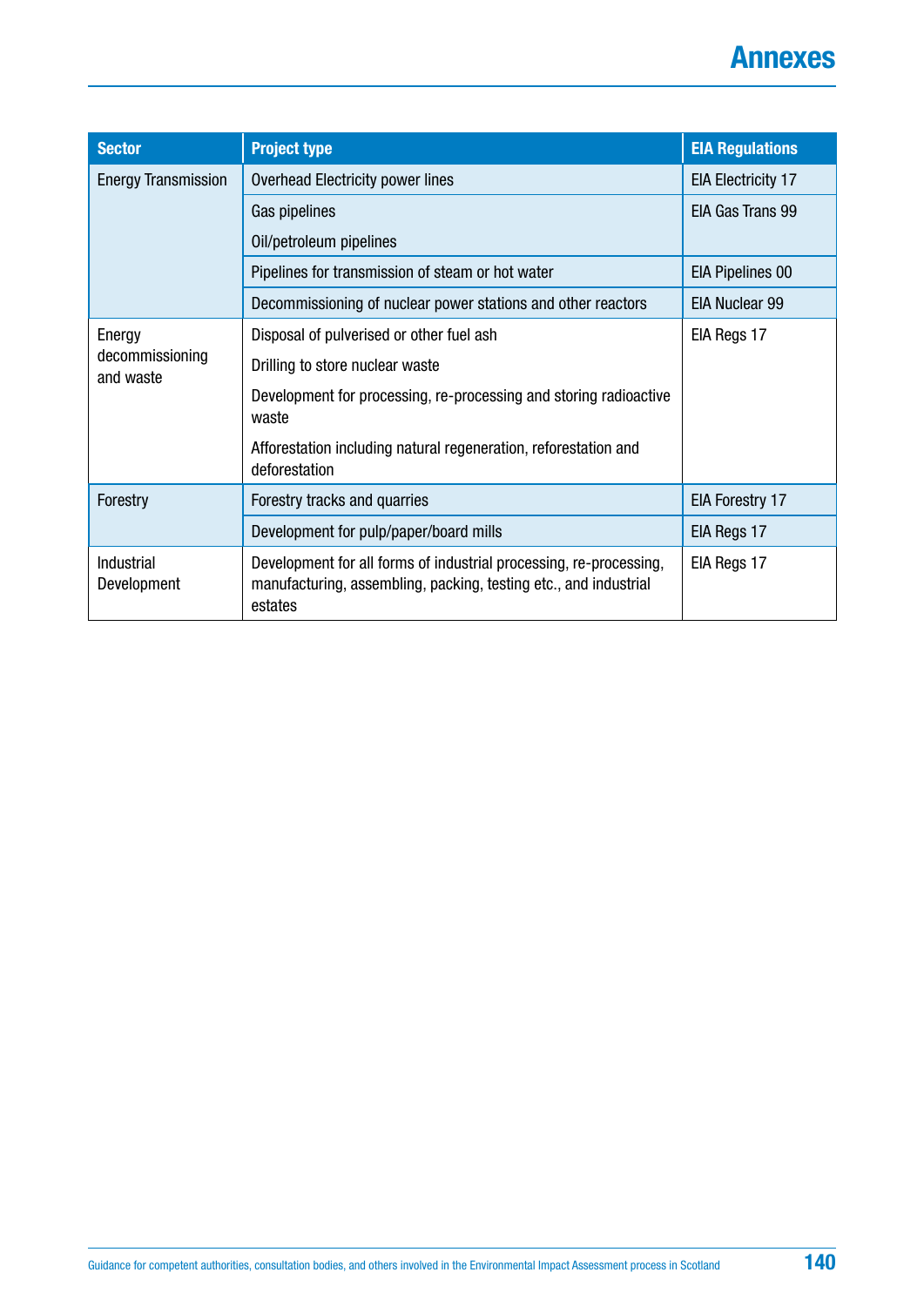| Sector | Project type | EIA Regulations |
|---|---|---|
| Energy Transmission | Overhead Electricity power lines | EIA Electricity 17 |
| | Gas pipelines<br>Oil/petroleum pipelines | EIA Gas Trans 99 |
| | Pipelines for transmission of steam or hot water | EIA Pipelines 00 |
| | Decommissioning of nuclear power stations and other reactors | EIA Nuclear 99 |
| Energy decommissioning and waste | Disposal of pulverised or other fuel ash<br>Drilling to store nuclear waste<br>Development for processing, re-processing and storing radioactive waste<br>Afforestation including natural regeneration, reforestation and deforestation | EIA Regs 17 |
| Forestry | Forestry tracks and quarries | EIA Forestry 17 |
| | Development for pulp/paper/board mills | EIA Regs 17 |
| Industrial Development | Development for all forms of industrial processing, re-processing, manufacturing, assembling, packing, testing etc., and industrial estates | EIA Regs 17 |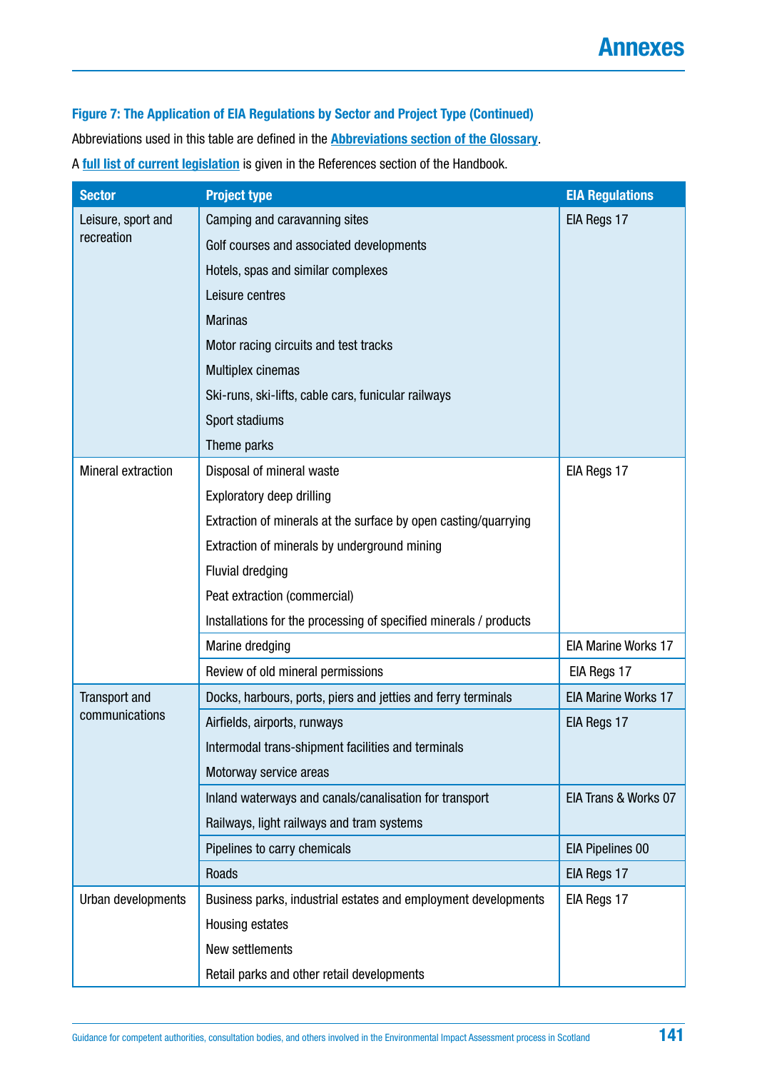**Figure 7: The Application of EIA Regulations by Sector and Project Type (Continued)**

Abbreviations used in this table are defined in the **Abbreviations section of the Glossary**.

A **full list of current legislation** is given in the References section of the Handbook.

| Sector | Project type | EIA Regulations |
|---|---|---|
| Leisure, sport and recreation | Camping and caravanning sites<br>Golf courses and associated developments<br>Hotels, spas and similar complexes<br>Leisure centres<br>Marinas<br>Motor racing circuits and test tracks<br>Multiplex cinemas<br>Ski-runs, ski-lifts, cable cars, funicular railways<br>Sport stadiums<br>Theme parks | EIA Regs 17 |
| Mineral extraction | Disposal of mineral waste<br>Exploratory deep drilling<br>Extraction of minerals at the surface by open casting/quarrying<br>Extraction of minerals by underground mining<br>Fluvial dredging<br>Peat extraction (commercial)<br>Installations for the processing of specified minerals / products | EIA Regs 17 |
| | Marine dredging | EIA Marine Works 17 |
| | Review of old mineral permissions | EIA Regs 17 |
| Transport and communications | Docks, harbours, ports, piers and jetties and ferry terminals | EIA Marine Works 17 |
| | Airfields, airports, runways<br>Intermodal trans-shipment facilities and terminals<br>Motorway service areas | EIA Regs 17 |
| | Inland waterways and canals/canalisation for transport<br>Railways, light railways and tram systems | EIA Trans & Works 07 |
| | Pipelines to carry chemicals | EIA Pipelines 00 |
| | Roads | EIA Regs 17 |
| Urban developments | Business parks, industrial estates and employment developments<br>Housing estates<br>New settlements<br>Retail parks and other retail developments | EIA Regs 17 |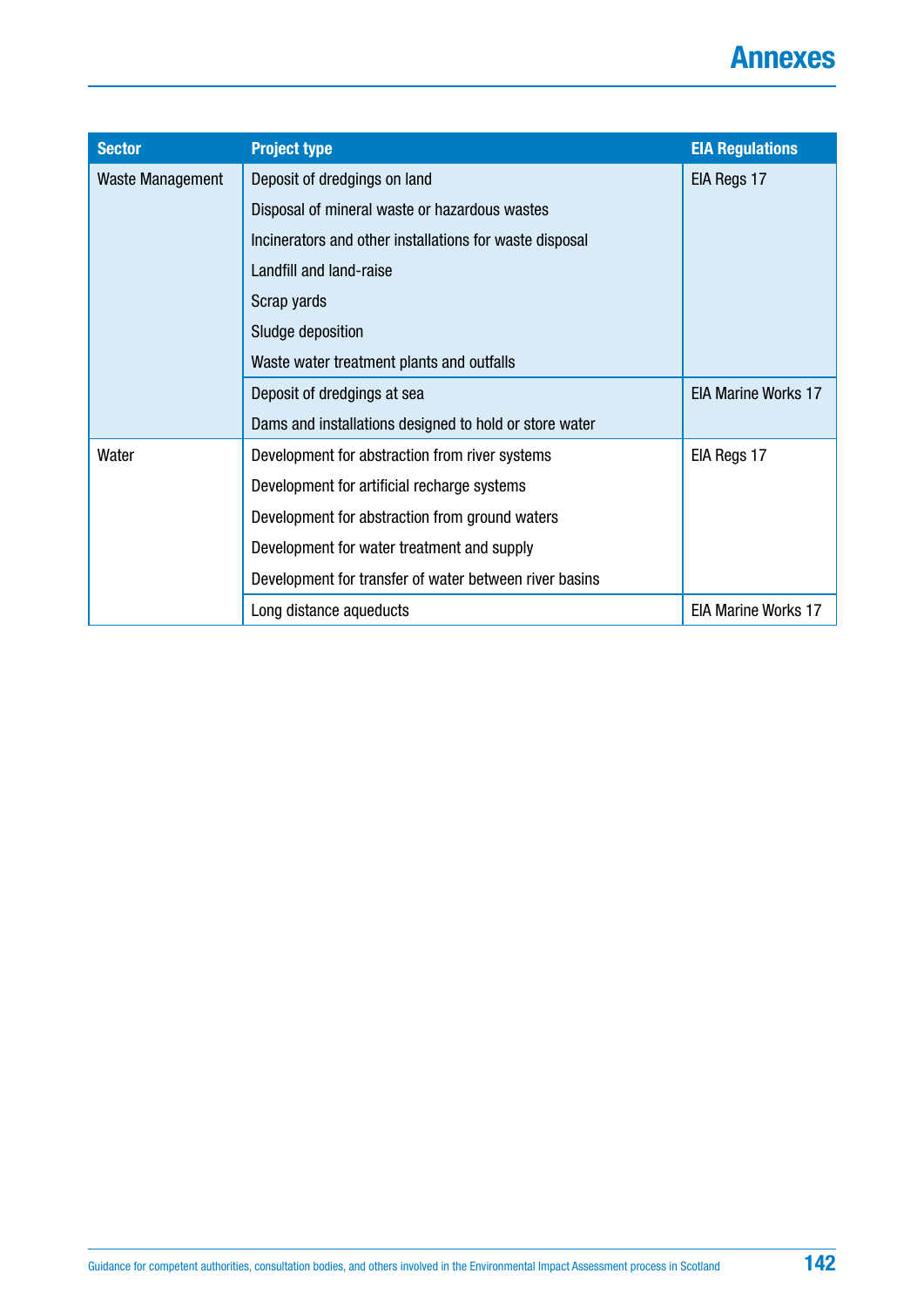| Sector | Project type | EIA Regulations |
|---|---|---|
| Waste Management | Deposit of dredgings on land | EIA Regs 17 |
| | Disposal of mineral waste or hazardous wastes | |
| | Incinerators and other installations for waste disposal | |
| | Landfill and land-raise | |
| | Scrap yards | |
| | Sludge deposition | |
| | Waste water treatment plants and outfalls | |
| | Deposit of dredgings at sea | EIA Marine Works 17 |
| | Dams and installations designed to hold or store water | |
| Water | Development for abstraction from river systems | EIA Regs 17 |
| | Development for artificial recharge systems | |
| | Development for abstraction from ground waters | |
| | Development for water treatment and supply | |
| | Development for transfer of water between river basins | |
| | Long distance aqueducts | EIA Marine Works 17 |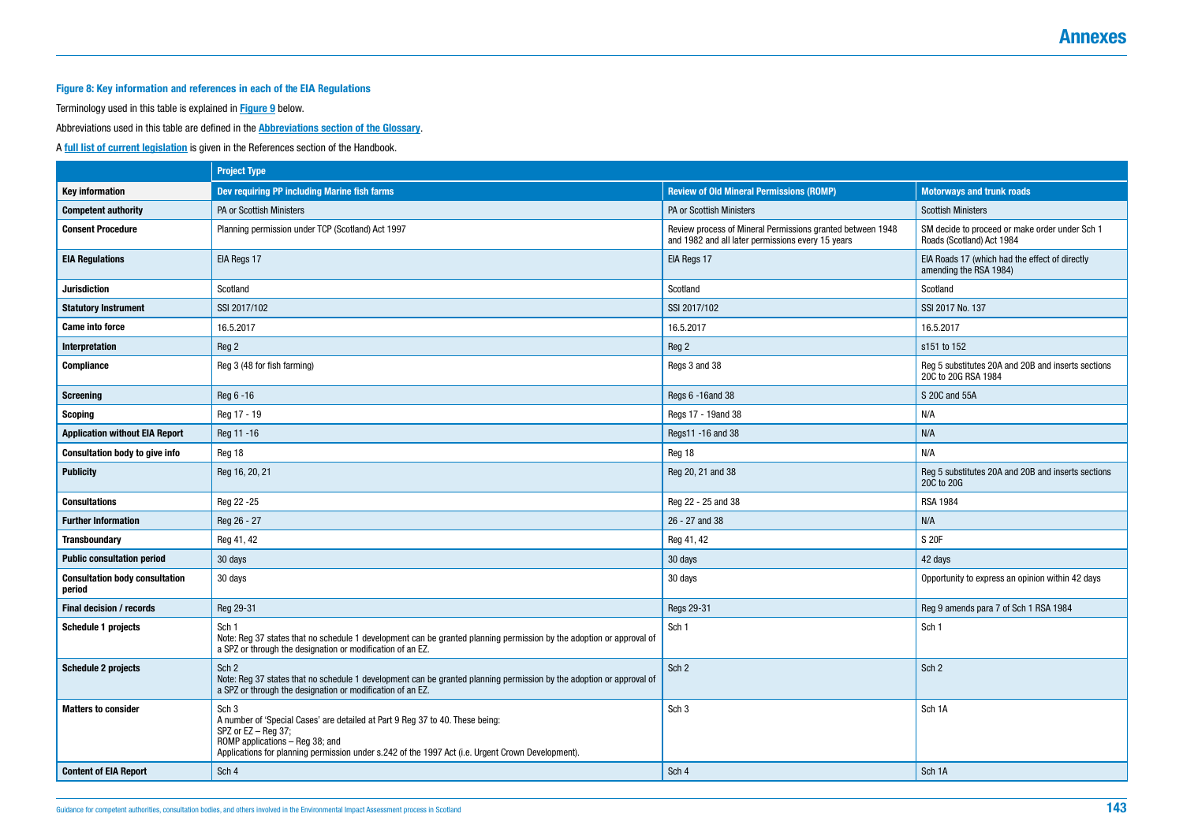**Figure 8: Key information and references in each of the EIA Regulations**

Terminology used in this table is explained in **Figure 9** below.

Abbreviations used in this table are defined in the **Abbreviations section of the Glossary**.

A **full list of current legislation** is given in the References section of the Handbook.

| | Project Type | | |
|---|---|---|---|
| **Key information** | **Dev requiring PP including Marine fish farms** | **Review of Old Mineral Permissions (ROMP)** | **Motorways and trunk roads** |
| **Competent authority** | PA or Scottish Ministers | PA or Scottish Ministers | Scottish Ministers |
| **Consent Procedure** | Planning permission under TCP (Scotland) Act 1997 | Review process of Mineral Permissions granted between 1948 and 1982 and all later permissions every 15 years | SM decide to proceed or make order under Sch 1 Roads (Scotland) Act 1984 |
| **EIA Regulations** | EIA Regs 17 | EIA Regs 17 | EIA Roads 17 (which had the effect of directly amending the RSA 1984) |
| **Jurisdiction** | Scotland | Scotland | Scotland |
| **Statutory Instrument** | SSI 2017/102 | SSI 2017/102 | SSI 2017 No. 137 |
| **Came into force** | 16.5.2017 | 16.5.2017 | 16.5.2017 |
| **Interpretation** | Reg 2 | Reg 2 | s151 to 152 |
| **Compliance** | Reg 3 (48 for fish farming) | Regs 3 and 38 | Reg 5 substitutes 20A and 20B and inserts sections 20C to 20G RSA 1984 |
| **Screening** | Reg 6 -16 | Regs 6 -16and 38 | S 20C and 55A |
| **Scoping** | Reg 17 - 19 | Regs 17 - 19and 38 | N/A |
| **Application without EIA Report** | Reg 11 -16 | Regs11 -16 and 38 | N/A |
| **Consultation body to give info** | Reg 18 | Reg 18 | N/A |
| **Publicity** | Reg 16, 20, 21 | Reg 20, 21 and 38 | Reg 5 substitutes 20A and 20B and inserts sections 20C to 20G |
| **Consultations** | Reg 22 -25 | Reg 22 - 25 and 38 | RSA 1984 |
| **Further Information** | Reg 26 - 27 | 26 - 27 and 38 | N/A |
| **Transboundary** | Reg 41, 42 | Reg 41, 42 | S 20F |
| **Public consultation period** | 30 days | 30 days | 42 days |
| **Consultation body consultation period** | 30 days | 30 days | Opportunity to express an opinion within 42 days |
| **Final decision / records** | Reg 29-31 | Regs 29-31 | Reg 9 amends para 7 of Sch 1 RSA 1984 |
| **Schedule 1 projects** | Sch 1<br>Note: Reg 37 states that no schedule 1 development can be granted planning permission by the adoption or approval of a SPZ or through the designation or modification of an EZ. | Sch 1 | Sch 1 |
| **Schedule 2 projects** | Sch 2<br>Note: Reg 37 states that no schedule 1 development can be granted planning permission by the adoption or approval of a SPZ or through the designation or modification of an EZ. | Sch 2 | Sch 2 |
| **Matters to consider** | Sch 3<br>A number of 'Special Cases' are detailed at Part 9 Reg 37 to 40. These being:<br>SPZ or EZ – Reg 37;<br>ROMP applications – Reg 38; and<br>Applications for planning permission under s.242 of the 1997 Act (i.e. Urgent Crown Development). | Sch 3 | Sch 1A |
| **Content of EIA Report** | Sch 4 | Sch 4 | Sch 1A |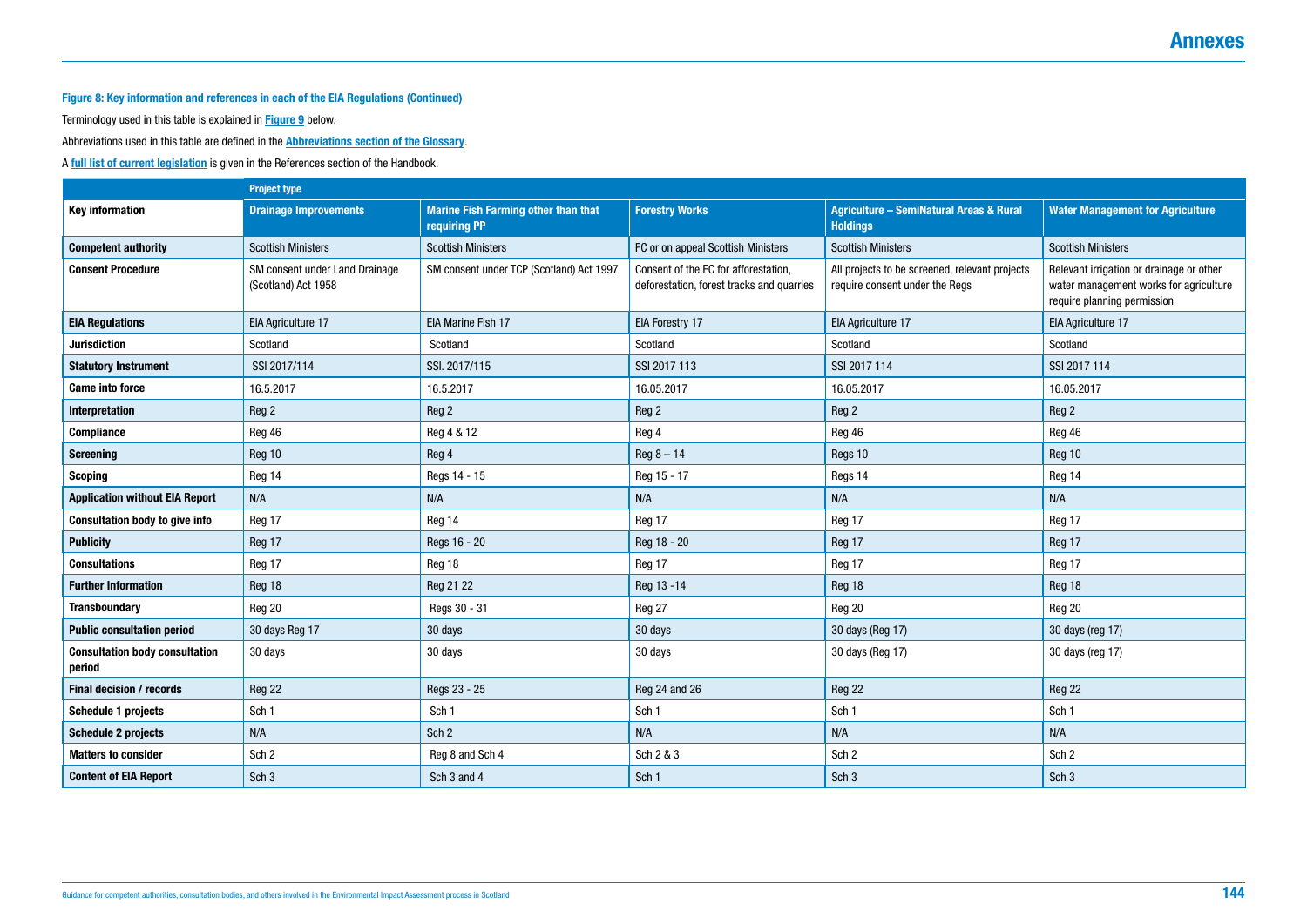**Figure 8: Key information and references in each of the EIA Regulations (Continued)**

Terminology used in this table is explained in **Figure 9** below.

Abbreviations used in this table are defined in the **Abbreviations section of the Glossary**.

A **full list of current legislation** is given in the References section of the Handbook.

| | Project type | | | | |
|---|---|---|---|---|---|
| **Key information** | **Drainage Improvements** | **Marine Fish Farming other than that requiring PP** | **Forestry Works** | **Agriculture – SemiNatural Areas & Rural Holdings** | **Water Management for Agriculture** |
| **Competent authority** | Scottish Ministers | Scottish Ministers | FC or on appeal Scottish Ministers | Scottish Ministers | Scottish Ministers |
| **Consent Procedure** | SM consent under Land Drainage (Scotland) Act 1958 | SM consent under TCP (Scotland) Act 1997 | Consent of the FC for afforestation, deforestation, forest tracks and quarries | All projects to be screened, relevant projects require consent under the Regs | Relevant irrigation or drainage or other water management works for agriculture require planning permission |
| **EIA Regulations** | EIA Agriculture 17 | EIA Marine Fish 17 | EIA Forestry 17 | EIA Agriculture 17 | EIA Agriculture 17 |
| **Jurisdiction** | Scotland | Scotland | Scotland | Scotland | Scotland |
| **Statutory Instrument** | SSI 2017/114 | SSI. 2017/115 | SSI 2017 113 | SSI 2017 114 | SSI 2017 114 |
| **Came into force** | 16.5.2017 | 16.5.2017 | 16.05.2017 | 16.05.2017 | 16.05.2017 |
| **Interpretation** | Reg 2 | Reg 2 | Reg 2 | Reg 2 | Reg 2 |
| **Compliance** | Reg 46 | Reg 4 & 12 | Reg 4 | Reg 46 | Reg 46 |
| **Screening** | Reg 10 | Reg 4 | Reg 8 – 14 | Regs 10 | Reg 10 |
| **Scoping** | Reg 14 | Regs 14 - 15 | Reg 15 - 17 | Regs 14 | Reg 14 |
| **Application without EIA Report** | N/A | N/A | N/A | N/A | N/A |
| **Consultation body to give info** | Reg 17 | Reg 14 | Reg 17 | Reg 17 | Reg 17 |
| **Publicity** | Reg 17 | Regs 16 - 20 | Reg 18 - 20 | Reg 17 | Reg 17 |
| **Consultations** | Reg 17 | Reg 18 | Reg 17 | Reg 17 | Reg 17 |
| **Further Information** | Reg 18 | Reg 21 22 | Reg 13 -14 | Reg 18 | Reg 18 |
| **Transboundary** | Reg 20 | Regs 30 - 31 | Reg 27 | Reg 20 | Reg 20 |
| **Public consultation period** | 30 days Reg 17 | 30 days | 30 days | 30 days (Reg 17) | 30 days (reg 17) |
| **Consultation body consultation period** | 30 days | 30 days | 30 days | 30 days (Reg 17) | 30 days (reg 17) |
| **Final decision / records** | Reg 22 | Regs 23 - 25 | Reg 24 and 26 | Reg 22 | Reg 22 |
| **Schedule 1 projects** | Sch 1 | Sch 1 | Sch 1 | Sch 1 | Sch 1 |
| **Schedule 2 projects** | N/A | Sch 2 | N/A | N/A | N/A |
| **Matters to consider** | Sch 2 | Reg 8 and Sch 4 | Sch 2 & 3 | Sch 2 | Sch 2 |
| **Content of EIA Report** | Sch 3 | Sch 3 and 4 | Sch 1 | Sch 3 | Sch 3 |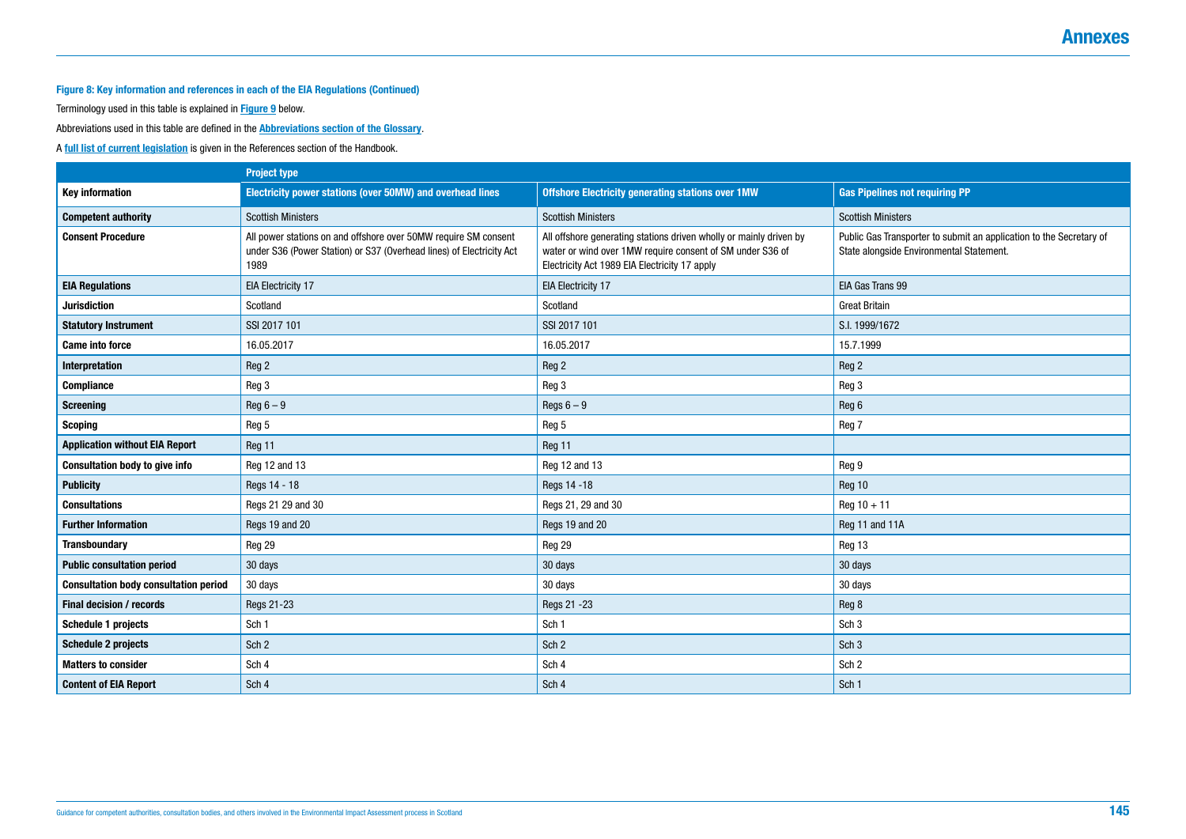**Figure 8: Key information and references in each of the EIA Regulations (Continued)**

Terminology used in this table is explained in **Figure 9** below.

Abbreviations used in this table are defined in the **Abbreviations section of the Glossary**.

A **full list of current legislation** is given in the References section of the Handbook.

| | Project type | | |
|---|---|---|---|
| **Key information** | **Electricity power stations (over 50MW) and overhead lines** | **Offshore Electricity generating stations over 1MW** | **Gas Pipelines not requiring PP** |
| **Competent authority** | Scottish Ministers | Scottish Ministers | Scottish Ministers |
| **Consent Procedure** | All power stations on and offshore over 50MW require SM consent under S36 (Power Station) or S37 (Overhead lines) of Electricity Act 1989 | All offshore generating stations driven wholly or mainly driven by water or wind over 1MW require consent of SM under S36 of Electricity Act 1989 EIA Electricity 17 apply | Public Gas Transporter to submit an application to the Secretary of State alongside Environmental Statement. |
| **EIA Regulations** | EIA Electricity 17 | EIA Electricity 17 | EIA Gas Trans 99 |
| **Jurisdiction** | Scotland | Scotland | Great Britain |
| **Statutory Instrument** | SSI 2017 101 | SSI 2017 101 | S.I. 1999/1672 |
| **Came into force** | 16.05.2017 | 16.05.2017 | 15.7.1999 |
| **Interpretation** | Reg 2 | Reg 2 | Reg 2 |
| **Compliance** | Reg 3 | Reg 3 | Reg 3 |
| **Screening** | Reg 6 – 9 | Regs 6 – 9 | Reg 6 |
| **Scoping** | Reg 5 | Reg 5 | Reg 7 |
| **Application without EIA Report** | Reg 11 | Reg 11 | |
| **Consultation body to give info** | Reg 12 and 13 | Reg 12 and 13 | Reg 9 |
| **Publicity** | Regs 14 - 18 | Regs 14 -18 | Reg 10 |
| **Consultations** | Regs 21 29 and 30 | Regs 21, 29 and 30 | Reg 10 + 11 |
| **Further Information** | Regs 19 and 20 | Regs 19 and 20 | Reg 11 and 11A |
| **Transboundary** | Reg 29 | Reg 29 | Reg 13 |
| **Public consultation period** | 30 days | 30 days | 30 days |
| **Consultation body consultation period** | 30 days | 30 days | 30 days |
| **Final decision / records** | Regs 21-23 | Regs 21 -23 | Reg 8 |
| **Schedule 1 projects** | Sch 1 | Sch 1 | Sch 3 |
| **Schedule 2 projects** | Sch 2 | Sch 2 | Sch 3 |
| **Matters to consider** | Sch 4 | Sch 4 | Sch 2 |
| **Content of EIA Report** | Sch 4 | Sch 4 | Sch 1 |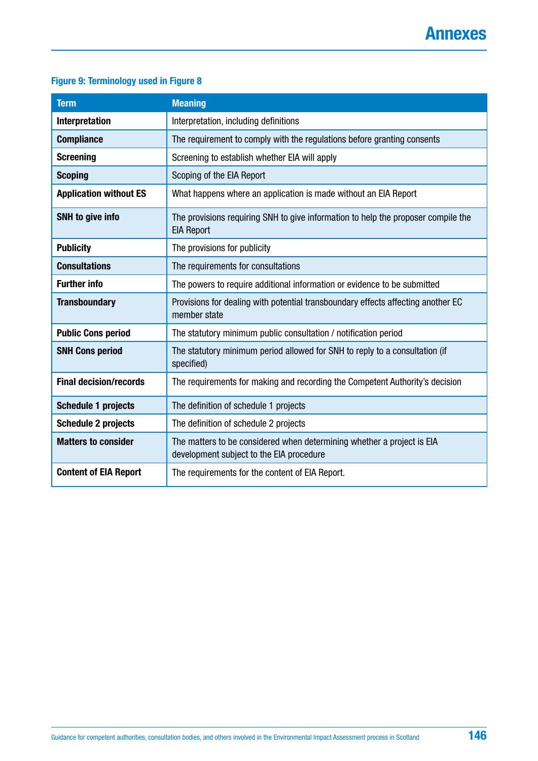**Figure 9: Terminology used in Figure 8**

| Term | Meaning |
|---|---|
| **Interpretation** | Interpretation, including definitions |
| **Compliance** | The requirement to comply with the regulations before granting consents |
| **Screening** | Screening to establish whether EIA will apply |
| **Scoping** | Scoping of the EIA Report |
| **Application without ES** | What happens where an application is made without an EIA Report |
| **SNH to give info** | The provisions requiring SNH to give information to help the proposer compile the EIA Report |
| **Publicity** | The provisions for publicity |
| **Consultations** | The requirements for consultations |
| **Further info** | The powers to require additional information or evidence to be submitted |
| **Transboundary** | Provisions for dealing with potential transboundary effects affecting another EC member state |
| **Public Cons period** | The statutory minimum public consultation / notification period |
| **SNH Cons period** | The statutory minimum period allowed for SNH to reply to a consultation (if specified) |
| **Final decision/records** | The requirements for making and recording the Competent Authority's decision |
| **Schedule 1 projects** | The definition of schedule 1 projects |
| **Schedule 2 projects** | The definition of schedule 2 projects |
| **Matters to consider** | The matters to be considered when determining whether a project is EIA development subject to the EIA procedure |
| **Content of EIA Report** | The requirements for the content of EIA Report. |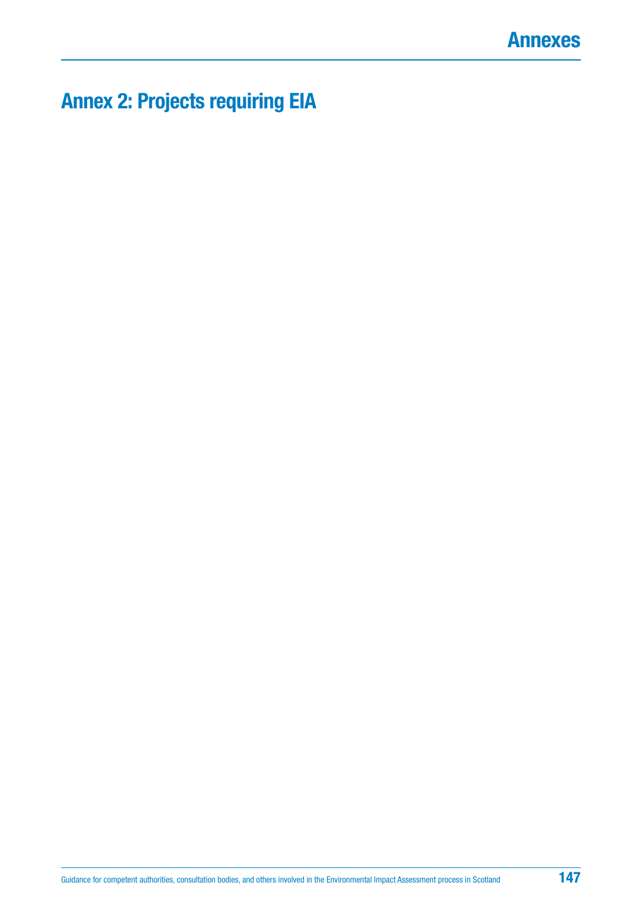# Annex 2: Projects requiring EIA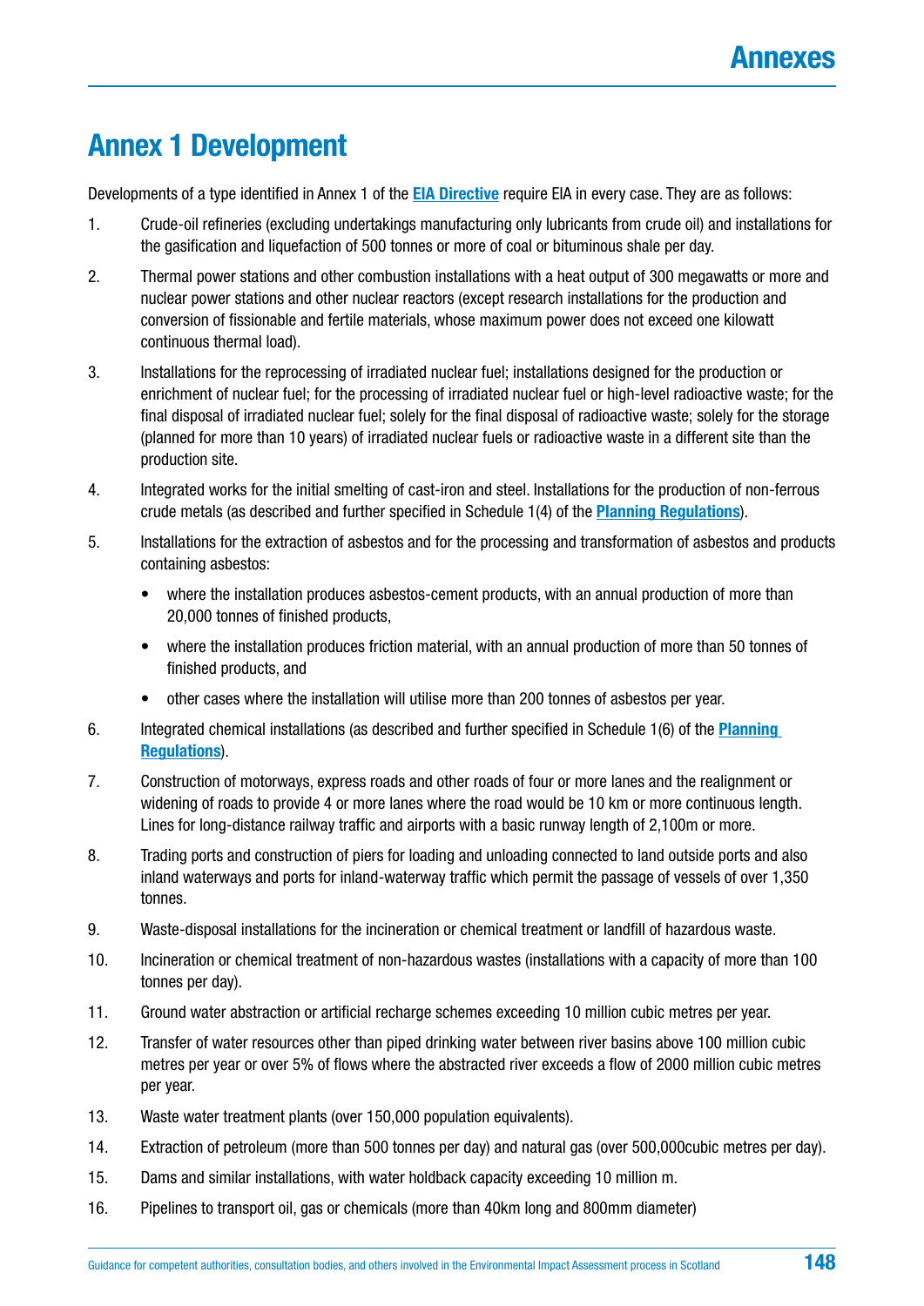# Annexes

## Annex 1 Development

Developments of a type identified in Annex 1 of the **EIA Directive** require EIA in every case. They are as follows:

1. Crude-oil refineries (excluding undertakings manufacturing only lubricants from crude oil) and installations for the gasification and liquefaction of 500 tonnes or more of coal or bituminous shale per day.
2. Thermal power stations and other combustion installations with a heat output of 300 megawatts or more and nuclear power stations and other nuclear reactors (except research installations for the production and conversion of fissionable and fertile materials, whose maximum power does not exceed one kilowatt continuous thermal load).
3. Installations for the reprocessing of irradiated nuclear fuel; installations designed for the production or enrichment of nuclear fuel; for the processing of irradiated nuclear fuel or high-level radioactive waste; for the final disposal of irradiated nuclear fuel; solely for the final disposal of radioactive waste; solely for the storage (planned for more than 10 years) of irradiated nuclear fuels or radioactive waste in a different site than the production site.
4. Integrated works for the initial smelting of cast-iron and steel. Installations for the production of non-ferrous crude metals (as described and further specified in Schedule 1(4) of the **Planning Regulations**).
5. Installations for the extraction of asbestos and for the processing and transformation of asbestos and products containing asbestos:
   - where the installation produces asbestos-cement products, with an annual production of more than 20,000 tonnes of finished products,
   - where the installation produces friction material, with an annual production of more than 50 tonnes of finished products, and
   - other cases where the installation will utilise more than 200 tonnes of asbestos per year.
6. Integrated chemical installations (as described and further specified in Schedule 1(6) of the **Planning Regulations**).
7. Construction of motorways, express roads and other roads of four or more lanes and the realignment or widening of roads to provide 4 or more lanes where the road would be 10 km or more continuous length. Lines for long-distance railway traffic and airports with a basic runway length of 2,100m or more.
8. Trading ports and construction of piers for loading and unloading connected to land outside ports and also inland waterways and ports for inland-waterway traffic which permit the passage of vessels of over 1,350 tonnes.
9. Waste-disposal installations for the incineration or chemical treatment or landfill of hazardous waste.
10. Incineration or chemical treatment of non-hazardous wastes (installations with a capacity of more than 100 tonnes per day).
11. Ground water abstraction or artificial recharge schemes exceeding 10 million cubic metres per year.
12. Transfer of water resources other than piped drinking water between river basins above 100 million cubic metres per year or over 5% of flows where the abstracted river exceeds a flow of 2000 million cubic metres per year.
13. Waste water treatment plants (over 150,000 population equivalents).
14. Extraction of petroleum (more than 500 tonnes per day) and natural gas (over 500,000cubic metres per day).
15. Dams and similar installations, with water holdback capacity exceeding 10 million m.
16. Pipelines to transport oil, gas or chemicals (more than 40km long and 800mm diameter)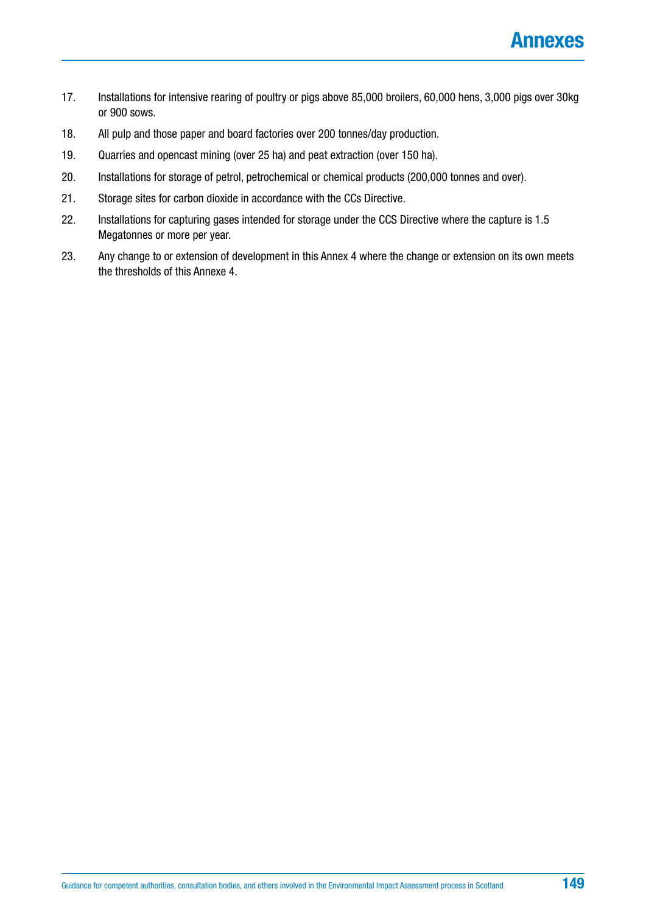17. Installations for intensive rearing of poultry or pigs above 85,000 broilers, 60,000 hens, 3,000 pigs over 30kg or 900 sows.
18. All pulp and those paper and board factories over 200 tonnes/day production.
19. Quarries and opencast mining (over 25 ha) and peat extraction (over 150 ha).
20. Installations for storage of petrol, petrochemical or chemical products (200,000 tonnes and over).
21. Storage sites for carbon dioxide in accordance with the CCs Directive.
22. Installations for capturing gases intended for storage under the CCS Directive where the capture is 1.5 Megatonnes or more per year.
23. Any change to or extension of development in this Annex 4 where the change or extension on its own meets the thresholds of this Annexe 4.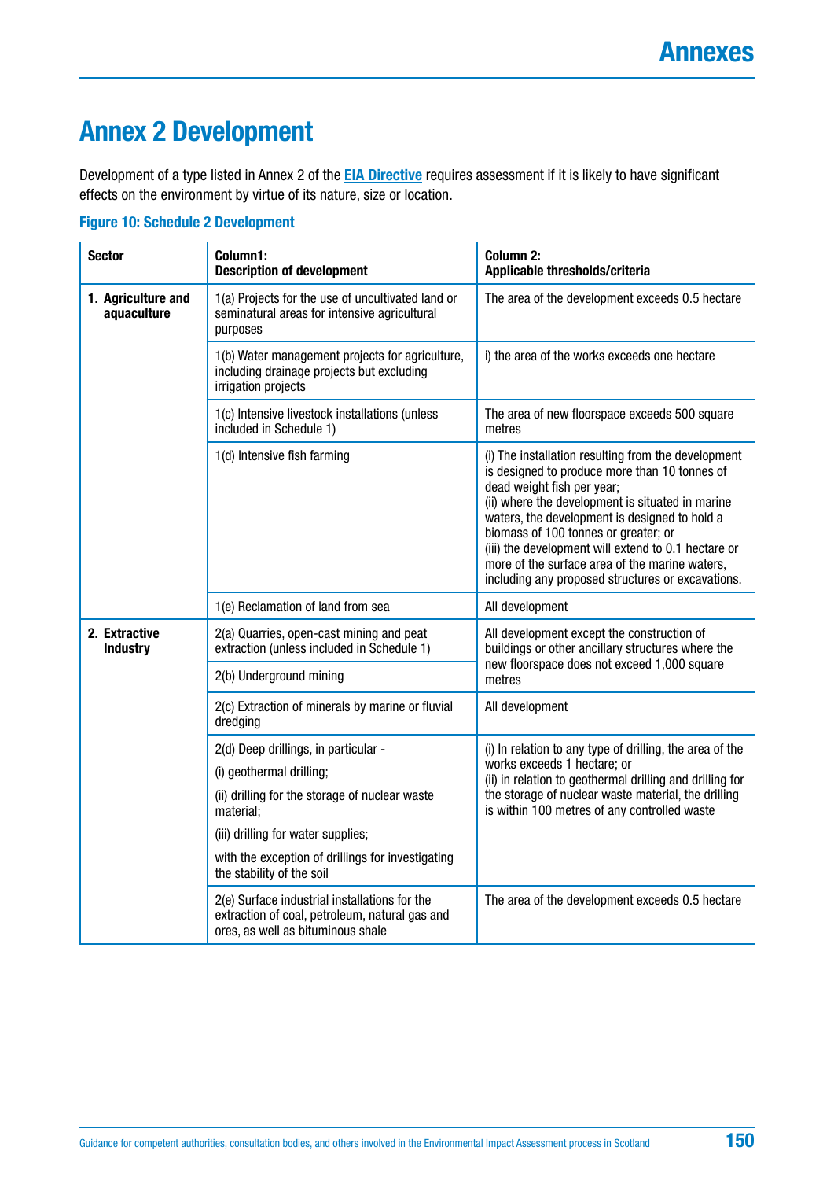# Annex 2 Development

Development of a type listed in Annex 2 of the **EIA Directive** requires assessment if it is likely to have significant effects on the environment by virtue of its nature, size or location.

**Figure 10: Schedule 2 Development**

| Sector | Column1: Description of development | Column 2: Applicable thresholds/criteria |
|---|---|---|
| **1. Agriculture and aquaculture** | 1(a) Projects for the use of uncultivated land or seminatural areas for intensive agricultural purposes | The area of the development exceeds 0.5 hectare |
| | 1(b) Water management projects for agriculture, including drainage projects but excluding irrigation projects | i) the area of the works exceeds one hectare |
| | 1(c) Intensive livestock installations (unless included in Schedule 1) | The area of new floorspace exceeds 500 square metres |
| | 1(d) Intensive fish farming | (i) The installation resulting from the development is designed to produce more than 10 tonnes of dead weight fish per year;<br>(ii) where the development is situated in marine waters, the development is designed to hold a biomass of 100 tonnes or greater; or<br>(iii) the development will extend to 0.1 hectare or more of the surface area of the marine waters, including any proposed structures or excavations. |
| | 1(e) Reclamation of land from sea | All development |
| **2. Extractive Industry** | 2(a) Quarries, open-cast mining and peat extraction (unless included in Schedule 1) | All development except the construction of buildings or other ancillary structures where the new floorspace does not exceed 1,000 square metres |
| | 2(b) Underground mining | |
| | 2(c) Extraction of minerals by marine or fluvial dredging | All development |
| | 2(d) Deep drillings, in particular -<br>(i) geothermal drilling;<br>(ii) drilling for the storage of nuclear waste material;<br>(iii) drilling for water supplies;<br>with the exception of drillings for investigating the stability of the soil | (i) In relation to any type of drilling, the area of the works exceeds 1 hectare; or<br>(ii) in relation to geothermal drilling and drilling for the storage of nuclear waste material, the drilling is within 100 metres of any controlled waste |
| | 2(e) Surface industrial installations for the extraction of coal, petroleum, natural gas and ores, as well as bituminous shale | The area of the development exceeds 0.5 hectare |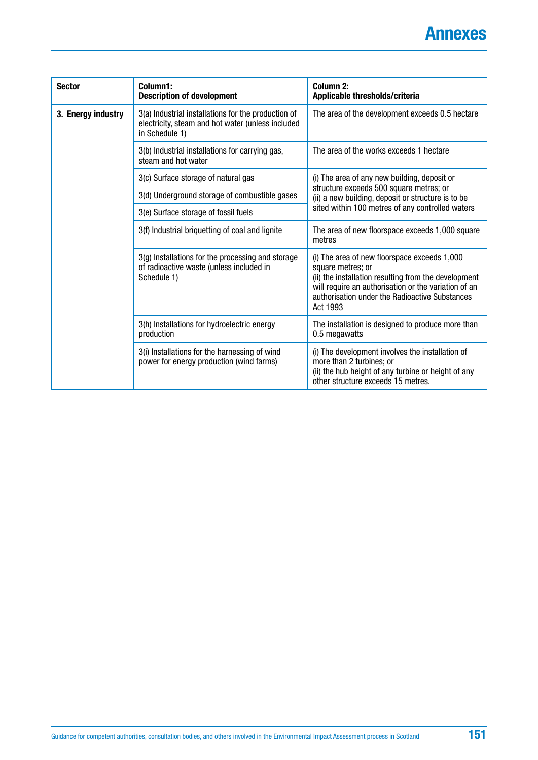| Sector | Column1: Description of development | Column 2: Applicable thresholds/criteria |
|---|---|---|
| **3. Energy industry** | 3(a) Industrial installations for the production of electricity, steam and hot water (unless included in Schedule 1) | The area of the development exceeds 0.5 hectare |
| | 3(b) Industrial installations for carrying gas, steam and hot water | The area of the works exceeds 1 hectare |
| | 3(c) Surface storage of natural gas | (i) The area of any new building, deposit or structure exceeds 500 square metres; or<br>(ii) a new building, deposit or structure is to be sited within 100 metres of any controlled waters |
| | 3(d) Underground storage of combustible gases | |
| | 3(e) Surface storage of fossil fuels | |
| | 3(f) Industrial briquetting of coal and lignite | The area of new floorspace exceeds 1,000 square metres |
| | 3(g) Installations for the processing and storage of radioactive waste (unless included in Schedule 1) | (i) The area of new floorspace exceeds 1,000 square metres; or<br>(ii) the installation resulting from the development will require an authorisation or the variation of an authorisation under the Radioactive Substances Act 1993 |
| | 3(h) Installations for hydroelectric energy production | The installation is designed to produce more than 0.5 megawatts |
| | 3(i) Installations for the harnessing of wind power for energy production (wind farms) | (i) The development involves the installation of more than 2 turbines; or<br>(ii) the hub height of any turbine or height of any other structure exceeds 15 metres. |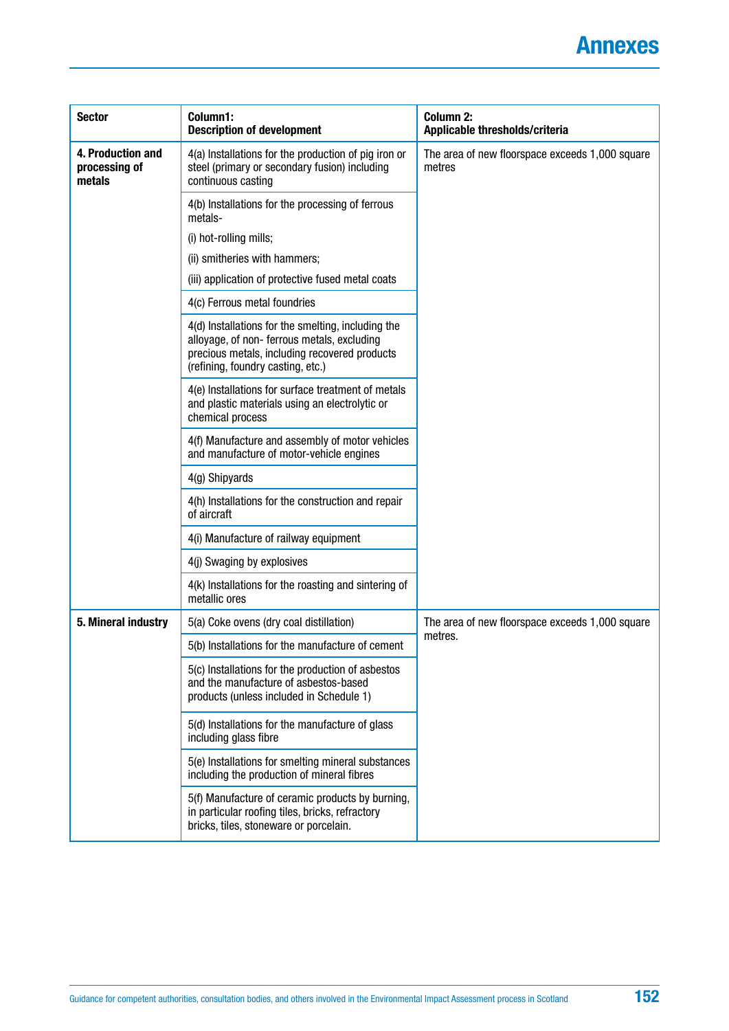| Sector | Column1: Description of development | Column 2: Applicable thresholds/criteria |
|---|---|---|
| **4. Production and processing of metals** | 4(a) Installations for the production of pig iron or steel (primary or secondary fusion) including continuous casting | The area of new floorspace exceeds 1,000 square metres |
| | 4(b) Installations for the processing of ferrous metals- (i) hot-rolling mills; (ii) smitheries with hammers; (iii) application of protective fused metal coats | |
| | 4(c) Ferrous metal foundries | |
| | 4(d) Installations for the smelting, including the alloyage, of non- ferrous metals, excluding precious metals, including recovered products (refining, foundry casting, etc.) | |
| | 4(e) Installations for surface treatment of metals and plastic materials using an electrolytic or chemical process | |
| | 4(f) Manufacture and assembly of motor vehicles and manufacture of motor-vehicle engines | |
| | 4(g) Shipyards | |
| | 4(h) Installations for the construction and repair of aircraft | |
| | 4(i) Manufacture of railway equipment | |
| | 4(j) Swaging by explosives | |
| | 4(k) Installations for the roasting and sintering of metallic ores | |
| **5. Mineral industry** | 5(a) Coke ovens (dry coal distillation) | The area of new floorspace exceeds 1,000 square metres. |
| | 5(b) Installations for the manufacture of cement | |
| | 5(c) Installations for the production of asbestos and the manufacture of asbestos-based products (unless included in Schedule 1) | |
| | 5(d) Installations for the manufacture of glass including glass fibre | |
| | 5(e) Installations for smelting mineral substances including the production of mineral fibres | |
| | 5(f) Manufacture of ceramic products by burning, in particular roofing tiles, bricks, refractory bricks, tiles, stoneware or porcelain. | |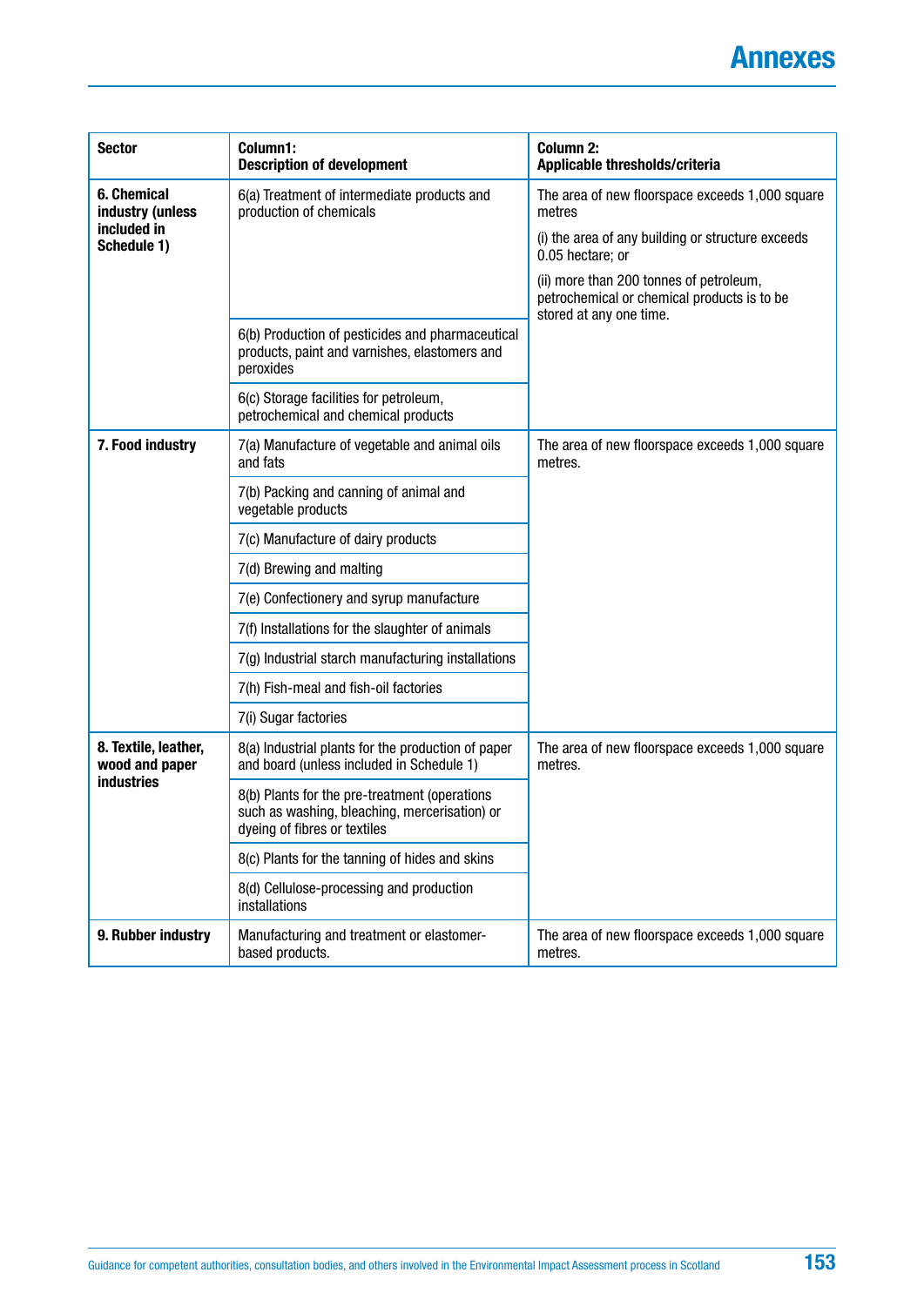| Sector | Column1: Description of development | Column 2: Applicable thresholds/criteria |
|---|---|---|
| **6. Chemical industry (unless included in Schedule 1)** | 6(a) Treatment of intermediate products and production of chemicals | The area of new floorspace exceeds 1,000 square metres<br><br>(i) the area of any building or structure exceeds 0.05 hectare; or<br><br>(ii) more than 200 tonnes of petroleum, petrochemical or chemical products is to be stored at any one time. |
| | 6(b) Production of pesticides and pharmaceutical products, paint and varnishes, elastomers and peroxides | |
| | 6(c) Storage facilities for petroleum, petrochemical and chemical products | |
| **7. Food industry** | 7(a) Manufacture of vegetable and animal oils and fats | The area of new floorspace exceeds 1,000 square metres. |
| | 7(b) Packing and canning of animal and vegetable products | |
| | 7(c) Manufacture of dairy products | |
| | 7(d) Brewing and malting | |
| | 7(e) Confectionery and syrup manufacture | |
| | 7(f) Installations for the slaughter of animals | |
| | 7(g) Industrial starch manufacturing installations | |
| | 7(h) Fish-meal and fish-oil factories | |
| | 7(i) Sugar factories | |
| **8. Textile, leather, wood and paper industries** | 8(a) Industrial plants for the production of paper and board (unless included in Schedule 1) | The area of new floorspace exceeds 1,000 square metres. |
| | 8(b) Plants for the pre-treatment (operations such as washing, bleaching, mercerisation) or dyeing of fibres or textiles | |
| | 8(c) Plants for the tanning of hides and skins | |
| | 8(d) Cellulose-processing and production installations | |
| **9. Rubber industry** | Manufacturing and treatment or elastomer-based products. | The area of new floorspace exceeds 1,000 square metres. |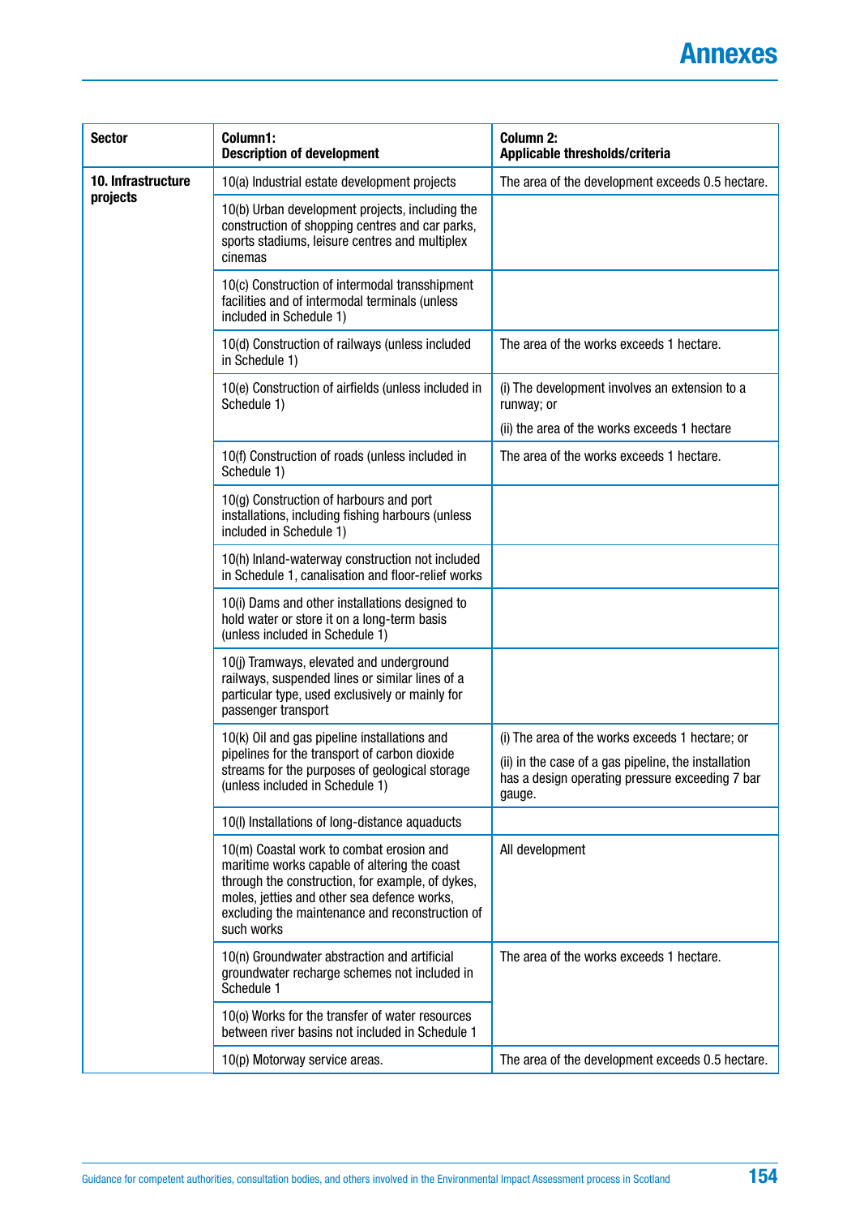| Sector | Column1: Description of development | Column 2: Applicable thresholds/criteria |
|---|---|---|
| **10. Infrastructure projects** | 10(a) Industrial estate development projects | The area of the development exceeds 0.5 hectare. |
| | 10(b) Urban development projects, including the construction of shopping centres and car parks, sports stadiums, leisure centres and multiplex cinemas | |
| | 10(c) Construction of intermodal transshipment facilities and of intermodal terminals (unless included in Schedule 1) | |
| | 10(d) Construction of railways (unless included in Schedule 1) | The area of the works exceeds 1 hectare. |
| | 10(e) Construction of airfields (unless included in Schedule 1) | (i) The development involves an extension to a runway; or<br>(ii) the area of the works exceeds 1 hectare |
| | 10(f) Construction of roads (unless included in Schedule 1) | The area of the works exceeds 1 hectare. |
| | 10(g) Construction of harbours and port installations, including fishing harbours (unless included in Schedule 1) | |
| | 10(h) Inland-waterway construction not included in Schedule 1, canalisation and floor-relief works | |
| | 10(i) Dams and other installations designed to hold water or store it on a long-term basis (unless included in Schedule 1) | |
| | 10(j) Tramways, elevated and underground railways, suspended lines or similar lines of a particular type, used exclusively or mainly for passenger transport | |
| | 10(k) Oil and gas pipeline installations and pipelines for the transport of carbon dioxide streams for the purposes of geological storage (unless included in Schedule 1) | (i) The area of the works exceeds 1 hectare; or<br>(ii) in the case of a gas pipeline, the installation has a design operating pressure exceeding 7 bar gauge. |
| | 10(l) Installations of long-distance aquaducts | |
| | 10(m) Coastal work to combat erosion and maritime works capable of altering the coast through the construction, for example, of dykes, moles, jetties and other sea defence works, excluding the maintenance and reconstruction of such works | All development |
| | 10(n) Groundwater abstraction and artificial groundwater recharge schemes not included in Schedule 1 | The area of the works exceeds 1 hectare. |
| | 10(o) Works for the transfer of water resources between river basins not included in Schedule 1 | |
| | 10(p) Motorway service areas. | The area of the development exceeds 0.5 hectare. |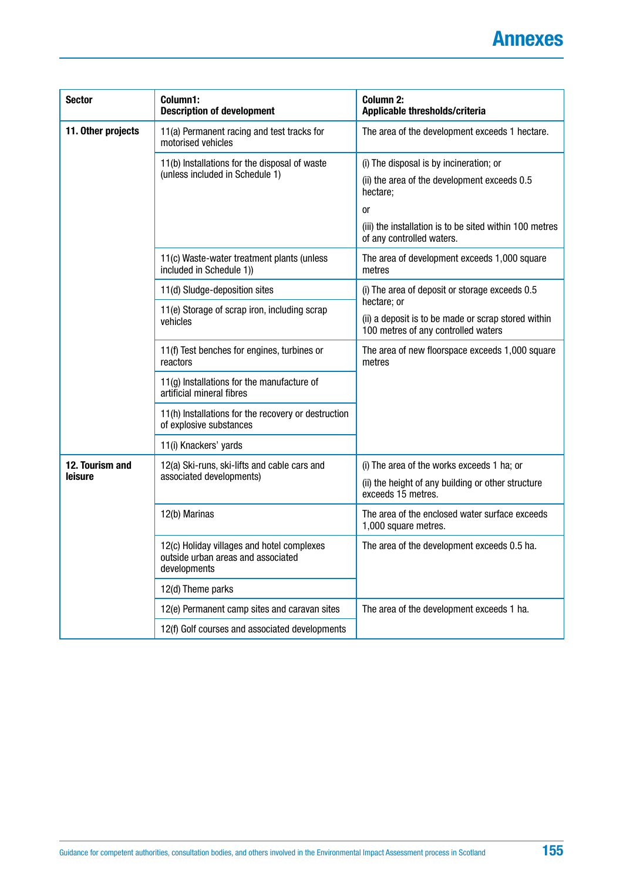| Sector | Column1: Description of development | Column 2: Applicable thresholds/criteria |
|---|---|---|
| **11. Other projects** | 11(a) Permanent racing and test tracks for motorised vehicles | The area of the development exceeds 1 hectare. |
| | 11(b) Installations for the disposal of waste (unless included in Schedule 1) | (i) The disposal is by incineration; or<br>(ii) the area of the development exceeds 0.5 hectare;<br>or<br>(iii) the installation is to be sited within 100 metres of any controlled waters. |
| | 11(c) Waste-water treatment plants (unless included in Schedule 1)) | The area of development exceeds 1,000 square metres |
| | 11(d) Sludge-deposition sites | (i) The area of deposit or storage exceeds 0.5 hectare; or<br>(ii) a deposit is to be made or scrap stored within 100 metres of any controlled waters |
| | 11(e) Storage of scrap iron, including scrap vehicles | |
| | 11(f) Test benches for engines, turbines or reactors | The area of new floorspace exceeds 1,000 square metres |
| | 11(g) Installations for the manufacture of artificial mineral fibres | |
| | 11(h) Installations for the recovery or destruction of explosive substances | |
| | 11(i) Knackers' yards | |
| **12. Tourism and leisure** | 12(a) Ski-runs, ski-lifts and cable cars and associated developments) | (i) The area of the works exceeds 1 ha; or<br>(ii) the height of any building or other structure exceeds 15 metres. |
| | 12(b) Marinas | The area of the enclosed water surface exceeds 1,000 square metres. |
| | 12(c) Holiday villages and hotel complexes outside urban areas and associated developments | The area of the development exceeds 0.5 ha. |
| | 12(d) Theme parks | |
| | 12(e) Permanent camp sites and caravan sites | The area of the development exceeds 1 ha. |
| | 12(f) Golf courses and associated developments | |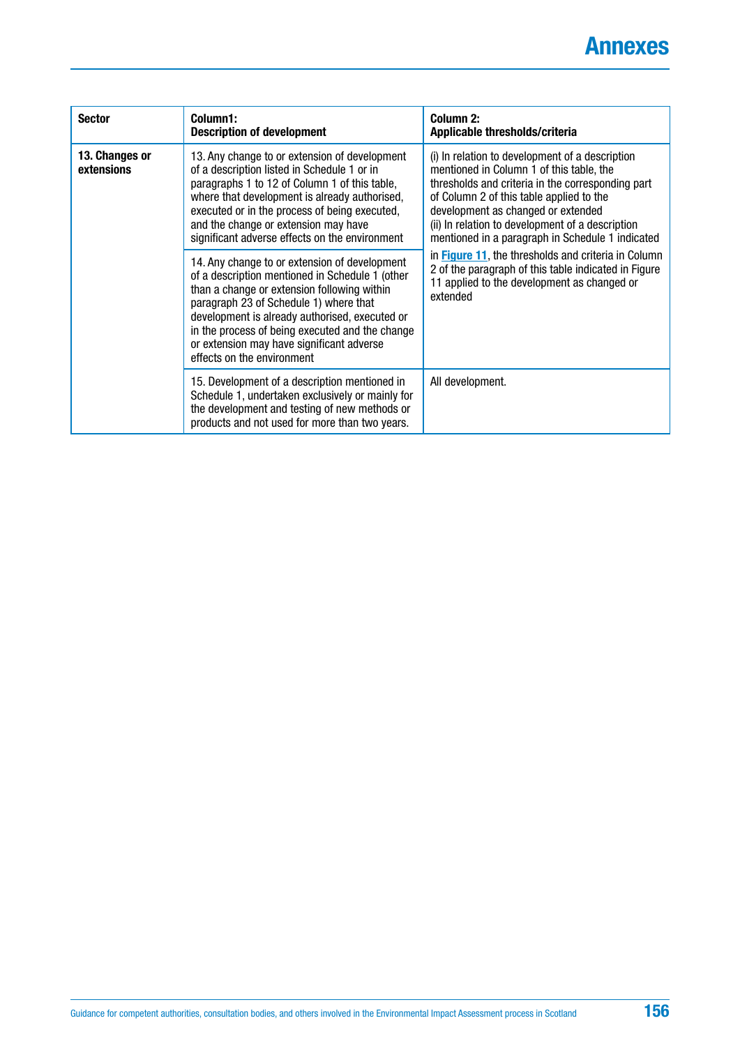| Sector | Column1: Description of development | Column 2: Applicable thresholds/criteria |
|---|---|---|
| **13. Changes or extensions** | 13. Any change to or extension of development of a description listed in Schedule 1 or in paragraphs 1 to 12 of Column 1 of this table, where that development is already authorised, executed or in the process of being executed, and the change or extension may have significant adverse effects on the environment | (i) In relation to development of a description mentioned in Column 1 of this table, the thresholds and criteria in the corresponding part of Column 2 of this table applied to the development as changed or extended<br>(ii) In relation to development of a description mentioned in a paragraph in Schedule 1 indicated in **Figure 11**, the thresholds and criteria in Column 2 of the paragraph of this table indicated in Figure 11 applied to the development as changed or extended |
| | 14. Any change to or extension of development of a description mentioned in Schedule 1 (other than a change or extension following within paragraph 23 of Schedule 1) where that development is already authorised, executed or in the process of being executed and the change or extension may have significant adverse effects on the environment | |
| | 15. Development of a description mentioned in Schedule 1, undertaken exclusively or mainly for the development and testing of new methods or products and not used for more than two years. | All development. |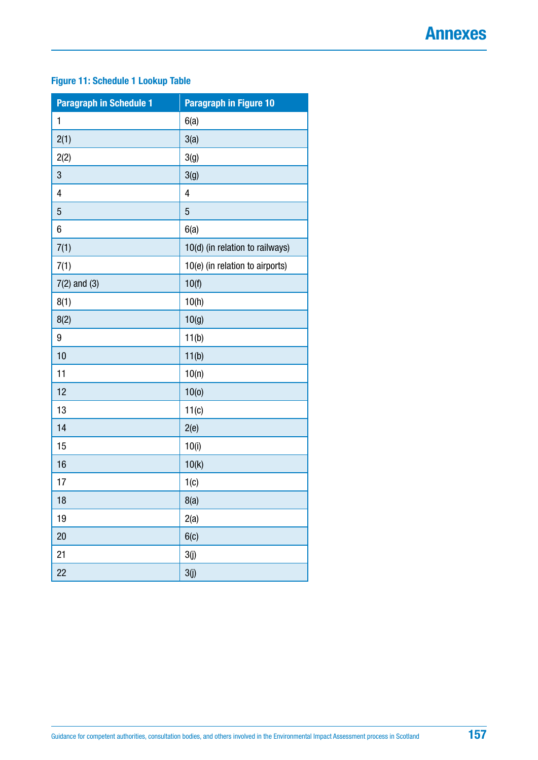## Figure 11: Schedule 1 Lookup Table

| Paragraph in Schedule 1 | Paragraph in Figure 10 |
|---|---|
| 1 | 6(a) |
| 2(1) | 3(a) |
| 2(2) | 3(g) |
| 3 | 3(g) |
| 4 | 4 |
| 5 | 5 |
| 6 | 6(a) |
| 7(1) | 10(d) (in relation to railways) |
| 7(1) | 10(e) (in relation to airports) |
| 7(2) and (3) | 10(f) |
| 8(1) | 10(h) |
| 8(2) | 10(g) |
| 9 | 11(b) |
| 10 | 11(b) |
| 11 | 10(n) |
| 12 | 10(o) |
| 13 | 11(c) |
| 14 | 2(e) |
| 15 | 10(i) |
| 16 | 10(k) |
| 17 | 1(c) |
| 18 | 8(a) |
| 19 | 2(a) |
| 20 | 6(c) |
| 21 | 3(j) |
| 22 | 3(j) |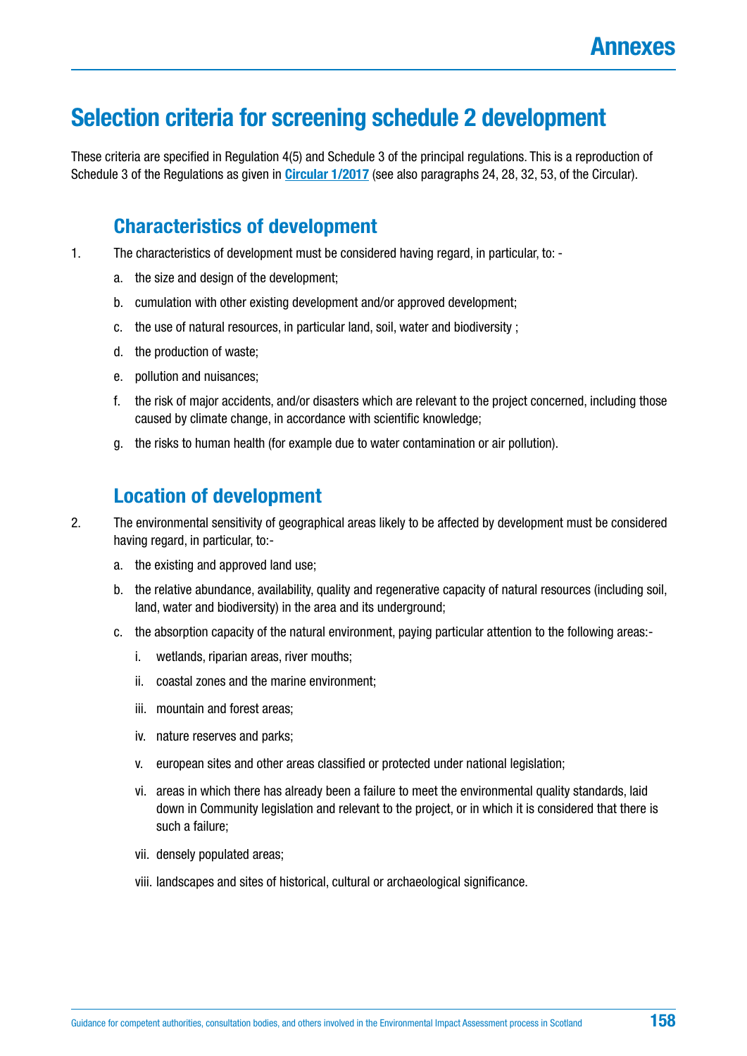## Selection criteria for screening schedule 2 development

These criteria are specified in Regulation 4(5) and Schedule 3 of the principal regulations. This is a reproduction of Schedule 3 of the Regulations as given in **[Circular 1/2017](#)** (see also paragraphs 24, 28, 32, 53, of the Circular).

### Characteristics of development

1. The characteristics of development must be considered having regard, in particular, to: -
   a. the size and design of the development;
   b. cumulation with other existing development and/or approved development;
   c. the use of natural resources, in particular land, soil, water and biodiversity ;
   d. the production of waste;
   e. pollution and nuisances;
   f. the risk of major accidents, and/or disasters which are relevant to the project concerned, including those caused by climate change, in accordance with scientific knowledge;
   g. the risks to human health (for example due to water contamination or air pollution).

### Location of development

2. The environmental sensitivity of geographical areas likely to be affected by development must be considered having regard, in particular, to:-
   a. the existing and approved land use;
   b. the relative abundance, availability, quality and regenerative capacity of natural resources (including soil, land, water and biodiversity) in the area and its underground;
   c. the absorption capacity of the natural environment, paying particular attention to the following areas:-
      i. wetlands, riparian areas, river mouths;
      ii. coastal zones and the marine environment;
      iii. mountain and forest areas;
      iv. nature reserves and parks;
      v. european sites and other areas classified or protected under national legislation;
      vi. areas in which there has already been a failure to meet the environmental quality standards, laid down in Community legislation and relevant to the project, or in which it is considered that there is such a failure;
      vii. densely populated areas;
      viii. landscapes and sites of historical, cultural or archaeological significance.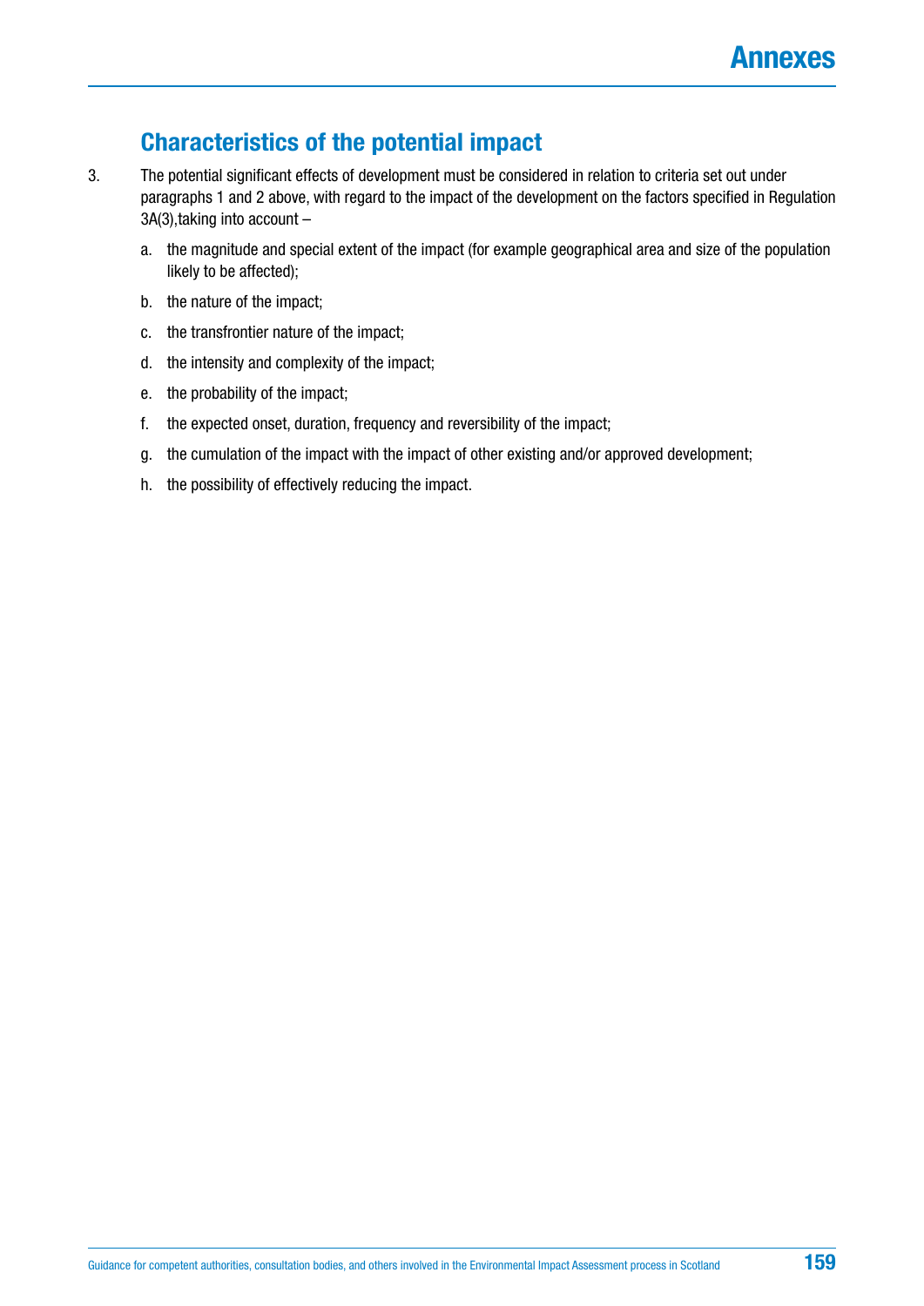## Characteristics of the potential impact

3. The potential significant effects of development must be considered in relation to criteria set out under paragraphs 1 and 2 above, with regard to the impact of the development on the factors specified in Regulation 3A(3),taking into account –

   a. the magnitude and special extent of the impact (for example geographical area and size of the population likely to be affected);

   b. the nature of the impact;

   c. the transfrontier nature of the impact;

   d. the intensity and complexity of the impact;

   e. the probability of the impact;

   f. the expected onset, duration, frequency and reversibility of the impact;

   g. the cumulation of the impact with the impact of other existing and/or approved development;

   h. the possibility of effectively reducing the impact.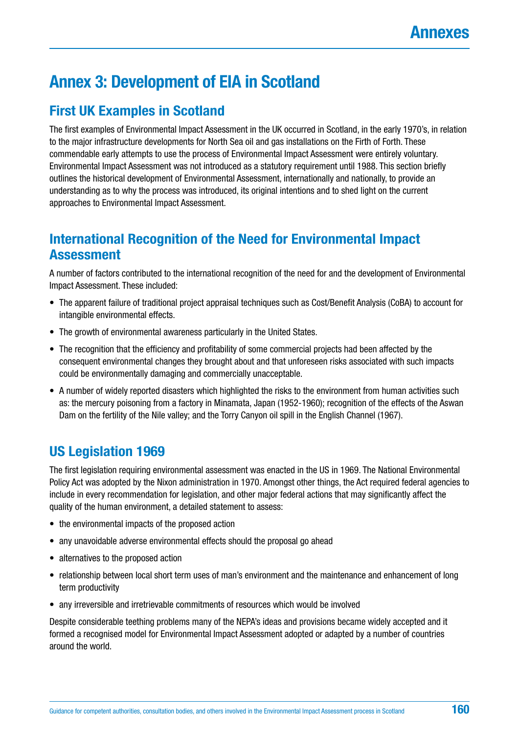# Annex 3: Development of EIA in Scotland

## First UK Examples in Scotland

The first examples of Environmental Impact Assessment in the UK occurred in Scotland, in the early 1970's, in relation to the major infrastructure developments for North Sea oil and gas installations on the Firth of Forth. These commendable early attempts to use the process of Environmental Impact Assessment were entirely voluntary. Environmental Impact Assessment was not introduced as a statutory requirement until 1988. This section briefly outlines the historical development of Environmental Assessment, internationally and nationally, to provide an understanding as to why the process was introduced, its original intentions and to shed light on the current approaches to Environmental Impact Assessment.

## International Recognition of the Need for Environmental Impact Assessment

A number of factors contributed to the international recognition of the need for and the development of Environmental Impact Assessment. These included:

- The apparent failure of traditional project appraisal techniques such as Cost/Benefit Analysis (CoBA) to account for intangible environmental effects.
- The growth of environmental awareness particularly in the United States.
- The recognition that the efficiency and profitability of some commercial projects had been affected by the consequent environmental changes they brought about and that unforeseen risks associated with such impacts could be environmentally damaging and commercially unacceptable.
- A number of widely reported disasters which highlighted the risks to the environment from human activities such as: the mercury poisoning from a factory in Minamata, Japan (1952-1960); recognition of the effects of the Aswan Dam on the fertility of the Nile valley; and the Torry Canyon oil spill in the English Channel (1967).

## US Legislation 1969

The first legislation requiring environmental assessment was enacted in the US in 1969. The National Environmental Policy Act was adopted by the Nixon administration in 1970. Amongst other things, the Act required federal agencies to include in every recommendation for legislation, and other major federal actions that may significantly affect the quality of the human environment, a detailed statement to assess:

- the environmental impacts of the proposed action
- any unavoidable adverse environmental effects should the proposal go ahead
- alternatives to the proposed action
- relationship between local short term uses of man's environment and the maintenance and enhancement of long term productivity
- any irreversible and irretrievable commitments of resources which would be involved

Despite considerable teething problems many of the NEPA's ideas and provisions became widely accepted and it formed a recognised model for Environmental Impact Assessment adopted or adapted by a number of countries around the world.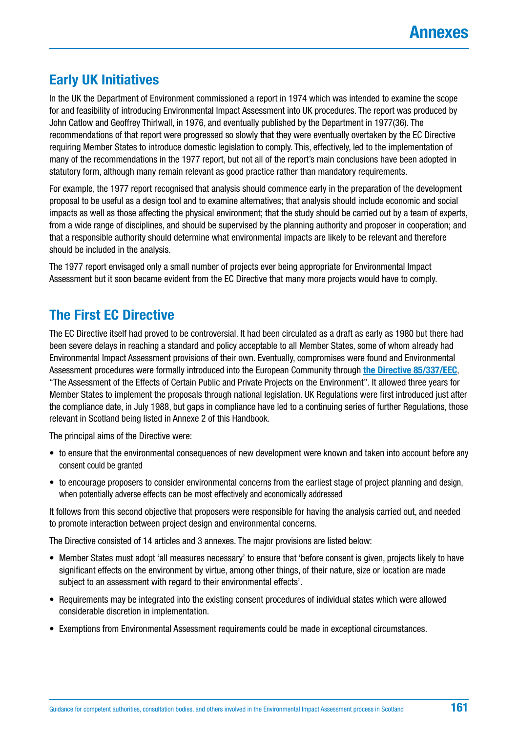## Early UK Initiatives

In the UK the Department of Environment commissioned a report in 1974 which was intended to examine the scope for and feasibility of introducing Environmental Impact Assessment into UK procedures. The report was produced by John Catlow and Geoffrey Thirlwall, in 1976, and eventually published by the Department in 1977(36). The recommendations of that report were progressed so slowly that they were eventually overtaken by the EC Directive requiring Member States to introduce domestic legislation to comply. This, effectively, led to the implementation of many of the recommendations in the 1977 report, but not all of the report's main conclusions have been adopted in statutory form, although many remain relevant as good practice rather than mandatory requirements.

For example, the 1977 report recognised that analysis should commence early in the preparation of the development proposal to be useful as a design tool and to examine alternatives; that analysis should include economic and social impacts as well as those affecting the physical environment; that the study should be carried out by a team of experts, from a wide range of disciplines, and should be supervised by the planning authority and proposer in cooperation; and that a responsible authority should determine what environmental impacts are likely to be relevant and therefore should be included in the analysis.

The 1977 report envisaged only a small number of projects ever being appropriate for Environmental Impact Assessment but it soon became evident from the EC Directive that many more projects would have to comply.

## The First EC Directive

The EC Directive itself had proved to be controversial. It had been circulated as a draft as early as 1980 but there had been severe delays in reaching a standard and policy acceptable to all Member States, some of whom already had Environmental Impact Assessment provisions of their own. Eventually, compromises were found and Environmental Assessment procedures were formally introduced into the European Community through **the Directive 85/337/EEC**, "The Assessment of the Effects of Certain Public and Private Projects on the Environment". It allowed three years for Member States to implement the proposals through national legislation. UK Regulations were first introduced just after the compliance date, in July 1988, but gaps in compliance have led to a continuing series of further Regulations, those relevant in Scotland being listed in Annexe 2 of this Handbook.

The principal aims of the Directive were:

- to ensure that the environmental consequences of new development were known and taken into account before any consent could be granted
- to encourage proposers to consider environmental concerns from the earliest stage of project planning and design, when potentially adverse effects can be most effectively and economically addressed

It follows from this second objective that proposers were responsible for having the analysis carried out, and needed to promote interaction between project design and environmental concerns.

The Directive consisted of 14 articles and 3 annexes. The major provisions are listed below:

- Member States must adopt 'all measures necessary' to ensure that 'before consent is given, projects likely to have significant effects on the environment by virtue, among other things, of their nature, size or location are made subject to an assessment with regard to their environmental effects'.
- Requirements may be integrated into the existing consent procedures of individual states which were allowed considerable discretion in implementation.
- Exemptions from Environmental Assessment requirements could be made in exceptional circumstances.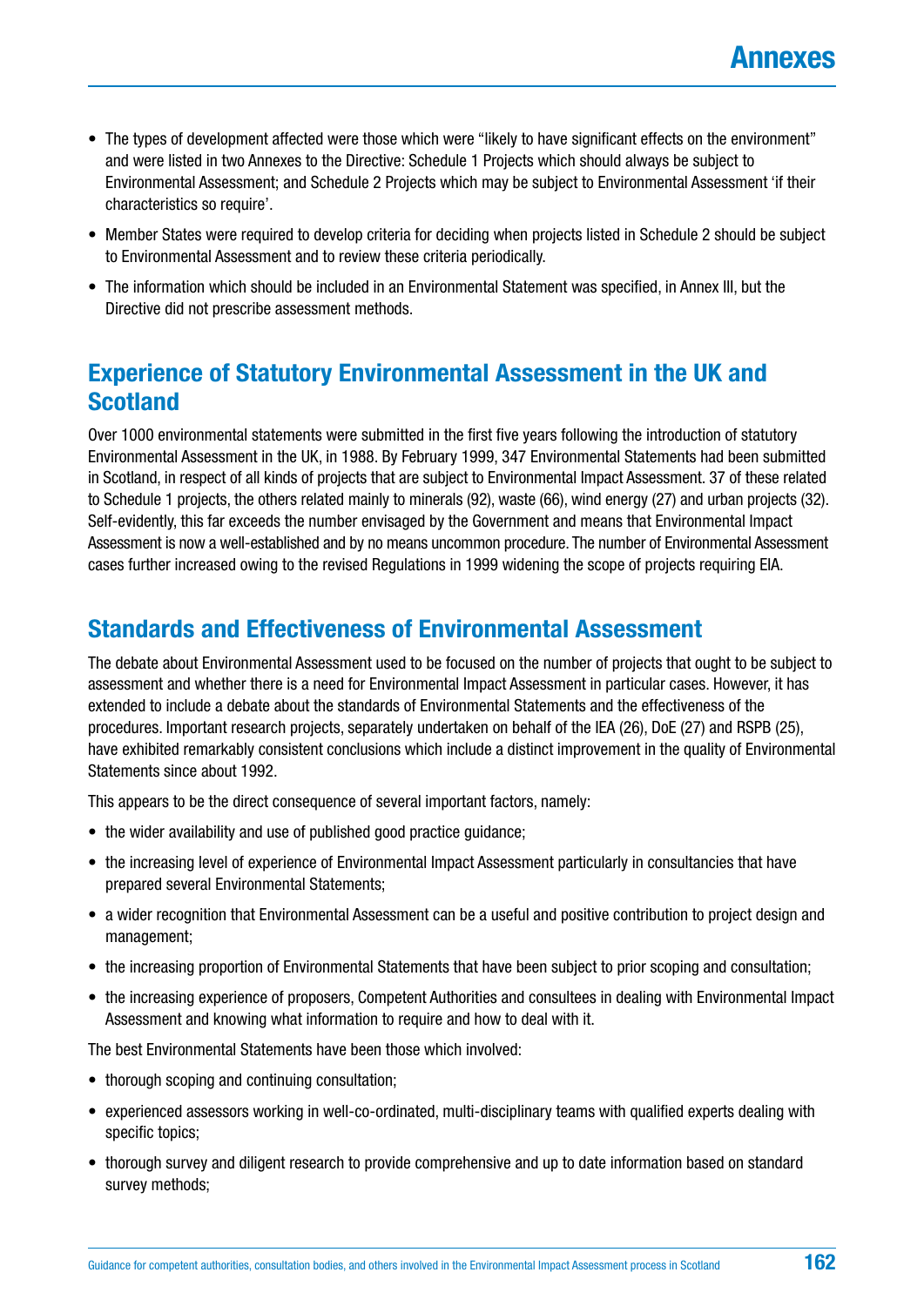- The types of development affected were those which were "likely to have significant effects on the environment" and were listed in two Annexes to the Directive: Schedule 1 Projects which should always be subject to Environmental Assessment; and Schedule 2 Projects which may be subject to Environmental Assessment 'if their characteristics so require'.
- Member States were required to develop criteria for deciding when projects listed in Schedule 2 should be subject to Environmental Assessment and to review these criteria periodically.
- The information which should be included in an Environmental Statement was specified, in Annex III, but the Directive did not prescribe assessment methods.

## Experience of Statutory Environmental Assessment in the UK and Scotland

Over 1000 environmental statements were submitted in the first five years following the introduction of statutory Environmental Assessment in the UK, in 1988. By February 1999, 347 Environmental Statements had been submitted in Scotland, in respect of all kinds of projects that are subject to Environmental Impact Assessment. 37 of these related to Schedule 1 projects, the others related mainly to minerals (92), waste (66), wind energy (27) and urban projects (32). Self-evidently, this far exceeds the number envisaged by the Government and means that Environmental Impact Assessment is now a well-established and by no means uncommon procedure. The number of Environmental Assessment cases further increased owing to the revised Regulations in 1999 widening the scope of projects requiring EIA.

## Standards and Effectiveness of Environmental Assessment

The debate about Environmental Assessment used to be focused on the number of projects that ought to be subject to assessment and whether there is a need for Environmental Impact Assessment in particular cases. However, it has extended to include a debate about the standards of Environmental Statements and the effectiveness of the procedures. Important research projects, separately undertaken on behalf of the IEA (26), DoE (27) and RSPB (25), have exhibited remarkably consistent conclusions which include a distinct improvement in the quality of Environmental Statements since about 1992.

This appears to be the direct consequence of several important factors, namely:

- the wider availability and use of published good practice guidance;
- the increasing level of experience of Environmental Impact Assessment particularly in consultancies that have prepared several Environmental Statements;
- a wider recognition that Environmental Assessment can be a useful and positive contribution to project design and management;
- the increasing proportion of Environmental Statements that have been subject to prior scoping and consultation;
- the increasing experience of proposers, Competent Authorities and consultees in dealing with Environmental Impact Assessment and knowing what information to require and how to deal with it.

The best Environmental Statements have been those which involved:

- thorough scoping and continuing consultation;
- experienced assessors working in well-co-ordinated, multi-disciplinary teams with qualified experts dealing with specific topics;
- thorough survey and diligent research to provide comprehensive and up to date information based on standard survey methods;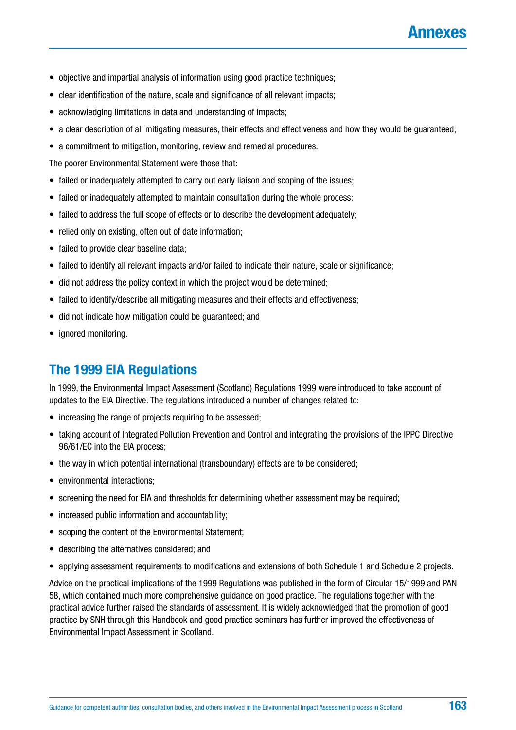- objective and impartial analysis of information using good practice techniques;
- clear identification of the nature, scale and significance of all relevant impacts;
- acknowledging limitations in data and understanding of impacts;
- a clear description of all mitigating measures, their effects and effectiveness and how they would be guaranteed;
- a commitment to mitigation, monitoring, review and remedial procedures.

The poorer Environmental Statement were those that:

- failed or inadequately attempted to carry out early liaison and scoping of the issues;
- failed or inadequately attempted to maintain consultation during the whole process;
- failed to address the full scope of effects or to describe the development adequately;
- relied only on existing, often out of date information;
- failed to provide clear baseline data;
- failed to identify all relevant impacts and/or failed to indicate their nature, scale or significance;
- did not address the policy context in which the project would be determined;
- failed to identify/describe all mitigating measures and their effects and effectiveness;
- did not indicate how mitigation could be guaranteed; and
- ignored monitoring.

## The 1999 EIA Regulations

In 1999, the Environmental Impact Assessment (Scotland) Regulations 1999 were introduced to take account of updates to the EIA Directive. The regulations introduced a number of changes related to:

- increasing the range of projects requiring to be assessed;
- taking account of Integrated Pollution Prevention and Control and integrating the provisions of the IPPC Directive 96/61/EC into the EIA process;
- the way in which potential international (transboundary) effects are to be considered;
- environmental interactions;
- screening the need for EIA and thresholds for determining whether assessment may be required;
- increased public information and accountability;
- scoping the content of the Environmental Statement;
- describing the alternatives considered; and
- applying assessment requirements to modifications and extensions of both Schedule 1 and Schedule 2 projects.

Advice on the practical implications of the 1999 Regulations was published in the form of Circular 15/1999 and PAN 58, which contained much more comprehensive guidance on good practice. The regulations together with the practical advice further raised the standards of assessment. It is widely acknowledged that the promotion of good practice by SNH through this Handbook and good practice seminars has further improved the effectiveness of Environmental Impact Assessment in Scotland.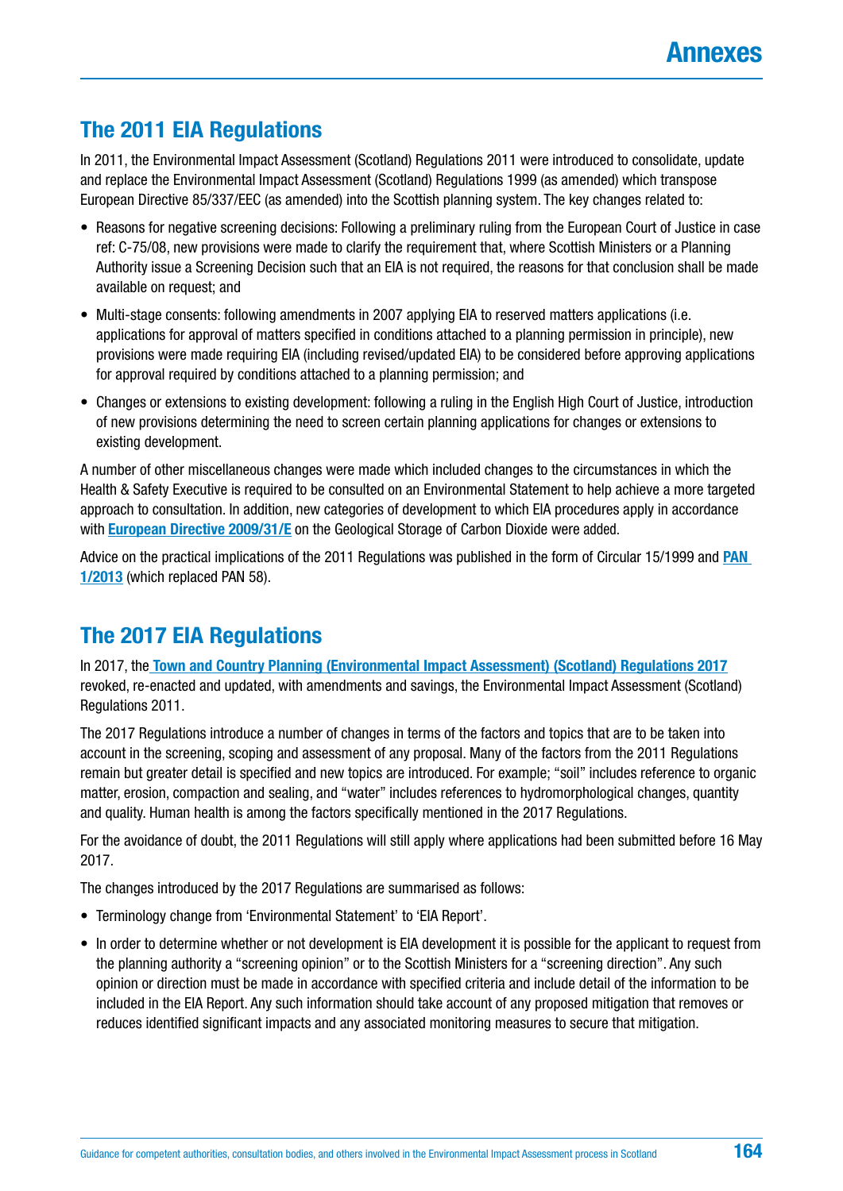## The 2011 EIA Regulations

In 2011, the Environmental Impact Assessment (Scotland) Regulations 2011 were introduced to consolidate, update and replace the Environmental Impact Assessment (Scotland) Regulations 1999 (as amended) which transpose European Directive 85/337/EEC (as amended) into the Scottish planning system. The key changes related to:

- Reasons for negative screening decisions: Following a preliminary ruling from the European Court of Justice in case ref: C-75/08, new provisions were made to clarify the requirement that, where Scottish Ministers or a Planning Authority issue a Screening Decision such that an EIA is not required, the reasons for that conclusion shall be made available on request; and
- Multi-stage consents: following amendments in 2007 applying EIA to reserved matters applications (i.e. applications for approval of matters specified in conditions attached to a planning permission in principle), new provisions were made requiring EIA (including revised/updated EIA) to be considered before approving applications for approval required by conditions attached to a planning permission; and
- Changes or extensions to existing development: following a ruling in the English High Court of Justice, introduction of new provisions determining the need to screen certain planning applications for changes or extensions to existing development.

A number of other miscellaneous changes were made which included changes to the circumstances in which the Health & Safety Executive is required to be consulted on an Environmental Statement to help achieve a more targeted approach to consultation. In addition, new categories of development to which EIA procedures apply in accordance with **European Directive 2009/31/E** on the Geological Storage of Carbon Dioxide were added.

Advice on the practical implications of the 2011 Regulations was published in the form of Circular 15/1999 and **PAN 1/2013** (which replaced PAN 58).

## The 2017 EIA Regulations

In 2017, the **Town and Country Planning (Environmental Impact Assessment) (Scotland) Regulations 2017** revoked, re-enacted and updated, with amendments and savings, the Environmental Impact Assessment (Scotland) Regulations 2011.

The 2017 Regulations introduce a number of changes in terms of the factors and topics that are to be taken into account in the screening, scoping and assessment of any proposal. Many of the factors from the 2011 Regulations remain but greater detail is specified and new topics are introduced. For example; “soil” includes reference to organic matter, erosion, compaction and sealing, and “water” includes references to hydromorphological changes, quantity and quality. Human health is among the factors specifically mentioned in the 2017 Regulations.

For the avoidance of doubt, the 2011 Regulations will still apply where applications had been submitted before 16 May 2017.

The changes introduced by the 2017 Regulations are summarised as follows:

- Terminology change from ‘Environmental Statement’ to ‘EIA Report’.
- In order to determine whether or not development is EIA development it is possible for the applicant to request from the planning authority a “screening opinion” or to the Scottish Ministers for a “screening direction”. Any such opinion or direction must be made in accordance with specified criteria and include detail of the information to be included in the EIA Report. Any such information should take account of any proposed mitigation that removes or reduces identified significant impacts and any associated monitoring measures to secure that mitigation.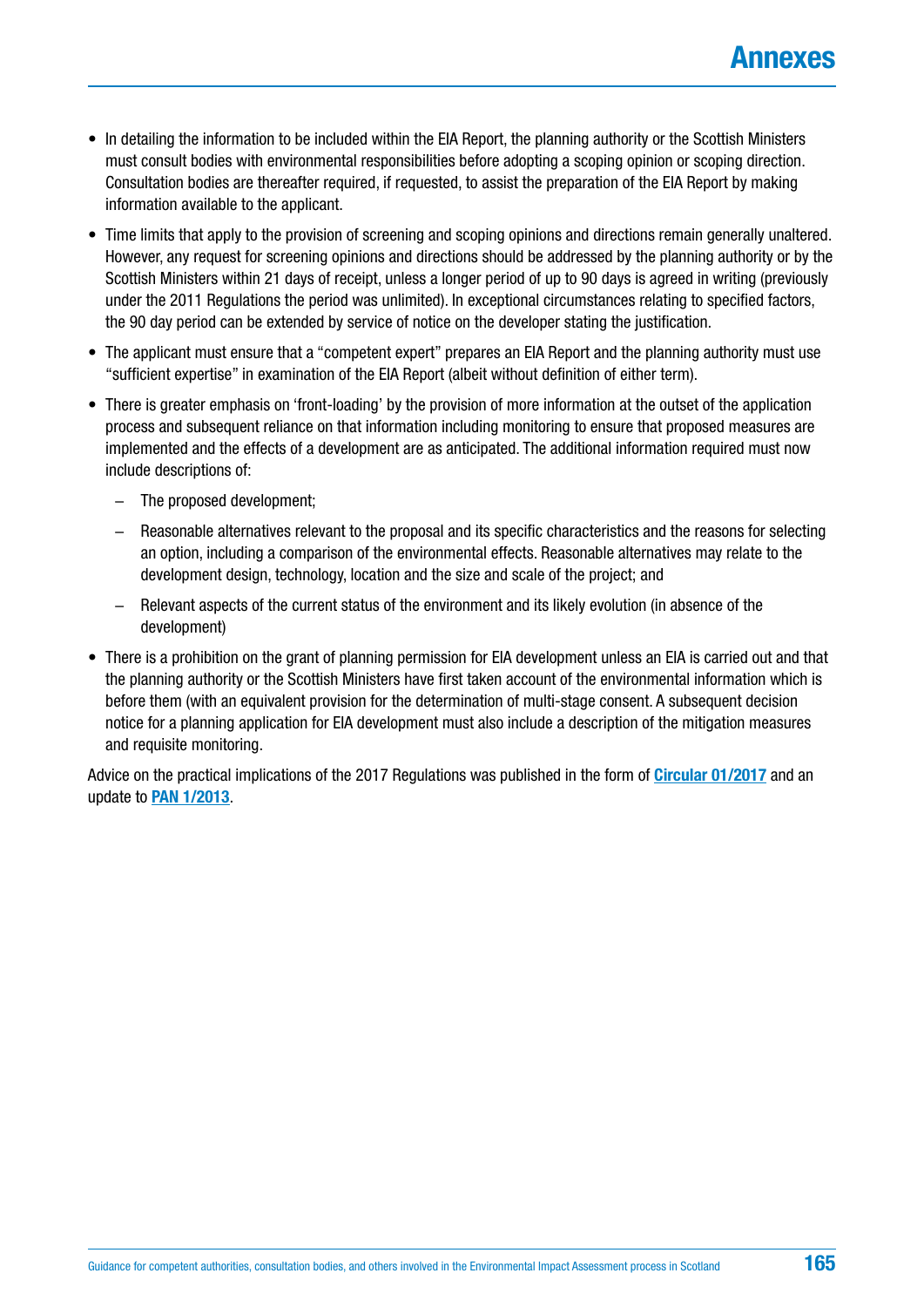- In detailing the information to be included within the EIA Report, the planning authority or the Scottish Ministers must consult bodies with environmental responsibilities before adopting a scoping opinion or scoping direction. Consultation bodies are thereafter required, if requested, to assist the preparation of the EIA Report by making information available to the applicant.
- Time limits that apply to the provision of screening and scoping opinions and directions remain generally unaltered. However, any request for screening opinions and directions should be addressed by the planning authority or by the Scottish Ministers within 21 days of receipt, unless a longer period of up to 90 days is agreed in writing (previously under the 2011 Regulations the period was unlimited). In exceptional circumstances relating to specified factors, the 90 day period can be extended by service of notice on the developer stating the justification.
- The applicant must ensure that a "competent expert" prepares an EIA Report and the planning authority must use "sufficient expertise" in examination of the EIA Report (albeit without definition of either term).
- There is greater emphasis on 'front-loading' by the provision of more information at the outset of the application process and subsequent reliance on that information including monitoring to ensure that proposed measures are implemented and the effects of a development are as anticipated. The additional information required must now include descriptions of:
  - The proposed development;
  - Reasonable alternatives relevant to the proposal and its specific characteristics and the reasons for selecting an option, including a comparison of the environmental effects. Reasonable alternatives may relate to the development design, technology, location and the size and scale of the project; and
  - Relevant aspects of the current status of the environment and its likely evolution (in absence of the development)
- There is a prohibition on the grant of planning permission for EIA development unless an EIA is carried out and that the planning authority or the Scottish Ministers have first taken account of the environmental information which is before them (with an equivalent provision for the determination of multi-stage consent. A subsequent decision notice for a planning application for EIA development must also include a description of the mitigation measures and requisite monitoring.

Advice on the practical implications of the 2017 Regulations was published in the form of **Circular 01/2017** and an update to **PAN 1/2013**.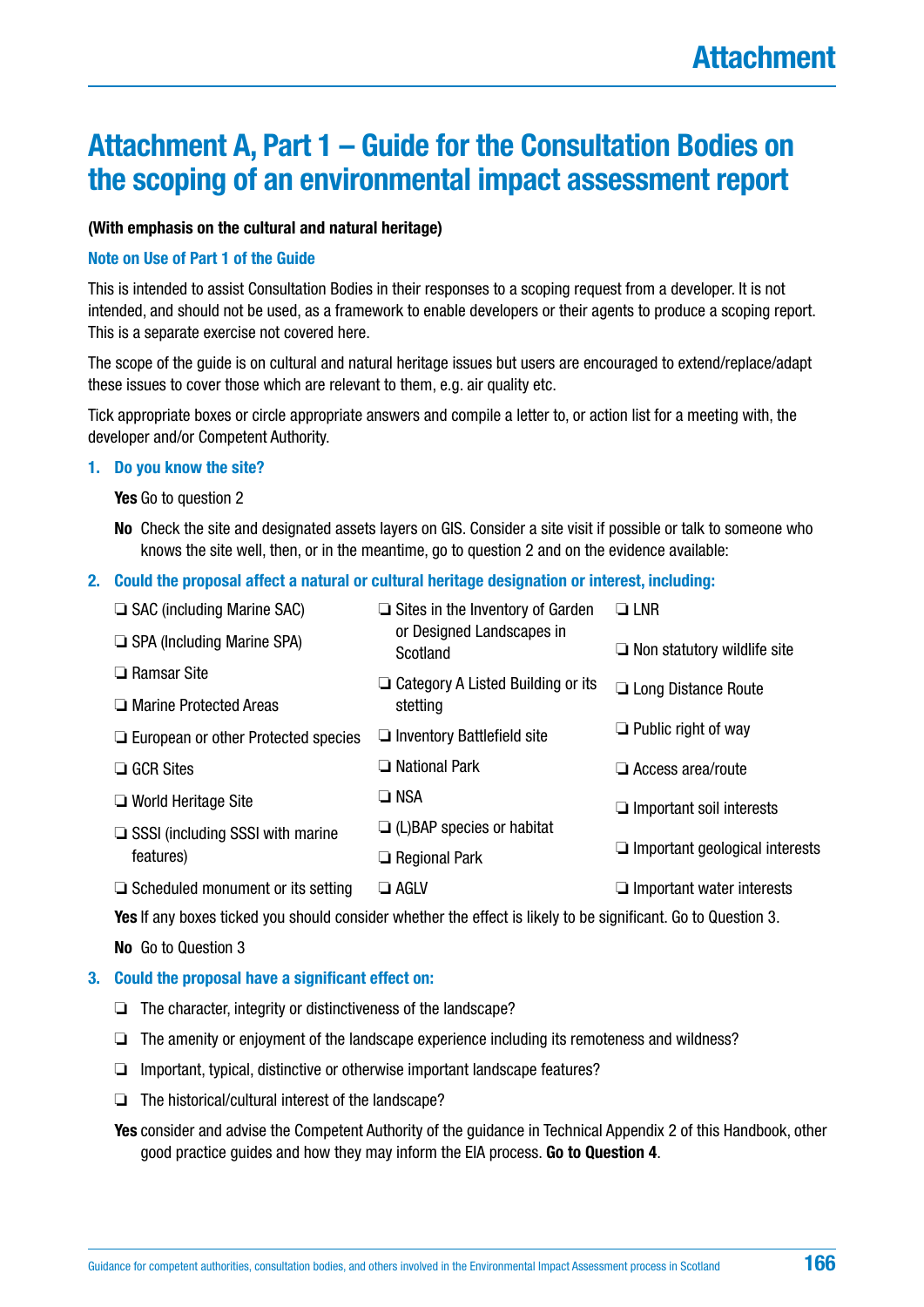# Attachment A, Part 1 – Guide for the Consultation Bodies on the scoping of an environmental impact assessment report

**(With emphasis on the cultural and natural heritage)**

### Note on Use of Part 1 of the Guide

This is intended to assist Consultation Bodies in their responses to a scoping request from a developer. It is not intended, and should not be used, as a framework to enable developers or their agents to produce a scoping report. This is a separate exercise not covered here.

The scope of the guide is on cultural and natural heritage issues but users are encouraged to extend/replace/adapt these issues to cover those which are relevant to them, e.g. air quality etc.

Tick appropriate boxes or circle appropriate answers and compile a letter to, or action list for a meeting with, the developer and/or Competent Authority.

### 1. Do you know the site?

**Yes** Go to question 2

**No** Check the site and designated assets layers on GIS. Consider a site visit if possible or talk to someone who knows the site well, then, or in the meantime, go to question 2 and on the evidence available:

### 2. Could the proposal affect a natural or cultural heritage designation or interest, including:

- ❏ SAC (including Marine SAC)
- ❏ SPA (Including Marine SPA)
- ❏ Ramsar Site
- ❏ Marine Protected Areas
- ❏ European or other Protected species
- ❏ GCR Sites
- ❏ World Heritage Site
- ❏ SSSI (including SSSI with marine features)
- ❏ Scheduled monument or its setting
- ❏ Sites in the Inventory of Garden or Designed Landscapes in Scotland
- ❏ Category A Listed Building or its stetting
- ❏ Inventory Battlefield site
- ❏ National Park
- ❏ NSA
- ❏ (L)BAP species or habitat
- ❏ Regional Park
- ❏ AGLV
- ❏ LNR
- ❏ Non statutory wildlife site
- ❏ Long Distance Route
- ❏ Public right of way
- ❏ Access area/route
- ❏ Important soil interests
- ❏ Important geological interests
- ❏ Important water interests

**Yes** If any boxes ticked you should consider whether the effect is likely to be significant. Go to Question 3.

**No** Go to Question 3

### 3. Could the proposal have a significant effect on:

- ❏ The character, integrity or distinctiveness of the landscape?
- ❏ The amenity or enjoyment of the landscape experience including its remoteness and wildness?
- ❏ Important, typical, distinctive or otherwise important landscape features?
- ❏ The historical/cultural interest of the landscape?

**Yes** consider and advise the Competent Authority of the guidance in Technical Appendix 2 of this Handbook, other good practice guides and how they may inform the EIA process. **Go to Question 4**.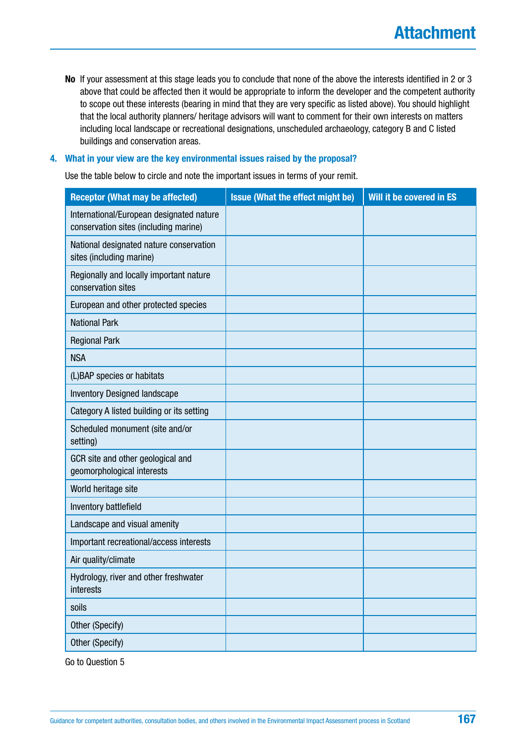**No** If your assessment at this stage leads you to conclude that none of the above the interests identified in 2 or 3 above that could be affected then it would be appropriate to inform the developer and the competent authority to scope out these interests (bearing in mind that they are very specific as listed above). You should highlight that the local authority planners/ heritage advisors will want to comment for their own interests on matters including local landscape or recreational designations, unscheduled archaeology, category B and C listed buildings and conservation areas.

**4. What in your view are the key environmental issues raised by the proposal?**

Use the table below to circle and note the important issues in terms of your remit.

| Receptor (What may be affected) | Issue (What the effect might be) | Will it be covered in ES |
|---|---|---|
| International/European designated nature conservation sites (including marine) | | |
| National designated nature conservation sites (including marine) | | |
| Regionally and locally important nature conservation sites | | |
| European and other protected species | | |
| National Park | | |
| Regional Park | | |
| NSA | | |
| (L)BAP species or habitats | | |
| Inventory Designed landscape | | |
| Category A listed building or its setting | | |
| Scheduled monument (site and/or setting) | | |
| GCR site and other geological and geomorphological interests | | |
| World heritage site | | |
| Inventory battlefield | | |
| Landscape and visual amenity | | |
| Important recreational/access interests | | |
| Air quality/climate | | |
| Hydrology, river and other freshwater interests | | |
| soils | | |
| Other (Specify) | | |
| Other (Specify) | | |

Go to Question 5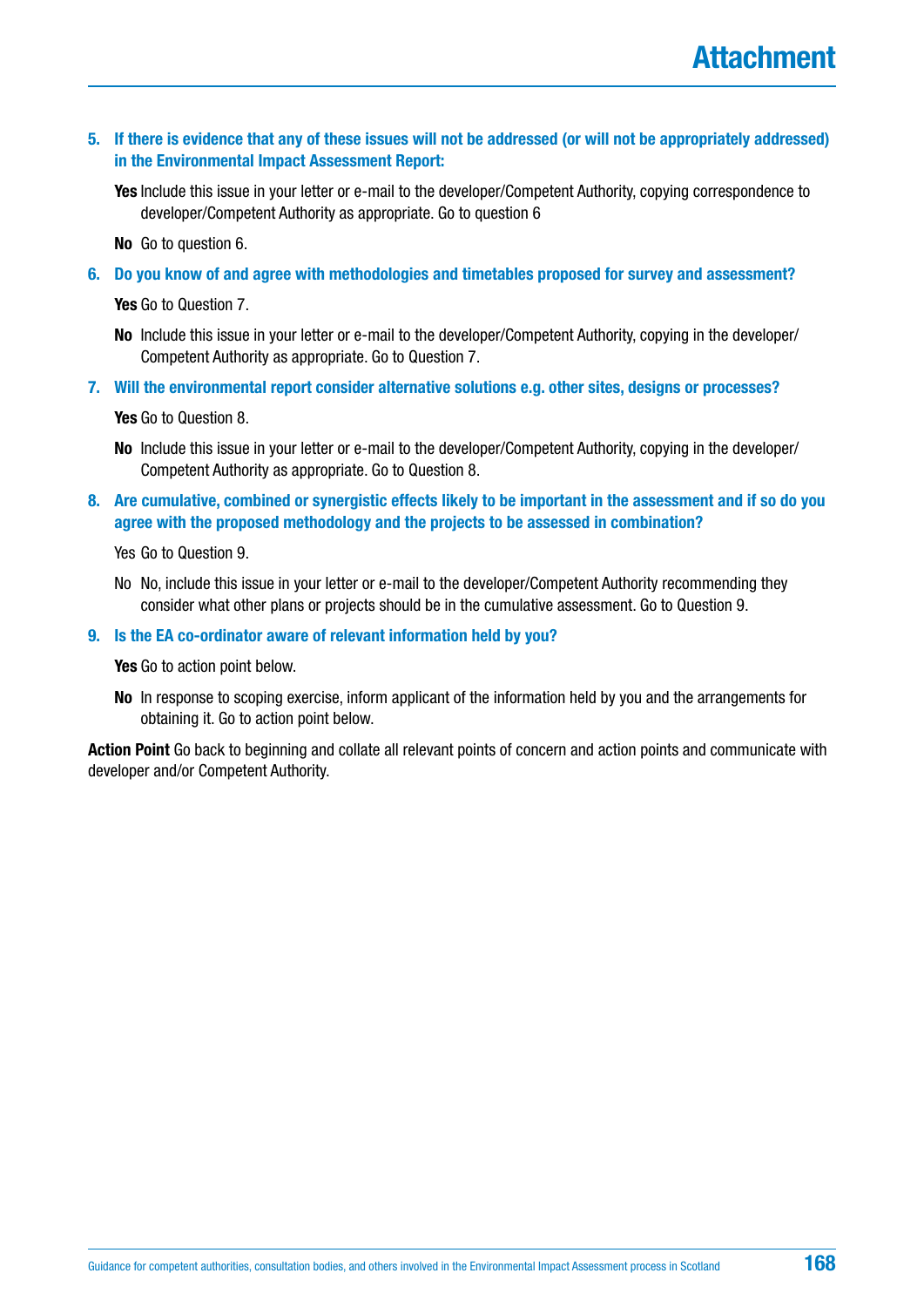**5. If there is evidence that any of these issues will not be addressed (or will not be appropriately addressed) in the Environmental Impact Assessment Report:**

**Yes** Include this issue in your letter or e-mail to the developer/Competent Authority, copying correspondence to developer/Competent Authority as appropriate. Go to question 6

**No** Go to question 6.

**6. Do you know of and agree with methodologies and timetables proposed for survey and assessment?**

**Yes** Go to Question 7.

**No** Include this issue in your letter or e-mail to the developer/Competent Authority, copying in the developer/ Competent Authority as appropriate. Go to Question 7.

**7. Will the environmental report consider alternative solutions e.g. other sites, designs or processes?**

**Yes** Go to Question 8.

**No** Include this issue in your letter or e-mail to the developer/Competent Authority, copying in the developer/ Competent Authority as appropriate. Go to Question 8.

**8. Are cumulative, combined or synergistic effects likely to be important in the assessment and if so do you agree with the proposed methodology and the projects to be assessed in combination?**

Yes Go to Question 9.

No No, include this issue in your letter or e-mail to the developer/Competent Authority recommending they consider what other plans or projects should be in the cumulative assessment. Go to Question 9.

**9. Is the EA co-ordinator aware of relevant information held by you?**

**Yes** Go to action point below.

**No** In response to scoping exercise, inform applicant of the information held by you and the arrangements for obtaining it. Go to action point below.

**Action Point** Go back to beginning and collate all relevant points of concern and action points and communicate with developer and/or Competent Authority.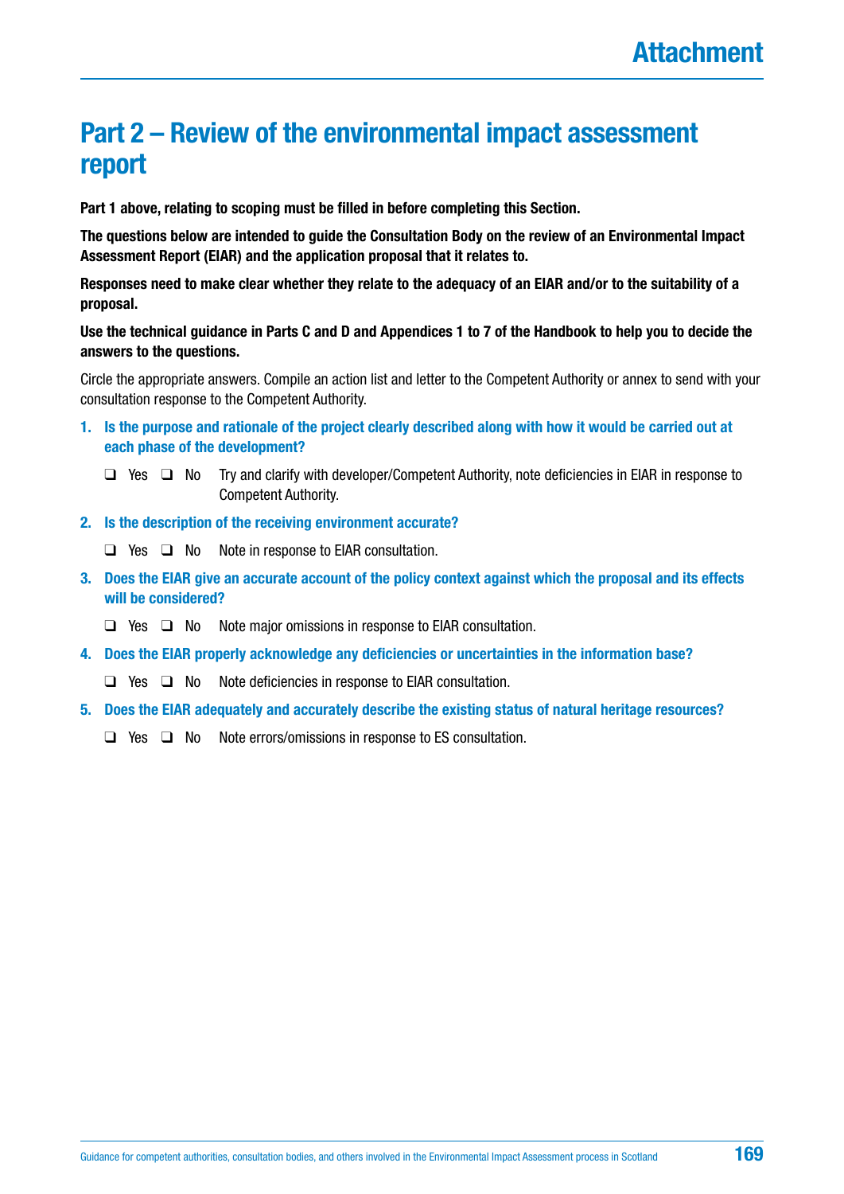# Attachment

## Part 2 – Review of the environmental impact assessment report

**Part 1 above, relating to scoping must be filled in before completing this Section.**

**The questions below are intended to guide the Consultation Body on the review of an Environmental Impact Assessment Report (EIAR) and the application proposal that it relates to.**

**Responses need to make clear whether they relate to the adequacy of an EIAR and/or to the suitability of a proposal.**

**Use the technical guidance in Parts C and D and Appendices 1 to 7 of the Handbook to help you to decide the answers to the questions.**

Circle the appropriate answers. Compile an action list and letter to the Competent Authority or annex to send with your consultation response to the Competent Authority.

1. **Is the purpose and rationale of the project clearly described along with how it would be carried out at each phase of the development?**

   ❑ Yes ❑ No Try and clarify with developer/Competent Authority, note deficiencies in EIAR in response to Competent Authority.

2. **Is the description of the receiving environment accurate?**

   ❑ Yes ❑ No Note in response to EIAR consultation.

3. **Does the EIAR give an accurate account of the policy context against which the proposal and its effects will be considered?**

   ❑ Yes ❑ No Note major omissions in response to EIAR consultation.

4. **Does the EIAR properly acknowledge any deficiencies or uncertainties in the information base?**

   ❑ Yes ❑ No Note deficiencies in response to EIAR consultation.

5. **Does the EIAR adequately and accurately describe the existing status of natural heritage resources?**

   ❑ Yes ❑ No Note errors/omissions in response to ES consultation.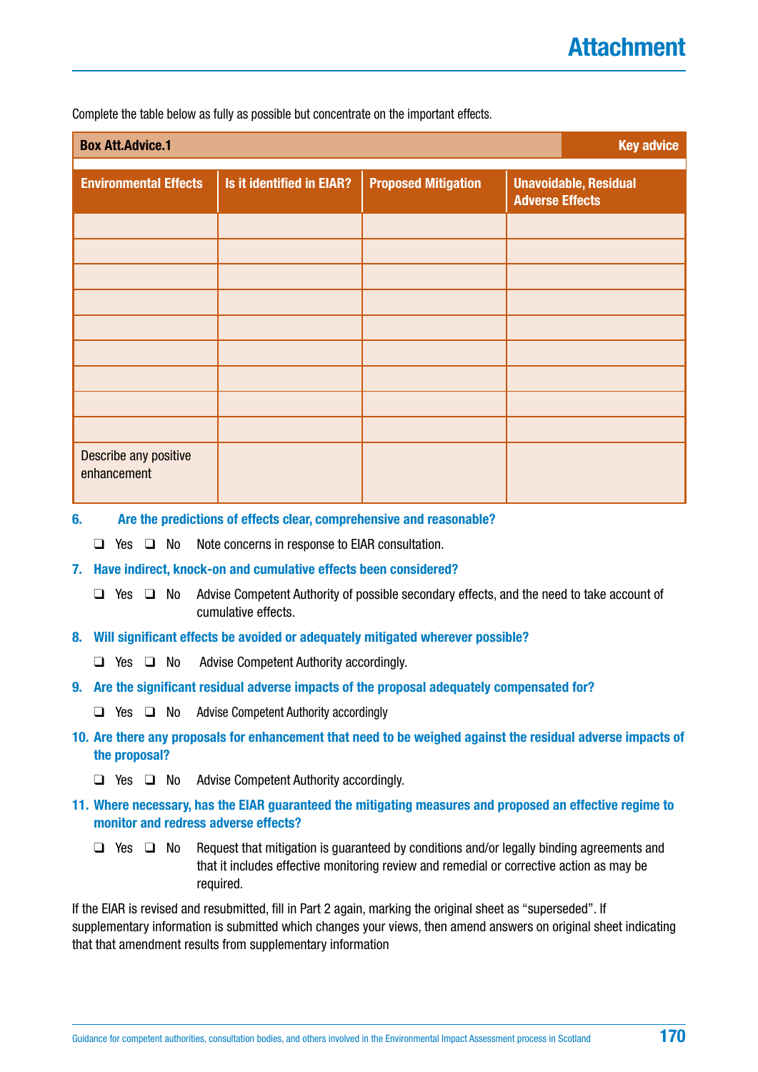# Attachment

Complete the table below as fully as possible but concentrate on the important effects.

**Box Att.Advice.1** — **Key advice**

| Environmental Effects | Is it identified in EIAR? | Proposed Mitigation | Unavoidable, Residual Adverse Effects |
|---|---|---|---|
| | | | |
| | | | |
| | | | |
| | | | |
| | | | |
| | | | |
| | | | |
| | | | |
| | | | |
| Describe any positive enhancement | | | |

6. **Are the predictions of effects clear, comprehensive and reasonable?**

   ❑ Yes ❑ No Note concerns in response to EIAR consultation.

7. **Have indirect, knock-on and cumulative effects been considered?**

   ❑ Yes ❑ No Advise Competent Authority of possible secondary effects, and the need to take account of cumulative effects.

8. **Will significant effects be avoided or adequately mitigated wherever possible?**

   ❑ Yes ❑ No Advise Competent Authority accordingly.

9. **Are the significant residual adverse impacts of the proposal adequately compensated for?**

   ❑ Yes ❑ No Advise Competent Authority accordingly

10. **Are there any proposals for enhancement that need to be weighed against the residual adverse impacts of the proposal?**

    ❑ Yes ❑ No Advise Competent Authority accordingly.

11. **Where necessary, has the EIAR guaranteed the mitigating measures and proposed an effective regime to monitor and redress adverse effects?**

    ❑ Yes ❑ No Request that mitigation is guaranteed by conditions and/or legally binding agreements and that it includes effective monitoring review and remedial or corrective action as may be required.

If the EIAR is revised and resubmitted, fill in Part 2 again, marking the original sheet as “superseded”. If supplementary information is submitted which changes your views, then amend answers on original sheet indicating that that amendment results from supplementary information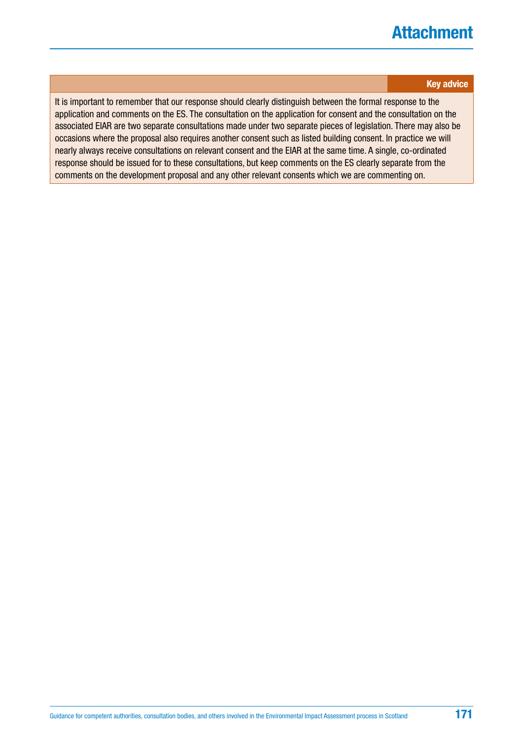# Attachment

**Key advice**

It is important to remember that our response should clearly distinguish between the formal response to the application and comments on the ES. The consultation on the application for consent and the consultation on the associated EIAR are two separate consultations made under two separate pieces of legislation. There may also be occasions where the proposal also requires another consent such as listed building consent. In practice we will nearly always receive consultations on relevant consent and the EIAR at the same time. A single, co-ordinated response should be issued for to these consultations, but keep comments on the ES clearly separate from the comments on the development proposal and any other relevant consents which we are commenting on.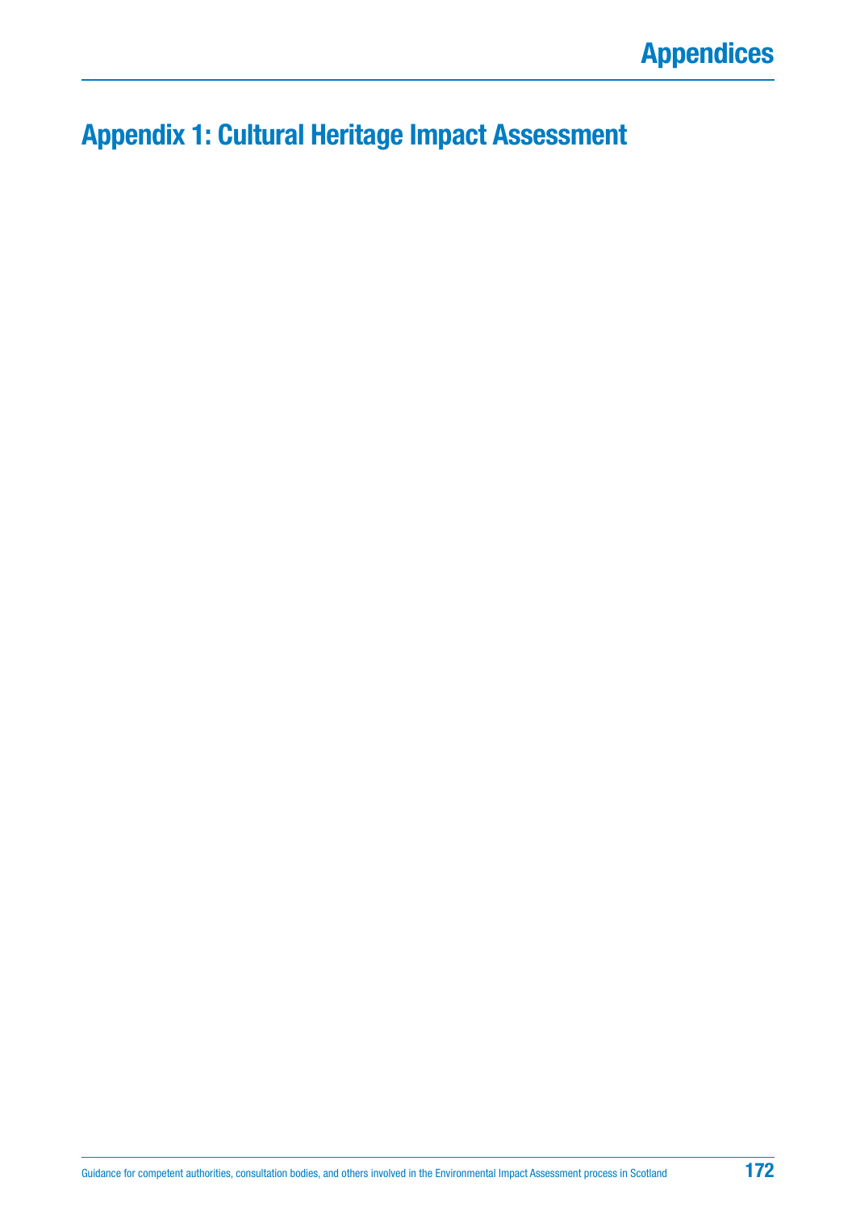# Appendix 1: Cultural Heritage Impact Assessment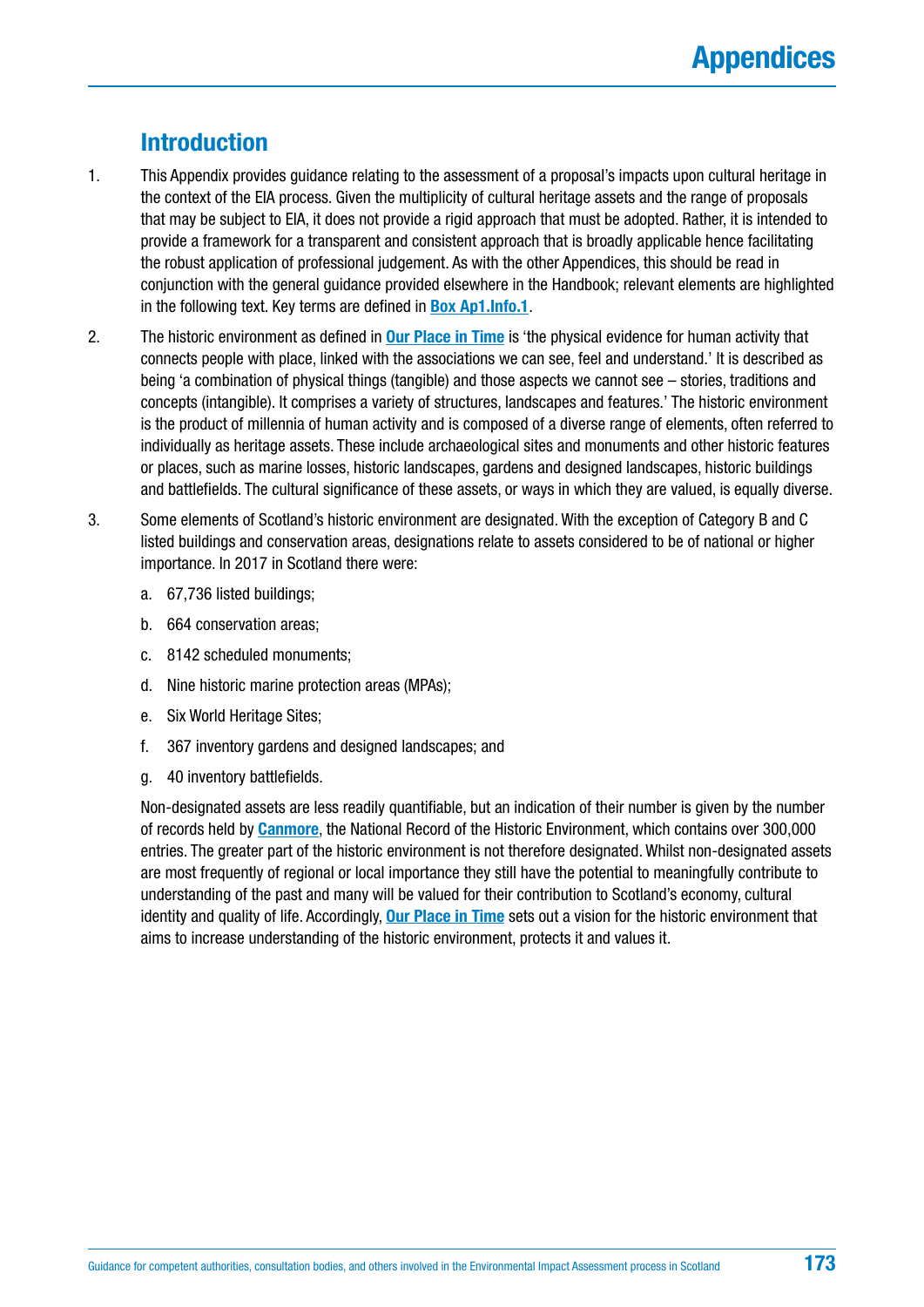## Introduction

1. This Appendix provides guidance relating to the assessment of a proposal's impacts upon cultural heritage in the context of the EIA process. Given the multiplicity of cultural heritage assets and the range of proposals that may be subject to EIA, it does not provide a rigid approach that must be adopted. Rather, it is intended to provide a framework for a transparent and consistent approach that is broadly applicable hence facilitating the robust application of professional judgement. As with the other Appendices, this should be read in conjunction with the general guidance provided elsewhere in the Handbook; relevant elements are highlighted in the following text. Key terms are defined in **Box Ap1.Info.1**.

2. The historic environment as defined in **Our Place in Time** is 'the physical evidence for human activity that connects people with place, linked with the associations we can see, feel and understand.' It is described as being 'a combination of physical things (tangible) and those aspects we cannot see – stories, traditions and concepts (intangible). It comprises a variety of structures, landscapes and features.' The historic environment is the product of millennia of human activity and is composed of a diverse range of elements, often referred to individually as heritage assets. These include archaeological sites and monuments and other historic features or places, such as marine losses, historic landscapes, gardens and designed landscapes, historic buildings and battlefields. The cultural significance of these assets, or ways in which they are valued, is equally diverse.

3. Some elements of Scotland's historic environment are designated. With the exception of Category B and C listed buildings and conservation areas, designations relate to assets considered to be of national or higher importance. In 2017 in Scotland there were:

   a. 67,736 listed buildings;

   b. 664 conservation areas;

   c. 8142 scheduled monuments;

   d. Nine historic marine protection areas (MPAs);

   e. Six World Heritage Sites;

   f. 367 inventory gardens and designed landscapes; and

   g. 40 inventory battlefields.

   Non-designated assets are less readily quantifiable, but an indication of their number is given by the number of records held by **Canmore**, the National Record of the Historic Environment, which contains over 300,000 entries. The greater part of the historic environment is not therefore designated. Whilst non-designated assets are most frequently of regional or local importance they still have the potential to meaningfully contribute to understanding of the past and many will be valued for their contribution to Scotland's economy, cultural identity and quality of life. Accordingly, **Our Place in Time** sets out a vision for the historic environment that aims to increase understanding of the historic environment, protects it and values it.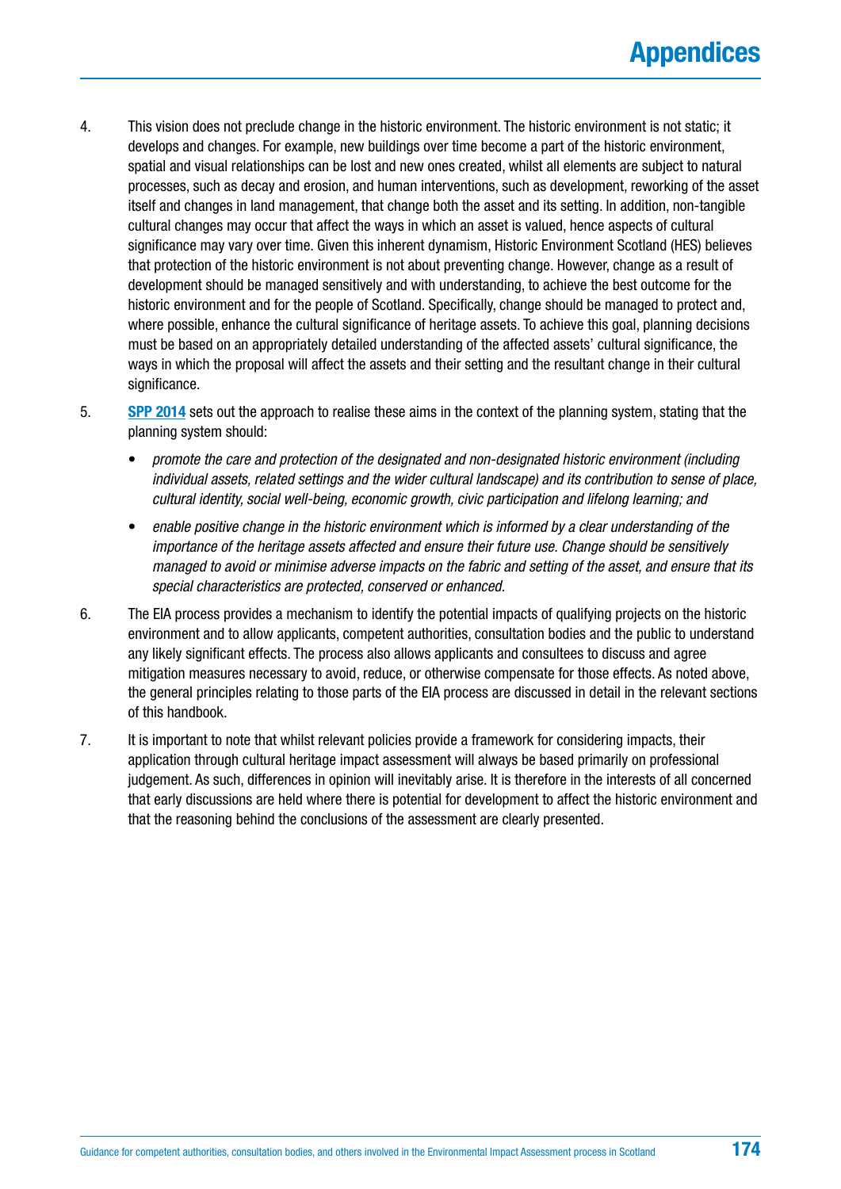4. This vision does not preclude change in the historic environment. The historic environment is not static; it develops and changes. For example, new buildings over time become a part of the historic environment, spatial and visual relationships can be lost and new ones created, whilst all elements are subject to natural processes, such as decay and erosion, and human interventions, such as development, reworking of the asset itself and changes in land management, that change both the asset and its setting. In addition, non-tangible cultural changes may occur that affect the ways in which an asset is valued, hence aspects of cultural significance may vary over time. Given this inherent dynamism, Historic Environment Scotland (HES) believes that protection of the historic environment is not about preventing change. However, change as a result of development should be managed sensitively and with understanding, to achieve the best outcome for the historic environment and for the people of Scotland. Specifically, change should be managed to protect and, where possible, enhance the cultural significance of heritage assets. To achieve this goal, planning decisions must be based on an appropriately detailed understanding of the affected assets' cultural significance, the ways in which the proposal will affect the assets and their setting and the resultant change in their cultural significance.

5. **SPP 2014** sets out the approach to realise these aims in the context of the planning system, stating that the planning system should:

   - *promote the care and protection of the designated and non-designated historic environment (including individual assets, related settings and the wider cultural landscape) and its contribution to sense of place, cultural identity, social well-being, economic growth, civic participation and lifelong learning; and*
   - *enable positive change in the historic environment which is informed by a clear understanding of the importance of the heritage assets affected and ensure their future use. Change should be sensitively managed to avoid or minimise adverse impacts on the fabric and setting of the asset, and ensure that its special characteristics are protected, conserved or enhanced.*

6. The EIA process provides a mechanism to identify the potential impacts of qualifying projects on the historic environment and to allow applicants, competent authorities, consultation bodies and the public to understand any likely significant effects. The process also allows applicants and consultees to discuss and agree mitigation measures necessary to avoid, reduce, or otherwise compensate for those effects. As noted above, the general principles relating to those parts of the EIA process are discussed in detail in the relevant sections of this handbook.

7. It is important to note that whilst relevant policies provide a framework for considering impacts, their application through cultural heritage impact assessment will always be based primarily on professional judgement. As such, differences in opinion will inevitably arise. It is therefore in the interests of all concerned that early discussions are held where there is potential for development to affect the historic environment and that the reasoning behind the conclusions of the assessment are clearly presented.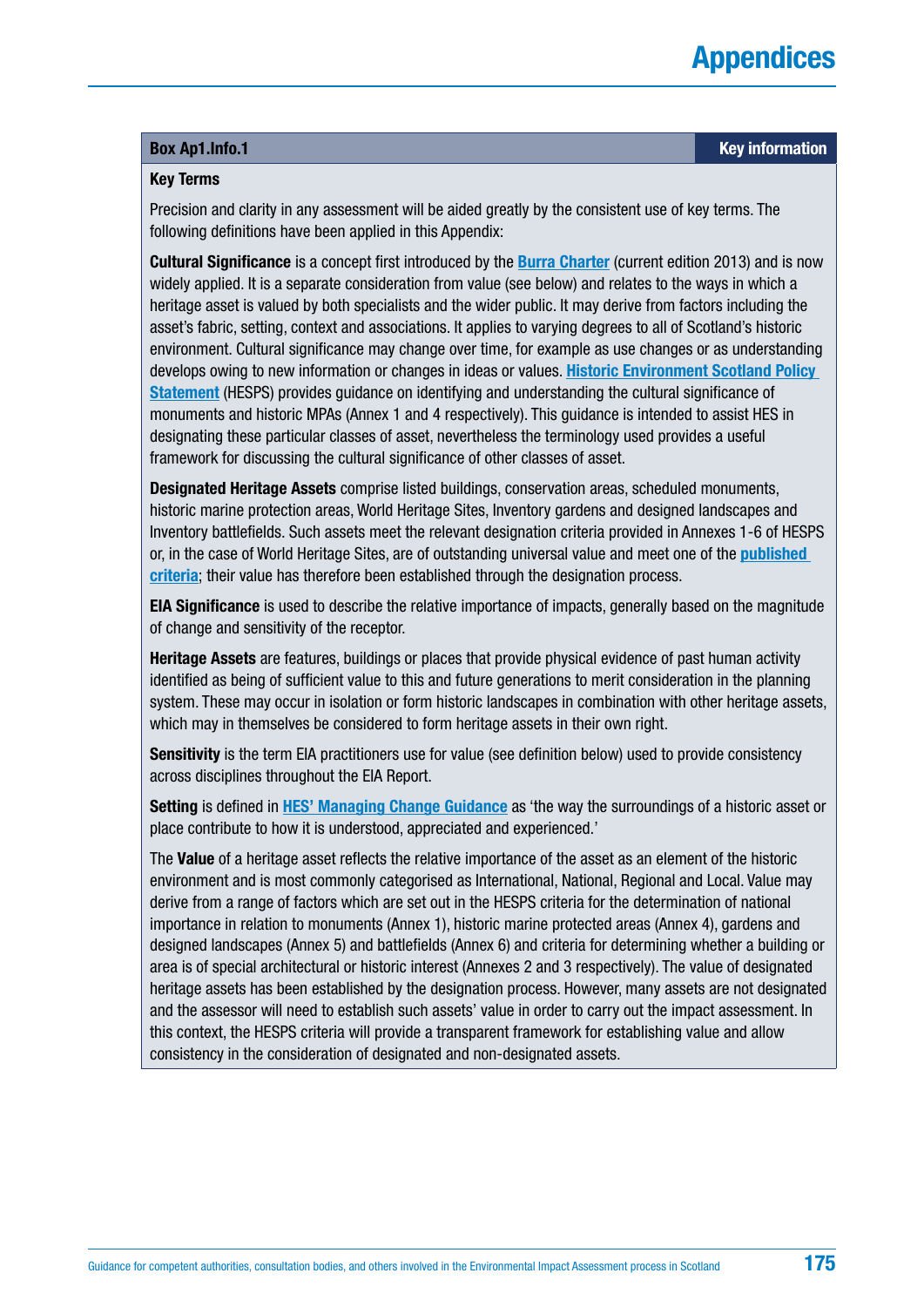# Appendices

**Box Ap1.Info.1** — **Key information**

**Key Terms**

Precision and clarity in any assessment will be aided greatly by the consistent use of key terms. The following definitions have been applied in this Appendix:

**Cultural Significance** is a concept first introduced by the **Burra Charter** (current edition 2013) and is now widely applied. It is a separate consideration from value (see below) and relates to the ways in which a heritage asset is valued by both specialists and the wider public. It may derive from factors including the asset's fabric, setting, context and associations. It applies to varying degrees to all of Scotland's historic environment. Cultural significance may change over time, for example as use changes or as understanding develops owing to new information or changes in ideas or values. **Historic Environment Scotland Policy Statement** (HESPS) provides guidance on identifying and understanding the cultural significance of monuments and historic MPAs (Annex 1 and 4 respectively). This guidance is intended to assist HES in designating these particular classes of asset, nevertheless the terminology used provides a useful framework for discussing the cultural significance of other classes of asset.

**Designated Heritage Assets** comprise listed buildings, conservation areas, scheduled monuments, historic marine protection areas, World Heritage Sites, Inventory gardens and designed landscapes and Inventory battlefields. Such assets meet the relevant designation criteria provided in Annexes 1-6 of HESPS or, in the case of World Heritage Sites, are of outstanding universal value and meet one of the **published criteria**; their value has therefore been established through the designation process.

**EIA Significance** is used to describe the relative importance of impacts, generally based on the magnitude of change and sensitivity of the receptor.

**Heritage Assets** are features, buildings or places that provide physical evidence of past human activity identified as being of sufficient value to this and future generations to merit consideration in the planning system. These may occur in isolation or form historic landscapes in combination with other heritage assets, which may in themselves be considered to form heritage assets in their own right.

**Sensitivity** is the term EIA practitioners use for value (see definition below) used to provide consistency across disciplines throughout the EIA Report.

**Setting** is defined in **HES' Managing Change Guidance** as 'the way the surroundings of a historic asset or place contribute to how it is understood, appreciated and experienced.'

The **Value** of a heritage asset reflects the relative importance of the asset as an element of the historic environment and is most commonly categorised as International, National, Regional and Local. Value may derive from a range of factors which are set out in the HESPS criteria for the determination of national importance in relation to monuments (Annex 1), historic marine protected areas (Annex 4), gardens and designed landscapes (Annex 5) and battlefields (Annex 6) and criteria for determining whether a building or area is of special architectural or historic interest (Annexes 2 and 3 respectively). The value of designated heritage assets has been established by the designation process. However, many assets are not designated and the assessor will need to establish such assets' value in order to carry out the impact assessment. In this context, the HESPS criteria will provide a transparent framework for establishing value and allow consistency in the consideration of designated and non-designated assets.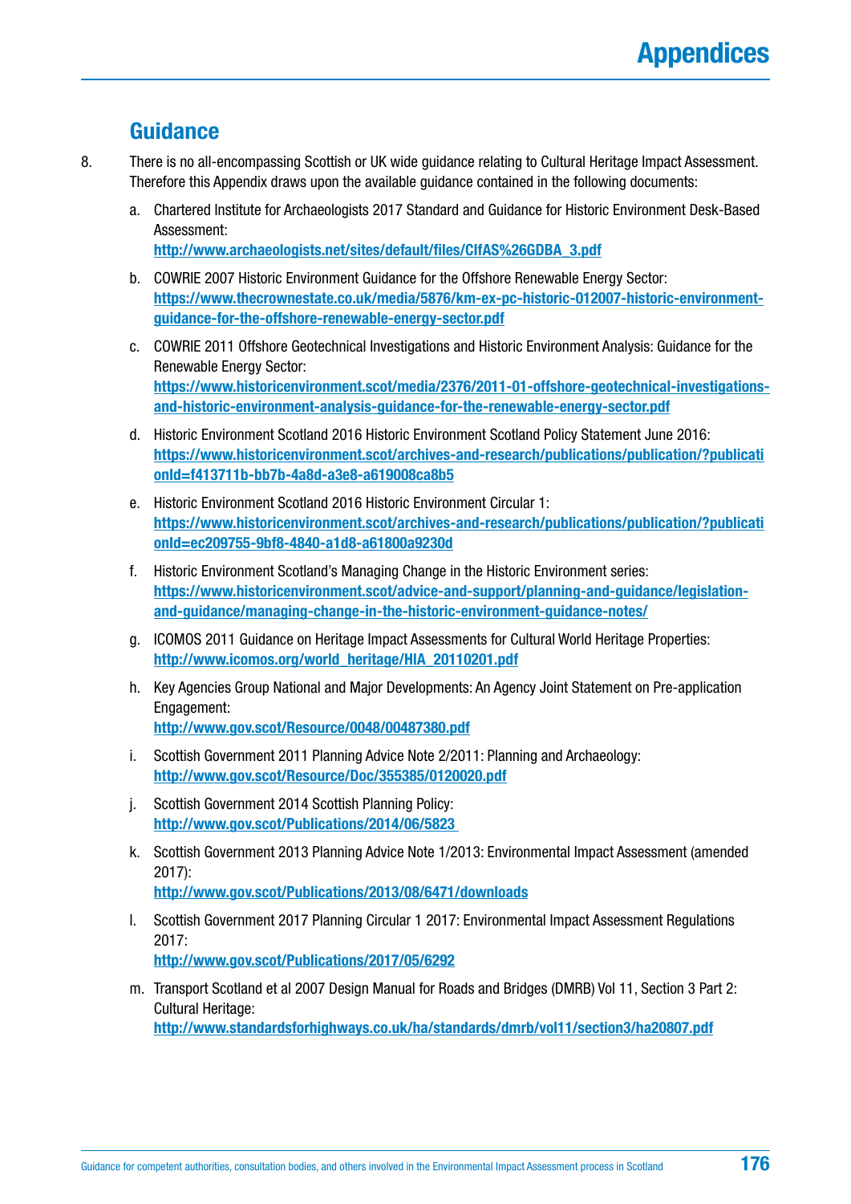## Guidance

8. There is no all-encompassing Scottish or UK wide guidance relating to Cultural Heritage Impact Assessment. Therefore this Appendix draws upon the available guidance contained in the following documents:

   a. Chartered Institute for Archaeologists 2017 Standard and Guidance for Historic Environment Desk-Based Assessment:
   **http://www.archaeologists.net/sites/default/files/CIfAS%26GDBA_3.pdf**

   b. COWRIE 2007 Historic Environment Guidance for the Offshore Renewable Energy Sector:
   **https://www.thecrownestate.co.uk/media/5876/km-ex-pc-historic-012007-historic-environment-guidance-for-the-offshore-renewable-energy-sector.pdf**

   c. COWRIE 2011 Offshore Geotechnical Investigations and Historic Environment Analysis: Guidance for the Renewable Energy Sector:
   **https://www.historicenvironment.scot/media/2376/2011-01-offshore-geotechnical-investigations-and-historic-environment-analysis-guidance-for-the-renewable-energy-sector.pdf**

   d. Historic Environment Scotland 2016 Historic Environment Scotland Policy Statement June 2016:
   **https://www.historicenvironment.scot/archives-and-research/publications/publication/?publicationId=f413711b-bb7b-4a8d-a3e8-a619008ca8b5**

   e. Historic Environment Scotland 2016 Historic Environment Circular 1:
   **https://www.historicenvironment.scot/archives-and-research/publications/publication/?publicationId=ec209755-9bf8-4840-a1d8-a61800a9230d**

   f. Historic Environment Scotland's Managing Change in the Historic Environment series:
   **https://www.historicenvironment.scot/advice-and-support/planning-and-guidance/legislation-and-guidance/managing-change-in-the-historic-environment-guidance-notes/**

   g. ICOMOS 2011 Guidance on Heritage Impact Assessments for Cultural World Heritage Properties:
   **http://www.icomos.org/world_heritage/HIA_20110201.pdf**

   h. Key Agencies Group National and Major Developments: An Agency Joint Statement on Pre-application Engagement:
   **http://www.gov.scot/Resource/0048/00487380.pdf**

   i. Scottish Government 2011 Planning Advice Note 2/2011: Planning and Archaeology:
   **http://www.gov.scot/Resource/Doc/355385/0120020.pdf**

   j. Scottish Government 2014 Scottish Planning Policy:
   **http://www.gov.scot/Publications/2014/06/5823**

   k. Scottish Government 2013 Planning Advice Note 1/2013: Environmental Impact Assessment (amended 2017):
   **http://www.gov.scot/Publications/2013/08/6471/downloads**

   l. Scottish Government 2017 Planning Circular 1 2017: Environmental Impact Assessment Regulations 2017:
   **http://www.gov.scot/Publications/2017/05/6292**

   m. Transport Scotland et al 2007 Design Manual for Roads and Bridges (DMRB) Vol 11, Section 3 Part 2: Cultural Heritage:
   **http://www.standardsforhighways.co.uk/ha/standards/dmrb/vol11/section3/ha20807.pdf**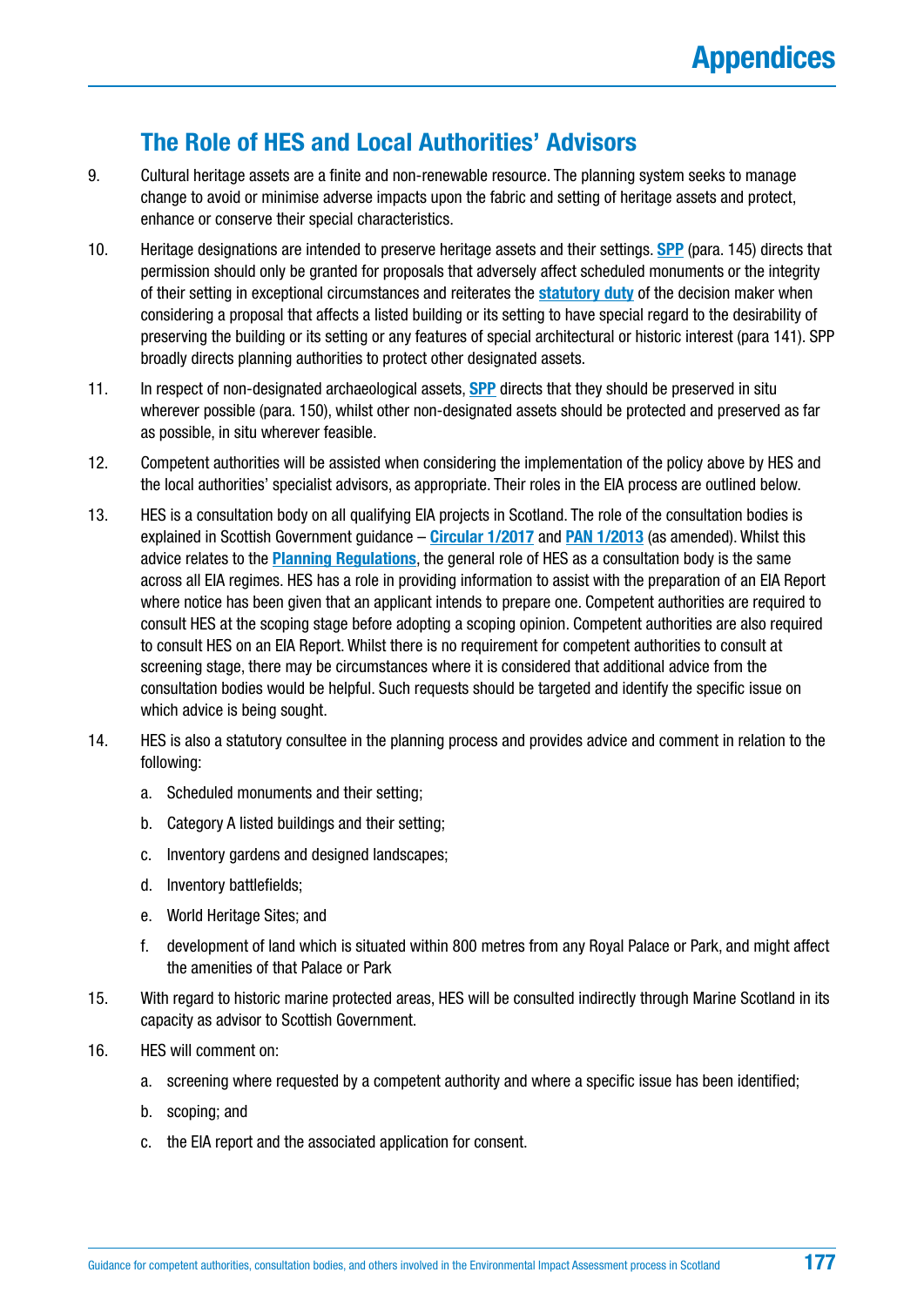## The Role of HES and Local Authorities' Advisors

9. Cultural heritage assets are a finite and non-renewable resource. The planning system seeks to manage change to avoid or minimise adverse impacts upon the fabric and setting of heritage assets and protect, enhance or conserve their special characteristics.

10. Heritage designations are intended to preserve heritage assets and their settings. **SPP** (para. 145) directs that permission should only be granted for proposals that adversely affect scheduled monuments or the integrity of their setting in exceptional circumstances and reiterates the **statutory duty** of the decision maker when considering a proposal that affects a listed building or its setting to have special regard to the desirability of preserving the building or its setting or any features of special architectural or historic interest (para 141). SPP broadly directs planning authorities to protect other designated assets.

11. In respect of non-designated archaeological assets, **SPP** directs that they should be preserved in situ wherever possible (para. 150), whilst other non-designated assets should be protected and preserved as far as possible, in situ wherever feasible.

12. Competent authorities will be assisted when considering the implementation of the policy above by HES and the local authorities' specialist advisors, as appropriate. Their roles in the EIA process are outlined below.

13. HES is a consultation body on all qualifying EIA projects in Scotland. The role of the consultation bodies is explained in Scottish Government guidance – **Circular 1/2017** and **PAN 1/2013** (as amended). Whilst this advice relates to the **Planning Regulations**, the general role of HES as a consultation body is the same across all EIA regimes. HES has a role in providing information to assist with the preparation of an EIA Report where notice has been given that an applicant intends to prepare one. Competent authorities are required to consult HES at the scoping stage before adopting a scoping opinion. Competent authorities are also required to consult HES on an EIA Report. Whilst there is no requirement for competent authorities to consult at screening stage, there may be circumstances where it is considered that additional advice from the consultation bodies would be helpful. Such requests should be targeted and identify the specific issue on which advice is being sought.

14. HES is also a statutory consultee in the planning process and provides advice and comment in relation to the following:

    a. Scheduled monuments and their setting;

    b. Category A listed buildings and their setting;

    c. Inventory gardens and designed landscapes;

    d. Inventory battlefields;

    e. World Heritage Sites; and

    f. development of land which is situated within 800 metres from any Royal Palace or Park, and might affect the amenities of that Palace or Park

15. With regard to historic marine protected areas, HES will be consulted indirectly through Marine Scotland in its capacity as advisor to Scottish Government.

16. HES will comment on:

    a. screening where requested by a competent authority and where a specific issue has been identified;

    b. scoping; and

    c. the EIA report and the associated application for consent.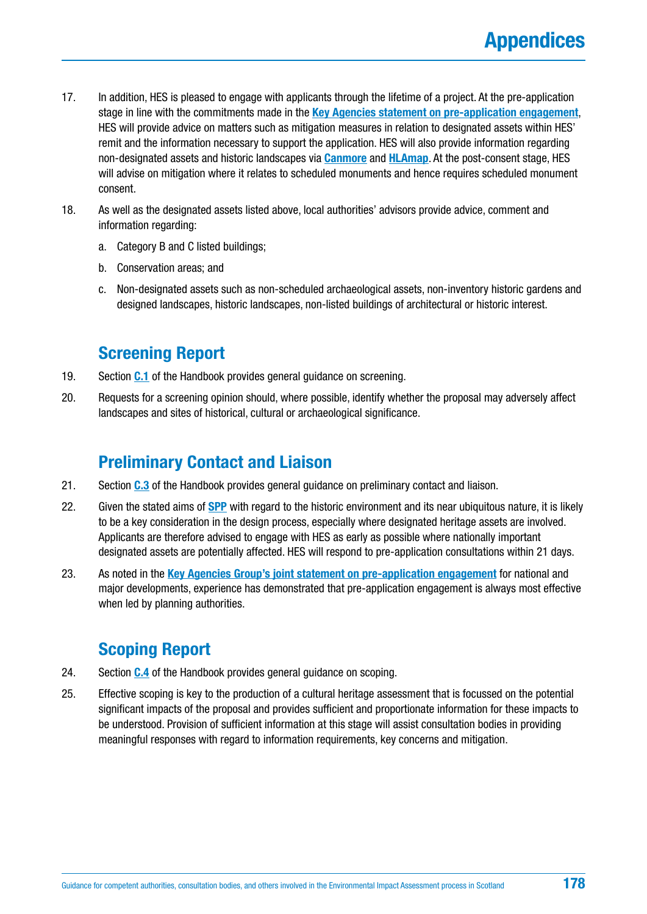17. In addition, HES is pleased to engage with applicants through the lifetime of a project. At the pre-application stage in line with the commitments made in the **Key Agencies statement on pre-application engagement**, HES will provide advice on matters such as mitigation measures in relation to designated assets within HES' remit and the information necessary to support the application. HES will also provide information regarding non-designated assets and historic landscapes via **Canmore** and **HLAmap**. At the post-consent stage, HES will advise on mitigation where it relates to scheduled monuments and hence requires scheduled monument consent.

18. As well as the designated assets listed above, local authorities' advisors provide advice, comment and information regarding:

    a. Category B and C listed buildings;

    b. Conservation areas; and

    c. Non-designated assets such as non-scheduled archaeological assets, non-inventory historic gardens and designed landscapes, historic landscapes, non-listed buildings of architectural or historic interest.

## Screening Report

19. Section **C.1** of the Handbook provides general guidance on screening.

20. Requests for a screening opinion should, where possible, identify whether the proposal may adversely affect landscapes and sites of historical, cultural or archaeological significance.

## Preliminary Contact and Liaison

21. Section **C.3** of the Handbook provides general guidance on preliminary contact and liaison.

22. Given the stated aims of **SPP** with regard to the historic environment and its near ubiquitous nature, it is likely to be a key consideration in the design process, especially where designated heritage assets are involved. Applicants are therefore advised to engage with HES as early as possible where nationally important designated assets are potentially affected. HES will respond to pre-application consultations within 21 days.

23. As noted in the **Key Agencies Group's joint statement on pre-application engagement** for national and major developments, experience has demonstrated that pre-application engagement is always most effective when led by planning authorities.

## Scoping Report

24. Section **C.4** of the Handbook provides general guidance on scoping.

25. Effective scoping is key to the production of a cultural heritage assessment that is focussed on the potential significant impacts of the proposal and provides sufficient and proportionate information for these impacts to be understood. Provision of sufficient information at this stage will assist consultation bodies in providing meaningful responses with regard to information requirements, key concerns and mitigation.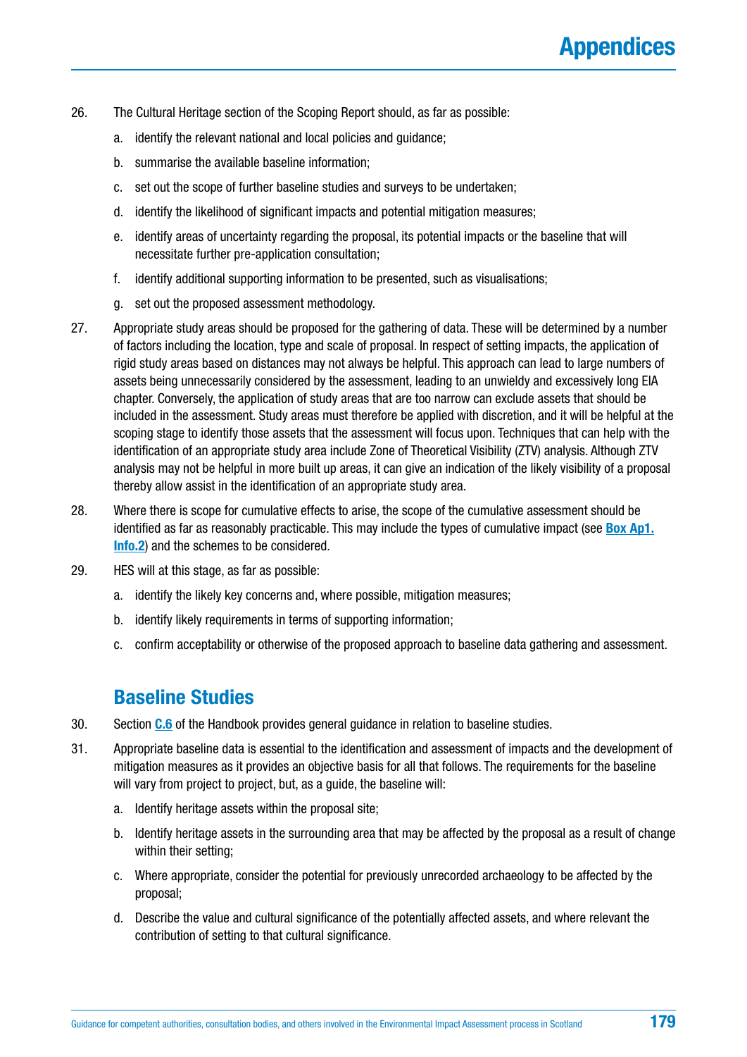26. The Cultural Heritage section of the Scoping Report should, as far as possible:

    a. identify the relevant national and local policies and guidance;

    b. summarise the available baseline information;

    c. set out the scope of further baseline studies and surveys to be undertaken;

    d. identify the likelihood of significant impacts and potential mitigation measures;

    e. identify areas of uncertainty regarding the proposal, its potential impacts or the baseline that will necessitate further pre-application consultation;

    f. identify additional supporting information to be presented, such as visualisations;

    g. set out the proposed assessment methodology.

27. Appropriate study areas should be proposed for the gathering of data. These will be determined by a number of factors including the location, type and scale of proposal. In respect of setting impacts, the application of rigid study areas based on distances may not always be helpful. This approach can lead to large numbers of assets being unnecessarily considered by the assessment, leading to an unwieldy and excessively long EIA chapter. Conversely, the application of study areas that are too narrow can exclude assets that should be included in the assessment. Study areas must therefore be applied with discretion, and it will be helpful at the scoping stage to identify those assets that the assessment will focus upon. Techniques that can help with the identification of an appropriate study area include Zone of Theoretical Visibility (ZTV) analysis. Although ZTV analysis may not be helpful in more built up areas, it can give an indication of the likely visibility of a proposal thereby allow assist in the identification of an appropriate study area.

28. Where there is scope for cumulative effects to arise, the scope of the cumulative assessment should be identified as far as reasonably practicable. This may include the types of cumulative impact (see **Box Ap1. Info.2**) and the schemes to be considered.

29. HES will at this stage, as far as possible:

    a. identify the likely key concerns and, where possible, mitigation measures;

    b. identify likely requirements in terms of supporting information;

    c. confirm acceptability or otherwise of the proposed approach to baseline data gathering and assessment.

## Baseline Studies

30. Section **C.6** of the Handbook provides general guidance in relation to baseline studies.

31. Appropriate baseline data is essential to the identification and assessment of impacts and the development of mitigation measures as it provides an objective basis for all that follows. The requirements for the baseline will vary from project to project, but, as a guide, the baseline will:

    a. Identify heritage assets within the proposal site;

    b. Identify heritage assets in the surrounding area that may be affected by the proposal as a result of change within their setting;

    c. Where appropriate, consider the potential for previously unrecorded archaeology to be affected by the proposal;

    d. Describe the value and cultural significance of the potentially affected assets, and where relevant the contribution of setting to that cultural significance.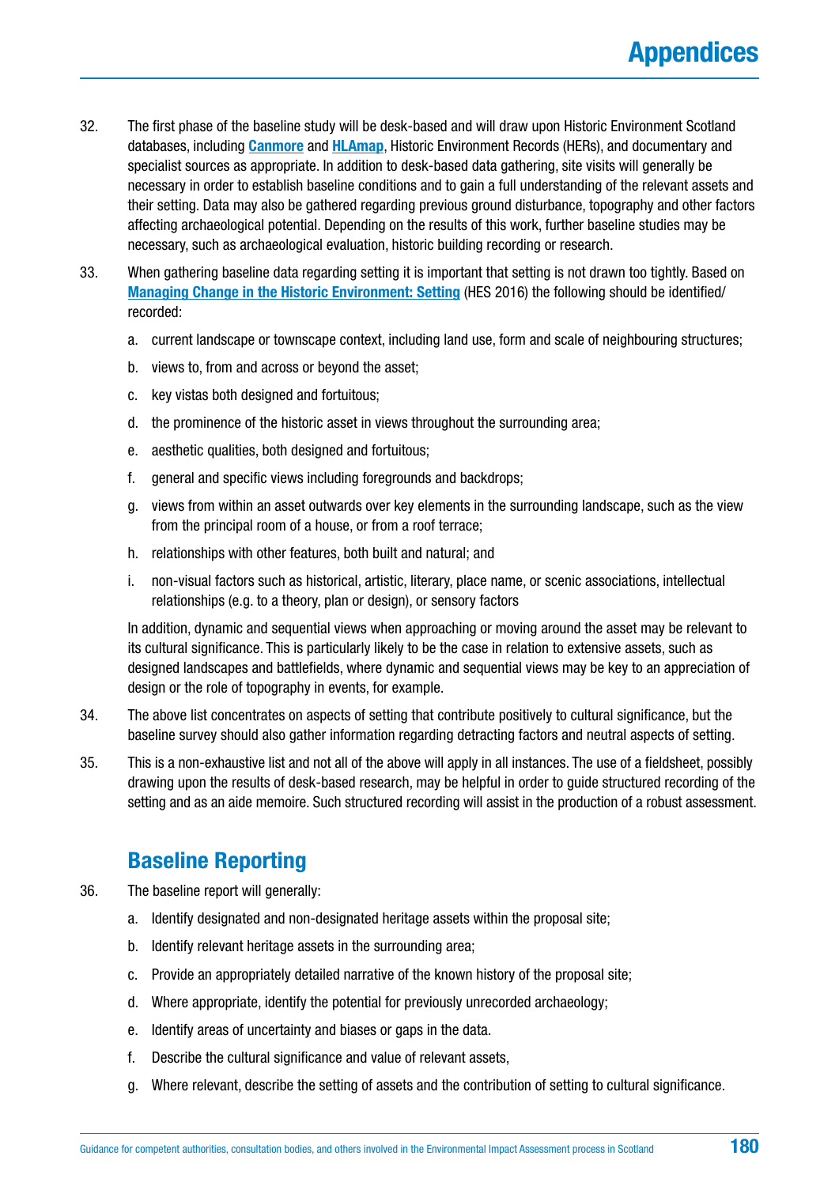32. The first phase of the baseline study will be desk-based and will draw upon Historic Environment Scotland databases, including **Canmore** and **HLAmap**, Historic Environment Records (HERs), and documentary and specialist sources as appropriate. In addition to desk-based data gathering, site visits will generally be necessary in order to establish baseline conditions and to gain a full understanding of the relevant assets and their setting. Data may also be gathered regarding previous ground disturbance, topography and other factors affecting archaeological potential. Depending on the results of this work, further baseline studies may be necessary, such as archaeological evaluation, historic building recording or research.

33. When gathering baseline data regarding setting it is important that setting is not drawn too tightly. Based on **Managing Change in the Historic Environment: Setting** (HES 2016) the following should be identified/ recorded:

    a. current landscape or townscape context, including land use, form and scale of neighbouring structures;

    b. views to, from and across or beyond the asset;

    c. key vistas both designed and fortuitous;

    d. the prominence of the historic asset in views throughout the surrounding area;

    e. aesthetic qualities, both designed and fortuitous;

    f. general and specific views including foregrounds and backdrops;

    g. views from within an asset outwards over key elements in the surrounding landscape, such as the view from the principal room of a house, or from a roof terrace;

    h. relationships with other features, both built and natural; and

    i. non-visual factors such as historical, artistic, literary, place name, or scenic associations, intellectual relationships (e.g. to a theory, plan or design), or sensory factors

    In addition, dynamic and sequential views when approaching or moving around the asset may be relevant to its cultural significance. This is particularly likely to be the case in relation to extensive assets, such as designed landscapes and battlefields, where dynamic and sequential views may be key to an appreciation of design or the role of topography in events, for example.

34. The above list concentrates on aspects of setting that contribute positively to cultural significance, but the baseline survey should also gather information regarding detracting factors and neutral aspects of setting.

35. This is a non-exhaustive list and not all of the above will apply in all instances. The use of a fieldsheet, possibly drawing upon the results of desk-based research, may be helpful in order to guide structured recording of the setting and as an aide memoire. Such structured recording will assist in the production of a robust assessment.

## Baseline Reporting

36. The baseline report will generally:

    a. Identify designated and non-designated heritage assets within the proposal site;

    b. Identify relevant heritage assets in the surrounding area;

    c. Provide an appropriately detailed narrative of the known history of the proposal site;

    d. Where appropriate, identify the potential for previously unrecorded archaeology;

    e. Identify areas of uncertainty and biases or gaps in the data.

    f. Describe the cultural significance and value of relevant assets,

    g. Where relevant, describe the setting of assets and the contribution of setting to cultural significance.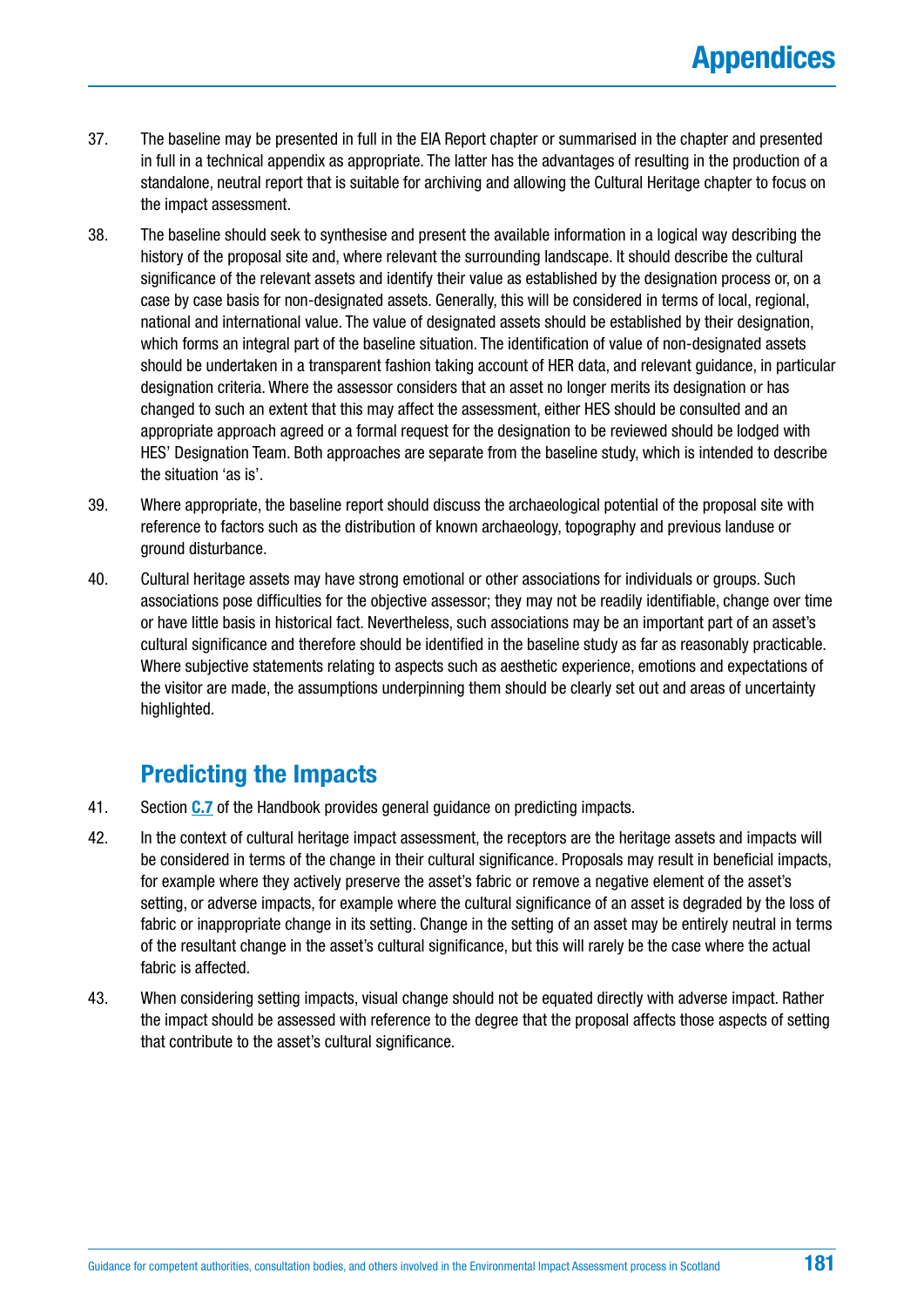37. The baseline may be presented in full in the EIA Report chapter or summarised in the chapter and presented in full in a technical appendix as appropriate. The latter has the advantages of resulting in the production of a standalone, neutral report that is suitable for archiving and allowing the Cultural Heritage chapter to focus on the impact assessment.

38. The baseline should seek to synthesise and present the available information in a logical way describing the history of the proposal site and, where relevant the surrounding landscape. It should describe the cultural significance of the relevant assets and identify their value as established by the designation process or, on a case by case basis for non-designated assets. Generally, this will be considered in terms of local, regional, national and international value. The value of designated assets should be established by their designation, which forms an integral part of the baseline situation. The identification of value of non-designated assets should be undertaken in a transparent fashion taking account of HER data, and relevant guidance, in particular designation criteria. Where the assessor considers that an asset no longer merits its designation or has changed to such an extent that this may affect the assessment, either HES should be consulted and an appropriate approach agreed or a formal request for the designation to be reviewed should be lodged with HES' Designation Team. Both approaches are separate from the baseline study, which is intended to describe the situation 'as is'.

39. Where appropriate, the baseline report should discuss the archaeological potential of the proposal site with reference to factors such as the distribution of known archaeology, topography and previous landuse or ground disturbance.

40. Cultural heritage assets may have strong emotional or other associations for individuals or groups. Such associations pose difficulties for the objective assessor; they may not be readily identifiable, change over time or have little basis in historical fact. Nevertheless, such associations may be an important part of an asset's cultural significance and therefore should be identified in the baseline study as far as reasonably practicable. Where subjective statements relating to aspects such as aesthetic experience, emotions and expectations of the visitor are made, the assumptions underpinning them should be clearly set out and areas of uncertainty highlighted.

## Predicting the Impacts

41. Section **C.7** of the Handbook provides general guidance on predicting impacts.

42. In the context of cultural heritage impact assessment, the receptors are the heritage assets and impacts will be considered in terms of the change in their cultural significance. Proposals may result in beneficial impacts, for example where they actively preserve the asset's fabric or remove a negative element of the asset's setting, or adverse impacts, for example where the cultural significance of an asset is degraded by the loss of fabric or inappropriate change in its setting. Change in the setting of an asset may be entirely neutral in terms of the resultant change in the asset's cultural significance, but this will rarely be the case where the actual fabric is affected.

43. When considering setting impacts, visual change should not be equated directly with adverse impact. Rather the impact should be assessed with reference to the degree that the proposal affects those aspects of setting that contribute to the asset's cultural significance.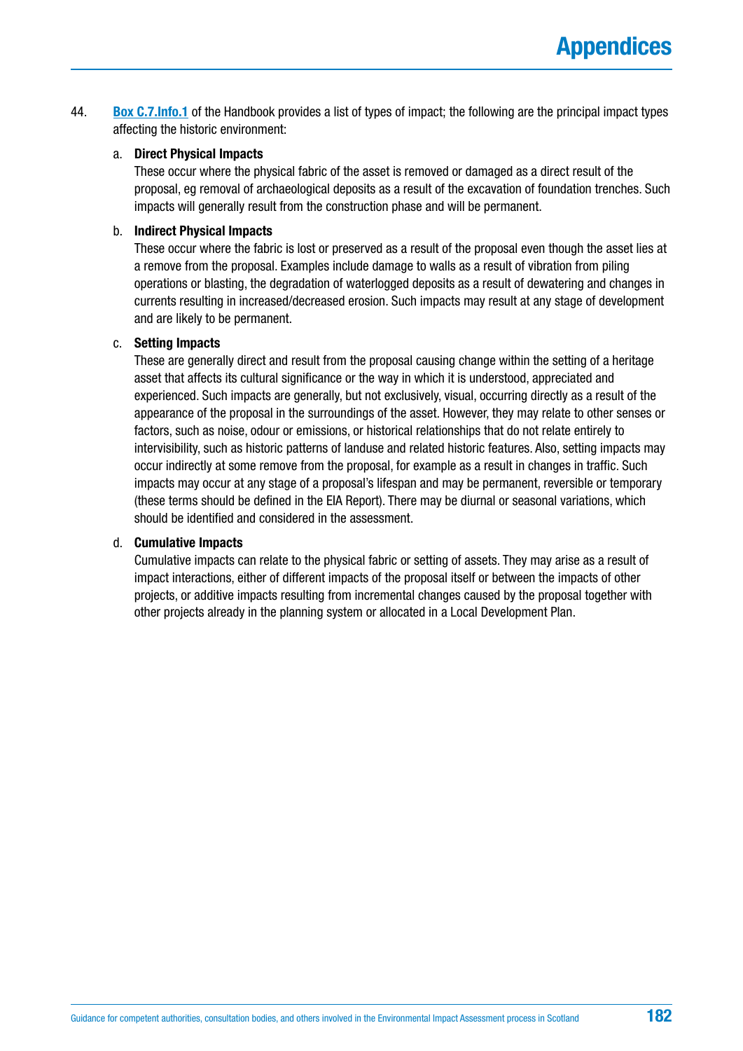44. **Box C.7.Info.1** of the Handbook provides a list of types of impact; the following are the principal impact types affecting the historic environment:

    a. **Direct Physical Impacts**
    These occur where the physical fabric of the asset is removed or damaged as a direct result of the proposal, eg removal of archaeological deposits as a result of the excavation of foundation trenches. Such impacts will generally result from the construction phase and will be permanent.

    b. **Indirect Physical Impacts**
    These occur where the fabric is lost or preserved as a result of the proposal even though the asset lies at a remove from the proposal. Examples include damage to walls as a result of vibration from piling operations or blasting, the degradation of waterlogged deposits as a result of dewatering and changes in currents resulting in increased/decreased erosion. Such impacts may result at any stage of development and are likely to be permanent.

    c. **Setting Impacts**
    These are generally direct and result from the proposal causing change within the setting of a heritage asset that affects its cultural significance or the way in which it is understood, appreciated and experienced. Such impacts are generally, but not exclusively, visual, occurring directly as a result of the appearance of the proposal in the surroundings of the asset. However, they may relate to other senses or factors, such as noise, odour or emissions, or historical relationships that do not relate entirely to intervisibility, such as historic patterns of landuse and related historic features. Also, setting impacts may occur indirectly at some remove from the proposal, for example as a result in changes in traffic. Such impacts may occur at any stage of a proposal's lifespan and may be permanent, reversible or temporary (these terms should be defined in the EIA Report). There may be diurnal or seasonal variations, which should be identified and considered in the assessment.

    d. **Cumulative Impacts**
    Cumulative impacts can relate to the physical fabric or setting of assets. They may arise as a result of impact interactions, either of different impacts of the proposal itself or between the impacts of other projects, or additive impacts resulting from incremental changes caused by the proposal together with other projects already in the planning system or allocated in a Local Development Plan.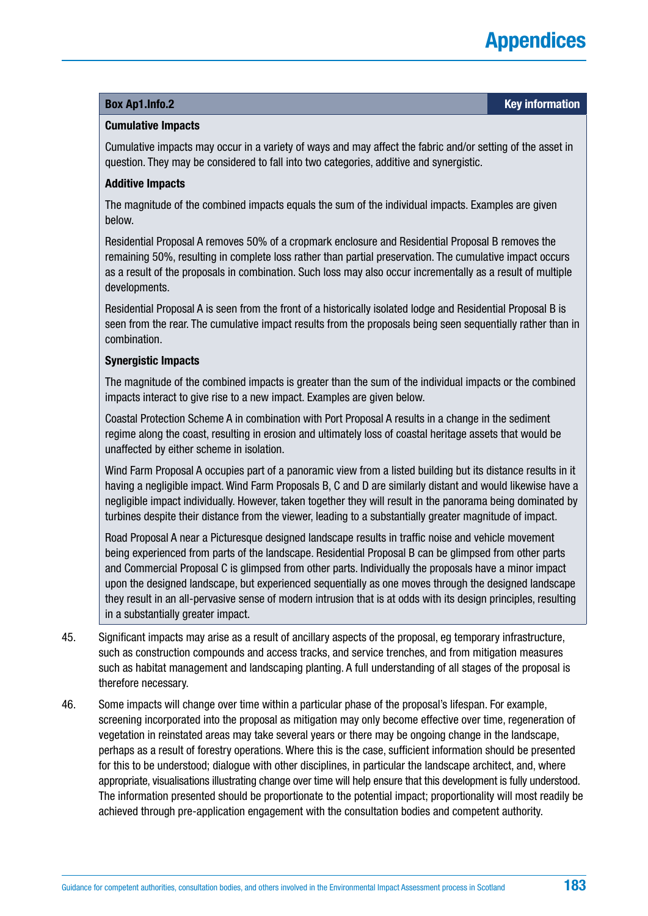**Box Ap1.Info.2** — **Key information**

**Cumulative Impacts**

Cumulative impacts may occur in a variety of ways and may affect the fabric and/or setting of the asset in question. They may be considered to fall into two categories, additive and synergistic.

**Additive Impacts**

The magnitude of the combined impacts equals the sum of the individual impacts. Examples are given below.

Residential Proposal A removes 50% of a cropmark enclosure and Residential Proposal B removes the remaining 50%, resulting in complete loss rather than partial preservation. The cumulative impact occurs as a result of the proposals in combination. Such loss may also occur incrementally as a result of multiple developments.

Residential Proposal A is seen from the front of a historically isolated lodge and Residential Proposal B is seen from the rear. The cumulative impact results from the proposals being seen sequentially rather than in combination.

**Synergistic Impacts**

The magnitude of the combined impacts is greater than the sum of the individual impacts or the combined impacts interact to give rise to a new impact. Examples are given below.

Coastal Protection Scheme A in combination with Port Proposal A results in a change in the sediment regime along the coast, resulting in erosion and ultimately loss of coastal heritage assets that would be unaffected by either scheme in isolation.

Wind Farm Proposal A occupies part of a panoramic view from a listed building but its distance results in it having a negligible impact. Wind Farm Proposals B, C and D are similarly distant and would likewise have a negligible impact individually. However, taken together they will result in the panorama being dominated by turbines despite their distance from the viewer, leading to a substantially greater magnitude of impact.

Road Proposal A near a Picturesque designed landscape results in traffic noise and vehicle movement being experienced from parts of the landscape. Residential Proposal B can be glimpsed from other parts and Commercial Proposal C is glimpsed from other parts. Individually the proposals have a minor impact upon the designed landscape, but experienced sequentially as one moves through the designed landscape they result in an all-pervasive sense of modern intrusion that is at odds with its design principles, resulting in a substantially greater impact.

45. Significant impacts may arise as a result of ancillary aspects of the proposal, eg temporary infrastructure, such as construction compounds and access tracks, and service trenches, and from mitigation measures such as habitat management and landscaping planting. A full understanding of all stages of the proposal is therefore necessary.

46. Some impacts will change over time within a particular phase of the proposal's lifespan. For example, screening incorporated into the proposal as mitigation may only become effective over time, regeneration of vegetation in reinstated areas may take several years or there may be ongoing change in the landscape, perhaps as a result of forestry operations. Where this is the case, sufficient information should be presented for this to be understood; dialogue with other disciplines, in particular the landscape architect, and, where appropriate, visualisations illustrating change over time will help ensure that this development is fully understood. The information presented should be proportionate to the potential impact; proportionality will most readily be achieved through pre-application engagement with the consultation bodies and competent authority.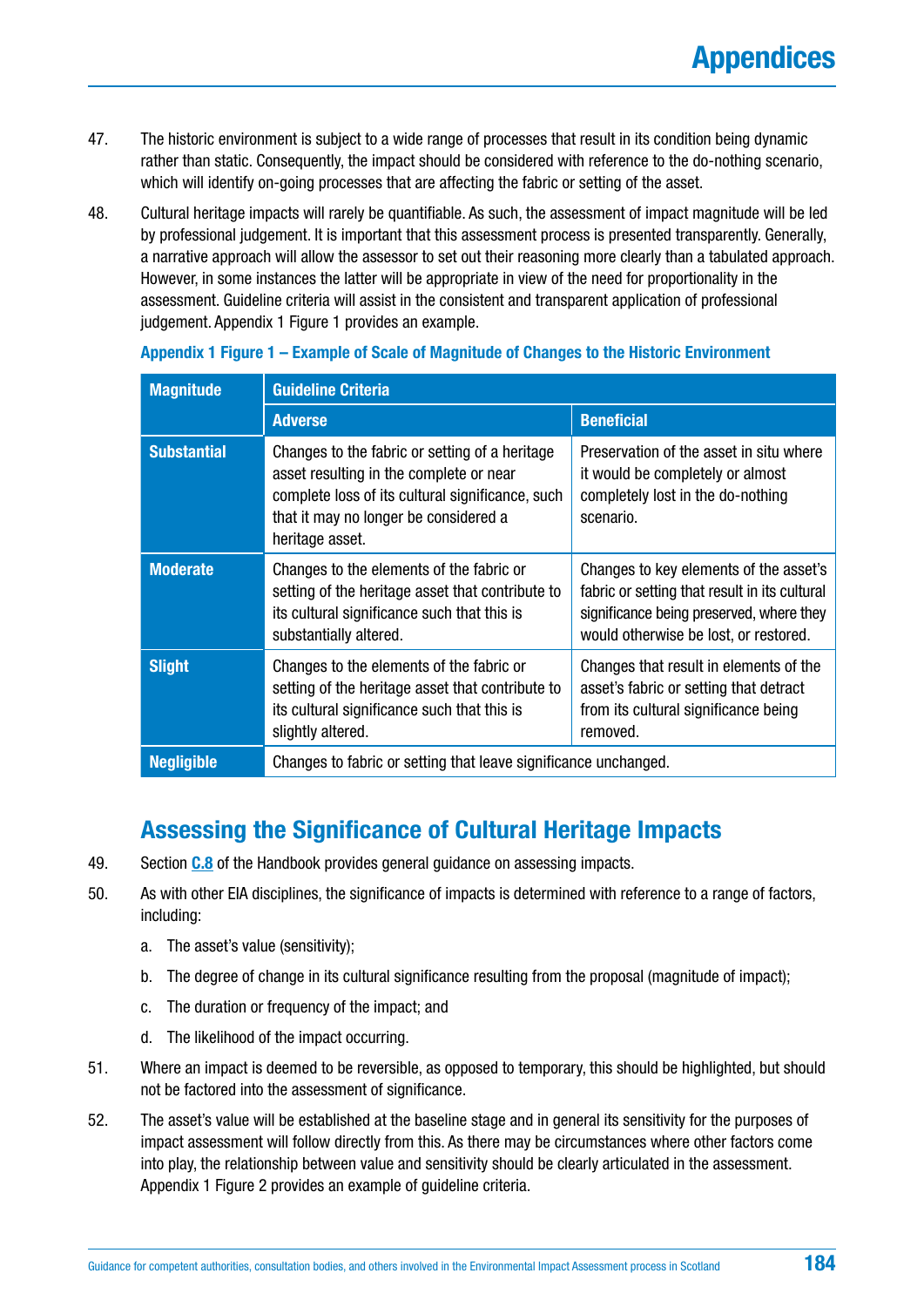47. The historic environment is subject to a wide range of processes that result in its condition being dynamic rather than static. Consequently, the impact should be considered with reference to the do-nothing scenario, which will identify on-going processes that are affecting the fabric or setting of the asset.

48. Cultural heritage impacts will rarely be quantifiable. As such, the assessment of impact magnitude will be led by professional judgement. It is important that this assessment process is presented transparently. Generally, a narrative approach will allow the assessor to set out their reasoning more clearly than a tabulated approach. However, in some instances the latter will be appropriate in view of the need for proportionality in the assessment. Guideline criteria will assist in the consistent and transparent application of professional judgement. Appendix 1 Figure 1 provides an example.

**Appendix 1 Figure 1 – Example of Scale of Magnitude of Changes to the Historic Environment**

| Magnitude | Guideline Criteria | |
|---|---|---|
| | **Adverse** | **Beneficial** |
| **Substantial** | Changes to the fabric or setting of a heritage asset resulting in the complete or near complete loss of its cultural significance, such that it may no longer be considered a heritage asset. | Preservation of the asset in situ where it would be completely or almost completely lost in the do-nothing scenario. |
| **Moderate** | Changes to the elements of the fabric or setting of the heritage asset that contribute to its cultural significance such that this is substantially altered. | Changes to key elements of the asset's fabric or setting that result in its cultural significance being preserved, where they would otherwise be lost, or restored. |
| **Slight** | Changes to the elements of the fabric or setting of the heritage asset that contribute to its cultural significance such that this is slightly altered. | Changes that result in elements of the asset's fabric or setting that detract from its cultural significance being removed. |
| **Negligible** | Changes to fabric or setting that leave significance unchanged. | |

## Assessing the Significance of Cultural Heritage Impacts

49. Section C.8 of the Handbook provides general guidance on assessing impacts.

50. As with other EIA disciplines, the significance of impacts is determined with reference to a range of factors, including:

    a. The asset's value (sensitivity);

    b. The degree of change in its cultural significance resulting from the proposal (magnitude of impact);

    c. The duration or frequency of the impact; and

    d. The likelihood of the impact occurring.

51. Where an impact is deemed to be reversible, as opposed to temporary, this should be highlighted, but should not be factored into the assessment of significance.

52. The asset's value will be established at the baseline stage and in general its sensitivity for the purposes of impact assessment will follow directly from this. As there may be circumstances where other factors come into play, the relationship between value and sensitivity should be clearly articulated in the assessment. Appendix 1 Figure 2 provides an example of guideline criteria.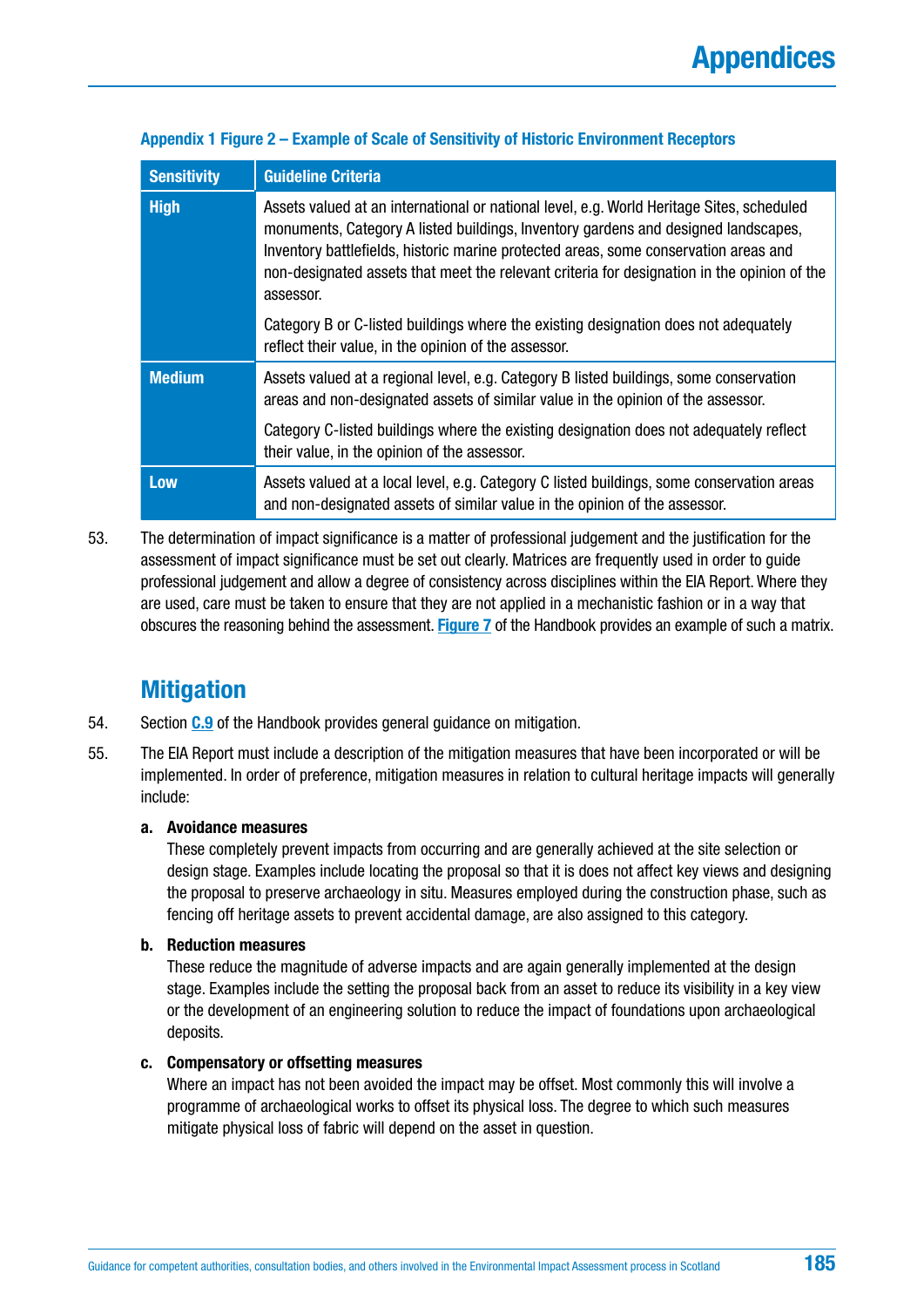**Appendix 1 Figure 2 – Example of Scale of Sensitivity of Historic Environment Receptors**

| Sensitivity | Guideline Criteria |
|---|---|
| **High** | Assets valued at an international or national level, e.g. World Heritage Sites, scheduled monuments, Category A listed buildings, Inventory gardens and designed landscapes, Inventory battlefields, historic marine protected areas, some conservation areas and non-designated assets that meet the relevant criteria for designation in the opinion of the assessor.<br><br>Category B or C-listed buildings where the existing designation does not adequately reflect their value, in the opinion of the assessor. |
| **Medium** | Assets valued at a regional level, e.g. Category B listed buildings, some conservation areas and non-designated assets of similar value in the opinion of the assessor.<br><br>Category C-listed buildings where the existing designation does not adequately reflect their value, in the opinion of the assessor. |
| **Low** | Assets valued at a local level, e.g. Category C listed buildings, some conservation areas and non-designated assets of similar value in the opinion of the assessor. |

53. The determination of impact significance is a matter of professional judgement and the justification for the assessment of impact significance must be set out clearly. Matrices are frequently used in order to guide professional judgement and allow a degree of consistency across disciplines within the EIA Report. Where they are used, care must be taken to ensure that they are not applied in a mechanistic fashion or in a way that obscures the reasoning behind the assessment. **Figure 7** of the Handbook provides an example of such a matrix.

## Mitigation

54. Section **C.9** of the Handbook provides general guidance on mitigation.

55. The EIA Report must include a description of the mitigation measures that have been incorporated or will be implemented. In order of preference, mitigation measures in relation to cultural heritage impacts will generally include:

**a. Avoidance measures**
These completely prevent impacts from occurring and are generally achieved at the site selection or design stage. Examples include locating the proposal so that it is does not affect key views and designing the proposal to preserve archaeology in situ. Measures employed during the construction phase, such as fencing off heritage assets to prevent accidental damage, are also assigned to this category.

**b. Reduction measures**
These reduce the magnitude of adverse impacts and are again generally implemented at the design stage. Examples include the setting the proposal back from an asset to reduce its visibility in a key view or the development of an engineering solution to reduce the impact of foundations upon archaeological deposits.

**c. Compensatory or offsetting measures**
Where an impact has not been avoided the impact may be offset. Most commonly this will involve a programme of archaeological works to offset its physical loss. The degree to which such measures mitigate physical loss of fabric will depend on the asset in question.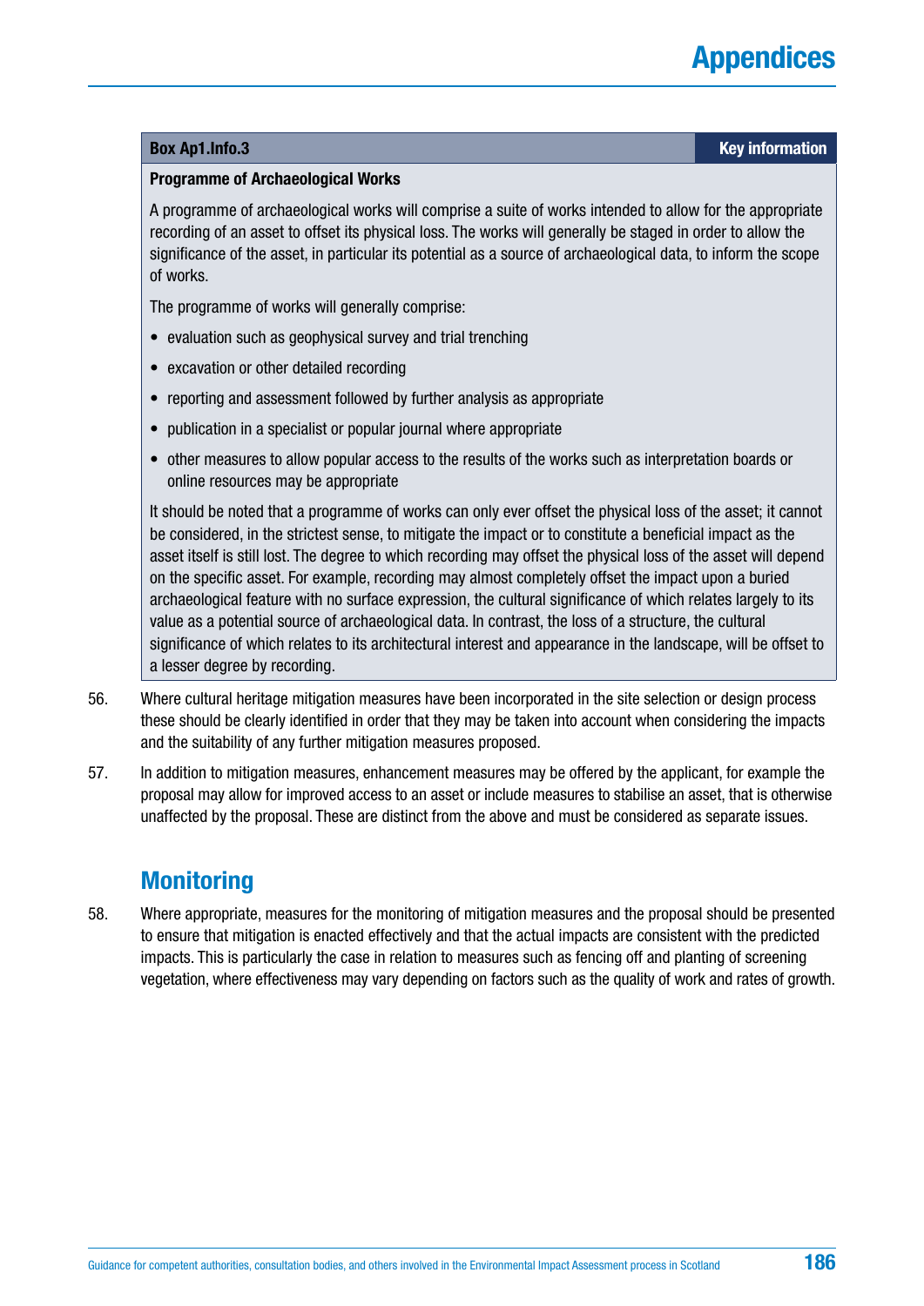**Box Ap1.Info.3** — **Key information**

**Programme of Archaeological Works**

A programme of archaeological works will comprise a suite of works intended to allow for the appropriate recording of an asset to offset its physical loss. The works will generally be staged in order to allow the significance of the asset, in particular its potential as a source of archaeological data, to inform the scope of works.

The programme of works will generally comprise:

- evaluation such as geophysical survey and trial trenching
- excavation or other detailed recording
- reporting and assessment followed by further analysis as appropriate
- publication in a specialist or popular journal where appropriate
- other measures to allow popular access to the results of the works such as interpretation boards or online resources may be appropriate

It should be noted that a programme of works can only ever offset the physical loss of the asset; it cannot be considered, in the strictest sense, to mitigate the impact or to constitute a beneficial impact as the asset itself is still lost. The degree to which recording may offset the physical loss of the asset will depend on the specific asset. For example, recording may almost completely offset the impact upon a buried archaeological feature with no surface expression, the cultural significance of which relates largely to its value as a potential source of archaeological data. In contrast, the loss of a structure, the cultural significance of which relates to its architectural interest and appearance in the landscape, will be offset to a lesser degree by recording.

56. Where cultural heritage mitigation measures have been incorporated in the site selection or design process these should be clearly identified in order that they may be taken into account when considering the impacts and the suitability of any further mitigation measures proposed.

57. In addition to mitigation measures, enhancement measures may be offered by the applicant, for example the proposal may allow for improved access to an asset or include measures to stabilise an asset, that is otherwise unaffected by the proposal. These are distinct from the above and must be considered as separate issues.

## Monitoring

58. Where appropriate, measures for the monitoring of mitigation measures and the proposal should be presented to ensure that mitigation is enacted effectively and that the actual impacts are consistent with the predicted impacts. This is particularly the case in relation to measures such as fencing off and planting of screening vegetation, where effectiveness may vary depending on factors such as the quality of work and rates of growth.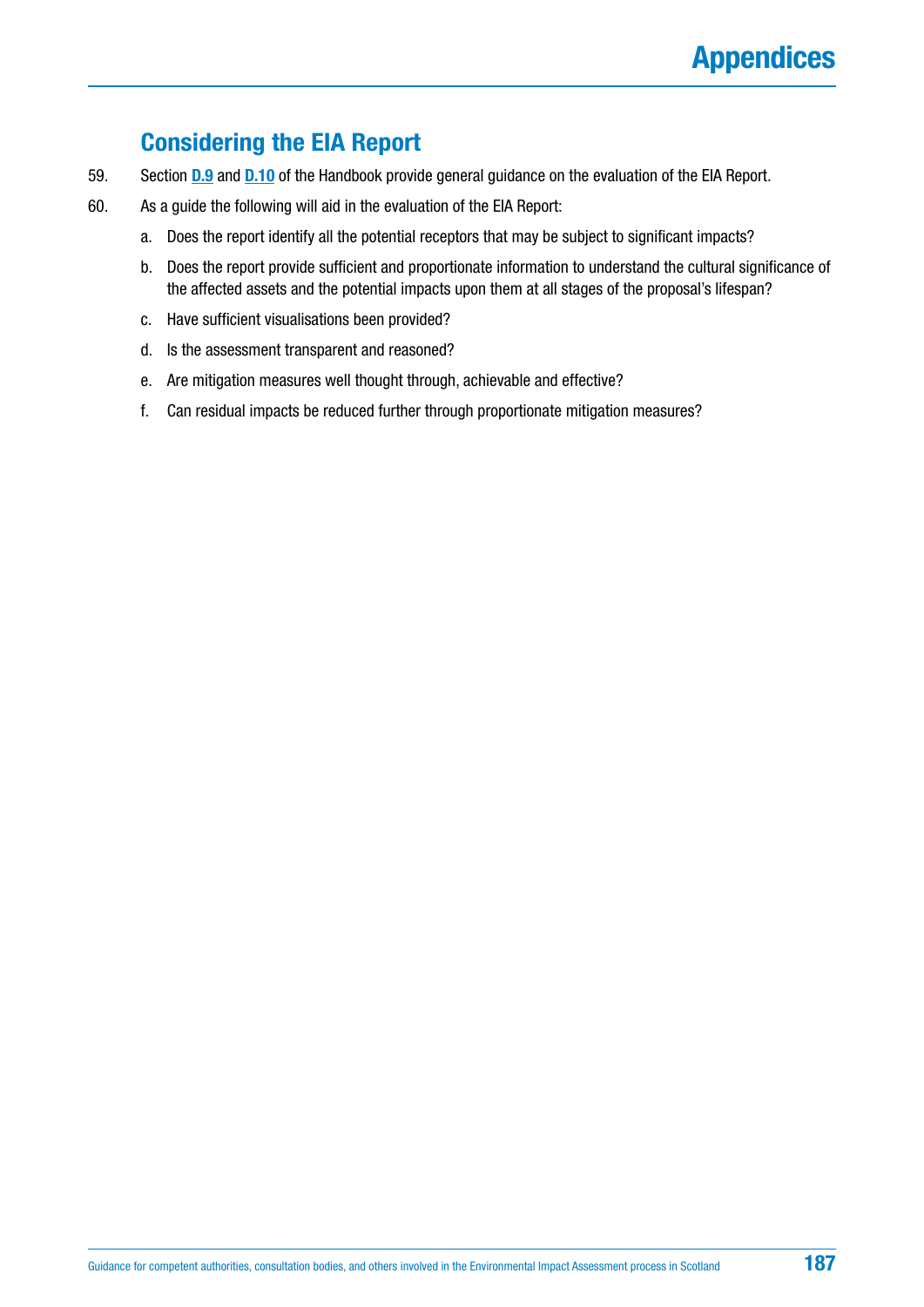## Considering the EIA Report

59. Section **D.9** and **D.10** of the Handbook provide general guidance on the evaluation of the EIA Report.

60. As a guide the following will aid in the evaluation of the EIA Report:

    a. Does the report identify all the potential receptors that may be subject to significant impacts?

    b. Does the report provide sufficient and proportionate information to understand the cultural significance of the affected assets and the potential impacts upon them at all stages of the proposal's lifespan?

    c. Have sufficient visualisations been provided?

    d. Is the assessment transparent and reasoned?

    e. Are mitigation measures well thought through, achievable and effective?

    f. Can residual impacts be reduced further through proportionate mitigation measures?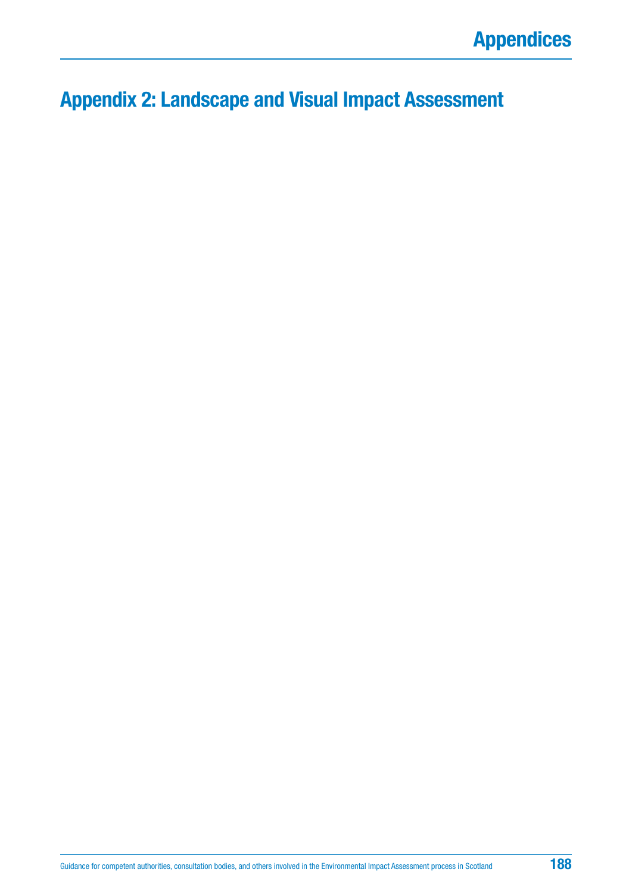# Appendix 2: Landscape and Visual Impact Assessment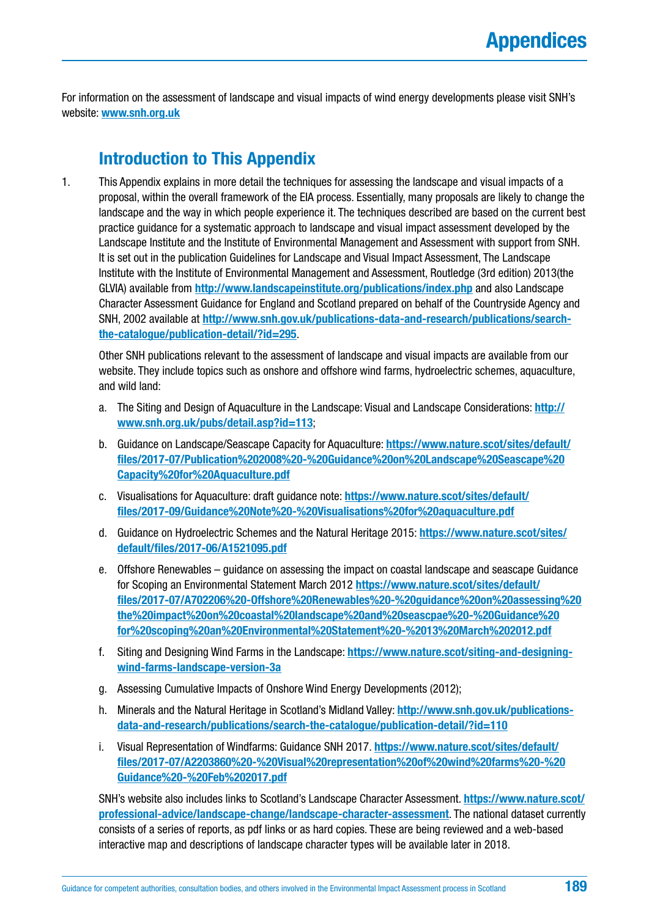# Appendices

For information on the assessment of landscape and visual impacts of wind energy developments please visit SNH's website: **www.snh.org.uk**

## Introduction to This Appendix

1. This Appendix explains in more detail the techniques for assessing the landscape and visual impacts of a proposal, within the overall framework of the EIA process. Essentially, many proposals are likely to change the landscape and the way in which people experience it. The techniques described are based on the current best practice guidance for a systematic approach to landscape and visual impact assessment developed by the Landscape Institute and the Institute of Environmental Management and Assessment with support from SNH. It is set out in the publication Guidelines for Landscape and Visual Impact Assessment, The Landscape Institute with the Institute of Environmental Management and Assessment, Routledge (3rd edition) 2013(the GLVIA) available from **http://www.landscapeinstitute.org/publications/index.php** and also Landscape Character Assessment Guidance for England and Scotland prepared on behalf of the Countryside Agency and SNH, 2002 available at **http://www.snh.gov.uk/publications-data-and-research/publications/search-the-catalogue/publication-detail/?id=295**.

   Other SNH publications relevant to the assessment of landscape and visual impacts are available from our website. They include topics such as onshore and offshore wind farms, hydroelectric schemes, aquaculture, and wild land:

   a. The Siting and Design of Aquaculture in the Landscape: Visual and Landscape Considerations: **http://www.snh.org.uk/pubs/detail.asp?id=113**;

   b. Guidance on Landscape/Seascape Capacity for Aquaculture: **https://www.nature.scot/sites/default/files/2017-07/Publication%202008%20-%20Guidance%20on%20Landscape%20Seascape%20Capacity%20for%20Aquaculture.pdf**

   c. Visualisations for Aquaculture: draft guidance note: **https://www.nature.scot/sites/default/files/2017-09/Guidance%20Note%20-%20Visualisations%20for%20aquaculture.pdf**

   d. Guidance on Hydroelectric Schemes and the Natural Heritage 2015: **https://www.nature.scot/sites/default/files/2017-06/A1521095.pdf**

   e. Offshore Renewables – guidance on assessing the impact on coastal landscape and seascape Guidance for Scoping an Environmental Statement March 2012 **https://www.nature.scot/sites/default/files/2017-07/A702206%20-Offshore%20Renewables%20-%20guidance%20on%20assessing%20the%20impact%20on%20coastal%20landscape%20and%20seascpae%20-%20Guidance%20for%20scoping%20an%20Environmental%20Statement%20-%2013%20March%202012.pdf**

   f. Siting and Designing Wind Farms in the Landscape: **https://www.nature.scot/siting-and-designing-wind-farms-landscape-version-3a**

   g. Assessing Cumulative Impacts of Onshore Wind Energy Developments (2012);

   h. Minerals and the Natural Heritage in Scotland's Midland Valley: **http://www.snh.gov.uk/publications-data-and-research/publications/search-the-catalogue/publication-detail/?id=110**

   i. Visual Representation of Windfarms: Guidance SNH 2017. **https://www.nature.scot/sites/default/files/2017-07/A2203860%20-%20Visual%20representation%20of%20wind%20farms%20-%20Guidance%20-%20Feb%202017.pdf**

   SNH's website also includes links to Scotland's Landscape Character Assessment. **https://www.nature.scot/professional-advice/landscape-change/landscape-character-assessment**. The national dataset currently consists of a series of reports, as pdf links or as hard copies. These are being reviewed and a web-based interactive map and descriptions of landscape character types will be available later in 2018.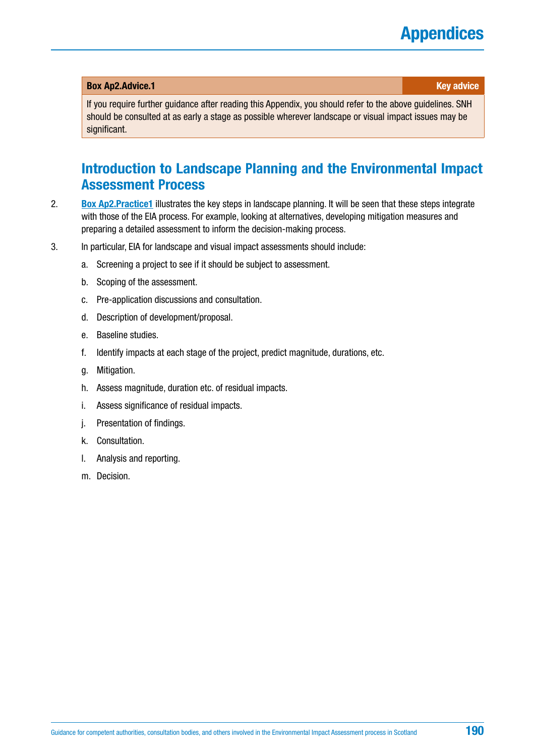**Box Ap2.Advice.1** — **Key advice**

If you require further guidance after reading this Appendix, you should refer to the above guidelines. SNH should be consulted at as early a stage as possible wherever landscape or visual impact issues may be significant.

## Introduction to Landscape Planning and the Environmental Impact Assessment Process

2. Box Ap2.Practice1 illustrates the key steps in landscape planning. It will be seen that these steps integrate with those of the EIA process. For example, looking at alternatives, developing mitigation measures and preparing a detailed assessment to inform the decision-making process.

3. In particular, EIA for landscape and visual impact assessments should include:

   a. Screening a project to see if it should be subject to assessment.

   b. Scoping of the assessment.

   c. Pre-application discussions and consultation.

   d. Description of development/proposal.

   e. Baseline studies.

   f. Identify impacts at each stage of the project, predict magnitude, durations, etc.

   g. Mitigation.

   h. Assess magnitude, duration etc. of residual impacts.

   i. Assess significance of residual impacts.

   j. Presentation of findings.

   k. Consultation.

   l. Analysis and reporting.

   m. Decision.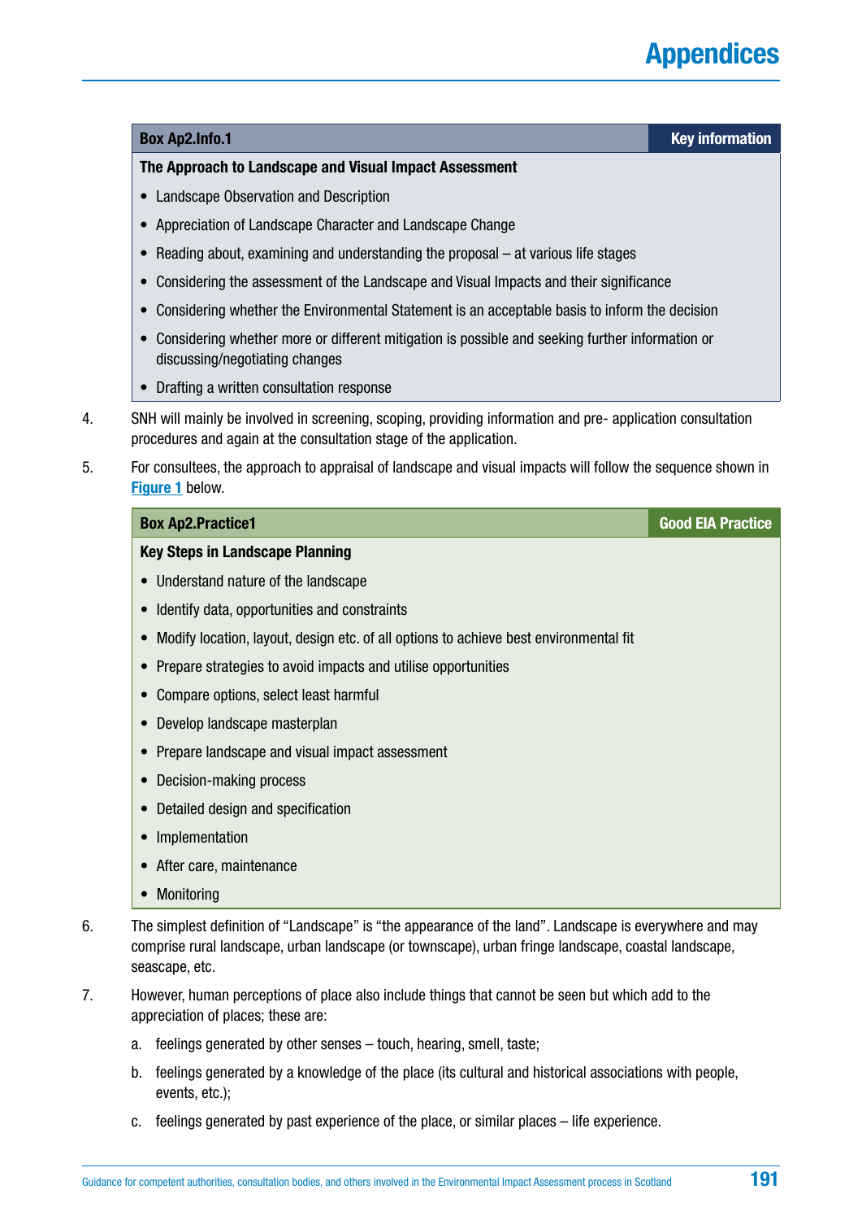**Box Ap2.Info.1** | **Key information**

**The Approach to Landscape and Visual Impact Assessment**

- Landscape Observation and Description
- Appreciation of Landscape Character and Landscape Change
- Reading about, examining and understanding the proposal – at various life stages
- Considering the assessment of the Landscape and Visual Impacts and their significance
- Considering whether the Environmental Statement is an acceptable basis to inform the decision
- Considering whether more or different mitigation is possible and seeking further information or discussing/negotiating changes
- Drafting a written consultation response

4. SNH will mainly be involved in screening, scoping, providing information and pre- application consultation procedures and again at the consultation stage of the application.

5. For consultees, the approach to appraisal of landscape and visual impacts will follow the sequence shown in Figure 1 below.

**Box Ap2.Practice1** | **Good EIA Practice**

**Key Steps in Landscape Planning**

- Understand nature of the landscape
- Identify data, opportunities and constraints
- Modify location, layout, design etc. of all options to achieve best environmental fit
- Prepare strategies to avoid impacts and utilise opportunities
- Compare options, select least harmful
- Develop landscape masterplan
- Prepare landscape and visual impact assessment
- Decision-making process
- Detailed design and specification
- Implementation
- After care, maintenance
- Monitoring

6. The simplest definition of “Landscape” is “the appearance of the land”. Landscape is everywhere and may comprise rural landscape, urban landscape (or townscape), urban fringe landscape, coastal landscape, seascape, etc.

7. However, human perceptions of place also include things that cannot be seen but which add to the appreciation of places; these are:

   a. feelings generated by other senses – touch, hearing, smell, taste;

   b. feelings generated by a knowledge of the place (its cultural and historical associations with people, events, etc.);

   c. feelings generated by past experience of the place, or similar places – life experience.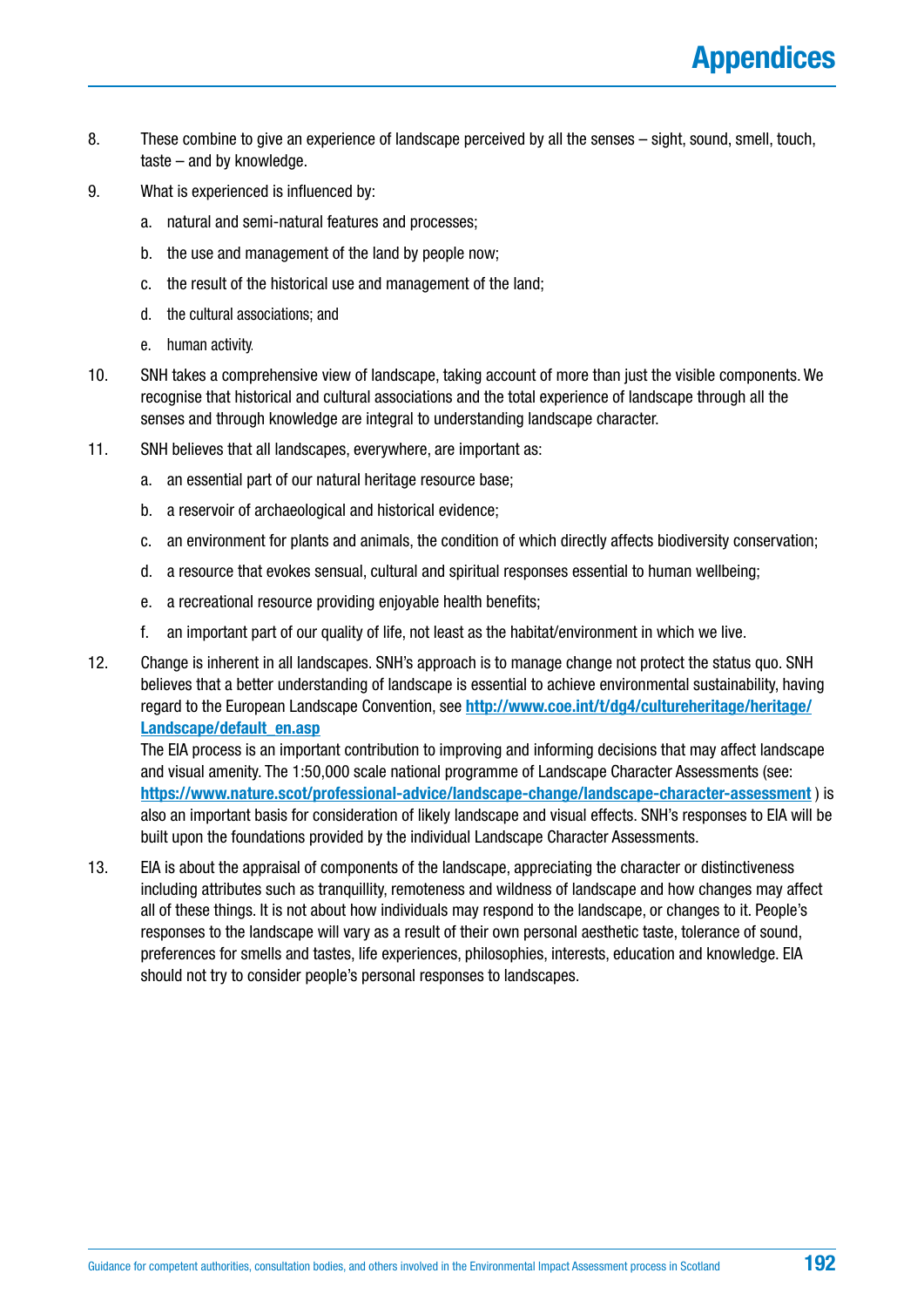8. These combine to give an experience of landscape perceived by all the senses – sight, sound, smell, touch, taste – and by knowledge.

9. What is experienced is influenced by:

   a. natural and semi-natural features and processes;

   b. the use and management of the land by people now;

   c. the result of the historical use and management of the land;

   d. the cultural associations; and

   e. human activity.

10. SNH takes a comprehensive view of landscape, taking account of more than just the visible components. We recognise that historical and cultural associations and the total experience of landscape through all the senses and through knowledge are integral to understanding landscape character.

11. SNH believes that all landscapes, everywhere, are important as:

    a. an essential part of our natural heritage resource base;

    b. a reservoir of archaeological and historical evidence;

    c. an environment for plants and animals, the condition of which directly affects biodiversity conservation;

    d. a resource that evokes sensual, cultural and spiritual responses essential to human wellbeing;

    e. a recreational resource providing enjoyable health benefits;

    f. an important part of our quality of life, not least as the habitat/environment in which we live.

12. Change is inherent in all landscapes. SNH's approach is to manage change not protect the status quo. SNH believes that a better understanding of landscape is essential to achieve environmental sustainability, having regard to the European Landscape Convention, see **http://www.coe.int/t/dg4/cultureheritage/heritage/Landscape/default_en.asp**
    The EIA process is an important contribution to improving and informing decisions that may affect landscape and visual amenity. The 1:50,000 scale national programme of Landscape Character Assessments (see: **https://www.nature.scot/professional-advice/landscape-change/landscape-character-assessment** ) is also an important basis for consideration of likely landscape and visual effects. SNH's responses to EIA will be built upon the foundations provided by the individual Landscape Character Assessments.

13. EIA is about the appraisal of components of the landscape, appreciating the character or distinctiveness including attributes such as tranquillity, remoteness and wildness of landscape and how changes may affect all of these things. It is not about how individuals may respond to the landscape, or changes to it. People's responses to the landscape will vary as a result of their own personal aesthetic taste, tolerance of sound, preferences for smells and tastes, life experiences, philosophies, interests, education and knowledge. EIA should not try to consider people's personal responses to landscapes.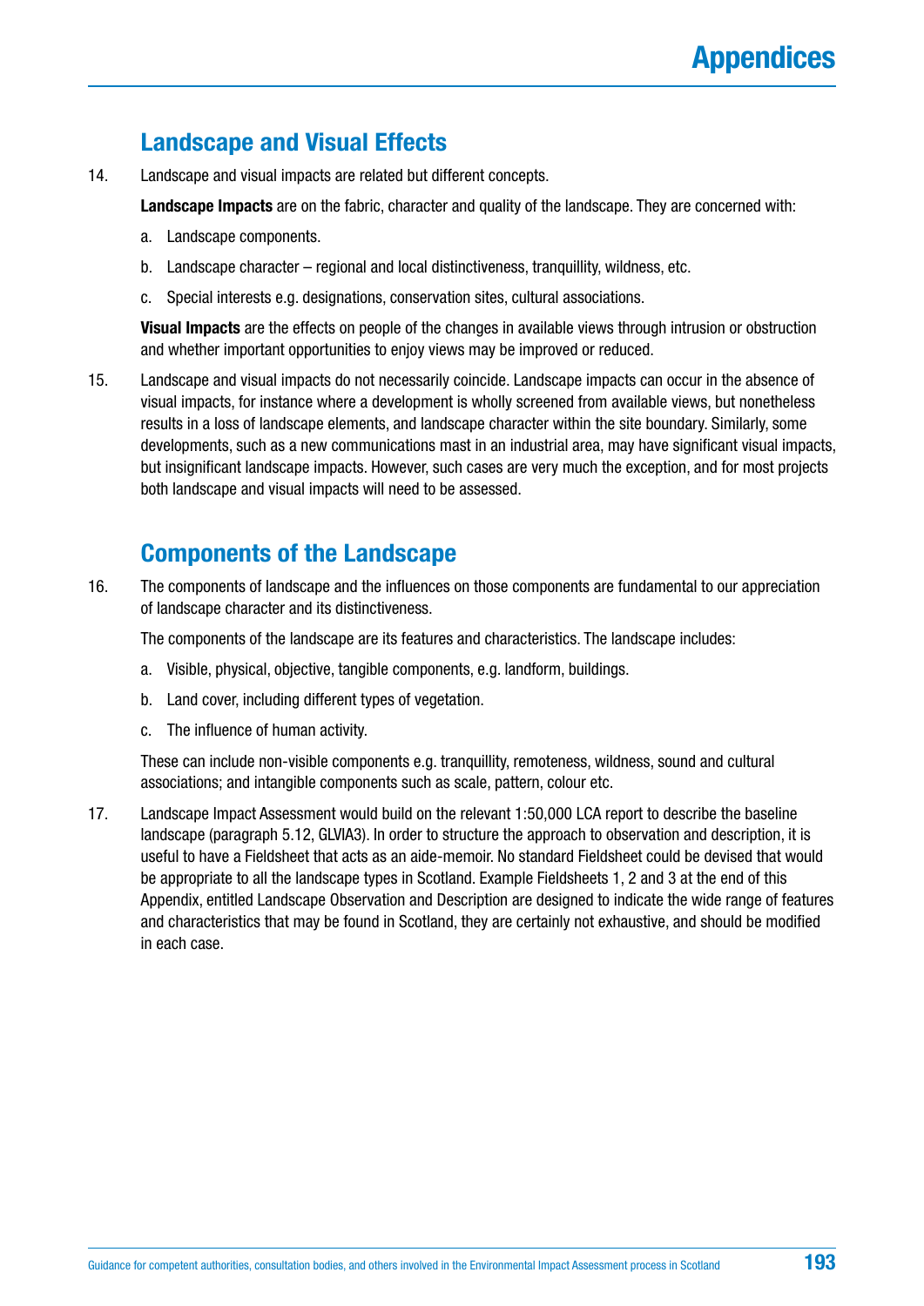## Landscape and Visual Effects

14. Landscape and visual impacts are related but different concepts.

    **Landscape Impacts** are on the fabric, character and quality of the landscape. They are concerned with:

    a. Landscape components.

    b. Landscape character – regional and local distinctiveness, tranquillity, wildness, etc.

    c. Special interests e.g. designations, conservation sites, cultural associations.

    **Visual Impacts** are the effects on people of the changes in available views through intrusion or obstruction and whether important opportunities to enjoy views may be improved or reduced.

15. Landscape and visual impacts do not necessarily coincide. Landscape impacts can occur in the absence of visual impacts, for instance where a development is wholly screened from available views, but nonetheless results in a loss of landscape elements, and landscape character within the site boundary. Similarly, some developments, such as a new communications mast in an industrial area, may have significant visual impacts, but insignificant landscape impacts. However, such cases are very much the exception, and for most projects both landscape and visual impacts will need to be assessed.

## Components of the Landscape

16. The components of landscape and the influences on those components are fundamental to our appreciation of landscape character and its distinctiveness.

    The components of the landscape are its features and characteristics. The landscape includes:

    a. Visible, physical, objective, tangible components, e.g. landform, buildings.

    b. Land cover, including different types of vegetation.

    c. The influence of human activity.

    These can include non-visible components e.g. tranquillity, remoteness, wildness, sound and cultural associations; and intangible components such as scale, pattern, colour etc.

17. Landscape Impact Assessment would build on the relevant 1:50,000 LCA report to describe the baseline landscape (paragraph 5.12, GLVIA3). In order to structure the approach to observation and description, it is useful to have a Fieldsheet that acts as an aide-memoir. No standard Fieldsheet could be devised that would be appropriate to all the landscape types in Scotland. Example Fieldsheets 1, 2 and 3 at the end of this Appendix, entitled Landscape Observation and Description are designed to indicate the wide range of features and characteristics that may be found in Scotland, they are certainly not exhaustive, and should be modified in each case.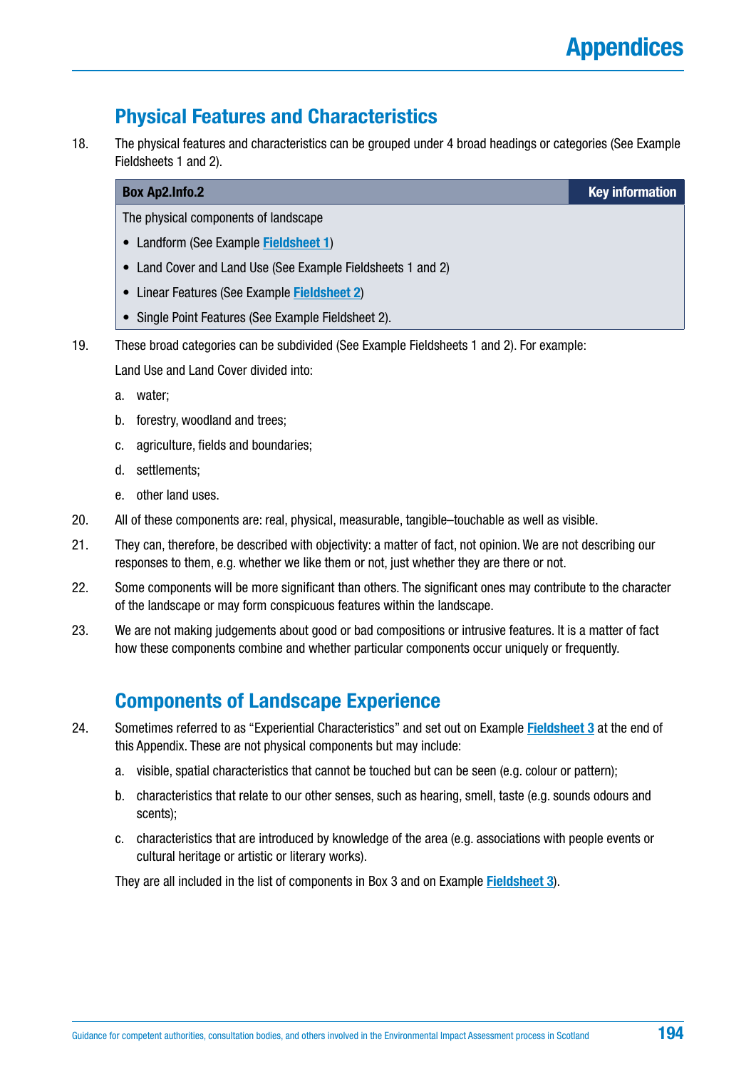## Physical Features and Characteristics

18. The physical features and characteristics can be grouped under 4 broad headings or categories (See Example Fieldsheets 1 and 2).

| Box Ap2.Info.2 | Key information |
| --- | --- |
| The physical components of landscape | |
| • Landform (See Example **Fieldsheet 1**) | |
| • Land Cover and Land Use (See Example Fieldsheets 1 and 2) | |
| • Linear Features (See Example **Fieldsheet 2**) | |
| • Single Point Features (See Example Fieldsheet 2). | |

19. These broad categories can be subdivided (See Example Fieldsheets 1 and 2). For example:

    Land Use and Land Cover divided into:

    a. water;

    b. forestry, woodland and trees;

    c. agriculture, fields and boundaries;

    d. settlements;

    e. other land uses.

20. All of these components are: real, physical, measurable, tangible–touchable as well as visible.

21. They can, therefore, be described with objectivity: a matter of fact, not opinion. We are not describing our responses to them, e.g. whether we like them or not, just whether they are there or not.

22. Some components will be more significant than others. The significant ones may contribute to the character of the landscape or may form conspicuous features within the landscape.

23. We are not making judgements about good or bad compositions or intrusive features. It is a matter of fact how these components combine and whether particular components occur uniquely or frequently.

## Components of Landscape Experience

24. Sometimes referred to as "Experiential Characteristics" and set out on Example **Fieldsheet 3** at the end of this Appendix. These are not physical components but may include:

    a. visible, spatial characteristics that cannot be touched but can be seen (e.g. colour or pattern);

    b. characteristics that relate to our other senses, such as hearing, smell, taste (e.g. sounds odours and scents);

    c. characteristics that are introduced by knowledge of the area (e.g. associations with people events or cultural heritage or artistic or literary works).

    They are all included in the list of components in Box 3 and on Example **Fieldsheet 3**).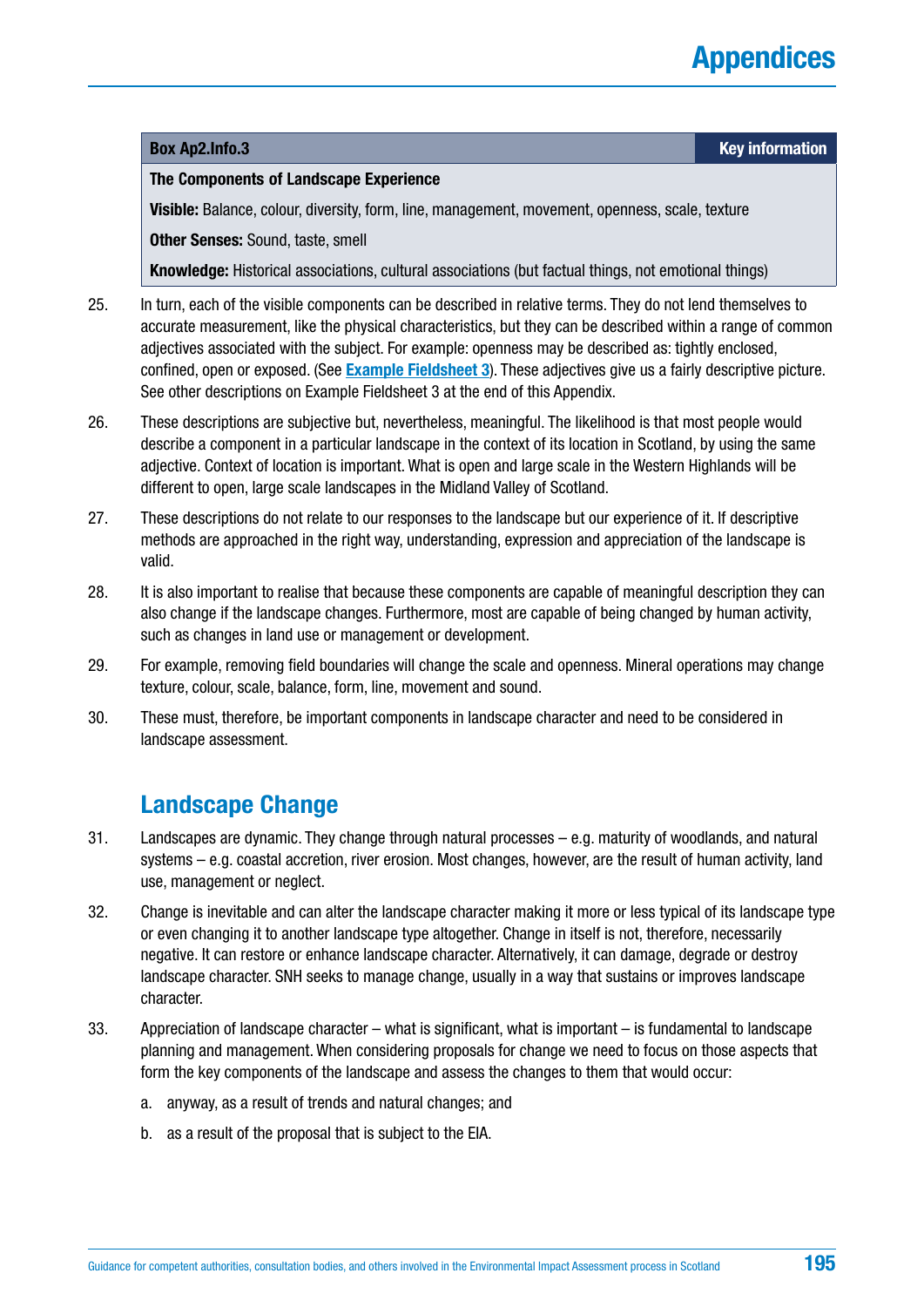| Box Ap2.Info.3 | Key information |
|---|---|
| **The Components of Landscape Experience** | |
| **Visible:** Balance, colour, diversity, form, line, management, movement, openness, scale, texture | |
| **Other Senses:** Sound, taste, smell | |
| **Knowledge:** Historical associations, cultural associations (but factual things, not emotional things) | |

25. In turn, each of the visible components can be described in relative terms. They do not lend themselves to accurate measurement, like the physical characteristics, but they can be described within a range of common adjectives associated with the subject. For example: openness may be described as: tightly enclosed, confined, open or exposed. (See **Example Fieldsheet 3**). These adjectives give us a fairly descriptive picture. See other descriptions on Example Fieldsheet 3 at the end of this Appendix.

26. These descriptions are subjective but, nevertheless, meaningful. The likelihood is that most people would describe a component in a particular landscape in the context of its location in Scotland, by using the same adjective. Context of location is important. What is open and large scale in the Western Highlands will be different to open, large scale landscapes in the Midland Valley of Scotland.

27. These descriptions do not relate to our responses to the landscape but our experience of it. If descriptive methods are approached in the right way, understanding, expression and appreciation of the landscape is valid.

28. It is also important to realise that because these components are capable of meaningful description they can also change if the landscape changes. Furthermore, most are capable of being changed by human activity, such as changes in land use or management or development.

29. For example, removing field boundaries will change the scale and openness. Mineral operations may change texture, colour, scale, balance, form, line, movement and sound.

30. These must, therefore, be important components in landscape character and need to be considered in landscape assessment.

## Landscape Change

31. Landscapes are dynamic. They change through natural processes – e.g. maturity of woodlands, and natural systems – e.g. coastal accretion, river erosion. Most changes, however, are the result of human activity, land use, management or neglect.

32. Change is inevitable and can alter the landscape character making it more or less typical of its landscape type or even changing it to another landscape type altogether. Change in itself is not, therefore, necessarily negative. It can restore or enhance landscape character. Alternatively, it can damage, degrade or destroy landscape character. SNH seeks to manage change, usually in a way that sustains or improves landscape character.

33. Appreciation of landscape character – what is significant, what is important – is fundamental to landscape planning and management. When considering proposals for change we need to focus on those aspects that form the key components of the landscape and assess the changes to them that would occur:

    a. anyway, as a result of trends and natural changes; and

    b. as a result of the proposal that is subject to the EIA.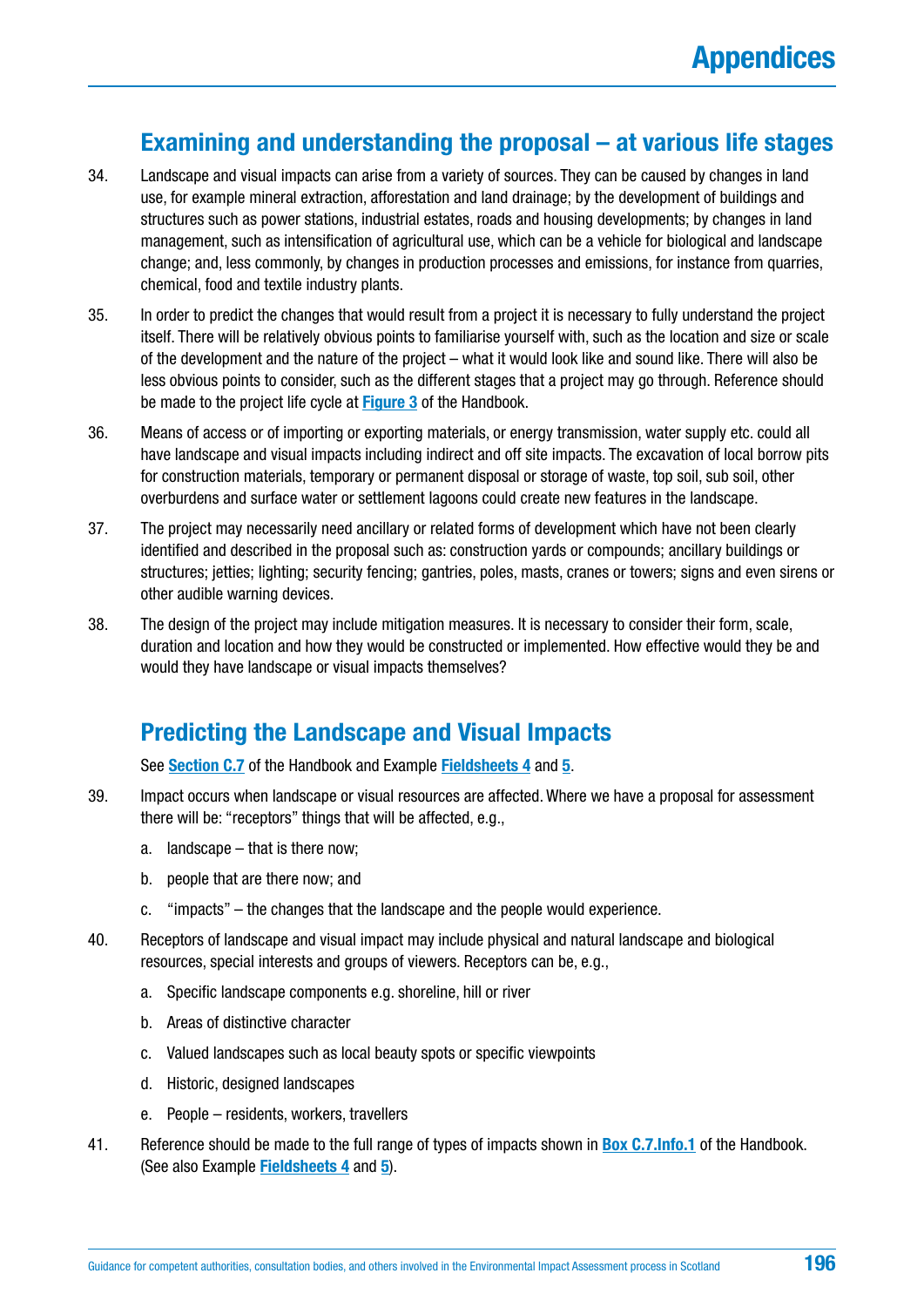## Examining and understanding the proposal – at various life stages

34. Landscape and visual impacts can arise from a variety of sources. They can be caused by changes in land use, for example mineral extraction, afforestation and land drainage; by the development of buildings and structures such as power stations, industrial estates, roads and housing developments; by changes in land management, such as intensification of agricultural use, which can be a vehicle for biological and landscape change; and, less commonly, by changes in production processes and emissions, for instance from quarries, chemical, food and textile industry plants.

35. In order to predict the changes that would result from a project it is necessary to fully understand the project itself. There will be relatively obvious points to familiarise yourself with, such as the location and size or scale of the development and the nature of the project – what it would look like and sound like. There will also be less obvious points to consider, such as the different stages that a project may go through. Reference should be made to the project life cycle at **Figure 3** of the Handbook.

36. Means of access or of importing or exporting materials, or energy transmission, water supply etc. could all have landscape and visual impacts including indirect and off site impacts. The excavation of local borrow pits for construction materials, temporary or permanent disposal or storage of waste, top soil, sub soil, other overburdens and surface water or settlement lagoons could create new features in the landscape.

37. The project may necessarily need ancillary or related forms of development which have not been clearly identified and described in the proposal such as: construction yards or compounds; ancillary buildings or structures; jetties; lighting; security fencing; gantries, poles, masts, cranes or towers; signs and even sirens or other audible warning devices.

38. The design of the project may include mitigation measures. It is necessary to consider their form, scale, duration and location and how they would be constructed or implemented. How effective would they be and would they have landscape or visual impacts themselves?

## Predicting the Landscape and Visual Impacts

See **Section C.7** of the Handbook and Example **Fieldsheets 4** and **5**.

39. Impact occurs when landscape or visual resources are affected. Where we have a proposal for assessment there will be: "receptors" things that will be affected, e.g.,

    a. landscape – that is there now;

    b. people that are there now; and

    c. "impacts" – the changes that the landscape and the people would experience.

40. Receptors of landscape and visual impact may include physical and natural landscape and biological resources, special interests and groups of viewers. Receptors can be, e.g.,

    a. Specific landscape components e.g. shoreline, hill or river

    b. Areas of distinctive character

    c. Valued landscapes such as local beauty spots or specific viewpoints

    d. Historic, designed landscapes

    e. People – residents, workers, travellers

41. Reference should be made to the full range of types of impacts shown in **Box C.7.Info.1** of the Handbook. (See also Example **Fieldsheets 4** and **5**).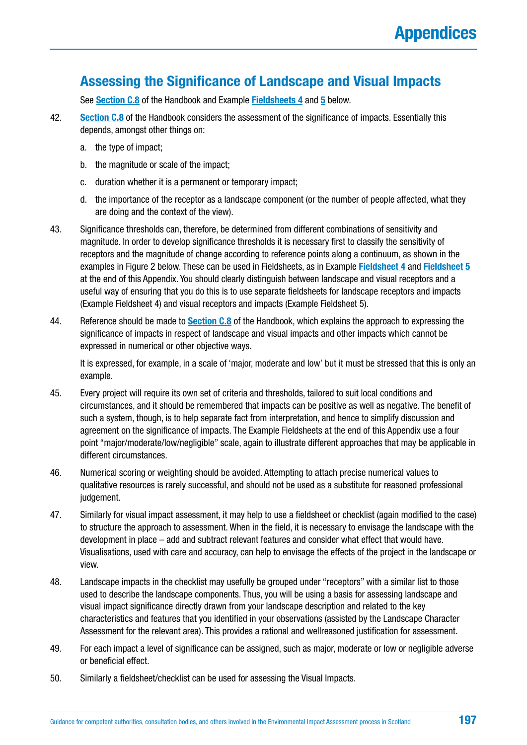## Assessing the Significance of Landscape and Visual Impacts

See **Section C.8** of the Handbook and Example **Fieldsheets 4** and **5** below.

42. **Section C.8** of the Handbook considers the assessment of the significance of impacts. Essentially this depends, amongst other things on:

    a. the type of impact;

    b. the magnitude or scale of the impact;

    c. duration whether it is a permanent or temporary impact;

    d. the importance of the receptor as a landscape component (or the number of people affected, what they are doing and the context of the view).

43. Significance thresholds can, therefore, be determined from different combinations of sensitivity and magnitude. In order to develop significance thresholds it is necessary first to classify the sensitivity of receptors and the magnitude of change according to reference points along a continuum, as shown in the examples in Figure 2 below. These can be used in Fieldsheets, as in Example **Fieldsheet 4** and **Fieldsheet 5** at the end of this Appendix. You should clearly distinguish between landscape and visual receptors and a useful way of ensuring that you do this is to use separate fieldsheets for landscape receptors and impacts (Example Fieldsheet 4) and visual receptors and impacts (Example Fieldsheet 5).

44. Reference should be made to **Section C.8** of the Handbook, which explains the approach to expressing the significance of impacts in respect of landscape and visual impacts and other impacts which cannot be expressed in numerical or other objective ways.

    It is expressed, for example, in a scale of 'major, moderate and low' but it must be stressed that this is only an example.

45. Every project will require its own set of criteria and thresholds, tailored to suit local conditions and circumstances, and it should be remembered that impacts can be positive as well as negative. The benefit of such a system, though, is to help separate fact from interpretation, and hence to simplify discussion and agreement on the significance of impacts. The Example Fieldsheets at the end of this Appendix use a four point "major/moderate/low/negligible" scale, again to illustrate different approaches that may be applicable in different circumstances.

46. Numerical scoring or weighting should be avoided. Attempting to attach precise numerical values to qualitative resources is rarely successful, and should not be used as a substitute for reasoned professional judgement.

47. Similarly for visual impact assessment, it may help to use a fieldsheet or checklist (again modified to the case) to structure the approach to assessment. When in the field, it is necessary to envisage the landscape with the development in place – add and subtract relevant features and consider what effect that would have. Visualisations, used with care and accuracy, can help to envisage the effects of the project in the landscape or view.

48. Landscape impacts in the checklist may usefully be grouped under "receptors" with a similar list to those used to describe the landscape components. Thus, you will be using a basis for assessing landscape and visual impact significance directly drawn from your landscape description and related to the key characteristics and features that you identified in your observations (assisted by the Landscape Character Assessment for the relevant area). This provides a rational and wellreasoned justification for assessment.

49. For each impact a level of significance can be assigned, such as major, moderate or low or negligible adverse or beneficial effect.

50. Similarly a fieldsheet/checklist can be used for assessing the Visual Impacts.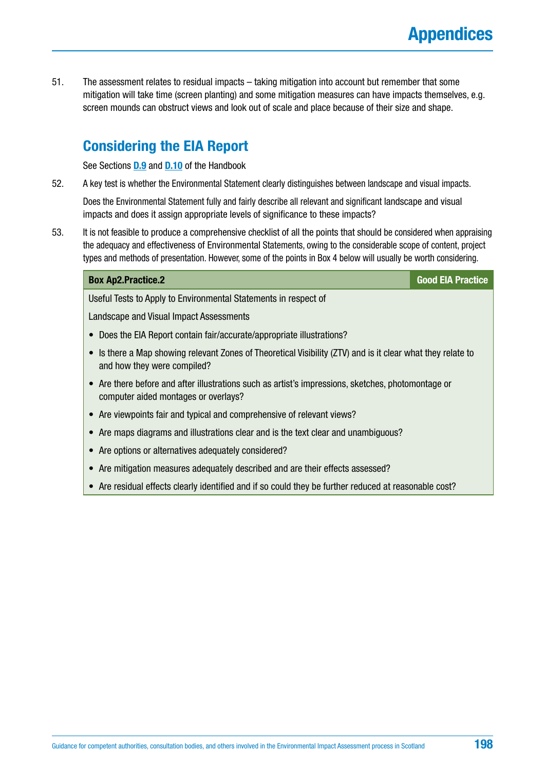51. The assessment relates to residual impacts – taking mitigation into account but remember that some mitigation will take time (screen planting) and some mitigation measures can have impacts themselves, e.g. screen mounds can obstruct views and look out of scale and place because of their size and shape.

## Considering the EIA Report

See Sections **D.9** and **D.10** of the Handbook

52. A key test is whether the Environmental Statement clearly distinguishes between landscape and visual impacts.

    Does the Environmental Statement fully and fairly describe all relevant and significant landscape and visual impacts and does it assign appropriate levels of significance to these impacts?

53. It is not feasible to produce a comprehensive checklist of all the points that should be considered when appraising the adequacy and effectiveness of Environmental Statements, owing to the considerable scope of content, project types and methods of presentation. However, some of the points in Box 4 below will usually be worth considering.

| **Box Ap2.Practice.2** | **Good EIA Practice** |
|---|---|

Useful Tests to Apply to Environmental Statements in respect of

Landscape and Visual Impact Assessments

- Does the EIA Report contain fair/accurate/appropriate illustrations?
- Is there a Map showing relevant Zones of Theoretical Visibility (ZTV) and is it clear what they relate to and how they were compiled?
- Are there before and after illustrations such as artist's impressions, sketches, photomontage or computer aided montages or overlays?
- Are viewpoints fair and typical and comprehensive of relevant views?
- Are maps diagrams and illustrations clear and is the text clear and unambiguous?
- Are options or alternatives adequately considered?
- Are mitigation measures adequately described and are their effects assessed?
- Are residual effects clearly identified and if so could they be further reduced at reasonable cost?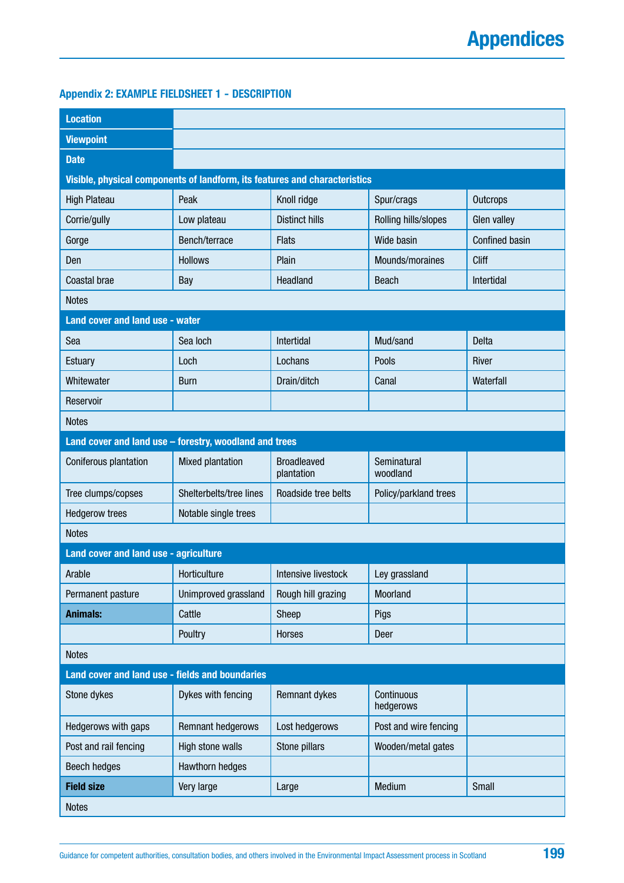## Appendix 2: EXAMPLE FIELDSHEET 1 - DESCRIPTION

| | | | | |
|---|---|---|---|---|
| **Location** | | | | |
| **Viewpoint** | | | | |
| **Date** | | | | |
| **Visible, physical components of landform, its features and characteristics** | | | | |
| High Plateau | Peak | Knoll ridge | Spur/crags | Outcrops |
| Corrie/gully | Low plateau | Distinct hills | Rolling hills/slopes | Glen valley |
| Gorge | Bench/terrace | Flats | Wide basin | Confined basin |
| Den | Hollows | Plain | Mounds/moraines | Cliff |
| Coastal brae | Bay | Headland | Beach | Intertidal |
| Notes | | | | |
| **Land cover and land use - water** | | | | |
| Sea | Sea loch | Intertidal | Mud/sand | Delta |
| Estuary | Loch | Lochans | Pools | River |
| Whitewater | Burn | Drain/ditch | Canal | Waterfall |
| Reservoir | | | | |
| Notes | | | | |
| **Land cover and land use – forestry, woodland and trees** | | | | |
| Coniferous plantation | Mixed plantation | Broadleaved plantation | Seminatural woodland | |
| Tree clumps/copses | Shelterbelts/tree lines | Roadside tree belts | Policy/parkland trees | |
| Hedgerow trees | Notable single trees | | | |
| Notes | | | | |
| **Land cover and land use - agriculture** | | | | |
| Arable | Horticulture | Intensive livestock | Ley grassland | |
| Permanent pasture | Unimproved grassland | Rough hill grazing | Moorland | |
| **Animals:** | Cattle | Sheep | Pigs | |
| | Poultry | Horses | Deer | |
| Notes | | | | |
| **Land cover and land use - fields and boundaries** | | | | |
| Stone dykes | Dykes with fencing | Remnant dykes | Continuous hedgerows | |
| Hedgerows with gaps | Remnant hedgerows | Lost hedgerows | Post and wire fencing | |
| Post and rail fencing | High stone walls | Stone pillars | Wooden/metal gates | |
| Beech hedges | Hawthorn hedges | | | |
| **Field size** | Very large | Large | Medium | Small |
| Notes | | | | |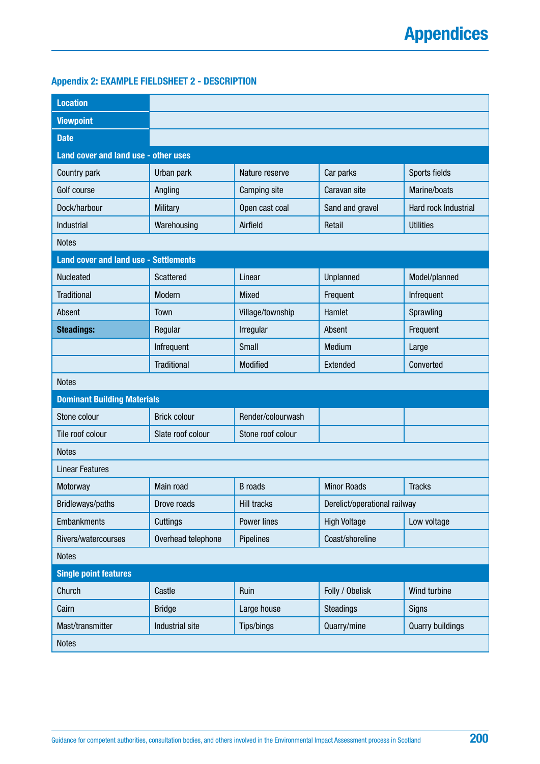## Appendix 2: EXAMPLE FIELDSHEET 2 - DESCRIPTION

| **Location** | | | | |
|---|---|---|---|---|
| **Viewpoint** | | | | |
| **Date** | | | | |
| **Land cover and land use - other uses** | | | | |
| Country park | Urban park | Nature reserve | Car parks | Sports fields |
| Golf course | Angling | Camping site | Caravan site | Marine/boats |
| Dock/harbour | Military | Open cast coal | Sand and gravel | Hard rock Industrial |
| Industrial | Warehousing | Airfield | Retail | Utilities |
| Notes | | | | |
| **Land cover and land use - Settlements** | | | | |
| Nucleated | Scattered | Linear | Unplanned | Model/planned |
| Traditional | Modern | Mixed | Frequent | Infrequent |
| Absent | Town | Village/township | Hamlet | Sprawling |
| **Steadings:** | Regular | Irregular | Absent | Frequent |
| | Infrequent | Small | Medium | Large |
| | Traditional | Modified | Extended | Converted |
| Notes | | | | |
| **Dominant Building Materials** | | | | |
| Stone colour | Brick colour | Render/colourwash | | |
| Tile roof colour | Slate roof colour | Stone roof colour | | |
| Notes | | | | |
| Linear Features | | | | |
| Motorway | Main road | B roads | Minor Roads | Tracks |
| Bridleways/paths | Drove roads | Hill tracks | Derelict/operational railway | |
| Embankments | Cuttings | Power lines | High Voltage | Low voltage |
| Rivers/watercourses | Overhead telephone | Pipelines | Coast/shoreline | |
| Notes | | | | |
| **Single point features** | | | | |
| Church | Castle | Ruin | Folly / Obelisk | Wind turbine |
| Cairn | Bridge | Large house | Steadings | Signs |
| Mast/transmitter | Industrial site | Tips/bings | Quarry/mine | Quarry buildings |
| Notes | | | | |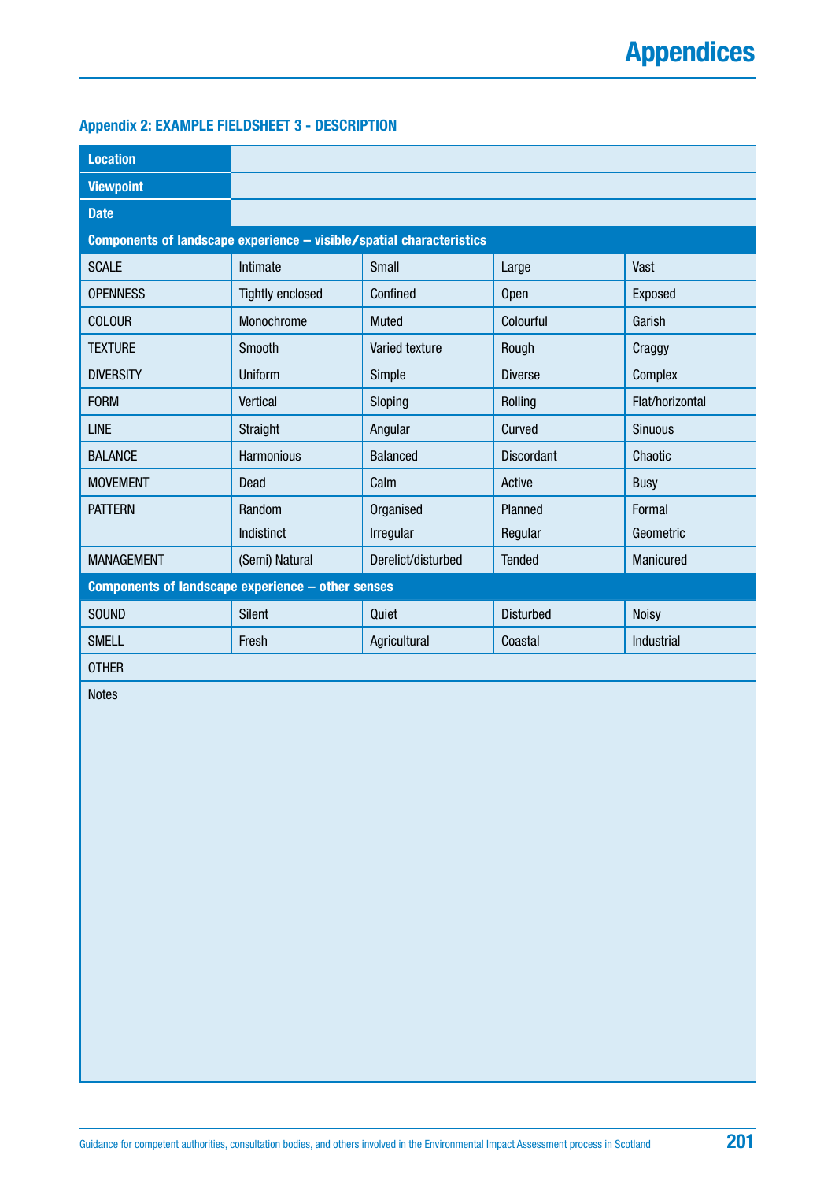## Appendix 2: EXAMPLE FIELDSHEET 3 - DESCRIPTION

| **Location** | | | | |
|---|---|---|---|---|
| **Viewpoint** | | | | |
| **Date** | | | | |
| **Components of landscape experience – visible/spatial characteristics** | | | | |
| SCALE | Intimate | Small | Large | Vast |
| OPENNESS | Tightly enclosed | Confined | Open | Exposed |
| COLOUR | Monochrome | Muted | Colourful | Garish |
| TEXTURE | Smooth | Varied texture | Rough | Craggy |
| DIVERSITY | Uniform | Simple | Diverse | Complex |
| FORM | Vertical | Sloping | Rolling | Flat/horizontal |
| LINE | Straight | Angular | Curved | Sinuous |
| BALANCE | Harmonious | Balanced | Discordant | Chaotic |
| MOVEMENT | Dead | Calm | Active | Busy |
| PATTERN | Random<br>Indistinct | Organised<br>Irregular | Planned<br>Regular | Formal<br>Geometric |
| MANAGEMENT | (Semi) Natural | Derelict/disturbed | Tended | Manicured |
| **Components of landscape experience – other senses** | | | | |
| SOUND | Silent | Quiet | Disturbed | Noisy |
| SMELL | Fresh | Agricultural | Coastal | Industrial |
| OTHER | | | | |
| Notes | | | | |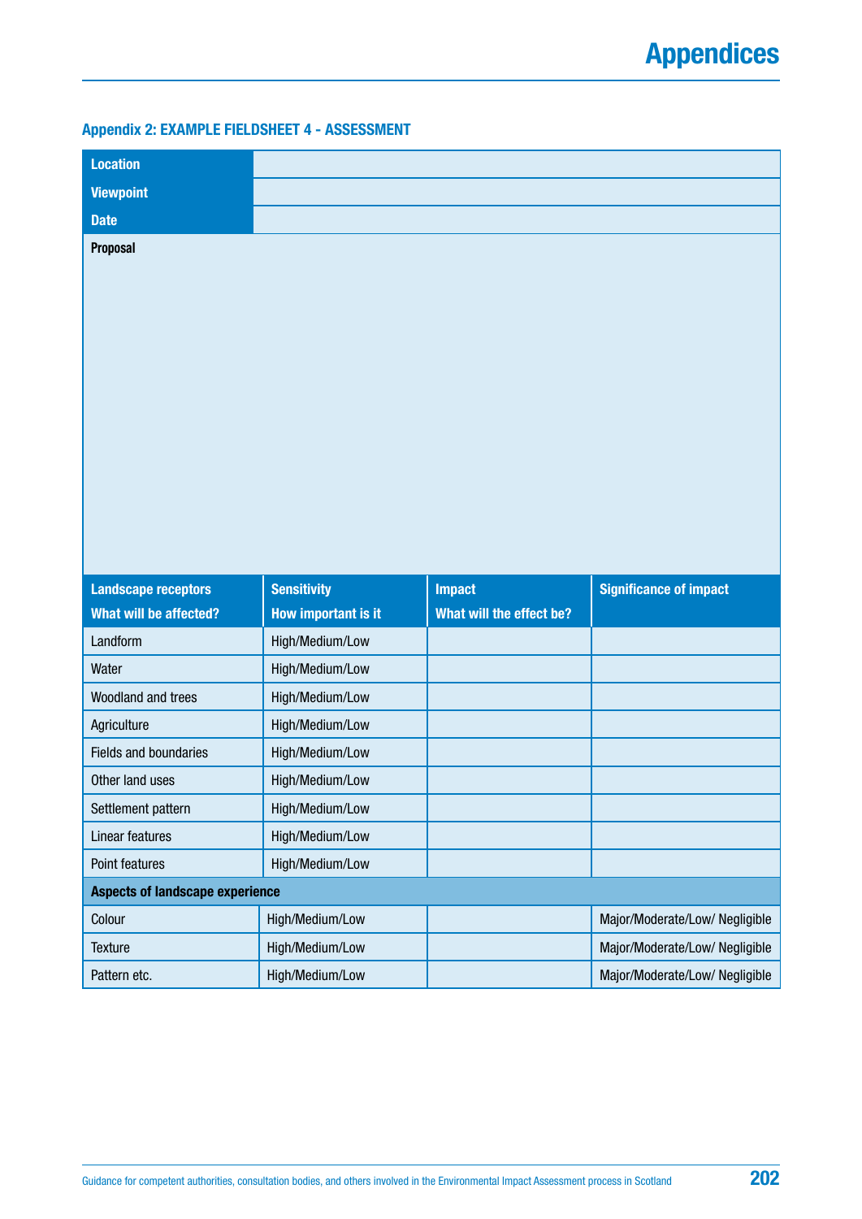## Appendix 2: EXAMPLE FIELDSHEET 4 - ASSESSMENT

| **Location** | |
|---|---|
| **Viewpoint** | |
| **Date** | |
| **Proposal** | |

| **Landscape receptors** What will be affected? | **Sensitivity** How important is it | **Impact** What will the effect be? | **Significance of impact** |
|---|---|---|---|
| Landform | High/Medium/Low | | |
| Water | High/Medium/Low | | |
| Woodland and trees | High/Medium/Low | | |
| Agriculture | High/Medium/Low | | |
| Fields and boundaries | High/Medium/Low | | |
| Other land uses | High/Medium/Low | | |
| Settlement pattern | High/Medium/Low | | |
| Linear features | High/Medium/Low | | |
| Point features | High/Medium/Low | | |
| **Aspects of landscape experience** | | | |
| Colour | High/Medium/Low | | Major/Moderate/Low/ Negligible |
| Texture | High/Medium/Low | | Major/Moderate/Low/ Negligible |
| Pattern etc. | High/Medium/Low | | Major/Moderate/Low/ Negligible |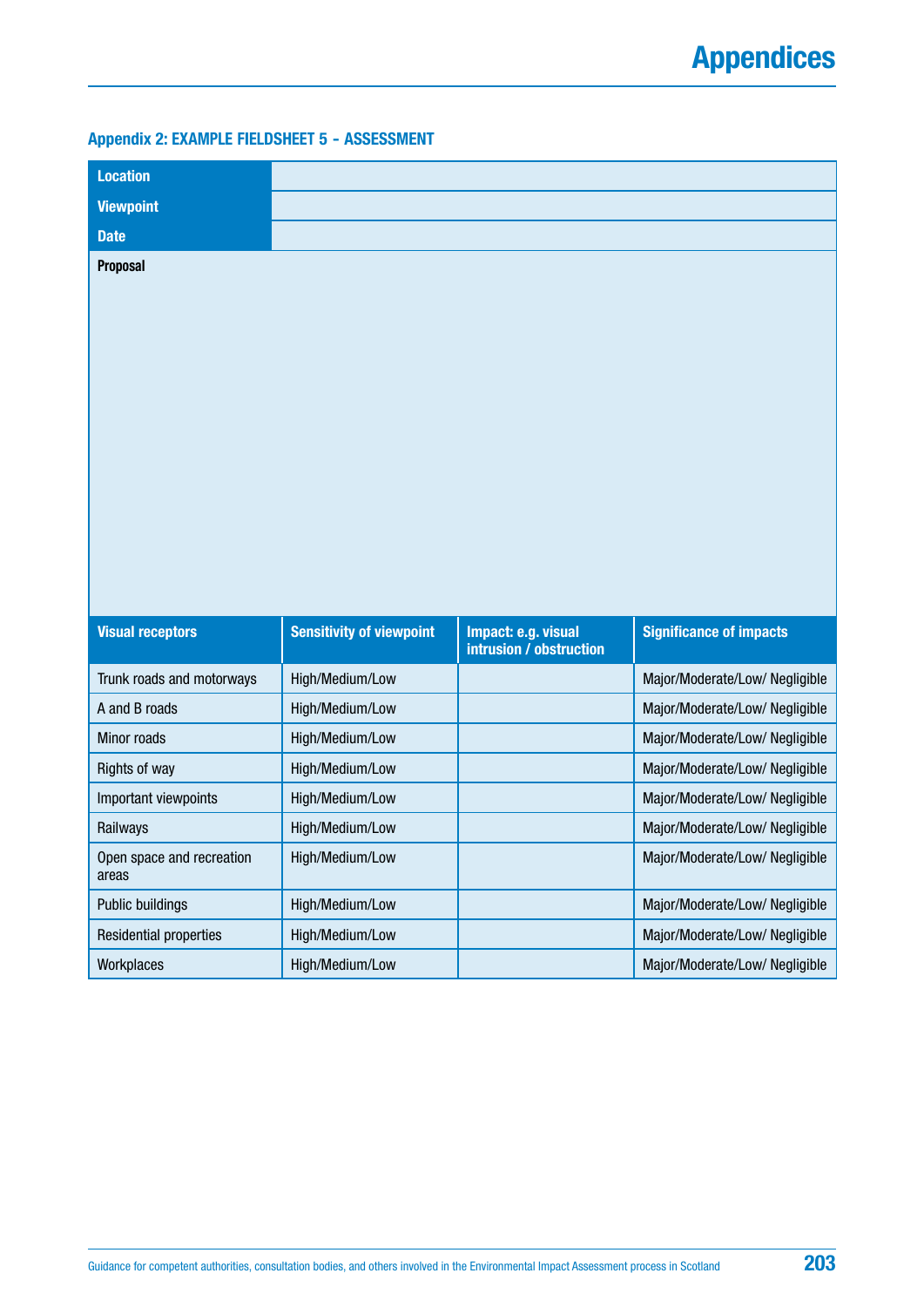### Appendix 2: EXAMPLE FIELDSHEET 5 – ASSESSMENT

| | |
|---|---|
| **Location** | |
| **Viewpoint** | |
| **Date** | |
| **Proposal** | |

| Visual receptors | Sensitivity of viewpoint | Impact: e.g. visual intrusion / obstruction | Significance of impacts |
|---|---|---|---|
| Trunk roads and motorways | High/Medium/Low | | Major/Moderate/Low/ Negligible |
| A and B roads | High/Medium/Low | | Major/Moderate/Low/ Negligible |
| Minor roads | High/Medium/Low | | Major/Moderate/Low/ Negligible |
| Rights of way | High/Medium/Low | | Major/Moderate/Low/ Negligible |
| Important viewpoints | High/Medium/Low | | Major/Moderate/Low/ Negligible |
| Railways | High/Medium/Low | | Major/Moderate/Low/ Negligible |
| Open space and recreation areas | High/Medium/Low | | Major/Moderate/Low/ Negligible |
| Public buildings | High/Medium/Low | | Major/Moderate/Low/ Negligible |
| Residential properties | High/Medium/Low | | Major/Moderate/Low/ Negligible |
| Workplaces | High/Medium/Low | | Major/Moderate/Low/ Negligible |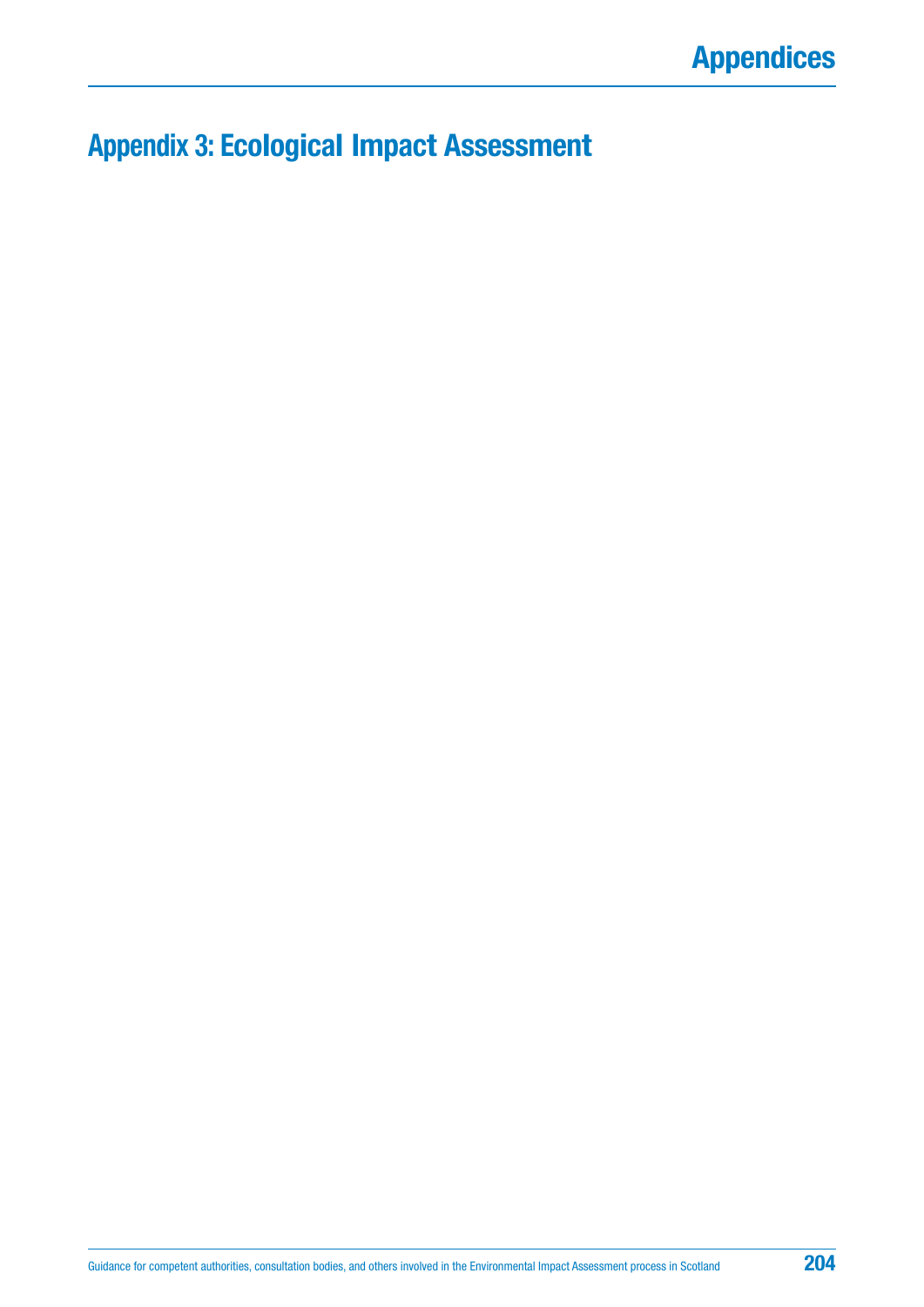# Appendix 3: Ecological Impact Assessment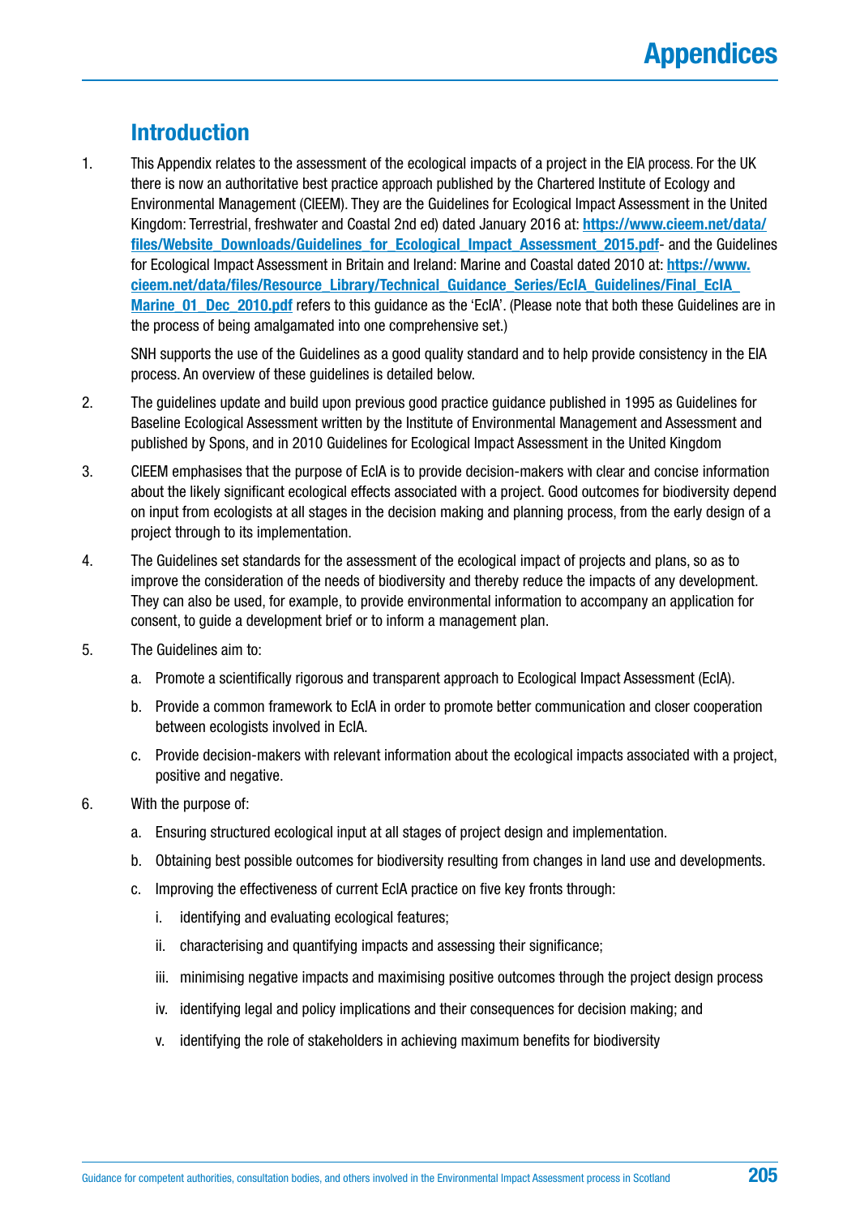# Appendices

## Introduction

1. This Appendix relates to the assessment of the ecological impacts of a project in the EIA process. For the UK there is now an authoritative best practice approach published by the Chartered Institute of Ecology and Environmental Management (CIEEM). They are the Guidelines for Ecological Impact Assessment in the United Kingdom: Terrestrial, freshwater and Coastal 2nd ed) dated January 2016 at: **https://www.cieem.net/data/files/Website_Downloads/Guidelines_for_Ecological_Impact_Assessment_2015.pdf**- and the Guidelines for Ecological Impact Assessment in Britain and Ireland: Marine and Coastal dated 2010 at: **https://www.cieem.net/data/files/Resource_Library/Technical_Guidance_Series/EcIA_Guidelines/Final_EcIA_Marine_01_Dec_2010.pdf** refers to this guidance as the 'EcIA'. (Please note that both these Guidelines are in the process of being amalgamated into one comprehensive set.)

   SNH supports the use of the Guidelines as a good quality standard and to help provide consistency in the EIA process. An overview of these guidelines is detailed below.

2. The guidelines update and build upon previous good practice guidance published in 1995 as Guidelines for Baseline Ecological Assessment written by the Institute of Environmental Management and Assessment and published by Spons, and in 2010 Guidelines for Ecological Impact Assessment in the United Kingdom

3. CIEEM emphasises that the purpose of EcIA is to provide decision-makers with clear and concise information about the likely significant ecological effects associated with a project. Good outcomes for biodiversity depend on input from ecologists at all stages in the decision making and planning process, from the early design of a project through to its implementation.

4. The Guidelines set standards for the assessment of the ecological impact of projects and plans, so as to improve the consideration of the needs of biodiversity and thereby reduce the impacts of any development. They can also be used, for example, to provide environmental information to accompany an application for consent, to guide a development brief or to inform a management plan.

5. The Guidelines aim to:

   a. Promote a scientifically rigorous and transparent approach to Ecological Impact Assessment (EcIA).

   b. Provide a common framework to EcIA in order to promote better communication and closer cooperation between ecologists involved in EcIA.

   c. Provide decision-makers with relevant information about the ecological impacts associated with a project, positive and negative.

6. With the purpose of:

   a. Ensuring structured ecological input at all stages of project design and implementation.

   b. Obtaining best possible outcomes for biodiversity resulting from changes in land use and developments.

   c. Improving the effectiveness of current EcIA practice on five key fronts through:

      i. identifying and evaluating ecological features;

      ii. characterising and quantifying impacts and assessing their significance;

      iii. minimising negative impacts and maximising positive outcomes through the project design process

      iv. identifying legal and policy implications and their consequences for decision making; and

      v. identifying the role of stakeholders in achieving maximum benefits for biodiversity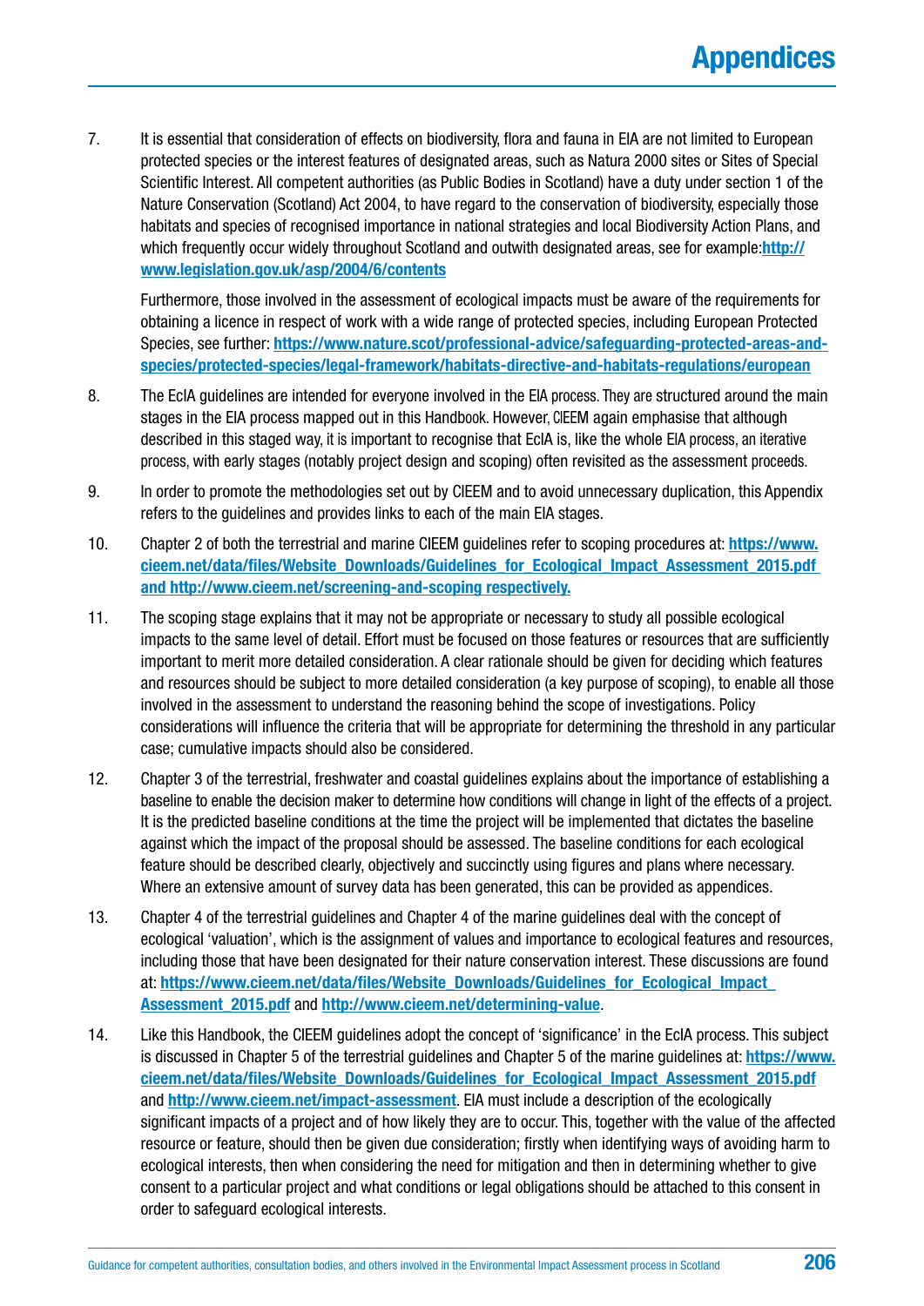7. It is essential that consideration of effects on biodiversity, flora and fauna in EIA are not limited to European protected species or the interest features of designated areas, such as Natura 2000 sites or Sites of Special Scientific Interest. All competent authorities (as Public Bodies in Scotland) have a duty under section 1 of the Nature Conservation (Scotland) Act 2004, to have regard to the conservation of biodiversity, especially those habitats and species of recognised importance in national strategies and local Biodiversity Action Plans, and which frequently occur widely throughout Scotland and outwith designated areas, see for example: **http://www.legislation.gov.uk/asp/2004/6/contents**

   Furthermore, those involved in the assessment of ecological impacts must be aware of the requirements for obtaining a licence in respect of work with a wide range of protected species, including European Protected Species, see further: **https://www.nature.scot/professional-advice/safeguarding-protected-areas-and-species/protected-species/legal-framework/habitats-directive-and-habitats-regulations/european**

8. The EcIA guidelines are intended for everyone involved in the EIA process. They are structured around the main stages in the EIA process mapped out in this Handbook. However, CIEEM again emphasise that although described in this staged way, it is important to recognise that EcIA is, like the whole EIA process, an iterative process, with early stages (notably project design and scoping) often revisited as the assessment proceeds.

9. In order to promote the methodologies set out by CIEEM and to avoid unnecessary duplication, this Appendix refers to the guidelines and provides links to each of the main EIA stages.

10. Chapter 2 of both the terrestrial and marine CIEEM guidelines refer to scoping procedures at: **https://www.cieem.net/data/files/Website_Downloads/Guidelines_for_Ecological_Impact_Assessment_2015.pdf and http://www.cieem.net/screening-and-scoping respectively.**

11. The scoping stage explains that it may not be appropriate or necessary to study all possible ecological impacts to the same level of detail. Effort must be focused on those features or resources that are sufficiently important to merit more detailed consideration. A clear rationale should be given for deciding which features and resources should be subject to more detailed consideration (a key purpose of scoping), to enable all those involved in the assessment to understand the reasoning behind the scope of investigations. Policy considerations will influence the criteria that will be appropriate for determining the threshold in any particular case; cumulative impacts should also be considered.

12. Chapter 3 of the terrestrial, freshwater and coastal guidelines explains about the importance of establishing a baseline to enable the decision maker to determine how conditions will change in light of the effects of a project. It is the predicted baseline conditions at the time the project will be implemented that dictates the baseline against which the impact of the proposal should be assessed. The baseline conditions for each ecological feature should be described clearly, objectively and succinctly using figures and plans where necessary. Where an extensive amount of survey data has been generated, this can be provided as appendices.

13. Chapter 4 of the terrestrial guidelines and Chapter 4 of the marine guidelines deal with the concept of ecological 'valuation', which is the assignment of values and importance to ecological features and resources, including those that have been designated for their nature conservation interest. These discussions are found at: **https://www.cieem.net/data/files/Website_Downloads/Guidelines_for_Ecological_Impact_Assessment_2015.pdf** and **http://www.cieem.net/determining-value**.

14. Like this Handbook, the CIEEM guidelines adopt the concept of 'significance' in the EcIA process. This subject is discussed in Chapter 5 of the terrestrial guidelines and Chapter 5 of the marine guidelines at: **https://www.cieem.net/data/files/Website_Downloads/Guidelines_for_Ecological_Impact_Assessment_2015.pdf** and **http://www.cieem.net/impact-assessment**. EIA must include a description of the ecologically significant impacts of a project and of how likely they are to occur. This, together with the value of the affected resource or feature, should then be given due consideration; firstly when identifying ways of avoiding harm to ecological interests, then when considering the need for mitigation and then in determining whether to give consent to a particular project and what conditions or legal obligations should be attached to this consent in order to safeguard ecological interests.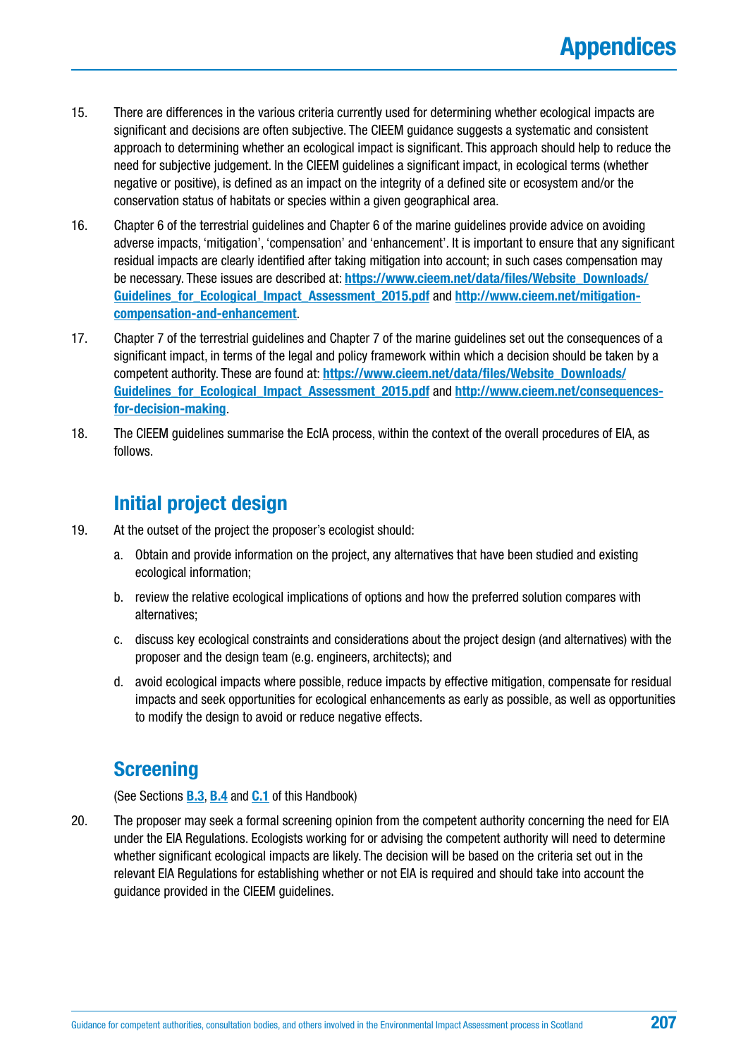15. There are differences in the various criteria currently used for determining whether ecological impacts are significant and decisions are often subjective. The CIEEM guidance suggests a systematic and consistent approach to determining whether an ecological impact is significant. This approach should help to reduce the need for subjective judgement. In the CIEEM guidelines a significant impact, in ecological terms (whether negative or positive), is defined as an impact on the integrity of a defined site or ecosystem and/or the conservation status of habitats or species within a given geographical area.

16. Chapter 6 of the terrestrial guidelines and Chapter 6 of the marine guidelines provide advice on avoiding adverse impacts, 'mitigation', 'compensation' and 'enhancement'. It is important to ensure that any significant residual impacts are clearly identified after taking mitigation into account; in such cases compensation may be necessary. These issues are described at: **https://www.cieem.net/data/files/Website_Downloads/Guidelines_for_Ecological_Impact_Assessment_2015.pdf** and **http://www.cieem.net/mitigation-compensation-and-enhancement**.

17. Chapter 7 of the terrestrial guidelines and Chapter 7 of the marine guidelines set out the consequences of a significant impact, in terms of the legal and policy framework within which a decision should be taken by a competent authority. These are found at: **https://www.cieem.net/data/files/Website_Downloads/Guidelines_for_Ecological_Impact_Assessment_2015.pdf** and **http://www.cieem.net/consequences-for-decision-making**.

18. The CIEEM guidelines summarise the EcIA process, within the context of the overall procedures of EIA, as follows.

## Initial project design

19. At the outset of the project the proposer's ecologist should:

    a. Obtain and provide information on the project, any alternatives that have been studied and existing ecological information;

    b. review the relative ecological implications of options and how the preferred solution compares with alternatives;

    c. discuss key ecological constraints and considerations about the project design (and alternatives) with the proposer and the design team (e.g. engineers, architects); and

    d. avoid ecological impacts where possible, reduce impacts by effective mitigation, compensate for residual impacts and seek opportunities for ecological enhancements as early as possible, as well as opportunities to modify the design to avoid or reduce negative effects.

## Screening

(See Sections **B.3**, **B.4** and **C.1** of this Handbook)

20. The proposer may seek a formal screening opinion from the competent authority concerning the need for EIA under the EIA Regulations. Ecologists working for or advising the competent authority will need to determine whether significant ecological impacts are likely. The decision will be based on the criteria set out in the relevant EIA Regulations for establishing whether or not EIA is required and should take into account the guidance provided in the CIEEM guidelines.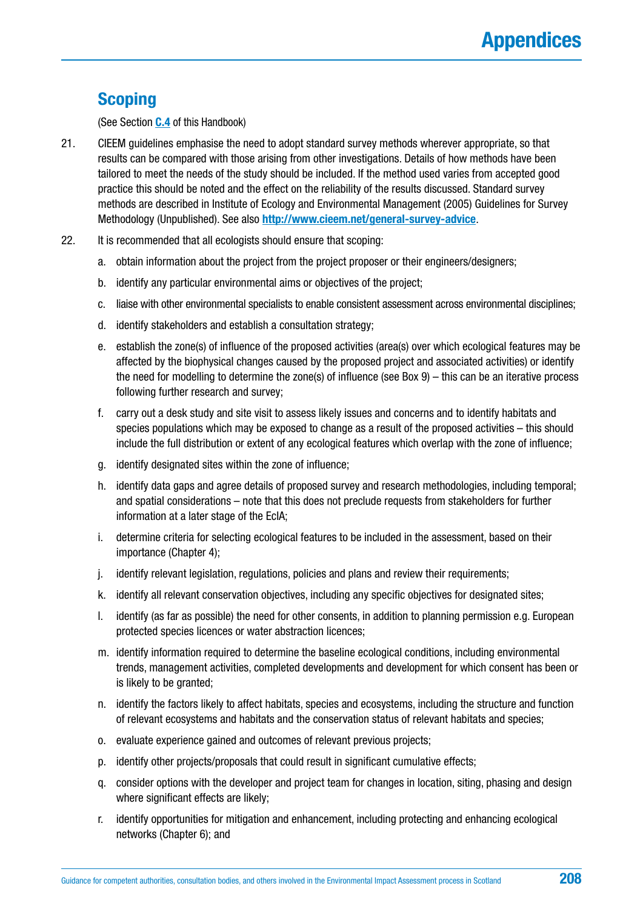## Scoping

(See Section **C.4** of this Handbook)

21. CIEEM guidelines emphasise the need to adopt standard survey methods wherever appropriate, so that results can be compared with those arising from other investigations. Details of how methods have been tailored to meet the needs of the study should be included. If the method used varies from accepted good practice this should be noted and the effect on the reliability of the results discussed. Standard survey methods are described in Institute of Ecology and Environmental Management (2005) Guidelines for Survey Methodology (Unpublished). See also **http://www.cieem.net/general-survey-advice**.

22. It is recommended that all ecologists should ensure that scoping:

    a. obtain information about the project from the project proposer or their engineers/designers;

    b. identify any particular environmental aims or objectives of the project;

    c. liaise with other environmental specialists to enable consistent assessment across environmental disciplines;

    d. identify stakeholders and establish a consultation strategy;

    e. establish the zone(s) of influence of the proposed activities (area(s) over which ecological features may be affected by the biophysical changes caused by the proposed project and associated activities) or identify the need for modelling to determine the zone(s) of influence (see Box 9) – this can be an iterative process following further research and survey;

    f. carry out a desk study and site visit to assess likely issues and concerns and to identify habitats and species populations which may be exposed to change as a result of the proposed activities – this should include the full distribution or extent of any ecological features which overlap with the zone of influence;

    g. identify designated sites within the zone of influence;

    h. identify data gaps and agree details of proposed survey and research methodologies, including temporal; and spatial considerations – note that this does not preclude requests from stakeholders for further information at a later stage of the EcIA;

    i. determine criteria for selecting ecological features to be included in the assessment, based on their importance (Chapter 4);

    j. identify relevant legislation, regulations, policies and plans and review their requirements;

    k. identify all relevant conservation objectives, including any specific objectives for designated sites;

    l. identify (as far as possible) the need for other consents, in addition to planning permission e.g. European protected species licences or water abstraction licences;

    m. identify information required to determine the baseline ecological conditions, including environmental trends, management activities, completed developments and development for which consent has been or is likely to be granted;

    n. identify the factors likely to affect habitats, species and ecosystems, including the structure and function of relevant ecosystems and habitats and the conservation status of relevant habitats and species;

    o. evaluate experience gained and outcomes of relevant previous projects;

    p. identify other projects/proposals that could result in significant cumulative effects;

    q. consider options with the developer and project team for changes in location, siting, phasing and design where significant effects are likely;

    r. identify opportunities for mitigation and enhancement, including protecting and enhancing ecological networks (Chapter 6); and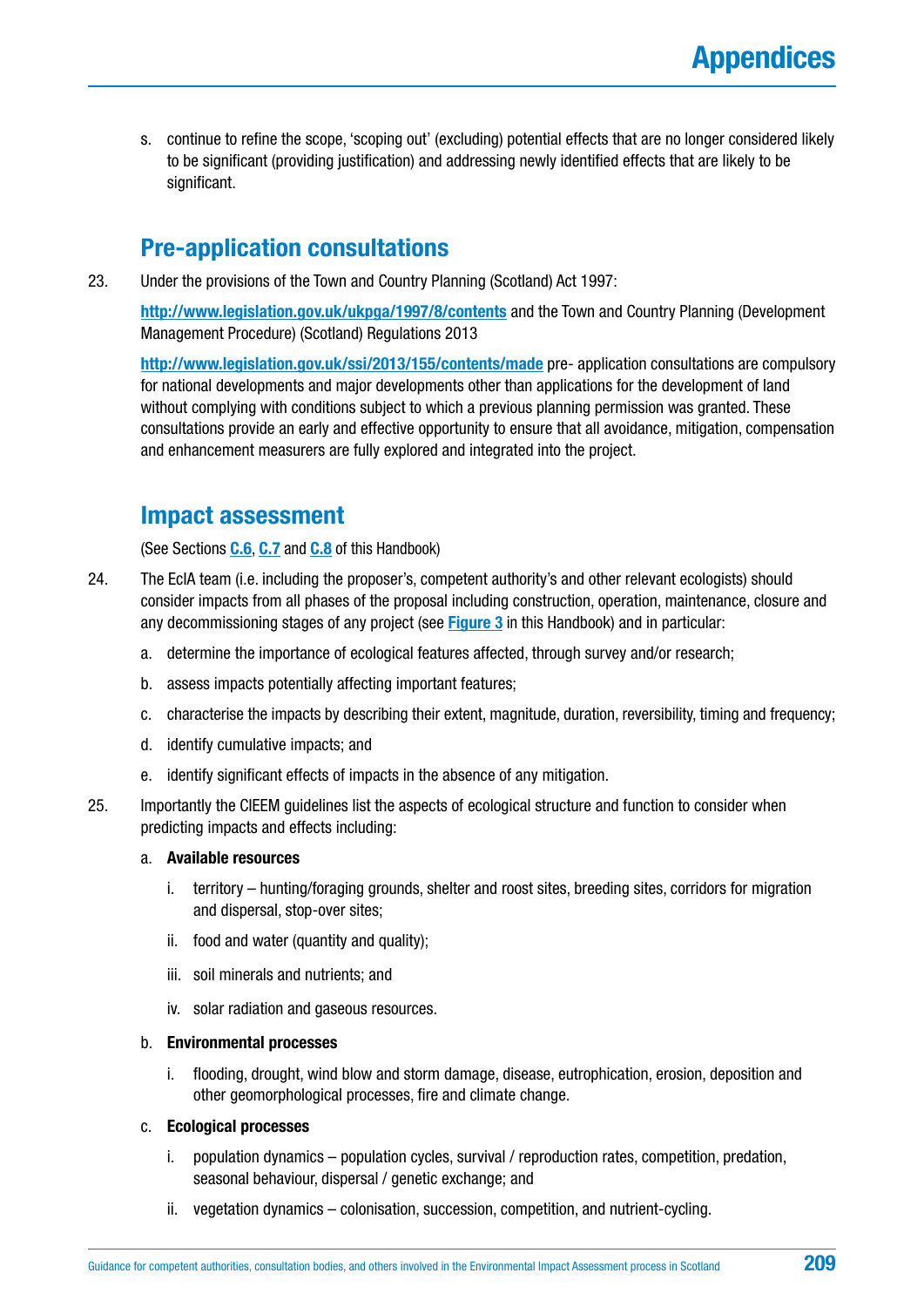s. continue to refine the scope, 'scoping out' (excluding) potential effects that are no longer considered likely to be significant (providing justification) and addressing newly identified effects that are likely to be significant.

## Pre-application consultations

23. Under the provisions of the Town and Country Planning (Scotland) Act 1997:

    **http://www.legislation.gov.uk/ukpga/1997/8/contents** and the Town and Country Planning (Development Management Procedure) (Scotland) Regulations 2013

    **http://www.legislation.gov.uk/ssi/2013/155/contents/made** pre- application consultations are compulsory for national developments and major developments other than applications for the development of land without complying with conditions subject to which a previous planning permission was granted. These consultations provide an early and effective opportunity to ensure that all avoidance, mitigation, compensation and enhancement measurers are fully explored and integrated into the project.

## Impact assessment

(See Sections **C.6**, **C.7** and **C.8** of this Handbook)

24. The EcIA team (i.e. including the proposer's, competent authority's and other relevant ecologists) should consider impacts from all phases of the proposal including construction, operation, maintenance, closure and any decommissioning stages of any project (see **Figure 3** in this Handbook) and in particular:

    a. determine the importance of ecological features affected, through survey and/or research;

    b. assess impacts potentially affecting important features;

    c. characterise the impacts by describing their extent, magnitude, duration, reversibility, timing and frequency;

    d. identify cumulative impacts; and

    e. identify significant effects of impacts in the absence of any mitigation.

25. Importantly the CIEEM guidelines list the aspects of ecological structure and function to consider when predicting impacts and effects including:

    a. **Available resources**

        i. territory – hunting/foraging grounds, shelter and roost sites, breeding sites, corridors for migration and dispersal, stop-over sites;

        ii. food and water (quantity and quality);

        iii. soil minerals and nutrients; and

        iv. solar radiation and gaseous resources.

    b. **Environmental processes**

        i. flooding, drought, wind blow and storm damage, disease, eutrophication, erosion, deposition and other geomorphological processes, fire and climate change.

    c. **Ecological processes**

        i. population dynamics – population cycles, survival / reproduction rates, competition, predation, seasonal behaviour, dispersal / genetic exchange; and

        ii. vegetation dynamics – colonisation, succession, competition, and nutrient-cycling.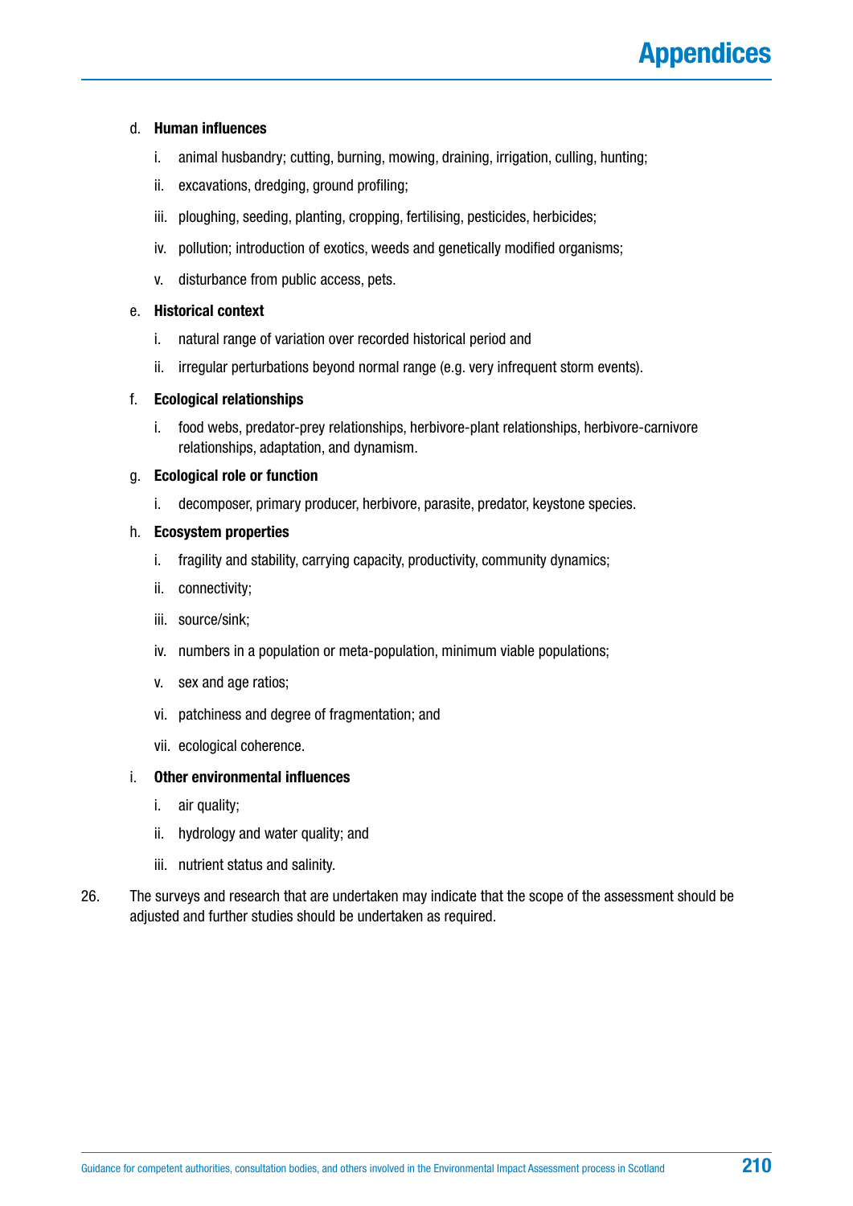d. **Human influences**

   i. animal husbandry; cutting, burning, mowing, draining, irrigation, culling, hunting;

   ii. excavations, dredging, ground profiling;

   iii. ploughing, seeding, planting, cropping, fertilising, pesticides, herbicides;

   iv. pollution; introduction of exotics, weeds and genetically modified organisms;

   v. disturbance from public access, pets.

e. **Historical context**

   i. natural range of variation over recorded historical period and

   ii. irregular perturbations beyond normal range (e.g. very infrequent storm events).

f. **Ecological relationships**

   i. food webs, predator-prey relationships, herbivore-plant relationships, herbivore-carnivore relationships, adaptation, and dynamism.

g. **Ecological role or function**

   i. decomposer, primary producer, herbivore, parasite, predator, keystone species.

h. **Ecosystem properties**

   i. fragility and stability, carrying capacity, productivity, community dynamics;

   ii. connectivity;

   iii. source/sink;

   iv. numbers in a population or meta-population, minimum viable populations;

   v. sex and age ratios;

   vi. patchiness and degree of fragmentation; and

   vii. ecological coherence.

i. **Other environmental influences**

   i. air quality;

   ii. hydrology and water quality; and

   iii. nutrient status and salinity.

26. The surveys and research that are undertaken may indicate that the scope of the assessment should be adjusted and further studies should be undertaken as required.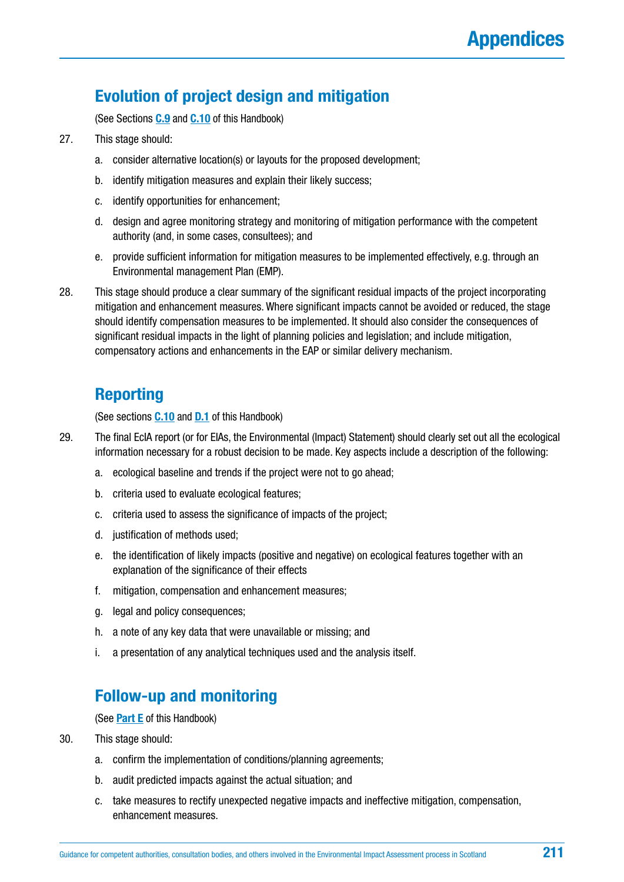## Evolution of project design and mitigation

(See Sections **C.9** and **C.10** of this Handbook)

27. This stage should:

    a. consider alternative location(s) or layouts for the proposed development;

    b. identify mitigation measures and explain their likely success;

    c. identify opportunities for enhancement;

    d. design and agree monitoring strategy and monitoring of mitigation performance with the competent authority (and, in some cases, consultees); and

    e. provide sufficient information for mitigation measures to be implemented effectively, e.g. through an Environmental management Plan (EMP).

28. This stage should produce a clear summary of the significant residual impacts of the project incorporating mitigation and enhancement measures. Where significant impacts cannot be avoided or reduced, the stage should identify compensation measures to be implemented. It should also consider the consequences of significant residual impacts in the light of planning policies and legislation; and include mitigation, compensatory actions and enhancements in the EAP or similar delivery mechanism.

## Reporting

(See sections **C.10** and **D.1** of this Handbook)

29. The final EcIA report (or for EIAs, the Environmental (Impact) Statement) should clearly set out all the ecological information necessary for a robust decision to be made. Key aspects include a description of the following:

    a. ecological baseline and trends if the project were not to go ahead;

    b. criteria used to evaluate ecological features;

    c. criteria used to assess the significance of impacts of the project;

    d. justification of methods used;

    e. the identification of likely impacts (positive and negative) on ecological features together with an explanation of the significance of their effects

    f. mitigation, compensation and enhancement measures;

    g. legal and policy consequences;

    h. a note of any key data that were unavailable or missing; and

    i. a presentation of any analytical techniques used and the analysis itself.

## Follow-up and monitoring

(See **Part E** of this Handbook)

30. This stage should:

    a. confirm the implementation of conditions/planning agreements;

    b. audit predicted impacts against the actual situation; and

    c. take measures to rectify unexpected negative impacts and ineffective mitigation, compensation, enhancement measures.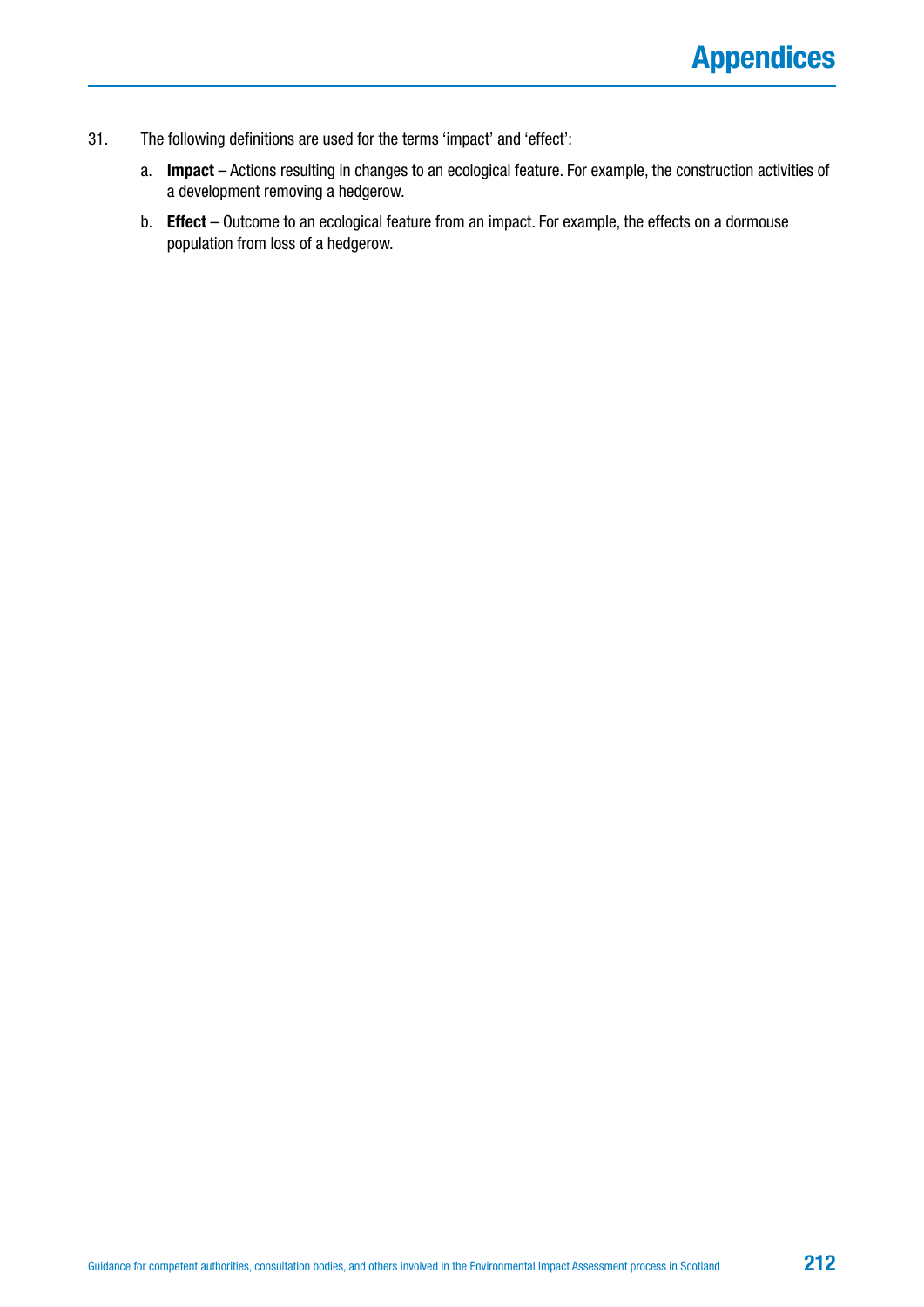31. The following definitions are used for the terms 'impact' and 'effect':

    a. **Impact** – Actions resulting in changes to an ecological feature. For example, the construction activities of a development removing a hedgerow.

    b. **Effect** – Outcome to an ecological feature from an impact. For example, the effects on a dormouse population from loss of a hedgerow.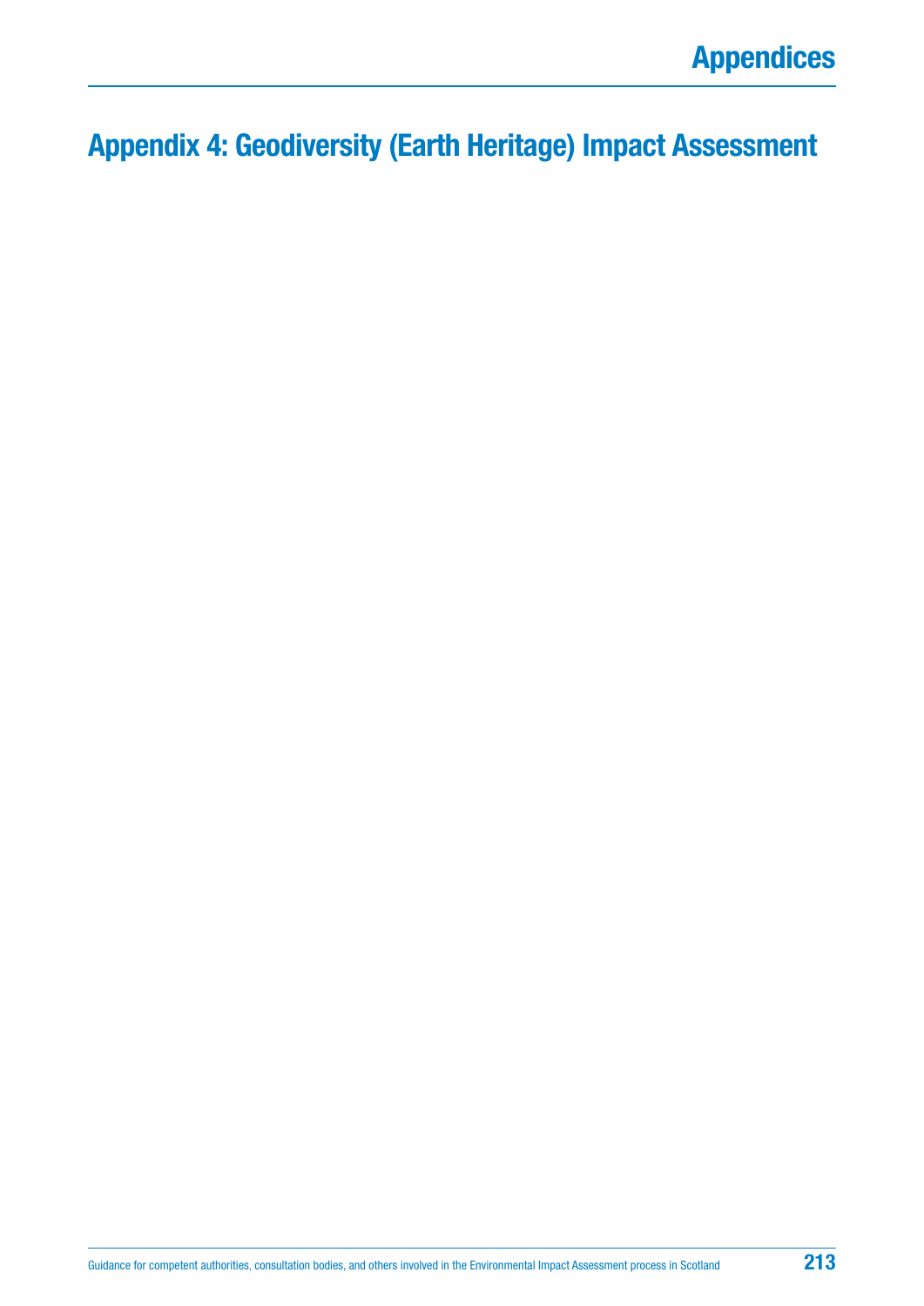# Appendix 4: Geodiversity (Earth Heritage) Impact Assessment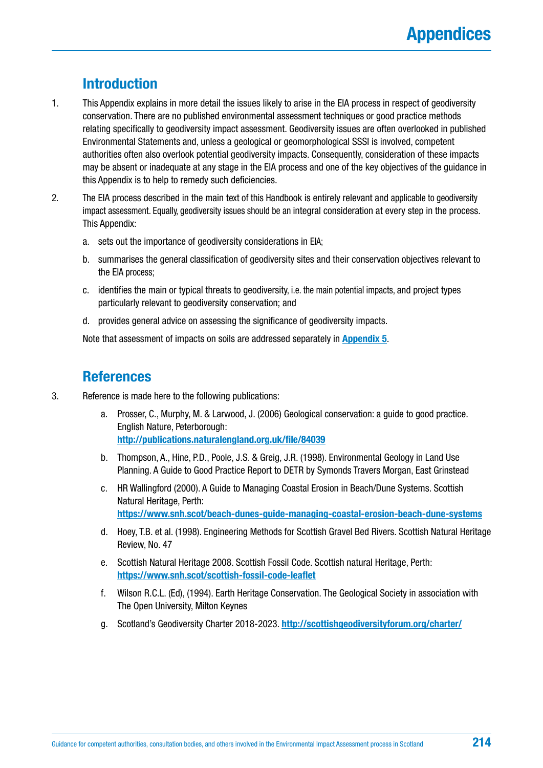# Appendices

## Introduction

1. This Appendix explains in more detail the issues likely to arise in the EIA process in respect of geodiversity conservation. There are no published environmental assessment techniques or good practice methods relating specifically to geodiversity impact assessment. Geodiversity issues are often overlooked in published Environmental Statements and, unless a geological or geomorphological SSSI is involved, competent authorities often also overlook potential geodiversity impacts. Consequently, consideration of these impacts may be absent or inadequate at any stage in the EIA process and one of the key objectives of the guidance in this Appendix is to help to remedy such deficiencies.

2. The EIA process described in the main text of this Handbook is entirely relevant and applicable to geodiversity impact assessment. Equally, geodiversity issues should be an integral consideration at every step in the process. This Appendix:

   a. sets out the importance of geodiversity considerations in EIA;

   b. summarises the general classification of geodiversity sites and their conservation objectives relevant to the EIA process;

   c. identifies the main or typical threats to geodiversity, i.e. the main potential impacts, and project types particularly relevant to geodiversity conservation; and

   d. provides general advice on assessing the significance of geodiversity impacts.

   Note that assessment of impacts on soils are addressed separately in **Appendix 5**.

## References

3. Reference is made here to the following publications:

   a. Prosser, C., Murphy, M. & Larwood, J. (2006) Geological conservation: a guide to good practice. English Nature, Peterborough: **http://publications.naturalengland.org.uk/file/84039**

   b. Thompson, A., Hine, P.D., Poole, J.S. & Greig, J.R. (1998). Environmental Geology in Land Use Planning. A Guide to Good Practice Report to DETR by Symonds Travers Morgan, East Grinstead

   c. HR Wallingford (2000). A Guide to Managing Coastal Erosion in Beach/Dune Systems. Scottish Natural Heritage, Perth: **https://www.snh.scot/beach-dunes-guide-managing-coastal-erosion-beach-dune-systems**

   d. Hoey, T.B. et al. (1998). Engineering Methods for Scottish Gravel Bed Rivers. Scottish Natural Heritage Review, No. 47

   e. Scottish Natural Heritage 2008. Scottish Fossil Code. Scottish natural Heritage, Perth: **https://www.snh.scot/scottish-fossil-code-leaflet**

   f. Wilson R.C.L. (Ed), (1994). Earth Heritage Conservation. The Geological Society in association with The Open University, Milton Keynes

   g. Scotland's Geodiversity Charter 2018-2023. **http://scottishgeodiversityforum.org/charter/**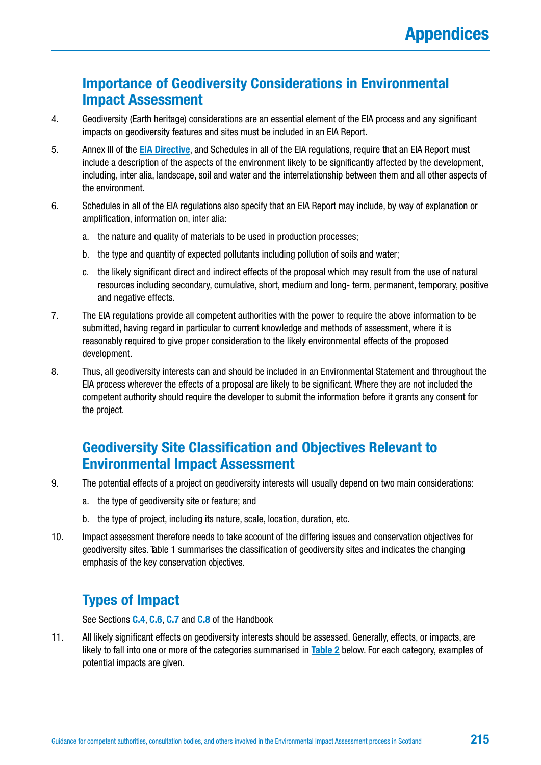## Importance of Geodiversity Considerations in Environmental Impact Assessment

4. Geodiversity (Earth heritage) considerations are an essential element of the EIA process and any significant impacts on geodiversity features and sites must be included in an EIA Report.

5. Annex III of the **EIA Directive**, and Schedules in all of the EIA regulations, require that an EIA Report must include a description of the aspects of the environment likely to be significantly affected by the development, including, inter alia, landscape, soil and water and the interrelationship between them and all other aspects of the environment.

6. Schedules in all of the EIA regulations also specify that an EIA Report may include, by way of explanation or amplification, information on, inter alia:

   a. the nature and quality of materials to be used in production processes;

   b. the type and quantity of expected pollutants including pollution of soils and water;

   c. the likely significant direct and indirect effects of the proposal which may result from the use of natural resources including secondary, cumulative, short, medium and long- term, permanent, temporary, positive and negative effects.

7. The EIA regulations provide all competent authorities with the power to require the above information to be submitted, having regard in particular to current knowledge and methods of assessment, where it is reasonably required to give proper consideration to the likely environmental effects of the proposed development.

8. Thus, all geodiversity interests can and should be included in an Environmental Statement and throughout the EIA process wherever the effects of a proposal are likely to be significant. Where they are not included the competent authority should require the developer to submit the information before it grants any consent for the project.

## Geodiversity Site Classification and Objectives Relevant to Environmental Impact Assessment

9. The potential effects of a project on geodiversity interests will usually depend on two main considerations:

   a. the type of geodiversity site or feature; and

   b. the type of project, including its nature, scale, location, duration, etc.

10. Impact assessment therefore needs to take account of the differing issues and conservation objectives for geodiversity sites. Table 1 summarises the classification of geodiversity sites and indicates the changing emphasis of the key conservation objectives.

## Types of Impact

See Sections **C.4**, **C.6**, **C.7** and **C.8** of the Handbook

11. All likely significant effects on geodiversity interests should be assessed. Generally, effects, or impacts, are likely to fall into one or more of the categories summarised in **Table 2** below. For each category, examples of potential impacts are given.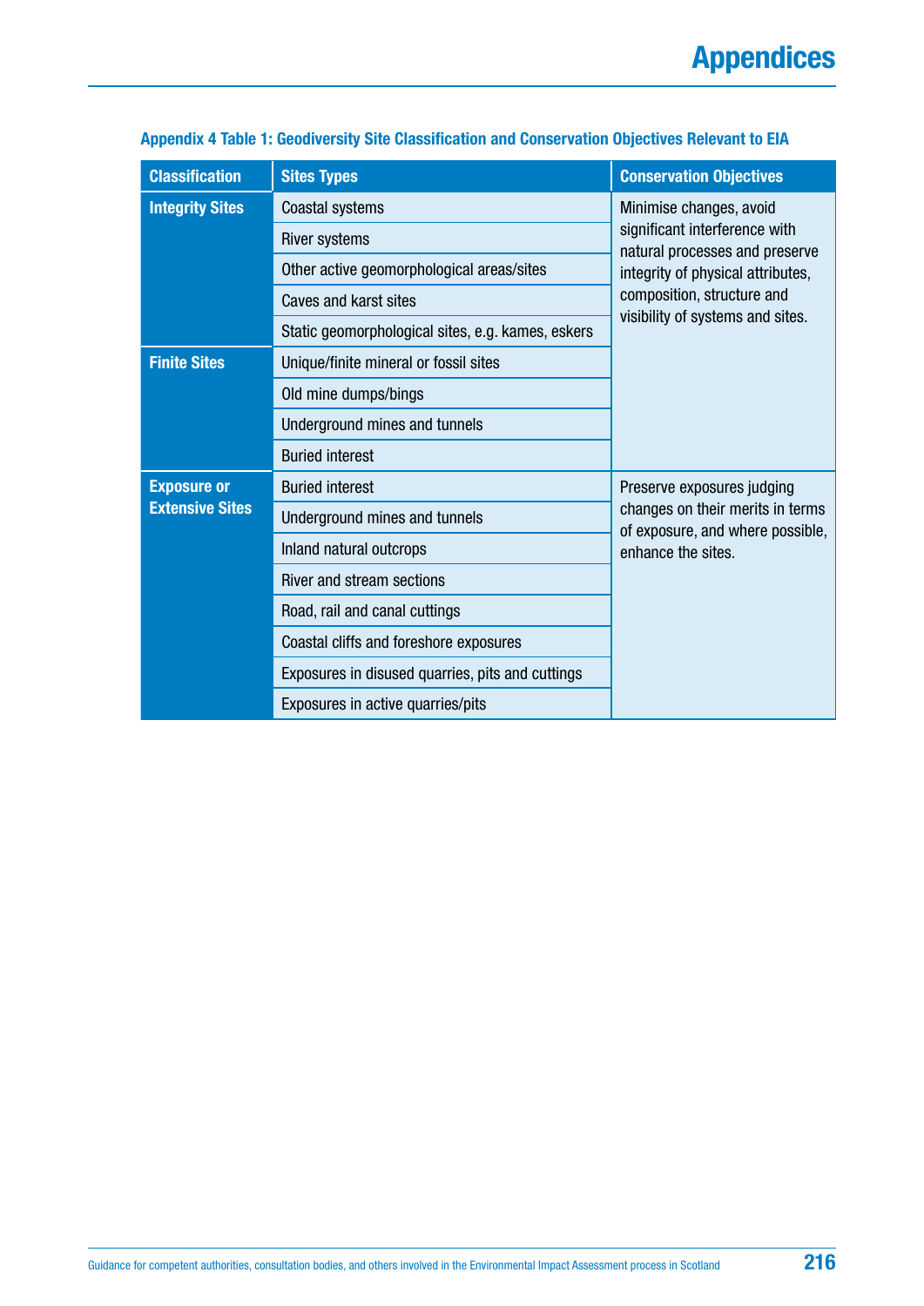**Appendix 4 Table 1: Geodiversity Site Classification and Conservation Objectives Relevant to EIA**

| Classification | Sites Types | Conservation Objectives |
| --- | --- | --- |
| **Integrity Sites** | Coastal systems | Minimise changes, avoid significant interference with natural processes and preserve integrity of physical attributes, composition, structure and visibility of systems and sites. |
| | River systems | |
| | Other active geomorphological areas/sites | |
| | Caves and karst sites | |
| | Static geomorphological sites, e.g. kames, eskers | |
| **Finite Sites** | Unique/finite mineral or fossil sites | |
| | Old mine dumps/bings | |
| | Underground mines and tunnels | |
| | Buried interest | |
| **Exposure or Extensive Sites** | Buried interest | Preserve exposures judging changes on their merits in terms of exposure, and where possible, enhance the sites. |
| | Underground mines and tunnels | |
| | Inland natural outcrops | |
| | River and stream sections | |
| | Road, rail and canal cuttings | |
| | Coastal cliffs and foreshore exposures | |
| | Exposures in disused quarries, pits and cuttings | |
| | Exposures in active quarries/pits | |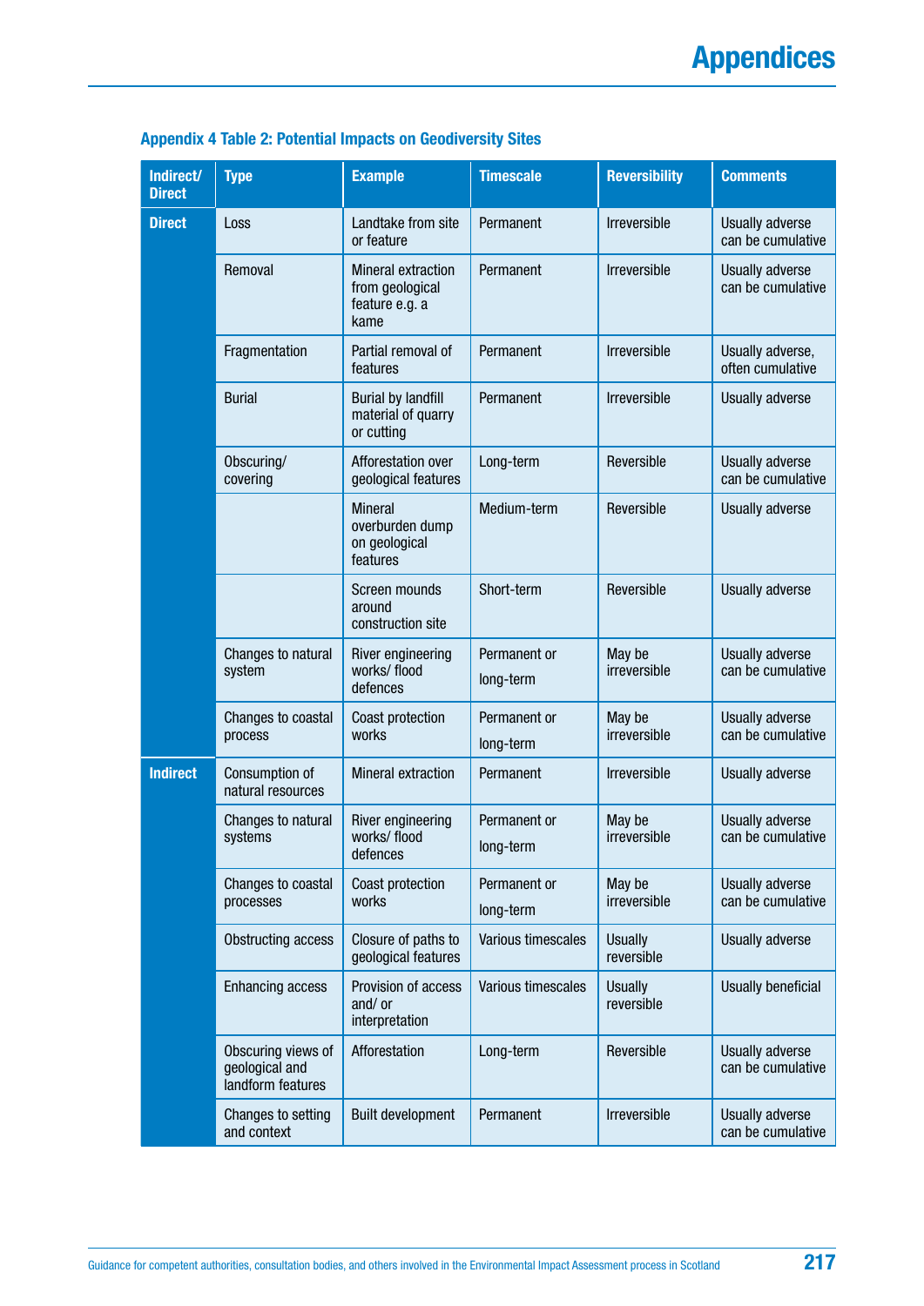### Appendix 4 Table 2: Potential Impacts on Geodiversity Sites

| Indirect/ Direct | Type | Example | Timescale | Reversibility | Comments |
|---|---|---|---|---|---|
| **Direct** | Loss | Landtake from site or feature | Permanent | Irreversible | Usually adverse can be cumulative |
| | Removal | Mineral extraction from geological feature e.g. a kame | Permanent | Irreversible | Usually adverse can be cumulative |
| | Fragmentation | Partial removal of features | Permanent | Irreversible | Usually adverse, often cumulative |
| | Burial | Burial by landfill material of quarry or cutting | Permanent | Irreversible | Usually adverse |
| | Obscuring/ covering | Afforestation over geological features | Long-term | Reversible | Usually adverse can be cumulative |
| | | Mineral overburden dump on geological features | Medium-term | Reversible | Usually adverse |
| | | Screen mounds around construction site | Short-term | Reversible | Usually adverse |
| | Changes to natural system | River engineering works/ flood defences | Permanent or long-term | May be irreversible | Usually adverse can be cumulative |
| | Changes to coastal process | Coast protection works | Permanent or long-term | May be irreversible | Usually adverse can be cumulative |
| **Indirect** | Consumption of natural resources | Mineral extraction | Permanent | Irreversible | Usually adverse |
| | Changes to natural systems | River engineering works/ flood defences | Permanent or long-term | May be irreversible | Usually adverse can be cumulative |
| | Changes to coastal processes | Coast protection works | Permanent or long-term | May be irreversible | Usually adverse can be cumulative |
| | Obstructing access | Closure of paths to geological features | Various timescales | Usually reversible | Usually adverse |
| | Enhancing access | Provision of access and/ or interpretation | Various timescales | Usually reversible | Usually beneficial |
| | Obscuring views of geological and landform features | Afforestation | Long-term | Reversible | Usually adverse can be cumulative |
| | Changes to setting and context | Built development | Permanent | Irreversible | Usually adverse can be cumulative |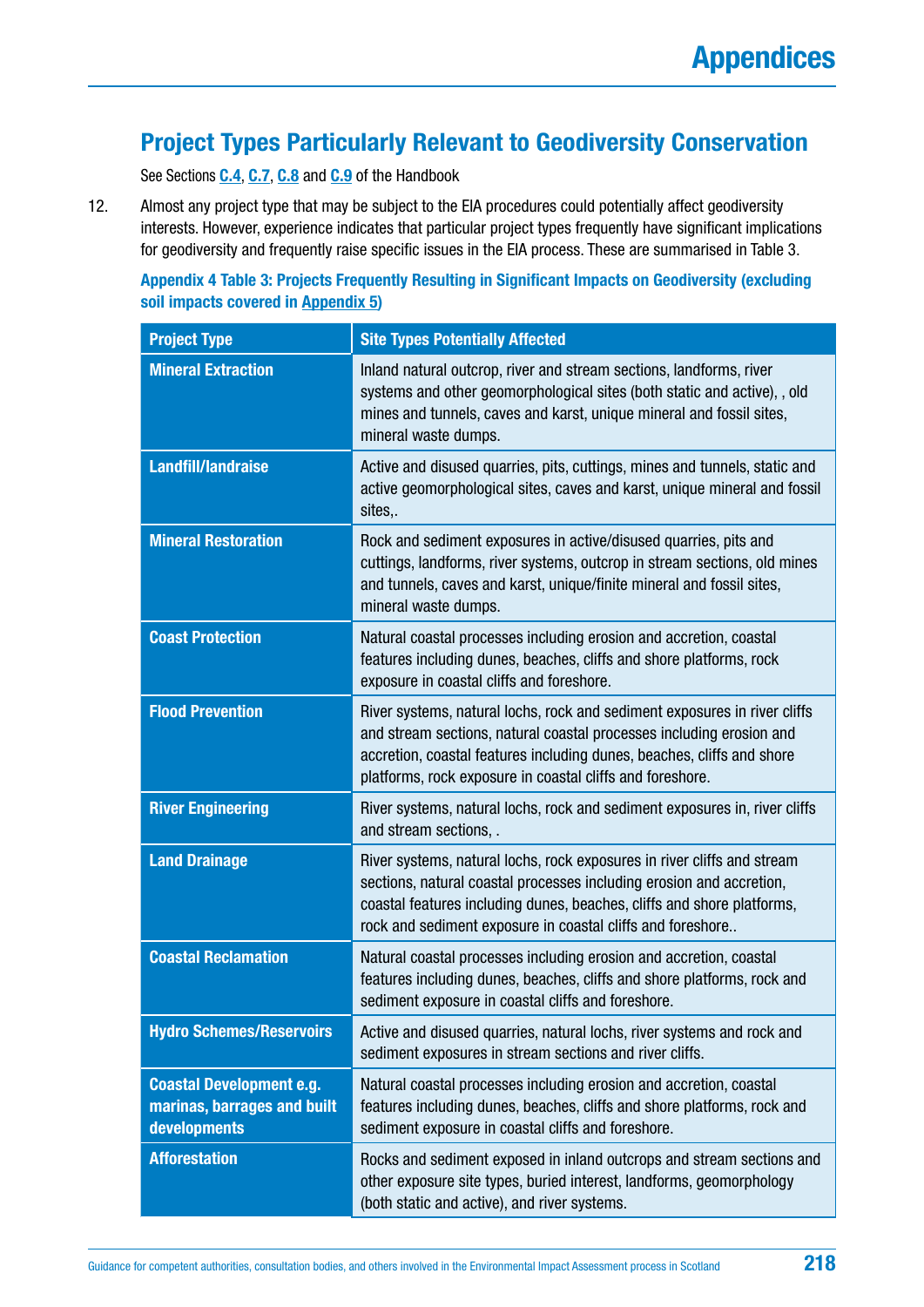## Project Types Particularly Relevant to Geodiversity Conservation

See Sections C.4, C.7, C.8 and C.9 of the Handbook

12. Almost any project type that may be subject to the EIA procedures could potentially affect geodiversity interests. However, experience indicates that particular project types frequently have significant implications for geodiversity and frequently raise specific issues in the EIA process. These are summarised in Table 3.

**Appendix 4 Table 3: Projects Frequently Resulting in Significant Impacts on Geodiversity (excluding soil impacts covered in Appendix 5)**

| Project Type | Site Types Potentially Affected |
|---|---|
| **Mineral Extraction** | Inland natural outcrop, river and stream sections, landforms, river systems and other geomorphological sites (both static and active), , old mines and tunnels, caves and karst, unique mineral and fossil sites, mineral waste dumps. |
| **Landfill/landraise** | Active and disused quarries, pits, cuttings, mines and tunnels, static and active geomorphological sites, caves and karst, unique mineral and fossil sites,. |
| **Mineral Restoration** | Rock and sediment exposures in active/disused quarries, pits and cuttings, landforms, river systems, outcrop in stream sections, old mines and tunnels, caves and karst, unique/finite mineral and fossil sites, mineral waste dumps. |
| **Coast Protection** | Natural coastal processes including erosion and accretion, coastal features including dunes, beaches, cliffs and shore platforms, rock exposure in coastal cliffs and foreshore. |
| **Flood Prevention** | River systems, natural lochs, rock and sediment exposures in river cliffs and stream sections, natural coastal processes including erosion and accretion, coastal features including dunes, beaches, cliffs and shore platforms, rock exposure in coastal cliffs and foreshore. |
| **River Engineering** | River systems, natural lochs, rock and sediment exposures in, river cliffs and stream sections, . |
| **Land Drainage** | River systems, natural lochs, rock exposures in river cliffs and stream sections, natural coastal processes including erosion and accretion, coastal features including dunes, beaches, cliffs and shore platforms, rock and sediment exposure in coastal cliffs and foreshore.. |
| **Coastal Reclamation** | Natural coastal processes including erosion and accretion, coastal features including dunes, beaches, cliffs and shore platforms, rock and sediment exposure in coastal cliffs and foreshore. |
| **Hydro Schemes/Reservoirs** | Active and disused quarries, natural lochs, river systems and rock and sediment exposures in stream sections and river cliffs. |
| **Coastal Development e.g. marinas, barrages and built developments** | Natural coastal processes including erosion and accretion, coastal features including dunes, beaches, cliffs and shore platforms, rock and sediment exposure in coastal cliffs and foreshore. |
| **Afforestation** | Rocks and sediment exposed in inland outcrops and stream sections and other exposure site types, buried interest, landforms, geomorphology (both static and active), and river systems. |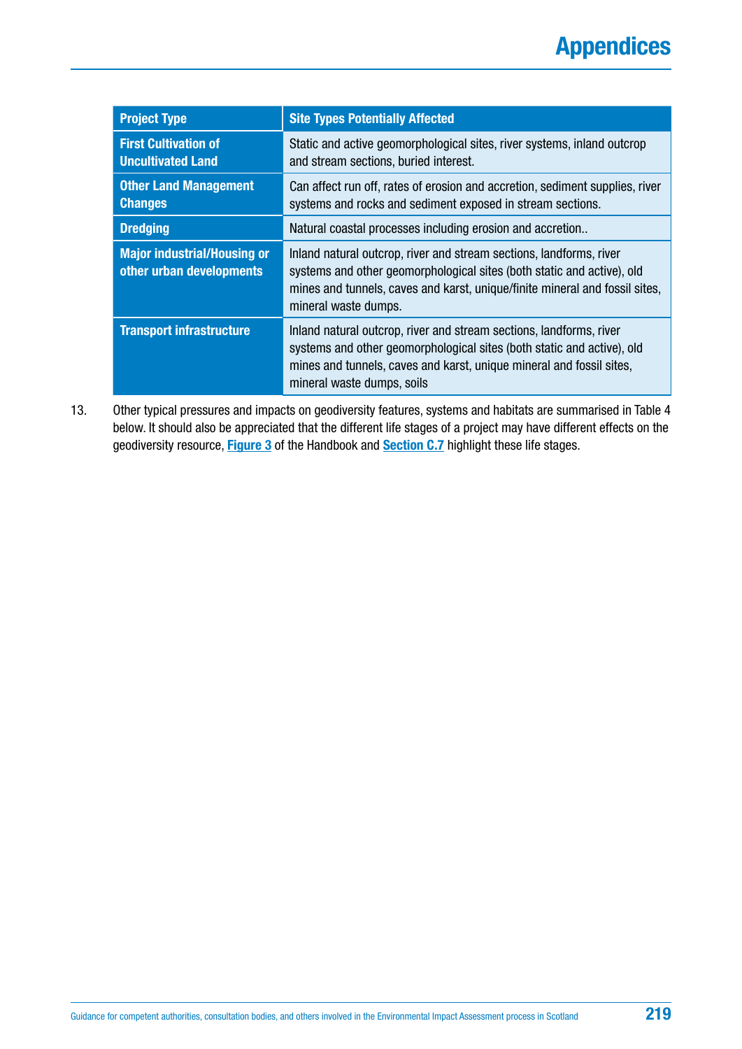| Project Type | Site Types Potentially Affected |
|---|---|
| **First Cultivation of Uncultivated Land** | Static and active geomorphological sites, river systems, inland outcrop and stream sections, buried interest. |
| **Other Land Management Changes** | Can affect run off, rates of erosion and accretion, sediment supplies, river systems and rocks and sediment exposed in stream sections. |
| **Dredging** | Natural coastal processes including erosion and accretion.. |
| **Major industrial/Housing or other urban developments** | Inland natural outcrop, river and stream sections, landforms, river systems and other geomorphological sites (both static and active), old mines and tunnels, caves and karst, unique/finite mineral and fossil sites, mineral waste dumps. |
| **Transport infrastructure** | Inland natural outcrop, river and stream sections, landforms, river systems and other geomorphological sites (both static and active), old mines and tunnels, caves and karst, unique mineral and fossil sites, mineral waste dumps, soils |

13. Other typical pressures and impacts on geodiversity features, systems and habitats are summarised in Table 4 below. It should also be appreciated that the different life stages of a project may have different effects on the geodiversity resource, **Figure 3** of the Handbook and **Section C.7** highlight these life stages.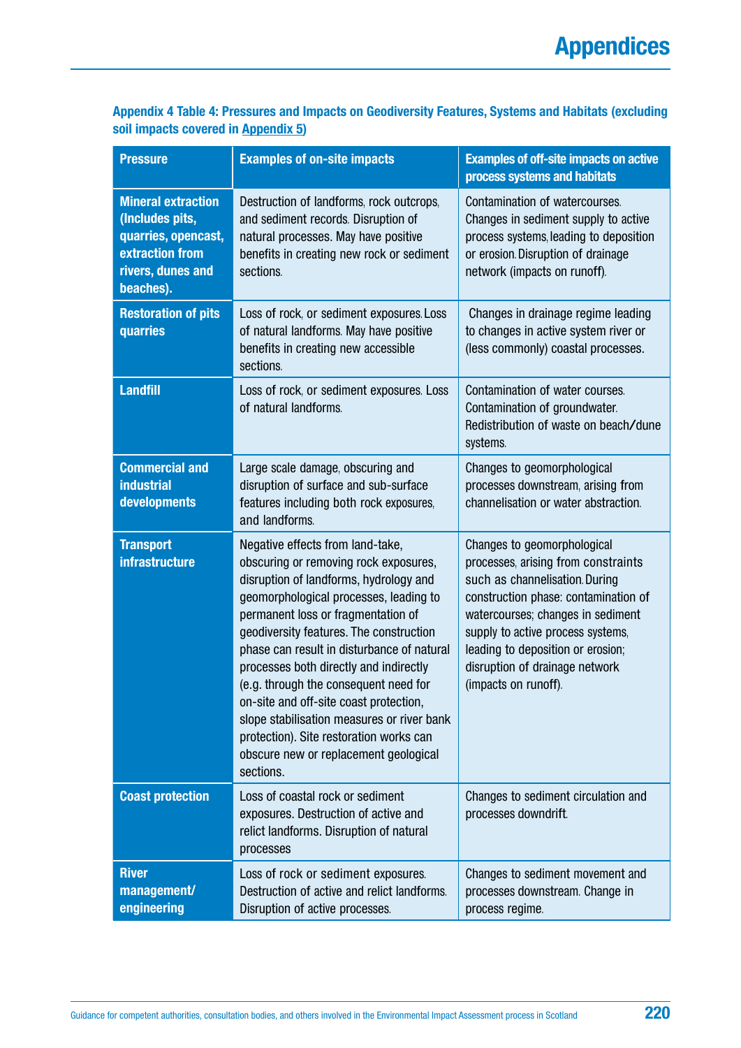**Appendix 4 Table 4: Pressures and Impacts on Geodiversity Features, Systems and Habitats (excluding soil impacts covered in Appendix 5)**

| Pressure | Examples of on-site impacts | Examples of off-site impacts on active process systems and habitats |
|---|---|---|
| **Mineral extraction (Includes pits, quarries, opencast, extraction from rivers, dunes and beaches).** | Destruction of landforms, rock outcrops, and sediment records. Disruption of natural processes. May have positive benefits in creating new rock or sediment sections. | Contamination of watercourses. Changes in sediment supply to active process systems, leading to deposition or erosion. Disruption of drainage network (impacts on runoff). |
| **Restoration of pits quarries** | Loss of rock, or sediment exposures. Loss of natural landforms. May have positive benefits in creating new accessible sections. | Changes in drainage regime leading to changes in active system river or (less commonly) coastal processes. |
| **Landfill** | Loss of rock, or sediment exposures. Loss of natural landforms. | Contamination of water courses. Contamination of groundwater. Redistribution of waste on beach/dune systems. |
| **Commercial and industrial developments** | Large scale damage, obscuring and disruption of surface and sub-surface features including both rock exposures, and landforms. | Changes to geomorphological processes downstream, arising from channelisation or water abstraction. |
| **Transport infrastructure** | Negative effects from land-take, obscuring or removing rock exposures, disruption of landforms, hydrology and geomorphological processes, leading to permanent loss or fragmentation of geodiversity features. The construction phase can result in disturbance of natural processes both directly and indirectly (e.g. through the consequent need for on-site and off-site coast protection, slope stabilisation measures or river bank protection). Site restoration works can obscure new or replacement geological sections. | Changes to geomorphological processes, arising from constraints such as channelisation. During construction phase: contamination of watercourses; changes in sediment supply to active process systems, leading to deposition or erosion; disruption of drainage network (impacts on runoff). |
| **Coast protection** | Loss of coastal rock or sediment exposures. Destruction of active and relict landforms. Disruption of natural processes | Changes to sediment circulation and processes downdrift. |
| **River management/ engineering** | Loss of rock or sediment exposures. Destruction of active and relict landforms. Disruption of active processes. | Changes to sediment movement and processes downstream. Change in process regime. |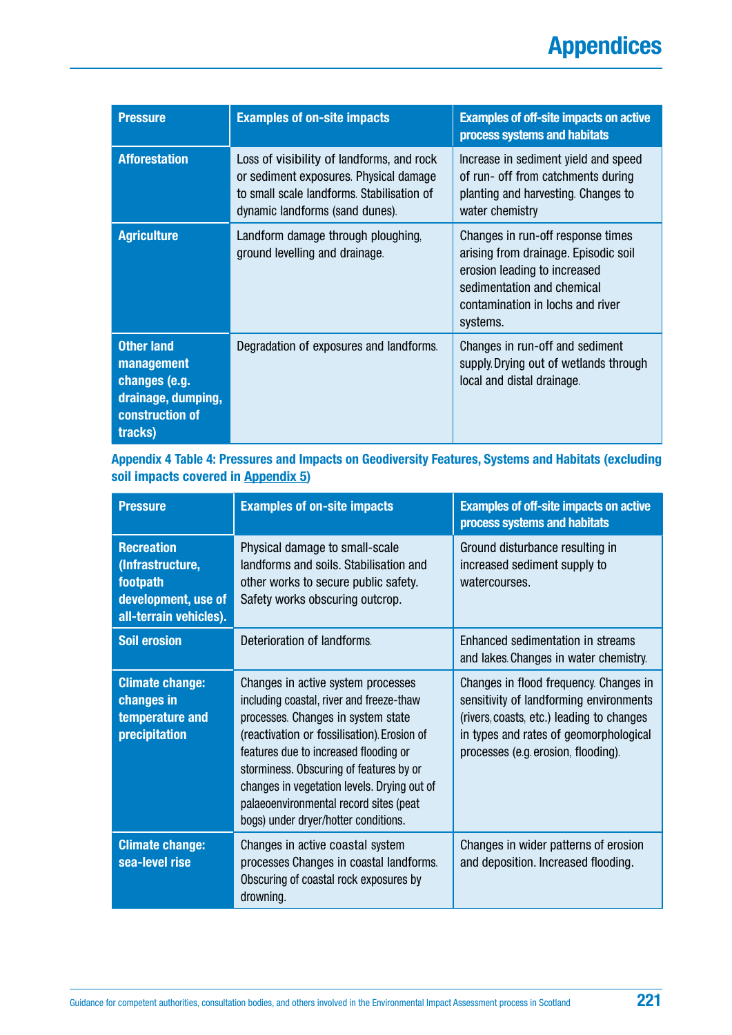| Pressure | Examples of on-site impacts | Examples of off-site impacts on active process systems and habitats |
|---|---|---|
| **Afforestation** | Loss of visibility of landforms, and rock or sediment exposures. Physical damage to small scale landforms. Stabilisation of dynamic landforms (sand dunes). | Increase in sediment yield and speed of run- off from catchments during planting and harvesting. Changes to water chemistry |
| **Agriculture** | Landform damage through ploughing, ground levelling and drainage. | Changes in run-off response times arising from drainage. Episodic soil erosion leading to increased sedimentation and chemical contamination in lochs and river systems. |
| **Other land management changes (e.g. drainage, dumping, construction of tracks)** | Degradation of exposures and landforms. | Changes in run-off and sediment supply. Drying out of wetlands through local and distal drainage. |

**Appendix 4 Table 4: Pressures and Impacts on Geodiversity Features, Systems and Habitats (excluding soil impacts covered in Appendix 5)**

| Pressure | Examples of on-site impacts | Examples of off-site impacts on active process systems and habitats |
|---|---|---|
| **Recreation (Infrastructure, footpath development, use of all-terrain vehicles).** | Physical damage to small-scale landforms and soils. Stabilisation and other works to secure public safety. Safety works obscuring outcrop. | Ground disturbance resulting in increased sediment supply to watercourses. |
| **Soil erosion** | Deterioration of landforms. | Enhanced sedimentation in streams and lakes. Changes in water chemistry. |
| **Climate change: changes in temperature and precipitation** | Changes in active system processes including coastal, river and freeze-thaw processes. Changes in system state (reactivation or fossilisation). Erosion of features due to increased flooding or storminess. Obscuring of features by or changes in vegetation levels. Drying out of palaeoenvironmental record sites (peat bogs) under dryer/hotter conditions. | Changes in flood frequency. Changes in sensitivity of landforming environments (rivers, coasts, etc.) leading to changes in types and rates of geomorphological processes (e.g. erosion, flooding). |
| **Climate change: sea-level rise** | Changes in active coastal system processes Changes in coastal landforms. Obscuring of coastal rock exposures by drowning. | Changes in wider patterns of erosion and deposition. Increased flooding. |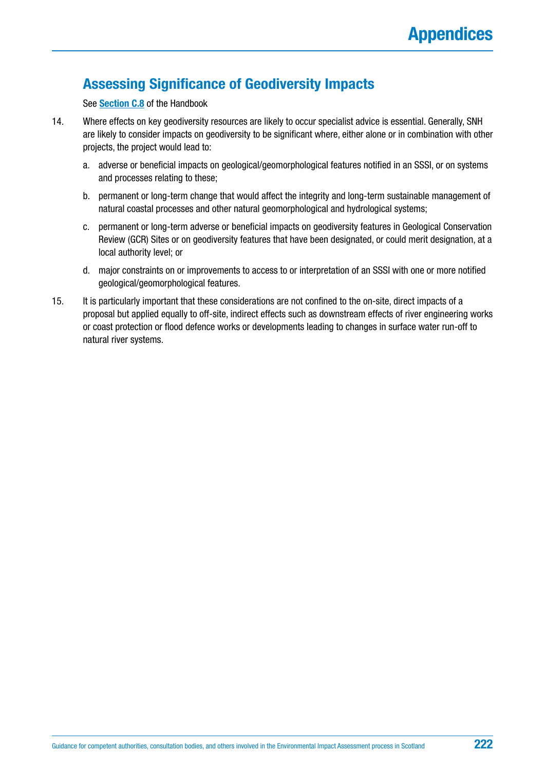## Assessing Significance of Geodiversity Impacts

See **Section C.8** of the Handbook

14. Where effects on key geodiversity resources are likely to occur specialist advice is essential. Generally, SNH are likely to consider impacts on geodiversity to be significant where, either alone or in combination with other projects, the project would lead to:

    a. adverse or beneficial impacts on geological/geomorphological features notified in an SSSI, or on systems and processes relating to these;

    b. permanent or long-term change that would affect the integrity and long-term sustainable management of natural coastal processes and other natural geomorphological and hydrological systems;

    c. permanent or long-term adverse or beneficial impacts on geodiversity features in Geological Conservation Review (GCR) Sites or on geodiversity features that have been designated, or could merit designation, at a local authority level; or

    d. major constraints on or improvements to access to or interpretation of an SSSI with one or more notified geological/geomorphological features.

15. It is particularly important that these considerations are not confined to the on-site, direct impacts of a proposal but applied equally to off-site, indirect effects such as downstream effects of river engineering works or coast protection or flood defence works or developments leading to changes in surface water run-off to natural river systems.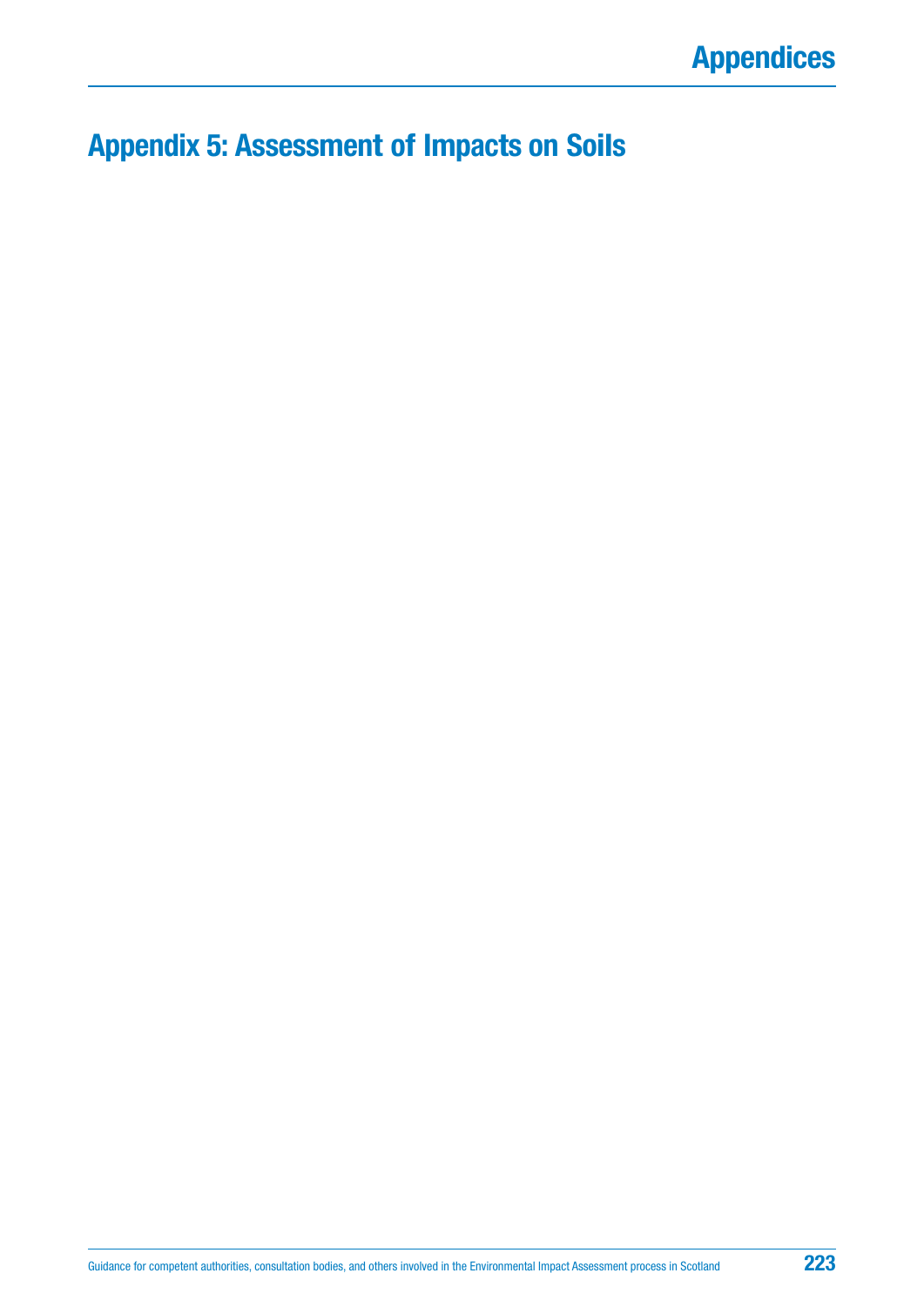# Appendix 5: Assessment of Impacts on Soils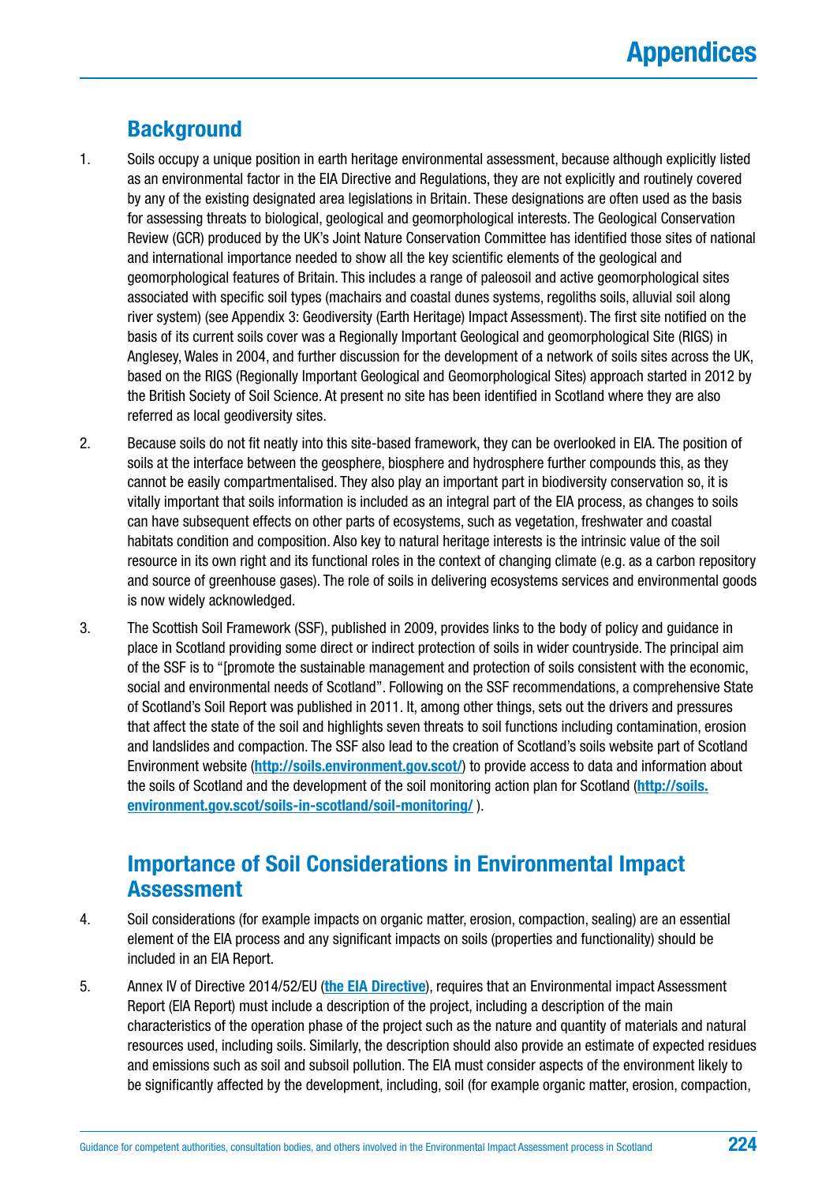# Appendices

## Background

1. Soils occupy a unique position in earth heritage environmental assessment, because although explicitly listed as an environmental factor in the EIA Directive and Regulations, they are not explicitly and routinely covered by any of the existing designated area legislations in Britain. These designations are often used as the basis for assessing threats to biological, geological and geomorphological interests. The Geological Conservation Review (GCR) produced by the UK's Joint Nature Conservation Committee has identified those sites of national and international importance needed to show all the key scientific elements of the geological and geomorphological features of Britain. This includes a range of paleosoil and active geomorphological sites associated with specific soil types (machairs and coastal dunes systems, regoliths soils, alluvial soil along river system) (see Appendix 3: Geodiversity (Earth Heritage) Impact Assessment). The first site notified on the basis of its current soils cover was a Regionally Important Geological and geomorphological Site (RIGS) in Anglesey, Wales in 2004, and further discussion for the development of a network of soils sites across the UK, based on the RIGS (Regionally Important Geological and Geomorphological Sites) approach started in 2012 by the British Society of Soil Science. At present no site has been identified in Scotland where they are also referred as local geodiversity sites.

2. Because soils do not fit neatly into this site-based framework, they can be overlooked in EIA. The position of soils at the interface between the geosphere, biosphere and hydrosphere further compounds this, as they cannot be easily compartmentalised. They also play an important part in biodiversity conservation so, it is vitally important that soils information is included as an integral part of the EIA process, as changes to soils can have subsequent effects on other parts of ecosystems, such as vegetation, freshwater and coastal habitats condition and composition. Also key to natural heritage interests is the intrinsic value of the soil resource in its own right and its functional roles in the context of changing climate (e.g. as a carbon repository and source of greenhouse gases). The role of soils in delivering ecosystems services and environmental goods is now widely acknowledged.

3. The Scottish Soil Framework (SSF), published in 2009, provides links to the body of policy and guidance in place in Scotland providing some direct or indirect protection of soils in wider countryside. The principal aim of the SSF is to "[promote the sustainable management and protection of soils consistent with the economic, social and environmental needs of Scotland". Following on the SSF recommendations, a comprehensive State of Scotland's Soil Report was published in 2011. It, among other things, sets out the drivers and pressures that affect the state of the soil and highlights seven threats to soil functions including contamination, erosion and landslides and compaction. The SSF also lead to the creation of Scotland's soils website part of Scotland Environment website (**http://soils.environment.gov.scot/**) to provide access to data and information about the soils of Scotland and the development of the soil monitoring action plan for Scotland (**http://soils.environment.gov.scot/soils-in-scotland/soil-monitoring/** ).

## Importance of Soil Considerations in Environmental Impact Assessment

4. Soil considerations (for example impacts on organic matter, erosion, compaction, sealing) are an essential element of the EIA process and any significant impacts on soils (properties and functionality) should be included in an EIA Report.

5. Annex IV of Directive 2014/52/EU (**the EIA Directive**), requires that an Environmental impact Assessment Report (EIA Report) must include a description of the project, including a description of the main characteristics of the operation phase of the project such as the nature and quantity of materials and natural resources used, including soils. Similarly, the description should also provide an estimate of expected residues and emissions such as soil and subsoil pollution. The EIA must consider aspects of the environment likely to be significantly affected by the development, including, soil (for example organic matter, erosion, compaction,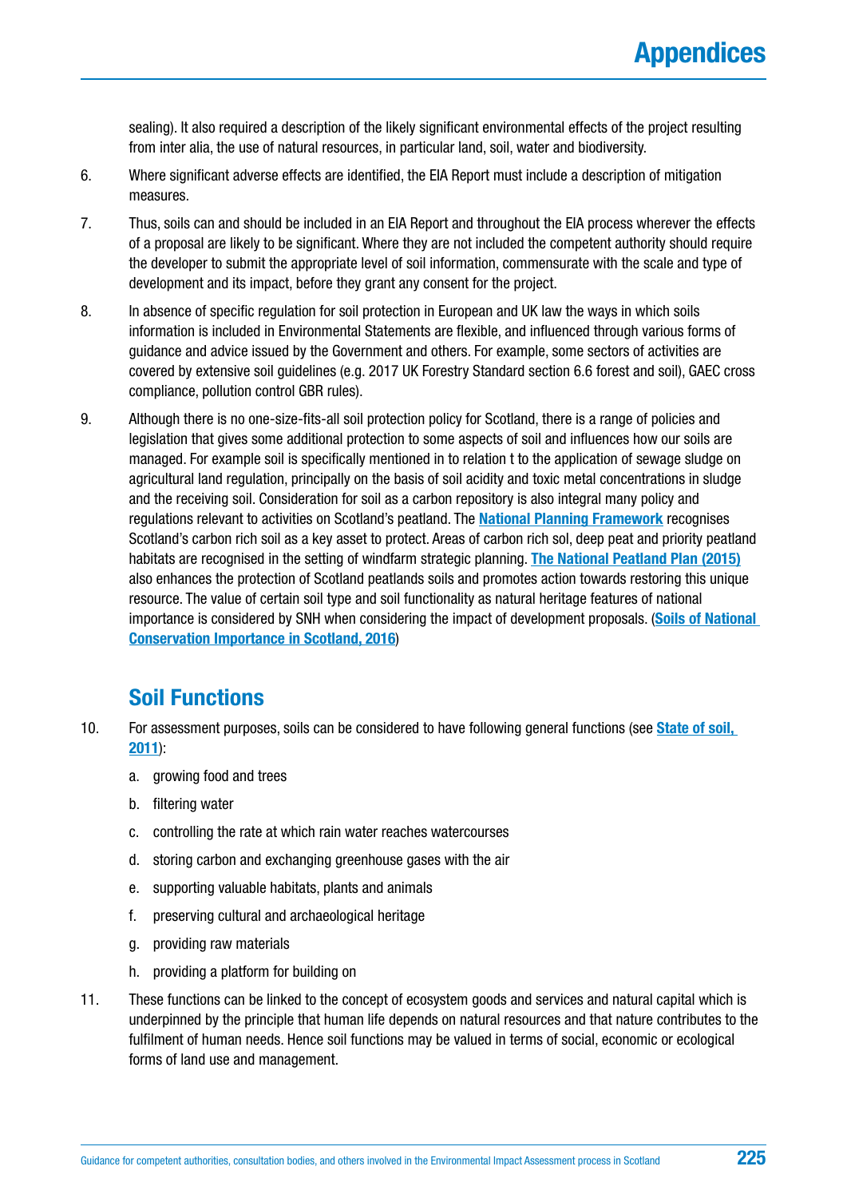sealing). It also required a description of the likely significant environmental effects of the project resulting from inter alia, the use of natural resources, in particular land, soil, water and biodiversity.

6. Where significant adverse effects are identified, the EIA Report must include a description of mitigation measures.

7. Thus, soils can and should be included in an EIA Report and throughout the EIA process wherever the effects of a proposal are likely to be significant. Where they are not included the competent authority should require the developer to submit the appropriate level of soil information, commensurate with the scale and type of development and its impact, before they grant any consent for the project.

8. In absence of specific regulation for soil protection in European and UK law the ways in which soils information is included in Environmental Statements are flexible, and influenced through various forms of guidance and advice issued by the Government and others. For example, some sectors of activities are covered by extensive soil guidelines (e.g. 2017 UK Forestry Standard section 6.6 forest and soil), GAEC cross compliance, pollution control GBR rules).

9. Although there is no one-size-fits-all soil protection policy for Scotland, there is a range of policies and legislation that gives some additional protection to some aspects of soil and influences how our soils are managed. For example soil is specifically mentioned in to relation t to the application of sewage sludge on agricultural land regulation, principally on the basis of soil acidity and toxic metal concentrations in sludge and the receiving soil. Consideration for soil as a carbon repository is also integral many policy and regulations relevant to activities on Scotland's peatland. The **National Planning Framework** recognises Scotland's carbon rich soil as a key asset to protect. Areas of carbon rich sol, deep peat and priority peatland habitats are recognised in the setting of windfarm strategic planning. **The National Peatland Plan (2015)** also enhances the protection of Scotland peatlands soils and promotes action towards restoring this unique resource. The value of certain soil type and soil functionality as natural heritage features of national importance is considered by SNH when considering the impact of development proposals. (**Soils of National Conservation Importance in Scotland, 2016**)

## Soil Functions

10. For assessment purposes, soils can be considered to have following general functions (see **State of soil, 2011**):
    a. growing food and trees
    b. filtering water
    c. controlling the rate at which rain water reaches watercourses
    d. storing carbon and exchanging greenhouse gases with the air
    e. supporting valuable habitats, plants and animals
    f. preserving cultural and archaeological heritage
    g. providing raw materials
    h. providing a platform for building on

11. These functions can be linked to the concept of ecosystem goods and services and natural capital which is underpinned by the principle that human life depends on natural resources and that nature contributes to the fulfilment of human needs. Hence soil functions may be valued in terms of social, economic or ecological forms of land use and management.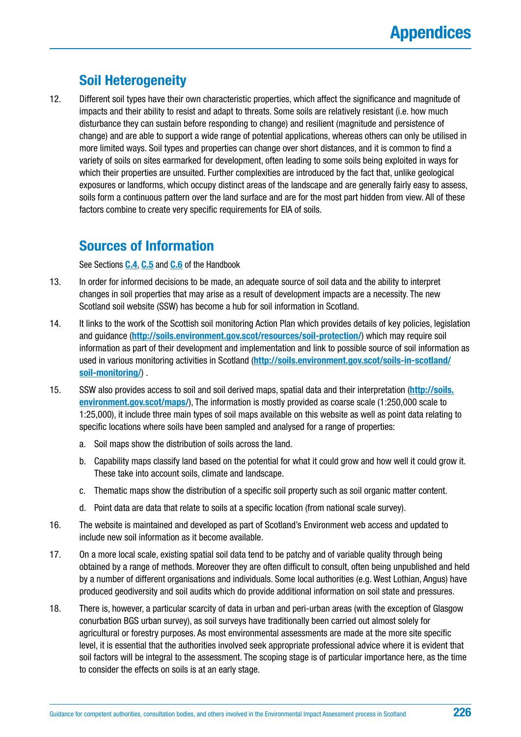## Soil Heterogeneity

12. Different soil types have their own characteristic properties, which affect the significance and magnitude of impacts and their ability to resist and adapt to threats. Some soils are relatively resistant (i.e. how much disturbance they can sustain before responding to change) and resilient (magnitude and persistence of change) and are able to support a wide range of potential applications, whereas others can only be utilised in more limited ways. Soil types and properties can change over short distances, and it is common to find a variety of soils on sites earmarked for development, often leading to some soils being exploited in ways for which their properties are unsuited. Further complexities are introduced by the fact that, unlike geological exposures or landforms, which occupy distinct areas of the landscape and are generally fairly easy to assess, soils form a continuous pattern over the land surface and are for the most part hidden from view. All of these factors combine to create very specific requirements for EIA of soils.

## Sources of Information

See Sections **C.4**, **C.5** and **C.6** of the Handbook

13. In order for informed decisions to be made, an adequate source of soil data and the ability to interpret changes in soil properties that may arise as a result of development impacts are a necessity. The new Scotland soil website (SSW) has become a hub for soil information in Scotland.

14. It links to the work of the Scottish soil monitoring Action Plan which provides details of key policies, legislation and guidance (**http://soils.environment.gov.scot/resources/soil-protection/**) which may require soil information as part of their development and implementation and link to possible source of soil information as used in various monitoring activities in Scotland (**http://soils.environment.gov.scot/soils-in-scotland/soil-monitoring/**) .

15. SSW also provides access to soil and soil derived maps, spatial data and their interpretation (**http://soils.environment.gov.scot/maps/**), The information is mostly provided as coarse scale (1:250,000 scale to 1:25,000), it include three main types of soil maps available on this website as well as point data relating to specific locations where soils have been sampled and analysed for a range of properties:

    a. Soil maps show the distribution of soils across the land.

    b. Capability maps classify land based on the potential for what it could grow and how well it could grow it. These take into account soils, climate and landscape.

    c. Thematic maps show the distribution of a specific soil property such as soil organic matter content.

    d. Point data are data that relate to soils at a specific location (from national scale survey).

16. The website is maintained and developed as part of Scotland's Environment web access and updated to include new soil information as it become available.

17. On a more local scale, existing spatial soil data tend to be patchy and of variable quality through being obtained by a range of methods. Moreover they are often difficult to consult, often being unpublished and held by a number of different organisations and individuals. Some local authorities (e.g. West Lothian, Angus) have produced geodiversity and soil audits which do provide additional information on soil state and pressures.

18. There is, however, a particular scarcity of data in urban and peri-urban areas (with the exception of Glasgow conurbation BGS urban survey), as soil surveys have traditionally been carried out almost solely for agricultural or forestry purposes. As most environmental assessments are made at the more site specific level, it is essential that the authorities involved seek appropriate professional advice where it is evident that soil factors will be integral to the assessment. The scoping stage is of particular importance here, as the time to consider the effects on soils is at an early stage.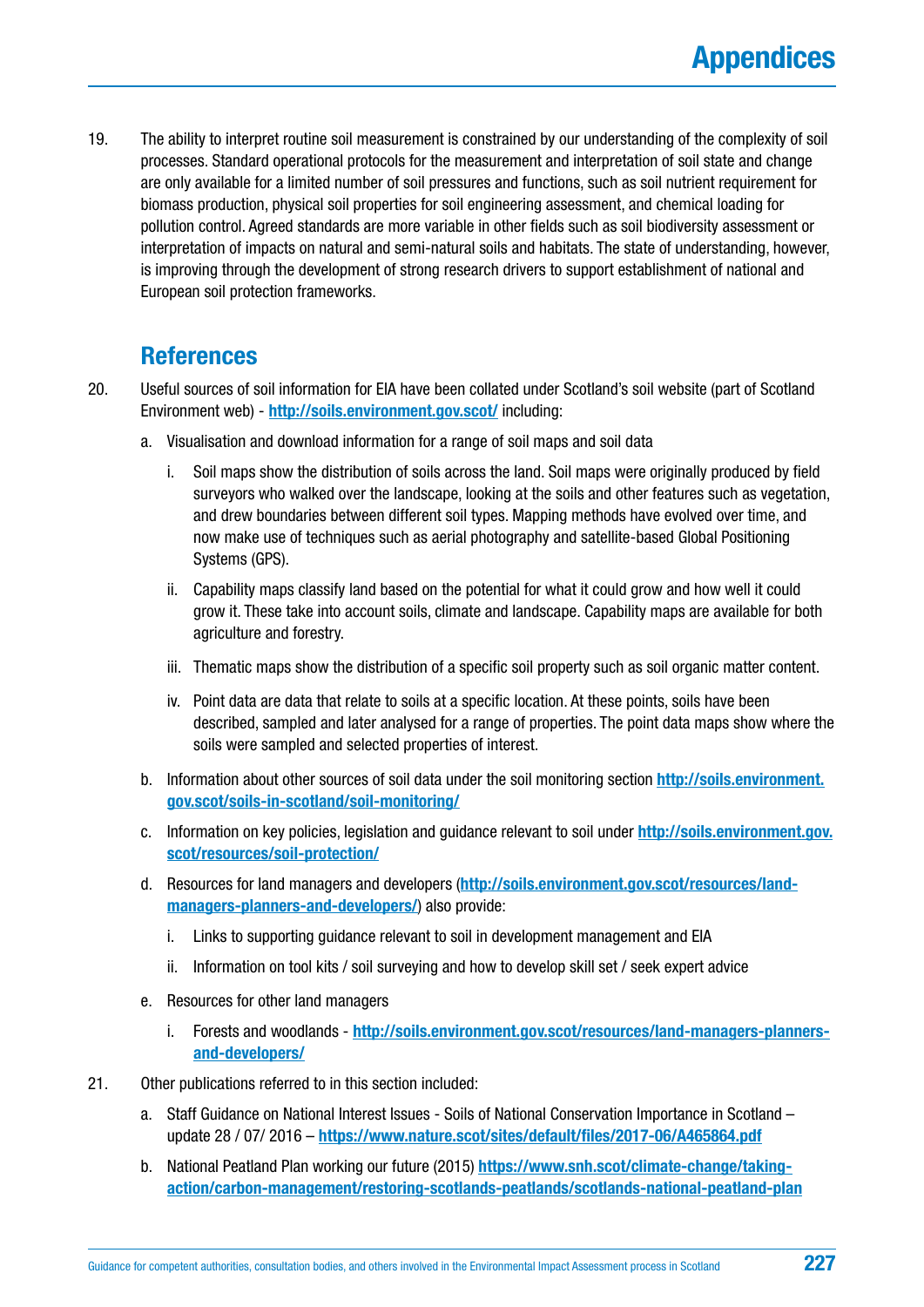19. The ability to interpret routine soil measurement is constrained by our understanding of the complexity of soil processes. Standard operational protocols for the measurement and interpretation of soil state and change are only available for a limited number of soil pressures and functions, such as soil nutrient requirement for biomass production, physical soil properties for soil engineering assessment, and chemical loading for pollution control. Agreed standards are more variable in other fields such as soil biodiversity assessment or interpretation of impacts on natural and semi-natural soils and habitats. The state of understanding, however, is improving through the development of strong research drivers to support establishment of national and European soil protection frameworks.

## References

20. Useful sources of soil information for EIA have been collated under Scotland's soil website (part of Scotland Environment web) - **http://soils.environment.gov.scot/** including:

    a. Visualisation and download information for a range of soil maps and soil data

       i. Soil maps show the distribution of soils across the land. Soil maps were originally produced by field surveyors who walked over the landscape, looking at the soils and other features such as vegetation, and drew boundaries between different soil types. Mapping methods have evolved over time, and now make use of techniques such as aerial photography and satellite-based Global Positioning Systems (GPS).

       ii. Capability maps classify land based on the potential for what it could grow and how well it could grow it. These take into account soils, climate and landscape. Capability maps are available for both agriculture and forestry.

       iii. Thematic maps show the distribution of a specific soil property such as soil organic matter content.

       iv. Point data are data that relate to soils at a specific location. At these points, soils have been described, sampled and later analysed for a range of properties. The point data maps show where the soils were sampled and selected properties of interest.

    b. Information about other sources of soil data under the soil monitoring section **http://soils.environment.gov.scot/soils-in-scotland/soil-monitoring/**

    c. Information on key policies, legislation and guidance relevant to soil under **http://soils.environment.gov.scot/resources/soil-protection/**

    d. Resources for land managers and developers (**http://soils.environment.gov.scot/resources/land-managers-planners-and-developers/**) also provide:

       i. Links to supporting guidance relevant to soil in development management and EIA

       ii. Information on tool kits / soil surveying and how to develop skill set / seek expert advice

    e. Resources for other land managers

       i. Forests and woodlands - **http://soils.environment.gov.scot/resources/land-managers-planners-and-developers/**

21. Other publications referred to in this section included:

    a. Staff Guidance on National Interest Issues - Soils of National Conservation Importance in Scotland – update 28 / 07/ 2016 – **https://www.nature.scot/sites/default/files/2017-06/A465864.pdf**

    b. National Peatland Plan working our future (2015) **https://www.snh.scot/climate-change/taking-action/carbon-management/restoring-scotlands-peatlands/scotlands-national-peatland-plan**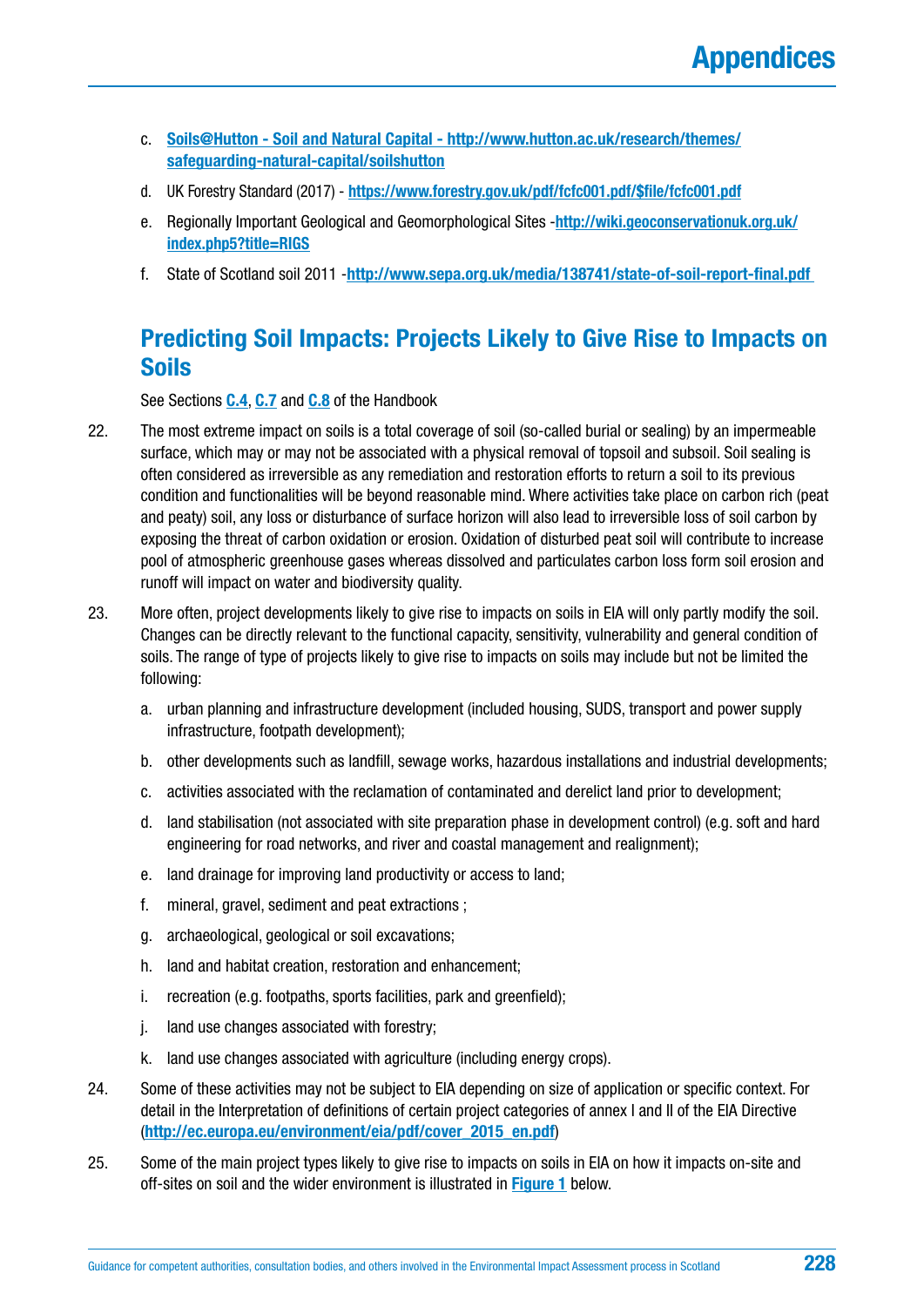c. [Soils@Hutton - Soil and Natural Capital - http://www.hutton.ac.uk/research/themes/safeguarding-natural-capital/soilshutton](http://www.hutton.ac.uk/research/themes/safeguarding-natural-capital/soilshutton)

d. UK Forestry Standard (2017) - **https://www.forestry.gov.uk/pdf/fcfc001.pdf/$file/fcfc001.pdf**

e. Regionally Important Geological and Geomorphological Sites -**http://wiki.geoconservationuk.org.uk/index.php5?title=RIGS**

f. State of Scotland soil 2011 -**http://www.sepa.org.uk/media/138741/state-of-soil-report-final.pdf**

## Predicting Soil Impacts: Projects Likely to Give Rise to Impacts on Soils

See Sections **C.4**, **C.7** and **C.8** of the Handbook

22. The most extreme impact on soils is a total coverage of soil (so-called burial or sealing) by an impermeable surface, which may or may not be associated with a physical removal of topsoil and subsoil. Soil sealing is often considered as irreversible as any remediation and restoration efforts to return a soil to its previous condition and functionalities will be beyond reasonable mind. Where activities take place on carbon rich (peat and peaty) soil, any loss or disturbance of surface horizon will also lead to irreversible loss of soil carbon by exposing the threat of carbon oxidation or erosion. Oxidation of disturbed peat soil will contribute to increase pool of atmospheric greenhouse gases whereas dissolved and particulates carbon loss form soil erosion and runoff will impact on water and biodiversity quality.

23. More often, project developments likely to give rise to impacts on soils in EIA will only partly modify the soil. Changes can be directly relevant to the functional capacity, sensitivity, vulnerability and general condition of soils. The range of type of projects likely to give rise to impacts on soils may include but not be limited the following:

    a. urban planning and infrastructure development (included housing, SUDS, transport and power supply infrastructure, footpath development);

    b. other developments such as landfill, sewage works, hazardous installations and industrial developments;

    c. activities associated with the reclamation of contaminated and derelict land prior to development;

    d. land stabilisation (not associated with site preparation phase in development control) (e.g. soft and hard engineering for road networks, and river and coastal management and realignment);

    e. land drainage for improving land productivity or access to land;

    f. mineral, gravel, sediment and peat extractions ;

    g. archaeological, geological or soil excavations;

    h. land and habitat creation, restoration and enhancement;

    i. recreation (e.g. footpaths, sports facilities, park and greenfield);

    j. land use changes associated with forestry;

    k. land use changes associated with agriculture (including energy crops).

24. Some of these activities may not be subject to EIA depending on size of application or specific context. For detail in the Interpretation of definitions of certain project categories of annex I and II of the EIA Directive (**http://ec.europa.eu/environment/eia/pdf/cover_2015_en.pdf**)

25. Some of the main project types likely to give rise to impacts on soils in EIA on how it impacts on-site and off-sites on soil and the wider environment is illustrated in **Figure 1** below.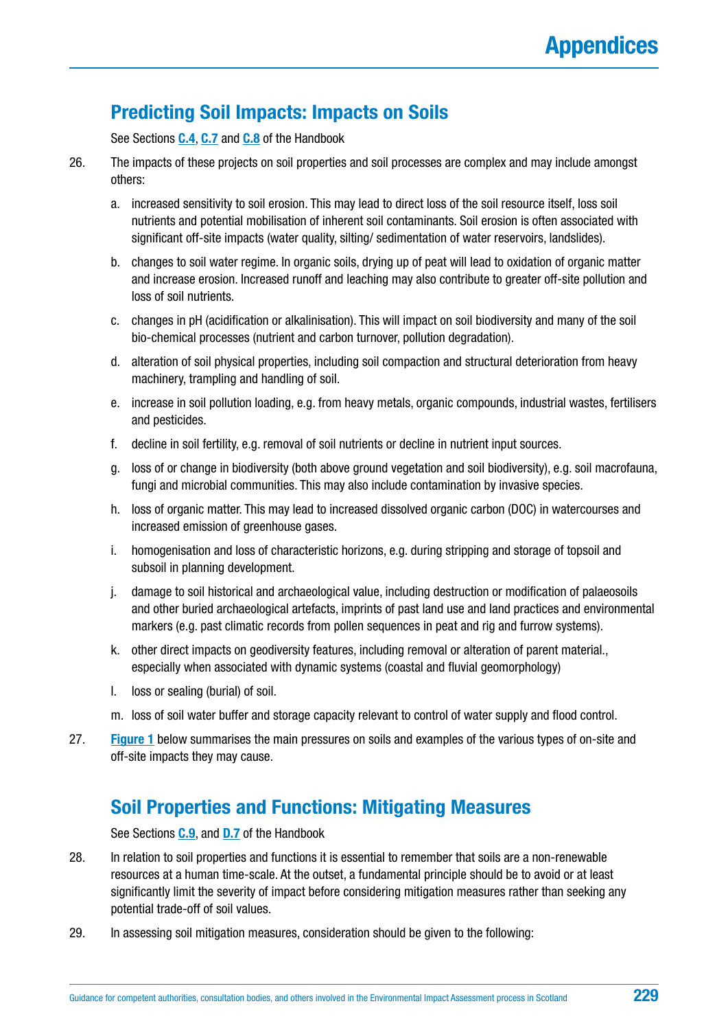## Predicting Soil Impacts: Impacts on Soils

See Sections C.4, C.7 and C.8 of the Handbook

26. The impacts of these projects on soil properties and soil processes are complex and may include amongst others:

    a. increased sensitivity to soil erosion. This may lead to direct loss of the soil resource itself, loss soil nutrients and potential mobilisation of inherent soil contaminants. Soil erosion is often associated with significant off-site impacts (water quality, silting/ sedimentation of water reservoirs, landslides).

    b. changes to soil water regime. In organic soils, drying up of peat will lead to oxidation of organic matter and increase erosion. Increased runoff and leaching may also contribute to greater off-site pollution and loss of soil nutrients.

    c. changes in pH (acidification or alkalinisation). This will impact on soil biodiversity and many of the soil bio-chemical processes (nutrient and carbon turnover, pollution degradation).

    d. alteration of soil physical properties, including soil compaction and structural deterioration from heavy machinery, trampling and handling of soil.

    e. increase in soil pollution loading, e.g. from heavy metals, organic compounds, industrial wastes, fertilisers and pesticides.

    f. decline in soil fertility, e.g. removal of soil nutrients or decline in nutrient input sources.

    g. loss of or change in biodiversity (both above ground vegetation and soil biodiversity), e.g. soil macrofauna, fungi and microbial communities. This may also include contamination by invasive species.

    h. loss of organic matter. This may lead to increased dissolved organic carbon (DOC) in watercourses and increased emission of greenhouse gases.

    i. homogenisation and loss of characteristic horizons, e.g. during stripping and storage of topsoil and subsoil in planning development.

    j. damage to soil historical and archaeological value, including destruction or modification of palaeosoils and other buried archaeological artefacts, imprints of past land use and land practices and environmental markers (e.g. past climatic records from pollen sequences in peat and rig and furrow systems).

    k. other direct impacts on geodiversity features, including removal or alteration of parent material., especially when associated with dynamic systems (coastal and fluvial geomorphology)

    l. loss or sealing (burial) of soil.

    m. loss of soil water buffer and storage capacity relevant to control of water supply and flood control.

27. Figure 1 below summarises the main pressures on soils and examples of the various types of on-site and off-site impacts they may cause.

## Soil Properties and Functions: Mitigating Measures

See Sections C.9, and D.7 of the Handbook

28. In relation to soil properties and functions it is essential to remember that soils are a non-renewable resources at a human time-scale. At the outset, a fundamental principle should be to avoid or at least significantly limit the severity of impact before considering mitigation measures rather than seeking any potential trade-off of soil values.

29. In assessing soil mitigation measures, consideration should be given to the following: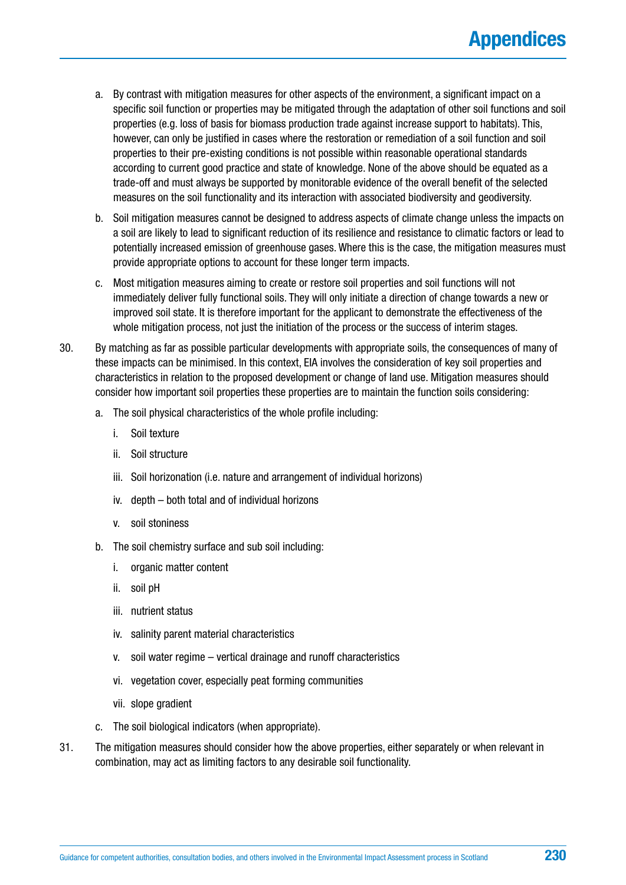a. By contrast with mitigation measures for other aspects of the environment, a significant impact on a specific soil function or properties may be mitigated through the adaptation of other soil functions and soil properties (e.g. loss of basis for biomass production trade against increase support to habitats). This, however, can only be justified in cases where the restoration or remediation of a soil function and soil properties to their pre-existing conditions is not possible within reasonable operational standards according to current good practice and state of knowledge. None of the above should be equated as a trade-off and must always be supported by monitorable evidence of the overall benefit of the selected measures on the soil functionality and its interaction with associated biodiversity and geodiversity.

b. Soil mitigation measures cannot be designed to address aspects of climate change unless the impacts on a soil are likely to lead to significant reduction of its resilience and resistance to climatic factors or lead to potentially increased emission of greenhouse gases. Where this is the case, the mitigation measures must provide appropriate options to account for these longer term impacts.

c. Most mitigation measures aiming to create or restore soil properties and soil functions will not immediately deliver fully functional soils. They will only initiate a direction of change towards a new or improved soil state. It is therefore important for the applicant to demonstrate the effectiveness of the whole mitigation process, not just the initiation of the process or the success of interim stages.

30. By matching as far as possible particular developments with appropriate soils, the consequences of many of these impacts can be minimised. In this context, EIA involves the consideration of key soil properties and characteristics in relation to the proposed development or change of land use. Mitigation measures should consider how important soil properties these properties are to maintain the function soils considering:

    a. The soil physical characteristics of the whole profile including:

        i. Soil texture
        ii. Soil structure
        iii. Soil horizonation (i.e. nature and arrangement of individual horizons)
        iv. depth – both total and of individual horizons
        v. soil stoniness

    b. The soil chemistry surface and sub soil including:

        i. organic matter content
        ii. soil pH
        iii. nutrient status
        iv. salinity parent material characteristics
        v. soil water regime – vertical drainage and runoff characteristics
        vi. vegetation cover, especially peat forming communities
        vii. slope gradient

    c. The soil biological indicators (when appropriate).

31. The mitigation measures should consider how the above properties, either separately or when relevant in combination, may act as limiting factors to any desirable soil functionality.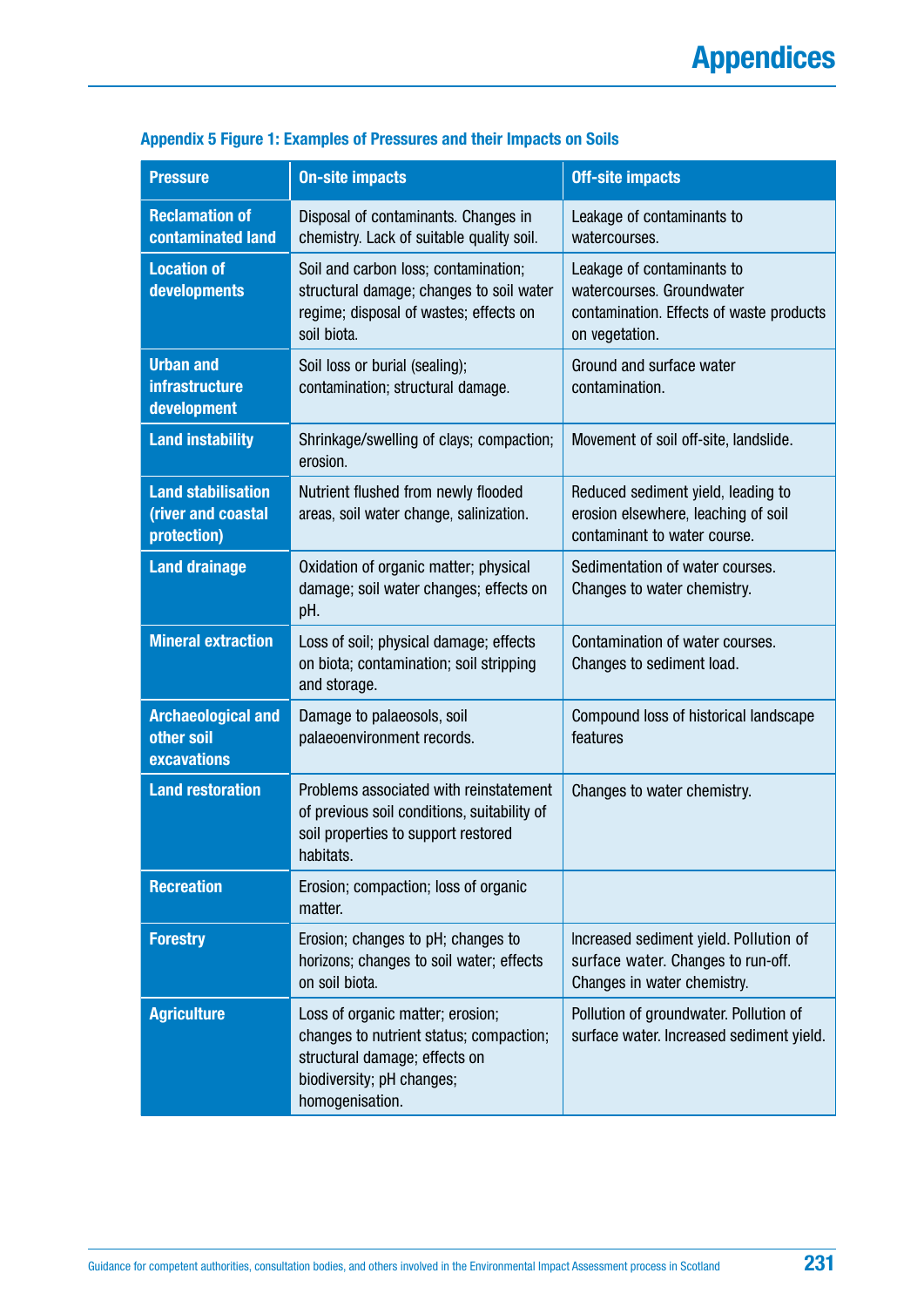**Appendix 5 Figure 1: Examples of Pressures and their Impacts on Soils**

| Pressure | On-site impacts | Off-site impacts |
|---|---|---|
| **Reclamation of contaminated land** | Disposal of contaminants. Changes in chemistry. Lack of suitable quality soil. | Leakage of contaminants to watercourses. |
| **Location of developments** | Soil and carbon loss; contamination; structural damage; changes to soil water regime; disposal of wastes; effects on soil biota. | Leakage of contaminants to watercourses. Groundwater contamination. Effects of waste products on vegetation. |
| **Urban and infrastructure development** | Soil loss or burial (sealing); contamination; structural damage. | Ground and surface water contamination. |
| **Land instability** | Shrinkage/swelling of clays; compaction; erosion. | Movement of soil off-site, landslide. |
| **Land stabilisation (river and coastal protection)** | Nutrient flushed from newly flooded areas, soil water change, salinization. | Reduced sediment yield, leading to erosion elsewhere, leaching of soil contaminant to water course. |
| **Land drainage** | Oxidation of organic matter; physical damage; soil water changes; effects on pH. | Sedimentation of water courses. Changes to water chemistry. |
| **Mineral extraction** | Loss of soil; physical damage; effects on biota; contamination; soil stripping and storage. | Contamination of water courses. Changes to sediment load. |
| **Archaeological and other soil excavations** | Damage to palaeosols, soil palaeoenvironment records. | Compound loss of historical landscape features |
| **Land restoration** | Problems associated with reinstatement of previous soil conditions, suitability of soil properties to support restored habitats. | Changes to water chemistry. |
| **Recreation** | Erosion; compaction; loss of organic matter. | |
| **Forestry** | Erosion; changes to pH; changes to horizons; changes to soil water; effects on soil biota. | Increased sediment yield. Pollution of surface water. Changes to run-off. Changes in water chemistry. |
| **Agriculture** | Loss of organic matter; erosion; changes to nutrient status; compaction; structural damage; effects on biodiversity; pH changes; homogenisation. | Pollution of groundwater. Pollution of surface water. Increased sediment yield. |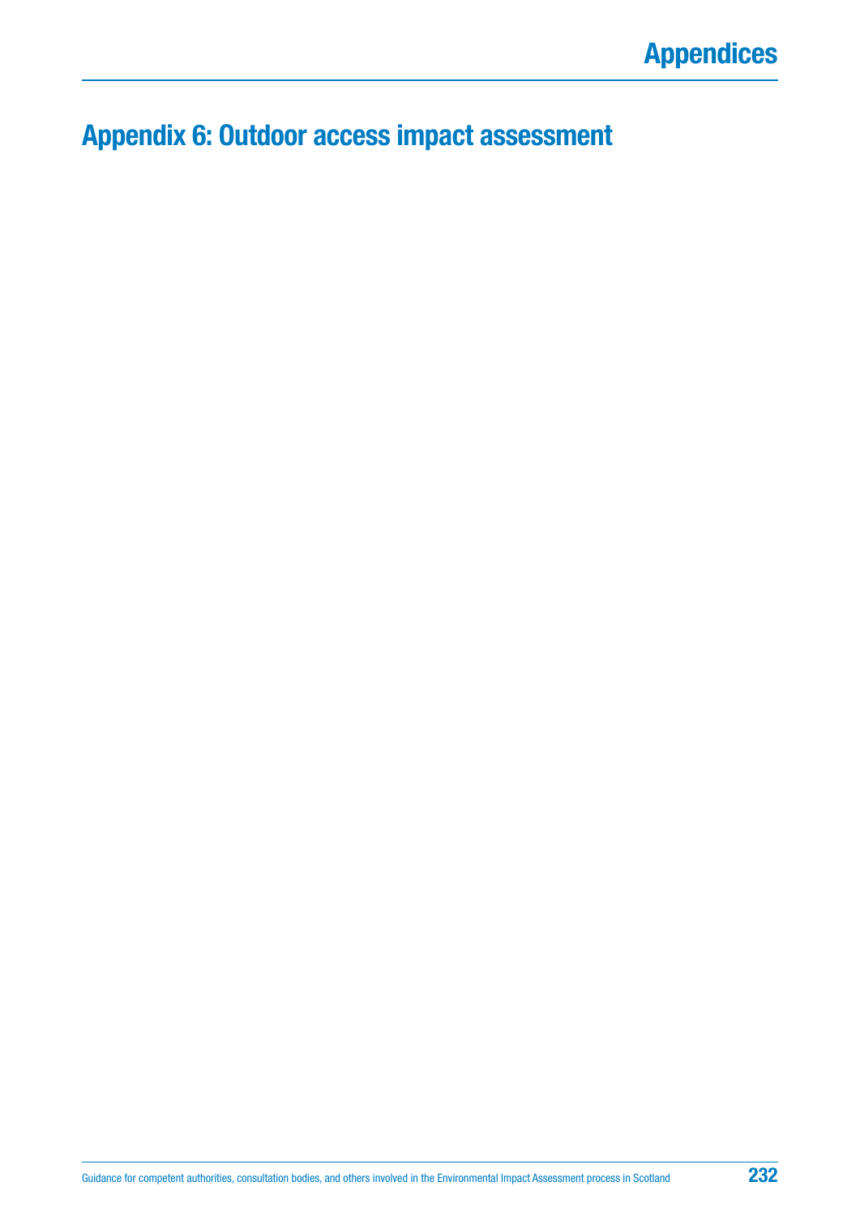# Appendix 6: Outdoor access impact assessment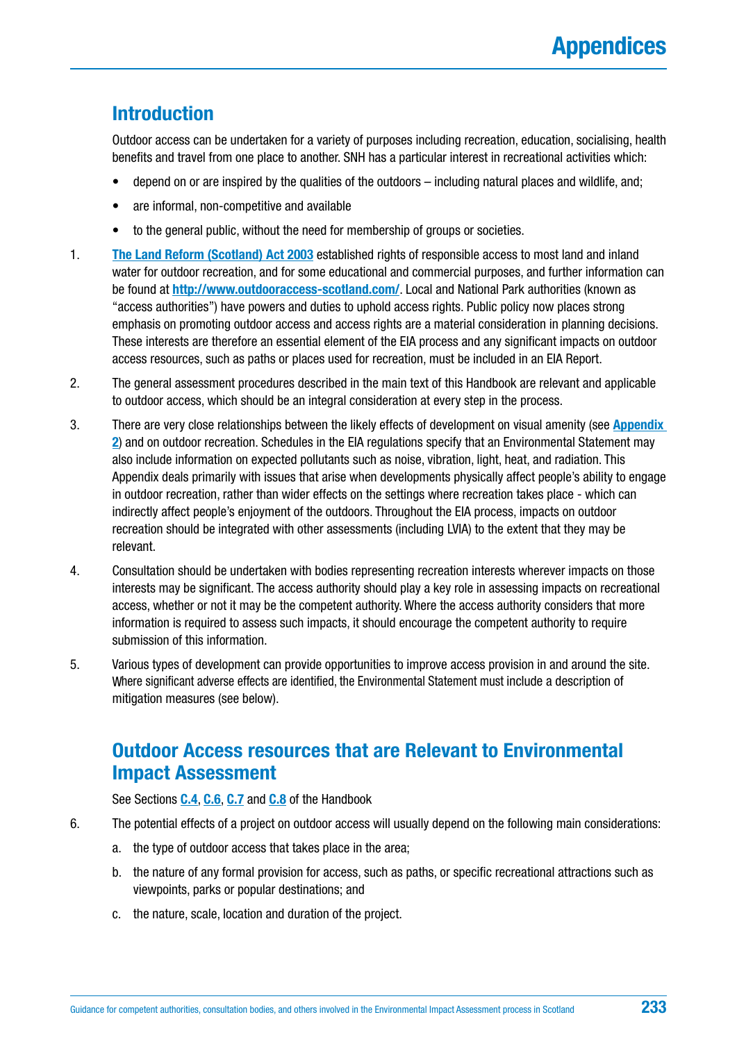# Appendices

## Introduction

Outdoor access can be undertaken for a variety of purposes including recreation, education, socialising, health benefits and travel from one place to another. SNH has a particular interest in recreational activities which:

- depend on or are inspired by the qualities of the outdoors – including natural places and wildlife, and;
- are informal, non-competitive and available
- to the general public, without the need for membership of groups or societies.

1. **The Land Reform (Scotland) Act 2003** established rights of responsible access to most land and inland water for outdoor recreation, and for some educational and commercial purposes, and further information can be found at **http://www.outdooraccess-scotland.com/**. Local and National Park authorities (known as "access authorities") have powers and duties to uphold access rights. Public policy now places strong emphasis on promoting outdoor access and access rights are a material consideration in planning decisions. These interests are therefore an essential element of the EIA process and any significant impacts on outdoor access resources, such as paths or places used for recreation, must be included in an EIA Report.

2. The general assessment procedures described in the main text of this Handbook are relevant and applicable to outdoor access, which should be an integral consideration at every step in the process.

3. There are very close relationships between the likely effects of development on visual amenity (see **Appendix 2**) and on outdoor recreation. Schedules in the EIA regulations specify that an Environmental Statement may also include information on expected pollutants such as noise, vibration, light, heat, and radiation. This Appendix deals primarily with issues that arise when developments physically affect people's ability to engage in outdoor recreation, rather than wider effects on the settings where recreation takes place - which can indirectly affect people's enjoyment of the outdoors. Throughout the EIA process, impacts on outdoor recreation should be integrated with other assessments (including LVIA) to the extent that they may be relevant.

4. Consultation should be undertaken with bodies representing recreation interests wherever impacts on those interests may be significant. The access authority should play a key role in assessing impacts on recreational access, whether or not it may be the competent authority. Where the access authority considers that more information is required to assess such impacts, it should encourage the competent authority to require submission of this information.

5. Various types of development can provide opportunities to improve access provision in and around the site. Where significant adverse effects are identified, the Environmental Statement must include a description of mitigation measures (see below).

## Outdoor Access resources that are Relevant to Environmental Impact Assessment

See Sections **C.4**, **C.6**, **C.7** and **C.8** of the Handbook

6. The potential effects of a project on outdoor access will usually depend on the following main considerations:

   a. the type of outdoor access that takes place in the area;

   b. the nature of any formal provision for access, such as paths, or specific recreational attractions such as viewpoints, parks or popular destinations; and

   c. the nature, scale, location and duration of the project.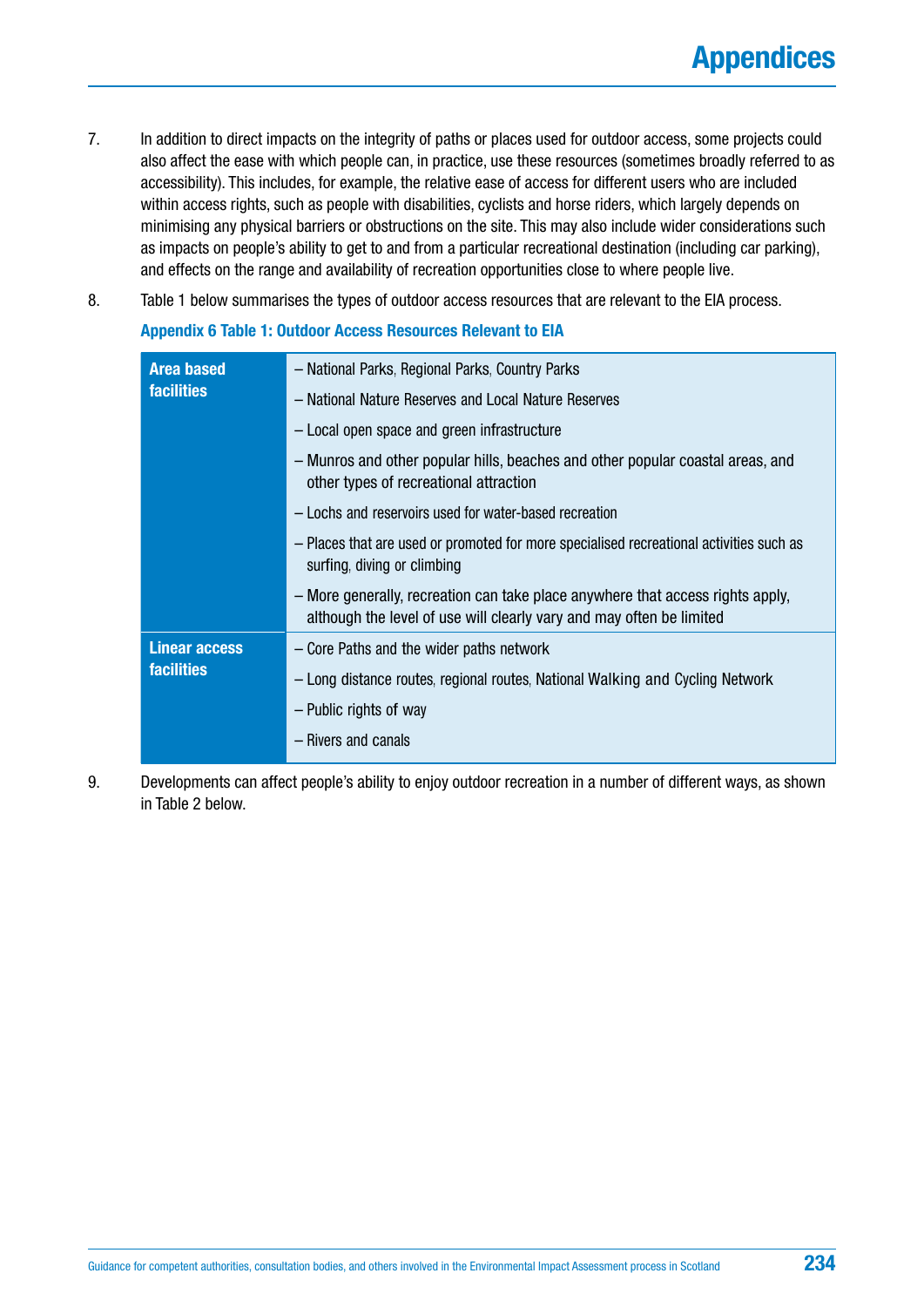7. In addition to direct impacts on the integrity of paths or places used for outdoor access, some projects could also affect the ease with which people can, in practice, use these resources (sometimes broadly referred to as accessibility). This includes, for example, the relative ease of access for different users who are included within access rights, such as people with disabilities, cyclists and horse riders, which largely depends on minimising any physical barriers or obstructions on the site. This may also include wider considerations such as impacts on people's ability to get to and from a particular recreational destination (including car parking), and effects on the range and availability of recreation opportunities close to where people live.

8. Table 1 below summarises the types of outdoor access resources that are relevant to the EIA process.

**Appendix 6 Table 1: Outdoor Access Resources Relevant to EIA**

| | |
|---|---|
| **Area based facilities** | – National Parks, Regional Parks, Country Parks<br>– National Nature Reserves and Local Nature Reserves<br>– Local open space and green infrastructure<br>– Munros and other popular hills, beaches and other popular coastal areas, and other types of recreational attraction<br>– Lochs and reservoirs used for water-based recreation<br>– Places that are used or promoted for more specialised recreational activities such as surfing, diving or climbing<br>– More generally, recreation can take place anywhere that access rights apply, although the level of use will clearly vary and may often be limited |
| **Linear access facilities** | – Core Paths and the wider paths network<br>– Long distance routes, regional routes, National Walking and Cycling Network<br>– Public rights of way<br>– Rivers and canals |

9. Developments can affect people's ability to enjoy outdoor recreation in a number of different ways, as shown in Table 2 below.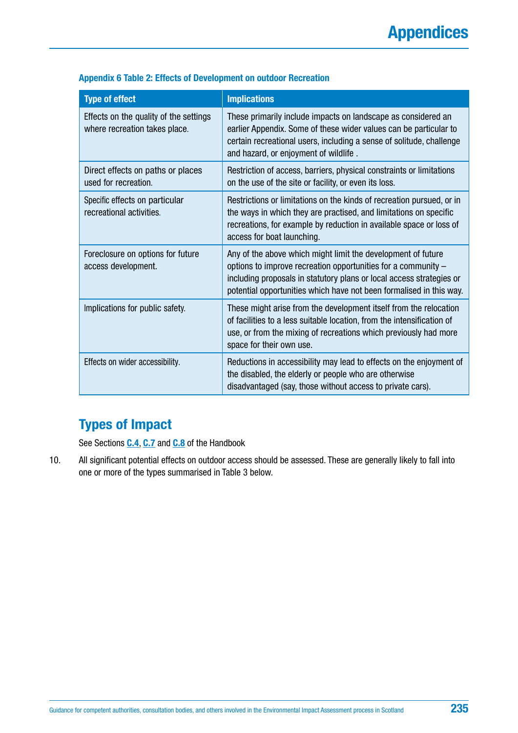**Appendix 6 Table 2: Effects of Development on outdoor Recreation**

| Type of effect | Implications |
|---|---|
| Effects on the quality of the settings where recreation takes place. | These primarily include impacts on landscape as considered an earlier Appendix. Some of these wider values can be particular to certain recreational users, including a sense of solitude, challenge and hazard, or enjoyment of wildlife . |
| Direct effects on paths or places used for recreation. | Restriction of access, barriers, physical constraints or limitations on the use of the site or facility, or even its loss. |
| Specific effects on particular recreational activities. | Restrictions or limitations on the kinds of recreation pursued, or in the ways in which they are practised, and limitations on specific recreations, for example by reduction in available space or loss of access for boat launching. |
| Foreclosure on options for future access development. | Any of the above which might limit the development of future options to improve recreation opportunities for a community – including proposals in statutory plans or local access strategies or potential opportunities which have not been formalised in this way. |
| Implications for public safety. | These might arise from the development itself from the relocation of facilities to a less suitable location, from the intensification of use, or from the mixing of recreations which previously had more space for their own use. |
| Effects on wider accessibility. | Reductions in accessibility may lead to effects on the enjoyment of the disabled, the elderly or people who are otherwise disadvantaged (say, those without access to private cars). |

## Types of Impact

See Sections C.4, C.7 and C.8 of the Handbook

10. All significant potential effects on outdoor access should be assessed. These are generally likely to fall into one or more of the types summarised in Table 3 below.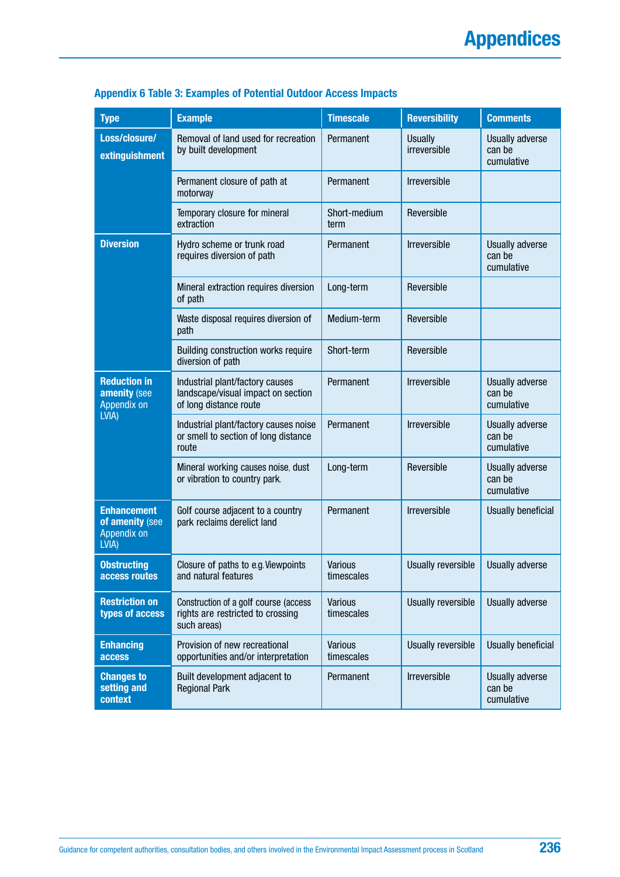**Appendix 6 Table 3: Examples of Potential Outdoor Access Impacts**

| Type | Example | Timescale | Reversibility | Comments |
|---|---|---|---|---|
| **Loss/closure/ extinguishment** | Removal of land used for recreation by built development | Permanent | Usually irreversible | Usually adverse can be cumulative |
| | Permanent closure of path at motorway | Permanent | Irreversible | |
| | Temporary closure for mineral extraction | Short-medium term | Reversible | |
| **Diversion** | Hydro scheme or trunk road requires diversion of path | Permanent | Irreversible | Usually adverse can be cumulative |
| | Mineral extraction requires diversion of path | Long-term | Reversible | |
| | Waste disposal requires diversion of path | Medium-term | Reversible | |
| | Building construction works require diversion of path | Short-term | Reversible | |
| **Reduction in amenity** (see Appendix on LVIA) | Industrial plant/factory causes landscape/visual impact on section of long distance route | Permanent | Irreversible | Usually adverse can be cumulative |
| | Industrial plant/factory causes noise or smell to section of long distance route | Permanent | Irreversible | Usually adverse can be cumulative |
| | Mineral working causes noise, dust or vibration to country park. | Long-term | Reversible | Usually adverse can be cumulative |
| **Enhancement of amenity** (see Appendix on LVIA) | Golf course adjacent to a country park reclaims derelict land | Permanent | Irreversible | Usually beneficial |
| **Obstructing access routes** | Closure of paths to e.g. Viewpoints and natural features | Various timescales | Usually reversible | Usually adverse |
| **Restriction on types of access** | Construction of a golf course (access rights are restricted to crossing such areas) | Various timescales | Usually reversible | Usually adverse |
| **Enhancing access** | Provision of new recreational opportunities and/or interpretation | Various timescales | Usually reversible | Usually beneficial |
| **Changes to setting and context** | Built development adjacent to Regional Park | Permanent | Irreversible | Usually adverse can be cumulative |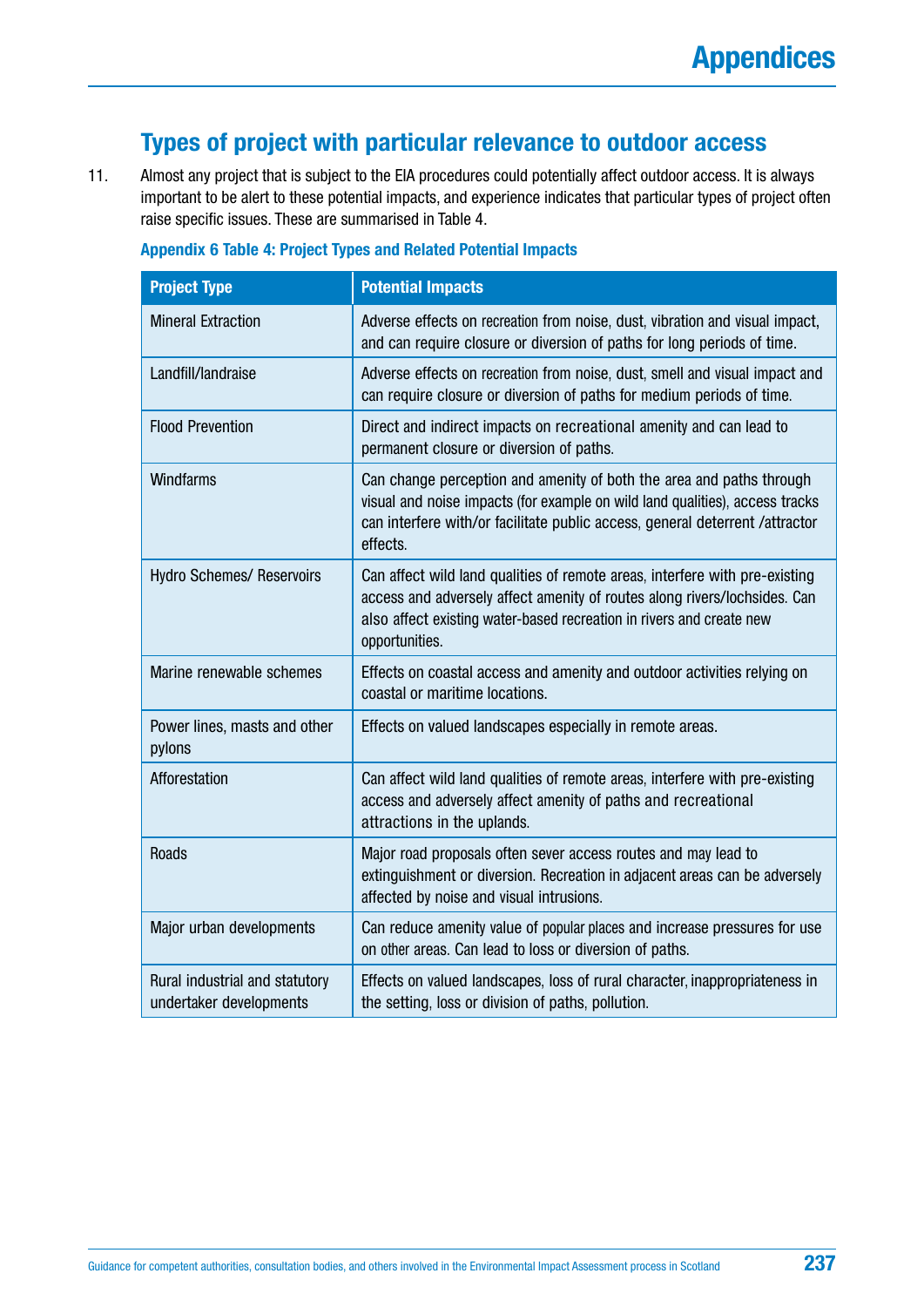## Types of project with particular relevance to outdoor access

11. Almost any project that is subject to the EIA procedures could potentially affect outdoor access. It is always important to be alert to these potential impacts, and experience indicates that particular types of project often raise specific issues. These are summarised in Table 4.

**Appendix 6 Table 4: Project Types and Related Potential Impacts**

| Project Type | Potential Impacts |
|---|---|
| Mineral Extraction | Adverse effects on recreation from noise, dust, vibration and visual impact, and can require closure or diversion of paths for long periods of time. |
| Landfill/landraise | Adverse effects on recreation from noise, dust, smell and visual impact and can require closure or diversion of paths for medium periods of time. |
| Flood Prevention | Direct and indirect impacts on recreational amenity and can lead to permanent closure or diversion of paths. |
| Windfarms | Can change perception and amenity of both the area and paths through visual and noise impacts (for example on wild land qualities), access tracks can interfere with/or facilitate public access, general deterrent /attractor effects. |
| Hydro Schemes/ Reservoirs | Can affect wild land qualities of remote areas, interfere with pre-existing access and adversely affect amenity of routes along rivers/lochsides. Can also affect existing water-based recreation in rivers and create new opportunities. |
| Marine renewable schemes | Effects on coastal access and amenity and outdoor activities relying on coastal or maritime locations. |
| Power lines, masts and other pylons | Effects on valued landscapes especially in remote areas. |
| Afforestation | Can affect wild land qualities of remote areas, interfere with pre-existing access and adversely affect amenity of paths and recreational attractions in the uplands. |
| Roads | Major road proposals often sever access routes and may lead to extinguishment or diversion. Recreation in adjacent areas can be adversely affected by noise and visual intrusions. |
| Major urban developments | Can reduce amenity value of popular places and increase pressures for use on other areas. Can lead to loss or diversion of paths. |
| Rural industrial and statutory undertaker developments | Effects on valued landscapes, loss of rural character, inappropriateness in the setting, loss or division of paths, pollution. |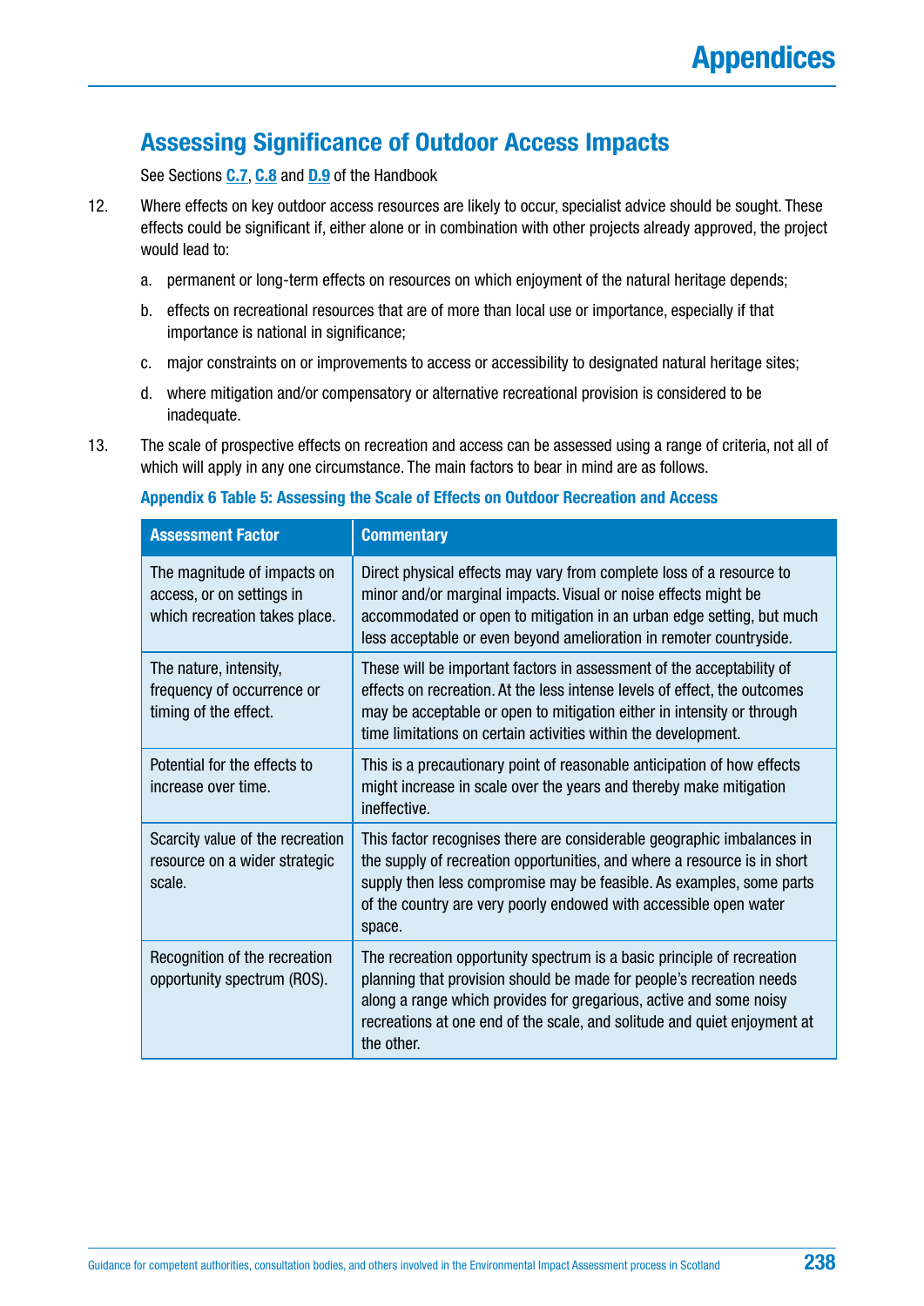## Assessing Significance of Outdoor Access Impacts

See Sections C.7, C.8 and D.9 of the Handbook

12. Where effects on key outdoor access resources are likely to occur, specialist advice should be sought. These effects could be significant if, either alone or in combination with other projects already approved, the project would lead to:

    a. permanent or long-term effects on resources on which enjoyment of the natural heritage depends;

    b. effects on recreational resources that are of more than local use or importance, especially if that importance is national in significance;

    c. major constraints on or improvements to access or accessibility to designated natural heritage sites;

    d. where mitigation and/or compensatory or alternative recreational provision is considered to be inadequate.

13. The scale of prospective effects on recreation and access can be assessed using a range of criteria, not all of which will apply in any one circumstance. The main factors to bear in mind are as follows.

**Appendix 6 Table 5: Assessing the Scale of Effects on Outdoor Recreation and Access**

| Assessment Factor | Commentary |
|---|---|
| The magnitude of impacts on access, or on settings in which recreation takes place. | Direct physical effects may vary from complete loss of a resource to minor and/or marginal impacts. Visual or noise effects might be accommodated or open to mitigation in an urban edge setting, but much less acceptable or even beyond amelioration in remoter countryside. |
| The nature, intensity, frequency of occurrence or timing of the effect. | These will be important factors in assessment of the acceptability of effects on recreation. At the less intense levels of effect, the outcomes may be acceptable or open to mitigation either in intensity or through time limitations on certain activities within the development. |
| Potential for the effects to increase over time. | This is a precautionary point of reasonable anticipation of how effects might increase in scale over the years and thereby make mitigation ineffective. |
| Scarcity value of the recreation resource on a wider strategic scale. | This factor recognises there are considerable geographic imbalances in the supply of recreation opportunities, and where a resource is in short supply then less compromise may be feasible. As examples, some parts of the country are very poorly endowed with accessible open water space. |
| Recognition of the recreation opportunity spectrum (ROS). | The recreation opportunity spectrum is a basic principle of recreation planning that provision should be made for people's recreation needs along a range which provides for gregarious, active and some noisy recreations at one end of the scale, and solitude and quiet enjoyment at the other. |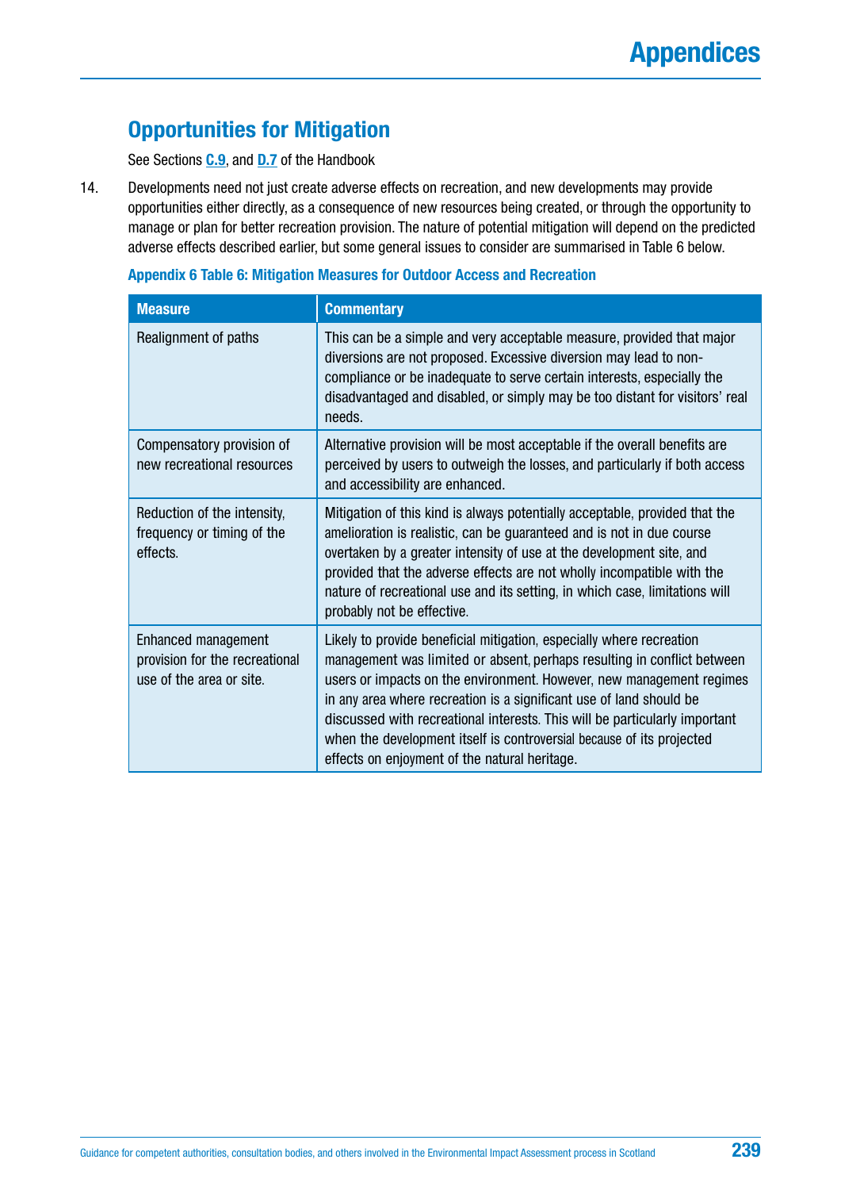## Opportunities for Mitigation

See Sections C.9, and D.7 of the Handbook

14. Developments need not just create adverse effects on recreation, and new developments may provide opportunities either directly, as a consequence of new resources being created, or through the opportunity to manage or plan for better recreation provision. The nature of potential mitigation will depend on the predicted adverse effects described earlier, but some general issues to consider are summarised in Table 6 below.

**Appendix 6 Table 6: Mitigation Measures for Outdoor Access and Recreation**

| Measure | Commentary |
|---|---|
| Realignment of paths | This can be a simple and very acceptable measure, provided that major diversions are not proposed. Excessive diversion may lead to non-compliance or be inadequate to serve certain interests, especially the disadvantaged and disabled, or simply may be too distant for visitors' real needs. |
| Compensatory provision of new recreational resources | Alternative provision will be most acceptable if the overall benefits are perceived by users to outweigh the losses, and particularly if both access and accessibility are enhanced. |
| Reduction of the intensity, frequency or timing of the effects. | Mitigation of this kind is always potentially acceptable, provided that the amelioration is realistic, can be guaranteed and is not in due course overtaken by a greater intensity of use at the development site, and provided that the adverse effects are not wholly incompatible with the nature of recreational use and its setting, in which case, limitations will probably not be effective. |
| Enhanced management provision for the recreational use of the area or site. | Likely to provide beneficial mitigation, especially where recreation management was limited or absent, perhaps resulting in conflict between users or impacts on the environment. However, new management regimes in any area where recreation is a significant use of land should be discussed with recreational interests. This will be particularly important when the development itself is controversial because of its projected effects on enjoyment of the natural heritage. |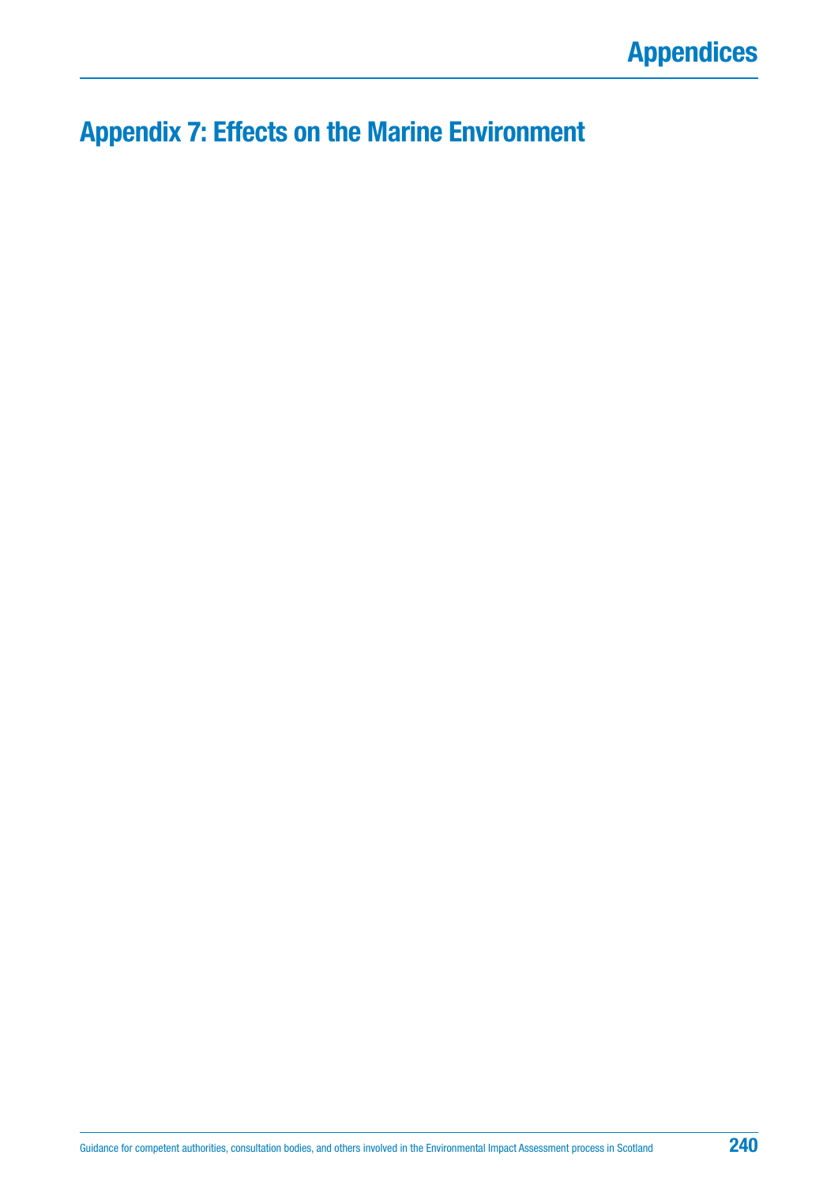# Appendix 7: Effects on the Marine Environment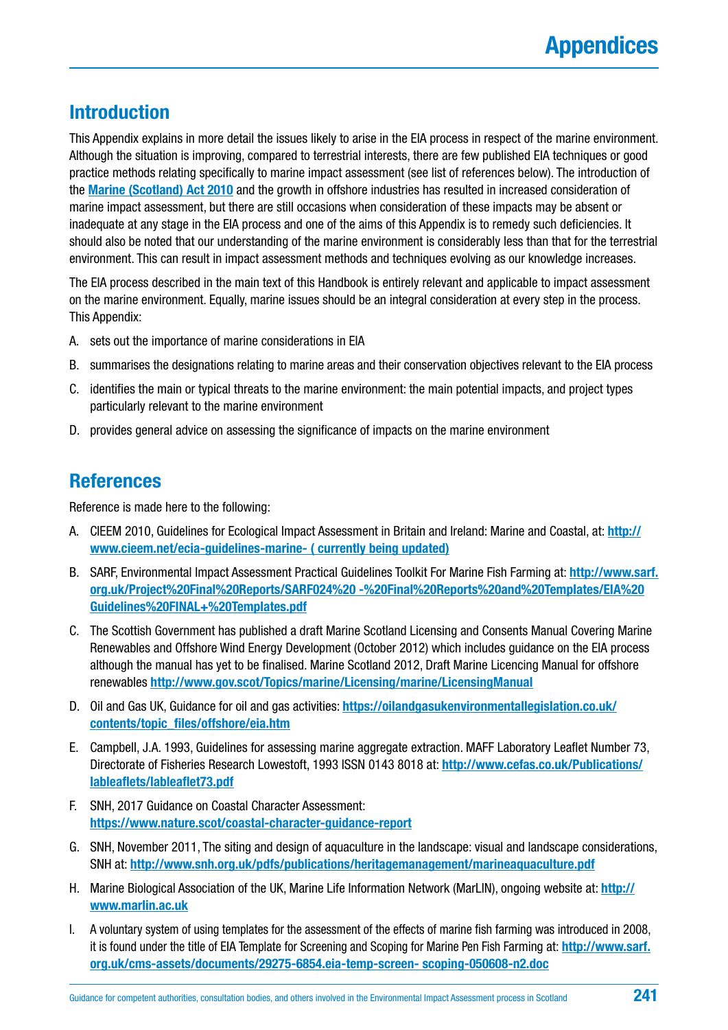# Appendices

## Introduction

This Appendix explains in more detail the issues likely to arise in the EIA process in respect of the marine environment. Although the situation is improving, compared to terrestrial interests, there are few published EIA techniques or good practice methods relating specifically to marine impact assessment (see list of references below). The introduction of the **Marine (Scotland) Act 2010** and the growth in offshore industries has resulted in increased consideration of marine impact assessment, but there are still occasions when consideration of these impacts may be absent or inadequate at any stage in the EIA process and one of the aims of this Appendix is to remedy such deficiencies. It should also be noted that our understanding of the marine environment is considerably less than that for the terrestrial environment. This can result in impact assessment methods and techniques evolving as our knowledge increases.

The EIA process described in the main text of this Handbook is entirely relevant and applicable to impact assessment on the marine environment. Equally, marine issues should be an integral consideration at every step in the process. This Appendix:

A. sets out the importance of marine considerations in EIA

B. summarises the designations relating to marine areas and their conservation objectives relevant to the EIA process

C. identifies the main or typical threats to the marine environment: the main potential impacts, and project types particularly relevant to the marine environment

D. provides general advice on assessing the significance of impacts on the marine environment

## References

Reference is made here to the following:

A. CIEEM 2010, Guidelines for Ecological Impact Assessment in Britain and Ireland: Marine and Coastal, at: **http://www.cieem.net/ecia-guidelines-marine- ( currently being updated)**

B. SARF, Environmental Impact Assessment Practical Guidelines Toolkit For Marine Fish Farming at: **http://www.sarf.org.uk/Project%20Final%20Reports/SARF024%20 -%20Final%20Reports%20and%20Templates/EIA%20Guidelines%20FINAL+%20Templates.pdf**

C. The Scottish Government has published a draft Marine Scotland Licensing and Consents Manual Covering Marine Renewables and Offshore Wind Energy Development (October 2012) which includes guidance on the EIA process although the manual has yet to be finalised. Marine Scotland 2012, Draft Marine Licencing Manual for offshore renewables **http://www.gov.scot/Topics/marine/Licensing/marine/LicensingManual**

D. Oil and Gas UK, Guidance for oil and gas activities: **https://oilandgasukenvironmentallegislation.co.uk/contents/topic_files/offshore/eia.htm**

E. Campbell, J.A. 1993, Guidelines for assessing marine aggregate extraction. MAFF Laboratory Leaflet Number 73, Directorate of Fisheries Research Lowestoft, 1993 ISSN 0143 8018 at: **http://www.cefas.co.uk/Publications/lableaflets/lableaflet73.pdf**

F. SNH, 2017 Guidance on Coastal Character Assessment: **https://www.nature.scot/coastal-character-guidance-report**

G. SNH, November 2011, The siting and design of aquaculture in the landscape: visual and landscape considerations, SNH at: **http://www.snh.org.uk/pdfs/publications/heritagemanagement/marineaquaculture.pdf**

H. Marine Biological Association of the UK, Marine Life Information Network (MarLIN), ongoing website at: **http://www.marlin.ac.uk**

I. A voluntary system of using templates for the assessment of the effects of marine fish farming was introduced in 2008, it is found under the title of EIA Template for Screening and Scoping for Marine Pen Fish Farming at: **http://www.sarf.org.uk/cms-assets/documents/29275-6854.eia-temp-screen- scoping-050608-n2.doc**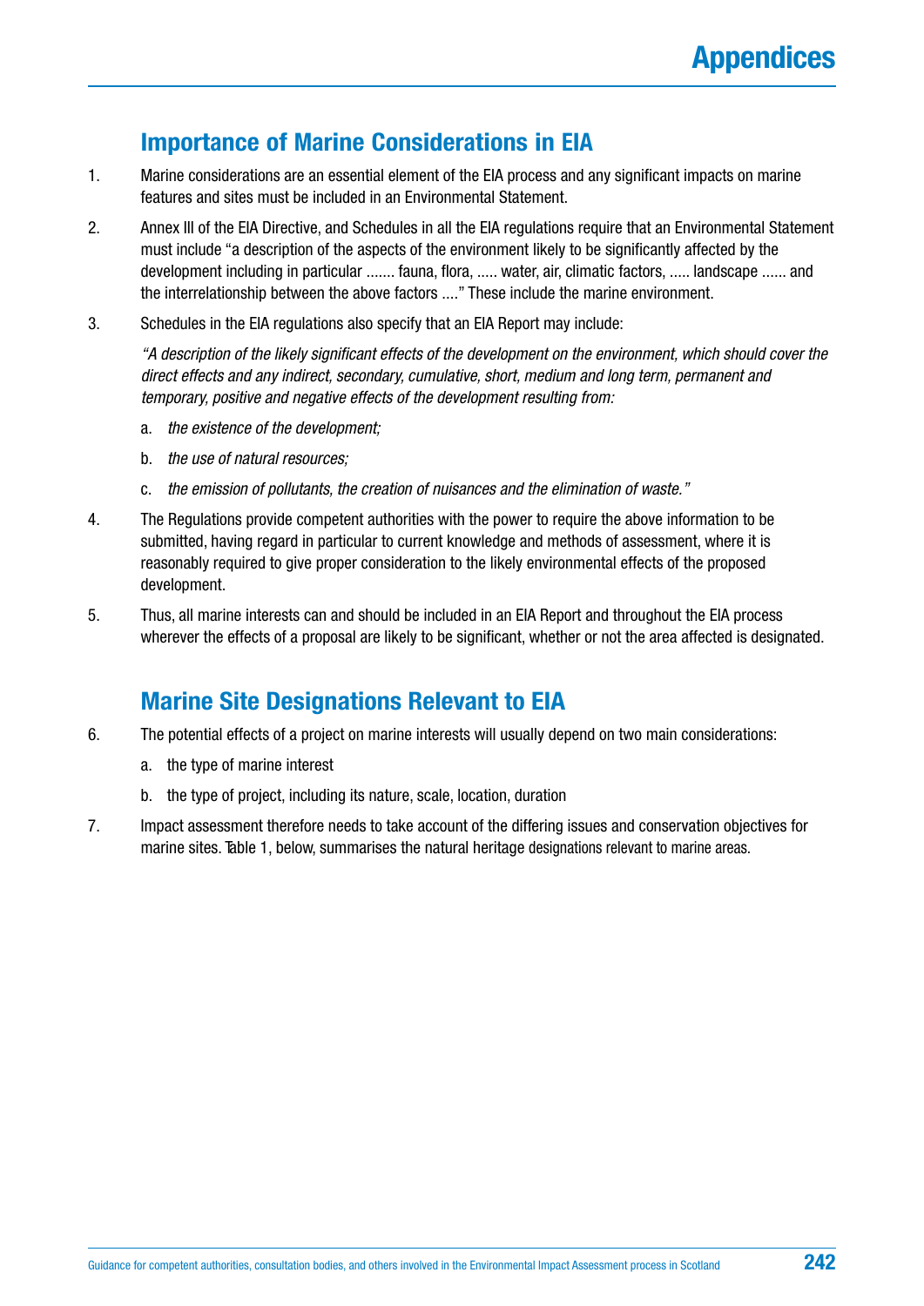## Importance of Marine Considerations in EIA

1. Marine considerations are an essential element of the EIA process and any significant impacts on marine features and sites must be included in an Environmental Statement.

2. Annex III of the EIA Directive, and Schedules in all the EIA regulations require that an Environmental Statement must include "a description of the aspects of the environment likely to be significantly affected by the development including in particular ....... fauna, flora, ..... water, air, climatic factors, ..... landscape ...... and the interrelationship between the above factors ...." These include the marine environment.

3. Schedules in the EIA regulations also specify that an EIA Report may include:

   *"A description of the likely significant effects of the development on the environment, which should cover the direct effects and any indirect, secondary, cumulative, short, medium and long term, permanent and temporary, positive and negative effects of the development resulting from:*

   a. *the existence of the development;*

   b. *the use of natural resources;*

   c. *the emission of pollutants, the creation of nuisances and the elimination of waste."*

4. The Regulations provide competent authorities with the power to require the above information to be submitted, having regard in particular to current knowledge and methods of assessment, where it is reasonably required to give proper consideration to the likely environmental effects of the proposed development.

5. Thus, all marine interests can and should be included in an EIA Report and throughout the EIA process wherever the effects of a proposal are likely to be significant, whether or not the area affected is designated.

## Marine Site Designations Relevant to EIA

6. The potential effects of a project on marine interests will usually depend on two main considerations:

   a. the type of marine interest

   b. the type of project, including its nature, scale, location, duration

7. Impact assessment therefore needs to take account of the differing issues and conservation objectives for marine sites. Table 1, below, summarises the natural heritage designations relevant to marine areas.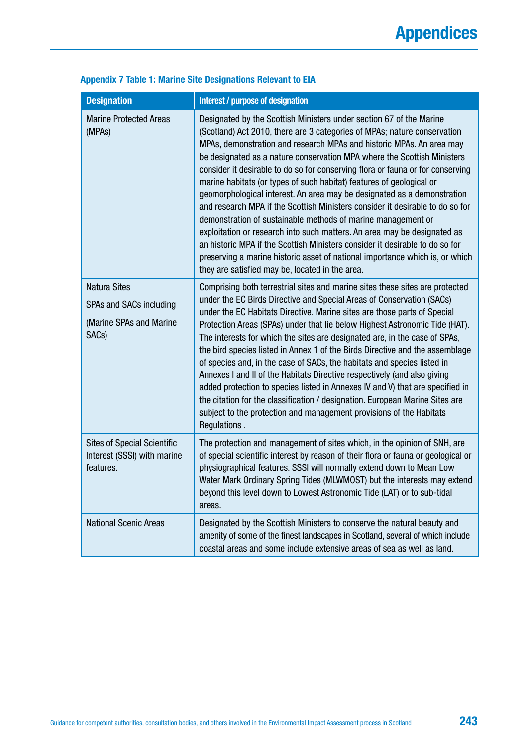**Appendix 7 Table 1: Marine Site Designations Relevant to EIA**

| Designation | Interest / purpose of designation |
|---|---|
| Marine Protected Areas (MPAs) | Designated by the Scottish Ministers under section 67 of the Marine (Scotland) Act 2010, there are 3 categories of MPAs; nature conservation MPAs, demonstration and research MPAs and historic MPAs. An area may be designated as a nature conservation MPA where the Scottish Ministers consider it desirable to do so for conserving flora or fauna or for conserving marine habitats (or types of such habitat) features of geological or geomorphological interest. An area may be designated as a demonstration and research MPA if the Scottish Ministers consider it desirable to do so for demonstration of sustainable methods of marine management or exploitation or research into such matters. An area may be designated as an historic MPA if the Scottish Ministers consider it desirable to do so for preserving a marine historic asset of national importance which is, or which they are satisfied may be, located in the area. |
| Natura Sites<br>SPAs and SACs including<br>(Marine SPAs and Marine SACs) | Comprising both terrestrial sites and marine sites these sites are protected under the EC Birds Directive and Special Areas of Conservation (SACs) under the EC Habitats Directive. Marine sites are those parts of Special Protection Areas (SPAs) under that lie below Highest Astronomic Tide (HAT). The interests for which the sites are designated are, in the case of SPAs, the bird species listed in Annex 1 of the Birds Directive and the assemblage of species and, in the case of SACs, the habitats and species listed in Annexes I and II of the Habitats Directive respectively (and also giving added protection to species listed in Annexes IV and V) that are specified in the citation for the classification / designation. European Marine Sites are subject to the protection and management provisions of the Habitats Regulations . |
| Sites of Special Scientific Interest (SSSI) with marine features. | The protection and management of sites which, in the opinion of SNH, are of special scientific interest by reason of their flora or fauna or geological or physiographical features. SSSI will normally extend down to Mean Low Water Mark Ordinary Spring Tides (MLWMOST) but the interests may extend beyond this level down to Lowest Astronomic Tide (LAT) or to sub-tidal areas. |
| National Scenic Areas | Designated by the Scottish Ministers to conserve the natural beauty and amenity of some of the finest landscapes in Scotland, several of which include coastal areas and some include extensive areas of sea as well as land. |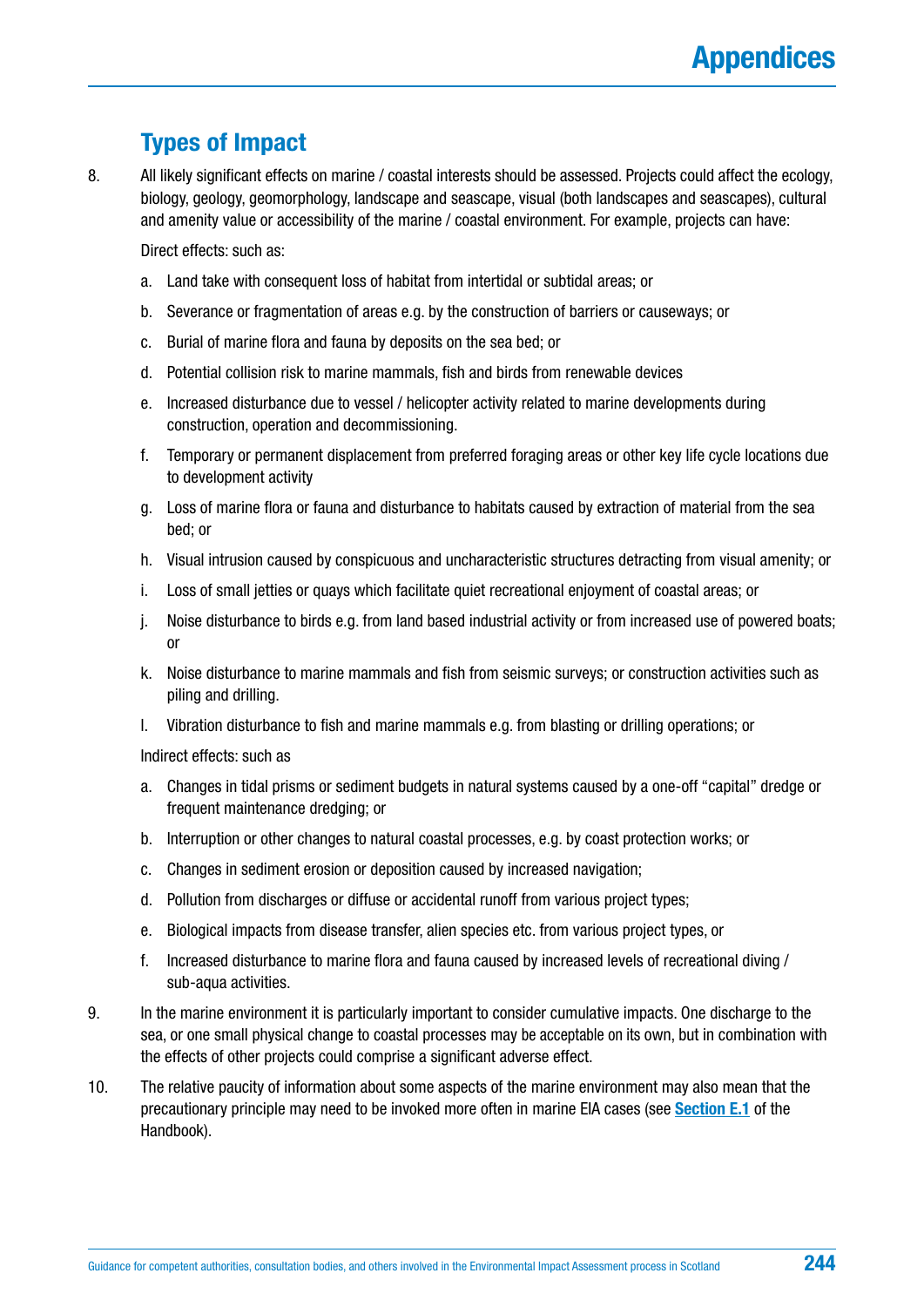## Types of Impact

8. All likely significant effects on marine / coastal interests should be assessed. Projects could affect the ecology, biology, geology, geomorphology, landscape and seascape, visual (both landscapes and seascapes), cultural and amenity value or accessibility of the marine / coastal environment. For example, projects can have:

   Direct effects: such as:

   a. Land take with consequent loss of habitat from intertidal or subtidal areas; or
   b. Severance or fragmentation of areas e.g. by the construction of barriers or causeways; or
   c. Burial of marine flora and fauna by deposits on the sea bed; or
   d. Potential collision risk to marine mammals, fish and birds from renewable devices
   e. Increased disturbance due to vessel / helicopter activity related to marine developments during construction, operation and decommissioning.
   f. Temporary or permanent displacement from preferred foraging areas or other key life cycle locations due to development activity
   g. Loss of marine flora or fauna and disturbance to habitats caused by extraction of material from the sea bed; or
   h. Visual intrusion caused by conspicuous and uncharacteristic structures detracting from visual amenity; or
   i. Loss of small jetties or quays which facilitate quiet recreational enjoyment of coastal areas; or
   j. Noise disturbance to birds e.g. from land based industrial activity or from increased use of powered boats; or
   k. Noise disturbance to marine mammals and fish from seismic surveys; or construction activities such as piling and drilling.
   l. Vibration disturbance to fish and marine mammals e.g. from blasting or drilling operations; or

   Indirect effects: such as

   a. Changes in tidal prisms or sediment budgets in natural systems caused by a one-off "capital" dredge or frequent maintenance dredging; or
   b. Interruption or other changes to natural coastal processes, e.g. by coast protection works; or
   c. Changes in sediment erosion or deposition caused by increased navigation;
   d. Pollution from discharges or diffuse or accidental runoff from various project types;
   e. Biological impacts from disease transfer, alien species etc. from various project types, or
   f. Increased disturbance to marine flora and fauna caused by increased levels of recreational diving / sub-aqua activities.

9. In the marine environment it is particularly important to consider cumulative impacts. One discharge to the sea, or one small physical change to coastal processes may be acceptable on its own, but in combination with the effects of other projects could comprise a significant adverse effect.

10. The relative paucity of information about some aspects of the marine environment may also mean that the precautionary principle may need to be invoked more often in marine EIA cases (see **Section E.1** of the Handbook).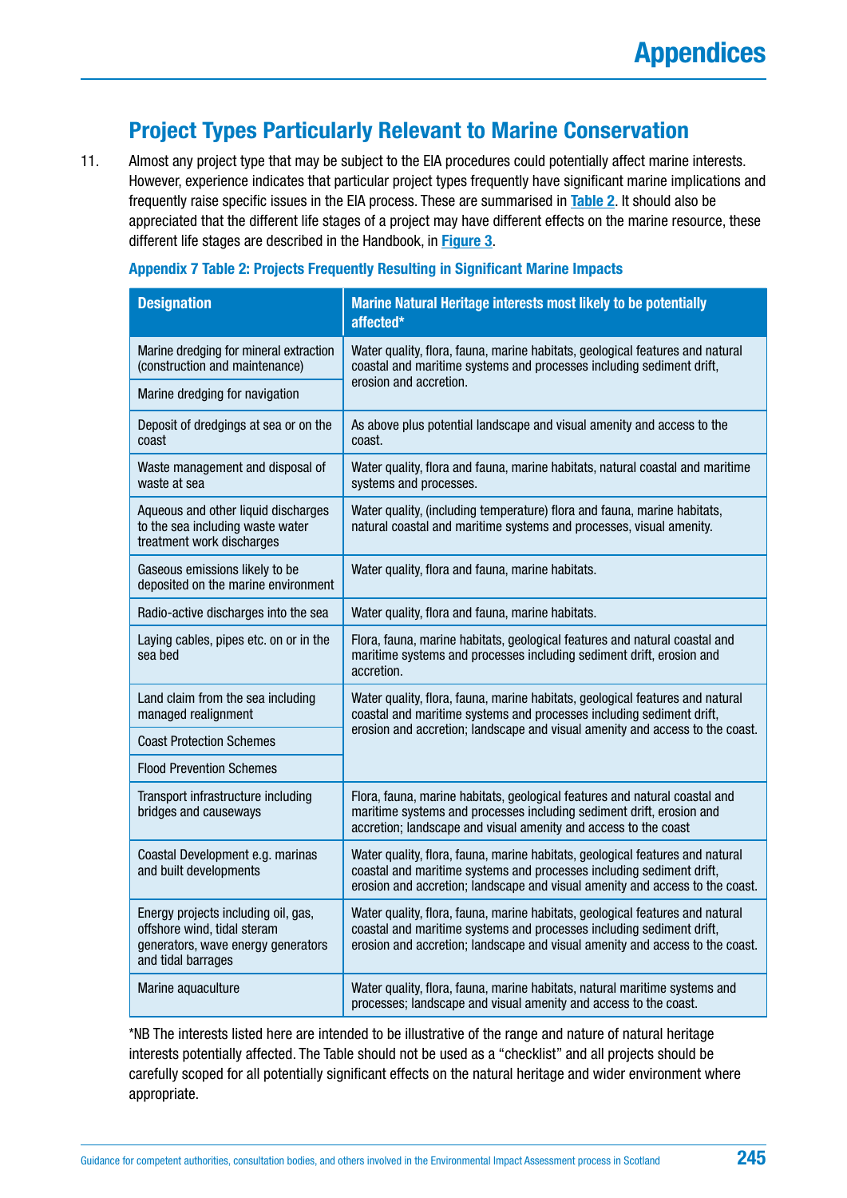## Project Types Particularly Relevant to Marine Conservation

11. Almost any project type that may be subject to the EIA procedures could potentially affect marine interests. However, experience indicates that particular project types frequently have significant marine implications and frequently raise specific issues in the EIA process. These are summarised in **Table 2**. It should also be appreciated that the different life stages of a project may have different effects on the marine resource, these different life stages are described in the Handbook, in **Figure 3**.

**Appendix 7 Table 2: Projects Frequently Resulting in Significant Marine Impacts**

| Designation | Marine Natural Heritage interests most likely to be potentially affected* |
|---|---|
| Marine dredging for mineral extraction (construction and maintenance) | Water quality, flora, fauna, marine habitats, geological features and natural coastal and maritime systems and processes including sediment drift, erosion and accretion. |
| Marine dredging for navigation | |
| Deposit of dredgings at sea or on the coast | As above plus potential landscape and visual amenity and access to the coast. |
| Waste management and disposal of waste at sea | Water quality, flora and fauna, marine habitats, natural coastal and maritime systems and processes. |
| Aqueous and other liquid discharges to the sea including waste water treatment work discharges | Water quality, (including temperature) flora and fauna, marine habitats, natural coastal and maritime systems and processes, visual amenity. |
| Gaseous emissions likely to be deposited on the marine environment | Water quality, flora and fauna, marine habitats. |
| Radio-active discharges into the sea | Water quality, flora and fauna, marine habitats. |
| Laying cables, pipes etc. on or in the sea bed | Flora, fauna, marine habitats, geological features and natural coastal and maritime systems and processes including sediment drift, erosion and accretion. |
| Land claim from the sea including managed realignment | Water quality, flora, fauna, marine habitats, geological features and natural coastal and maritime systems and processes including sediment drift, erosion and accretion; landscape and visual amenity and access to the coast. |
| Coast Protection Schemes | |
| Flood Prevention Schemes | |
| Transport infrastructure including bridges and causeways | Flora, fauna, marine habitats, geological features and natural coastal and maritime systems and processes including sediment drift, erosion and accretion; landscape and visual amenity and access to the coast |
| Coastal Development e.g. marinas and built developments | Water quality, flora, fauna, marine habitats, geological features and natural coastal and maritime systems and processes including sediment drift, erosion and accretion; landscape and visual amenity and access to the coast. |
| Energy projects including oil, gas, offshore wind, tidal steram generators, wave energy generators and tidal barrages | Water quality, flora, fauna, marine habitats, geological features and natural coastal and maritime systems and processes including sediment drift, erosion and accretion; landscape and visual amenity and access to the coast. |
| Marine aquaculture | Water quality, flora, fauna, marine habitats, natural maritime systems and processes; landscape and visual amenity and access to the coast. |

*NB The interests listed here are intended to be illustrative of the range and nature of natural heritage interests potentially affected. The Table should not be used as a "checklist" and all projects should be carefully scoped for all potentially significant effects on the natural heritage and wider environment where appropriate.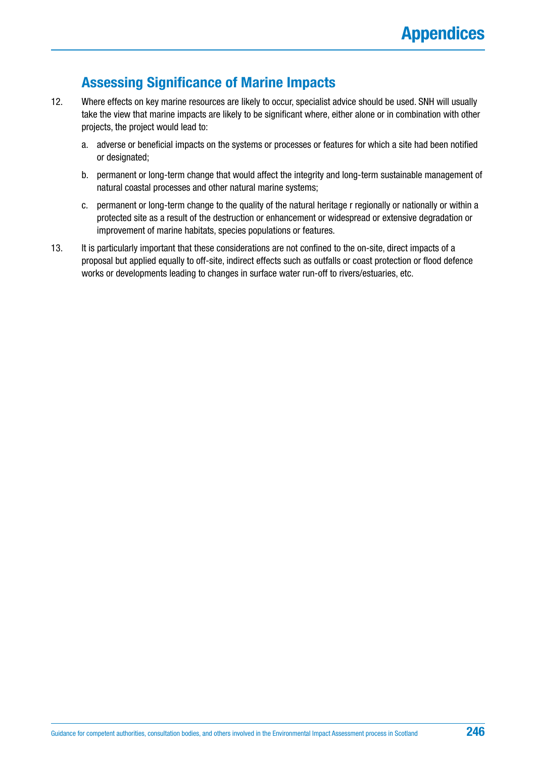## Assessing Significance of Marine Impacts

12. Where effects on key marine resources are likely to occur, specialist advice should be used. SNH will usually take the view that marine impacts are likely to be significant where, either alone or in combination with other projects, the project would lead to:

    a. adverse or beneficial impacts on the systems or processes or features for which a site had been notified or designated;

    b. permanent or long-term change that would affect the integrity and long-term sustainable management of natural coastal processes and other natural marine systems;

    c. permanent or long-term change to the quality of the natural heritage r regionally or nationally or within a protected site as a result of the destruction or enhancement or widespread or extensive degradation or improvement of marine habitats, species populations or features.

13. It is particularly important that these considerations are not confined to the on-site, direct impacts of a proposal but applied equally to off-site, indirect effects such as outfalls or coast protection or flood defence works or developments leading to changes in surface water run-off to rivers/estuaries, etc.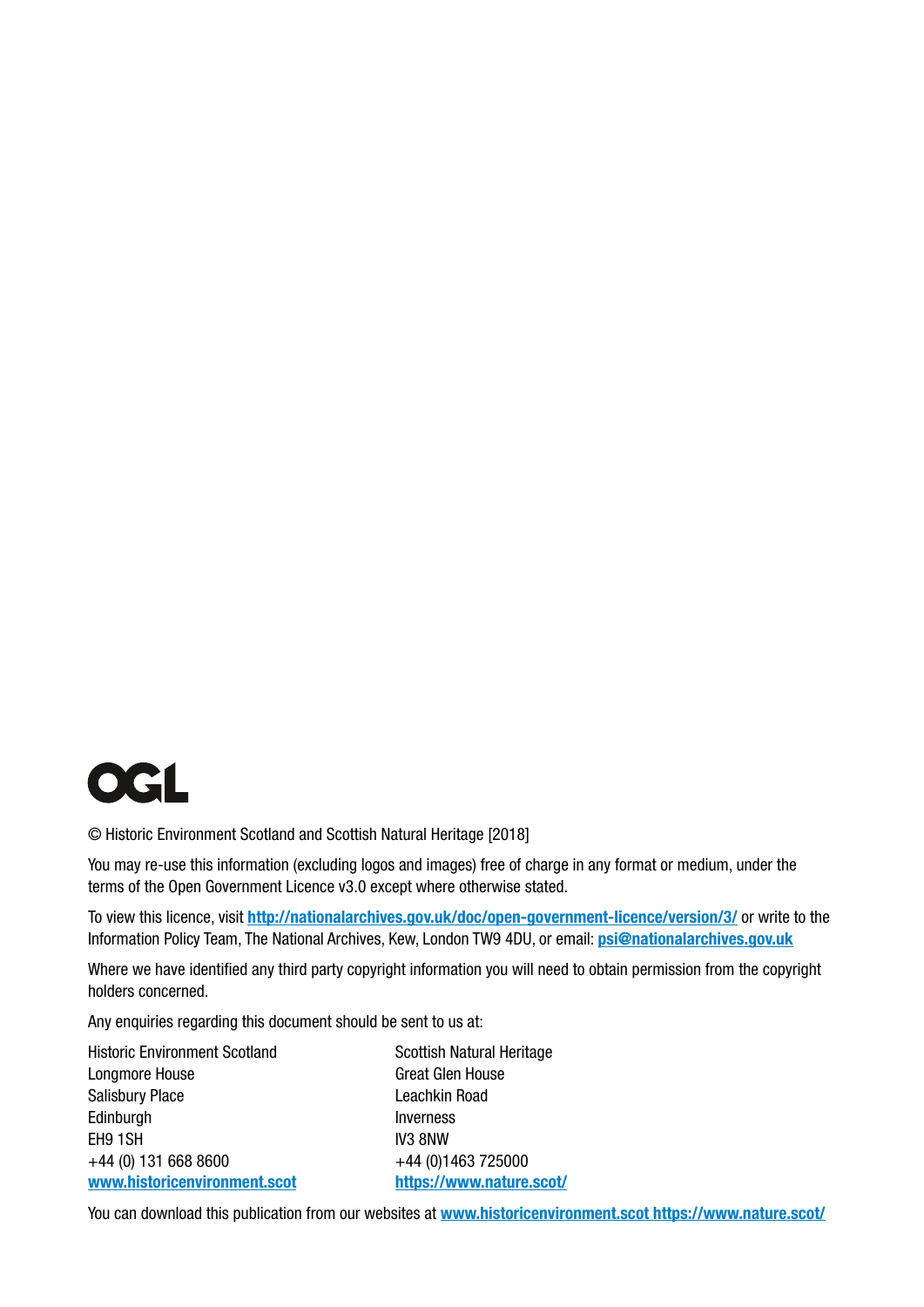OGL

© Historic Environment Scotland and Scottish Natural Heritage [2018]

You may re-use this information (excluding logos and images) free of charge in any format or medium, under the terms of the Open Government Licence v3.0 except where otherwise stated.

To view this licence, visit **http://nationalarchives.gov.uk/doc/open-government-licence/version/3/** or write to the Information Policy Team, The National Archives, Kew, London TW9 4DU, or email: **psi@nationalarchives.gov.uk**

Where we have identified any third party copyright information you will need to obtain permission from the copyright holders concerned.

Any enquiries regarding this document should be sent to us at:

Historic Environment Scotland
Longmore House
Salisbury Place
Edinburgh
EH9 1SH
+44 (0) 131 668 8600
**www.historicenvironment.scot**

Scottish Natural Heritage
Great Glen House
Leachkin Road
Inverness
IV3 8NW
+44 (0)1463 725000
**https://www.nature.scot/**

You can download this publication from our websites at **www.historicenvironment.scot https://www.nature.scot/**